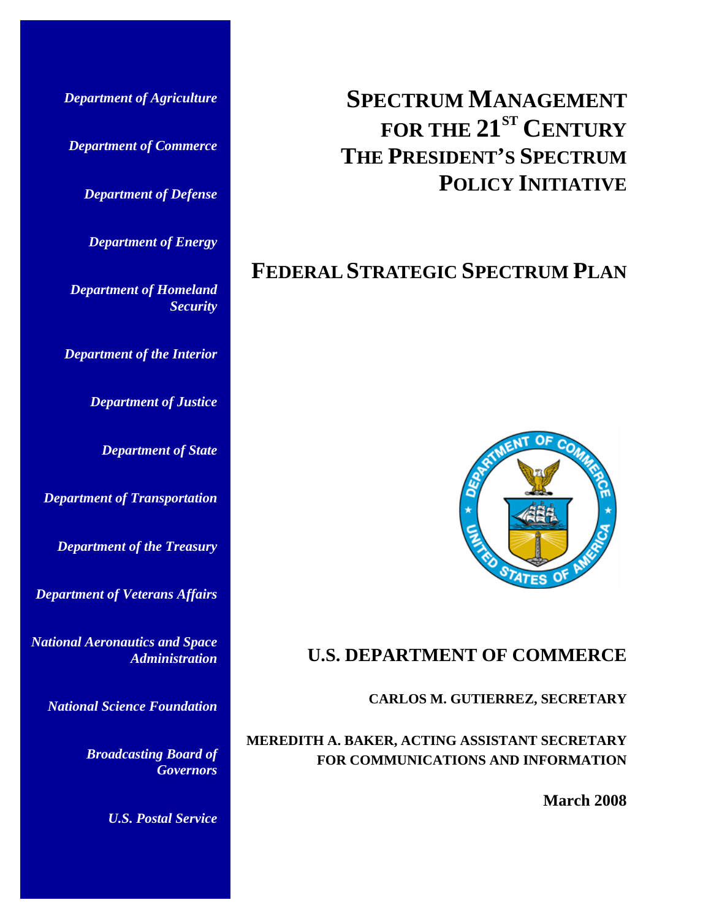*Department of Agriculture*

*Department of Commerce*

*Department of Defense*

*Department of Energy*

*Department of Homeland Security*

*Department of the Interior*

*Department of Justice*

*Department of State*

*Department of Transportation*

*Department of the Treasury*

*Department of Veterans Affairs*

*National Aeronautics and Space Administration*

*National Science Foundation*

*Broadcasting Board of Governors*

*U.S. Postal Service*

# SPECTRUM MANAGEMENT FOR THE 21ST CENTURY THE PRESIDENT'S SPECTRUM POLICY INITIATIVE

# FEDERAL STRATEGIC SPECTRUM PLAN

## U.S. DEPARTMENT OF COMMERCE

**CARLOS M. GUTIERREZ, SECRETARY**

**MEREDITH A. BAKER, ACTING ASSISTANT SECRETARY FOR COMMUNICATIONS AND INFORMATION**

**March 2008**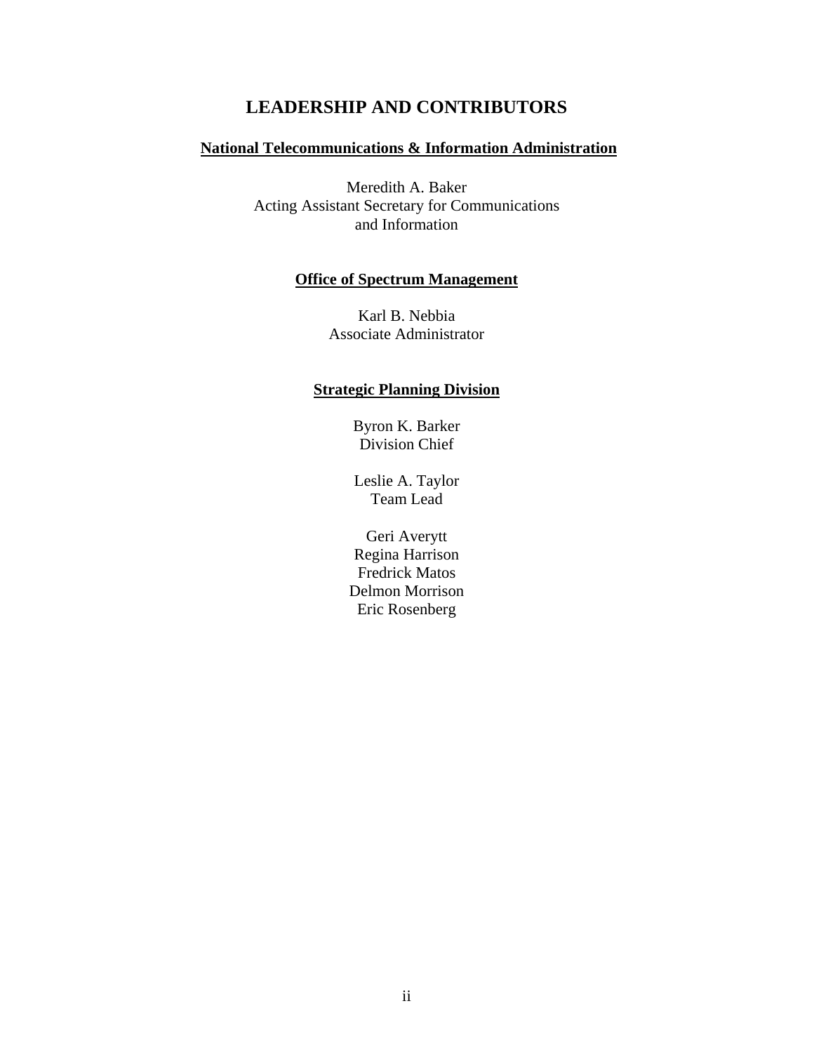# LEADERSHIP AND CONTRIBUTORS

**National Telecommunications & Information Administration**

Meredith A. Baker
Acting Assistant Secretary for Communications
and Information

**Office of Spectrum Management**

Karl B. Nebbia
Associate Administrator

**Strategic Planning Division**

Byron K. Barker
Division Chief

Leslie A. Taylor
Team Lead

Geri Averytt
Regina Harrison
Fredrick Matos
Delmon Morrison
Eric Rosenberg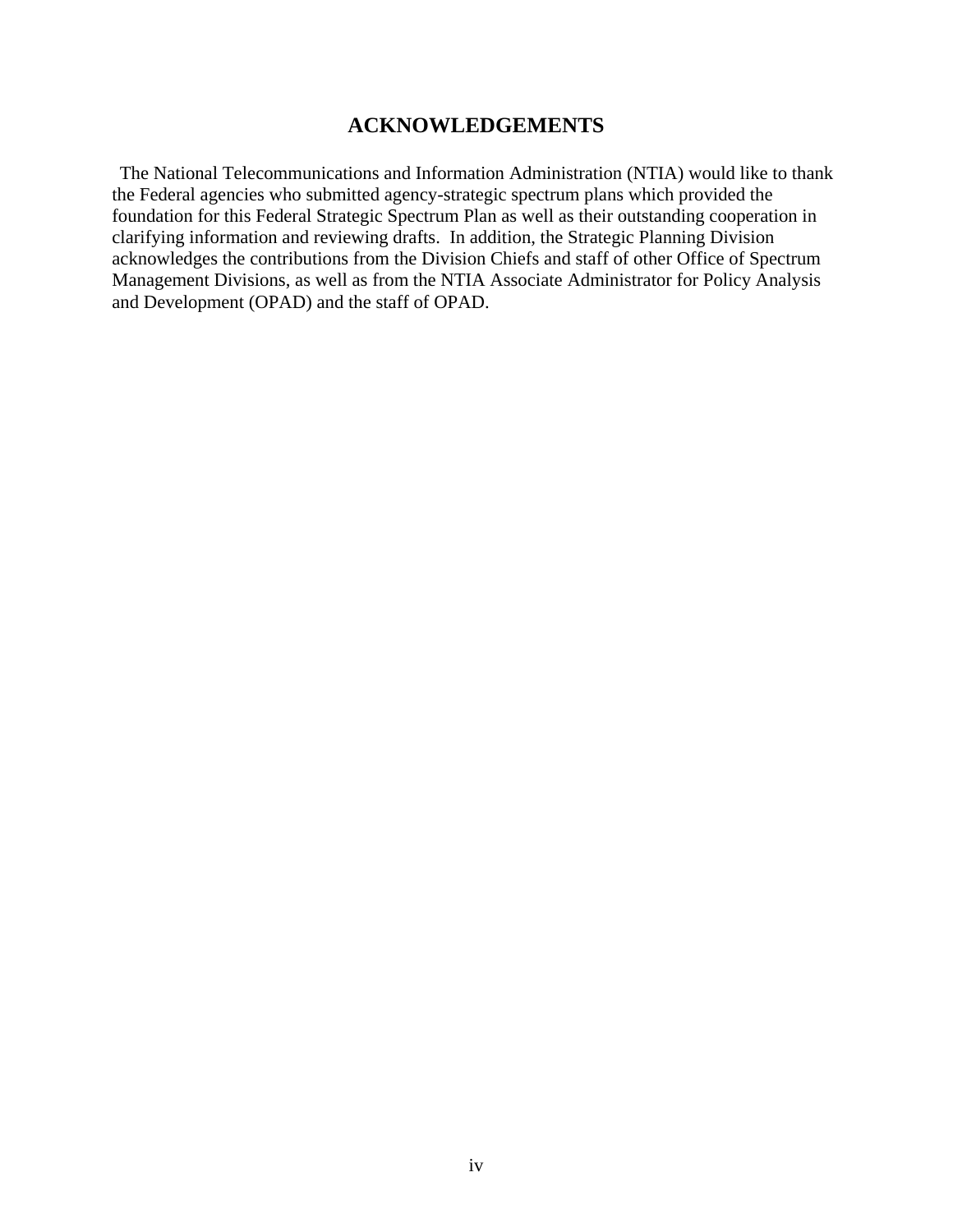# ACKNOWLEDGEMENTS

The National Telecommunications and Information Administration (NTIA) would like to thank the Federal agencies who submitted agency-strategic spectrum plans which provided the foundation for this Federal Strategic Spectrum Plan as well as their outstanding cooperation in clarifying information and reviewing drafts. In addition, the Strategic Planning Division acknowledges the contributions from the Division Chiefs and staff of other Office of Spectrum Management Divisions, as well as from the NTIA Associate Administrator for Policy Analysis and Development (OPAD) and the staff of OPAD.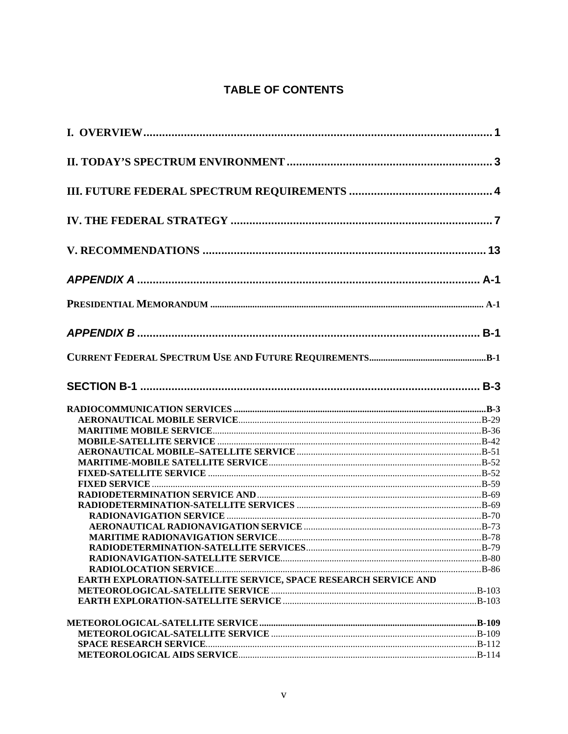# TABLE OF CONTENTS

**I. OVERVIEW** .......... 1

**II. TODAY'S SPECTRUM ENVIRONMENT** .......... 3

**III. FUTURE FEDERAL SPECTRUM REQUIREMENTS** .......... 4

**IV. THE FEDERAL STRATEGY** .......... 7

**V. RECOMMENDATIONS** .......... 13

***APPENDIX A*** .......... A-1

**PRESIDENTIAL MEMORANDUM** .......... A-1

***APPENDIX B*** .......... B-1

**CURRENT FEDERAL SPECTRUM USE AND FUTURE REQUIREMENTS** .......... B-1

**SECTION B-1** .......... B-3

**RADIOCOMMUNICATION SERVICES** .......... B-3
- AERONAUTICAL MOBILE SERVICE .......... B-29
- MARITIME MOBILE SERVICE .......... B-36
- MOBILE-SATELLITE SERVICE .......... B-42
- AERONAUTICAL MOBILE–SATELLITE SERVICE .......... B-51
- MARITIME-MOBILE SATELLITE SERVICE .......... B-52
- FIXED-SATELLITE SERVICE .......... B-52
- FIXED SERVICE .......... B-59
- RADIODETERMINATION SERVICE AND .......... B-69
- RADIODETERMINATION-SATELLITE SERVICES .......... B-69
  - RADIONAVIGATION SERVICE .......... B-70
  - AERONAUTICAL RADIONAVIGATION SERVICE .......... B-73
  - MARITIME RADIONAVIGATION SERVICE .......... B-78
  - RADIODETERMINATION-SATELLITE SERVICES .......... B-79
  - RADIONAVIGATION-SATELLITE SERVICE .......... B-80
  - RADIOLOCATION SERVICE .......... B-86
- EARTH EXPLORATION-SATELLITE SERVICE, SPACE RESEARCH SERVICE AND METEOROLOGICAL-SATELLITE SERVICE .......... B-103
- EARTH EXPLORATION-SATELLITE SERVICE .......... B-103

**METEOROLOGICAL-SATELLITE SERVICE** .......... B-109
- METEOROLOGICAL-SATELLITE SERVICE .......... B-109
- SPACE RESEARCH SERVICE .......... B-112
- METEOROLOGICAL AIDS SERVICE .......... B-114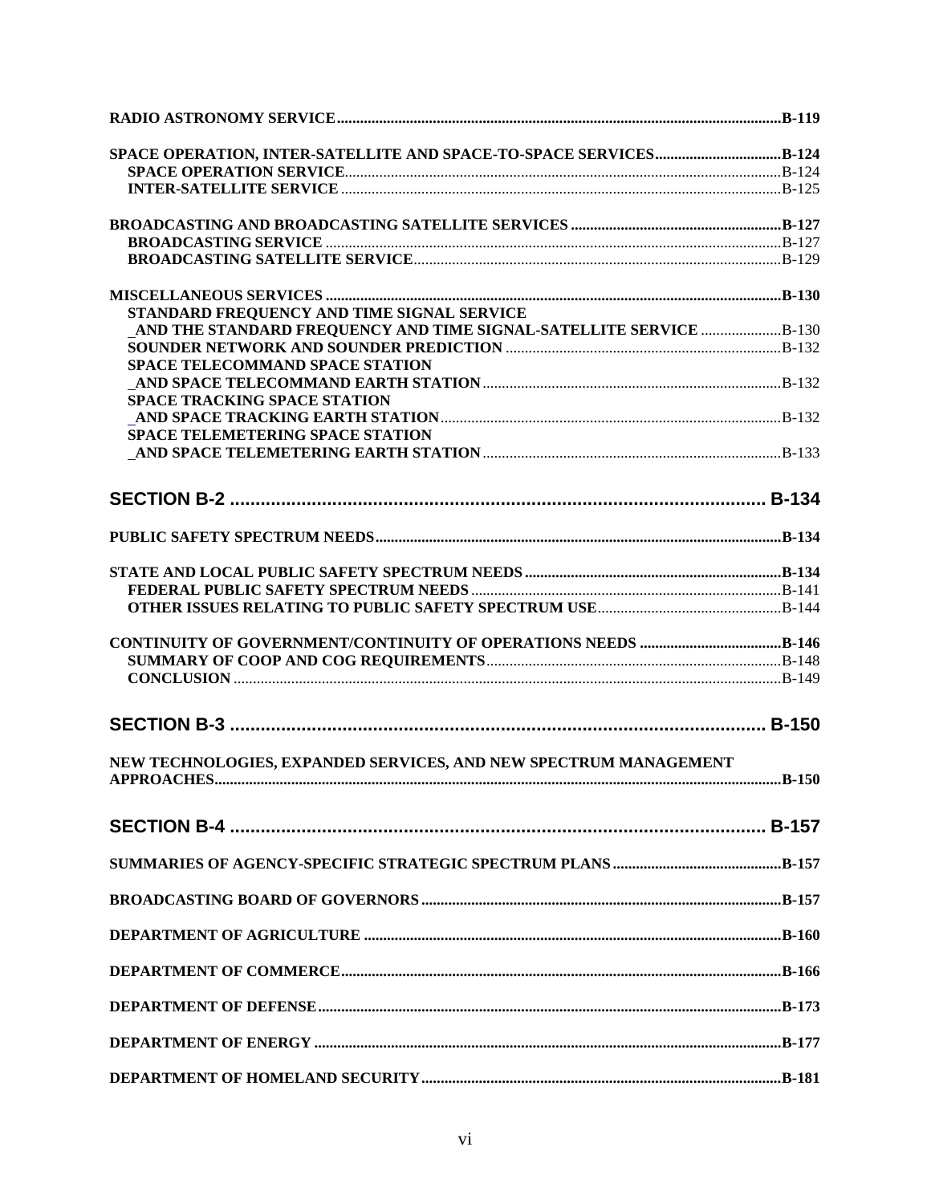**RADIO ASTRONOMY SERVICE** .......... **B-119**

**SPACE OPERATION, INTER-SATELLITE AND SPACE-TO-SPACE SERVICES** .......... **B-124**
- **SPACE OPERATION SERVICE** .......... B-124
- **INTER-SATELLITE SERVICE** .......... B-125

**BROADCASTING AND BROADCASTING SATELLITE SERVICES** .......... **B-127**
- **BROADCASTING SERVICE** .......... B-127
- **BROADCASTING SATELLITE SERVICE** .......... B-129

**MISCELLANEOUS SERVICES** .......... **B-130**
- **STANDARD FREQUENCY AND TIME SIGNAL SERVICE AND THE STANDARD FREQUENCY AND TIME SIGNAL-SATELLITE SERVICE** .......... B-130
- **SOUNDER NETWORK AND SOUNDER PREDICTION** .......... B-132
- **SPACE TELECOMMAND SPACE STATION AND SPACE TELECOMMAND EARTH STATION** .......... B-132
- **SPACE TRACKING SPACE STATION AND SPACE TRACKING EARTH STATION** .......... B-132
- **SPACE TELEMETERING SPACE STATION AND SPACE TELEMETERING EARTH STATION** .......... B-133

## SECTION B-2 .......... B-134

**PUBLIC SAFETY SPECTRUM NEEDS** .......... **B-134**

**STATE AND LOCAL PUBLIC SAFETY SPECTRUM NEEDS** .......... **B-134**
- **FEDERAL PUBLIC SAFETY SPECTRUM NEEDS** .......... B-141
- **OTHER ISSUES RELATING TO PUBLIC SAFETY SPECTRUM USE** .......... B-144

**CONTINUITY OF GOVERNMENT/CONTINUITY OF OPERATIONS NEEDS** .......... **B-146**
- **SUMMARY OF COOP AND COG REQUIREMENTS** .......... B-148
- **CONCLUSION** .......... B-149

## SECTION B-3 .......... B-150

**NEW TECHNOLOGIES, EXPANDED SERVICES, AND NEW SPECTRUM MANAGEMENT APPROACHES** .......... **B-150**

## SECTION B-4 .......... B-157

**SUMMARIES OF AGENCY-SPECIFIC STRATEGIC SPECTRUM PLANS** .......... **B-157**

**BROADCASTING BOARD OF GOVERNORS** .......... **B-157**

**DEPARTMENT OF AGRICULTURE** .......... **B-160**

**DEPARTMENT OF COMMERCE** .......... **B-166**

**DEPARTMENT OF DEFENSE** .......... **B-173**

**DEPARTMENT OF ENERGY** .......... **B-177**

**DEPARTMENT OF HOMELAND SECURITY** .......... **B-181**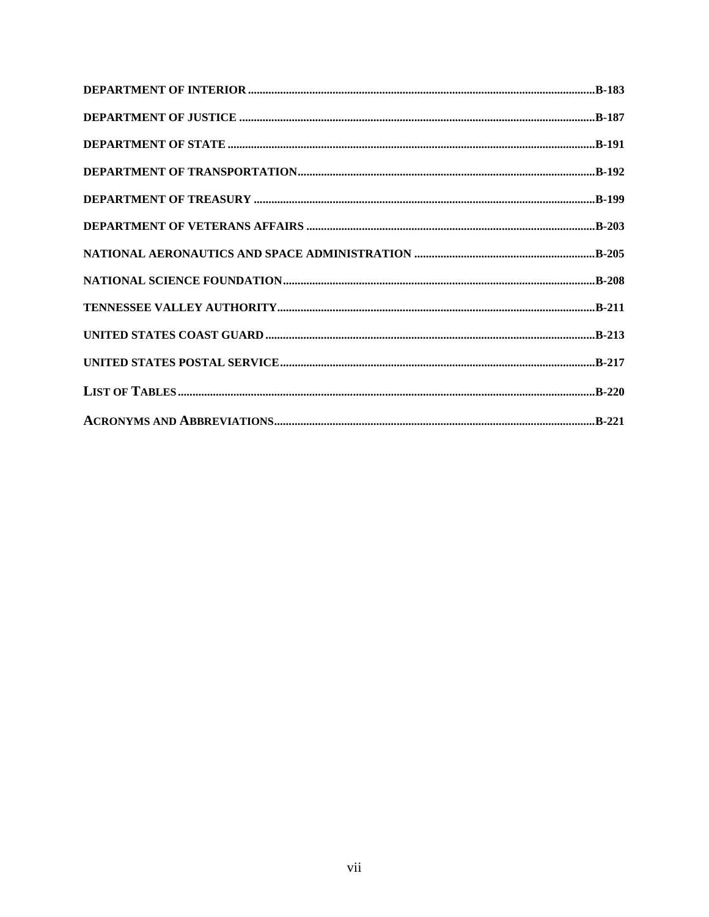**DEPARTMENT OF INTERIOR** ........ B-183

**DEPARTMENT OF JUSTICE** ........ B-187

**DEPARTMENT OF STATE** ........ B-191

**DEPARTMENT OF TRANSPORTATION** ........ B-192

**DEPARTMENT OF TREASURY** ........ B-199

**DEPARTMENT OF VETERANS AFFAIRS** ........ B-203

**NATIONAL AERONAUTICS AND SPACE ADMINISTRATION** ........ B-205

**NATIONAL SCIENCE FOUNDATION** ........ B-208

**TENNESSEE VALLEY AUTHORITY** ........ B-211

**UNITED STATES COAST GUARD** ........ B-213

**UNITED STATES POSTAL SERVICE** ........ B-217

**LIST OF TABLES** ........ B-220

**ACRONYMS AND ABBREVIATIONS** ........ B-221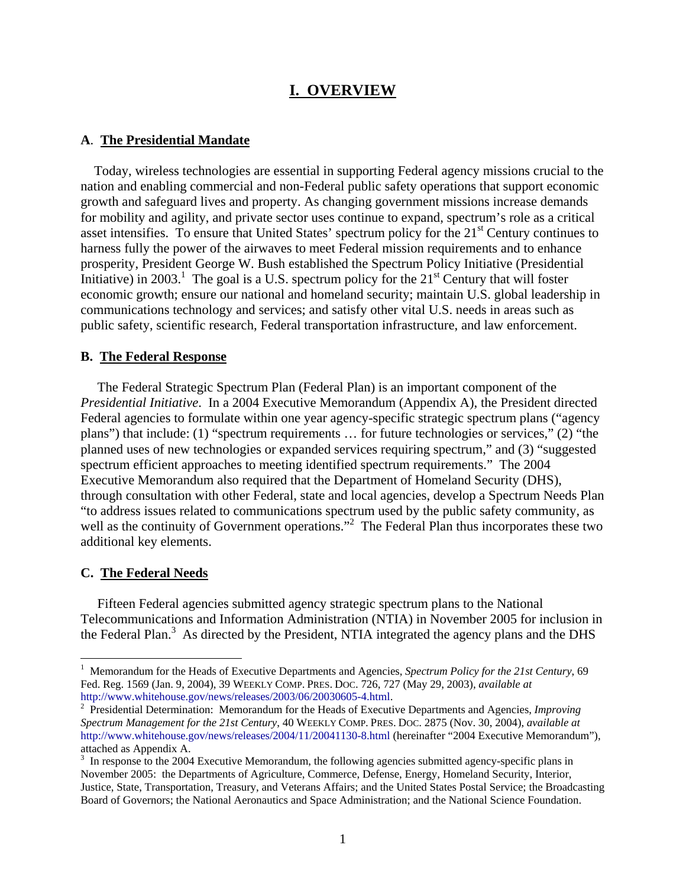# I. OVERVIEW

## A. The Presidential Mandate

Today, wireless technologies are essential in supporting Federal agency missions crucial to the nation and enabling commercial and non-Federal public safety operations that support economic growth and safeguard lives and property. As changing government missions increase demands for mobility and agility, and private sector uses continue to expand, spectrum's role as a critical asset intensifies. To ensure that United States' spectrum policy for the 21st Century continues to harness fully the power of the airwaves to meet Federal mission requirements and to enhance prosperity, President George W. Bush established the Spectrum Policy Initiative (Presidential Initiative) in 2003.[1] The goal is a U.S. spectrum policy for the 21st Century that will foster economic growth; ensure our national and homeland security; maintain U.S. global leadership in communications technology and services; and satisfy other vital U.S. needs in areas such as public safety, scientific research, Federal transportation infrastructure, and law enforcement.

## B. The Federal Response

The Federal Strategic Spectrum Plan (Federal Plan) is an important component of the *Presidential Initiative*. In a 2004 Executive Memorandum (Appendix A), the President directed Federal agencies to formulate within one year agency-specific strategic spectrum plans ("agency plans") that include: (1) "spectrum requirements … for future technologies or services," (2) "the planned uses of new technologies or expanded services requiring spectrum," and (3) "suggested spectrum efficient approaches to meeting identified spectrum requirements." The 2004 Executive Memorandum also required that the Department of Homeland Security (DHS), through consultation with other Federal, state and local agencies, develop a Spectrum Needs Plan "to address issues related to communications spectrum used by the public safety community, as well as the continuity of Government operations."[2] The Federal Plan thus incorporates these two additional key elements.

## C. The Federal Needs

Fifteen Federal agencies submitted agency strategic spectrum plans to the National Telecommunications and Information Administration (NTIA) in November 2005 for inclusion in the Federal Plan.[3] As directed by the President, NTIA integrated the agency plans and the DHS

---

[1] Memorandum for the Heads of Executive Departments and Agencies, *Spectrum Policy for the 21st Century*, 69 Fed. Reg. 1569 (Jan. 9, 2004), 39 WEEKLY COMP. PRES. DOC. 726, 727 (May 29, 2003), *available at* http://www.whitehouse.gov/news/releases/2003/06/20030605-4.html.

[2] Presidential Determination: Memorandum for the Heads of Executive Departments and Agencies, *Improving Spectrum Management for the 21st Century*, 40 WEEKLY COMP. PRES. DOC. 2875 (Nov. 30, 2004), *available at* http://www.whitehouse.gov/news/releases/2004/11/20041130-8.html (hereinafter "2004 Executive Memorandum"), attached as Appendix A.

[3] In response to the 2004 Executive Memorandum, the following agencies submitted agency-specific plans in November 2005: the Departments of Agriculture, Commerce, Defense, Energy, Homeland Security, Interior, Justice, State, Transportation, Treasury, and Veterans Affairs; and the United States Postal Service; the Broadcasting Board of Governors; the National Aeronautics and Space Administration; and the National Science Foundation.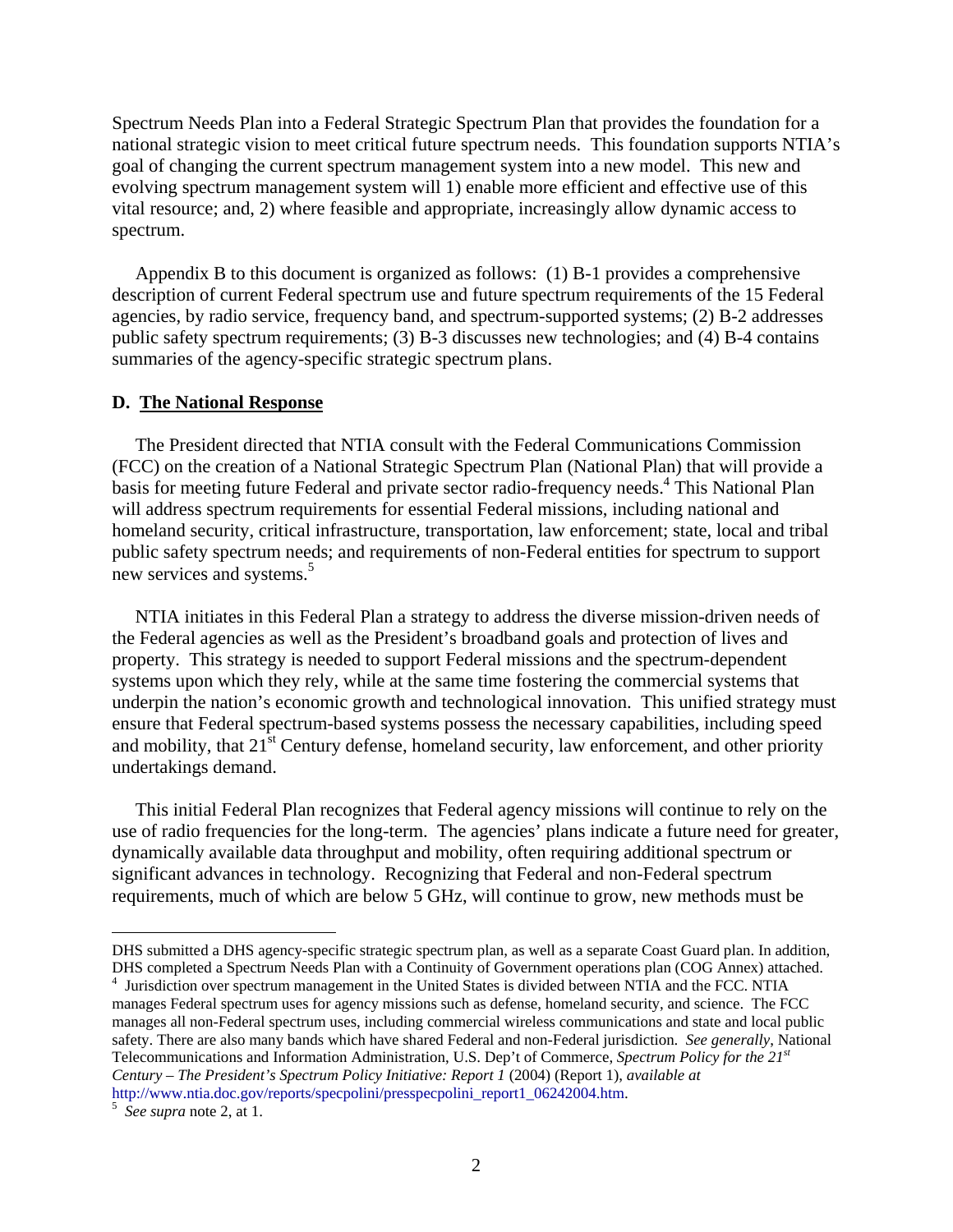Spectrum Needs Plan into a Federal Strategic Spectrum Plan that provides the foundation for a national strategic vision to meet critical future spectrum needs. This foundation supports NTIA's goal of changing the current spectrum management system into a new model. This new and evolving spectrum management system will 1) enable more efficient and effective use of this vital resource; and, 2) where feasible and appropriate, increasingly allow dynamic access to spectrum.

Appendix B to this document is organized as follows: (1) B-1 provides a comprehensive description of current Federal spectrum use and future spectrum requirements of the 15 Federal agencies, by radio service, frequency band, and spectrum-supported systems; (2) B-2 addresses public safety spectrum requirements; (3) B-3 discusses new technologies; and (4) B-4 contains summaries of the agency-specific strategic spectrum plans.

### D. The National Response

The President directed that NTIA consult with the Federal Communications Commission (FCC) on the creation of a National Strategic Spectrum Plan (National Plan) that will provide a basis for meeting future Federal and private sector radio-frequency needs.[4] This National Plan will address spectrum requirements for essential Federal missions, including national and homeland security, critical infrastructure, transportation, law enforcement; state, local and tribal public safety spectrum needs; and requirements of non-Federal entities for spectrum to support new services and systems.[5]

NTIA initiates in this Federal Plan a strategy to address the diverse mission-driven needs of the Federal agencies as well as the President's broadband goals and protection of lives and property. This strategy is needed to support Federal missions and the spectrum-dependent systems upon which they rely, while at the same time fostering the commercial systems that underpin the nation's economic growth and technological innovation. This unified strategy must ensure that Federal spectrum-based systems possess the necessary capabilities, including speed and mobility, that 21st Century defense, homeland security, law enforcement, and other priority undertakings demand.

This initial Federal Plan recognizes that Federal agency missions will continue to rely on the use of radio frequencies for the long-term. The agencies' plans indicate a future need for greater, dynamically available data throughput and mobility, often requiring additional spectrum or significant advances in technology. Recognizing that Federal and non-Federal spectrum requirements, much of which are below 5 GHz, will continue to grow, new methods must be

---

DHS submitted a DHS agency-specific strategic spectrum plan, as well as a separate Coast Guard plan. In addition, DHS completed a Spectrum Needs Plan with a Continuity of Government operations plan (COG Annex) attached.

[4] Jurisdiction over spectrum management in the United States is divided between NTIA and the FCC. NTIA manages Federal spectrum uses for agency missions such as defense, homeland security, and science. The FCC manages all non-Federal spectrum uses, including commercial wireless communications and state and local public safety. There are also many bands which have shared Federal and non-Federal jurisdiction. *See generally*, National Telecommunications and Information Administration, U.S. Dep't of Commerce, *Spectrum Policy for the 21st Century – The President's Spectrum Policy Initiative: Report 1* (2004) (Report 1), *available at* http://www.ntia.doc.gov/reports/specpolini/presspecpolini_report1_06242004.htm.

[5] *See supra* note 2, at 1.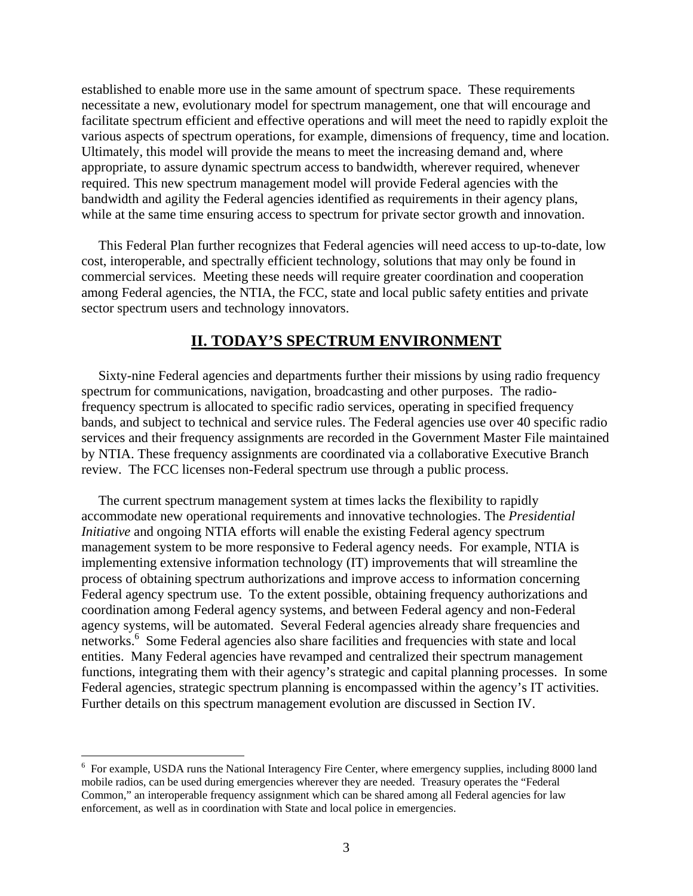established to enable more use in the same amount of spectrum space. These requirements necessitate a new, evolutionary model for spectrum management, one that will encourage and facilitate spectrum efficient and effective operations and will meet the need to rapidly exploit the various aspects of spectrum operations, for example, dimensions of frequency, time and location. Ultimately, this model will provide the means to meet the increasing demand and, where appropriate, to assure dynamic spectrum access to bandwidth, wherever required, whenever required. This new spectrum management model will provide Federal agencies with the bandwidth and agility the Federal agencies identified as requirements in their agency plans, while at the same time ensuring access to spectrum for private sector growth and innovation.

This Federal Plan further recognizes that Federal agencies will need access to up-to-date, low cost, interoperable, and spectrally efficient technology, solutions that may only be found in commercial services. Meeting these needs will require greater coordination and cooperation among Federal agencies, the NTIA, the FCC, state and local public safety entities and private sector spectrum users and technology innovators.

## II. TODAY'S SPECTRUM ENVIRONMENT

Sixty-nine Federal agencies and departments further their missions by using radio frequency spectrum for communications, navigation, broadcasting and other purposes. The radio-frequency spectrum is allocated to specific radio services, operating in specified frequency bands, and subject to technical and service rules. The Federal agencies use over 40 specific radio services and their frequency assignments are recorded in the Government Master File maintained by NTIA. These frequency assignments are coordinated via a collaborative Executive Branch review. The FCC licenses non-Federal spectrum use through a public process.

The current spectrum management system at times lacks the flexibility to rapidly accommodate new operational requirements and innovative technologies. The *Presidential Initiative* and ongoing NTIA efforts will enable the existing Federal agency spectrum management system to be more responsive to Federal agency needs. For example, NTIA is implementing extensive information technology (IT) improvements that will streamline the process of obtaining spectrum authorizations and improve access to information concerning Federal agency spectrum use. To the extent possible, obtaining frequency authorizations and coordination among Federal agency systems, and between Federal agency and non-Federal agency systems, will be automated. Several Federal agencies already share frequencies and networks.[6] Some Federal agencies also share facilities and frequencies with state and local entities. Many Federal agencies have revamped and centralized their spectrum management functions, integrating them with their agency's strategic and capital planning processes. In some Federal agencies, strategic spectrum planning is encompassed within the agency's IT activities. Further details on this spectrum management evolution are discussed in Section IV.

---

[6] For example, USDA runs the National Interagency Fire Center, where emergency supplies, including 8000 land mobile radios, can be used during emergencies wherever they are needed. Treasury operates the "Federal Common," an interoperable frequency assignment which can be shared among all Federal agencies for law enforcement, as well as in coordination with State and local police in emergencies.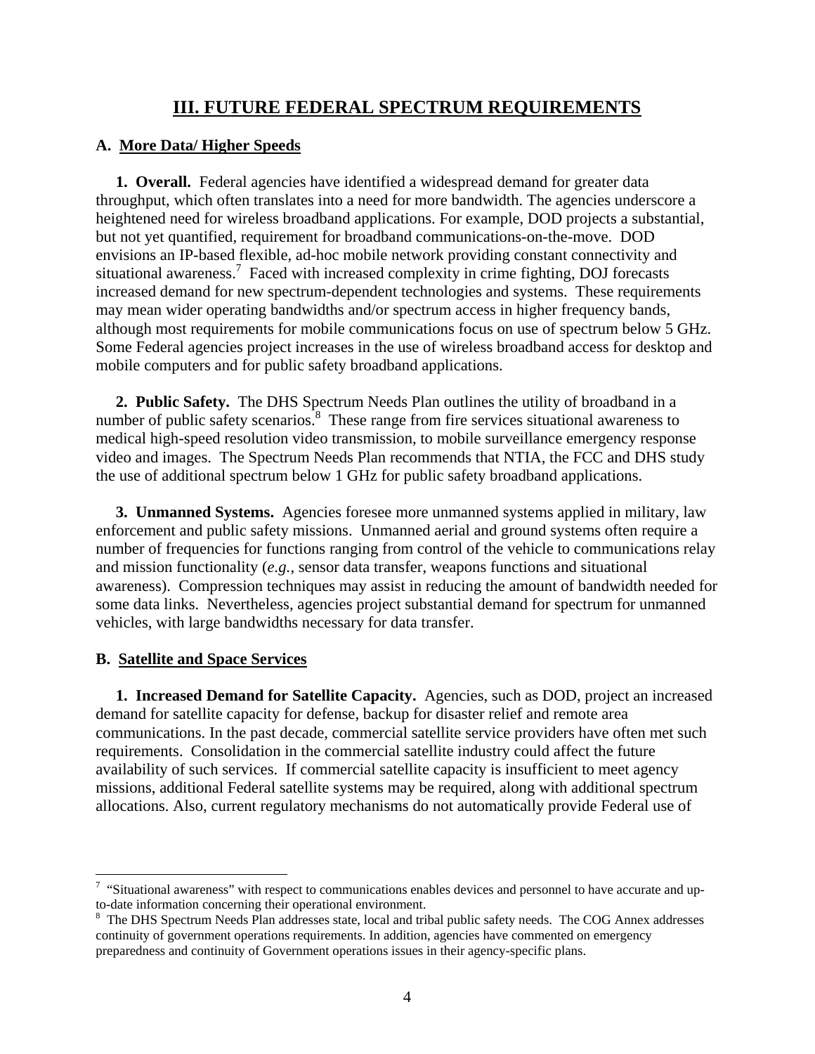## III. FUTURE FEDERAL SPECTRUM REQUIREMENTS

### A. More Data/ Higher Speeds

**1. Overall.** Federal agencies have identified a widespread demand for greater data throughput, which often translates into a need for more bandwidth. The agencies underscore a heightened need for wireless broadband applications. For example, DOD projects a substantial, but not yet quantified, requirement for broadband communications-on-the-move. DOD envisions an IP-based flexible, ad-hoc mobile network providing constant connectivity and situational awareness.[7] Faced with increased complexity in crime fighting, DOJ forecasts increased demand for new spectrum-dependent technologies and systems. These requirements may mean wider operating bandwidths and/or spectrum access in higher frequency bands, although most requirements for mobile communications focus on use of spectrum below 5 GHz. Some Federal agencies project increases in the use of wireless broadband access for desktop and mobile computers and for public safety broadband applications.

**2. Public Safety.** The DHS Spectrum Needs Plan outlines the utility of broadband in a number of public safety scenarios.[8] These range from fire services situational awareness to medical high-speed resolution video transmission, to mobile surveillance emergency response video and images. The Spectrum Needs Plan recommends that NTIA, the FCC and DHS study the use of additional spectrum below 1 GHz for public safety broadband applications.

**3. Unmanned Systems.** Agencies foresee more unmanned systems applied in military, law enforcement and public safety missions. Unmanned aerial and ground systems often require a number of frequencies for functions ranging from control of the vehicle to communications relay and mission functionality (*e.g.*, sensor data transfer, weapons functions and situational awareness). Compression techniques may assist in reducing the amount of bandwidth needed for some data links. Nevertheless, agencies project substantial demand for spectrum for unmanned vehicles, with large bandwidths necessary for data transfer.

### B. Satellite and Space Services

**1. Increased Demand for Satellite Capacity.** Agencies, such as DOD, project an increased demand for satellite capacity for defense, backup for disaster relief and remote area communications. In the past decade, commercial satellite service providers have often met such requirements. Consolidation in the commercial satellite industry could affect the future availability of such services. If commercial satellite capacity is insufficient to meet agency missions, additional Federal satellite systems may be required, along with additional spectrum allocations. Also, current regulatory mechanisms do not automatically provide Federal use of

---

[7] "Situational awareness" with respect to communications enables devices and personnel to have accurate and up-to-date information concerning their operational environment.

[8] The DHS Spectrum Needs Plan addresses state, local and tribal public safety needs. The COG Annex addresses continuity of government operations requirements. In addition, agencies have commented on emergency preparedness and continuity of Government operations issues in their agency-specific plans.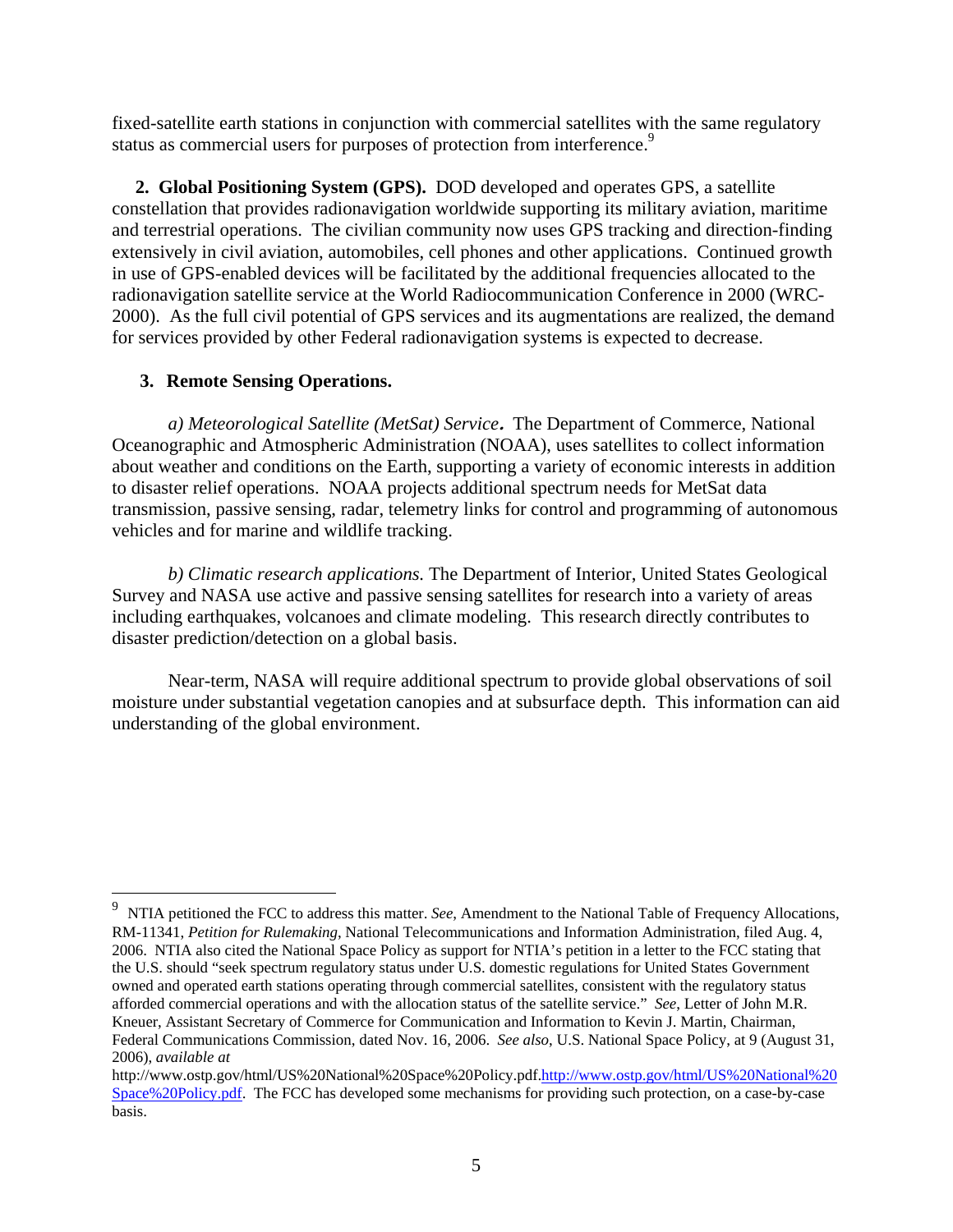fixed-satellite earth stations in conjunction with commercial satellites with the same regulatory status as commercial users for purposes of protection from interference.[9]

**2. Global Positioning System (GPS).** DOD developed and operates GPS, a satellite constellation that provides radionavigation worldwide supporting its military aviation, maritime and terrestrial operations. The civilian community now uses GPS tracking and direction-finding extensively in civil aviation, automobiles, cell phones and other applications. Continued growth in use of GPS-enabled devices will be facilitated by the additional frequencies allocated to the radionavigation satellite service at the World Radiocommunication Conference in 2000 (WRC-2000). As the full civil potential of GPS services and its augmentations are realized, the demand for services provided by other Federal radionavigation systems is expected to decrease.

**3. Remote Sensing Operations.**

*a) Meteorological Satellite (MetSat) Service***.** The Department of Commerce, National Oceanographic and Atmospheric Administration (NOAA), uses satellites to collect information about weather and conditions on the Earth, supporting a variety of economic interests in addition to disaster relief operations. NOAA projects additional spectrum needs for MetSat data transmission, passive sensing, radar, telemetry links for control and programming of autonomous vehicles and for marine and wildlife tracking.

*b) Climatic research applications.* The Department of Interior, United States Geological Survey and NASA use active and passive sensing satellites for research into a variety of areas including earthquakes, volcanoes and climate modeling. This research directly contributes to disaster prediction/detection on a global basis.

Near-term, NASA will require additional spectrum to provide global observations of soil moisture under substantial vegetation canopies and at subsurface depth. This information can aid understanding of the global environment.

---

[9] NTIA petitioned the FCC to address this matter. *See*, Amendment to the National Table of Frequency Allocations, RM-11341, *Petition for Rulemaking*, National Telecommunications and Information Administration, filed Aug. 4, 2006. NTIA also cited the National Space Policy as support for NTIA's petition in a letter to the FCC stating that the U.S. should "seek spectrum regulatory status under U.S. domestic regulations for United States Government owned and operated earth stations operating through commercial satellites, consistent with the regulatory status afforded commercial operations and with the allocation status of the satellite service." *See*, Letter of John M.R. Kneuer, Assistant Secretary of Commerce for Communication and Information to Kevin J. Martin, Chairman, Federal Communications Commission, dated Nov. 16, 2006. *See also*, U.S. National Space Policy, at 9 (August 31, 2006), *available at* http://www.ostp.gov/html/US%20National%20Space%20Policy.pdf.http://www.ostp.gov/html/US%20National%20Space%20Policy.pdf. The FCC has developed some mechanisms for providing such protection, on a case-by-case basis.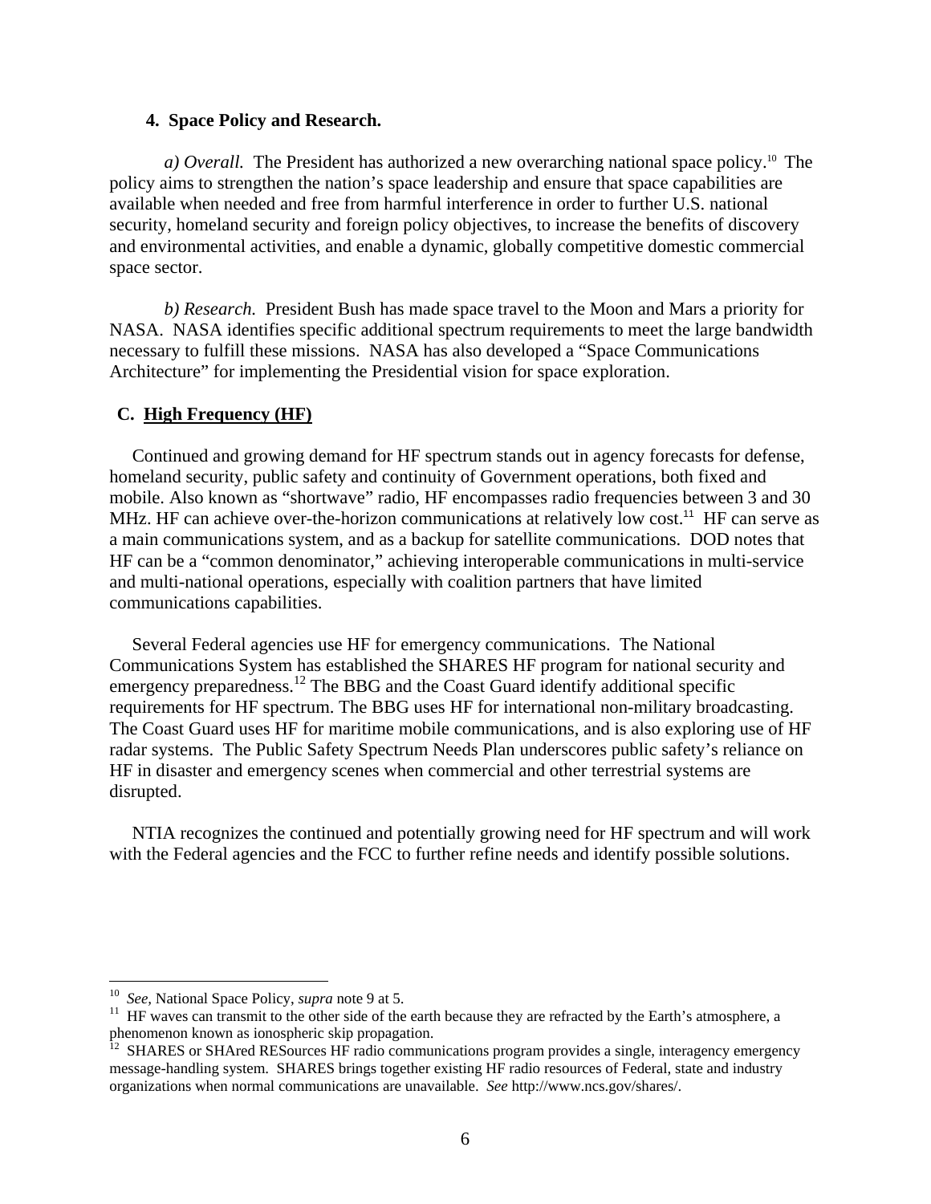#### 4. Space Policy and Research.

*a) Overall.* The President has authorized a new overarching national space policy.[10] The policy aims to strengthen the nation's space leadership and ensure that space capabilities are available when needed and free from harmful interference in order to further U.S. national security, homeland security and foreign policy objectives, to increase the benefits of discovery and environmental activities, and enable a dynamic, globally competitive domestic commercial space sector.

*b) Research.* President Bush has made space travel to the Moon and Mars a priority for NASA. NASA identifies specific additional spectrum requirements to meet the large bandwidth necessary to fulfill these missions. NASA has also developed a "Space Communications Architecture" for implementing the Presidential vision for space exploration.

### C. High Frequency (HF)

Continued and growing demand for HF spectrum stands out in agency forecasts for defense, homeland security, public safety and continuity of Government operations, both fixed and mobile. Also known as "shortwave" radio, HF encompasses radio frequencies between 3 and 30 MHz. HF can achieve over-the-horizon communications at relatively low cost.[11] HF can serve as a main communications system, and as a backup for satellite communications. DOD notes that HF can be a "common denominator," achieving interoperable communications in multi-service and multi-national operations, especially with coalition partners that have limited communications capabilities.

Several Federal agencies use HF for emergency communications. The National Communications System has established the SHARES HF program for national security and emergency preparedness.[12] The BBG and the Coast Guard identify additional specific requirements for HF spectrum. The BBG uses HF for international non-military broadcasting. The Coast Guard uses HF for maritime mobile communications, and is also exploring use of HF radar systems. The Public Safety Spectrum Needs Plan underscores public safety's reliance on HF in disaster and emergency scenes when commercial and other terrestrial systems are disrupted.

NTIA recognizes the continued and potentially growing need for HF spectrum and will work with the Federal agencies and the FCC to further refine needs and identify possible solutions.

---

[10] *See,* National Space Policy, *supra* note 9 at 5.

[11] HF waves can transmit to the other side of the earth because they are refracted by the Earth's atmosphere, a phenomenon known as ionospheric skip propagation.

[12] SHARES or SHAred RESources HF radio communications program provides a single, interagency emergency message-handling system. SHARES brings together existing HF radio resources of Federal, state and industry organizations when normal communications are unavailable. *See* http://www.ncs.gov/shares/.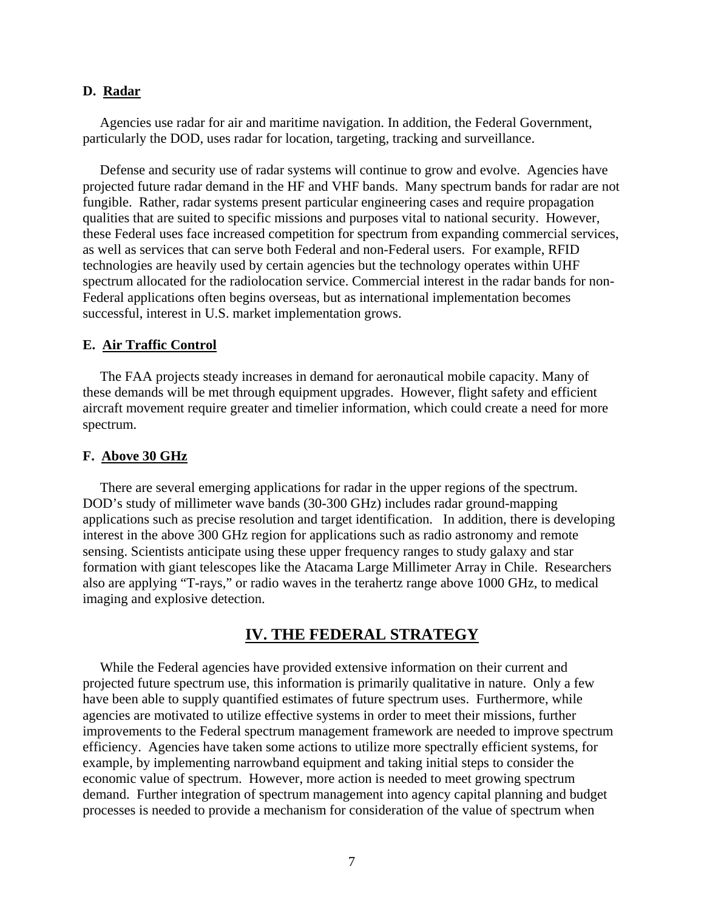### D. Radar

Agencies use radar for air and maritime navigation. In addition, the Federal Government, particularly the DOD, uses radar for location, targeting, tracking and surveillance.

Defense and security use of radar systems will continue to grow and evolve. Agencies have projected future radar demand in the HF and VHF bands. Many spectrum bands for radar are not fungible. Rather, radar systems present particular engineering cases and require propagation qualities that are suited to specific missions and purposes vital to national security. However, these Federal uses face increased competition for spectrum from expanding commercial services, as well as services that can serve both Federal and non-Federal users. For example, RFID technologies are heavily used by certain agencies but the technology operates within UHF spectrum allocated for the radiolocation service. Commercial interest in the radar bands for non-Federal applications often begins overseas, but as international implementation becomes successful, interest in U.S. market implementation grows.

### E. Air Traffic Control

The FAA projects steady increases in demand for aeronautical mobile capacity. Many of these demands will be met through equipment upgrades. However, flight safety and efficient aircraft movement require greater and timelier information, which could create a need for more spectrum.

### F. Above 30 GHz

There are several emerging applications for radar in the upper regions of the spectrum. DOD's study of millimeter wave bands (30-300 GHz) includes radar ground-mapping applications such as precise resolution and target identification. In addition, there is developing interest in the above 300 GHz region for applications such as radio astronomy and remote sensing. Scientists anticipate using these upper frequency ranges to study galaxy and star formation with giant telescopes like the Atacama Large Millimeter Array in Chile. Researchers also are applying "T-rays," or radio waves in the terahertz range above 1000 GHz, to medical imaging and explosive detection.

## IV. THE FEDERAL STRATEGY

While the Federal agencies have provided extensive information on their current and projected future spectrum use, this information is primarily qualitative in nature. Only a few have been able to supply quantified estimates of future spectrum uses. Furthermore, while agencies are motivated to utilize effective systems in order to meet their missions, further improvements to the Federal spectrum management framework are needed to improve spectrum efficiency. Agencies have taken some actions to utilize more spectrally efficient systems, for example, by implementing narrowband equipment and taking initial steps to consider the economic value of spectrum. However, more action is needed to meet growing spectrum demand. Further integration of spectrum management into agency capital planning and budget processes is needed to provide a mechanism for consideration of the value of spectrum when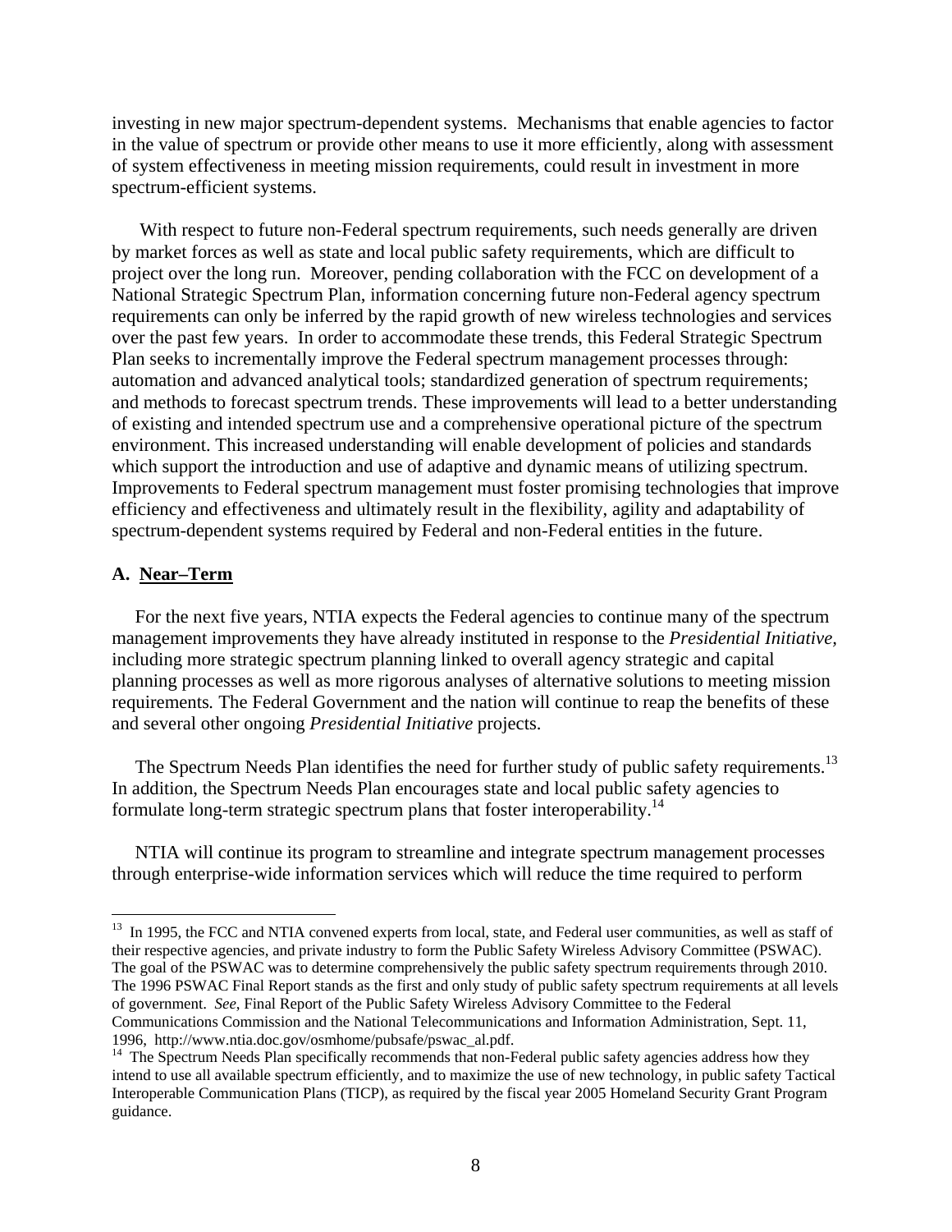investing in new major spectrum-dependent systems. Mechanisms that enable agencies to factor in the value of spectrum or provide other means to use it more efficiently, along with assessment of system effectiveness in meeting mission requirements, could result in investment in more spectrum-efficient systems.

With respect to future non-Federal spectrum requirements, such needs generally are driven by market forces as well as state and local public safety requirements, which are difficult to project over the long run. Moreover, pending collaboration with the FCC on development of a National Strategic Spectrum Plan, information concerning future non-Federal agency spectrum requirements can only be inferred by the rapid growth of new wireless technologies and services over the past few years. In order to accommodate these trends, this Federal Strategic Spectrum Plan seeks to incrementally improve the Federal spectrum management processes through: automation and advanced analytical tools; standardized generation of spectrum requirements; and methods to forecast spectrum trends. These improvements will lead to a better understanding of existing and intended spectrum use and a comprehensive operational picture of the spectrum environment. This increased understanding will enable development of policies and standards which support the introduction and use of adaptive and dynamic means of utilizing spectrum. Improvements to Federal spectrum management must foster promising technologies that improve efficiency and effectiveness and ultimately result in the flexibility, agility and adaptability of spectrum-dependent systems required by Federal and non-Federal entities in the future.

### A. Near–Term

For the next five years, NTIA expects the Federal agencies to continue many of the spectrum management improvements they have already instituted in response to the *Presidential Initiative,* including more strategic spectrum planning linked to overall agency strategic and capital planning processes as well as more rigorous analyses of alternative solutions to meeting mission requirements*.* The Federal Government and the nation will continue to reap the benefits of these and several other ongoing *Presidential Initiative* projects.

The Spectrum Needs Plan identifies the need for further study of public safety requirements.[13] In addition, the Spectrum Needs Plan encourages state and local public safety agencies to formulate long-term strategic spectrum plans that foster interoperability.[14]

NTIA will continue its program to streamline and integrate spectrum management processes through enterprise-wide information services which will reduce the time required to perform

---

[13] In 1995, the FCC and NTIA convened experts from local, state, and Federal user communities, as well as staff of their respective agencies, and private industry to form the Public Safety Wireless Advisory Committee (PSWAC). The goal of the PSWAC was to determine comprehensively the public safety spectrum requirements through 2010. The 1996 PSWAC Final Report stands as the first and only study of public safety spectrum requirements at all levels of government. *See*, Final Report of the Public Safety Wireless Advisory Committee to the Federal Communications Commission and the National Telecommunications and Information Administration, Sept. 11, 1996, http://www.ntia.doc.gov/osmhome/pubsafe/pswac_al.pdf.

[14] The Spectrum Needs Plan specifically recommends that non-Federal public safety agencies address how they intend to use all available spectrum efficiently, and to maximize the use of new technology, in public safety Tactical Interoperable Communication Plans (TICP), as required by the fiscal year 2005 Homeland Security Grant Program guidance.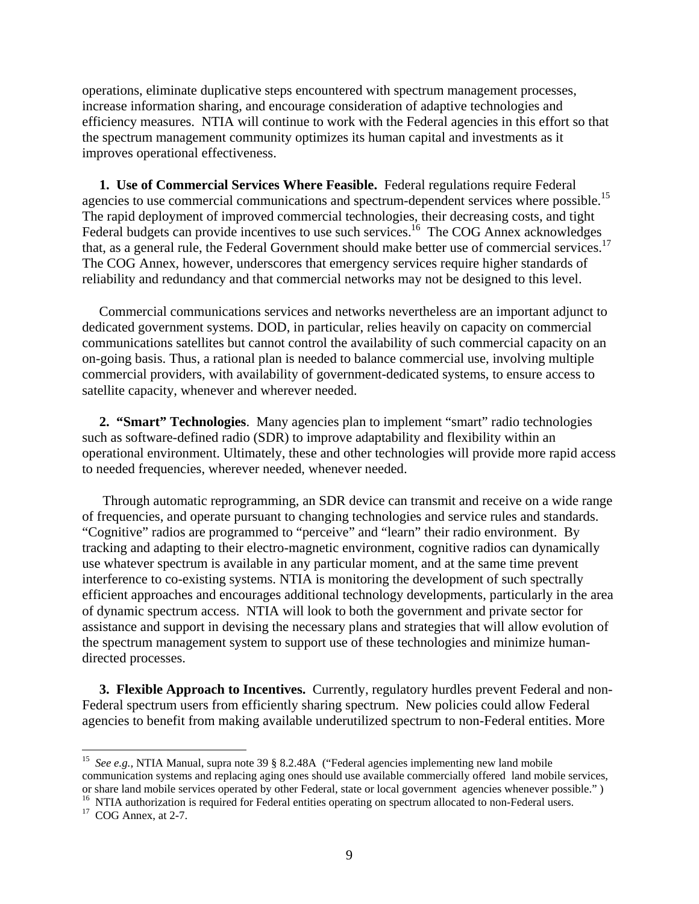operations, eliminate duplicative steps encountered with spectrum management processes, increase information sharing, and encourage consideration of adaptive technologies and efficiency measures. NTIA will continue to work with the Federal agencies in this effort so that the spectrum management community optimizes its human capital and investments as it improves operational effectiveness.

**1. Use of Commercial Services Where Feasible.** Federal regulations require Federal agencies to use commercial communications and spectrum-dependent services where possible.[15] The rapid deployment of improved commercial technologies, their decreasing costs, and tight Federal budgets can provide incentives to use such services.[16] The COG Annex acknowledges that, as a general rule, the Federal Government should make better use of commercial services.[17] The COG Annex, however, underscores that emergency services require higher standards of reliability and redundancy and that commercial networks may not be designed to this level.

Commercial communications services and networks nevertheless are an important adjunct to dedicated government systems. DOD, in particular, relies heavily on capacity on commercial communications satellites but cannot control the availability of such commercial capacity on an on-going basis. Thus, a rational plan is needed to balance commercial use, involving multiple commercial providers, with availability of government-dedicated systems, to ensure access to satellite capacity, whenever and wherever needed.

**2. "Smart" Technologies**. Many agencies plan to implement "smart" radio technologies such as software-defined radio (SDR) to improve adaptability and flexibility within an operational environment. Ultimately, these and other technologies will provide more rapid access to needed frequencies, wherever needed, whenever needed.

Through automatic reprogramming, an SDR device can transmit and receive on a wide range of frequencies, and operate pursuant to changing technologies and service rules and standards. "Cognitive" radios are programmed to "perceive" and "learn" their radio environment. By tracking and adapting to their electro-magnetic environment, cognitive radios can dynamically use whatever spectrum is available in any particular moment, and at the same time prevent interference to co-existing systems. NTIA is monitoring the development of such spectrally efficient approaches and encourages additional technology developments, particularly in the area of dynamic spectrum access. NTIA will look to both the government and private sector for assistance and support in devising the necessary plans and strategies that will allow evolution of the spectrum management system to support use of these technologies and minimize human-directed processes.

**3. Flexible Approach to Incentives.** Currently, regulatory hurdles prevent Federal and non-Federal spectrum users from efficiently sharing spectrum. New policies could allow Federal agencies to benefit from making available underutilized spectrum to non-Federal entities. More

---

[15] *See e.g.*, NTIA Manual, supra note 39 § 8.2.48A ("Federal agencies implementing new land mobile communication systems and replacing aging ones should use available commercially offered land mobile services, or share land mobile services operated by other Federal, state or local government agencies whenever possible." )

[16] NTIA authorization is required for Federal entities operating on spectrum allocated to non-Federal users.

[17] COG Annex, at 2-7.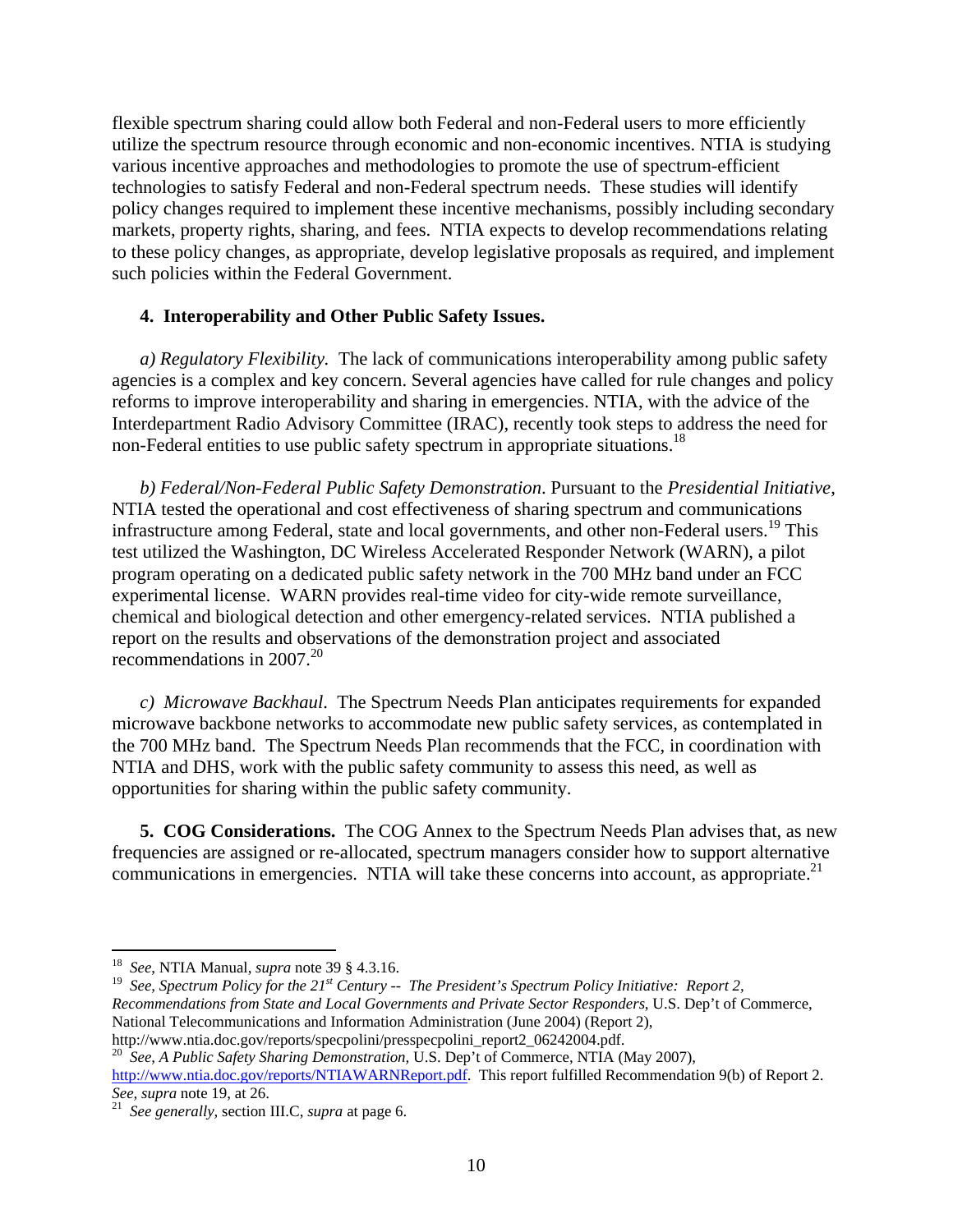flexible spectrum sharing could allow both Federal and non-Federal users to more efficiently utilize the spectrum resource through economic and non-economic incentives. NTIA is studying various incentive approaches and methodologies to promote the use of spectrum-efficient technologies to satisfy Federal and non-Federal spectrum needs. These studies will identify policy changes required to implement these incentive mechanisms, possibly including secondary markets, property rights, sharing, and fees. NTIA expects to develop recommendations relating to these policy changes, as appropriate, develop legislative proposals as required, and implement such policies within the Federal Government.

**4. Interoperability and Other Public Safety Issues.**

*a) Regulatory Flexibility.* The lack of communications interoperability among public safety agencies is a complex and key concern. Several agencies have called for rule changes and policy reforms to improve interoperability and sharing in emergencies. NTIA, with the advice of the Interdepartment Radio Advisory Committee (IRAC), recently took steps to address the need for non-Federal entities to use public safety spectrum in appropriate situations.[18]

*b) Federal/Non-Federal Public Safety Demonstration*. Pursuant to the *Presidential Initiative*, NTIA tested the operational and cost effectiveness of sharing spectrum and communications infrastructure among Federal, state and local governments, and other non-Federal users.[19] This test utilized the Washington, DC Wireless Accelerated Responder Network (WARN), a pilot program operating on a dedicated public safety network in the 700 MHz band under an FCC experimental license. WARN provides real-time video for city-wide remote surveillance, chemical and biological detection and other emergency-related services. NTIA published a report on the results and observations of the demonstration project and associated recommendations in 2007.[20]

*c) Microwave Backhaul.* The Spectrum Needs Plan anticipates requirements for expanded microwave backbone networks to accommodate new public safety services, as contemplated in the 700 MHz band. The Spectrum Needs Plan recommends that the FCC, in coordination with NTIA and DHS, work with the public safety community to assess this need, as well as opportunities for sharing within the public safety community.

**5. COG Considerations.** The COG Annex to the Spectrum Needs Plan advises that, as new frequencies are assigned or re-allocated, spectrum managers consider how to support alternative communications in emergencies. NTIA will take these concerns into account, as appropriate.[21]

---

[18] *See*, NTIA Manual, *supra* note 39 § 4.3.16.

[19] *See*, *Spectrum Policy for the 21st Century -- The President's Spectrum Policy Initiative: Report 2, Recommendations from State and Local Governments and Private Sector Responders*, U.S. Dep't of Commerce, National Telecommunications and Information Administration (June 2004) (Report 2), http://www.ntia.doc.gov/reports/specpolini/presspecpolini_report2_06242004.pdf.

[20] *See*, *A Public Safety Sharing Demonstration,* U.S. Dep't of Commerce, NTIA (May 2007), http://www.ntia.doc.gov/reports/NTIAWARNReport.pdf. This report fulfilled Recommendation 9(b) of Report 2. *See*, *supra* note 19, at 26.

[21] *See generally,* section III.C, *supra* at page 6.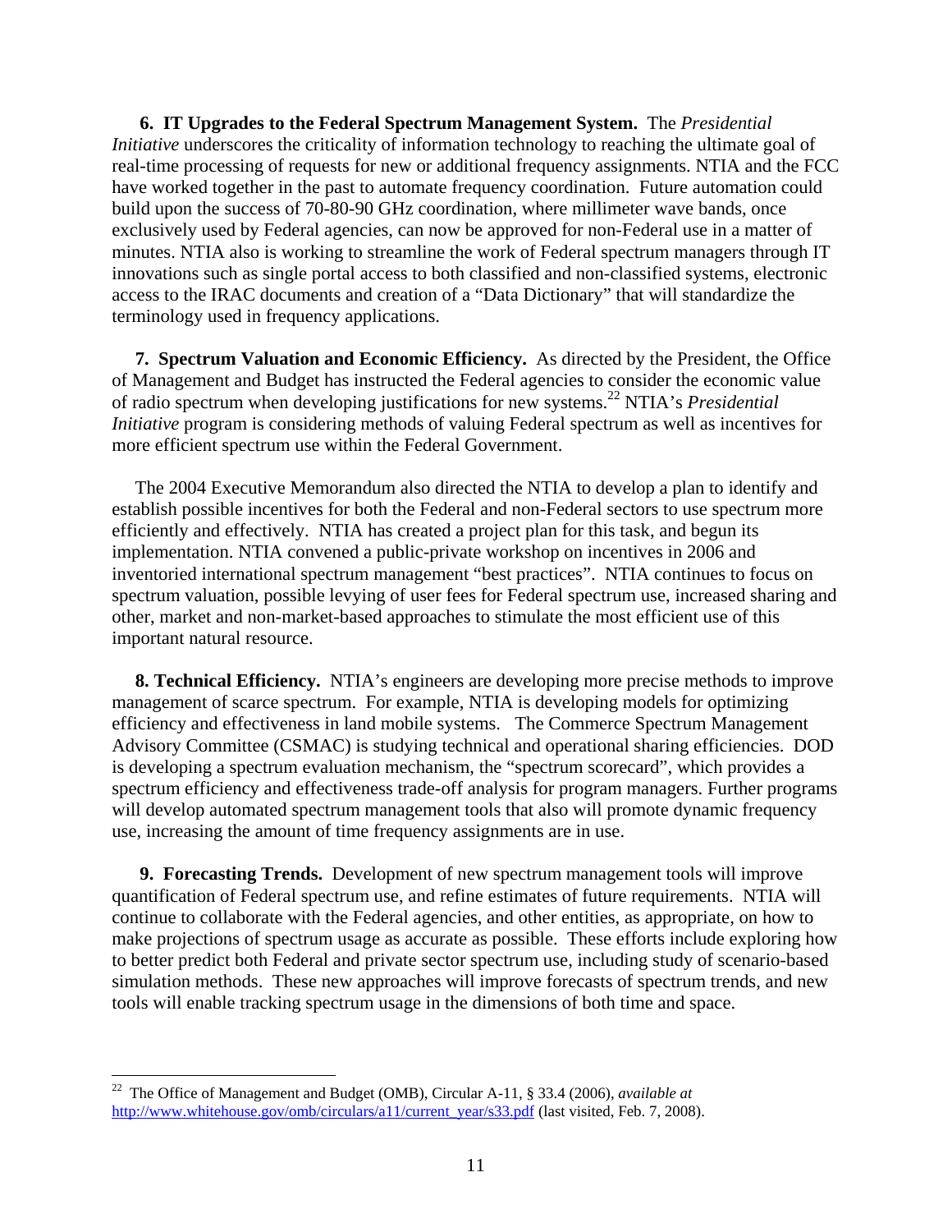**6. IT Upgrades to the Federal Spectrum Management System.** The *Presidential Initiative* underscores the criticality of information technology to reaching the ultimate goal of real-time processing of requests for new or additional frequency assignments. NTIA and the FCC have worked together in the past to automate frequency coordination. Future automation could build upon the success of 70-80-90 GHz coordination, where millimeter wave bands, once exclusively used by Federal agencies, can now be approved for non-Federal use in a matter of minutes. NTIA also is working to streamline the work of Federal spectrum managers through IT innovations such as single portal access to both classified and non-classified systems, electronic access to the IRAC documents and creation of a "Data Dictionary" that will standardize the terminology used in frequency applications.

**7. Spectrum Valuation and Economic Efficiency.** As directed by the President, the Office of Management and Budget has instructed the Federal agencies to consider the economic value of radio spectrum when developing justifications for new systems.[22] NTIA's *Presidential Initiative* program is considering methods of valuing Federal spectrum as well as incentives for more efficient spectrum use within the Federal Government.

The 2004 Executive Memorandum also directed the NTIA to develop a plan to identify and establish possible incentives for both the Federal and non-Federal sectors to use spectrum more efficiently and effectively. NTIA has created a project plan for this task, and begun its implementation. NTIA convened a public-private workshop on incentives in 2006 and inventoried international spectrum management "best practices". NTIA continues to focus on spectrum valuation, possible levying of user fees for Federal spectrum use, increased sharing and other, market and non-market-based approaches to stimulate the most efficient use of this important natural resource.

**8. Technical Efficiency.** NTIA's engineers are developing more precise methods to improve management of scarce spectrum. For example, NTIA is developing models for optimizing efficiency and effectiveness in land mobile systems. The Commerce Spectrum Management Advisory Committee (CSMAC) is studying technical and operational sharing efficiencies. DOD is developing a spectrum evaluation mechanism, the "spectrum scorecard", which provides a spectrum efficiency and effectiveness trade-off analysis for program managers. Further programs will develop automated spectrum management tools that also will promote dynamic frequency use, increasing the amount of time frequency assignments are in use.

**9. Forecasting Trends.** Development of new spectrum management tools will improve quantification of Federal spectrum use, and refine estimates of future requirements. NTIA will continue to collaborate with the Federal agencies, and other entities, as appropriate, on how to make projections of spectrum usage as accurate as possible. These efforts include exploring how to better predict both Federal and private sector spectrum use, including study of scenario-based simulation methods. These new approaches will improve forecasts of spectrum trends, and new tools will enable tracking spectrum usage in the dimensions of both time and space.

---

[22] The Office of Management and Budget (OMB), Circular A-11, § 33.4 (2006), *available at* http://www.whitehouse.gov/omb/circulars/a11/current_year/s33.pdf (last visited, Feb. 7, 2008).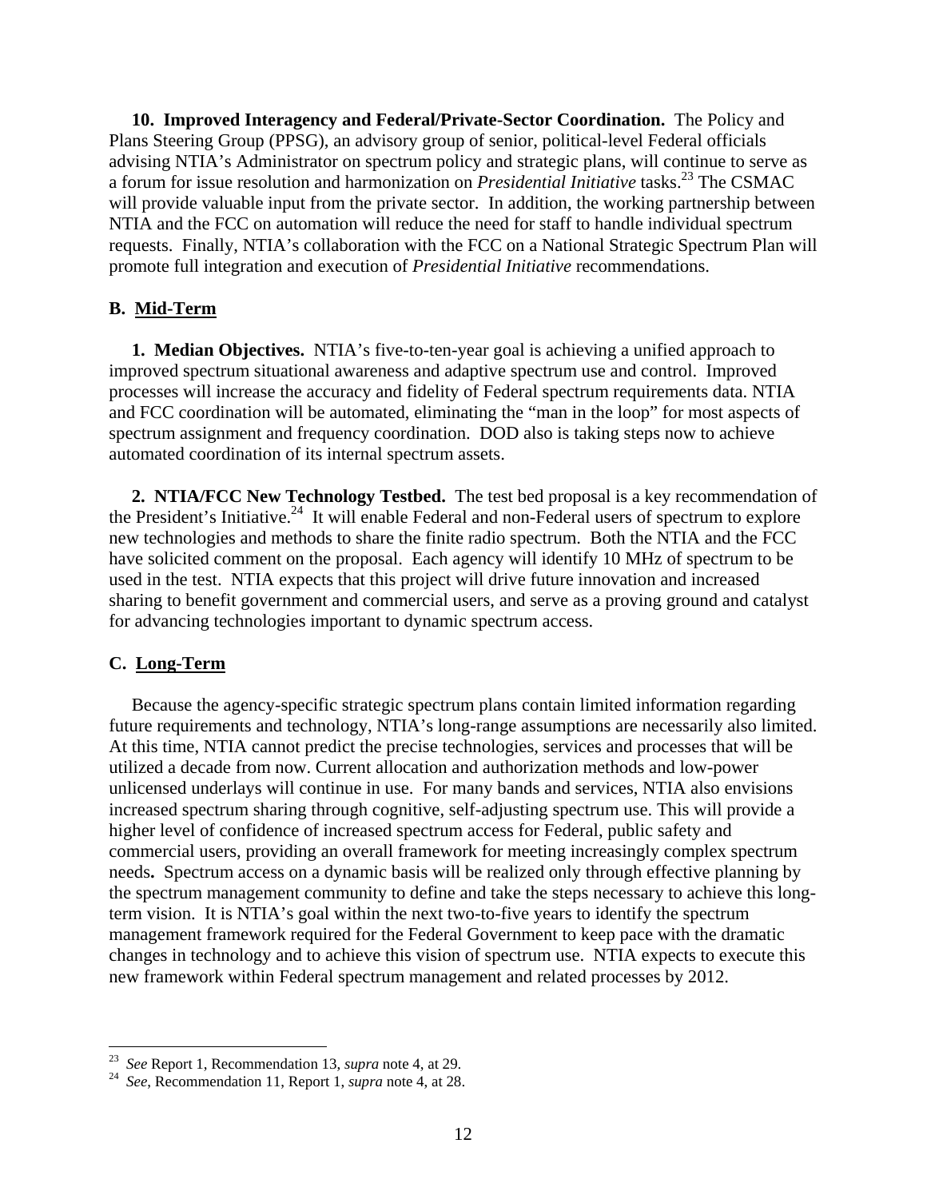**10. Improved Interagency and Federal/Private-Sector Coordination.** The Policy and Plans Steering Group (PPSG), an advisory group of senior, political-level Federal officials advising NTIA's Administrator on spectrum policy and strategic plans, will continue to serve as a forum for issue resolution and harmonization on *Presidential Initiative* tasks.[23] The CSMAC will provide valuable input from the private sector. In addition, the working partnership between NTIA and the FCC on automation will reduce the need for staff to handle individual spectrum requests. Finally, NTIA's collaboration with the FCC on a National Strategic Spectrum Plan will promote full integration and execution of *Presidential Initiative* recommendations.

## B. Mid-Term

**1. Median Objectives.** NTIA's five-to-ten-year goal is achieving a unified approach to improved spectrum situational awareness and adaptive spectrum use and control. Improved processes will increase the accuracy and fidelity of Federal spectrum requirements data. NTIA and FCC coordination will be automated, eliminating the "man in the loop" for most aspects of spectrum assignment and frequency coordination. DOD also is taking steps now to achieve automated coordination of its internal spectrum assets.

**2. NTIA/FCC New Technology Testbed.** The test bed proposal is a key recommendation of the President's Initiative.[24] It will enable Federal and non-Federal users of spectrum to explore new technologies and methods to share the finite radio spectrum. Both the NTIA and the FCC have solicited comment on the proposal. Each agency will identify 10 MHz of spectrum to be used in the test. NTIA expects that this project will drive future innovation and increased sharing to benefit government and commercial users, and serve as a proving ground and catalyst for advancing technologies important to dynamic spectrum access.

## C. Long-Term

Because the agency-specific strategic spectrum plans contain limited information regarding future requirements and technology, NTIA's long-range assumptions are necessarily also limited. At this time, NTIA cannot predict the precise technologies, services and processes that will be utilized a decade from now. Current allocation and authorization methods and low-power unlicensed underlays will continue in use. For many bands and services, NTIA also envisions increased spectrum sharing through cognitive, self-adjusting spectrum use. This will provide a higher level of confidence of increased spectrum access for Federal, public safety and commercial users, providing an overall framework for meeting increasingly complex spectrum needs. Spectrum access on a dynamic basis will be realized only through effective planning by the spectrum management community to define and take the steps necessary to achieve this long-term vision. It is NTIA's goal within the next two-to-five years to identify the spectrum management framework required for the Federal Government to keep pace with the dramatic changes in technology and to achieve this vision of spectrum use. NTIA expects to execute this new framework within Federal spectrum management and related processes by 2012.

---

[23] *See* Report 1, Recommendation 13, *supra* note 4, at 29.

[24] *See*, Recommendation 11, Report 1, *supra* note 4, at 28.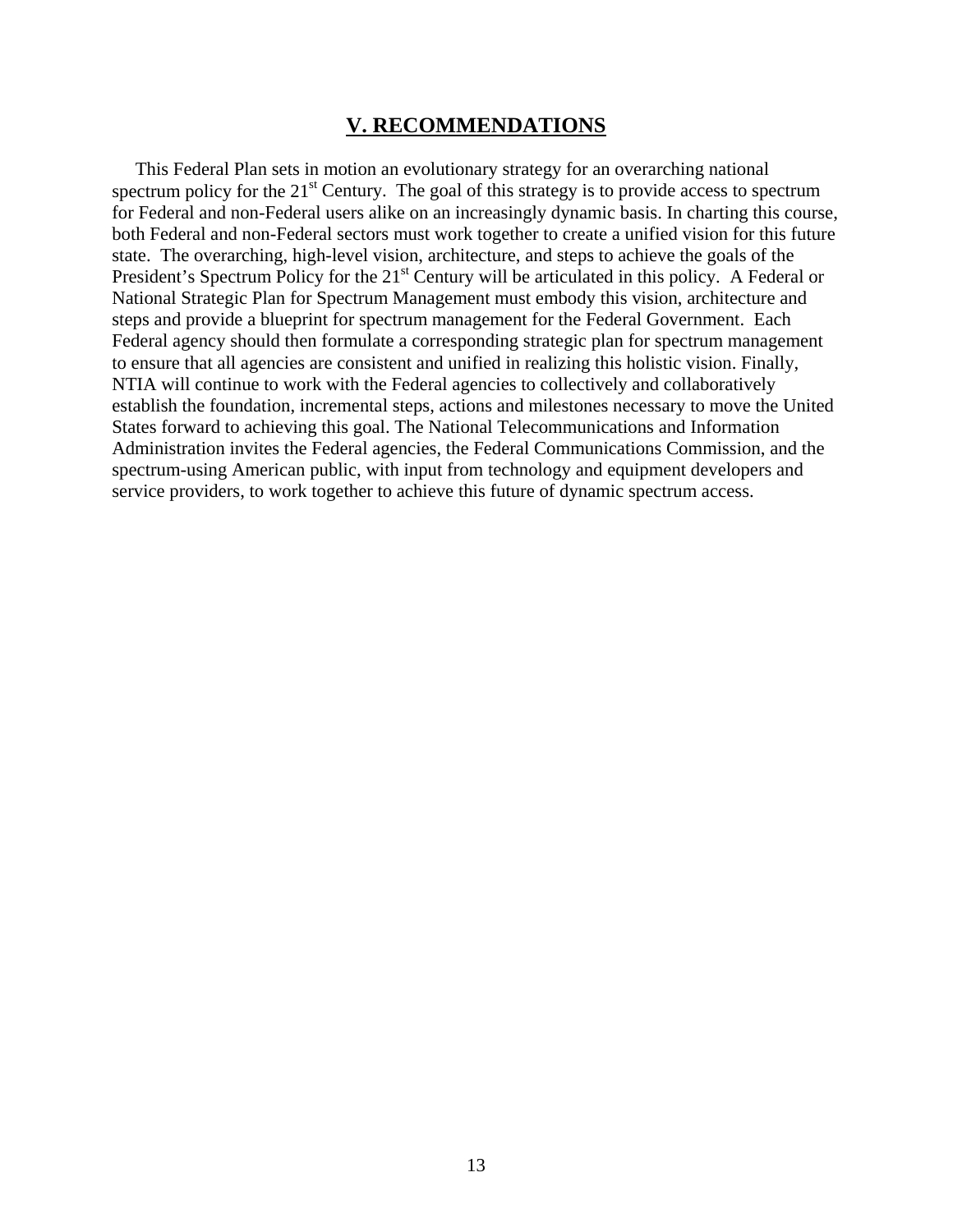## V. RECOMMENDATIONS

This Federal Plan sets in motion an evolutionary strategy for an overarching national spectrum policy for the 21st Century. The goal of this strategy is to provide access to spectrum for Federal and non-Federal users alike on an increasingly dynamic basis. In charting this course, both Federal and non-Federal sectors must work together to create a unified vision for this future state. The overarching, high-level vision, architecture, and steps to achieve the goals of the President's Spectrum Policy for the 21st Century will be articulated in this policy. A Federal or National Strategic Plan for Spectrum Management must embody this vision, architecture and steps and provide a blueprint for spectrum management for the Federal Government. Each Federal agency should then formulate a corresponding strategic plan for spectrum management to ensure that all agencies are consistent and unified in realizing this holistic vision. Finally, NTIA will continue to work with the Federal agencies to collectively and collaboratively establish the foundation, incremental steps, actions and milestones necessary to move the United States forward to achieving this goal. The National Telecommunications and Information Administration invites the Federal agencies, the Federal Communications Commission, and the spectrum-using American public, with input from technology and equipment developers and service providers, to work together to achieve this future of dynamic spectrum access.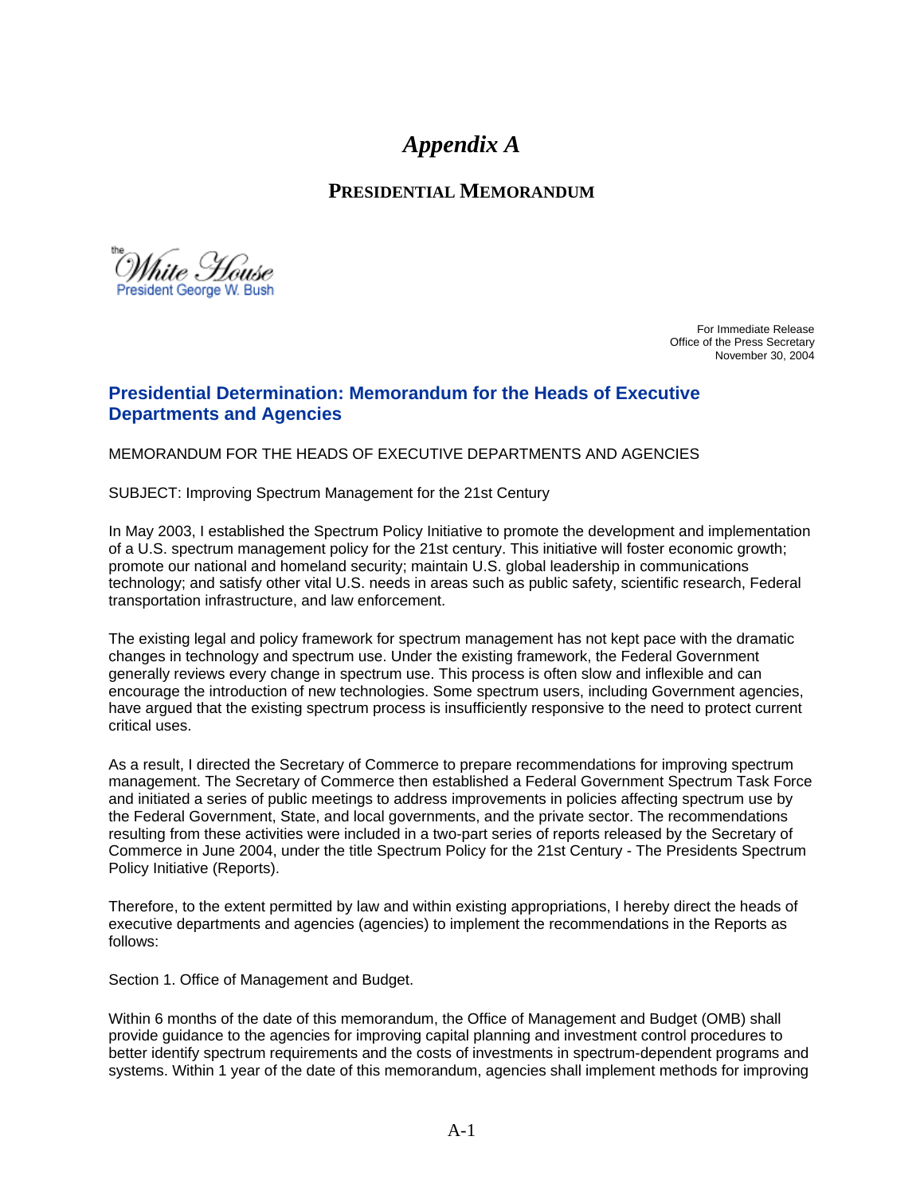# *Appendix A*

## PRESIDENTIAL MEMORANDUM

the White House
President George W. Bush

For Immediate Release
Office of the Press Secretary
November 30, 2004

### Presidential Determination: Memorandum for the Heads of Executive Departments and Agencies

MEMORANDUM FOR THE HEADS OF EXECUTIVE DEPARTMENTS AND AGENCIES

SUBJECT: Improving Spectrum Management for the 21st Century

In May 2003, I established the Spectrum Policy Initiative to promote the development and implementation of a U.S. spectrum management policy for the 21st century. This initiative will foster economic growth; promote our national and homeland security; maintain U.S. global leadership in communications technology; and satisfy other vital U.S. needs in areas such as public safety, scientific research, Federal transportation infrastructure, and law enforcement.

The existing legal and policy framework for spectrum management has not kept pace with the dramatic changes in technology and spectrum use. Under the existing framework, the Federal Government generally reviews every change in spectrum use. This process is often slow and inflexible and can encourage the introduction of new technologies. Some spectrum users, including Government agencies, have argued that the existing spectrum process is insufficiently responsive to the need to protect current critical uses.

As a result, I directed the Secretary of Commerce to prepare recommendations for improving spectrum management. The Secretary of Commerce then established a Federal Government Spectrum Task Force and initiated a series of public meetings to address improvements in policies affecting spectrum use by the Federal Government, State, and local governments, and the private sector. The recommendations resulting from these activities were included in a two-part series of reports released by the Secretary of Commerce in June 2004, under the title Spectrum Policy for the 21st Century - The Presidents Spectrum Policy Initiative (Reports).

Therefore, to the extent permitted by law and within existing appropriations, I hereby direct the heads of executive departments and agencies (agencies) to implement the recommendations in the Reports as follows:

Section 1. Office of Management and Budget.

Within 6 months of the date of this memorandum, the Office of Management and Budget (OMB) shall provide guidance to the agencies for improving capital planning and investment control procedures to better identify spectrum requirements and the costs of investments in spectrum-dependent programs and systems. Within 1 year of the date of this memorandum, agencies shall implement methods for improving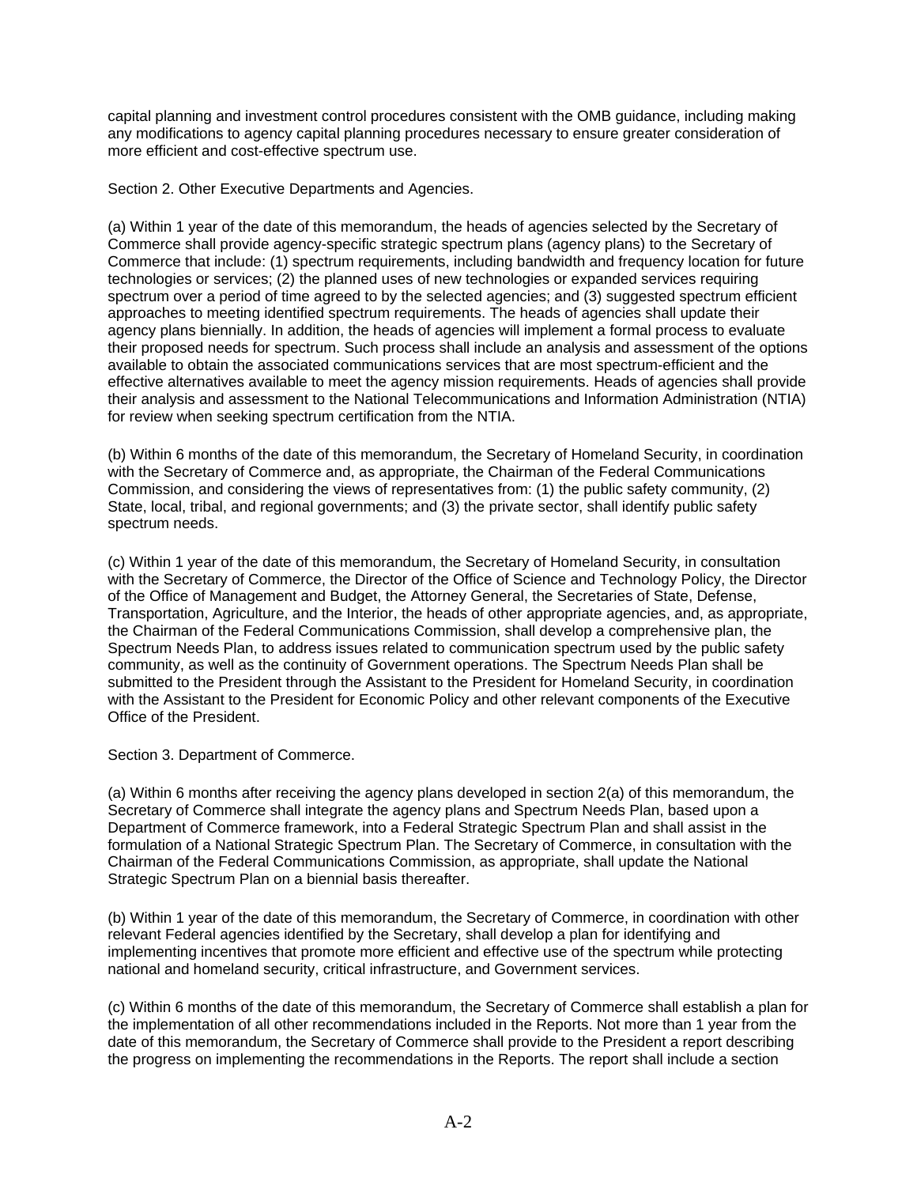capital planning and investment control procedures consistent with the OMB guidance, including making any modifications to agency capital planning procedures necessary to ensure greater consideration of more efficient and cost-effective spectrum use.

Section 2. Other Executive Departments and Agencies.

(a) Within 1 year of the date of this memorandum, the heads of agencies selected by the Secretary of Commerce shall provide agency-specific strategic spectrum plans (agency plans) to the Secretary of Commerce that include: (1) spectrum requirements, including bandwidth and frequency location for future technologies or services; (2) the planned uses of new technologies or expanded services requiring spectrum over a period of time agreed to by the selected agencies; and (3) suggested spectrum efficient approaches to meeting identified spectrum requirements. The heads of agencies shall update their agency plans biennially. In addition, the heads of agencies will implement a formal process to evaluate their proposed needs for spectrum. Such process shall include an analysis and assessment of the options available to obtain the associated communications services that are most spectrum-efficient and the effective alternatives available to meet the agency mission requirements. Heads of agencies shall provide their analysis and assessment to the National Telecommunications and Information Administration (NTIA) for review when seeking spectrum certification from the NTIA.

(b) Within 6 months of the date of this memorandum, the Secretary of Homeland Security, in coordination with the Secretary of Commerce and, as appropriate, the Chairman of the Federal Communications Commission, and considering the views of representatives from: (1) the public safety community, (2) State, local, tribal, and regional governments; and (3) the private sector, shall identify public safety spectrum needs.

(c) Within 1 year of the date of this memorandum, the Secretary of Homeland Security, in consultation with the Secretary of Commerce, the Director of the Office of Science and Technology Policy, the Director of the Office of Management and Budget, the Attorney General, the Secretaries of State, Defense, Transportation, Agriculture, and the Interior, the heads of other appropriate agencies, and, as appropriate, the Chairman of the Federal Communications Commission, shall develop a comprehensive plan, the Spectrum Needs Plan, to address issues related to communication spectrum used by the public safety community, as well as the continuity of Government operations. The Spectrum Needs Plan shall be submitted to the President through the Assistant to the President for Homeland Security, in coordination with the Assistant to the President for Economic Policy and other relevant components of the Executive Office of the President.

Section 3. Department of Commerce.

(a) Within 6 months after receiving the agency plans developed in section 2(a) of this memorandum, the Secretary of Commerce shall integrate the agency plans and Spectrum Needs Plan, based upon a Department of Commerce framework, into a Federal Strategic Spectrum Plan and shall assist in the formulation of a National Strategic Spectrum Plan. The Secretary of Commerce, in consultation with the Chairman of the Federal Communications Commission, as appropriate, shall update the National Strategic Spectrum Plan on a biennial basis thereafter.

(b) Within 1 year of the date of this memorandum, the Secretary of Commerce, in coordination with other relevant Federal agencies identified by the Secretary, shall develop a plan for identifying and implementing incentives that promote more efficient and effective use of the spectrum while protecting national and homeland security, critical infrastructure, and Government services.

(c) Within 6 months of the date of this memorandum, the Secretary of Commerce shall establish a plan for the implementation of all other recommendations included in the Reports. Not more than 1 year from the date of this memorandum, the Secretary of Commerce shall provide to the President a report describing the progress on implementing the recommendations in the Reports. The report shall include a section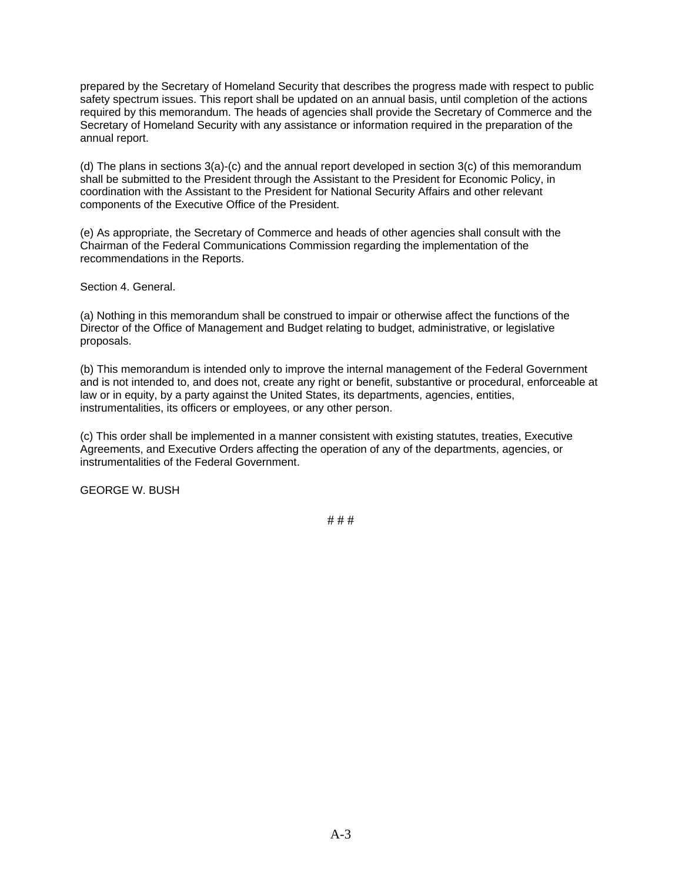prepared by the Secretary of Homeland Security that describes the progress made with respect to public safety spectrum issues. This report shall be updated on an annual basis, until completion of the actions required by this memorandum. The heads of agencies shall provide the Secretary of Commerce and the Secretary of Homeland Security with any assistance or information required in the preparation of the annual report.

(d) The plans in sections 3(a)-(c) and the annual report developed in section 3(c) of this memorandum shall be submitted to the President through the Assistant to the President for Economic Policy, in coordination with the Assistant to the President for National Security Affairs and other relevant components of the Executive Office of the President.

(e) As appropriate, the Secretary of Commerce and heads of other agencies shall consult with the Chairman of the Federal Communications Commission regarding the implementation of the recommendations in the Reports.

Section 4. General.

(a) Nothing in this memorandum shall be construed to impair or otherwise affect the functions of the Director of the Office of Management and Budget relating to budget, administrative, or legislative proposals.

(b) This memorandum is intended only to improve the internal management of the Federal Government and is not intended to, and does not, create any right or benefit, substantive or procedural, enforceable at law or in equity, by a party against the United States, its departments, agencies, entities, instrumentalities, its officers or employees, or any other person.

(c) This order shall be implemented in a manner consistent with existing statutes, treaties, Executive Agreements, and Executive Orders affecting the operation of any of the departments, agencies, or instrumentalities of the Federal Government.

GEORGE W. BUSH

# # #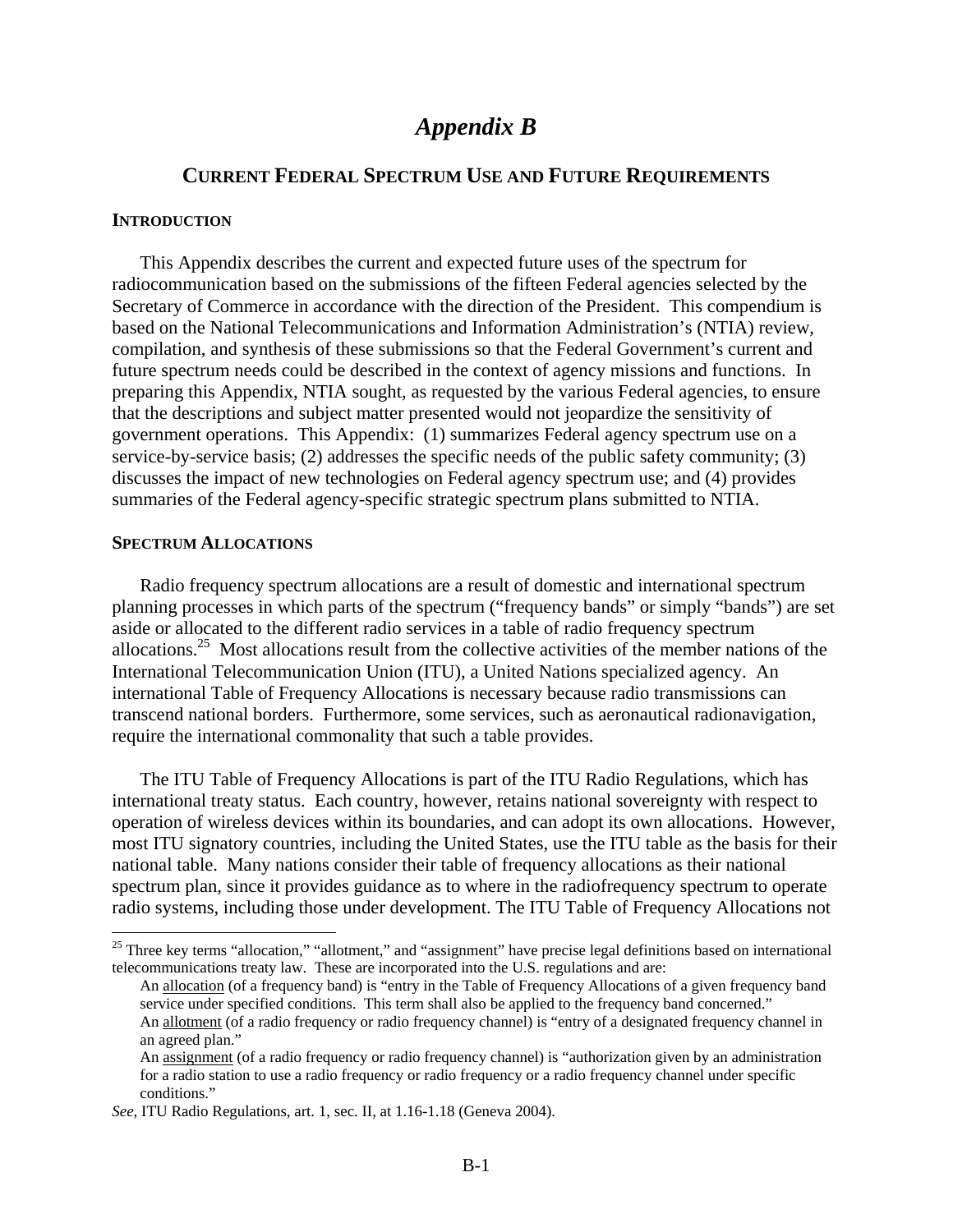# *Appendix B*

## CURRENT FEDERAL SPECTRUM USE AND FUTURE REQUIREMENTS

### INTRODUCTION

This Appendix describes the current and expected future uses of the spectrum for radiocommunication based on the submissions of the fifteen Federal agencies selected by the Secretary of Commerce in accordance with the direction of the President. This compendium is based on the National Telecommunications and Information Administration's (NTIA) review, compilation, and synthesis of these submissions so that the Federal Government's current and future spectrum needs could be described in the context of agency missions and functions. In preparing this Appendix, NTIA sought, as requested by the various Federal agencies, to ensure that the descriptions and subject matter presented would not jeopardize the sensitivity of government operations. This Appendix: (1) summarizes Federal agency spectrum use on a service-by-service basis; (2) addresses the specific needs of the public safety community; (3) discusses the impact of new technologies on Federal agency spectrum use; and (4) provides summaries of the Federal agency-specific strategic spectrum plans submitted to NTIA.

### SPECTRUM ALLOCATIONS

Radio frequency spectrum allocations are a result of domestic and international spectrum planning processes in which parts of the spectrum ("frequency bands" or simply "bands") are set aside or allocated to the different radio services in a table of radio frequency spectrum allocations.[25] Most allocations result from the collective activities of the member nations of the International Telecommunication Union (ITU), a United Nations specialized agency. An international Table of Frequency Allocations is necessary because radio transmissions can transcend national borders. Furthermore, some services, such as aeronautical radionavigation, require the international commonality that such a table provides.

The ITU Table of Frequency Allocations is part of the ITU Radio Regulations, which has international treaty status. Each country, however, retains national sovereignty with respect to operation of wireless devices within its boundaries, and can adopt its own allocations. However, most ITU signatory countries, including the United States, use the ITU table as the basis for their national table. Many nations consider their table of frequency allocations as their national spectrum plan, since it provides guidance as to where in the radiofrequency spectrum to operate radio systems, including those under development. The ITU Table of Frequency Allocations not

---

[25] Three key terms "allocation," "allotment," and "assignment" have precise legal definitions based on international telecommunications treaty law. These are incorporated into the U.S. regulations and are:

An allocation (of a frequency band) is "entry in the Table of Frequency Allocations of a given frequency band service under specified conditions. This term shall also be applied to the frequency band concerned."

An allotment (of a radio frequency or radio frequency channel) is "entry of a designated frequency channel in an agreed plan."

An assignment (of a radio frequency or radio frequency channel) is "authorization given by an administration for a radio station to use a radio frequency or radio frequency or a radio frequency channel under specific conditions."

*See*, ITU Radio Regulations, art. 1, sec. II, at 1.16-1.18 (Geneva 2004).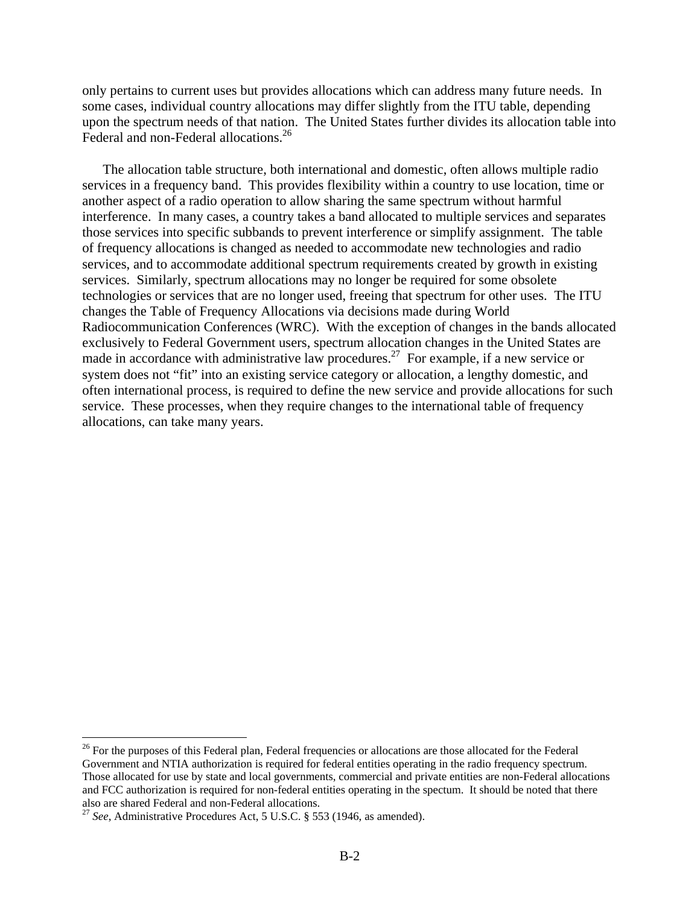only pertains to current uses but provides allocations which can address many future needs. In some cases, individual country allocations may differ slightly from the ITU table, depending upon the spectrum needs of that nation. The United States further divides its allocation table into Federal and non-Federal allocations.[26]

The allocation table structure, both international and domestic, often allows multiple radio services in a frequency band. This provides flexibility within a country to use location, time or another aspect of a radio operation to allow sharing the same spectrum without harmful interference. In many cases, a country takes a band allocated to multiple services and separates those services into specific subbands to prevent interference or simplify assignment. The table of frequency allocations is changed as needed to accommodate new technologies and radio services, and to accommodate additional spectrum requirements created by growth in existing services. Similarly, spectrum allocations may no longer be required for some obsolete technologies or services that are no longer used, freeing that spectrum for other uses. The ITU changes the Table of Frequency Allocations via decisions made during World Radiocommunication Conferences (WRC). With the exception of changes in the bands allocated exclusively to Federal Government users, spectrum allocation changes in the United States are made in accordance with administrative law procedures.[27] For example, if a new service or system does not "fit" into an existing service category or allocation, a lengthy domestic, and often international process, is required to define the new service and provide allocations for such service. These processes, when they require changes to the international table of frequency allocations, can take many years.

---

[26] For the purposes of this Federal plan, Federal frequencies or allocations are those allocated for the Federal Government and NTIA authorization is required for federal entities operating in the radio frequency spectrum. Those allocated for use by state and local governments, commercial and private entities are non-Federal allocations and FCC authorization is required for non-federal entities operating in the spectum. It should be noted that there also are shared Federal and non-Federal allocations.

[27] *See*, Administrative Procedures Act, 5 U.S.C. § 553 (1946, as amended).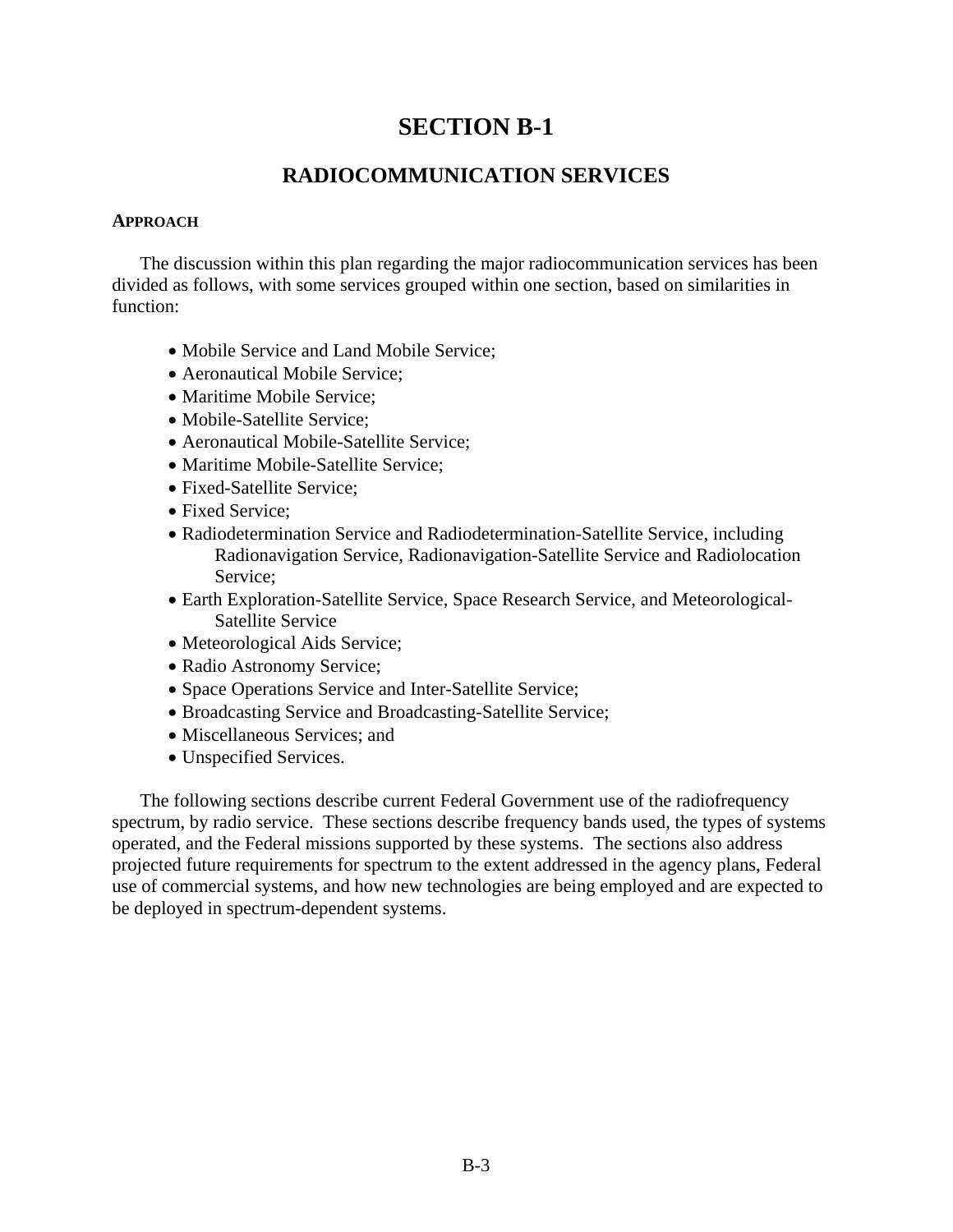# SECTION B-1

## RADIOCOMMUNICATION SERVICES

### APPROACH

The discussion within this plan regarding the major radiocommunication services has been divided as follows, with some services grouped within one section, based on similarities in function:

- Mobile Service and Land Mobile Service;
- Aeronautical Mobile Service;
- Maritime Mobile Service;
- Mobile-Satellite Service;
- Aeronautical Mobile-Satellite Service;
- Maritime Mobile-Satellite Service;
- Fixed-Satellite Service;
- Fixed Service;
- Radiodetermination Service and Radiodetermination-Satellite Service, including Radionavigation Service, Radionavigation-Satellite Service and Radiolocation Service;
- Earth Exploration-Satellite Service, Space Research Service, and Meteorological-Satellite Service
- Meteorological Aids Service;
- Radio Astronomy Service;
- Space Operations Service and Inter-Satellite Service;
- Broadcasting Service and Broadcasting-Satellite Service;
- Miscellaneous Services; and
- Unspecified Services.

The following sections describe current Federal Government use of the radiofrequency spectrum, by radio service. These sections describe frequency bands used, the types of systems operated, and the Federal missions supported by these systems. The sections also address projected future requirements for spectrum to the extent addressed in the agency plans, Federal use of commercial systems, and how new technologies are being employed and are expected to be deployed in spectrum-dependent systems.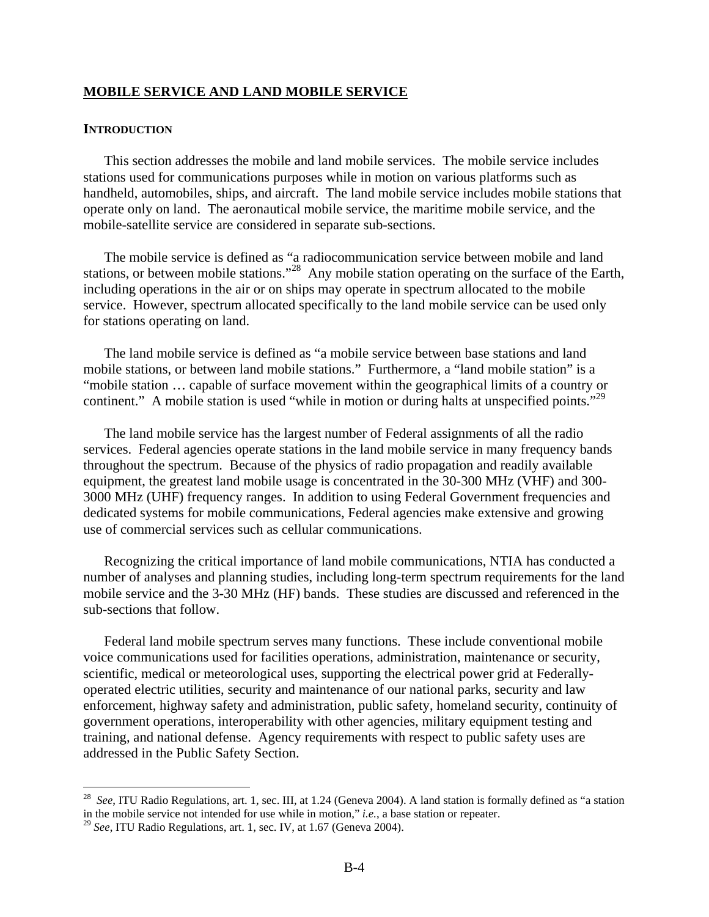## MOBILE SERVICE AND LAND MOBILE SERVICE

### INTRODUCTION

This section addresses the mobile and land mobile services. The mobile service includes stations used for communications purposes while in motion on various platforms such as handheld, automobiles, ships, and aircraft. The land mobile service includes mobile stations that operate only on land. The aeronautical mobile service, the maritime mobile service, and the mobile-satellite service are considered in separate sub-sections.

The mobile service is defined as "a radiocommunication service between mobile and land stations, or between mobile stations."[28] Any mobile station operating on the surface of the Earth, including operations in the air or on ships may operate in spectrum allocated to the mobile service. However, spectrum allocated specifically to the land mobile service can be used only for stations operating on land.

The land mobile service is defined as "a mobile service between base stations and land mobile stations, or between land mobile stations." Furthermore, a "land mobile station" is a "mobile station … capable of surface movement within the geographical limits of a country or continent." A mobile station is used "while in motion or during halts at unspecified points."[29]

The land mobile service has the largest number of Federal assignments of all the radio services. Federal agencies operate stations in the land mobile service in many frequency bands throughout the spectrum. Because of the physics of radio propagation and readily available equipment, the greatest land mobile usage is concentrated in the 30-300 MHz (VHF) and 300-3000 MHz (UHF) frequency ranges. In addition to using Federal Government frequencies and dedicated systems for mobile communications, Federal agencies make extensive and growing use of commercial services such as cellular communications.

Recognizing the critical importance of land mobile communications, NTIA has conducted a number of analyses and planning studies, including long-term spectrum requirements for the land mobile service and the 3-30 MHz (HF) bands. These studies are discussed and referenced in the sub-sections that follow.

Federal land mobile spectrum serves many functions. These include conventional mobile voice communications used for facilities operations, administration, maintenance or security, scientific, medical or meteorological uses, supporting the electrical power grid at Federally-operated electric utilities, security and maintenance of our national parks, security and law enforcement, highway safety and administration, public safety, homeland security, continuity of government operations, interoperability with other agencies, military equipment testing and training, and national defense. Agency requirements with respect to public safety uses are addressed in the Public Safety Section.

---

[28] *See*, ITU Radio Regulations, art. 1, sec. III, at 1.24 (Geneva 2004). A land station is formally defined as "a station in the mobile service not intended for use while in motion," *i.e.*, a base station or repeater.

[29] *See*, ITU Radio Regulations, art. 1, sec. IV, at 1.67 (Geneva 2004).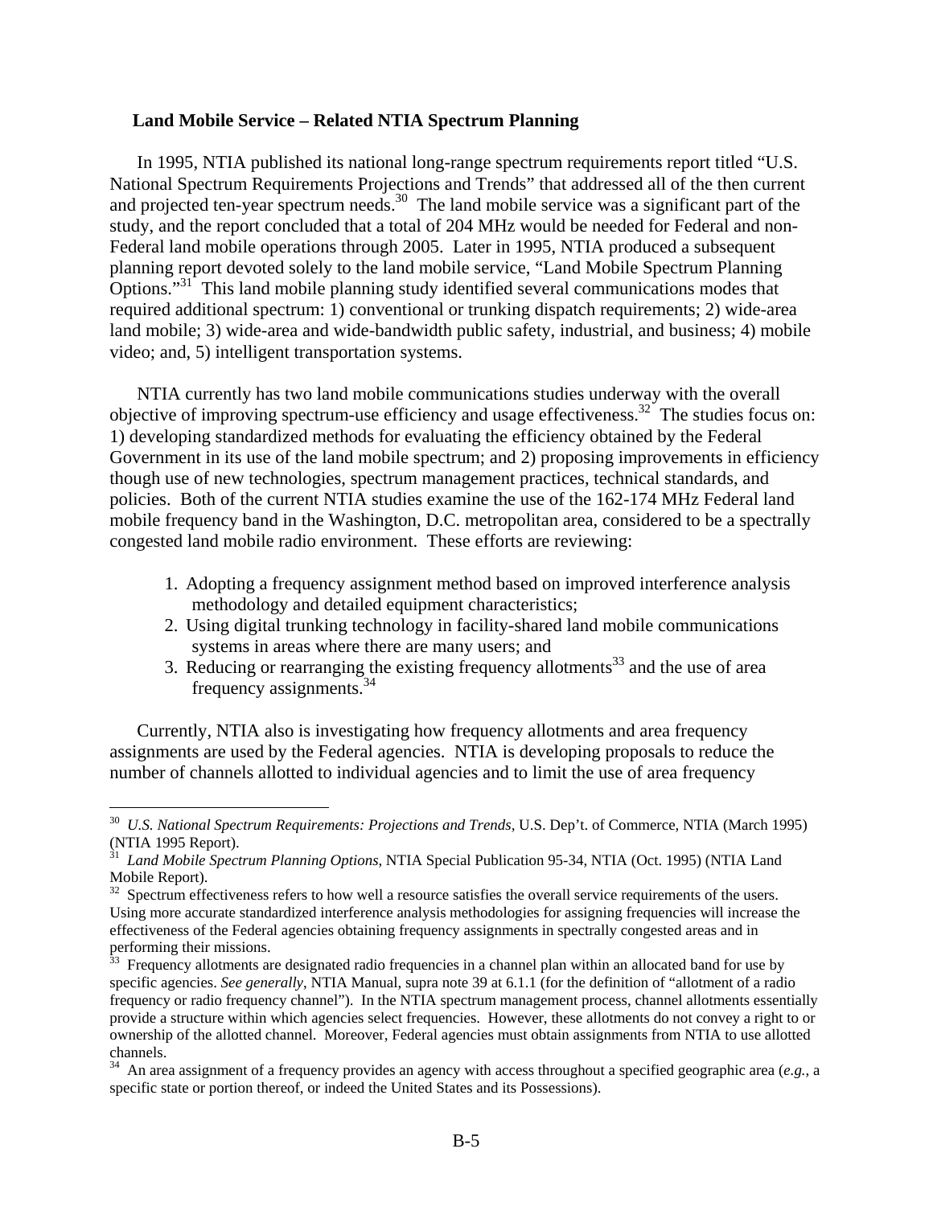### Land Mobile Service – Related NTIA Spectrum Planning

In 1995, NTIA published its national long-range spectrum requirements report titled "U.S. National Spectrum Requirements Projections and Trends" that addressed all of the then current and projected ten-year spectrum needs.[30] The land mobile service was a significant part of the study, and the report concluded that a total of 204 MHz would be needed for Federal and non-Federal land mobile operations through 2005. Later in 1995, NTIA produced a subsequent planning report devoted solely to the land mobile service, "Land Mobile Spectrum Planning Options."[31] This land mobile planning study identified several communications modes that required additional spectrum: 1) conventional or trunking dispatch requirements; 2) wide-area land mobile; 3) wide-area and wide-bandwidth public safety, industrial, and business; 4) mobile video; and, 5) intelligent transportation systems.

NTIA currently has two land mobile communications studies underway with the overall objective of improving spectrum-use efficiency and usage effectiveness.[32] The studies focus on: 1) developing standardized methods for evaluating the efficiency obtained by the Federal Government in its use of the land mobile spectrum; and 2) proposing improvements in efficiency though use of new technologies, spectrum management practices, technical standards, and policies. Both of the current NTIA studies examine the use of the 162-174 MHz Federal land mobile frequency band in the Washington, D.C. metropolitan area, considered to be a spectrally congested land mobile radio environment. These efforts are reviewing:

1. Adopting a frequency assignment method based on improved interference analysis methodology and detailed equipment characteristics;
2. Using digital trunking technology in facility-shared land mobile communications systems in areas where there are many users; and
3. Reducing or rearranging the existing frequency allotments[33] and the use of area frequency assignments.[34]

Currently, NTIA also is investigating how frequency allotments and area frequency assignments are used by the Federal agencies. NTIA is developing proposals to reduce the number of channels allotted to individual agencies and to limit the use of area frequency

---

[30] *U.S. National Spectrum Requirements: Projections and Trends,* U.S. Dep't. of Commerce, NTIA (March 1995) (NTIA 1995 Report).

[31] *Land Mobile Spectrum Planning Options*, NTIA Special Publication 95-34, NTIA (Oct. 1995) (NTIA Land Mobile Report).

[32] Spectrum effectiveness refers to how well a resource satisfies the overall service requirements of the users. Using more accurate standardized interference analysis methodologies for assigning frequencies will increase the effectiveness of the Federal agencies obtaining frequency assignments in spectrally congested areas and in performing their missions.

[33] Frequency allotments are designated radio frequencies in a channel plan within an allocated band for use by specific agencies. *See generally*, NTIA Manual, supra note 39 at 6.1.1 (for the definition of "allotment of a radio frequency or radio frequency channel"). In the NTIA spectrum management process, channel allotments essentially provide a structure within which agencies select frequencies. However, these allotments do not convey a right to or ownership of the allotted channel. Moreover, Federal agencies must obtain assignments from NTIA to use allotted channels.

[34] An area assignment of a frequency provides an agency with access throughout a specified geographic area (*e.g.*, a specific state or portion thereof, or indeed the United States and its Possessions).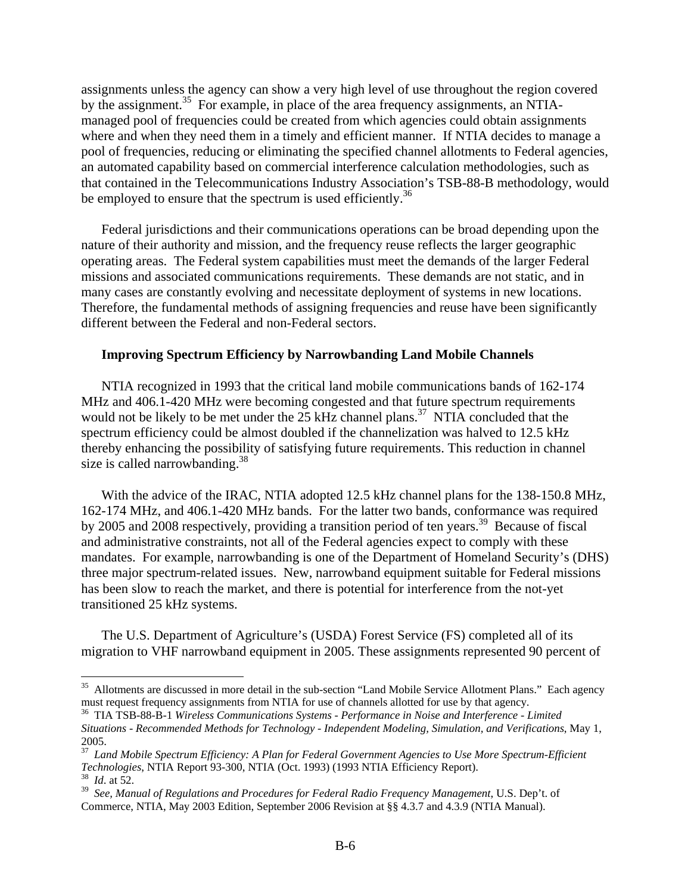assignments unless the agency can show a very high level of use throughout the region covered by the assignment.[35] For example, in place of the area frequency assignments, an NTIA-managed pool of frequencies could be created from which agencies could obtain assignments where and when they need them in a timely and efficient manner. If NTIA decides to manage a pool of frequencies, reducing or eliminating the specified channel allotments to Federal agencies, an automated capability based on commercial interference calculation methodologies, such as that contained in the Telecommunications Industry Association's TSB-88-B methodology, would be employed to ensure that the spectrum is used efficiently.[36]

Federal jurisdictions and their communications operations can be broad depending upon the nature of their authority and mission, and the frequency reuse reflects the larger geographic operating areas. The Federal system capabilities must meet the demands of the larger Federal missions and associated communications requirements. These demands are not static, and in many cases are constantly evolving and necessitate deployment of systems in new locations. Therefore, the fundamental methods of assigning frequencies and reuse have been significantly different between the Federal and non-Federal sectors.

**Improving Spectrum Efficiency by Narrowbanding Land Mobile Channels**

NTIA recognized in 1993 that the critical land mobile communications bands of 162-174 MHz and 406.1-420 MHz were becoming congested and that future spectrum requirements would not be likely to be met under the 25 kHz channel plans.[37] NTIA concluded that the spectrum efficiency could be almost doubled if the channelization was halved to 12.5 kHz thereby enhancing the possibility of satisfying future requirements. This reduction in channel size is called narrowbanding.[38]

With the advice of the IRAC, NTIA adopted 12.5 kHz channel plans for the 138-150.8 MHz, 162-174 MHz, and 406.1-420 MHz bands. For the latter two bands, conformance was required by 2005 and 2008 respectively, providing a transition period of ten years.[39] Because of fiscal and administrative constraints, not all of the Federal agencies expect to comply with these mandates. For example, narrowbanding is one of the Department of Homeland Security's (DHS) three major spectrum-related issues. New, narrowband equipment suitable for Federal missions has been slow to reach the market, and there is potential for interference from the not-yet transitioned 25 kHz systems.

The U.S. Department of Agriculture's (USDA) Forest Service (FS) completed all of its migration to VHF narrowband equipment in 2005. These assignments represented 90 percent of

---

[35] Allotments are discussed in more detail in the sub-section "Land Mobile Service Allotment Plans." Each agency must request frequency assignments from NTIA for use of channels allotted for use by that agency.

[36] TIA TSB-88-B-1 *Wireless Communications Systems - Performance in Noise and Interference - Limited Situations - Recommended Methods for Technology - Independent Modeling, Simulation, and Verifications*, May 1, 2005.

[37] *Land Mobile Spectrum Efficiency: A Plan for Federal Government Agencies to Use More Spectrum-Efficient Technologies,* NTIA Report 93-300, NTIA (Oct. 1993) (1993 NTIA Efficiency Report).

[38] *Id*. at 52.

[39] *See, Manual of Regulations and Procedures for Federal Radio Frequency Management,* U.S. Dep't. of Commerce, NTIA, May 2003 Edition, September 2006 Revision at §§ 4.3.7 and 4.3.9 (NTIA Manual).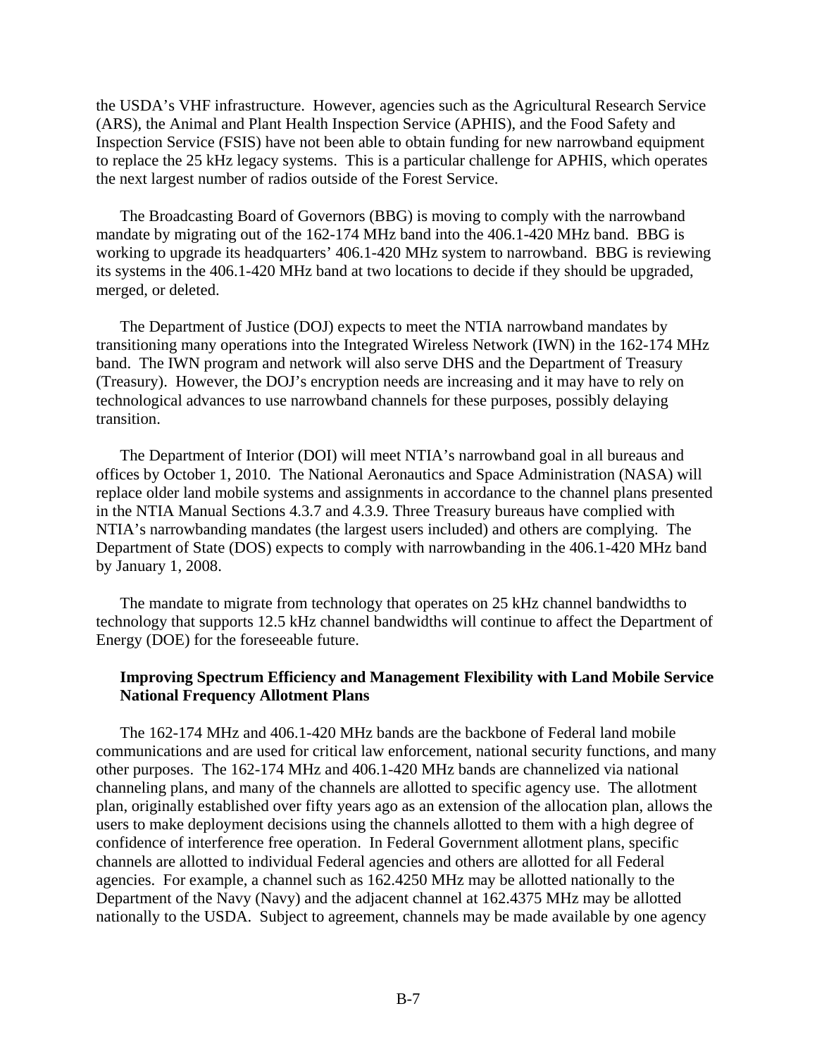the USDA's VHF infrastructure. However, agencies such as the Agricultural Research Service (ARS), the Animal and Plant Health Inspection Service (APHIS), and the Food Safety and Inspection Service (FSIS) have not been able to obtain funding for new narrowband equipment to replace the 25 kHz legacy systems. This is a particular challenge for APHIS, which operates the next largest number of radios outside of the Forest Service.

The Broadcasting Board of Governors (BBG) is moving to comply with the narrowband mandate by migrating out of the 162-174 MHz band into the 406.1-420 MHz band. BBG is working to upgrade its headquarters' 406.1-420 MHz system to narrowband. BBG is reviewing its systems in the 406.1-420 MHz band at two locations to decide if they should be upgraded, merged, or deleted.

The Department of Justice (DOJ) expects to meet the NTIA narrowband mandates by transitioning many operations into the Integrated Wireless Network (IWN) in the 162-174 MHz band. The IWN program and network will also serve DHS and the Department of Treasury (Treasury). However, the DOJ's encryption needs are increasing and it may have to rely on technological advances to use narrowband channels for these purposes, possibly delaying transition.

The Department of Interior (DOI) will meet NTIA's narrowband goal in all bureaus and offices by October 1, 2010. The National Aeronautics and Space Administration (NASA) will replace older land mobile systems and assignments in accordance to the channel plans presented in the NTIA Manual Sections 4.3.7 and 4.3.9. Three Treasury bureaus have complied with NTIA's narrowbanding mandates (the largest users included) and others are complying. The Department of State (DOS) expects to comply with narrowbanding in the 406.1-420 MHz band by January 1, 2008.

The mandate to migrate from technology that operates on 25 kHz channel bandwidths to technology that supports 12.5 kHz channel bandwidths will continue to affect the Department of Energy (DOE) for the foreseeable future.

**Improving Spectrum Efficiency and Management Flexibility with Land Mobile Service National Frequency Allotment Plans**

The 162-174 MHz and 406.1-420 MHz bands are the backbone of Federal land mobile communications and are used for critical law enforcement, national security functions, and many other purposes. The 162-174 MHz and 406.1-420 MHz bands are channelized via national channeling plans, and many of the channels are allotted to specific agency use. The allotment plan, originally established over fifty years ago as an extension of the allocation plan, allows the users to make deployment decisions using the channels allotted to them with a high degree of confidence of interference free operation. In Federal Government allotment plans, specific channels are allotted to individual Federal agencies and others are allotted for all Federal agencies. For example, a channel such as 162.4250 MHz may be allotted nationally to the Department of the Navy (Navy) and the adjacent channel at 162.4375 MHz may be allotted nationally to the USDA. Subject to agreement, channels may be made available by one agency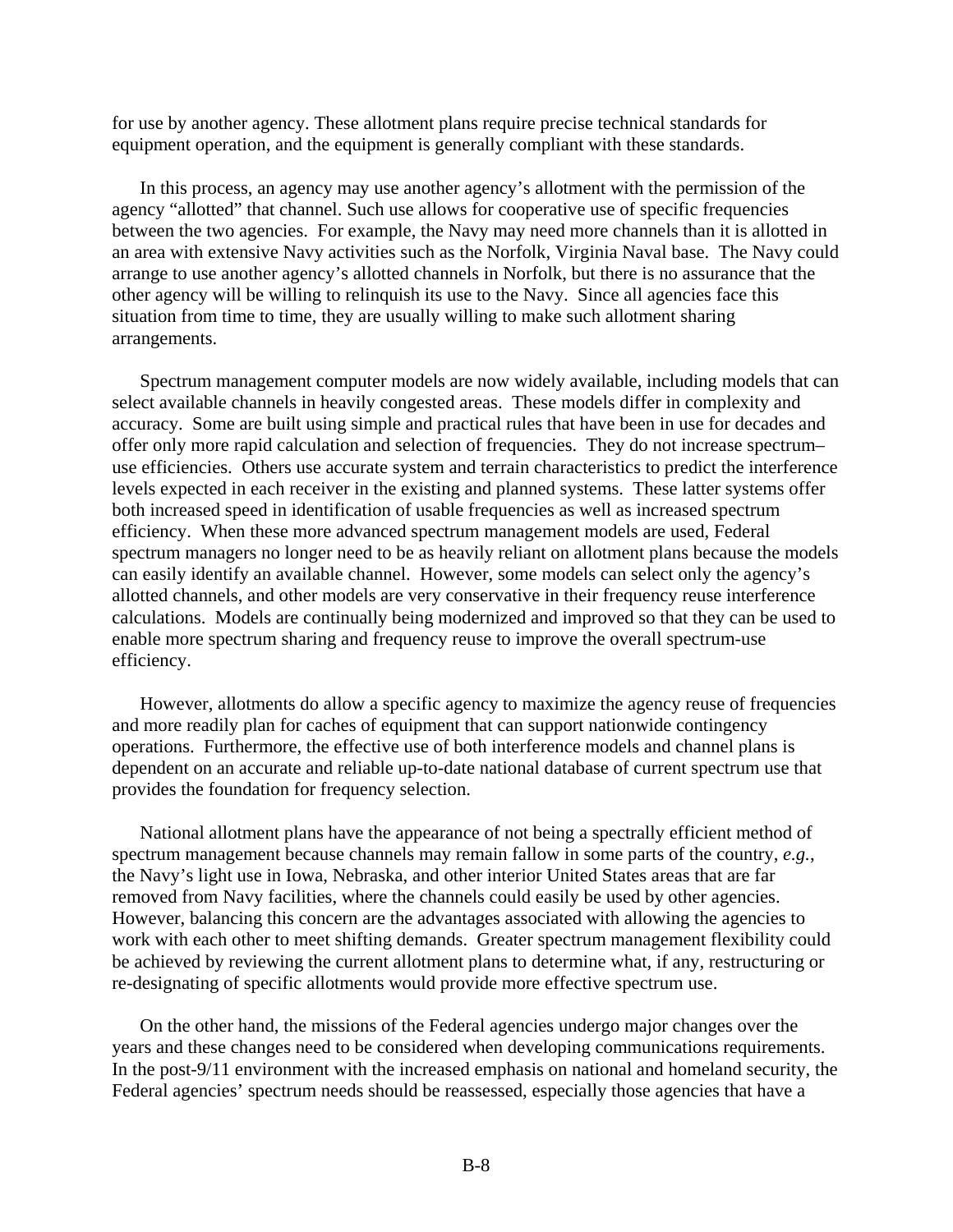for use by another agency. These allotment plans require precise technical standards for equipment operation, and the equipment is generally compliant with these standards.

In this process, an agency may use another agency's allotment with the permission of the agency "allotted" that channel. Such use allows for cooperative use of specific frequencies between the two agencies. For example, the Navy may need more channels than it is allotted in an area with extensive Navy activities such as the Norfolk, Virginia Naval base. The Navy could arrange to use another agency's allotted channels in Norfolk, but there is no assurance that the other agency will be willing to relinquish its use to the Navy. Since all agencies face this situation from time to time, they are usually willing to make such allotment sharing arrangements.

Spectrum management computer models are now widely available, including models that can select available channels in heavily congested areas. These models differ in complexity and accuracy. Some are built using simple and practical rules that have been in use for decades and offer only more rapid calculation and selection of frequencies. They do not increase spectrum–use efficiencies. Others use accurate system and terrain characteristics to predict the interference levels expected in each receiver in the existing and planned systems. These latter systems offer both increased speed in identification of usable frequencies as well as increased spectrum efficiency. When these more advanced spectrum management models are used, Federal spectrum managers no longer need to be as heavily reliant on allotment plans because the models can easily identify an available channel. However, some models can select only the agency's allotted channels, and other models are very conservative in their frequency reuse interference calculations. Models are continually being modernized and improved so that they can be used to enable more spectrum sharing and frequency reuse to improve the overall spectrum-use efficiency.

However, allotments do allow a specific agency to maximize the agency reuse of frequencies and more readily plan for caches of equipment that can support nationwide contingency operations. Furthermore, the effective use of both interference models and channel plans is dependent on an accurate and reliable up-to-date national database of current spectrum use that provides the foundation for frequency selection.

National allotment plans have the appearance of not being a spectrally efficient method of spectrum management because channels may remain fallow in some parts of the country, *e.g.*, the Navy's light use in Iowa, Nebraska, and other interior United States areas that are far removed from Navy facilities, where the channels could easily be used by other agencies. However, balancing this concern are the advantages associated with allowing the agencies to work with each other to meet shifting demands. Greater spectrum management flexibility could be achieved by reviewing the current allotment plans to determine what, if any, restructuring or re-designating of specific allotments would provide more effective spectrum use.

On the other hand, the missions of the Federal agencies undergo major changes over the years and these changes need to be considered when developing communications requirements. In the post-9/11 environment with the increased emphasis on national and homeland security, the Federal agencies' spectrum needs should be reassessed, especially those agencies that have a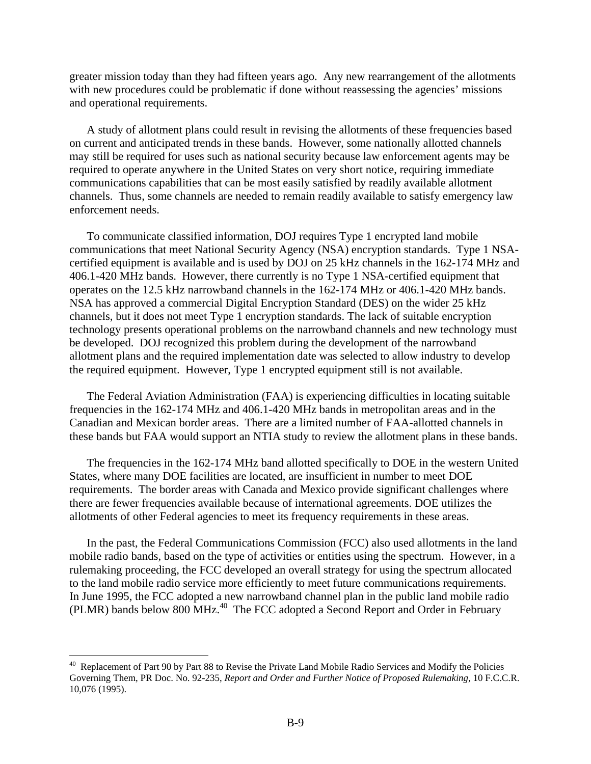greater mission today than they had fifteen years ago. Any new rearrangement of the allotments with new procedures could be problematic if done without reassessing the agencies' missions and operational requirements.

A study of allotment plans could result in revising the allotments of these frequencies based on current and anticipated trends in these bands. However, some nationally allotted channels may still be required for uses such as national security because law enforcement agents may be required to operate anywhere in the United States on very short notice, requiring immediate communications capabilities that can be most easily satisfied by readily available allotment channels. Thus, some channels are needed to remain readily available to satisfy emergency law enforcement needs.

To communicate classified information, DOJ requires Type 1 encrypted land mobile communications that meet National Security Agency (NSA) encryption standards. Type 1 NSA-certified equipment is available and is used by DOJ on 25 kHz channels in the 162-174 MHz and 406.1-420 MHz bands. However, there currently is no Type 1 NSA-certified equipment that operates on the 12.5 kHz narrowband channels in the 162-174 MHz or 406.1-420 MHz bands. NSA has approved a commercial Digital Encryption Standard (DES) on the wider 25 kHz channels, but it does not meet Type 1 encryption standards. The lack of suitable encryption technology presents operational problems on the narrowband channels and new technology must be developed. DOJ recognized this problem during the development of the narrowband allotment plans and the required implementation date was selected to allow industry to develop the required equipment. However, Type 1 encrypted equipment still is not available.

The Federal Aviation Administration (FAA) is experiencing difficulties in locating suitable frequencies in the 162-174 MHz and 406.1-420 MHz bands in metropolitan areas and in the Canadian and Mexican border areas. There are a limited number of FAA-allotted channels in these bands but FAA would support an NTIA study to review the allotment plans in these bands.

The frequencies in the 162-174 MHz band allotted specifically to DOE in the western United States, where many DOE facilities are located, are insufficient in number to meet DOE requirements. The border areas with Canada and Mexico provide significant challenges where there are fewer frequencies available because of international agreements. DOE utilizes the allotments of other Federal agencies to meet its frequency requirements in these areas.

In the past, the Federal Communications Commission (FCC) also used allotments in the land mobile radio bands, based on the type of activities or entities using the spectrum. However, in a rulemaking proceeding, the FCC developed an overall strategy for using the spectrum allocated to the land mobile radio service more efficiently to meet future communications requirements. In June 1995, the FCC adopted a new narrowband channel plan in the public land mobile radio (PLMR) bands below 800 MHz.[40] The FCC adopted a Second Report and Order in February

[40] Replacement of Part 90 by Part 88 to Revise the Private Land Mobile Radio Services and Modify the Policies Governing Them, PR Doc. No. 92-235, *Report and Order and Further Notice of Proposed Rulemaking*, 10 F.C.C.R. 10,076 (1995).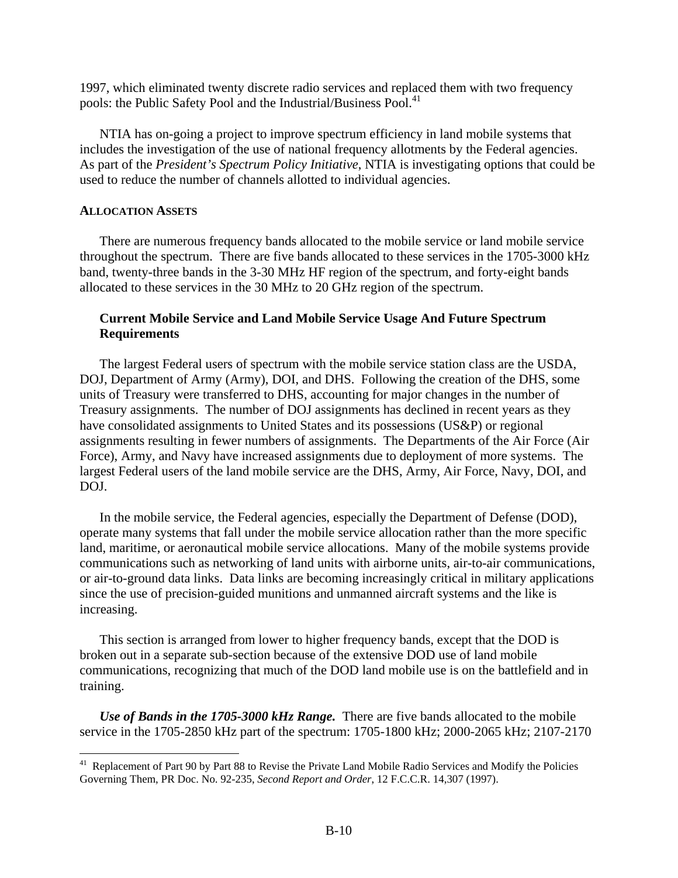1997, which eliminated twenty discrete radio services and replaced them with two frequency pools: the Public Safety Pool and the Industrial/Business Pool.[41]

NTIA has on-going a project to improve spectrum efficiency in land mobile systems that includes the investigation of the use of national frequency allotments by the Federal agencies. As part of the *President's Spectrum Policy Initiative*, NTIA is investigating options that could be used to reduce the number of channels allotted to individual agencies.

#### ALLOCATION ASSETS

There are numerous frequency bands allocated to the mobile service or land mobile service throughout the spectrum. There are five bands allocated to these services in the 1705-3000 kHz band, twenty-three bands in the 3-30 MHz HF region of the spectrum, and forty-eight bands allocated to these services in the 30 MHz to 20 GHz region of the spectrum.

### Current Mobile Service and Land Mobile Service Usage And Future Spectrum Requirements

The largest Federal users of spectrum with the mobile service station class are the USDA, DOJ, Department of Army (Army), DOI, and DHS. Following the creation of the DHS, some units of Treasury were transferred to DHS, accounting for major changes in the number of Treasury assignments. The number of DOJ assignments has declined in recent years as they have consolidated assignments to United States and its possessions (US&P) or regional assignments resulting in fewer numbers of assignments. The Departments of the Air Force (Air Force), Army, and Navy have increased assignments due to deployment of more systems. The largest Federal users of the land mobile service are the DHS, Army, Air Force, Navy, DOI, and DOJ.

In the mobile service, the Federal agencies, especially the Department of Defense (DOD), operate many systems that fall under the mobile service allocation rather than the more specific land, maritime, or aeronautical mobile service allocations. Many of the mobile systems provide communications such as networking of land units with airborne units, air-to-air communications, or air-to-ground data links. Data links are becoming increasingly critical in military applications since the use of precision-guided munitions and unmanned aircraft systems and the like is increasing.

This section is arranged from lower to higher frequency bands, except that the DOD is broken out in a separate sub-section because of the extensive DOD use of land mobile communications, recognizing that much of the DOD land mobile use is on the battlefield and in training.

***Use of Bands in the 1705-3000 kHz Range.*** There are five bands allocated to the mobile service in the 1705-2850 kHz part of the spectrum: 1705-1800 kHz; 2000-2065 kHz; 2107-2170

[41] Replacement of Part 90 by Part 88 to Revise the Private Land Mobile Radio Services and Modify the Policies Governing Them, PR Doc. No. 92-235, *Second Report and Order*, 12 F.C.C.R. 14,307 (1997).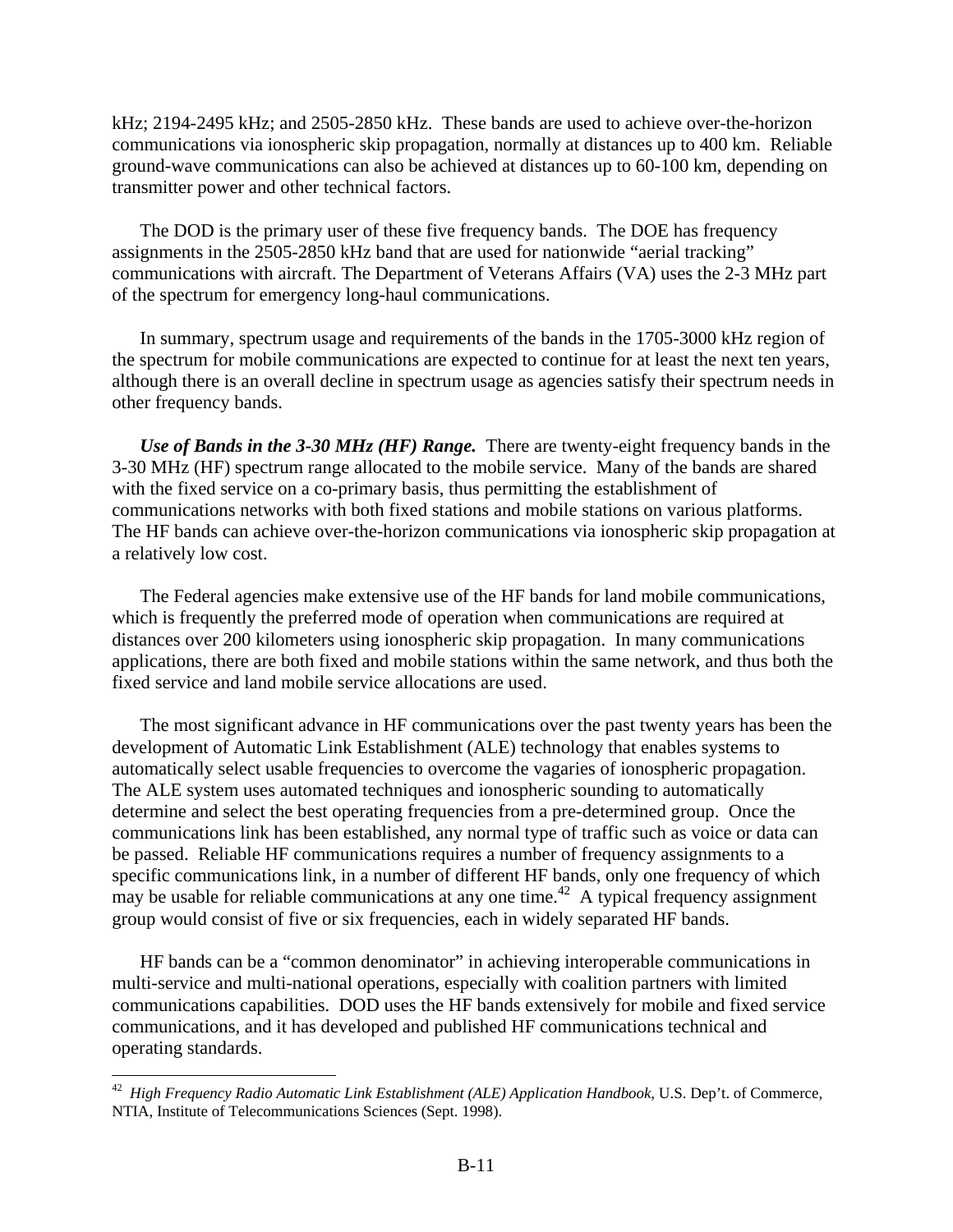kHz; 2194-2495 kHz; and 2505-2850 kHz. These bands are used to achieve over-the-horizon communications via ionospheric skip propagation, normally at distances up to 400 km. Reliable ground-wave communications can also be achieved at distances up to 60-100 km, depending on transmitter power and other technical factors.

The DOD is the primary user of these five frequency bands. The DOE has frequency assignments in the 2505-2850 kHz band that are used for nationwide "aerial tracking" communications with aircraft. The Department of Veterans Affairs (VA) uses the 2-3 MHz part of the spectrum for emergency long-haul communications.

In summary, spectrum usage and requirements of the bands in the 1705-3000 kHz region of the spectrum for mobile communications are expected to continue for at least the next ten years, although there is an overall decline in spectrum usage as agencies satisfy their spectrum needs in other frequency bands.

***Use of Bands in the 3-30 MHz (HF) Range.*** There are twenty-eight frequency bands in the 3-30 MHz (HF) spectrum range allocated to the mobile service. Many of the bands are shared with the fixed service on a co-primary basis, thus permitting the establishment of communications networks with both fixed stations and mobile stations on various platforms. The HF bands can achieve over-the-horizon communications via ionospheric skip propagation at a relatively low cost.

The Federal agencies make extensive use of the HF bands for land mobile communications, which is frequently the preferred mode of operation when communications are required at distances over 200 kilometers using ionospheric skip propagation. In many communications applications, there are both fixed and mobile stations within the same network, and thus both the fixed service and land mobile service allocations are used.

The most significant advance in HF communications over the past twenty years has been the development of Automatic Link Establishment (ALE) technology that enables systems to automatically select usable frequencies to overcome the vagaries of ionospheric propagation. The ALE system uses automated techniques and ionospheric sounding to automatically determine and select the best operating frequencies from a pre-determined group. Once the communications link has been established, any normal type of traffic such as voice or data can be passed. Reliable HF communications requires a number of frequency assignments to a specific communications link, in a number of different HF bands, only one frequency of which may be usable for reliable communications at any one time.[42] A typical frequency assignment group would consist of five or six frequencies, each in widely separated HF bands.

HF bands can be a "common denominator" in achieving interoperable communications in multi-service and multi-national operations, especially with coalition partners with limited communications capabilities. DOD uses the HF bands extensively for mobile and fixed service communications, and it has developed and published HF communications technical and operating standards.

---

[42] *High Frequency Radio Automatic Link Establishment (ALE) Application Handbook*, U.S. Dep't. of Commerce, NTIA, Institute of Telecommunications Sciences (Sept. 1998).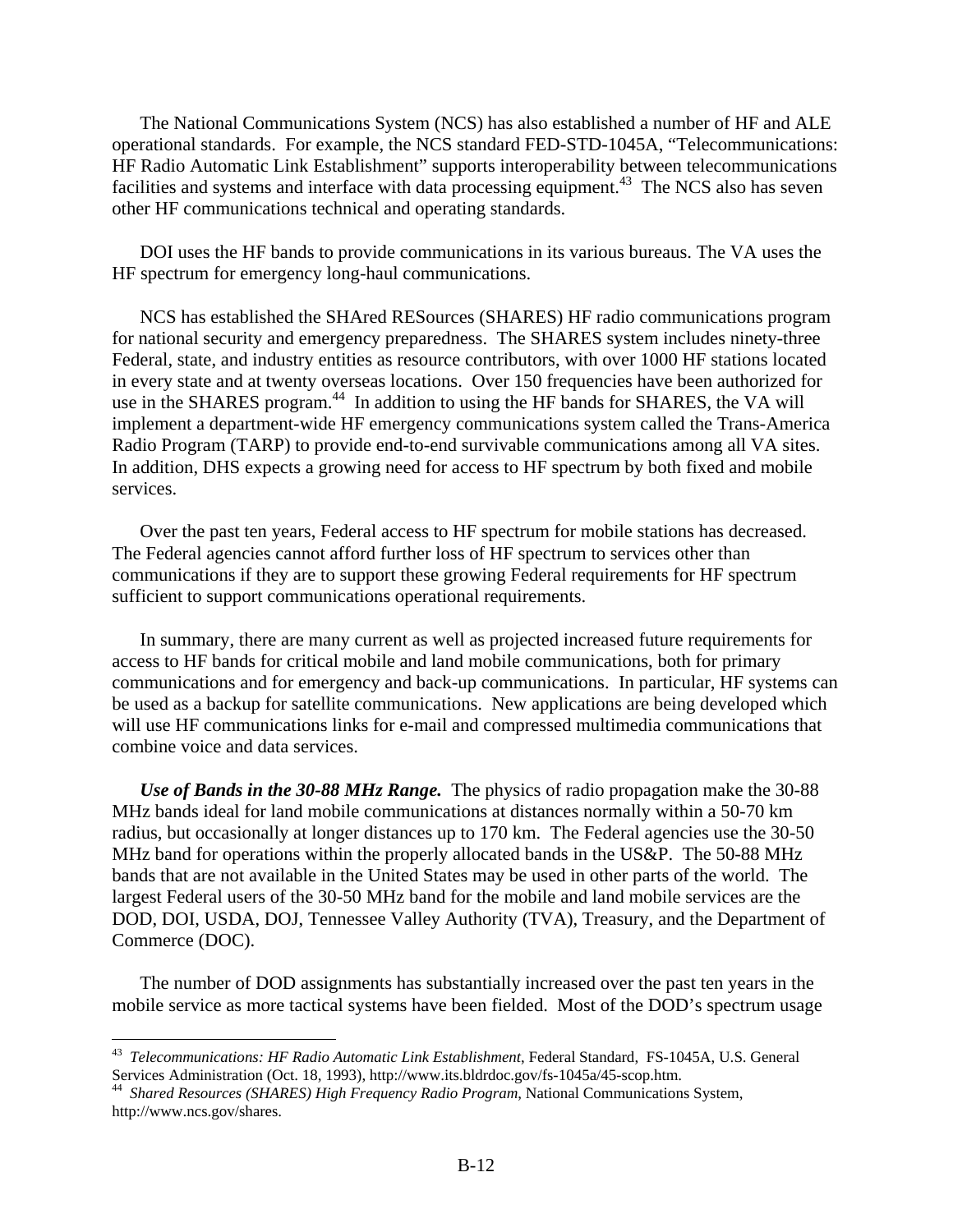The National Communications System (NCS) has also established a number of HF and ALE operational standards. For example, the NCS standard FED-STD-1045A, "Telecommunications: HF Radio Automatic Link Establishment" supports interoperability between telecommunications facilities and systems and interface with data processing equipment.[43] The NCS also has seven other HF communications technical and operating standards.

DOI uses the HF bands to provide communications in its various bureaus. The VA uses the HF spectrum for emergency long-haul communications.

NCS has established the SHAred RESources (SHARES) HF radio communications program for national security and emergency preparedness. The SHARES system includes ninety-three Federal, state, and industry entities as resource contributors, with over 1000 HF stations located in every state and at twenty overseas locations. Over 150 frequencies have been authorized for use in the SHARES program.[44] In addition to using the HF bands for SHARES, the VA will implement a department-wide HF emergency communications system called the Trans-America Radio Program (TARP) to provide end-to-end survivable communications among all VA sites. In addition, DHS expects a growing need for access to HF spectrum by both fixed and mobile services.

Over the past ten years, Federal access to HF spectrum for mobile stations has decreased. The Federal agencies cannot afford further loss of HF spectrum to services other than communications if they are to support these growing Federal requirements for HF spectrum sufficient to support communications operational requirements.

In summary, there are many current as well as projected increased future requirements for access to HF bands for critical mobile and land mobile communications, both for primary communications and for emergency and back-up communications. In particular, HF systems can be used as a backup for satellite communications. New applications are being developed which will use HF communications links for e-mail and compressed multimedia communications that combine voice and data services.

***Use of Bands in the 30-88 MHz Range.*** The physics of radio propagation make the 30-88 MHz bands ideal for land mobile communications at distances normally within a 50-70 km radius, but occasionally at longer distances up to 170 km. The Federal agencies use the 30-50 MHz band for operations within the properly allocated bands in the US&P. The 50-88 MHz bands that are not available in the United States may be used in other parts of the world. The largest Federal users of the 30-50 MHz band for the mobile and land mobile services are the DOD, DOI, USDA, DOJ, Tennessee Valley Authority (TVA), Treasury, and the Department of Commerce (DOC).

The number of DOD assignments has substantially increased over the past ten years in the mobile service as more tactical systems have been fielded. Most of the DOD's spectrum usage

---

[43] *Telecommunications: HF Radio Automatic Link Establishment*, Federal Standard, FS-1045A, U.S. General Services Administration (Oct. 18, 1993), http://www.its.bldrdoc.gov/fs-1045a/45-scop.htm.

[44] *Shared Resources (SHARES) High Frequency Radio Program*, National Communications System, http://www.ncs.gov/shares.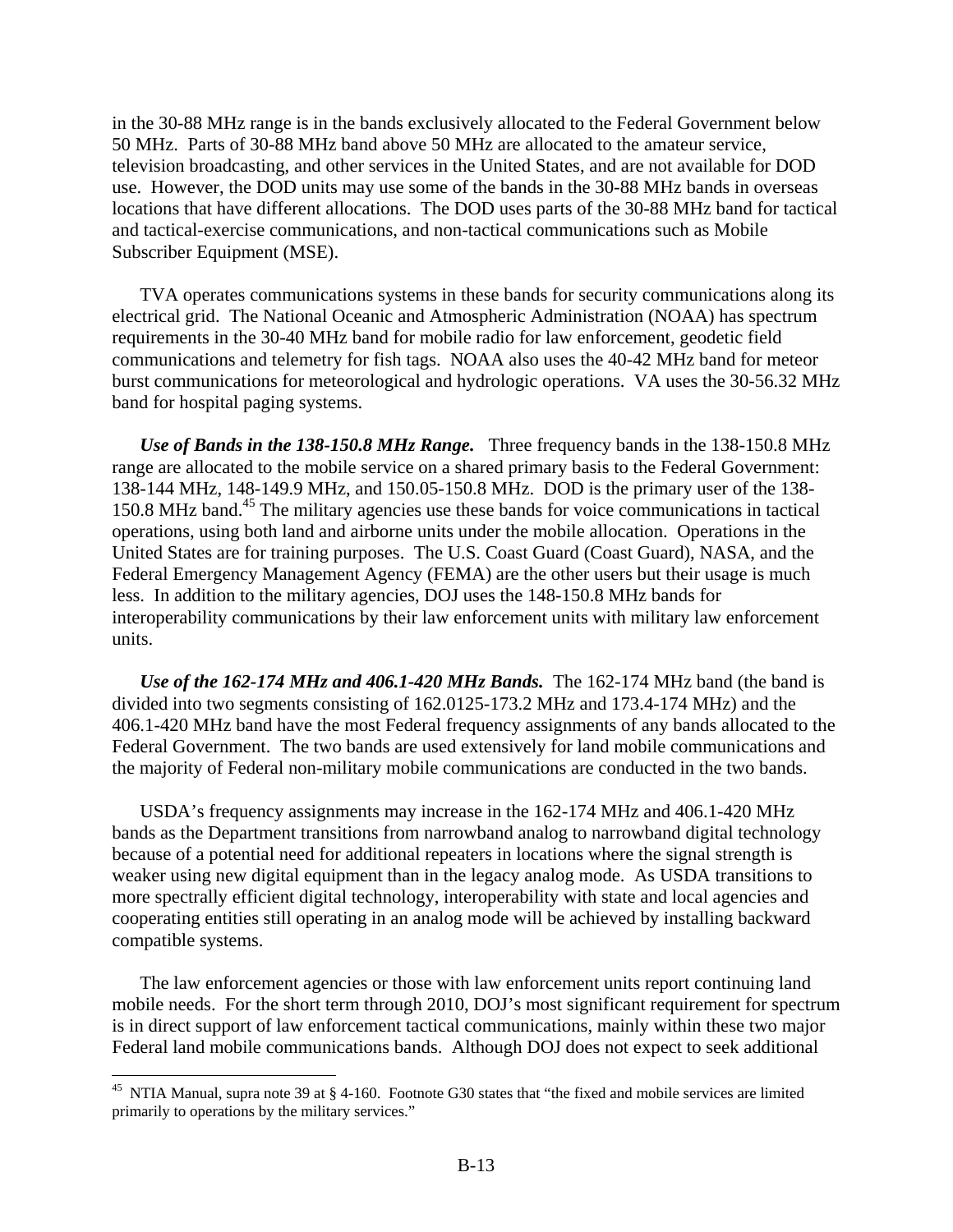in the 30-88 MHz range is in the bands exclusively allocated to the Federal Government below 50 MHz. Parts of 30-88 MHz band above 50 MHz are allocated to the amateur service, television broadcasting, and other services in the United States, and are not available for DOD use. However, the DOD units may use some of the bands in the 30-88 MHz bands in overseas locations that have different allocations. The DOD uses parts of the 30-88 MHz band for tactical and tactical-exercise communications, and non-tactical communications such as Mobile Subscriber Equipment (MSE).

TVA operates communications systems in these bands for security communications along its electrical grid. The National Oceanic and Atmospheric Administration (NOAA) has spectrum requirements in the 30-40 MHz band for mobile radio for law enforcement, geodetic field communications and telemetry for fish tags. NOAA also uses the 40-42 MHz band for meteor burst communications for meteorological and hydrologic operations. VA uses the 30-56.32 MHz band for hospital paging systems.

***Use of Bands in the 138-150.8 MHz Range.*** Three frequency bands in the 138-150.8 MHz range are allocated to the mobile service on a shared primary basis to the Federal Government: 138-144 MHz, 148-149.9 MHz, and 150.05-150.8 MHz. DOD is the primary user of the 138-150.8 MHz band.[45] The military agencies use these bands for voice communications in tactical operations, using both land and airborne units under the mobile allocation. Operations in the United States are for training purposes. The U.S. Coast Guard (Coast Guard), NASA, and the Federal Emergency Management Agency (FEMA) are the other users but their usage is much less. In addition to the military agencies, DOJ uses the 148-150.8 MHz bands for interoperability communications by their law enforcement units with military law enforcement units.

***Use of the 162-174 MHz and 406.1-420 MHz Bands.*** The 162-174 MHz band (the band is divided into two segments consisting of 162.0125-173.2 MHz and 173.4-174 MHz) and the 406.1-420 MHz band have the most Federal frequency assignments of any bands allocated to the Federal Government. The two bands are used extensively for land mobile communications and the majority of Federal non-military mobile communications are conducted in the two bands.

USDA's frequency assignments may increase in the 162-174 MHz and 406.1-420 MHz bands as the Department transitions from narrowband analog to narrowband digital technology because of a potential need for additional repeaters in locations where the signal strength is weaker using new digital equipment than in the legacy analog mode. As USDA transitions to more spectrally efficient digital technology, interoperability with state and local agencies and cooperating entities still operating in an analog mode will be achieved by installing backward compatible systems.

The law enforcement agencies or those with law enforcement units report continuing land mobile needs. For the short term through 2010, DOJ's most significant requirement for spectrum is in direct support of law enforcement tactical communications, mainly within these two major Federal land mobile communications bands. Although DOJ does not expect to seek additional

---

[45] NTIA Manual, supra note 39 at § 4-160. Footnote G30 states that "the fixed and mobile services are limited primarily to operations by the military services."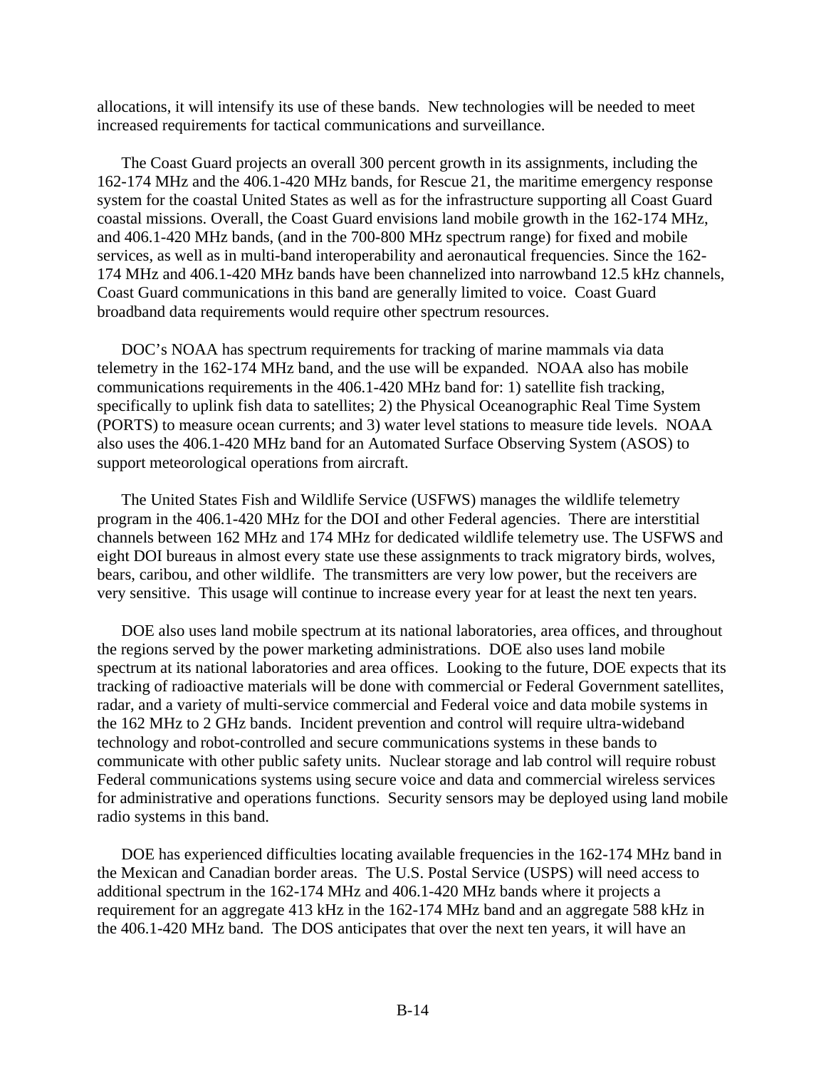allocations, it will intensify its use of these bands. New technologies will be needed to meet increased requirements for tactical communications and surveillance.

The Coast Guard projects an overall 300 percent growth in its assignments, including the 162-174 MHz and the 406.1-420 MHz bands, for Rescue 21, the maritime emergency response system for the coastal United States as well as for the infrastructure supporting all Coast Guard coastal missions. Overall, the Coast Guard envisions land mobile growth in the 162-174 MHz, and 406.1-420 MHz bands, (and in the 700-800 MHz spectrum range) for fixed and mobile services, as well as in multi-band interoperability and aeronautical frequencies. Since the 162-174 MHz and 406.1-420 MHz bands have been channelized into narrowband 12.5 kHz channels, Coast Guard communications in this band are generally limited to voice. Coast Guard broadband data requirements would require other spectrum resources.

DOC's NOAA has spectrum requirements for tracking of marine mammals via data telemetry in the 162-174 MHz band, and the use will be expanded. NOAA also has mobile communications requirements in the 406.1-420 MHz band for: 1) satellite fish tracking, specifically to uplink fish data to satellites; 2) the Physical Oceanographic Real Time System (PORTS) to measure ocean currents; and 3) water level stations to measure tide levels. NOAA also uses the 406.1-420 MHz band for an Automated Surface Observing System (ASOS) to support meteorological operations from aircraft.

The United States Fish and Wildlife Service (USFWS) manages the wildlife telemetry program in the 406.1-420 MHz for the DOI and other Federal agencies. There are interstitial channels between 162 MHz and 174 MHz for dedicated wildlife telemetry use. The USFWS and eight DOI bureaus in almost every state use these assignments to track migratory birds, wolves, bears, caribou, and other wildlife. The transmitters are very low power, but the receivers are very sensitive. This usage will continue to increase every year for at least the next ten years.

DOE also uses land mobile spectrum at its national laboratories, area offices, and throughout the regions served by the power marketing administrations. DOE also uses land mobile spectrum at its national laboratories and area offices. Looking to the future, DOE expects that its tracking of radioactive materials will be done with commercial or Federal Government satellites, radar, and a variety of multi-service commercial and Federal voice and data mobile systems in the 162 MHz to 2 GHz bands. Incident prevention and control will require ultra-wideband technology and robot-controlled and secure communications systems in these bands to communicate with other public safety units. Nuclear storage and lab control will require robust Federal communications systems using secure voice and data and commercial wireless services for administrative and operations functions. Security sensors may be deployed using land mobile radio systems in this band.

DOE has experienced difficulties locating available frequencies in the 162-174 MHz band in the Mexican and Canadian border areas. The U.S. Postal Service (USPS) will need access to additional spectrum in the 162-174 MHz and 406.1-420 MHz bands where it projects a requirement for an aggregate 413 kHz in the 162-174 MHz band and an aggregate 588 kHz in the 406.1-420 MHz band. The DOS anticipates that over the next ten years, it will have an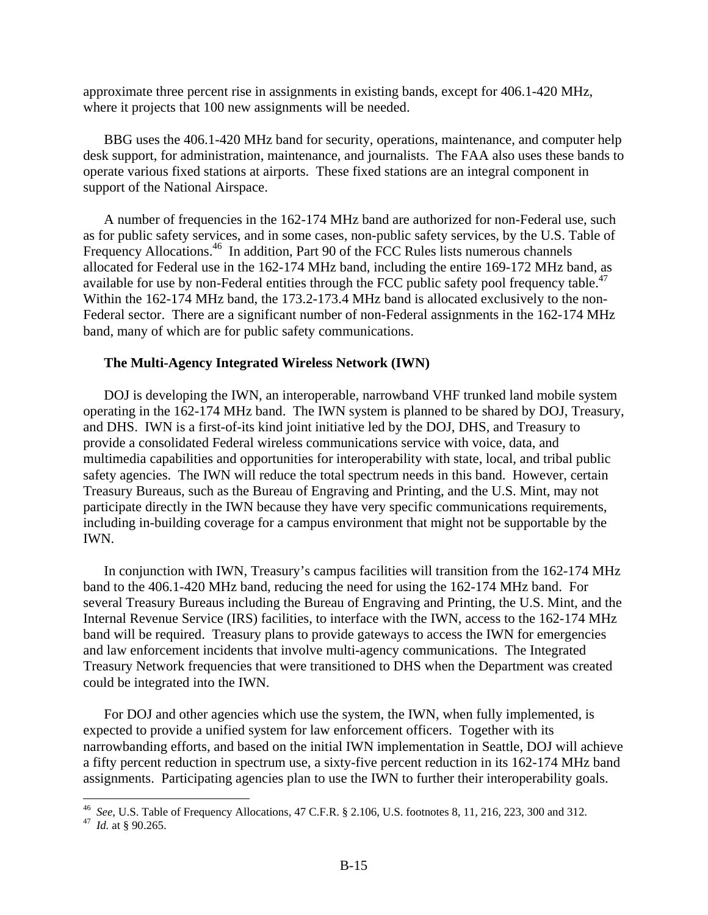approximate three percent rise in assignments in existing bands, except for 406.1-420 MHz, where it projects that 100 new assignments will be needed.

BBG uses the 406.1-420 MHz band for security, operations, maintenance, and computer help desk support, for administration, maintenance, and journalists. The FAA also uses these bands to operate various fixed stations at airports. These fixed stations are an integral component in support of the National Airspace.

A number of frequencies in the 162-174 MHz band are authorized for non-Federal use, such as for public safety services, and in some cases, non-public safety services, by the U.S. Table of Frequency Allocations.[46] In addition, Part 90 of the FCC Rules lists numerous channels allocated for Federal use in the 162-174 MHz band, including the entire 169-172 MHz band, as available for use by non-Federal entities through the FCC public safety pool frequency table.[47] Within the 162-174 MHz band, the 173.2-173.4 MHz band is allocated exclusively to the non-Federal sector. There are a significant number of non-Federal assignments in the 162-174 MHz band, many of which are for public safety communications.

**The Multi-Agency Integrated Wireless Network (IWN)**

DOJ is developing the IWN, an interoperable, narrowband VHF trunked land mobile system operating in the 162-174 MHz band. The IWN system is planned to be shared by DOJ, Treasury, and DHS. IWN is a first-of-its kind joint initiative led by the DOJ, DHS, and Treasury to provide a consolidated Federal wireless communications service with voice, data, and multimedia capabilities and opportunities for interoperability with state, local, and tribal public safety agencies. The IWN will reduce the total spectrum needs in this band. However, certain Treasury Bureaus, such as the Bureau of Engraving and Printing, and the U.S. Mint, may not participate directly in the IWN because they have very specific communications requirements, including in-building coverage for a campus environment that might not be supportable by the IWN.

In conjunction with IWN, Treasury's campus facilities will transition from the 162-174 MHz band to the 406.1-420 MHz band, reducing the need for using the 162-174 MHz band. For several Treasury Bureaus including the Bureau of Engraving and Printing, the U.S. Mint, and the Internal Revenue Service (IRS) facilities, to interface with the IWN, access to the 162-174 MHz band will be required. Treasury plans to provide gateways to access the IWN for emergencies and law enforcement incidents that involve multi-agency communications. The Integrated Treasury Network frequencies that were transitioned to DHS when the Department was created could be integrated into the IWN.

For DOJ and other agencies which use the system, the IWN, when fully implemented, is expected to provide a unified system for law enforcement officers. Together with its narrowbanding efforts, and based on the initial IWN implementation in Seattle, DOJ will achieve a fifty percent reduction in spectrum use, a sixty-five percent reduction in its 162-174 MHz band assignments. Participating agencies plan to use the IWN to further their interoperability goals.

---

[46] *See*, U.S. Table of Frequency Allocations, 47 C.F.R. § 2.106, U.S. footnotes 8, 11, 216, 223, 300 and 312.

[47] *Id.* at § 90.265.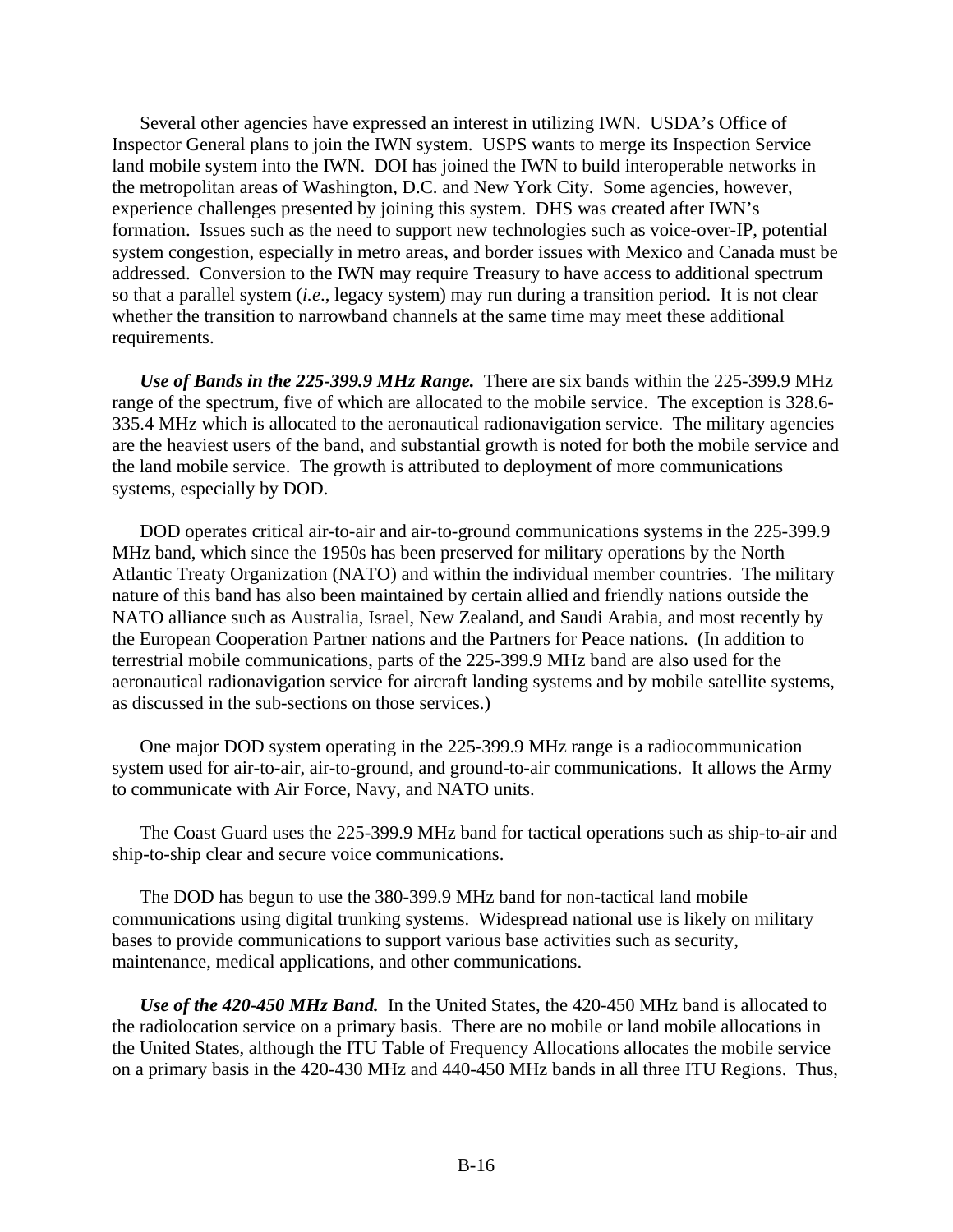Several other agencies have expressed an interest in utilizing IWN. USDA's Office of Inspector General plans to join the IWN system. USPS wants to merge its Inspection Service land mobile system into the IWN. DOI has joined the IWN to build interoperable networks in the metropolitan areas of Washington, D.C. and New York City. Some agencies, however, experience challenges presented by joining this system. DHS was created after IWN's formation. Issues such as the need to support new technologies such as voice-over-IP, potential system congestion, especially in metro areas, and border issues with Mexico and Canada must be addressed. Conversion to the IWN may require Treasury to have access to additional spectrum so that a parallel system (*i.e*., legacy system) may run during a transition period. It is not clear whether the transition to narrowband channels at the same time may meet these additional requirements.

***Use of Bands in the 225-399.9 MHz Range.*** There are six bands within the 225-399.9 MHz range of the spectrum, five of which are allocated to the mobile service. The exception is 328.6-335.4 MHz which is allocated to the aeronautical radionavigation service. The military agencies are the heaviest users of the band, and substantial growth is noted for both the mobile service and the land mobile service. The growth is attributed to deployment of more communications systems, especially by DOD.

DOD operates critical air-to-air and air-to-ground communications systems in the 225-399.9 MHz band, which since the 1950s has been preserved for military operations by the North Atlantic Treaty Organization (NATO) and within the individual member countries. The military nature of this band has also been maintained by certain allied and friendly nations outside the NATO alliance such as Australia, Israel, New Zealand, and Saudi Arabia, and most recently by the European Cooperation Partner nations and the Partners for Peace nations. (In addition to terrestrial mobile communications, parts of the 225-399.9 MHz band are also used for the aeronautical radionavigation service for aircraft landing systems and by mobile satellite systems, as discussed in the sub-sections on those services.)

One major DOD system operating in the 225-399.9 MHz range is a radiocommunication system used for air-to-air, air-to-ground, and ground-to-air communications. It allows the Army to communicate with Air Force, Navy, and NATO units.

The Coast Guard uses the 225-399.9 MHz band for tactical operations such as ship-to-air and ship-to-ship clear and secure voice communications.

The DOD has begun to use the 380-399.9 MHz band for non-tactical land mobile communications using digital trunking systems. Widespread national use is likely on military bases to provide communications to support various base activities such as security, maintenance, medical applications, and other communications.

***Use of the 420-450 MHz Band.*** In the United States, the 420-450 MHz band is allocated to the radiolocation service on a primary basis. There are no mobile or land mobile allocations in the United States, although the ITU Table of Frequency Allocations allocates the mobile service on a primary basis in the 420-430 MHz and 440-450 MHz bands in all three ITU Regions. Thus,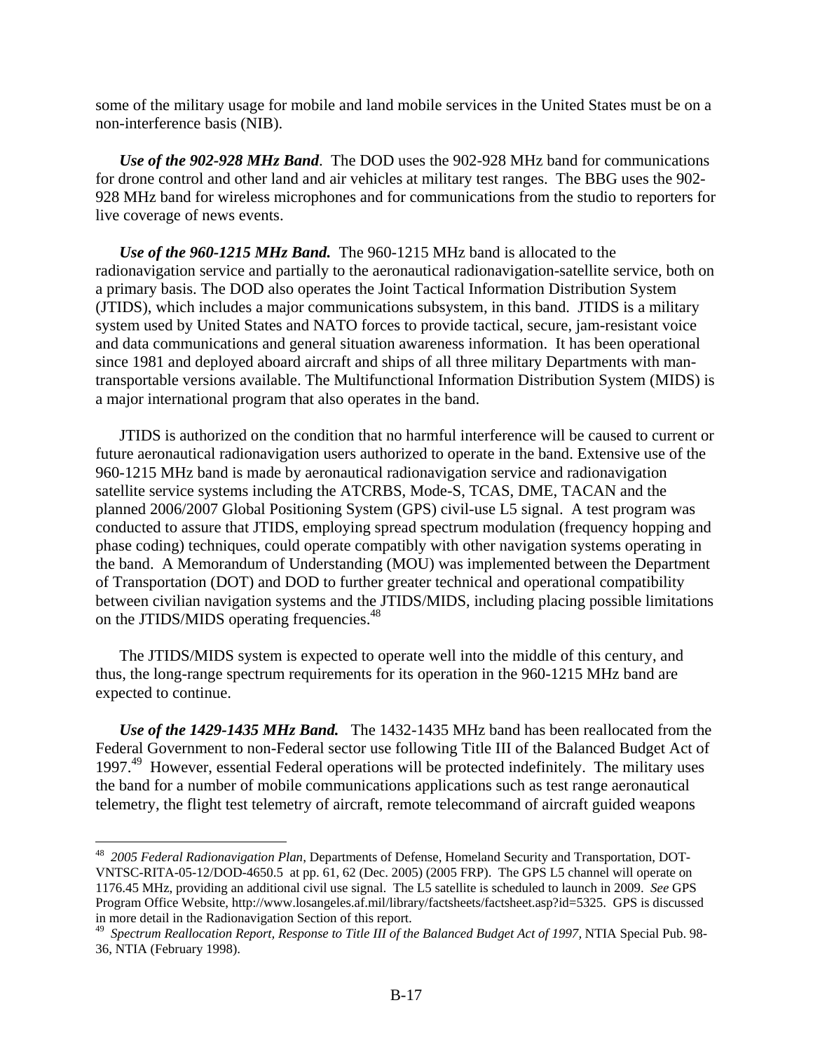some of the military usage for mobile and land mobile services in the United States must be on a non-interference basis (NIB).

***Use of the 902-928 MHz Band***. The DOD uses the 902-928 MHz band for communications for drone control and other land and air vehicles at military test ranges. The BBG uses the 902-928 MHz band for wireless microphones and for communications from the studio to reporters for live coverage of news events.

***Use of the 960-1215 MHz Band.*** The 960-1215 MHz band is allocated to the radionavigation service and partially to the aeronautical radionavigation-satellite service, both on a primary basis. The DOD also operates the Joint Tactical Information Distribution System (JTIDS), which includes a major communications subsystem, in this band. JTIDS is a military system used by United States and NATO forces to provide tactical, secure, jam-resistant voice and data communications and general situation awareness information. It has been operational since 1981 and deployed aboard aircraft and ships of all three military Departments with man-transportable versions available. The Multifunctional Information Distribution System (MIDS) is a major international program that also operates in the band.

JTIDS is authorized on the condition that no harmful interference will be caused to current or future aeronautical radionavigation users authorized to operate in the band. Extensive use of the 960-1215 MHz band is made by aeronautical radionavigation service and radionavigation satellite service systems including the ATCRBS, Mode-S, TCAS, DME, TACAN and the planned 2006/2007 Global Positioning System (GPS) civil-use L5 signal. A test program was conducted to assure that JTIDS, employing spread spectrum modulation (frequency hopping and phase coding) techniques, could operate compatibly with other navigation systems operating in the band. A Memorandum of Understanding (MOU) was implemented between the Department of Transportation (DOT) and DOD to further greater technical and operational compatibility between civilian navigation systems and the JTIDS/MIDS, including placing possible limitations on the JTIDS/MIDS operating frequencies.[48]

The JTIDS/MIDS system is expected to operate well into the middle of this century, and thus, the long-range spectrum requirements for its operation in the 960-1215 MHz band are expected to continue.

***Use of the 1429-1435 MHz Band.*** The 1432-1435 MHz band has been reallocated from the Federal Government to non-Federal sector use following Title III of the Balanced Budget Act of 1997.[49] However, essential Federal operations will be protected indefinitely. The military uses the band for a number of mobile communications applications such as test range aeronautical telemetry, the flight test telemetry of aircraft, remote telecommand of aircraft guided weapons

---

[48] *2005 Federal Radionavigation Plan,* Departments of Defense, Homeland Security and Transportation, DOT-VNTSC-RITA-05-12/DOD-4650.5 at pp. 61, 62 (Dec. 2005) (2005 FRP). The GPS L5 channel will operate on 1176.45 MHz, providing an additional civil use signal. The L5 satellite is scheduled to launch in 2009. *See* GPS Program Office Website, http://www.losangeles.af.mil/library/factsheets/factsheet.asp?id=5325. GPS is discussed in more detail in the Radionavigation Section of this report.

[49] *Spectrum Reallocation Report, Response to Title III of the Balanced Budget Act of 1997,* NTIA Special Pub. 98-36, NTIA (February 1998).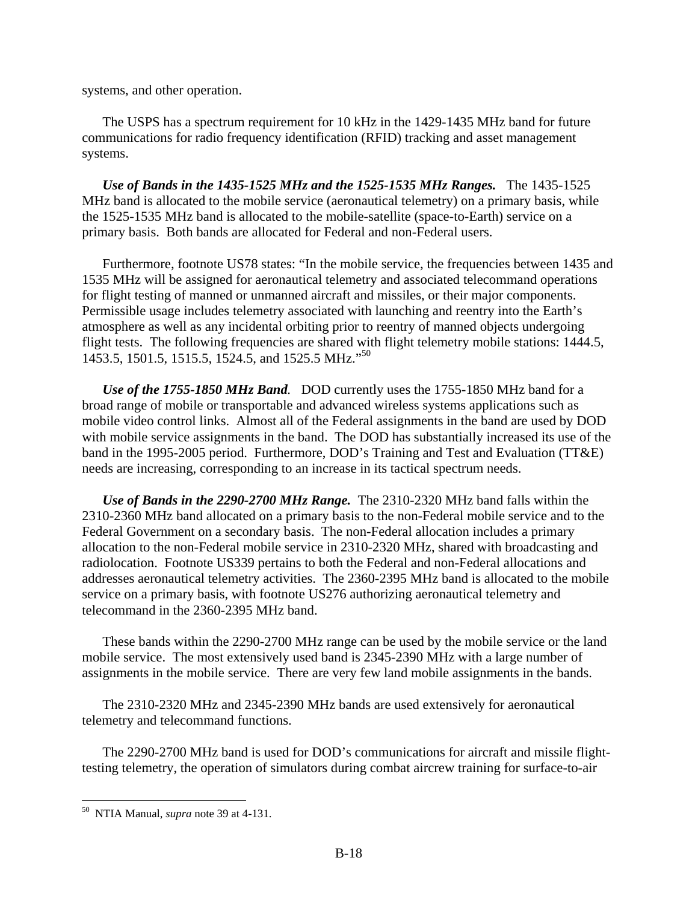systems, and other operation.

The USPS has a spectrum requirement for 10 kHz in the 1429-1435 MHz band for future communications for radio frequency identification (RFID) tracking and asset management systems.

***Use of Bands in the 1435-1525 MHz and the 1525-1535 MHz Ranges.*** The 1435-1525 MHz band is allocated to the mobile service (aeronautical telemetry) on a primary basis, while the 1525-1535 MHz band is allocated to the mobile-satellite (space-to-Earth) service on a primary basis. Both bands are allocated for Federal and non-Federal users.

Furthermore, footnote US78 states: "In the mobile service, the frequencies between 1435 and 1535 MHz will be assigned for aeronautical telemetry and associated telecommand operations for flight testing of manned or unmanned aircraft and missiles, or their major components. Permissible usage includes telemetry associated with launching and reentry into the Earth's atmosphere as well as any incidental orbiting prior to reentry of manned objects undergoing flight tests. The following frequencies are shared with flight telemetry mobile stations: 1444.5, 1453.5, 1501.5, 1515.5, 1524.5, and 1525.5 MHz."[50]

***Use of the 1755-1850 MHz Band.*** DOD currently uses the 1755-1850 MHz band for a broad range of mobile or transportable and advanced wireless systems applications such as mobile video control links. Almost all of the Federal assignments in the band are used by DOD with mobile service assignments in the band. The DOD has substantially increased its use of the band in the 1995-2005 period. Furthermore, DOD's Training and Test and Evaluation (TT&E) needs are increasing, corresponding to an increase in its tactical spectrum needs.

***Use of Bands in the 2290-2700 MHz Range.*** The 2310-2320 MHz band falls within the 2310-2360 MHz band allocated on a primary basis to the non-Federal mobile service and to the Federal Government on a secondary basis. The non-Federal allocation includes a primary allocation to the non-Federal mobile service in 2310-2320 MHz, shared with broadcasting and radiolocation. Footnote US339 pertains to both the Federal and non-Federal allocations and addresses aeronautical telemetry activities. The 2360-2395 MHz band is allocated to the mobile service on a primary basis, with footnote US276 authorizing aeronautical telemetry and telecommand in the 2360-2395 MHz band.

These bands within the 2290-2700 MHz range can be used by the mobile service or the land mobile service. The most extensively used band is 2345-2390 MHz with a large number of assignments in the mobile service. There are very few land mobile assignments in the bands.

The 2310-2320 MHz and 2345-2390 MHz bands are used extensively for aeronautical telemetry and telecommand functions.

The 2290-2700 MHz band is used for DOD's communications for aircraft and missile flight-testing telemetry, the operation of simulators during combat aircrew training for surface-to-air

---

[50] NTIA Manual, *supra* note 39 at 4-131.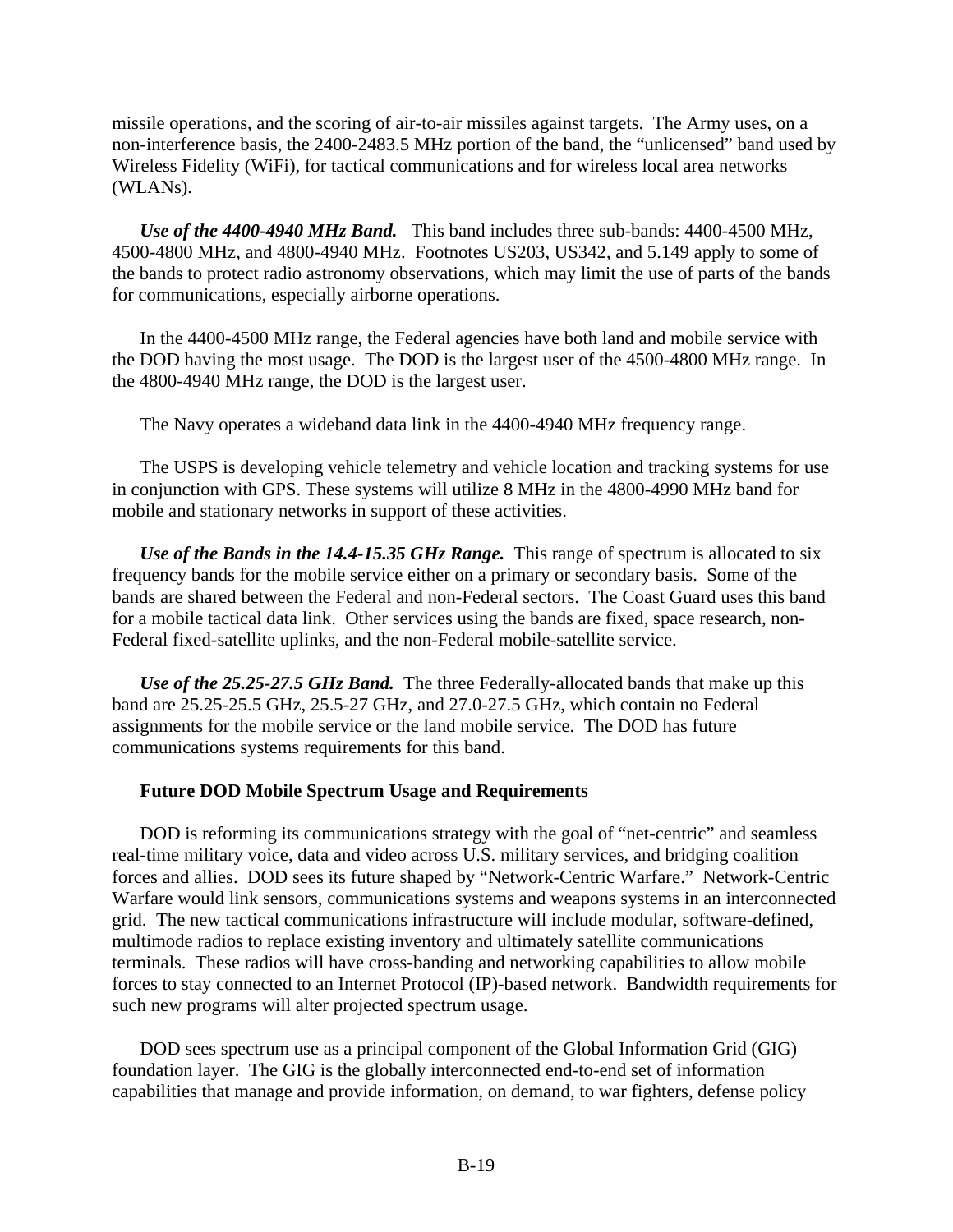missile operations, and the scoring of air-to-air missiles against targets. The Army uses, on a non-interference basis, the 2400-2483.5 MHz portion of the band, the "unlicensed" band used by Wireless Fidelity (WiFi), for tactical communications and for wireless local area networks (WLANs).

***Use of the 4400-4940 MHz Band.*** This band includes three sub-bands: 4400-4500 MHz, 4500-4800 MHz, and 4800-4940 MHz. Footnotes US203, US342, and 5.149 apply to some of the bands to protect radio astronomy observations, which may limit the use of parts of the bands for communications, especially airborne operations.

In the 4400-4500 MHz range, the Federal agencies have both land and mobile service with the DOD having the most usage. The DOD is the largest user of the 4500-4800 MHz range. In the 4800-4940 MHz range, the DOD is the largest user.

The Navy operates a wideband data link in the 4400-4940 MHz frequency range.

The USPS is developing vehicle telemetry and vehicle location and tracking systems for use in conjunction with GPS. These systems will utilize 8 MHz in the 4800-4990 MHz band for mobile and stationary networks in support of these activities.

***Use of the Bands in the 14.4-15.35 GHz Range.*** This range of spectrum is allocated to six frequency bands for the mobile service either on a primary or secondary basis. Some of the bands are shared between the Federal and non-Federal sectors. The Coast Guard uses this band for a mobile tactical data link. Other services using the bands are fixed, space research, non-Federal fixed-satellite uplinks, and the non-Federal mobile-satellite service.

***Use of the 25.25-27.5 GHz Band.*** The three Federally-allocated bands that make up this band are 25.25-25.5 GHz, 25.5-27 GHz, and 27.0-27.5 GHz, which contain no Federal assignments for the mobile service or the land mobile service. The DOD has future communications systems requirements for this band.

**Future DOD Mobile Spectrum Usage and Requirements**

DOD is reforming its communications strategy with the goal of "net-centric" and seamless real-time military voice, data and video across U.S. military services, and bridging coalition forces and allies. DOD sees its future shaped by "Network-Centric Warfare." Network-Centric Warfare would link sensors, communications systems and weapons systems in an interconnected grid. The new tactical communications infrastructure will include modular, software-defined, multimode radios to replace existing inventory and ultimately satellite communications terminals. These radios will have cross-banding and networking capabilities to allow mobile forces to stay connected to an Internet Protocol (IP)-based network. Bandwidth requirements for such new programs will alter projected spectrum usage.

DOD sees spectrum use as a principal component of the Global Information Grid (GIG) foundation layer. The GIG is the globally interconnected end-to-end set of information capabilities that manage and provide information, on demand, to war fighters, defense policy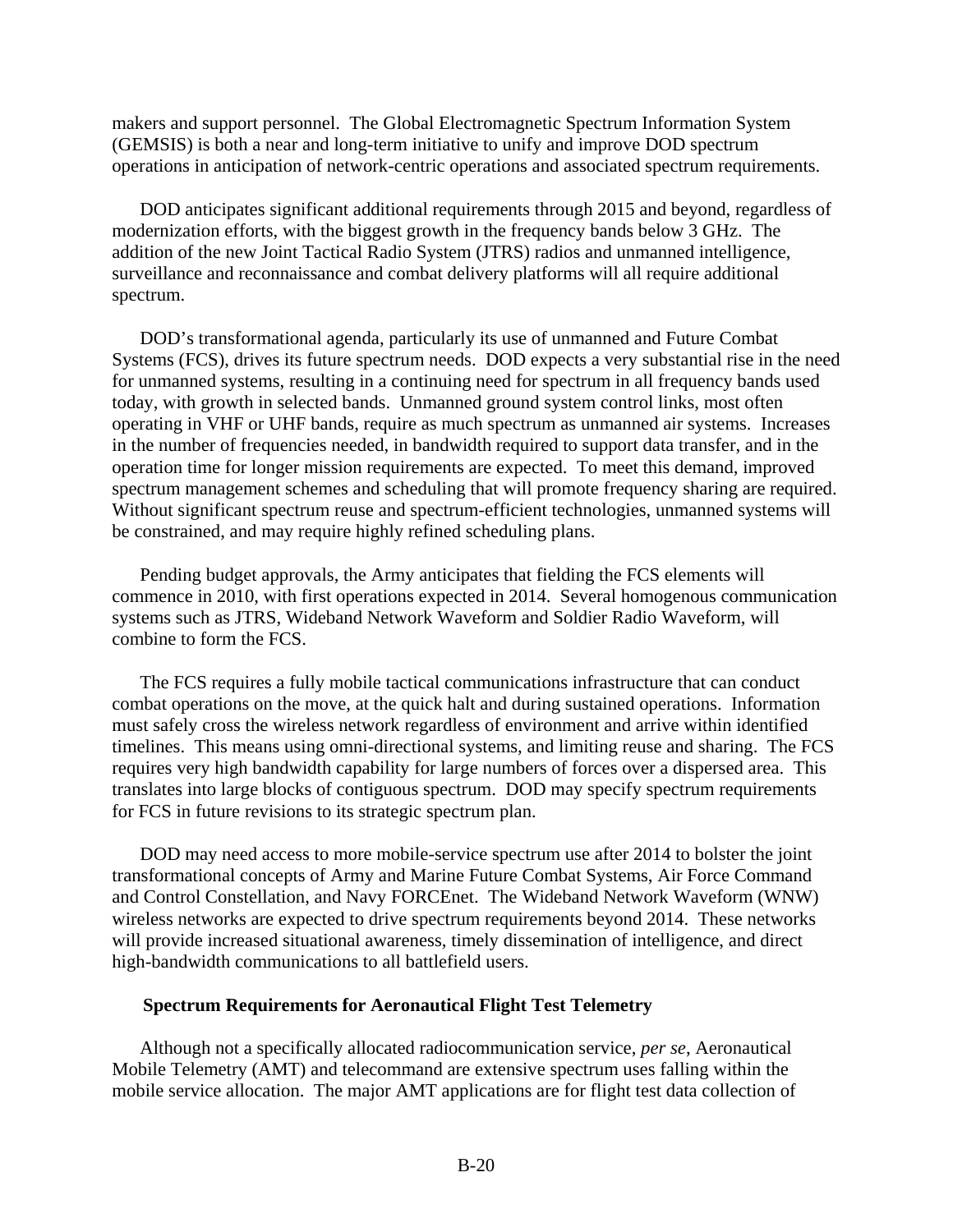makers and support personnel. The Global Electromagnetic Spectrum Information System (GEMSIS) is both a near and long-term initiative to unify and improve DOD spectrum operations in anticipation of network-centric operations and associated spectrum requirements.

DOD anticipates significant additional requirements through 2015 and beyond, regardless of modernization efforts, with the biggest growth in the frequency bands below 3 GHz. The addition of the new Joint Tactical Radio System (JTRS) radios and unmanned intelligence, surveillance and reconnaissance and combat delivery platforms will all require additional spectrum.

DOD's transformational agenda, particularly its use of unmanned and Future Combat Systems (FCS), drives its future spectrum needs. DOD expects a very substantial rise in the need for unmanned systems, resulting in a continuing need for spectrum in all frequency bands used today, with growth in selected bands. Unmanned ground system control links, most often operating in VHF or UHF bands, require as much spectrum as unmanned air systems. Increases in the number of frequencies needed, in bandwidth required to support data transfer, and in the operation time for longer mission requirements are expected. To meet this demand, improved spectrum management schemes and scheduling that will promote frequency sharing are required. Without significant spectrum reuse and spectrum-efficient technologies, unmanned systems will be constrained, and may require highly refined scheduling plans.

Pending budget approvals, the Army anticipates that fielding the FCS elements will commence in 2010, with first operations expected in 2014. Several homogenous communication systems such as JTRS, Wideband Network Waveform and Soldier Radio Waveform, will combine to form the FCS.

The FCS requires a fully mobile tactical communications infrastructure that can conduct combat operations on the move, at the quick halt and during sustained operations. Information must safely cross the wireless network regardless of environment and arrive within identified timelines. This means using omni-directional systems, and limiting reuse and sharing. The FCS requires very high bandwidth capability for large numbers of forces over a dispersed area. This translates into large blocks of contiguous spectrum. DOD may specify spectrum requirements for FCS in future revisions to its strategic spectrum plan.

DOD may need access to more mobile-service spectrum use after 2014 to bolster the joint transformational concepts of Army and Marine Future Combat Systems, Air Force Command and Control Constellation, and Navy FORCEnet. The Wideband Network Waveform (WNW) wireless networks are expected to drive spectrum requirements beyond 2014. These networks will provide increased situational awareness, timely dissemination of intelligence, and direct high-bandwidth communications to all battlefield users.

**Spectrum Requirements for Aeronautical Flight Test Telemetry**

Although not a specifically allocated radiocommunication service, *per se*, Aeronautical Mobile Telemetry (AMT) and telecommand are extensive spectrum uses falling within the mobile service allocation. The major AMT applications are for flight test data collection of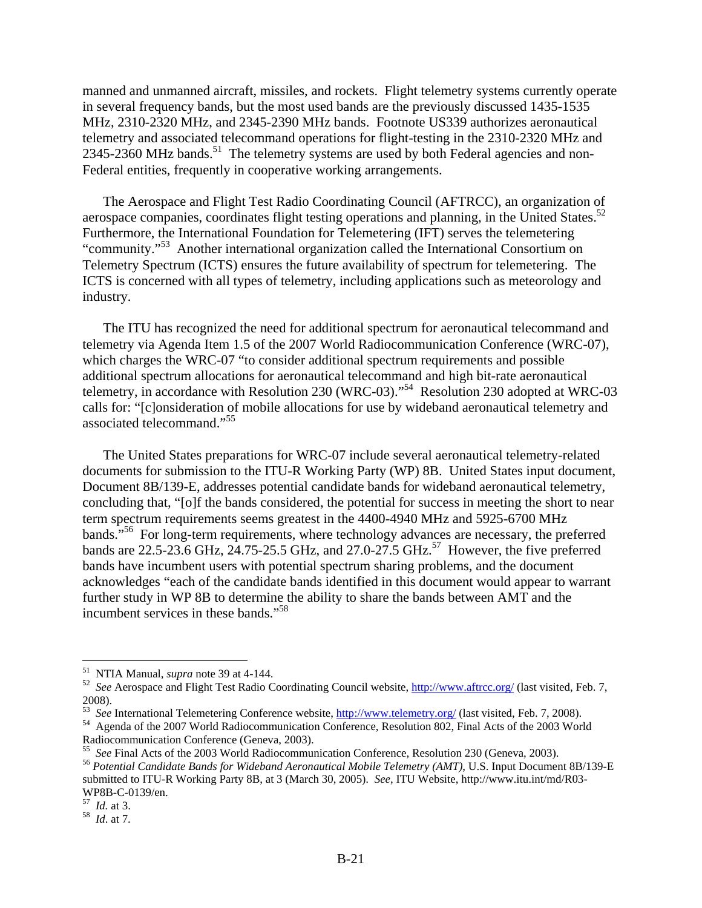manned and unmanned aircraft, missiles, and rockets. Flight telemetry systems currently operate in several frequency bands, but the most used bands are the previously discussed 1435-1535 MHz, 2310-2320 MHz, and 2345-2390 MHz bands. Footnote US339 authorizes aeronautical telemetry and associated telecommand operations for flight-testing in the 2310-2320 MHz and 2345-2360 MHz bands.[51] The telemetry systems are used by both Federal agencies and non-Federal entities, frequently in cooperative working arrangements.

The Aerospace and Flight Test Radio Coordinating Council (AFTRCC), an organization of aerospace companies, coordinates flight testing operations and planning, in the United States.[52] Furthermore, the International Foundation for Telemetering (IFT) serves the telemetering "community."[53] Another international organization called the International Consortium on Telemetry Spectrum (ICTS) ensures the future availability of spectrum for telemetering. The ICTS is concerned with all types of telemetry, including applications such as meteorology and industry.

The ITU has recognized the need for additional spectrum for aeronautical telecommand and telemetry via Agenda Item 1.5 of the 2007 World Radiocommunication Conference (WRC-07), which charges the WRC-07 "to consider additional spectrum requirements and possible additional spectrum allocations for aeronautical telecommand and high bit-rate aeronautical telemetry, in accordance with Resolution 230 (WRC-03)."[54] Resolution 230 adopted at WRC-03 calls for: "[c]onsideration of mobile allocations for use by wideband aeronautical telemetry and associated telecommand."[55]

The United States preparations for WRC-07 include several aeronautical telemetry-related documents for submission to the ITU-R Working Party (WP) 8B. United States input document, Document 8B/139-E, addresses potential candidate bands for wideband aeronautical telemetry, concluding that, "[o]f the bands considered, the potential for success in meeting the short to near term spectrum requirements seems greatest in the 4400-4940 MHz and 5925-6700 MHz bands."[56] For long-term requirements, where technology advances are necessary, the preferred bands are 22.5-23.6 GHz, 24.75-25.5 GHz, and 27.0-27.5 GHz.[57] However, the five preferred bands have incumbent users with potential spectrum sharing problems, and the document acknowledges "each of the candidate bands identified in this document would appear to warrant further study in WP 8B to determine the ability to share the bands between AMT and the incumbent services in these bands."[58]

---

[51] NTIA Manual, *supra* note 39 at 4-144.

[52] *See* Aerospace and Flight Test Radio Coordinating Council website, http://www.aftrcc.org/ (last visited, Feb. 7, 2008).

[53] *See* International Telemetering Conference website, http://www.telemetry.org/ (last visited, Feb. 7, 2008).

[54] Agenda of the 2007 World Radiocommunication Conference, Resolution 802, Final Acts of the 2003 World Radiocommunication Conference (Geneva, 2003).

[55] *See* Final Acts of the 2003 World Radiocommunication Conference, Resolution 230 (Geneva, 2003).

[56] *Potential Candidate Bands for Wideband Aeronautical Mobile Telemetry (AMT)*, U.S. Input Document 8B/139-E submitted to ITU-R Working Party 8B, at 3 (March 30, 2005). *See*, ITU Website, http://www.itu.int/md/R03-WP8B-C-0139/en.

[57] *Id.* at 3.

[58] *Id*. at 7.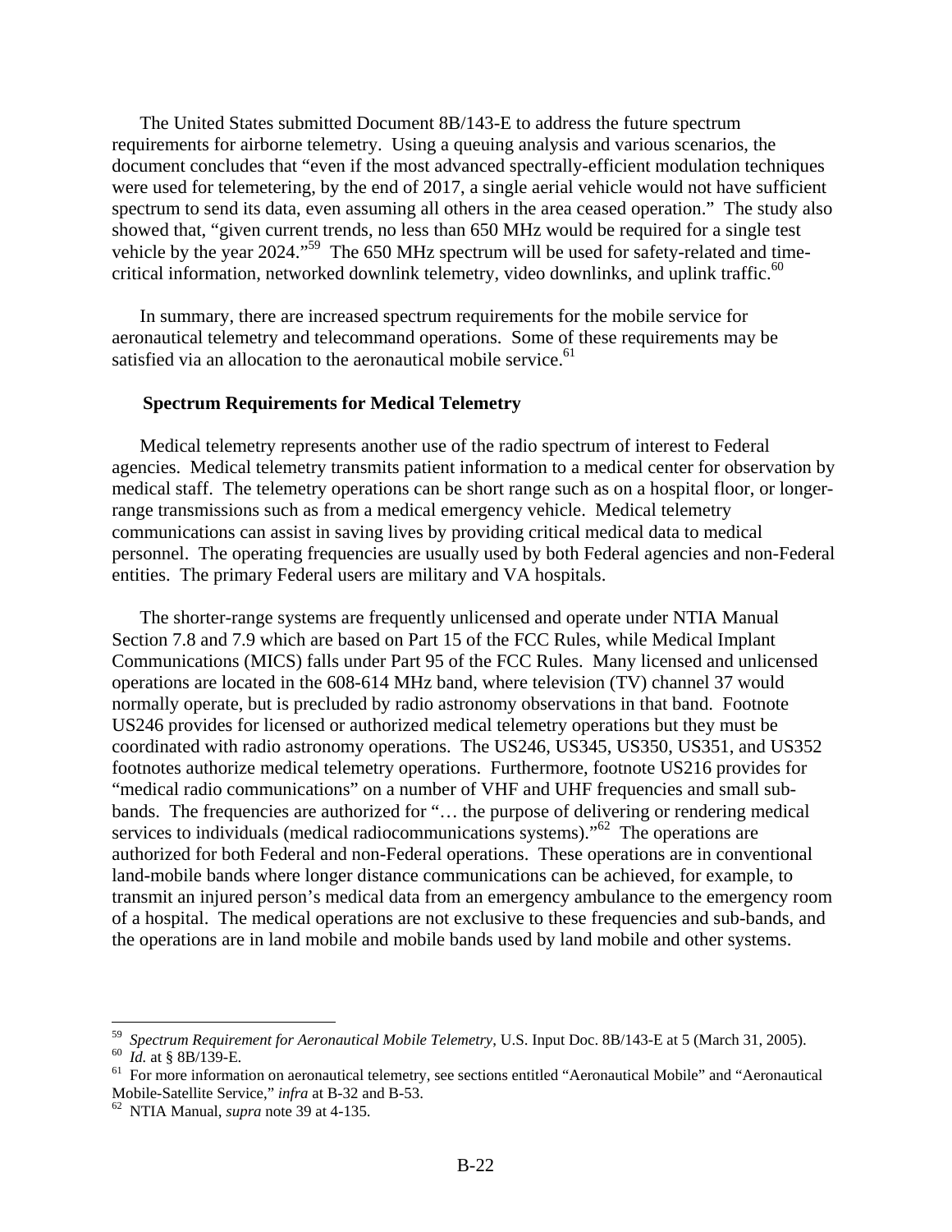The United States submitted Document 8B/143-E to address the future spectrum requirements for airborne telemetry. Using a queuing analysis and various scenarios, the document concludes that "even if the most advanced spectrally-efficient modulation techniques were used for telemetering, by the end of 2017, a single aerial vehicle would not have sufficient spectrum to send its data, even assuming all others in the area ceased operation." The study also showed that, "given current trends, no less than 650 MHz would be required for a single test vehicle by the year 2024."[59] The 650 MHz spectrum will be used for safety-related and time-critical information, networked downlink telemetry, video downlinks, and uplink traffic.[60]

In summary, there are increased spectrum requirements for the mobile service for aeronautical telemetry and telecommand operations. Some of these requirements may be satisfied via an allocation to the aeronautical mobile service.[61]

### Spectrum Requirements for Medical Telemetry

Medical telemetry represents another use of the radio spectrum of interest to Federal agencies. Medical telemetry transmits patient information to a medical center for observation by medical staff. The telemetry operations can be short range such as on a hospital floor, or longer-range transmissions such as from a medical emergency vehicle. Medical telemetry communications can assist in saving lives by providing critical medical data to medical personnel. The operating frequencies are usually used by both Federal agencies and non-Federal entities. The primary Federal users are military and VA hospitals.

The shorter-range systems are frequently unlicensed and operate under NTIA Manual Section 7.8 and 7.9 which are based on Part 15 of the FCC Rules, while Medical Implant Communications (MICS) falls under Part 95 of the FCC Rules. Many licensed and unlicensed operations are located in the 608-614 MHz band, where television (TV) channel 37 would normally operate, but is precluded by radio astronomy observations in that band. Footnote US246 provides for licensed or authorized medical telemetry operations but they must be coordinated with radio astronomy operations. The US246, US345, US350, US351, and US352 footnotes authorize medical telemetry operations. Furthermore, footnote US216 provides for "medical radio communications" on a number of VHF and UHF frequencies and small sub-bands. The frequencies are authorized for "… the purpose of delivering or rendering medical services to individuals (medical radiocommunications systems)."[62] The operations are authorized for both Federal and non-Federal operations. These operations are in conventional land-mobile bands where longer distance communications can be achieved, for example, to transmit an injured person's medical data from an emergency ambulance to the emergency room of a hospital. The medical operations are not exclusive to these frequencies and sub-bands, and the operations are in land mobile and mobile bands used by land mobile and other systems.

---

[59] *Spectrum Requirement for Aeronautical Mobile Telemetry*, U.S. Input Doc. 8B/143-E at 5 (March 31, 2005).

[60] *Id.* at § 8B/139-E.

[61] For more information on aeronautical telemetry, see sections entitled "Aeronautical Mobile" and "Aeronautical Mobile-Satellite Service," *infra* at B-32 and B-53.

[62] NTIA Manual, *supra* note 39 at 4-135.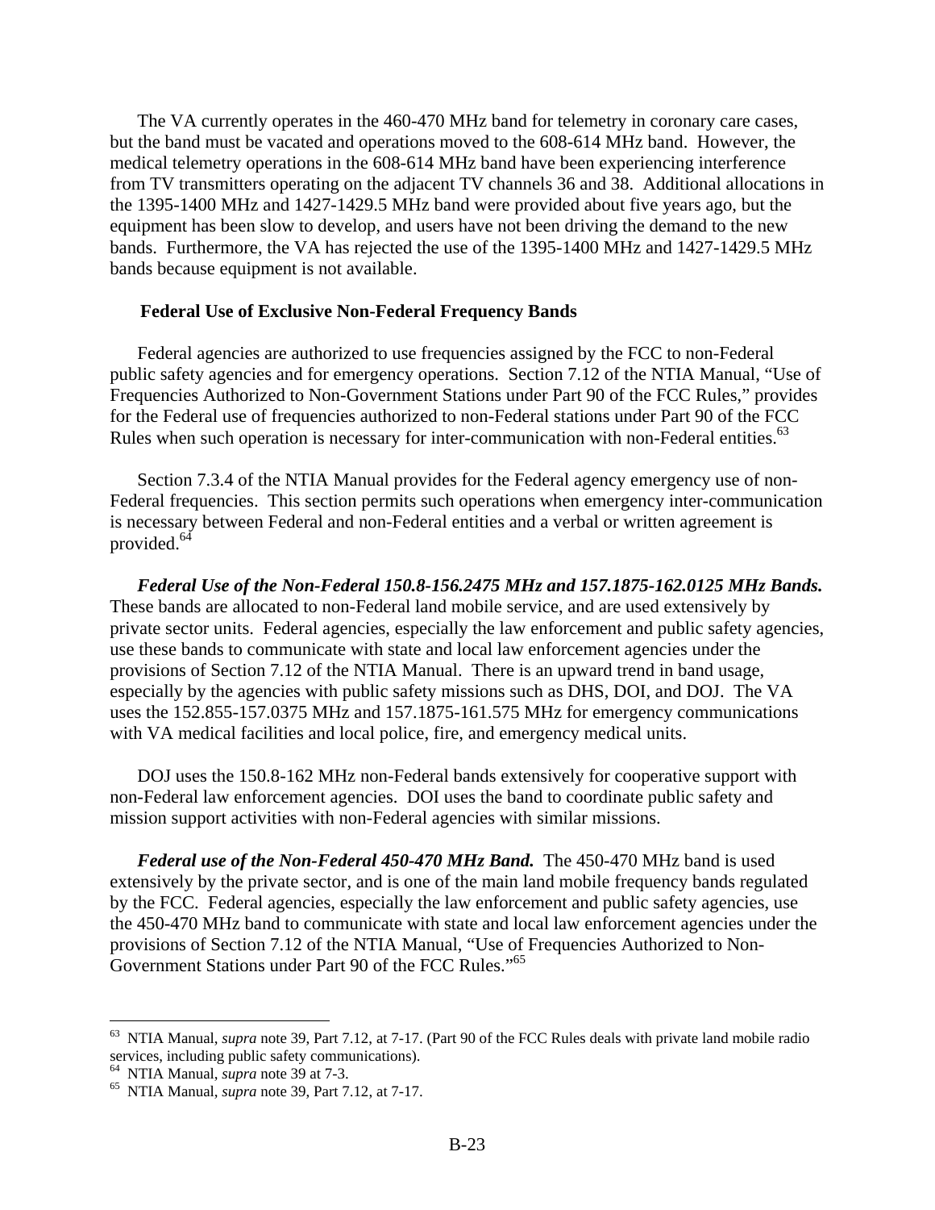The VA currently operates in the 460-470 MHz band for telemetry in coronary care cases, but the band must be vacated and operations moved to the 608-614 MHz band. However, the medical telemetry operations in the 608-614 MHz band have been experiencing interference from TV transmitters operating on the adjacent TV channels 36 and 38. Additional allocations in the 1395-1400 MHz and 1427-1429.5 MHz band were provided about five years ago, but the equipment has been slow to develop, and users have not been driving the demand to the new bands. Furthermore, the VA has rejected the use of the 1395-1400 MHz and 1427-1429.5 MHz bands because equipment is not available.

**Federal Use of Exclusive Non-Federal Frequency Bands**

Federal agencies are authorized to use frequencies assigned by the FCC to non-Federal public safety agencies and for emergency operations. Section 7.12 of the NTIA Manual, "Use of Frequencies Authorized to Non-Government Stations under Part 90 of the FCC Rules," provides for the Federal use of frequencies authorized to non-Federal stations under Part 90 of the FCC Rules when such operation is necessary for inter-communication with non-Federal entities.[63]

Section 7.3.4 of the NTIA Manual provides for the Federal agency emergency use of non-Federal frequencies. This section permits such operations when emergency inter-communication is necessary between Federal and non-Federal entities and a verbal or written agreement is provided.[64]

***Federal Use of the Non-Federal 150.8-156.2475 MHz and 157.1875-162.0125 MHz Bands.*** These bands are allocated to non-Federal land mobile service, and are used extensively by private sector units. Federal agencies, especially the law enforcement and public safety agencies, use these bands to communicate with state and local law enforcement agencies under the provisions of Section 7.12 of the NTIA Manual. There is an upward trend in band usage, especially by the agencies with public safety missions such as DHS, DOI, and DOJ. The VA uses the 152.855-157.0375 MHz and 157.1875-161.575 MHz for emergency communications with VA medical facilities and local police, fire, and emergency medical units.

DOJ uses the 150.8-162 MHz non-Federal bands extensively for cooperative support with non-Federal law enforcement agencies. DOI uses the band to coordinate public safety and mission support activities with non-Federal agencies with similar missions.

***Federal use of the Non-Federal 450-470 MHz Band.*** The 450-470 MHz band is used extensively by the private sector, and is one of the main land mobile frequency bands regulated by the FCC. Federal agencies, especially the law enforcement and public safety agencies, use the 450-470 MHz band to communicate with state and local law enforcement agencies under the provisions of Section 7.12 of the NTIA Manual, "Use of Frequencies Authorized to Non-Government Stations under Part 90 of the FCC Rules."[65]

---

[63] NTIA Manual, *supra* note 39, Part 7.12, at 7-17. (Part 90 of the FCC Rules deals with private land mobile radio services, including public safety communications).

[64] NTIA Manual, *supra* note 39 at 7-3.

[65] NTIA Manual, *supra* note 39, Part 7.12, at 7-17.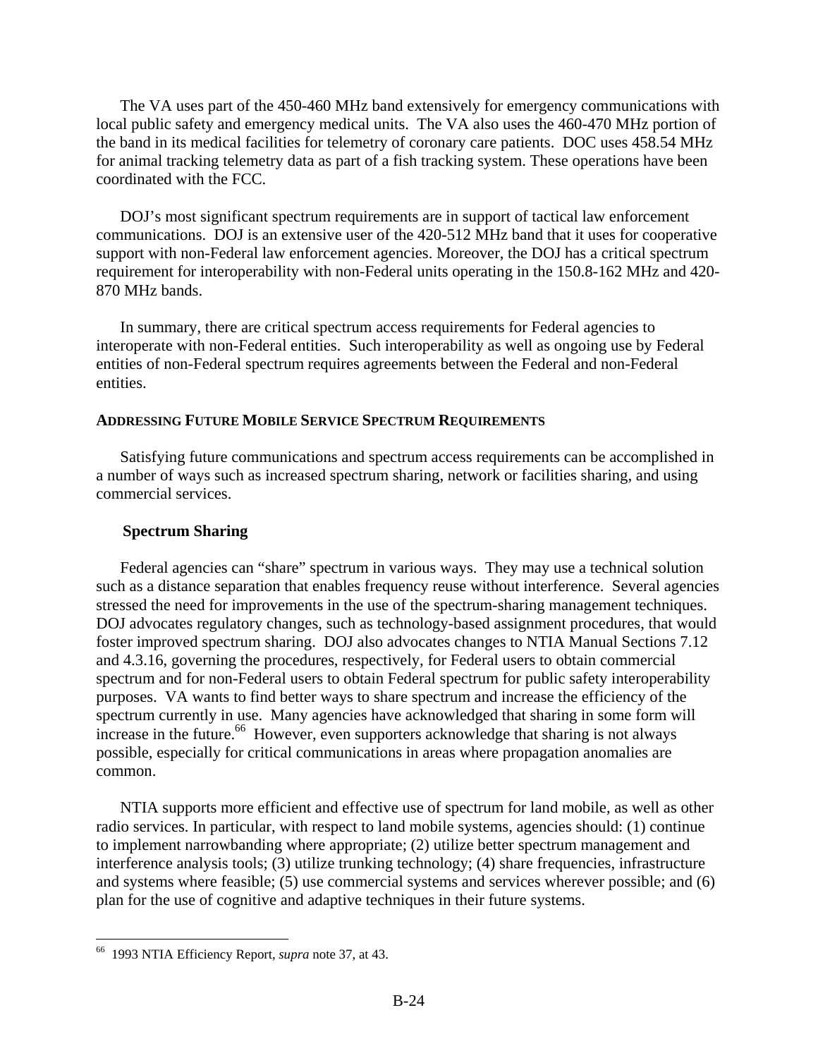The VA uses part of the 450-460 MHz band extensively for emergency communications with local public safety and emergency medical units. The VA also uses the 460-470 MHz portion of the band in its medical facilities for telemetry of coronary care patients. DOC uses 458.54 MHz for animal tracking telemetry data as part of a fish tracking system. These operations have been coordinated with the FCC.

DOJ's most significant spectrum requirements are in support of tactical law enforcement communications. DOJ is an extensive user of the 420-512 MHz band that it uses for cooperative support with non-Federal law enforcement agencies. Moreover, the DOJ has a critical spectrum requirement for interoperability with non-Federal units operating in the 150.8-162 MHz and 420-870 MHz bands.

In summary, there are critical spectrum access requirements for Federal agencies to interoperate with non-Federal entities. Such interoperability as well as ongoing use by Federal entities of non-Federal spectrum requires agreements between the Federal and non-Federal entities.

## ADDRESSING FUTURE MOBILE SERVICE SPECTRUM REQUIREMENTS

Satisfying future communications and spectrum access requirements can be accomplished in a number of ways such as increased spectrum sharing, network or facilities sharing, and using commercial services.

### Spectrum Sharing

Federal agencies can "share" spectrum in various ways. They may use a technical solution such as a distance separation that enables frequency reuse without interference. Several agencies stressed the need for improvements in the use of the spectrum-sharing management techniques. DOJ advocates regulatory changes, such as technology-based assignment procedures, that would foster improved spectrum sharing. DOJ also advocates changes to NTIA Manual Sections 7.12 and 4.3.16, governing the procedures, respectively, for Federal users to obtain commercial spectrum and for non-Federal users to obtain Federal spectrum for public safety interoperability purposes. VA wants to find better ways to share spectrum and increase the efficiency of the spectrum currently in use. Many agencies have acknowledged that sharing in some form will increase in the future.[66] However, even supporters acknowledge that sharing is not always possible, especially for critical communications in areas where propagation anomalies are common.

NTIA supports more efficient and effective use of spectrum for land mobile, as well as other radio services. In particular, with respect to land mobile systems, agencies should: (1) continue to implement narrowbanding where appropriate; (2) utilize better spectrum management and interference analysis tools; (3) utilize trunking technology; (4) share frequencies, infrastructure and systems where feasible; (5) use commercial systems and services wherever possible; and (6) plan for the use of cognitive and adaptive techniques in their future systems.

---

[66] 1993 NTIA Efficiency Report, *supra* note 37, at 43.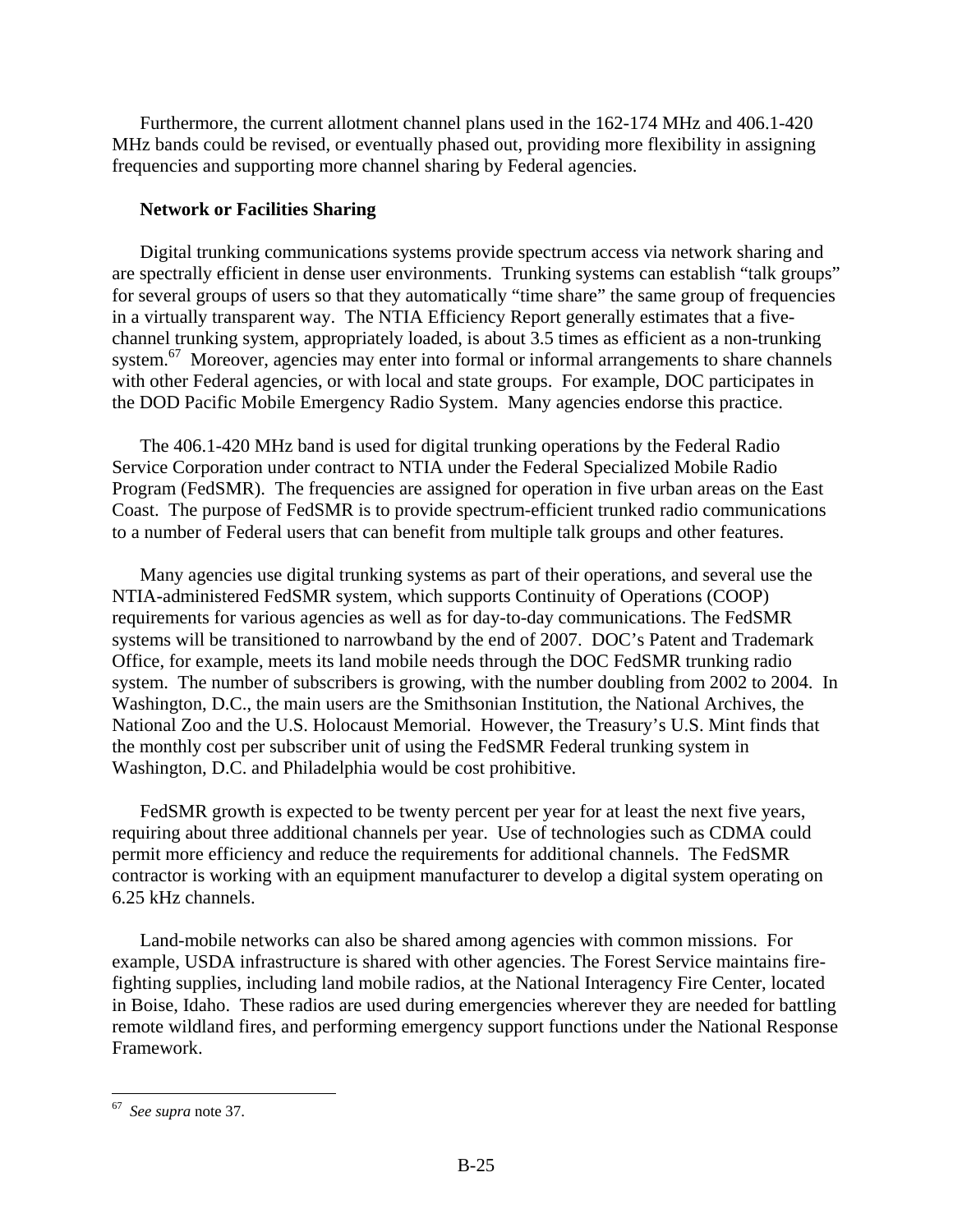Furthermore, the current allotment channel plans used in the 162-174 MHz and 406.1-420 MHz bands could be revised, or eventually phased out, providing more flexibility in assigning frequencies and supporting more channel sharing by Federal agencies.

**Network or Facilities Sharing**

Digital trunking communications systems provide spectrum access via network sharing and are spectrally efficient in dense user environments. Trunking systems can establish "talk groups" for several groups of users so that they automatically "time share" the same group of frequencies in a virtually transparent way. The NTIA Efficiency Report generally estimates that a five-channel trunking system, appropriately loaded, is about 3.5 times as efficient as a non-trunking system.[67] Moreover, agencies may enter into formal or informal arrangements to share channels with other Federal agencies, or with local and state groups. For example, DOC participates in the DOD Pacific Mobile Emergency Radio System. Many agencies endorse this practice.

The 406.1-420 MHz band is used for digital trunking operations by the Federal Radio Service Corporation under contract to NTIA under the Federal Specialized Mobile Radio Program (FedSMR). The frequencies are assigned for operation in five urban areas on the East Coast. The purpose of FedSMR is to provide spectrum-efficient trunked radio communications to a number of Federal users that can benefit from multiple talk groups and other features.

Many agencies use digital trunking systems as part of their operations, and several use the NTIA-administered FedSMR system, which supports Continuity of Operations (COOP) requirements for various agencies as well as for day-to-day communications. The FedSMR systems will be transitioned to narrowband by the end of 2007. DOC's Patent and Trademark Office, for example, meets its land mobile needs through the DOC FedSMR trunking radio system. The number of subscribers is growing, with the number doubling from 2002 to 2004. In Washington, D.C., the main users are the Smithsonian Institution, the National Archives, the National Zoo and the U.S. Holocaust Memorial. However, the Treasury's U.S. Mint finds that the monthly cost per subscriber unit of using the FedSMR Federal trunking system in Washington, D.C. and Philadelphia would be cost prohibitive.

FedSMR growth is expected to be twenty percent per year for at least the next five years, requiring about three additional channels per year. Use of technologies such as CDMA could permit more efficiency and reduce the requirements for additional channels. The FedSMR contractor is working with an equipment manufacturer to develop a digital system operating on 6.25 kHz channels.

Land-mobile networks can also be shared among agencies with common missions. For example, USDA infrastructure is shared with other agencies. The Forest Service maintains fire-fighting supplies, including land mobile radios, at the National Interagency Fire Center, located in Boise, Idaho. These radios are used during emergencies wherever they are needed for battling remote wildland fires, and performing emergency support functions under the National Response Framework.

---

[67] *See supra* note 37.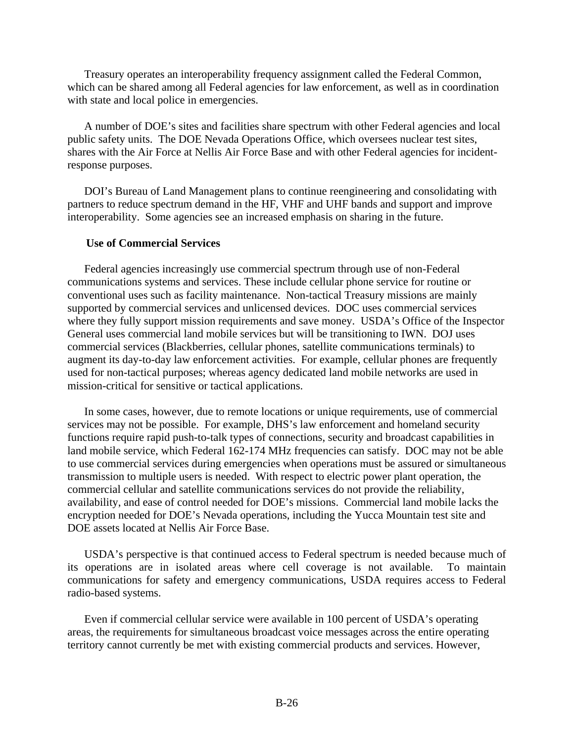Treasury operates an interoperability frequency assignment called the Federal Common, which can be shared among all Federal agencies for law enforcement, as well as in coordination with state and local police in emergencies.

A number of DOE's sites and facilities share spectrum with other Federal agencies and local public safety units. The DOE Nevada Operations Office, which oversees nuclear test sites, shares with the Air Force at Nellis Air Force Base and with other Federal agencies for incident-response purposes.

DOI's Bureau of Land Management plans to continue reengineering and consolidating with partners to reduce spectrum demand in the HF, VHF and UHF bands and support and improve interoperability. Some agencies see an increased emphasis on sharing in the future.

**Use of Commercial Services**

Federal agencies increasingly use commercial spectrum through use of non-Federal communications systems and services. These include cellular phone service for routine or conventional uses such as facility maintenance. Non-tactical Treasury missions are mainly supported by commercial services and unlicensed devices. DOC uses commercial services where they fully support mission requirements and save money. USDA's Office of the Inspector General uses commercial land mobile services but will be transitioning to IWN. DOJ uses commercial services (Blackberries, cellular phones, satellite communications terminals) to augment its day-to-day law enforcement activities. For example, cellular phones are frequently used for non-tactical purposes; whereas agency dedicated land mobile networks are used in mission-critical for sensitive or tactical applications.

In some cases, however, due to remote locations or unique requirements, use of commercial services may not be possible. For example, DHS's law enforcement and homeland security functions require rapid push-to-talk types of connections, security and broadcast capabilities in land mobile service, which Federal 162-174 MHz frequencies can satisfy. DOC may not be able to use commercial services during emergencies when operations must be assured or simultaneous transmission to multiple users is needed. With respect to electric power plant operation, the commercial cellular and satellite communications services do not provide the reliability, availability, and ease of control needed for DOE's missions. Commercial land mobile lacks the encryption needed for DOE's Nevada operations, including the Yucca Mountain test site and DOE assets located at Nellis Air Force Base.

USDA's perspective is that continued access to Federal spectrum is needed because much of its operations are in isolated areas where cell coverage is not available. To maintain communications for safety and emergency communications, USDA requires access to Federal radio-based systems.

Even if commercial cellular service were available in 100 percent of USDA's operating areas, the requirements for simultaneous broadcast voice messages across the entire operating territory cannot currently be met with existing commercial products and services. However,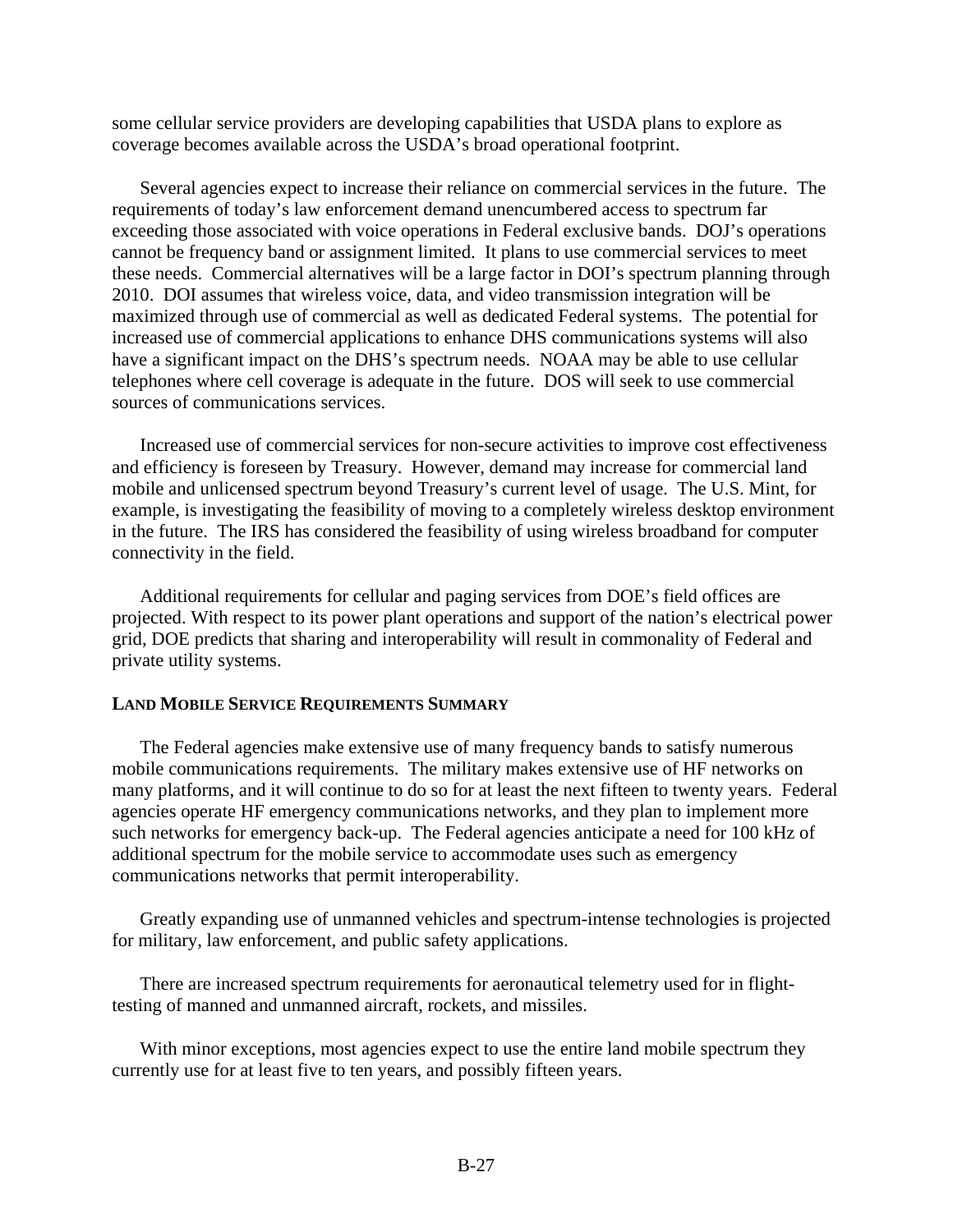some cellular service providers are developing capabilities that USDA plans to explore as coverage becomes available across the USDA's broad operational footprint.

Several agencies expect to increase their reliance on commercial services in the future. The requirements of today's law enforcement demand unencumbered access to spectrum far exceeding those associated with voice operations in Federal exclusive bands. DOJ's operations cannot be frequency band or assignment limited. It plans to use commercial services to meet these needs. Commercial alternatives will be a large factor in DOI's spectrum planning through 2010. DOI assumes that wireless voice, data, and video transmission integration will be maximized through use of commercial as well as dedicated Federal systems. The potential for increased use of commercial applications to enhance DHS communications systems will also have a significant impact on the DHS's spectrum needs. NOAA may be able to use cellular telephones where cell coverage is adequate in the future. DOS will seek to use commercial sources of communications services.

Increased use of commercial services for non-secure activities to improve cost effectiveness and efficiency is foreseen by Treasury. However, demand may increase for commercial land mobile and unlicensed spectrum beyond Treasury's current level of usage. The U.S. Mint, for example, is investigating the feasibility of moving to a completely wireless desktop environment in the future. The IRS has considered the feasibility of using wireless broadband for computer connectivity in the field.

Additional requirements for cellular and paging services from DOE's field offices are projected. With respect to its power plant operations and support of the nation's electrical power grid, DOE predicts that sharing and interoperability will result in commonality of Federal and private utility systems.

**LAND MOBILE SERVICE REQUIREMENTS SUMMARY**

The Federal agencies make extensive use of many frequency bands to satisfy numerous mobile communications requirements. The military makes extensive use of HF networks on many platforms, and it will continue to do so for at least the next fifteen to twenty years. Federal agencies operate HF emergency communications networks, and they plan to implement more such networks for emergency back-up. The Federal agencies anticipate a need for 100 kHz of additional spectrum for the mobile service to accommodate uses such as emergency communications networks that permit interoperability.

Greatly expanding use of unmanned vehicles and spectrum-intense technologies is projected for military, law enforcement, and public safety applications.

There are increased spectrum requirements for aeronautical telemetry used for in flight-testing of manned and unmanned aircraft, rockets, and missiles.

With minor exceptions, most agencies expect to use the entire land mobile spectrum they currently use for at least five to ten years, and possibly fifteen years.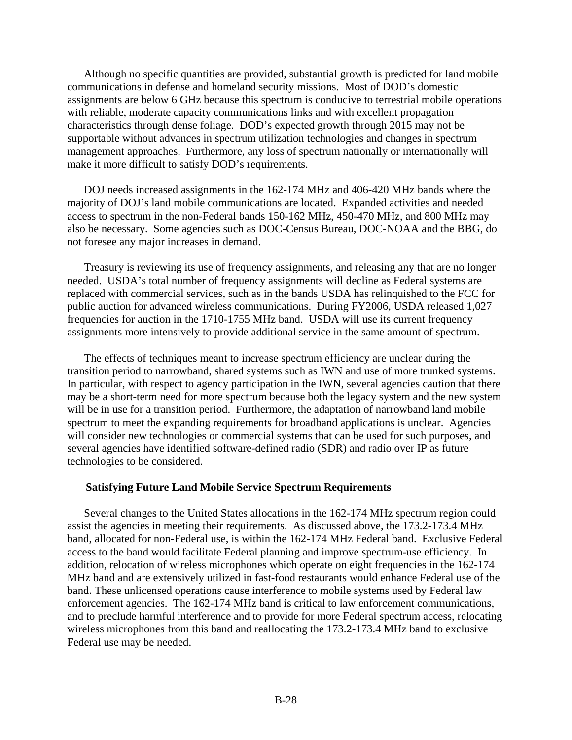Although no specific quantities are provided, substantial growth is predicted for land mobile communications in defense and homeland security missions. Most of DOD's domestic assignments are below 6 GHz because this spectrum is conducive to terrestrial mobile operations with reliable, moderate capacity communications links and with excellent propagation characteristics through dense foliage. DOD's expected growth through 2015 may not be supportable without advances in spectrum utilization technologies and changes in spectrum management approaches. Furthermore, any loss of spectrum nationally or internationally will make it more difficult to satisfy DOD's requirements.

DOJ needs increased assignments in the 162-174 MHz and 406-420 MHz bands where the majority of DOJ's land mobile communications are located. Expanded activities and needed access to spectrum in the non-Federal bands 150-162 MHz, 450-470 MHz, and 800 MHz may also be necessary. Some agencies such as DOC-Census Bureau, DOC-NOAA and the BBG, do not foresee any major increases in demand.

Treasury is reviewing its use of frequency assignments, and releasing any that are no longer needed. USDA's total number of frequency assignments will decline as Federal systems are replaced with commercial services, such as in the bands USDA has relinquished to the FCC for public auction for advanced wireless communications. During FY2006, USDA released 1,027 frequencies for auction in the 1710-1755 MHz band. USDA will use its current frequency assignments more intensively to provide additional service in the same amount of spectrum.

The effects of techniques meant to increase spectrum efficiency are unclear during the transition period to narrowband, shared systems such as IWN and use of more trunked systems. In particular, with respect to agency participation in the IWN, several agencies caution that there may be a short-term need for more spectrum because both the legacy system and the new system will be in use for a transition period. Furthermore, the adaptation of narrowband land mobile spectrum to meet the expanding requirements for broadband applications is unclear. Agencies will consider new technologies or commercial systems that can be used for such purposes, and several agencies have identified software-defined radio (SDR) and radio over IP as future technologies to be considered.

**Satisfying Future Land Mobile Service Spectrum Requirements**

Several changes to the United States allocations in the 162-174 MHz spectrum region could assist the agencies in meeting their requirements. As discussed above, the 173.2-173.4 MHz band, allocated for non-Federal use, is within the 162-174 MHz Federal band. Exclusive Federal access to the band would facilitate Federal planning and improve spectrum-use efficiency. In addition, relocation of wireless microphones which operate on eight frequencies in the 162-174 MHz band and are extensively utilized in fast-food restaurants would enhance Federal use of the band. These unlicensed operations cause interference to mobile systems used by Federal law enforcement agencies. The 162-174 MHz band is critical to law enforcement communications, and to preclude harmful interference and to provide for more Federal spectrum access, relocating wireless microphones from this band and reallocating the 173.2-173.4 MHz band to exclusive Federal use may be needed.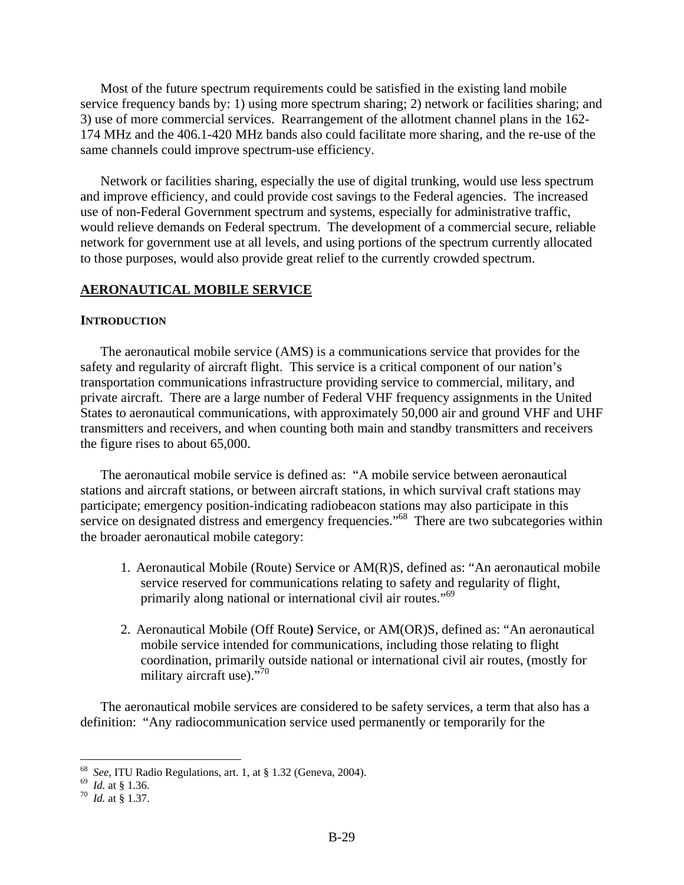Most of the future spectrum requirements could be satisfied in the existing land mobile service frequency bands by: 1) using more spectrum sharing; 2) network or facilities sharing; and 3) use of more commercial services. Rearrangement of the allotment channel plans in the 162-174 MHz and the 406.1-420 MHz bands also could facilitate more sharing, and the re-use of the same channels could improve spectrum-use efficiency.

Network or facilities sharing, especially the use of digital trunking, would use less spectrum and improve efficiency, and could provide cost savings to the Federal agencies. The increased use of non-Federal Government spectrum and systems, especially for administrative traffic, would relieve demands on Federal spectrum. The development of a commercial secure, reliable network for government use at all levels, and using portions of the spectrum currently allocated to those purposes, would also provide great relief to the currently crowded spectrum.

## AERONAUTICAL MOBILE SERVICE

### INTRODUCTION

The aeronautical mobile service (AMS) is a communications service that provides for the safety and regularity of aircraft flight. This service is a critical component of our nation's transportation communications infrastructure providing service to commercial, military, and private aircraft. There are a large number of Federal VHF frequency assignments in the United States to aeronautical communications, with approximately 50,000 air and ground VHF and UHF transmitters and receivers, and when counting both main and standby transmitters and receivers the figure rises to about 65,000.

The aeronautical mobile service is defined as: "A mobile service between aeronautical stations and aircraft stations, or between aircraft stations, in which survival craft stations may participate; emergency position-indicating radiobeacon stations may also participate in this service on designated distress and emergency frequencies."[68] There are two subcategories within the broader aeronautical mobile category:

1. Aeronautical Mobile (Route) Service or AM(R)S, defined as: "An aeronautical mobile service reserved for communications relating to safety and regularity of flight, primarily along national or international civil air routes."[69]

2. Aeronautical Mobile (Off Route**)** Service, or AM(OR)S, defined as: "An aeronautical mobile service intended for communications, including those relating to flight coordination, primarily outside national or international civil air routes, (mostly for military aircraft use)."[70]

The aeronautical mobile services are considered to be safety services, a term that also has a definition: "Any radiocommunication service used permanently or temporarily for the

---

[68] *See*, ITU Radio Regulations, art. 1, at § 1.32 (Geneva, 2004).

[69] *Id.* at § 1.36.

[70] *Id.* at § 1.37.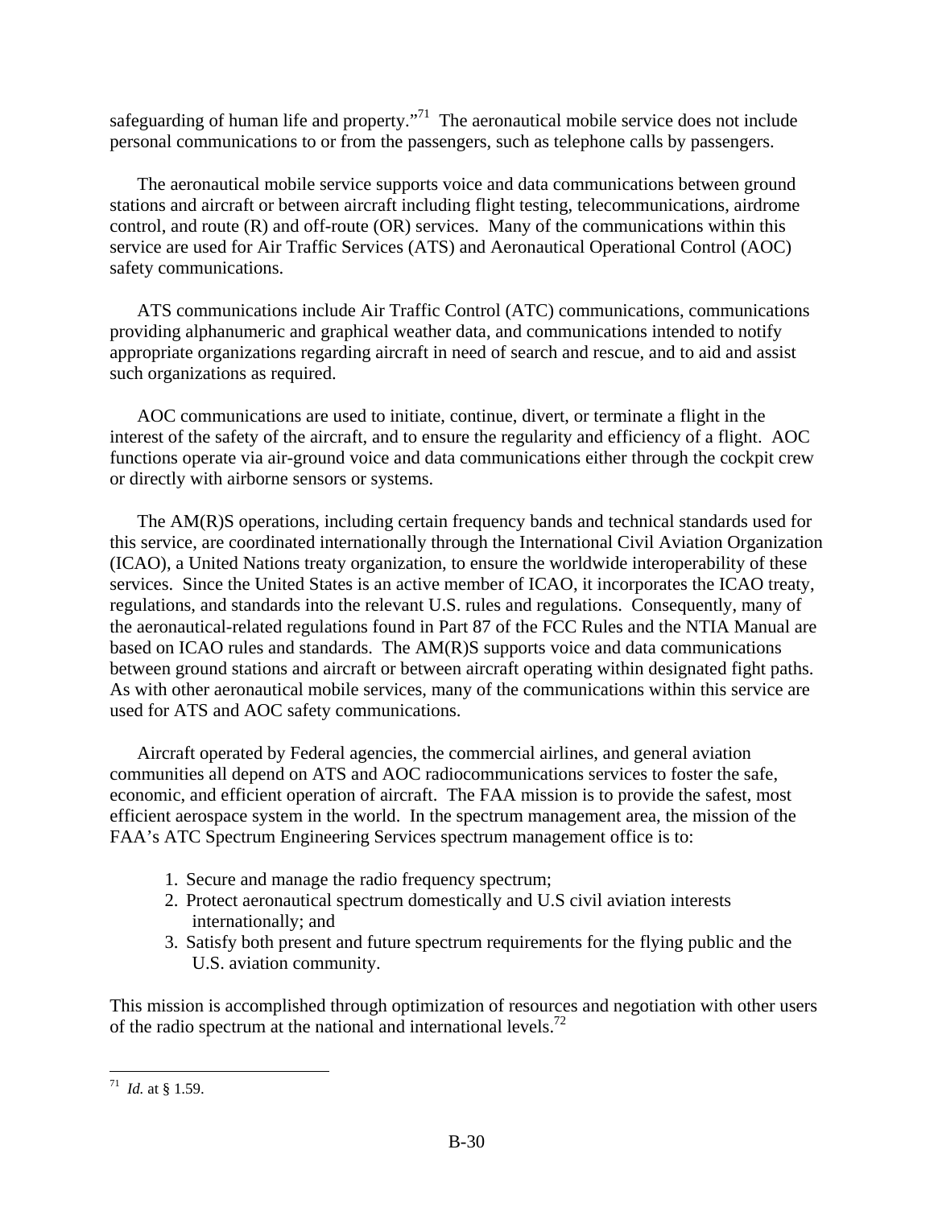safeguarding of human life and property."[71] The aeronautical mobile service does not include personal communications to or from the passengers, such as telephone calls by passengers.

The aeronautical mobile service supports voice and data communications between ground stations and aircraft or between aircraft including flight testing, telecommunications, airdrome control, and route (R) and off-route (OR) services. Many of the communications within this service are used for Air Traffic Services (ATS) and Aeronautical Operational Control (AOC) safety communications.

ATS communications include Air Traffic Control (ATC) communications, communications providing alphanumeric and graphical weather data, and communications intended to notify appropriate organizations regarding aircraft in need of search and rescue, and to aid and assist such organizations as required.

AOC communications are used to initiate, continue, divert, or terminate a flight in the interest of the safety of the aircraft, and to ensure the regularity and efficiency of a flight. AOC functions operate via air-ground voice and data communications either through the cockpit crew or directly with airborne sensors or systems.

The AM(R)S operations, including certain frequency bands and technical standards used for this service, are coordinated internationally through the International Civil Aviation Organization (ICAO), a United Nations treaty organization, to ensure the worldwide interoperability of these services. Since the United States is an active member of ICAO, it incorporates the ICAO treaty, regulations, and standards into the relevant U.S. rules and regulations. Consequently, many of the aeronautical-related regulations found in Part 87 of the FCC Rules and the NTIA Manual are based on ICAO rules and standards. The AM(R)S supports voice and data communications between ground stations and aircraft or between aircraft operating within designated fight paths. As with other aeronautical mobile services, many of the communications within this service are used for ATS and AOC safety communications.

Aircraft operated by Federal agencies, the commercial airlines, and general aviation communities all depend on ATS and AOC radiocommunications services to foster the safe, economic, and efficient operation of aircraft. The FAA mission is to provide the safest, most efficient aerospace system in the world. In the spectrum management area, the mission of the FAA's ATC Spectrum Engineering Services spectrum management office is to:

1. Secure and manage the radio frequency spectrum;
2. Protect aeronautical spectrum domestically and U.S civil aviation interests internationally; and
3. Satisfy both present and future spectrum requirements for the flying public and the U.S. aviation community.

This mission is accomplished through optimization of resources and negotiation with other users of the radio spectrum at the national and international levels.[72]

---

[71] *Id.* at § 1.59.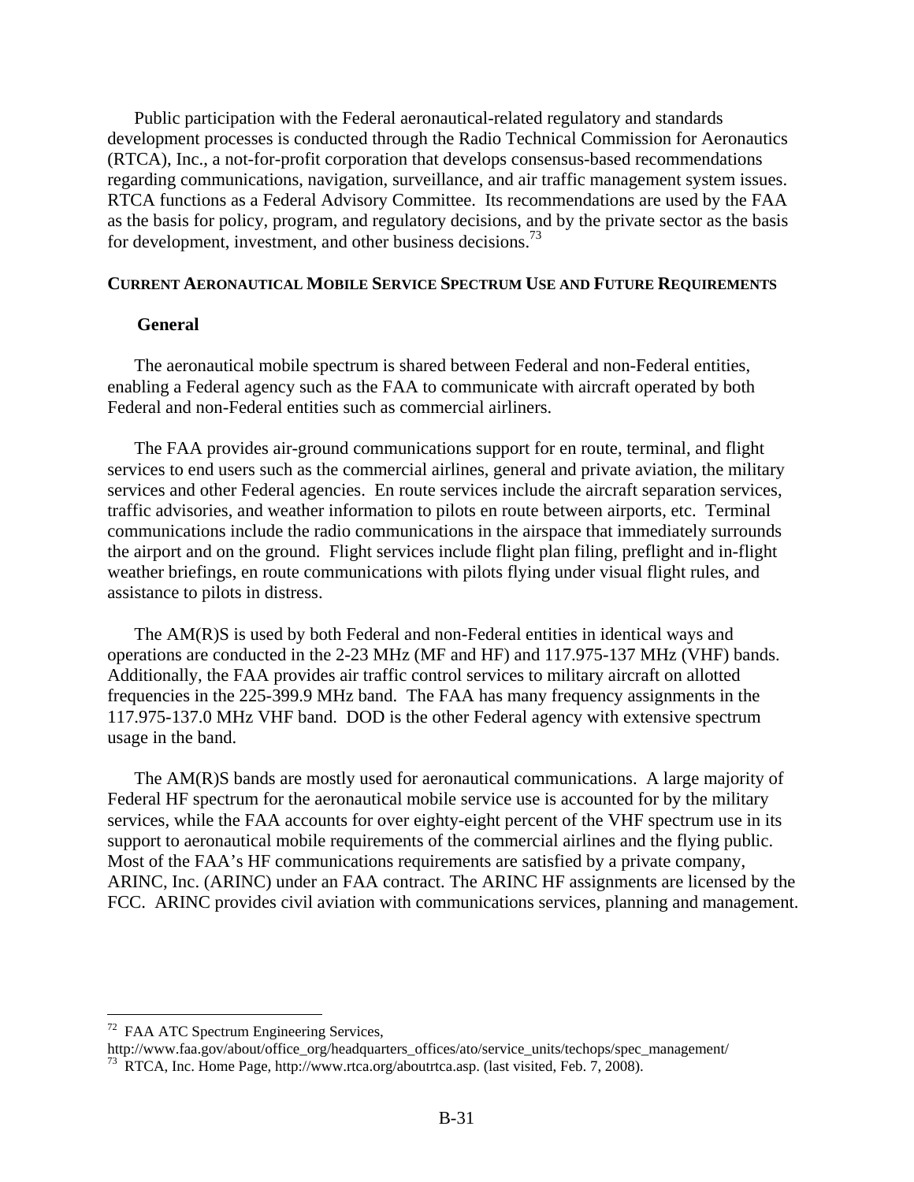Public participation with the Federal aeronautical-related regulatory and standards development processes is conducted through the Radio Technical Commission for Aeronautics (RTCA), Inc., a not-for-profit corporation that develops consensus-based recommendations regarding communications, navigation, surveillance, and air traffic management system issues. RTCA functions as a Federal Advisory Committee. Its recommendations are used by the FAA as the basis for policy, program, and regulatory decisions, and by the private sector as the basis for development, investment, and other business decisions.[73]

## CURRENT AERONAUTICAL MOBILE SERVICE SPECTRUM USE AND FUTURE REQUIREMENTS

### General

The aeronautical mobile spectrum is shared between Federal and non-Federal entities, enabling a Federal agency such as the FAA to communicate with aircraft operated by both Federal and non-Federal entities such as commercial airliners.

The FAA provides air-ground communications support for en route, terminal, and flight services to end users such as the commercial airlines, general and private aviation, the military services and other Federal agencies. En route services include the aircraft separation services, traffic advisories, and weather information to pilots en route between airports, etc. Terminal communications include the radio communications in the airspace that immediately surrounds the airport and on the ground. Flight services include flight plan filing, preflight and in-flight weather briefings, en route communications with pilots flying under visual flight rules, and assistance to pilots in distress.

The AM(R)S is used by both Federal and non-Federal entities in identical ways and operations are conducted in the 2-23 MHz (MF and HF) and 117.975-137 MHz (VHF) bands. Additionally, the FAA provides air traffic control services to military aircraft on allotted frequencies in the 225-399.9 MHz band. The FAA has many frequency assignments in the 117.975-137.0 MHz VHF band. DOD is the other Federal agency with extensive spectrum usage in the band.

The AM(R)S bands are mostly used for aeronautical communications. A large majority of Federal HF spectrum for the aeronautical mobile service use is accounted for by the military services, while the FAA accounts for over eighty-eight percent of the VHF spectrum use in its support to aeronautical mobile requirements of the commercial airlines and the flying public. Most of the FAA's HF communications requirements are satisfied by a private company, ARINC, Inc. (ARINC) under an FAA contract. The ARINC HF assignments are licensed by the FCC. ARINC provides civil aviation with communications services, planning and management.

---

[72] FAA ATC Spectrum Engineering Services, http://www.faa.gov/about/office_org/headquarters_offices/ato/service_units/techops/spec_management/

[73] RTCA, Inc. Home Page, http://www.rtca.org/aboutrtca.asp. (last visited, Feb. 7, 2008).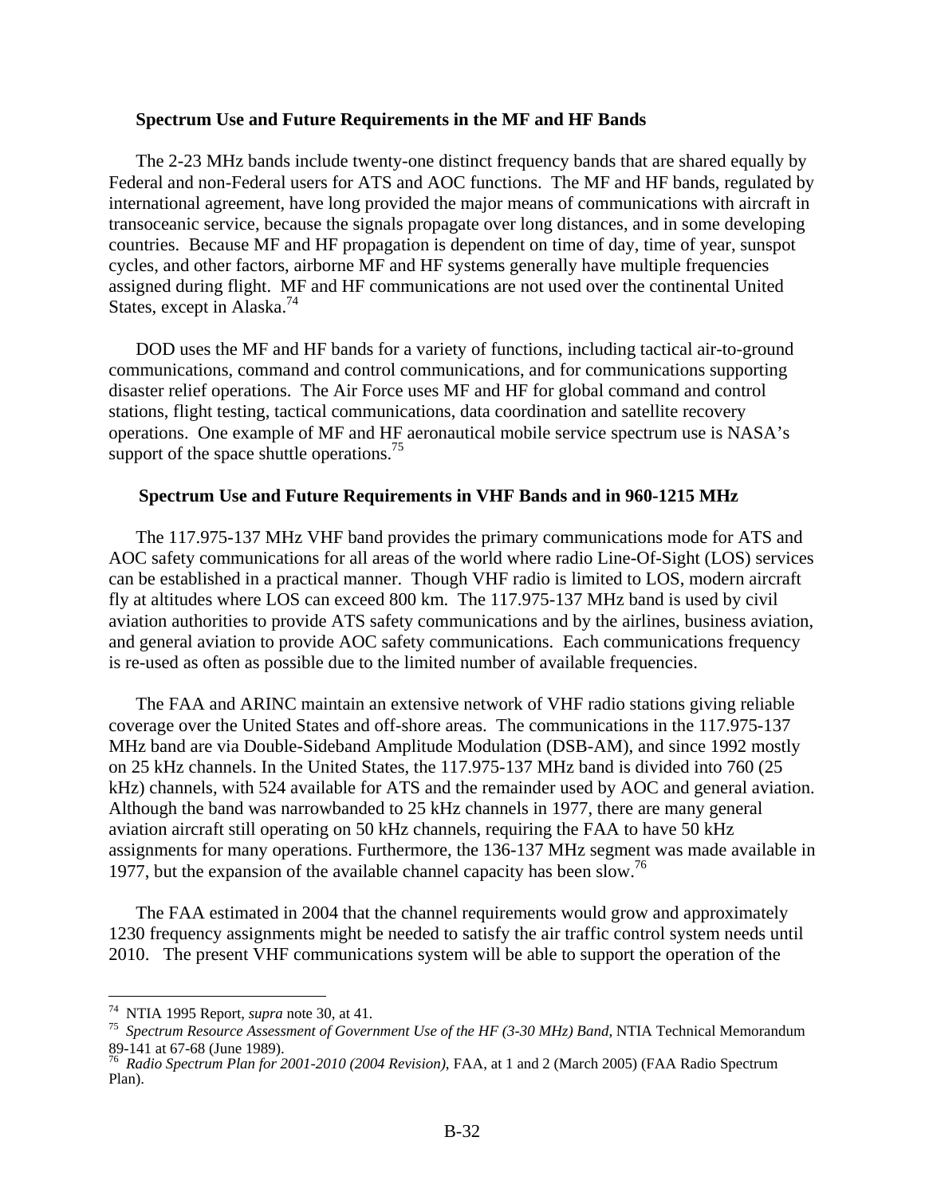### Spectrum Use and Future Requirements in the MF and HF Bands

The 2-23 MHz bands include twenty-one distinct frequency bands that are shared equally by Federal and non-Federal users for ATS and AOC functions. The MF and HF bands, regulated by international agreement, have long provided the major means of communications with aircraft in transoceanic service, because the signals propagate over long distances, and in some developing countries. Because MF and HF propagation is dependent on time of day, time of year, sunspot cycles, and other factors, airborne MF and HF systems generally have multiple frequencies assigned during flight. MF and HF communications are not used over the continental United States, except in Alaska.[74]

DOD uses the MF and HF bands for a variety of functions, including tactical air-to-ground communications, command and control communications, and for communications supporting disaster relief operations. The Air Force uses MF and HF for global command and control stations, flight testing, tactical communications, data coordination and satellite recovery operations. One example of MF and HF aeronautical mobile service spectrum use is NASA's support of the space shuttle operations.[75]

### Spectrum Use and Future Requirements in VHF Bands and in 960-1215 MHz

The 117.975-137 MHz VHF band provides the primary communications mode for ATS and AOC safety communications for all areas of the world where radio Line-Of-Sight (LOS) services can be established in a practical manner. Though VHF radio is limited to LOS, modern aircraft fly at altitudes where LOS can exceed 800 km. The 117.975-137 MHz band is used by civil aviation authorities to provide ATS safety communications and by the airlines, business aviation, and general aviation to provide AOC safety communications. Each communications frequency is re-used as often as possible due to the limited number of available frequencies.

The FAA and ARINC maintain an extensive network of VHF radio stations giving reliable coverage over the United States and off-shore areas. The communications in the 117.975-137 MHz band are via Double-Sideband Amplitude Modulation (DSB-AM), and since 1992 mostly on 25 kHz channels. In the United States, the 117.975-137 MHz band is divided into 760 (25 kHz) channels, with 524 available for ATS and the remainder used by AOC and general aviation. Although the band was narrowbanded to 25 kHz channels in 1977, there are many general aviation aircraft still operating on 50 kHz channels, requiring the FAA to have 50 kHz assignments for many operations. Furthermore, the 136-137 MHz segment was made available in 1977, but the expansion of the available channel capacity has been slow.[76]

The FAA estimated in 2004 that the channel requirements would grow and approximately 1230 frequency assignments might be needed to satisfy the air traffic control system needs until 2010. The present VHF communications system will be able to support the operation of the

---

[74] NTIA 1995 Report, *supra* note 30, at 41.

[75] *Spectrum Resource Assessment of Government Use of the HF (3-30 MHz) Band*, NTIA Technical Memorandum 89-141 at 67-68 (June 1989).

[76] *Radio Spectrum Plan for 2001-2010 (2004 Revision)*, FAA, at 1 and 2 (March 2005) (FAA Radio Spectrum Plan).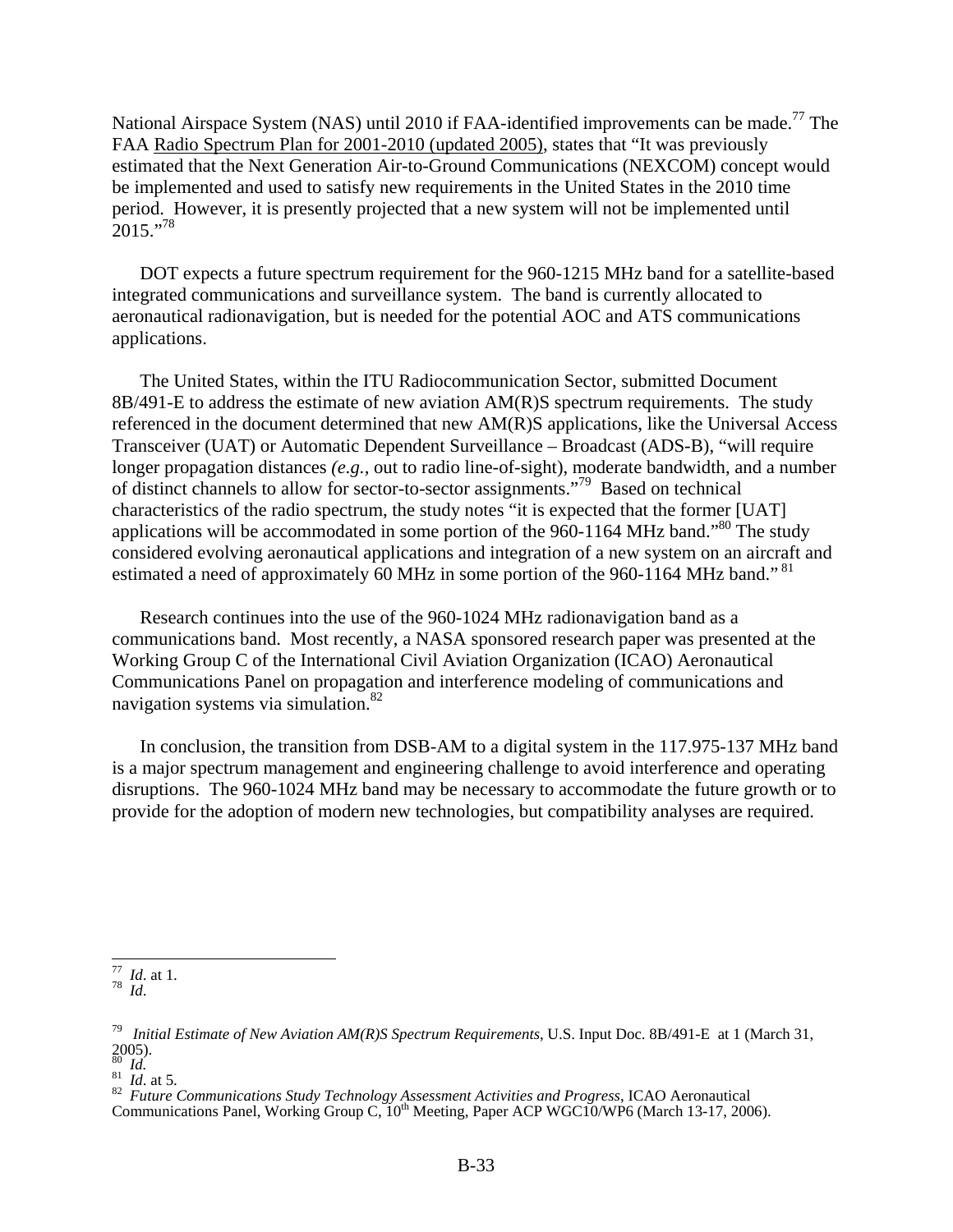National Airspace System (NAS) until 2010 if FAA-identified improvements can be made.[77] The FAA Radio Spectrum Plan for 2001-2010 (updated 2005), states that "It was previously estimated that the Next Generation Air-to-Ground Communications (NEXCOM) concept would be implemented and used to satisfy new requirements in the United States in the 2010 time period. However, it is presently projected that a new system will not be implemented until 2015."[78]

DOT expects a future spectrum requirement for the 960-1215 MHz band for a satellite-based integrated communications and surveillance system. The band is currently allocated to aeronautical radionavigation, but is needed for the potential AOC and ATS communications applications.

The United States, within the ITU Radiocommunication Sector, submitted Document 8B/491-E to address the estimate of new aviation AM(R)S spectrum requirements. The study referenced in the document determined that new AM(R)S applications, like the Universal Access Transceiver (UAT) or Automatic Dependent Surveillance – Broadcast (ADS-B), "will require longer propagation distances *(e.g.*, out to radio line-of-sight), moderate bandwidth, and a number of distinct channels to allow for sector-to-sector assignments."[79] Based on technical characteristics of the radio spectrum, the study notes "it is expected that the former [UAT] applications will be accommodated in some portion of the 960-1164 MHz band."[80] The study considered evolving aeronautical applications and integration of a new system on an aircraft and estimated a need of approximately 60 MHz in some portion of the 960-1164 MHz band."[81]

Research continues into the use of the 960-1024 MHz radionavigation band as a communications band. Most recently, a NASA sponsored research paper was presented at the Working Group C of the International Civil Aviation Organization (ICAO) Aeronautical Communications Panel on propagation and interference modeling of communications and navigation systems via simulation.[82]

In conclusion, the transition from DSB-AM to a digital system in the 117.975-137 MHz band is a major spectrum management and engineering challenge to avoid interference and operating disruptions. The 960-1024 MHz band may be necessary to accommodate the future growth or to provide for the adoption of modern new technologies, but compatibility analyses are required.

---

[77] *Id*. at 1.
[78] *Id*.

[79] *Initial Estimate of New Aviation AM(R)S Spectrum Requirements*, U.S. Input Doc. 8B/491-E at 1 (March 31, 2005).
[80] *Id.*
[81] *Id*. at 5.
[82] *Future Communications Study Technology Assessment Activities and Progress*, ICAO Aeronautical Communications Panel, Working Group C, 10th Meeting, Paper ACP WGC10/WP6 (March 13-17, 2006).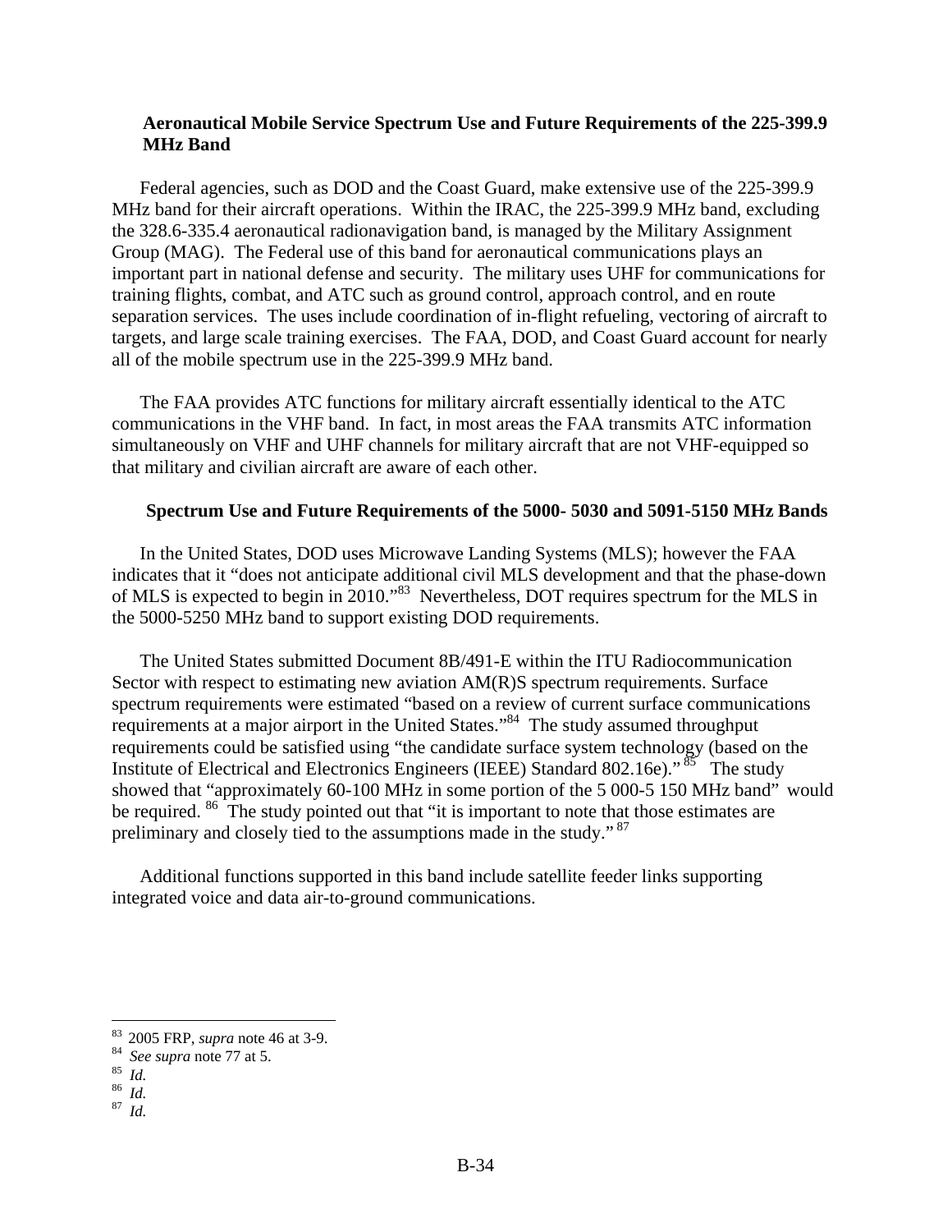### Aeronautical Mobile Service Spectrum Use and Future Requirements of the 225-399.9 MHz Band

Federal agencies, such as DOD and the Coast Guard, make extensive use of the 225-399.9 MHz band for their aircraft operations. Within the IRAC, the 225-399.9 MHz band, excluding the 328.6-335.4 aeronautical radionavigation band, is managed by the Military Assignment Group (MAG). The Federal use of this band for aeronautical communications plays an important part in national defense and security. The military uses UHF for communications for training flights, combat, and ATC such as ground control, approach control, and en route separation services. The uses include coordination of in-flight refueling, vectoring of aircraft to targets, and large scale training exercises. The FAA, DOD, and Coast Guard account for nearly all of the mobile spectrum use in the 225-399.9 MHz band.

The FAA provides ATC functions for military aircraft essentially identical to the ATC communications in the VHF band. In fact, in most areas the FAA transmits ATC information simultaneously on VHF and UHF channels for military aircraft that are not VHF-equipped so that military and civilian aircraft are aware of each other.

### Spectrum Use and Future Requirements of the 5000- 5030 and 5091-5150 MHz Bands

In the United States, DOD uses Microwave Landing Systems (MLS); however the FAA indicates that it "does not anticipate additional civil MLS development and that the phase-down of MLS is expected to begin in 2010."[83] Nevertheless, DOT requires spectrum for the MLS in the 5000-5250 MHz band to support existing DOD requirements.

The United States submitted Document 8B/491-E within the ITU Radiocommunication Sector with respect to estimating new aviation AM(R)S spectrum requirements. Surface spectrum requirements were estimated "based on a review of current surface communications requirements at a major airport in the United States."[84] The study assumed throughput requirements could be satisfied using "the candidate surface system technology (based on the Institute of Electrical and Electronics Engineers (IEEE) Standard 802.16e)."[85] The study showed that "approximately 60-100 MHz in some portion of the 5 000-5 150 MHz band" would be required.[86] The study pointed out that "it is important to note that those estimates are preliminary and closely tied to the assumptions made in the study."[87]

Additional functions supported in this band include satellite feeder links supporting integrated voice and data air-to-ground communications.

---

[83] 2005 FRP, *supra* note 46 at 3-9.
[84] *See supra* note 77 at 5.
[85] *Id.*
[86] *Id.*
[87] *Id.*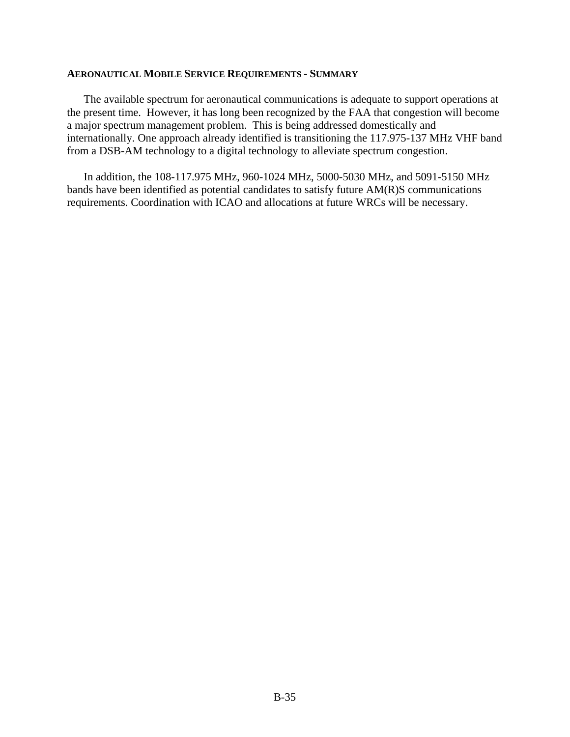## AERONAUTICAL MOBILE SERVICE REQUIREMENTS - SUMMARY

The available spectrum for aeronautical communications is adequate to support operations at the present time. However, it has long been recognized by the FAA that congestion will become a major spectrum management problem. This is being addressed domestically and internationally. One approach already identified is transitioning the 117.975-137 MHz VHF band from a DSB-AM technology to a digital technology to alleviate spectrum congestion.

In addition, the 108-117.975 MHz, 960-1024 MHz, 5000-5030 MHz, and 5091-5150 MHz bands have been identified as potential candidates to satisfy future AM(R)S communications requirements. Coordination with ICAO and allocations at future WRCs will be necessary.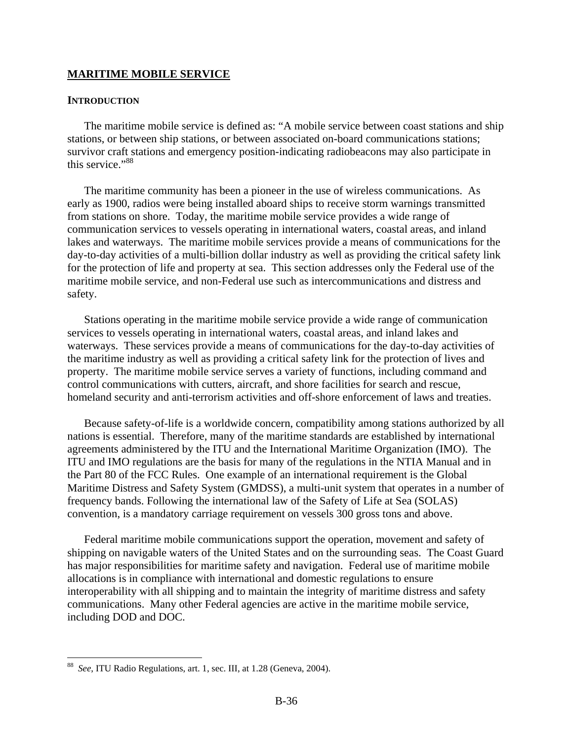## MARITIME MOBILE SERVICE

### INTRODUCTION

The maritime mobile service is defined as: "A mobile service between coast stations and ship stations, or between ship stations, or between associated on-board communications stations; survivor craft stations and emergency position-indicating radiobeacons may also participate in this service."[88]

The maritime community has been a pioneer in the use of wireless communications. As early as 1900, radios were being installed aboard ships to receive storm warnings transmitted from stations on shore. Today, the maritime mobile service provides a wide range of communication services to vessels operating in international waters, coastal areas, and inland lakes and waterways. The maritime mobile services provide a means of communications for the day-to-day activities of a multi-billion dollar industry as well as providing the critical safety link for the protection of life and property at sea. This section addresses only the Federal use of the maritime mobile service, and non-Federal use such as intercommunications and distress and safety.

Stations operating in the maritime mobile service provide a wide range of communication services to vessels operating in international waters, coastal areas, and inland lakes and waterways. These services provide a means of communications for the day-to-day activities of the maritime industry as well as providing a critical safety link for the protection of lives and property. The maritime mobile service serves a variety of functions, including command and control communications with cutters, aircraft, and shore facilities for search and rescue, homeland security and anti-terrorism activities and off-shore enforcement of laws and treaties.

Because safety-of-life is a worldwide concern, compatibility among stations authorized by all nations is essential. Therefore, many of the maritime standards are established by international agreements administered by the ITU and the International Maritime Organization (IMO). The ITU and IMO regulations are the basis for many of the regulations in the NTIA Manual and in the Part 80 of the FCC Rules. One example of an international requirement is the Global Maritime Distress and Safety System (GMDSS), a multi-unit system that operates in a number of frequency bands. Following the international law of the Safety of Life at Sea (SOLAS) convention, is a mandatory carriage requirement on vessels 300 gross tons and above.

Federal maritime mobile communications support the operation, movement and safety of shipping on navigable waters of the United States and on the surrounding seas. The Coast Guard has major responsibilities for maritime safety and navigation. Federal use of maritime mobile allocations is in compliance with international and domestic regulations to ensure interoperability with all shipping and to maintain the integrity of maritime distress and safety communications. Many other Federal agencies are active in the maritime mobile service, including DOD and DOC.

---

[88] *See*, ITU Radio Regulations, art. 1, sec. III, at 1.28 (Geneva, 2004).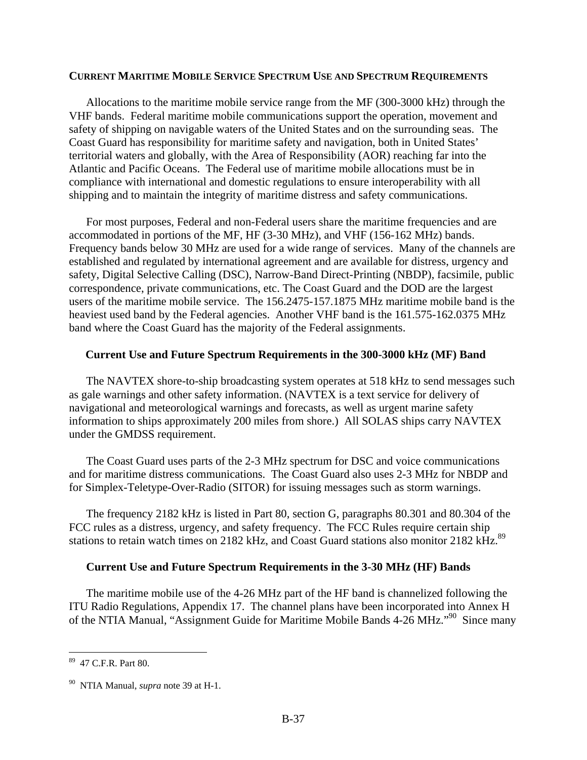## CURRENT MARITIME MOBILE SERVICE SPECTRUM USE AND SPECTRUM REQUIREMENTS

Allocations to the maritime mobile service range from the MF (300-3000 kHz) through the VHF bands. Federal maritime mobile communications support the operation, movement and safety of shipping on navigable waters of the United States and on the surrounding seas. The Coast Guard has responsibility for maritime safety and navigation, both in United States' territorial waters and globally, with the Area of Responsibility (AOR) reaching far into the Atlantic and Pacific Oceans. The Federal use of maritime mobile allocations must be in compliance with international and domestic regulations to ensure interoperability with all shipping and to maintain the integrity of maritime distress and safety communications.

For most purposes, Federal and non-Federal users share the maritime frequencies and are accommodated in portions of the MF, HF (3-30 MHz), and VHF (156-162 MHz) bands. Frequency bands below 30 MHz are used for a wide range of services. Many of the channels are established and regulated by international agreement and are available for distress, urgency and safety, Digital Selective Calling (DSC), Narrow-Band Direct-Printing (NBDP), facsimile, public correspondence, private communications, etc. The Coast Guard and the DOD are the largest users of the maritime mobile service. The 156.2475-157.1875 MHz maritime mobile band is the heaviest used band by the Federal agencies. Another VHF band is the 161.575-162.0375 MHz band where the Coast Guard has the majority of the Federal assignments.

### Current Use and Future Spectrum Requirements in the 300-3000 kHz (MF) Band

The NAVTEX shore-to-ship broadcasting system operates at 518 kHz to send messages such as gale warnings and other safety information. (NAVTEX is a text service for delivery of navigational and meteorological warnings and forecasts, as well as urgent marine safety information to ships approximately 200 miles from shore.) All SOLAS ships carry NAVTEX under the GMDSS requirement.

The Coast Guard uses parts of the 2-3 MHz spectrum for DSC and voice communications and for maritime distress communications. The Coast Guard also uses 2-3 MHz for NBDP and for Simplex-Teletype-Over-Radio (SITOR) for issuing messages such as storm warnings.

The frequency 2182 kHz is listed in Part 80, section G, paragraphs 80.301 and 80.304 of the FCC rules as a distress, urgency, and safety frequency. The FCC Rules require certain ship stations to retain watch times on 2182 kHz, and Coast Guard stations also monitor 2182 kHz.[89]

### Current Use and Future Spectrum Requirements in the 3-30 MHz (HF) Bands

The maritime mobile use of the 4-26 MHz part of the HF band is channelized following the ITU Radio Regulations, Appendix 17. The channel plans have been incorporated into Annex H of the NTIA Manual, "Assignment Guide for Maritime Mobile Bands 4-26 MHz."[90] Since many

---

[89] 47 C.F.R. Part 80.

[90] NTIA Manual, *supra* note 39 at H-1.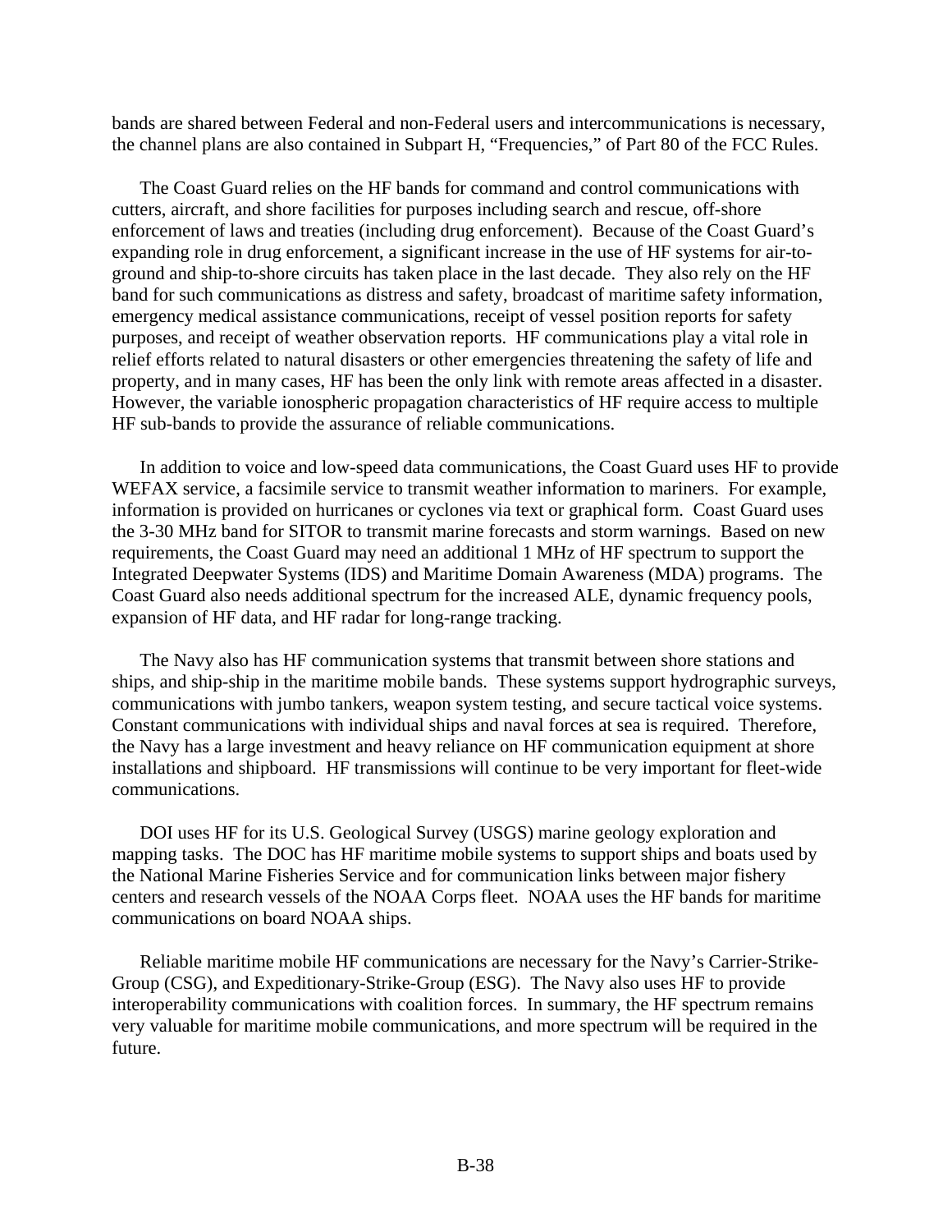bands are shared between Federal and non-Federal users and intercommunications is necessary, the channel plans are also contained in Subpart H, "Frequencies," of Part 80 of the FCC Rules.

The Coast Guard relies on the HF bands for command and control communications with cutters, aircraft, and shore facilities for purposes including search and rescue, off-shore enforcement of laws and treaties (including drug enforcement). Because of the Coast Guard's expanding role in drug enforcement, a significant increase in the use of HF systems for air-to-ground and ship-to-shore circuits has taken place in the last decade. They also rely on the HF band for such communications as distress and safety, broadcast of maritime safety information, emergency medical assistance communications, receipt of vessel position reports for safety purposes, and receipt of weather observation reports. HF communications play a vital role in relief efforts related to natural disasters or other emergencies threatening the safety of life and property, and in many cases, HF has been the only link with remote areas affected in a disaster. However, the variable ionospheric propagation characteristics of HF require access to multiple HF sub-bands to provide the assurance of reliable communications.

In addition to voice and low-speed data communications, the Coast Guard uses HF to provide WEFAX service, a facsimile service to transmit weather information to mariners. For example, information is provided on hurricanes or cyclones via text or graphical form. Coast Guard uses the 3-30 MHz band for SITOR to transmit marine forecasts and storm warnings. Based on new requirements, the Coast Guard may need an additional 1 MHz of HF spectrum to support the Integrated Deepwater Systems (IDS) and Maritime Domain Awareness (MDA) programs. The Coast Guard also needs additional spectrum for the increased ALE, dynamic frequency pools, expansion of HF data, and HF radar for long-range tracking.

The Navy also has HF communication systems that transmit between shore stations and ships, and ship-ship in the maritime mobile bands. These systems support hydrographic surveys, communications with jumbo tankers, weapon system testing, and secure tactical voice systems. Constant communications with individual ships and naval forces at sea is required. Therefore, the Navy has a large investment and heavy reliance on HF communication equipment at shore installations and shipboard. HF transmissions will continue to be very important for fleet-wide communications.

DOI uses HF for its U.S. Geological Survey (USGS) marine geology exploration and mapping tasks. The DOC has HF maritime mobile systems to support ships and boats used by the National Marine Fisheries Service and for communication links between major fishery centers and research vessels of the NOAA Corps fleet. NOAA uses the HF bands for maritime communications on board NOAA ships.

Reliable maritime mobile HF communications are necessary for the Navy's Carrier-Strike-Group (CSG), and Expeditionary-Strike-Group (ESG). The Navy also uses HF to provide interoperability communications with coalition forces. In summary, the HF spectrum remains very valuable for maritime mobile communications, and more spectrum will be required in the future.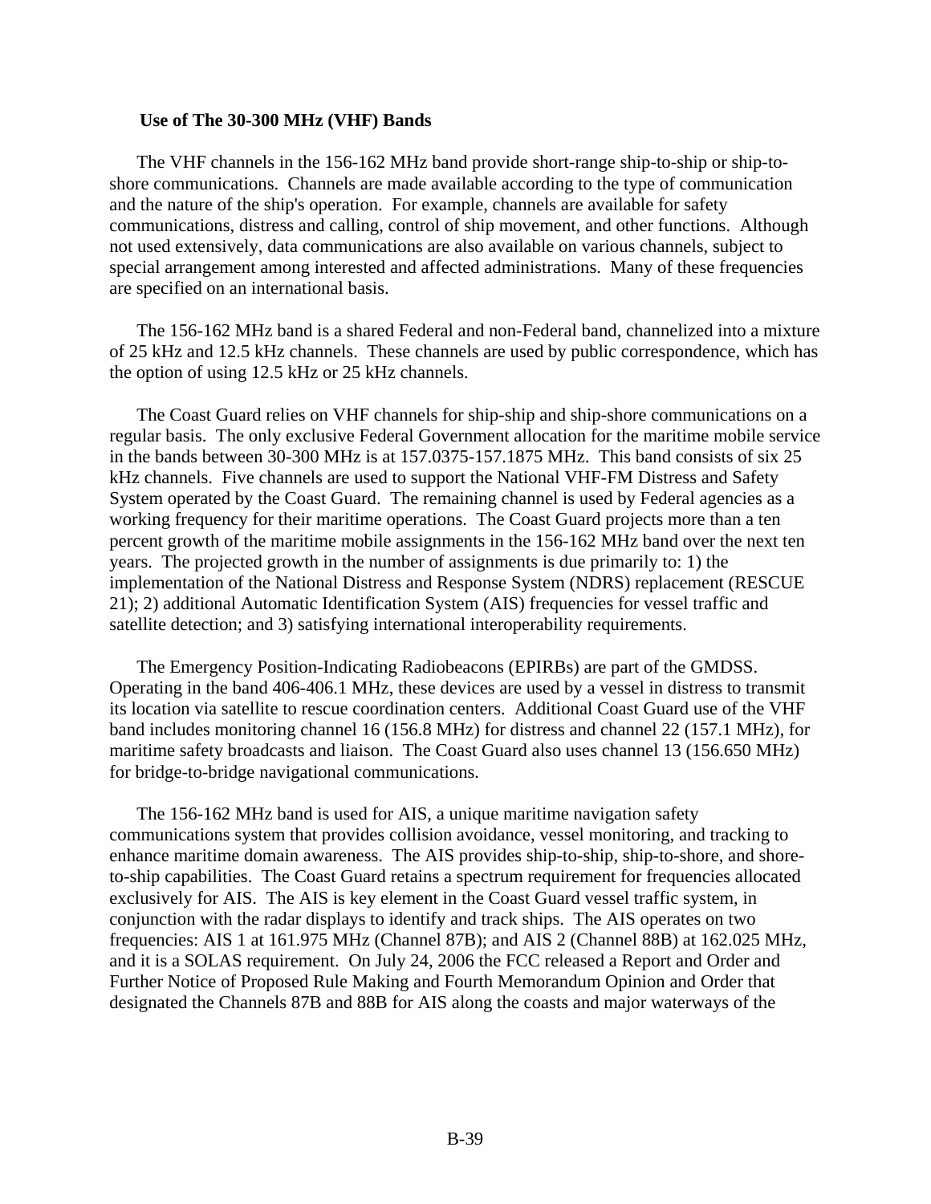### Use of The 30-300 MHz (VHF) Bands

The VHF channels in the 156-162 MHz band provide short-range ship-to-ship or ship-to-shore communications. Channels are made available according to the type of communication and the nature of the ship's operation. For example, channels are available for safety communications, distress and calling, control of ship movement, and other functions. Although not used extensively, data communications are also available on various channels, subject to special arrangement among interested and affected administrations. Many of these frequencies are specified on an international basis.

The 156-162 MHz band is a shared Federal and non-Federal band, channelized into a mixture of 25 kHz and 12.5 kHz channels. These channels are used by public correspondence, which has the option of using 12.5 kHz or 25 kHz channels.

The Coast Guard relies on VHF channels for ship-ship and ship-shore communications on a regular basis. The only exclusive Federal Government allocation for the maritime mobile service in the bands between 30-300 MHz is at 157.0375-157.1875 MHz. This band consists of six 25 kHz channels. Five channels are used to support the National VHF-FM Distress and Safety System operated by the Coast Guard. The remaining channel is used by Federal agencies as a working frequency for their maritime operations. The Coast Guard projects more than a ten percent growth of the maritime mobile assignments in the 156-162 MHz band over the next ten years. The projected growth in the number of assignments is due primarily to: 1) the implementation of the National Distress and Response System (NDRS) replacement (RESCUE 21); 2) additional Automatic Identification System (AIS) frequencies for vessel traffic and satellite detection; and 3) satisfying international interoperability requirements.

The Emergency Position-Indicating Radiobeacons (EPIRBs) are part of the GMDSS. Operating in the band 406-406.1 MHz, these devices are used by a vessel in distress to transmit its location via satellite to rescue coordination centers. Additional Coast Guard use of the VHF band includes monitoring channel 16 (156.8 MHz) for distress and channel 22 (157.1 MHz), for maritime safety broadcasts and liaison. The Coast Guard also uses channel 13 (156.650 MHz) for bridge-to-bridge navigational communications.

The 156-162 MHz band is used for AIS, a unique maritime navigation safety communications system that provides collision avoidance, vessel monitoring, and tracking to enhance maritime domain awareness. The AIS provides ship-to-ship, ship-to-shore, and shore-to-ship capabilities. The Coast Guard retains a spectrum requirement for frequencies allocated exclusively for AIS. The AIS is key element in the Coast Guard vessel traffic system, in conjunction with the radar displays to identify and track ships. The AIS operates on two frequencies: AIS 1 at 161.975 MHz (Channel 87B); and AIS 2 (Channel 88B) at 162.025 MHz, and it is a SOLAS requirement. On July 24, 2006 the FCC released a Report and Order and Further Notice of Proposed Rule Making and Fourth Memorandum Opinion and Order that designated the Channels 87B and 88B for AIS along the coasts and major waterways of the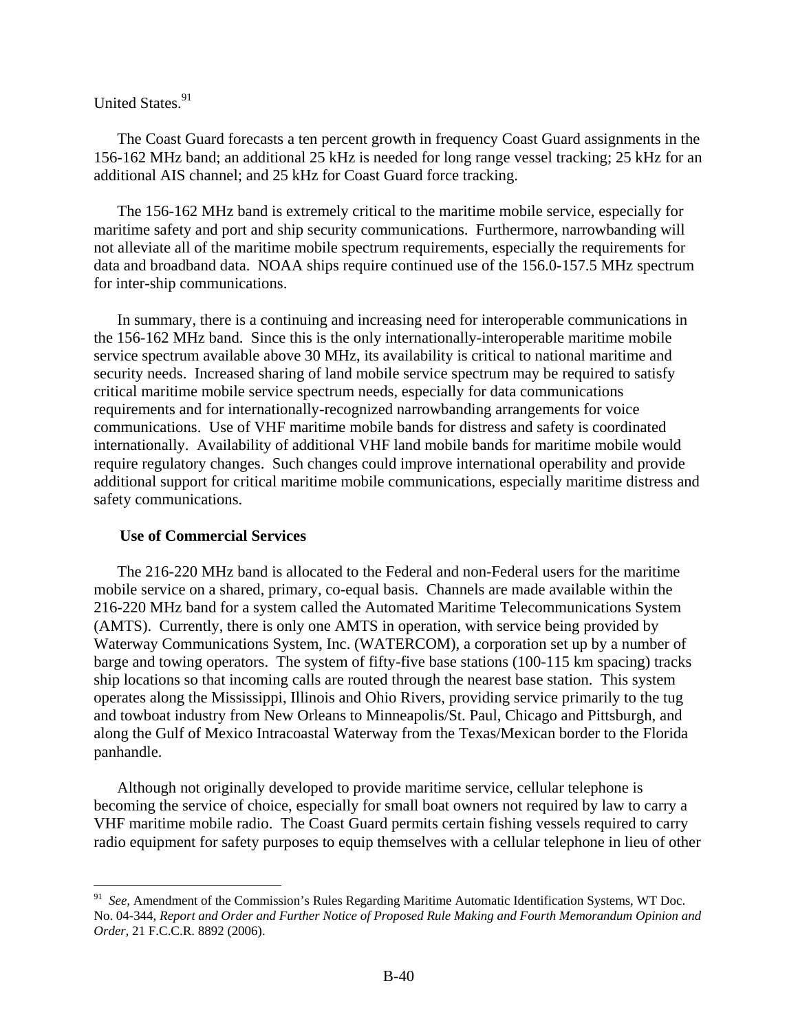United States.[91]

The Coast Guard forecasts a ten percent growth in frequency Coast Guard assignments in the 156-162 MHz band; an additional 25 kHz is needed for long range vessel tracking; 25 kHz for an additional AIS channel; and 25 kHz for Coast Guard force tracking.

The 156-162 MHz band is extremely critical to the maritime mobile service, especially for maritime safety and port and ship security communications. Furthermore, narrowbanding will not alleviate all of the maritime mobile spectrum requirements, especially the requirements for data and broadband data. NOAA ships require continued use of the 156.0-157.5 MHz spectrum for inter-ship communications.

In summary, there is a continuing and increasing need for interoperable communications in the 156-162 MHz band. Since this is the only internationally-interoperable maritime mobile service spectrum available above 30 MHz, its availability is critical to national maritime and security needs. Increased sharing of land mobile service spectrum may be required to satisfy critical maritime mobile service spectrum needs, especially for data communications requirements and for internationally-recognized narrowbanding arrangements for voice communications. Use of VHF maritime mobile bands for distress and safety is coordinated internationally. Availability of additional VHF land mobile bands for maritime mobile would require regulatory changes. Such changes could improve international operability and provide additional support for critical maritime mobile communications, especially maritime distress and safety communications.

**Use of Commercial Services**

The 216-220 MHz band is allocated to the Federal and non-Federal users for the maritime mobile service on a shared, primary, co-equal basis. Channels are made available within the 216-220 MHz band for a system called the Automated Maritime Telecommunications System (AMTS). Currently, there is only one AMTS in operation, with service being provided by Waterway Communications System, Inc. (WATERCOM), a corporation set up by a number of barge and towing operators. The system of fifty-five base stations (100-115 km spacing) tracks ship locations so that incoming calls are routed through the nearest base station. This system operates along the Mississippi, Illinois and Ohio Rivers, providing service primarily to the tug and towboat industry from New Orleans to Minneapolis/St. Paul, Chicago and Pittsburgh, and along the Gulf of Mexico Intracoastal Waterway from the Texas/Mexican border to the Florida panhandle.

Although not originally developed to provide maritime service, cellular telephone is becoming the service of choice, especially for small boat owners not required by law to carry a VHF maritime mobile radio. The Coast Guard permits certain fishing vessels required to carry radio equipment for safety purposes to equip themselves with a cellular telephone in lieu of other

---

[91] *See*, Amendment of the Commission's Rules Regarding Maritime Automatic Identification Systems, WT Doc. No. 04-344, *Report and Order and Further Notice of Proposed Rule Making and Fourth Memorandum Opinion and Order*, 21 F.C.C.R. 8892 (2006).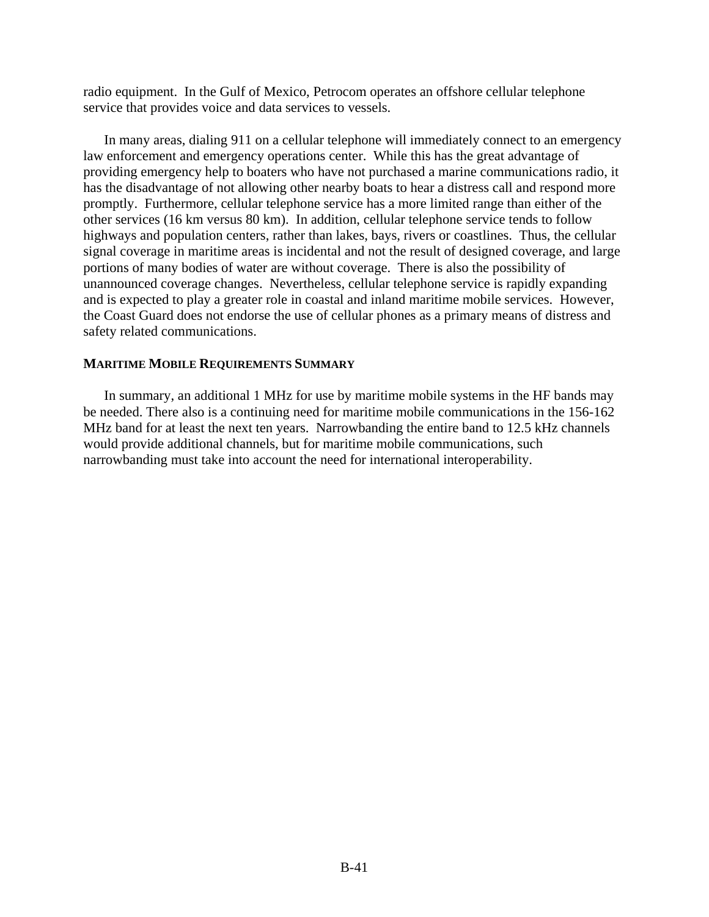radio equipment. In the Gulf of Mexico, Petrocom operates an offshore cellular telephone service that provides voice and data services to vessels.

In many areas, dialing 911 on a cellular telephone will immediately connect to an emergency law enforcement and emergency operations center. While this has the great advantage of providing emergency help to boaters who have not purchased a marine communications radio, it has the disadvantage of not allowing other nearby boats to hear a distress call and respond more promptly. Furthermore, cellular telephone service has a more limited range than either of the other services (16 km versus 80 km). In addition, cellular telephone service tends to follow highways and population centers, rather than lakes, bays, rivers or coastlines. Thus, the cellular signal coverage in maritime areas is incidental and not the result of designed coverage, and large portions of many bodies of water are without coverage. There is also the possibility of unannounced coverage changes. Nevertheless, cellular telephone service is rapidly expanding and is expected to play a greater role in coastal and inland maritime mobile services. However, the Coast Guard does not endorse the use of cellular phones as a primary means of distress and safety related communications.

### MARITIME MOBILE REQUIREMENTS SUMMARY

In summary, an additional 1 MHz for use by maritime mobile systems in the HF bands may be needed. There also is a continuing need for maritime mobile communications in the 156-162 MHz band for at least the next ten years. Narrowbanding the entire band to 12.5 kHz channels would provide additional channels, but for maritime mobile communications, such narrowbanding must take into account the need for international interoperability.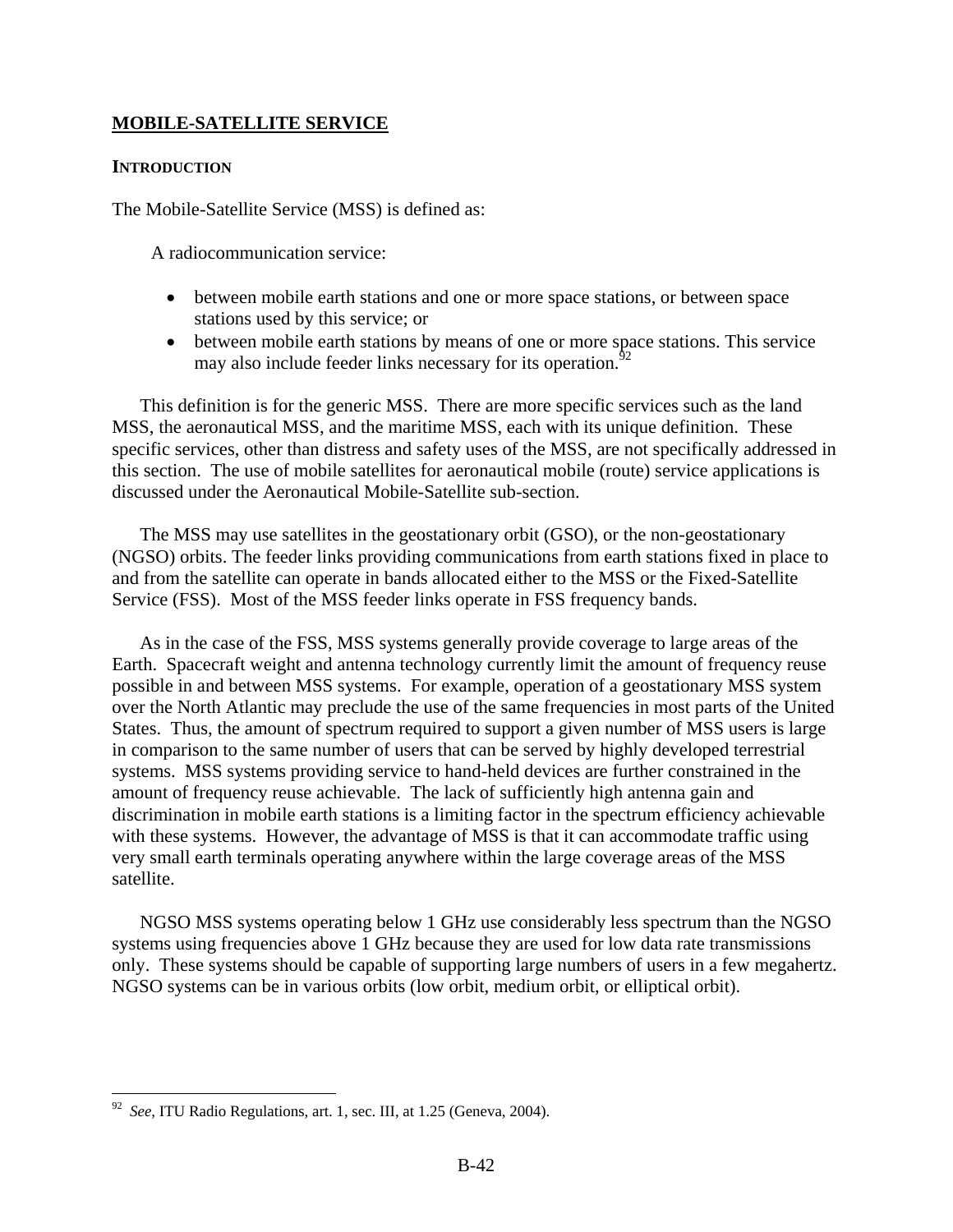## MOBILE-SATELLITE SERVICE

### INTRODUCTION

The Mobile-Satellite Service (MSS) is defined as:

A radiocommunication service:

- between mobile earth stations and one or more space stations, or between space stations used by this service; or
- between mobile earth stations by means of one or more space stations. This service may also include feeder links necessary for its operation.[92]

This definition is for the generic MSS. There are more specific services such as the land MSS, the aeronautical MSS, and the maritime MSS, each with its unique definition. These specific services, other than distress and safety uses of the MSS, are not specifically addressed in this section. The use of mobile satellites for aeronautical mobile (route) service applications is discussed under the Aeronautical Mobile-Satellite sub-section.

The MSS may use satellites in the geostationary orbit (GSO), or the non-geostationary (NGSO) orbits. The feeder links providing communications from earth stations fixed in place to and from the satellite can operate in bands allocated either to the MSS or the Fixed-Satellite Service (FSS). Most of the MSS feeder links operate in FSS frequency bands.

As in the case of the FSS, MSS systems generally provide coverage to large areas of the Earth. Spacecraft weight and antenna technology currently limit the amount of frequency reuse possible in and between MSS systems. For example, operation of a geostationary MSS system over the North Atlantic may preclude the use of the same frequencies in most parts of the United States. Thus, the amount of spectrum required to support a given number of MSS users is large in comparison to the same number of users that can be served by highly developed terrestrial systems. MSS systems providing service to hand-held devices are further constrained in the amount of frequency reuse achievable. The lack of sufficiently high antenna gain and discrimination in mobile earth stations is a limiting factor in the spectrum efficiency achievable with these systems. However, the advantage of MSS is that it can accommodate traffic using very small earth terminals operating anywhere within the large coverage areas of the MSS satellite.

NGSO MSS systems operating below 1 GHz use considerably less spectrum than the NGSO systems using frequencies above 1 GHz because they are used for low data rate transmissions only. These systems should be capable of supporting large numbers of users in a few megahertz. NGSO systems can be in various orbits (low orbit, medium orbit, or elliptical orbit).

---

[92] *See*, ITU Radio Regulations, art. 1, sec. III, at 1.25 (Geneva, 2004).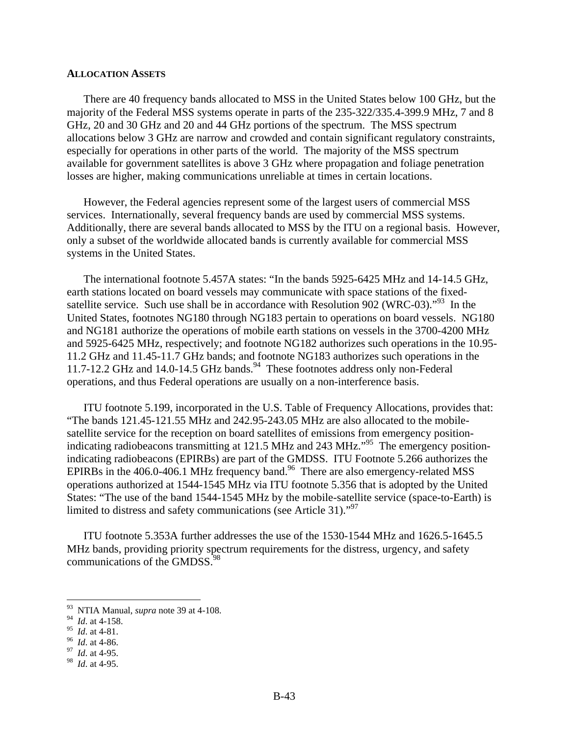**ALLOCATION ASSETS**

There are 40 frequency bands allocated to MSS in the United States below 100 GHz, but the majority of the Federal MSS systems operate in parts of the 235-322/335.4-399.9 MHz, 7 and 8 GHz, 20 and 30 GHz and 20 and 44 GHz portions of the spectrum. The MSS spectrum allocations below 3 GHz are narrow and crowded and contain significant regulatory constraints, especially for operations in other parts of the world. The majority of the MSS spectrum available for government satellites is above 3 GHz where propagation and foliage penetration losses are higher, making communications unreliable at times in certain locations.

However, the Federal agencies represent some of the largest users of commercial MSS services. Internationally, several frequency bands are used by commercial MSS systems. Additionally, there are several bands allocated to MSS by the ITU on a regional basis. However, only a subset of the worldwide allocated bands is currently available for commercial MSS systems in the United States.

The international footnote 5.457A states: "In the bands 5925-6425 MHz and 14-14.5 GHz, earth stations located on board vessels may communicate with space stations of the fixed-satellite service. Such use shall be in accordance with Resolution 902 (WRC-03)."[93] In the United States, footnotes NG180 through NG183 pertain to operations on board vessels. NG180 and NG181 authorize the operations of mobile earth stations on vessels in the 3700-4200 MHz and 5925-6425 MHz, respectively; and footnote NG182 authorizes such operations in the 10.95-11.2 GHz and 11.45-11.7 GHz bands; and footnote NG183 authorizes such operations in the 11.7-12.2 GHz and 14.0-14.5 GHz bands.[94] These footnotes address only non-Federal operations, and thus Federal operations are usually on a non-interference basis.

ITU footnote 5.199, incorporated in the U.S. Table of Frequency Allocations, provides that: "The bands 121.45-121.55 MHz and 242.95-243.05 MHz are also allocated to the mobile-satellite service for the reception on board satellites of emissions from emergency position-indicating radiobeacons transmitting at 121.5 MHz and 243 MHz."[95] The emergency position-indicating radiobeacons (EPIRBs) are part of the GMDSS. ITU Footnote 5.266 authorizes the EPIRBs in the 406.0-406.1 MHz frequency band.[96] There are also emergency-related MSS operations authorized at 1544-1545 MHz via ITU footnote 5.356 that is adopted by the United States: "The use of the band 1544-1545 MHz by the mobile-satellite service (space-to-Earth) is limited to distress and safety communications (see Article 31)."[97]

ITU footnote 5.353A further addresses the use of the 1530-1544 MHz and 1626.5-1645.5 MHz bands, providing priority spectrum requirements for the distress, urgency, and safety communications of the GMDSS.[98]

---

[93] NTIA Manual, *supra* note 39 at 4-108.
[94] *Id*. at 4-158.
[95] *Id*. at 4-81.
[96] *Id*. at 4-86.
[97] *Id*. at 4-95.
[98] *Id*. at 4-95.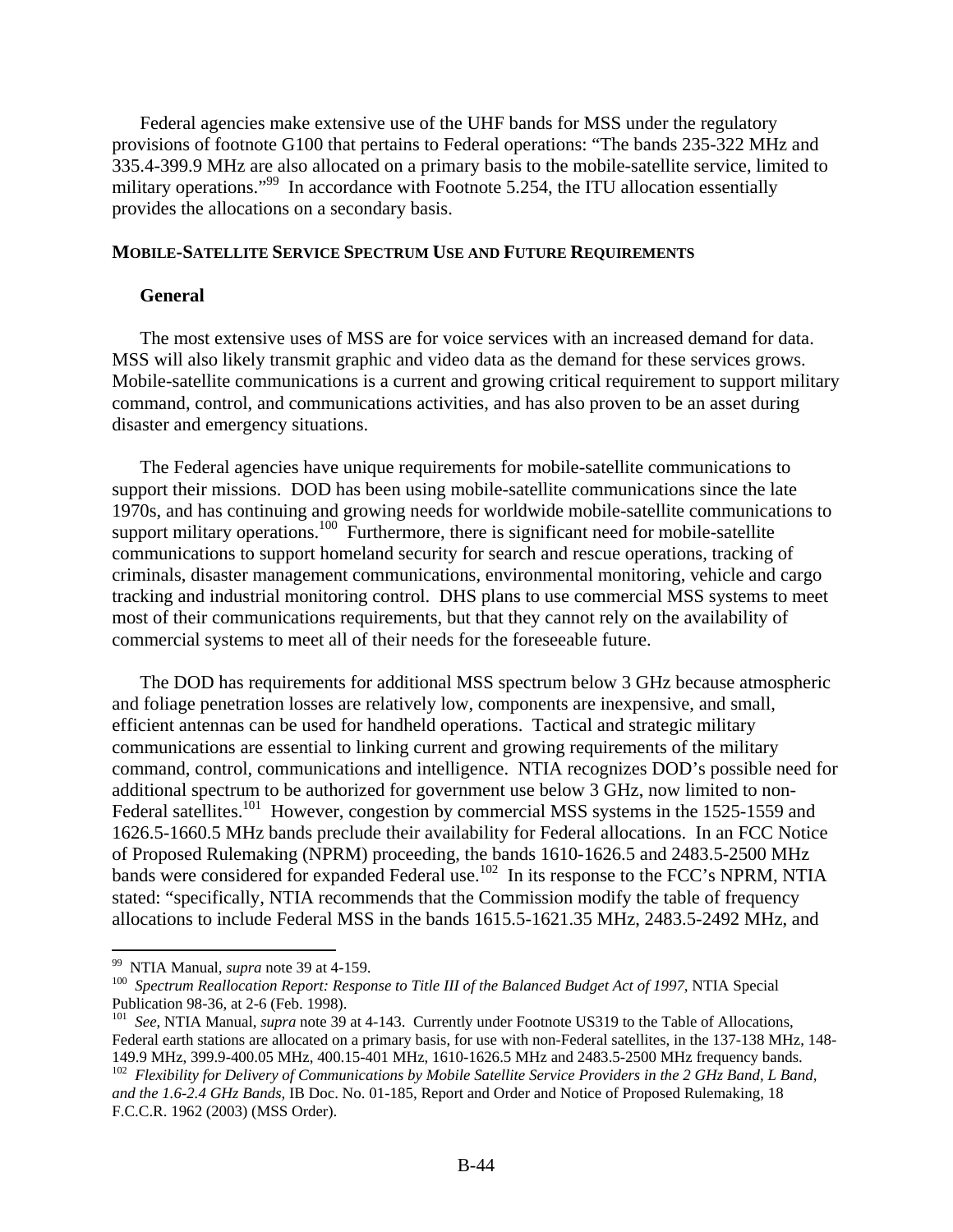Federal agencies make extensive use of the UHF bands for MSS under the regulatory provisions of footnote G100 that pertains to Federal operations: "The bands 235-322 MHz and 335.4-399.9 MHz are also allocated on a primary basis to the mobile-satellite service, limited to military operations."[99] In accordance with Footnote 5.254, the ITU allocation essentially provides the allocations on a secondary basis.

## MOBILE-SATELLITE SERVICE SPECTRUM USE AND FUTURE REQUIREMENTS

### General

The most extensive uses of MSS are for voice services with an increased demand for data. MSS will also likely transmit graphic and video data as the demand for these services grows. Mobile-satellite communications is a current and growing critical requirement to support military command, control, and communications activities, and has also proven to be an asset during disaster and emergency situations.

The Federal agencies have unique requirements for mobile-satellite communications to support their missions. DOD has been using mobile-satellite communications since the late 1970s, and has continuing and growing needs for worldwide mobile-satellite communications to support military operations.[100] Furthermore, there is significant need for mobile-satellite communications to support homeland security for search and rescue operations, tracking of criminals, disaster management communications, environmental monitoring, vehicle and cargo tracking and industrial monitoring control. DHS plans to use commercial MSS systems to meet most of their communications requirements, but that they cannot rely on the availability of commercial systems to meet all of their needs for the foreseeable future.

The DOD has requirements for additional MSS spectrum below 3 GHz because atmospheric and foliage penetration losses are relatively low, components are inexpensive, and small, efficient antennas can be used for handheld operations. Tactical and strategic military communications are essential to linking current and growing requirements of the military command, control, communications and intelligence. NTIA recognizes DOD's possible need for additional spectrum to be authorized for government use below 3 GHz, now limited to non-Federal satellites.[101] However, congestion by commercial MSS systems in the 1525-1559 and 1626.5-1660.5 MHz bands preclude their availability for Federal allocations. In an FCC Notice of Proposed Rulemaking (NPRM) proceeding, the bands 1610-1626.5 and 2483.5-2500 MHz bands were considered for expanded Federal use.[102] In its response to the FCC's NPRM, NTIA stated: "specifically, NTIA recommends that the Commission modify the table of frequency allocations to include Federal MSS in the bands 1615.5-1621.35 MHz, 2483.5-2492 MHz, and

---

[99] NTIA Manual, *supra* note 39 at 4-159.

[100] *Spectrum Reallocation Report: Response to Title III of the Balanced Budget Act of 1997*, NTIA Special Publication 98-36, at 2-6 (Feb. 1998).

[101] *See*, NTIA Manual, *supra* note 39 at 4-143. Currently under Footnote US319 to the Table of Allocations, Federal earth stations are allocated on a primary basis, for use with non-Federal satellites, in the 137-138 MHz, 148-149.9 MHz, 399.9-400.05 MHz, 400.15-401 MHz, 1610-1626.5 MHz and 2483.5-2500 MHz frequency bands.

[102] *Flexibility for Delivery of Communications by Mobile Satellite Service Providers in the 2 GHz Band, L Band, and the 1.6-2.4 GHz Bands*, IB Doc. No. 01-185, Report and Order and Notice of Proposed Rulemaking, 18 F.C.C.R. 1962 (2003) (MSS Order).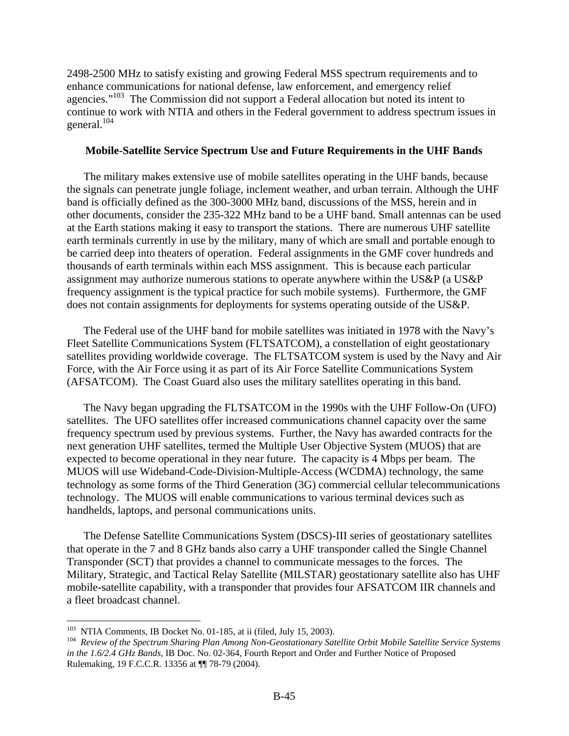2498-2500 MHz to satisfy existing and growing Federal MSS spectrum requirements and to enhance communications for national defense, law enforcement, and emergency relief agencies."[103] The Commission did not support a Federal allocation but noted its intent to continue to work with NTIA and others in the Federal government to address spectrum issues in general.[104]

**Mobile-Satellite Service Spectrum Use and Future Requirements in the UHF Bands**

The military makes extensive use of mobile satellites operating in the UHF bands, because the signals can penetrate jungle foliage, inclement weather, and urban terrain. Although the UHF band is officially defined as the 300-3000 MHz band, discussions of the MSS, herein and in other documents, consider the 235-322 MHz band to be a UHF band. Small antennas can be used at the Earth stations making it easy to transport the stations. There are numerous UHF satellite earth terminals currently in use by the military, many of which are small and portable enough to be carried deep into theaters of operation. Federal assignments in the GMF cover hundreds and thousands of earth terminals within each MSS assignment. This is because each particular assignment may authorize numerous stations to operate anywhere within the US&P (a US&P frequency assignment is the typical practice for such mobile systems). Furthermore, the GMF does not contain assignments for deployments for systems operating outside of the US&P.

The Federal use of the UHF band for mobile satellites was initiated in 1978 with the Navy's Fleet Satellite Communications System (FLTSATCOM), a constellation of eight geostationary satellites providing worldwide coverage. The FLTSATCOM system is used by the Navy and Air Force, with the Air Force using it as part of its Air Force Satellite Communications System (AFSATCOM). The Coast Guard also uses the military satellites operating in this band.

The Navy began upgrading the FLTSATCOM in the 1990s with the UHF Follow-On (UFO) satellites. The UFO satellites offer increased communications channel capacity over the same frequency spectrum used by previous systems. Further, the Navy has awarded contracts for the next generation UHF satellites, termed the Multiple User Objective System (MUOS) that are expected to become operational in they near future. The capacity is 4 Mbps per beam. The MUOS will use Wideband-Code-Division-Multiple-Access (WCDMA) technology, the same technology as some forms of the Third Generation (3G) commercial cellular telecommunications technology. The MUOS will enable communications to various terminal devices such as handhelds, laptops, and personal communications units.

The Defense Satellite Communications System (DSCS)-III series of geostationary satellites that operate in the 7 and 8 GHz bands also carry a UHF transponder called the Single Channel Transponder (SCT) that provides a channel to communicate messages to the forces. The Military, Strategic, and Tactical Relay Satellite (MILSTAR) geostationary satellite also has UHF mobile-satellite capability, with a transponder that provides four AFSATCOM IIR channels and a fleet broadcast channel.

---

[103] NTIA Comments, IB Docket No. 01-185, at ii (filed, July 15, 2003).

[104] *Review of the Spectrum Sharing Plan Among Non-Geostationary Satellite Orbit Mobile Satellite Service Systems in the 1.6/2.4 GHz Bands*, IB Doc. No. 02-364, Fourth Report and Order and Further Notice of Proposed Rulemaking, 19 F.C.C.R. 13356 at ¶¶ 78-79 (2004).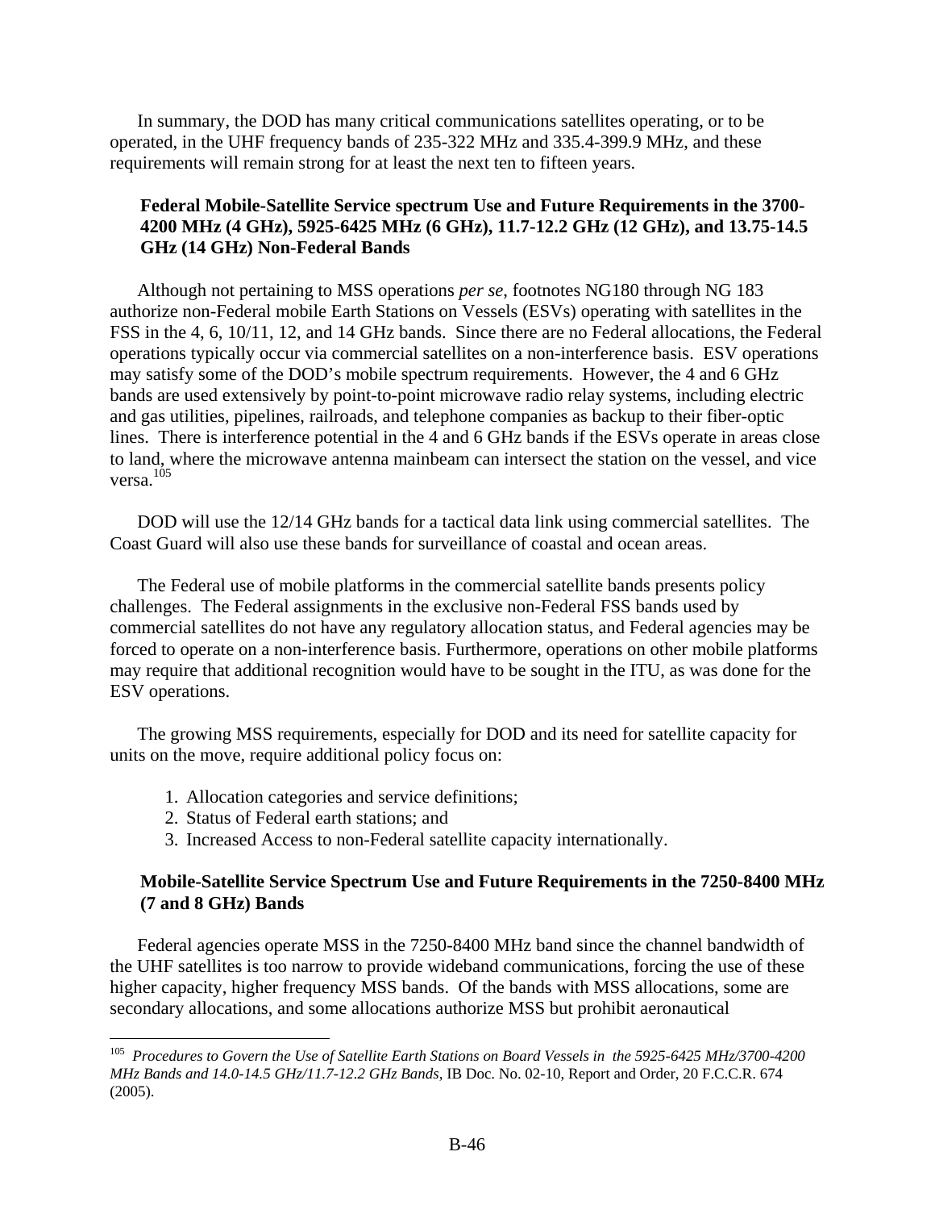In summary, the DOD has many critical communications satellites operating, or to be operated, in the UHF frequency bands of 235-322 MHz and 335.4-399.9 MHz, and these requirements will remain strong for at least the next ten to fifteen years.

### Federal Mobile-Satellite Service spectrum Use and Future Requirements in the 3700-4200 MHz (4 GHz), 5925-6425 MHz (6 GHz), 11.7-12.2 GHz (12 GHz), and 13.75-14.5 GHz (14 GHz) Non-Federal Bands

Although not pertaining to MSS operations *per se*, footnotes NG180 through NG 183 authorize non-Federal mobile Earth Stations on Vessels (ESVs) operating with satellites in the FSS in the 4, 6, 10/11, 12, and 14 GHz bands. Since there are no Federal allocations, the Federal operations typically occur via commercial satellites on a non-interference basis. ESV operations may satisfy some of the DOD's mobile spectrum requirements. However, the 4 and 6 GHz bands are used extensively by point-to-point microwave radio relay systems, including electric and gas utilities, pipelines, railroads, and telephone companies as backup to their fiber-optic lines. There is interference potential in the 4 and 6 GHz bands if the ESVs operate in areas close to land, where the microwave antenna mainbeam can intersect the station on the vessel, and vice versa.[105]

DOD will use the 12/14 GHz bands for a tactical data link using commercial satellites. The Coast Guard will also use these bands for surveillance of coastal and ocean areas.

The Federal use of mobile platforms in the commercial satellite bands presents policy challenges. The Federal assignments in the exclusive non-Federal FSS bands used by commercial satellites do not have any regulatory allocation status, and Federal agencies may be forced to operate on a non-interference basis. Furthermore, operations on other mobile platforms may require that additional recognition would have to be sought in the ITU, as was done for the ESV operations.

The growing MSS requirements, especially for DOD and its need for satellite capacity for units on the move, require additional policy focus on:

1. Allocation categories and service definitions;
2. Status of Federal earth stations; and
3. Increased Access to non-Federal satellite capacity internationally.

### Mobile-Satellite Service Spectrum Use and Future Requirements in the 7250-8400 MHz (7 and 8 GHz) Bands

Federal agencies operate MSS in the 7250-8400 MHz band since the channel bandwidth of the UHF satellites is too narrow to provide wideband communications, forcing the use of these higher capacity, higher frequency MSS bands. Of the bands with MSS allocations, some are secondary allocations, and some allocations authorize MSS but prohibit aeronautical

---

[105] *Procedures to Govern the Use of Satellite Earth Stations on Board Vessels in the 5925-6425 MHz/3700-4200 MHz Bands and 14.0-14.5 GHz/11.7-12.2 GHz Bands*, IB Doc. No. 02-10, Report and Order, 20 F.C.C.R. 674 (2005).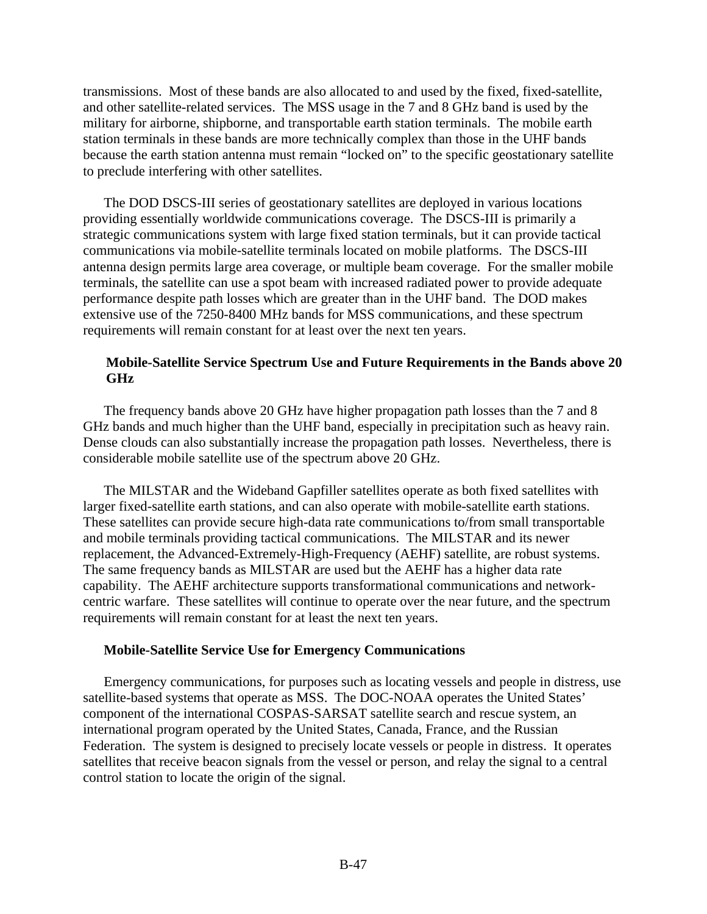transmissions. Most of these bands are also allocated to and used by the fixed, fixed-satellite, and other satellite-related services. The MSS usage in the 7 and 8 GHz band is used by the military for airborne, shipborne, and transportable earth station terminals. The mobile earth station terminals in these bands are more technically complex than those in the UHF bands because the earth station antenna must remain "locked on" to the specific geostationary satellite to preclude interfering with other satellites.

The DOD DSCS-III series of geostationary satellites are deployed in various locations providing essentially worldwide communications coverage. The DSCS-III is primarily a strategic communications system with large fixed station terminals, but it can provide tactical communications via mobile-satellite terminals located on mobile platforms. The DSCS-III antenna design permits large area coverage, or multiple beam coverage. For the smaller mobile terminals, the satellite can use a spot beam with increased radiated power to provide adequate performance despite path losses which are greater than in the UHF band. The DOD makes extensive use of the 7250-8400 MHz bands for MSS communications, and these spectrum requirements will remain constant for at least over the next ten years.

**Mobile-Satellite Service Spectrum Use and Future Requirements in the Bands above 20 GHz**

The frequency bands above 20 GHz have higher propagation path losses than the 7 and 8 GHz bands and much higher than the UHF band, especially in precipitation such as heavy rain. Dense clouds can also substantially increase the propagation path losses. Nevertheless, there is considerable mobile satellite use of the spectrum above 20 GHz.

The MILSTAR and the Wideband Gapfiller satellites operate as both fixed satellites with larger fixed-satellite earth stations, and can also operate with mobile-satellite earth stations. These satellites can provide secure high-data rate communications to/from small transportable and mobile terminals providing tactical communications. The MILSTAR and its newer replacement, the Advanced-Extremely-High-Frequency (AEHF) satellite, are robust systems. The same frequency bands as MILSTAR are used but the AEHF has a higher data rate capability. The AEHF architecture supports transformational communications and network-centric warfare. These satellites will continue to operate over the near future, and the spectrum requirements will remain constant for at least the next ten years.

**Mobile-Satellite Service Use for Emergency Communications**

Emergency communications, for purposes such as locating vessels and people in distress, use satellite-based systems that operate as MSS. The DOC-NOAA operates the United States' component of the international COSPAS-SARSAT satellite search and rescue system, an international program operated by the United States, Canada, France, and the Russian Federation. The system is designed to precisely locate vessels or people in distress. It operates satellites that receive beacon signals from the vessel or person, and relay the signal to a central control station to locate the origin of the signal.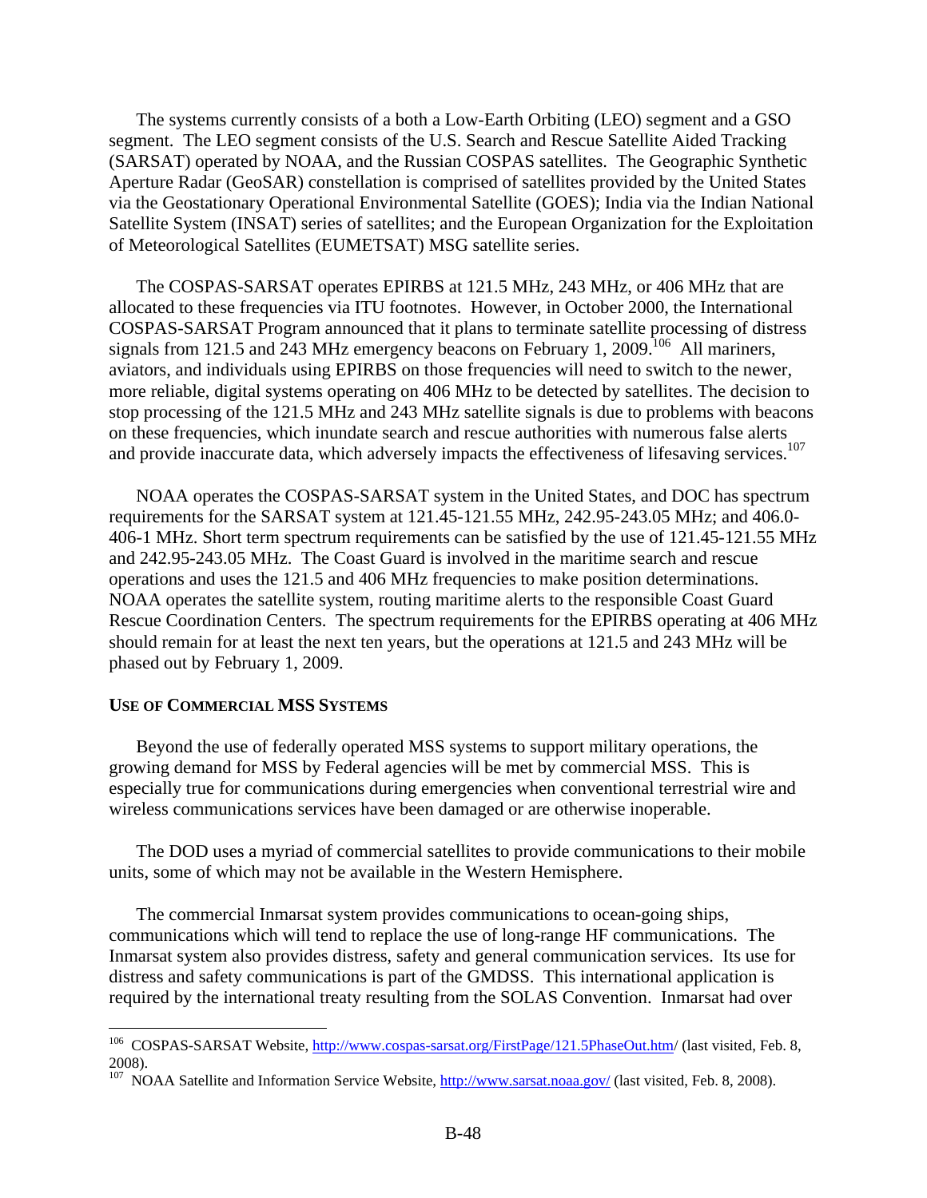The systems currently consists of a both a Low-Earth Orbiting (LEO) segment and a GSO segment. The LEO segment consists of the U.S. Search and Rescue Satellite Aided Tracking (SARSAT) operated by NOAA, and the Russian COSPAS satellites. The Geographic Synthetic Aperture Radar (GeoSAR) constellation is comprised of satellites provided by the United States via the Geostationary Operational Environmental Satellite (GOES); India via the Indian National Satellite System (INSAT) series of satellites; and the European Organization for the Exploitation of Meteorological Satellites (EUMETSAT) MSG satellite series.

The COSPAS-SARSAT operates EPIRBS at 121.5 MHz, 243 MHz, or 406 MHz that are allocated to these frequencies via ITU footnotes. However, in October 2000, the International COSPAS-SARSAT Program announced that it plans to terminate satellite processing of distress signals from 121.5 and 243 MHz emergency beacons on February 1, 2009.[106] All mariners, aviators, and individuals using EPIRBS on those frequencies will need to switch to the newer, more reliable, digital systems operating on 406 MHz to be detected by satellites. The decision to stop processing of the 121.5 MHz and 243 MHz satellite signals is due to problems with beacons on these frequencies, which inundate search and rescue authorities with numerous false alerts and provide inaccurate data, which adversely impacts the effectiveness of lifesaving services.[107]

NOAA operates the COSPAS-SARSAT system in the United States, and DOC has spectrum requirements for the SARSAT system at 121.45-121.55 MHz, 242.95-243.05 MHz; and 406.0-406-1 MHz. Short term spectrum requirements can be satisfied by the use of 121.45-121.55 MHz and 242.95-243.05 MHz. The Coast Guard is involved in the maritime search and rescue operations and uses the 121.5 and 406 MHz frequencies to make position determinations. NOAA operates the satellite system, routing maritime alerts to the responsible Coast Guard Rescue Coordination Centers. The spectrum requirements for the EPIRBS operating at 406 MHz should remain for at least the next ten years, but the operations at 121.5 and 243 MHz will be phased out by February 1, 2009.

**USE OF COMMERCIAL MSS SYSTEMS**

Beyond the use of federally operated MSS systems to support military operations, the growing demand for MSS by Federal agencies will be met by commercial MSS. This is especially true for communications during emergencies when conventional terrestrial wire and wireless communications services have been damaged or are otherwise inoperable.

The DOD uses a myriad of commercial satellites to provide communications to their mobile units, some of which may not be available in the Western Hemisphere.

The commercial Inmarsat system provides communications to ocean-going ships, communications which will tend to replace the use of long-range HF communications. The Inmarsat system also provides distress, safety and general communication services. Its use for distress and safety communications is part of the GMDSS. This international application is required by the international treaty resulting from the SOLAS Convention. Inmarsat had over

[106] COSPAS-SARSAT Website, http://www.cospas-sarsat.org/FirstPage/121.5PhaseOut.htm/ (last visited, Feb. 8, 2008).

[107] NOAA Satellite and Information Service Website, http://www.sarsat.noaa.gov/ (last visited, Feb. 8, 2008).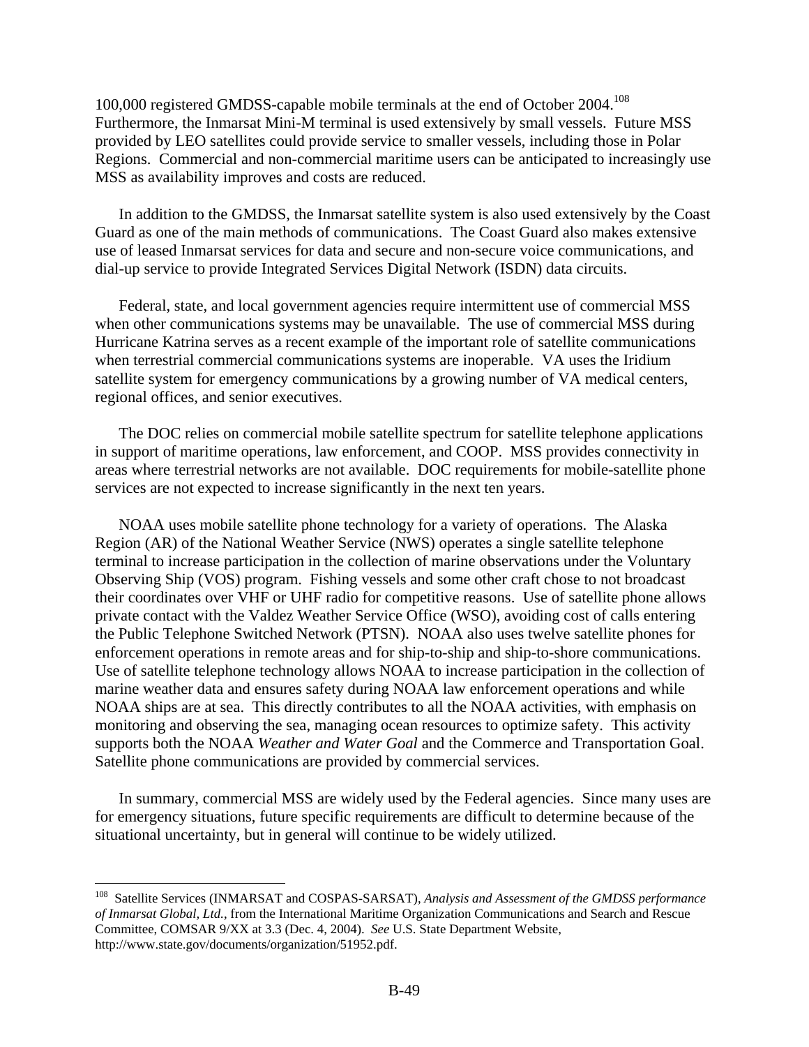100,000 registered GMDSS-capable mobile terminals at the end of October 2004.[108] Furthermore, the Inmarsat Mini-M terminal is used extensively by small vessels. Future MSS provided by LEO satellites could provide service to smaller vessels, including those in Polar Regions. Commercial and non-commercial maritime users can be anticipated to increasingly use MSS as availability improves and costs are reduced.

In addition to the GMDSS, the Inmarsat satellite system is also used extensively by the Coast Guard as one of the main methods of communications. The Coast Guard also makes extensive use of leased Inmarsat services for data and secure and non-secure voice communications, and dial-up service to provide Integrated Services Digital Network (ISDN) data circuits.

Federal, state, and local government agencies require intermittent use of commercial MSS when other communications systems may be unavailable. The use of commercial MSS during Hurricane Katrina serves as a recent example of the important role of satellite communications when terrestrial commercial communications systems are inoperable. VA uses the Iridium satellite system for emergency communications by a growing number of VA medical centers, regional offices, and senior executives.

The DOC relies on commercial mobile satellite spectrum for satellite telephone applications in support of maritime operations, law enforcement, and COOP. MSS provides connectivity in areas where terrestrial networks are not available. DOC requirements for mobile-satellite phone services are not expected to increase significantly in the next ten years.

NOAA uses mobile satellite phone technology for a variety of operations. The Alaska Region (AR) of the National Weather Service (NWS) operates a single satellite telephone terminal to increase participation in the collection of marine observations under the Voluntary Observing Ship (VOS) program. Fishing vessels and some other craft chose to not broadcast their coordinates over VHF or UHF radio for competitive reasons. Use of satellite phone allows private contact with the Valdez Weather Service Office (WSO), avoiding cost of calls entering the Public Telephone Switched Network (PTSN). NOAA also uses twelve satellite phones for enforcement operations in remote areas and for ship-to-ship and ship-to-shore communications. Use of satellite telephone technology allows NOAA to increase participation in the collection of marine weather data and ensures safety during NOAA law enforcement operations and while NOAA ships are at sea. This directly contributes to all the NOAA activities, with emphasis on monitoring and observing the sea, managing ocean resources to optimize safety. This activity supports both the NOAA *Weather and Water Goal* and the Commerce and Transportation Goal. Satellite phone communications are provided by commercial services.

In summary, commercial MSS are widely used by the Federal agencies. Since many uses are for emergency situations, future specific requirements are difficult to determine because of the situational uncertainty, but in general will continue to be widely utilized.

---

[108] Satellite Services (INMARSAT and COSPAS-SARSAT), *Analysis and Assessment of the GMDSS performance of Inmarsat Global, Ltd.*, from the International Maritime Organization Communications and Search and Rescue Committee, COMSAR 9/XX at 3.3 (Dec. 4, 2004). *See* U.S. State Department Website, http://www.state.gov/documents/organization/51952.pdf.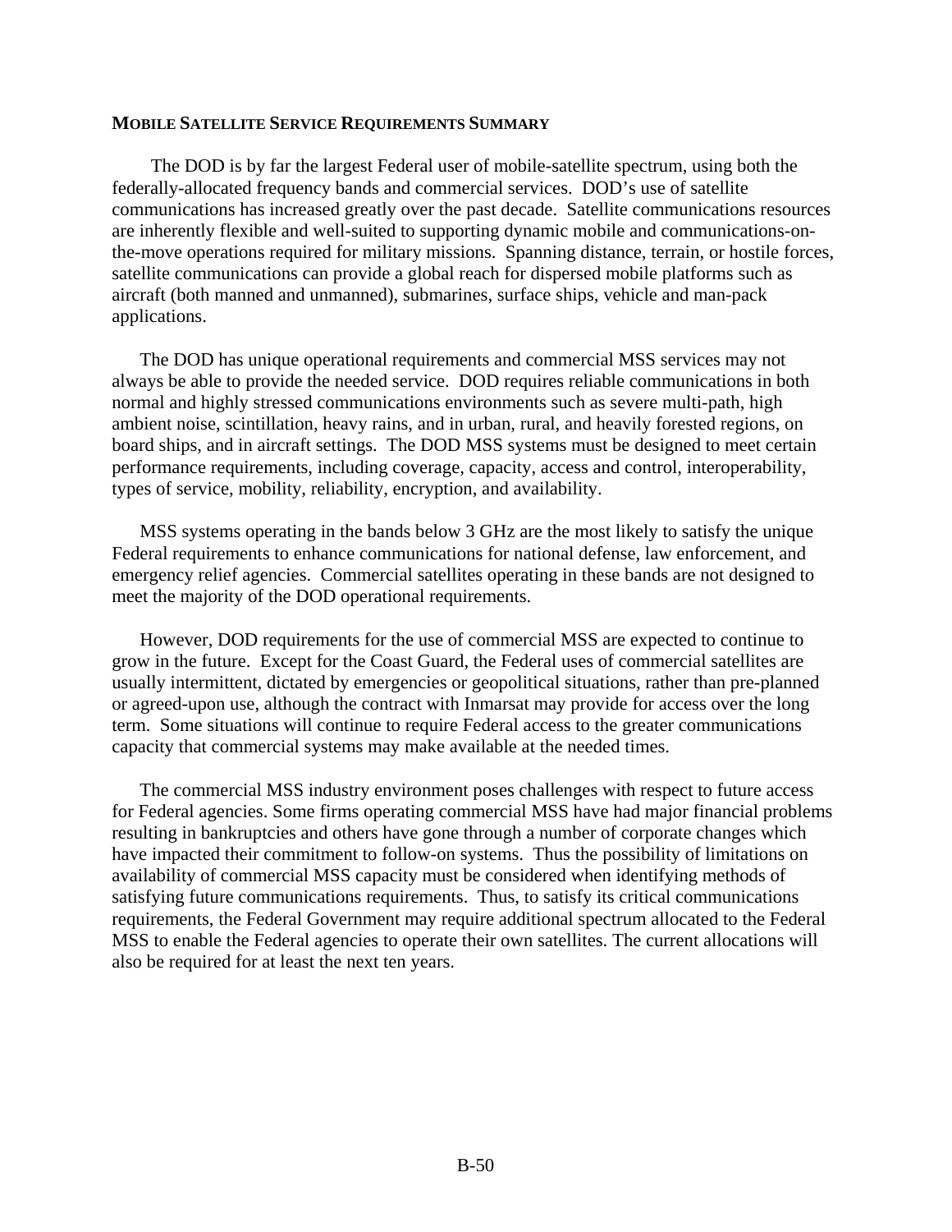**MOBILE SATELLITE SERVICE REQUIREMENTS SUMMARY**

The DOD is by far the largest Federal user of mobile-satellite spectrum, using both the federally-allocated frequency bands and commercial services. DOD's use of satellite communications has increased greatly over the past decade. Satellite communications resources are inherently flexible and well-suited to supporting dynamic mobile and communications-on-the-move operations required for military missions. Spanning distance, terrain, or hostile forces, satellite communications can provide a global reach for dispersed mobile platforms such as aircraft (both manned and unmanned), submarines, surface ships, vehicle and man-pack applications.

The DOD has unique operational requirements and commercial MSS services may not always be able to provide the needed service. DOD requires reliable communications in both normal and highly stressed communications environments such as severe multi-path, high ambient noise, scintillation, heavy rains, and in urban, rural, and heavily forested regions, on board ships, and in aircraft settings. The DOD MSS systems must be designed to meet certain performance requirements, including coverage, capacity, access and control, interoperability, types of service, mobility, reliability, encryption, and availability.

MSS systems operating in the bands below 3 GHz are the most likely to satisfy the unique Federal requirements to enhance communications for national defense, law enforcement, and emergency relief agencies. Commercial satellites operating in these bands are not designed to meet the majority of the DOD operational requirements.

However, DOD requirements for the use of commercial MSS are expected to continue to grow in the future. Except for the Coast Guard, the Federal uses of commercial satellites are usually intermittent, dictated by emergencies or geopolitical situations, rather than pre-planned or agreed-upon use, although the contract with Inmarsat may provide for access over the long term. Some situations will continue to require Federal access to the greater communications capacity that commercial systems may make available at the needed times.

The commercial MSS industry environment poses challenges with respect to future access for Federal agencies. Some firms operating commercial MSS have had major financial problems resulting in bankruptcies and others have gone through a number of corporate changes which have impacted their commitment to follow-on systems. Thus the possibility of limitations on availability of commercial MSS capacity must be considered when identifying methods of satisfying future communications requirements. Thus, to satisfy its critical communications requirements, the Federal Government may require additional spectrum allocated to the Federal MSS to enable the Federal agencies to operate their own satellites. The current allocations will also be required for at least the next ten years.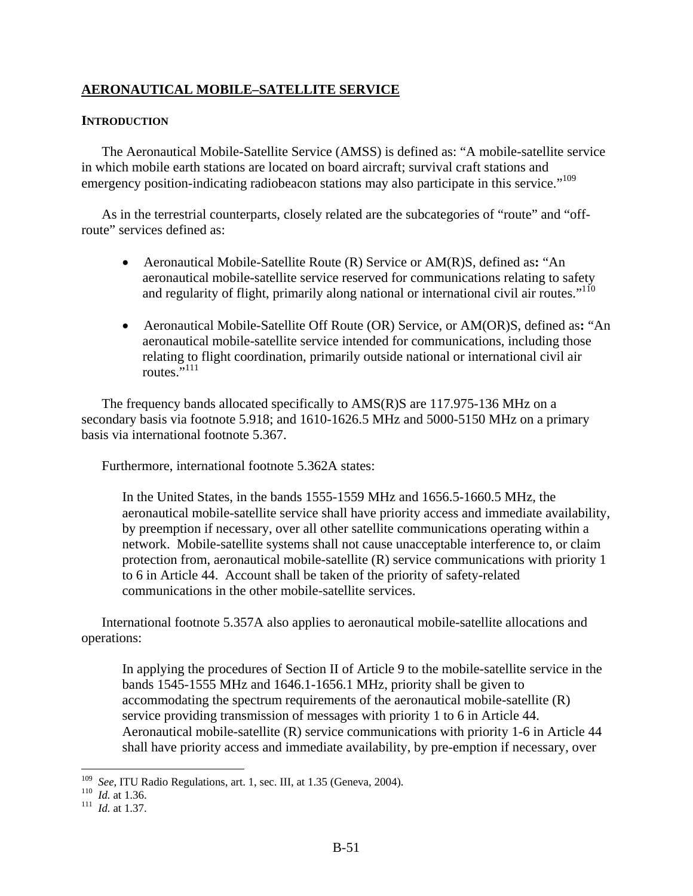## AERONAUTICAL MOBILE–SATELLITE SERVICE

### INTRODUCTION

The Aeronautical Mobile-Satellite Service (AMSS) is defined as: "A mobile-satellite service in which mobile earth stations are located on board aircraft; survival craft stations and emergency position-indicating radiobeacon stations may also participate in this service."[109]

As in the terrestrial counterparts, closely related are the subcategories of "route" and "off-route" services defined as:

- Aeronautical Mobile-Satellite Route (R) Service or AM(R)S, defined as**:** "An aeronautical mobile-satellite service reserved for communications relating to safety and regularity of flight, primarily along national or international civil air routes."[110]

- Aeronautical Mobile-Satellite Off Route (OR) Service, or AM(OR)S, defined as**:** "An aeronautical mobile-satellite service intended for communications, including those relating to flight coordination, primarily outside national or international civil air routes."[111]

The frequency bands allocated specifically to AMS(R)S are 117.975-136 MHz on a secondary basis via footnote 5.918; and 1610-1626.5 MHz and 5000-5150 MHz on a primary basis via international footnote 5.367.

Furthermore, international footnote 5.362A states:

> In the United States, in the bands 1555-1559 MHz and 1656.5-1660.5 MHz, the aeronautical mobile-satellite service shall have priority access and immediate availability, by preemption if necessary, over all other satellite communications operating within a network. Mobile-satellite systems shall not cause unacceptable interference to, or claim protection from, aeronautical mobile-satellite (R) service communications with priority 1 to 6 in Article 44. Account shall be taken of the priority of safety-related communications in the other mobile-satellite services.

International footnote 5.357A also applies to aeronautical mobile-satellite allocations and operations:

> In applying the procedures of Section II of Article 9 to the mobile-satellite service in the bands 1545-1555 MHz and 1646.1-1656.1 MHz, priority shall be given to accommodating the spectrum requirements of the aeronautical mobile-satellite (R) service providing transmission of messages with priority 1 to 6 in Article 44. Aeronautical mobile-satellite (R) service communications with priority 1-6 in Article 44 shall have priority access and immediate availability, by pre-emption if necessary, over

---

[109] *See*, ITU Radio Regulations, art. 1, sec. III, at 1.35 (Geneva, 2004).

[110] *Id.* at 1.36.

[111] *Id.* at 1.37.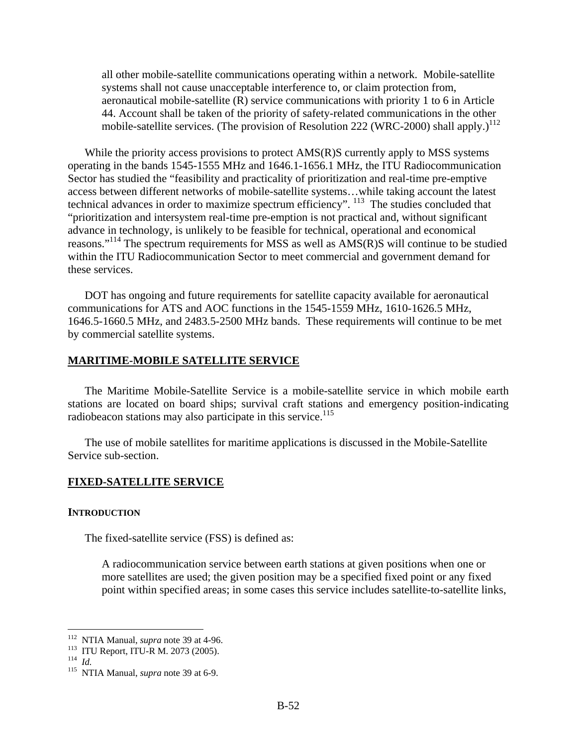> all other mobile-satellite communications operating within a network. Mobile-satellite systems shall not cause unacceptable interference to, or claim protection from, aeronautical mobile-satellite (R) service communications with priority 1 to 6 in Article 44. Account shall be taken of the priority of safety-related communications in the other mobile-satellite services. (The provision of Resolution 222 (WRC-2000) shall apply.)[112]

While the priority access provisions to protect AMS(R)S currently apply to MSS systems operating in the bands 1545-1555 MHz and 1646.1-1656.1 MHz, the ITU Radiocommunication Sector has studied the "feasibility and practicality of prioritization and real-time pre-emptive access between different networks of mobile-satellite systems…while taking account the latest technical advances in order to maximize spectrum efficiency". [113] The studies concluded that "prioritization and intersystem real-time pre-emption is not practical and, without significant advance in technology, is unlikely to be feasible for technical, operational and economical reasons."[114] The spectrum requirements for MSS as well as AMS(R)S will continue to be studied within the ITU Radiocommunication Sector to meet commercial and government demand for these services.

DOT has ongoing and future requirements for satellite capacity available for aeronautical communications for ATS and AOC functions in the 1545-1559 MHz, 1610-1626.5 MHz, 1646.5-1660.5 MHz, and 2483.5-2500 MHz bands. These requirements will continue to be met by commercial satellite systems.

## MARITIME-MOBILE SATELLITE SERVICE

The Maritime Mobile-Satellite Service is a mobile-satellite service in which mobile earth stations are located on board ships; survival craft stations and emergency position-indicating radiobeacon stations may also participate in this service.[115]

The use of mobile satellites for maritime applications is discussed in the Mobile-Satellite Service sub-section.

## FIXED-SATELLITE SERVICE

### INTRODUCTION

The fixed-satellite service (FSS) is defined as:

> A radiocommunication service between earth stations at given positions when one or more satellites are used; the given position may be a specified fixed point or any fixed point within specified areas; in some cases this service includes satellite-to-satellite links,

---

[112] NTIA Manual, *supra* note 39 at 4-96.
[113] ITU Report, ITU-R M. 2073 (2005).
[114] *Id.*
[115] NTIA Manual, *supra* note 39 at 6-9.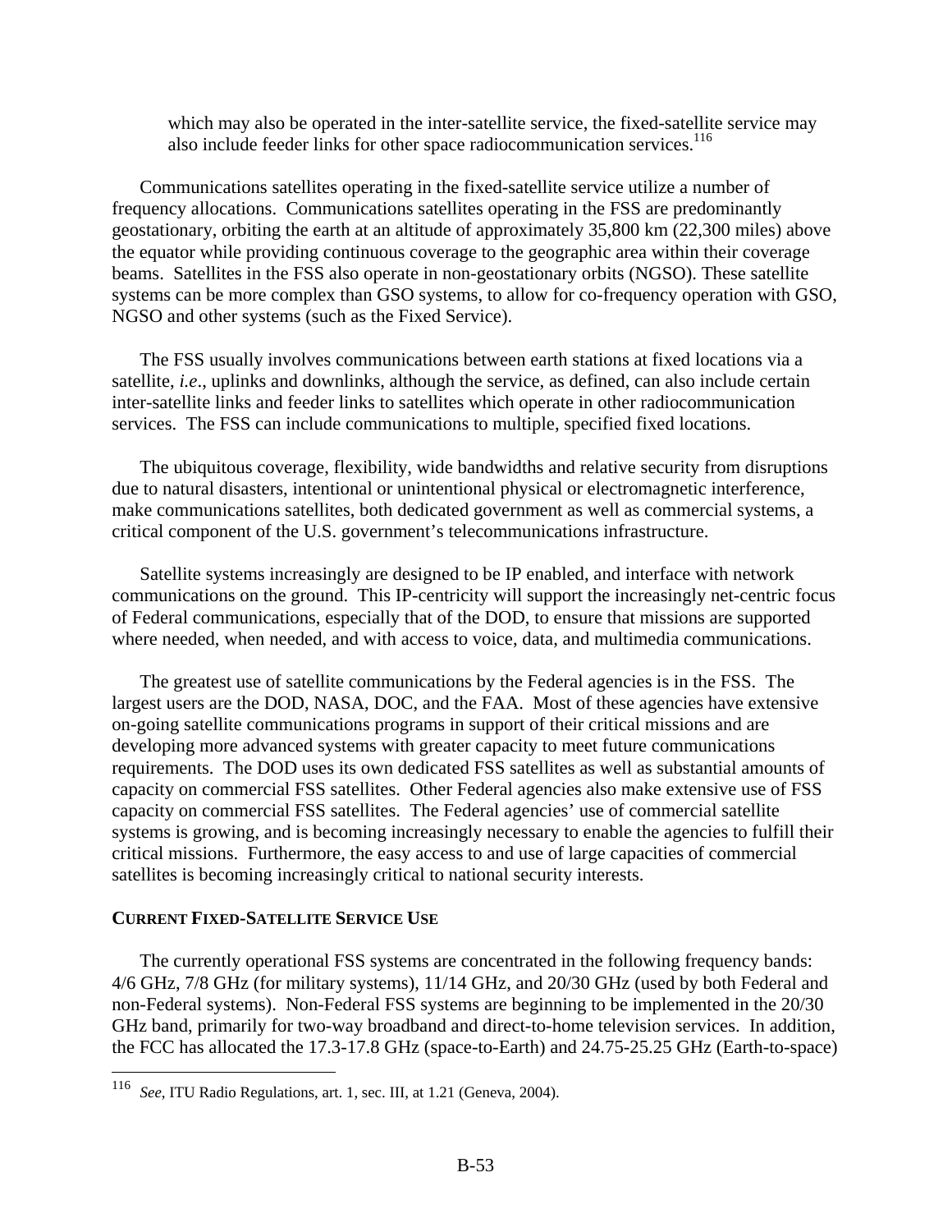which may also be operated in the inter-satellite service, the fixed-satellite service may also include feeder links for other space radiocommunication services.[116]

Communications satellites operating in the fixed-satellite service utilize a number of frequency allocations. Communications satellites operating in the FSS are predominantly geostationary, orbiting the earth at an altitude of approximately 35,800 km (22,300 miles) above the equator while providing continuous coverage to the geographic area within their coverage beams. Satellites in the FSS also operate in non-geostationary orbits (NGSO). These satellite systems can be more complex than GSO systems, to allow for co-frequency operation with GSO, NGSO and other systems (such as the Fixed Service).

The FSS usually involves communications between earth stations at fixed locations via a satellite, *i.e*., uplinks and downlinks, although the service, as defined, can also include certain inter-satellite links and feeder links to satellites which operate in other radiocommunication services. The FSS can include communications to multiple, specified fixed locations.

The ubiquitous coverage, flexibility, wide bandwidths and relative security from disruptions due to natural disasters, intentional or unintentional physical or electromagnetic interference, make communications satellites, both dedicated government as well as commercial systems, a critical component of the U.S. government's telecommunications infrastructure.

Satellite systems increasingly are designed to be IP enabled, and interface with network communications on the ground. This IP-centricity will support the increasingly net-centric focus of Federal communications, especially that of the DOD, to ensure that missions are supported where needed, when needed, and with access to voice, data, and multimedia communications.

The greatest use of satellite communications by the Federal agencies is in the FSS. The largest users are the DOD, NASA, DOC, and the FAA. Most of these agencies have extensive on-going satellite communications programs in support of their critical missions and are developing more advanced systems with greater capacity to meet future communications requirements. The DOD uses its own dedicated FSS satellites as well as substantial amounts of capacity on commercial FSS satellites. Other Federal agencies also make extensive use of FSS capacity on commercial FSS satellites. The Federal agencies' use of commercial satellite systems is growing, and is becoming increasingly necessary to enable the agencies to fulfill their critical missions. Furthermore, the easy access to and use of large capacities of commercial satellites is becoming increasingly critical to national security interests.

### CURRENT FIXED-SATELLITE SERVICE USE

The currently operational FSS systems are concentrated in the following frequency bands: 4/6 GHz, 7/8 GHz (for military systems), 11/14 GHz, and 20/30 GHz (used by both Federal and non-Federal systems). Non-Federal FSS systems are beginning to be implemented in the 20/30 GHz band, primarily for two-way broadband and direct-to-home television services. In addition, the FCC has allocated the 17.3-17.8 GHz (space-to-Earth) and 24.75-25.25 GHz (Earth-to-space)

[116] *See*, ITU Radio Regulations, art. 1, sec. III, at 1.21 (Geneva, 2004).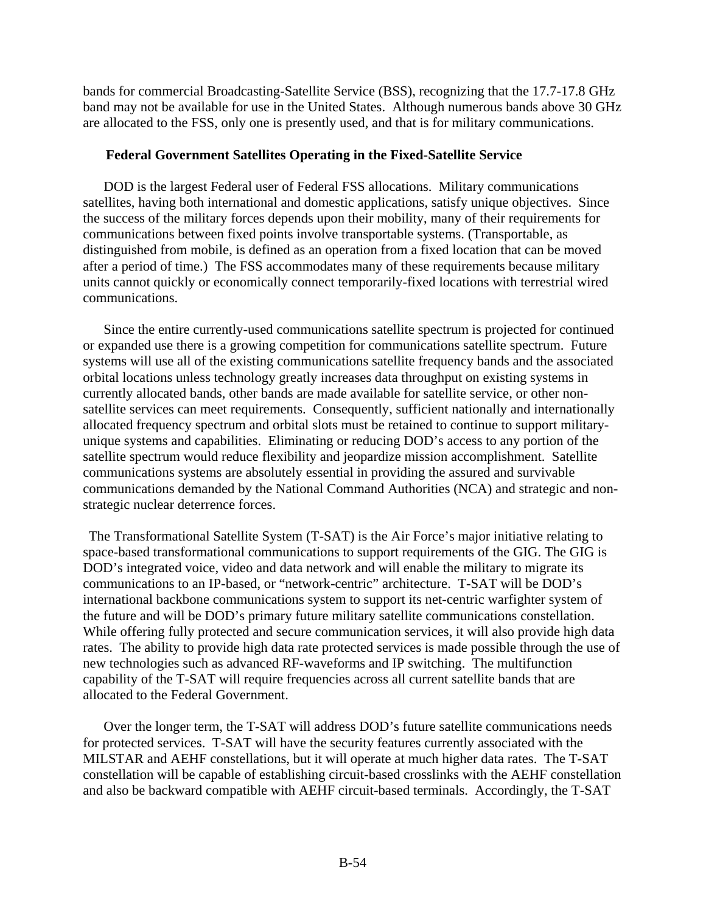bands for commercial Broadcasting-Satellite Service (BSS), recognizing that the 17.7-17.8 GHz band may not be available for use in the United States. Although numerous bands above 30 GHz are allocated to the FSS, only one is presently used, and that is for military communications.

**Federal Government Satellites Operating in the Fixed-Satellite Service**

DOD is the largest Federal user of Federal FSS allocations. Military communications satellites, having both international and domestic applications, satisfy unique objectives. Since the success of the military forces depends upon their mobility, many of their requirements for communications between fixed points involve transportable systems. (Transportable, as distinguished from mobile, is defined as an operation from a fixed location that can be moved after a period of time.) The FSS accommodates many of these requirements because military units cannot quickly or economically connect temporarily-fixed locations with terrestrial wired communications.

Since the entire currently-used communications satellite spectrum is projected for continued or expanded use there is a growing competition for communications satellite spectrum. Future systems will use all of the existing communications satellite frequency bands and the associated orbital locations unless technology greatly increases data throughput on existing systems in currently allocated bands, other bands are made available for satellite service, or other non-satellite services can meet requirements. Consequently, sufficient nationally and internationally allocated frequency spectrum and orbital slots must be retained to continue to support military-unique systems and capabilities. Eliminating or reducing DOD's access to any portion of the satellite spectrum would reduce flexibility and jeopardize mission accomplishment. Satellite communications systems are absolutely essential in providing the assured and survivable communications demanded by the National Command Authorities (NCA) and strategic and non-strategic nuclear deterrence forces.

The Transformational Satellite System (T-SAT) is the Air Force's major initiative relating to space-based transformational communications to support requirements of the GIG. The GIG is DOD's integrated voice, video and data network and will enable the military to migrate its communications to an IP-based, or "network-centric" architecture. T-SAT will be DOD's international backbone communications system to support its net-centric warfighter system of the future and will be DOD's primary future military satellite communications constellation. While offering fully protected and secure communication services, it will also provide high data rates. The ability to provide high data rate protected services is made possible through the use of new technologies such as advanced RF-waveforms and IP switching. The multifunction capability of the T-SAT will require frequencies across all current satellite bands that are allocated to the Federal Government.

Over the longer term, the T-SAT will address DOD's future satellite communications needs for protected services. T-SAT will have the security features currently associated with the MILSTAR and AEHF constellations, but it will operate at much higher data rates. The T-SAT constellation will be capable of establishing circuit-based crosslinks with the AEHF constellation and also be backward compatible with AEHF circuit-based terminals. Accordingly, the T-SAT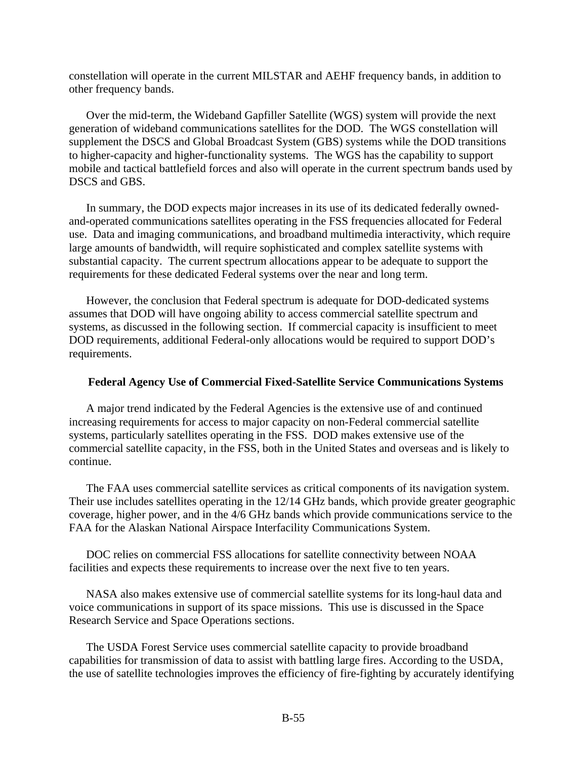constellation will operate in the current MILSTAR and AEHF frequency bands, in addition to other frequency bands.

Over the mid-term, the Wideband Gapfiller Satellite (WGS) system will provide the next generation of wideband communications satellites for the DOD. The WGS constellation will supplement the DSCS and Global Broadcast System (GBS) systems while the DOD transitions to higher-capacity and higher-functionality systems. The WGS has the capability to support mobile and tactical battlefield forces and also will operate in the current spectrum bands used by DSCS and GBS.

In summary, the DOD expects major increases in its use of its dedicated federally owned-and-operated communications satellites operating in the FSS frequencies allocated for Federal use. Data and imaging communications, and broadband multimedia interactivity, which require large amounts of bandwidth, will require sophisticated and complex satellite systems with substantial capacity. The current spectrum allocations appear to be adequate to support the requirements for these dedicated Federal systems over the near and long term.

However, the conclusion that Federal spectrum is adequate for DOD-dedicated systems assumes that DOD will have ongoing ability to access commercial satellite spectrum and systems, as discussed in the following section. If commercial capacity is insufficient to meet DOD requirements, additional Federal-only allocations would be required to support DOD's requirements.

**Federal Agency Use of Commercial Fixed-Satellite Service Communications Systems**

A major trend indicated by the Federal Agencies is the extensive use of and continued increasing requirements for access to major capacity on non-Federal commercial satellite systems, particularly satellites operating in the FSS. DOD makes extensive use of the commercial satellite capacity, in the FSS, both in the United States and overseas and is likely to continue.

The FAA uses commercial satellite services as critical components of its navigation system. Their use includes satellites operating in the 12/14 GHz bands, which provide greater geographic coverage, higher power, and in the 4/6 GHz bands which provide communications service to the FAA for the Alaskan National Airspace Interfacility Communications System.

DOC relies on commercial FSS allocations for satellite connectivity between NOAA facilities and expects these requirements to increase over the next five to ten years.

NASA also makes extensive use of commercial satellite systems for its long-haul data and voice communications in support of its space missions. This use is discussed in the Space Research Service and Space Operations sections.

The USDA Forest Service uses commercial satellite capacity to provide broadband capabilities for transmission of data to assist with battling large fires. According to the USDA, the use of satellite technologies improves the efficiency of fire-fighting by accurately identifying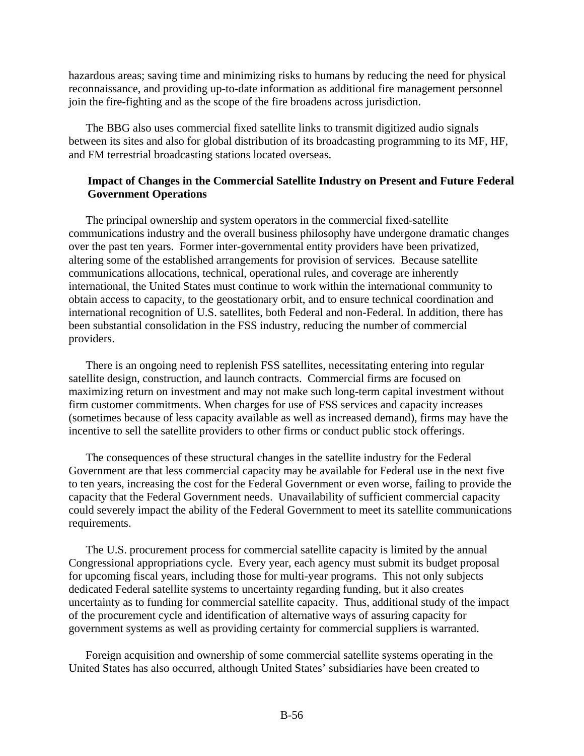hazardous areas; saving time and minimizing risks to humans by reducing the need for physical reconnaissance, and providing up-to-date information as additional fire management personnel join the fire-fighting and as the scope of the fire broadens across jurisdiction.

The BBG also uses commercial fixed satellite links to transmit digitized audio signals between its sites and also for global distribution of its broadcasting programming to its MF, HF, and FM terrestrial broadcasting stations located overseas.

**Impact of Changes in the Commercial Satellite Industry on Present and Future Federal Government Operations**

The principal ownership and system operators in the commercial fixed-satellite communications industry and the overall business philosophy have undergone dramatic changes over the past ten years. Former inter-governmental entity providers have been privatized, altering some of the established arrangements for provision of services. Because satellite communications allocations, technical, operational rules, and coverage are inherently international, the United States must continue to work within the international community to obtain access to capacity, to the geostationary orbit, and to ensure technical coordination and international recognition of U.S. satellites, both Federal and non-Federal. In addition, there has been substantial consolidation in the FSS industry, reducing the number of commercial providers.

There is an ongoing need to replenish FSS satellites, necessitating entering into regular satellite design, construction, and launch contracts. Commercial firms are focused on maximizing return on investment and may not make such long-term capital investment without firm customer commitments. When charges for use of FSS services and capacity increases (sometimes because of less capacity available as well as increased demand), firms may have the incentive to sell the satellite providers to other firms or conduct public stock offerings.

The consequences of these structural changes in the satellite industry for the Federal Government are that less commercial capacity may be available for Federal use in the next five to ten years, increasing the cost for the Federal Government or even worse, failing to provide the capacity that the Federal Government needs. Unavailability of sufficient commercial capacity could severely impact the ability of the Federal Government to meet its satellite communications requirements.

The U.S. procurement process for commercial satellite capacity is limited by the annual Congressional appropriations cycle. Every year, each agency must submit its budget proposal for upcoming fiscal years, including those for multi-year programs. This not only subjects dedicated Federal satellite systems to uncertainty regarding funding, but it also creates uncertainty as to funding for commercial satellite capacity. Thus, additional study of the impact of the procurement cycle and identification of alternative ways of assuring capacity for government systems as well as providing certainty for commercial suppliers is warranted.

Foreign acquisition and ownership of some commercial satellite systems operating in the United States has also occurred, although United States' subsidiaries have been created to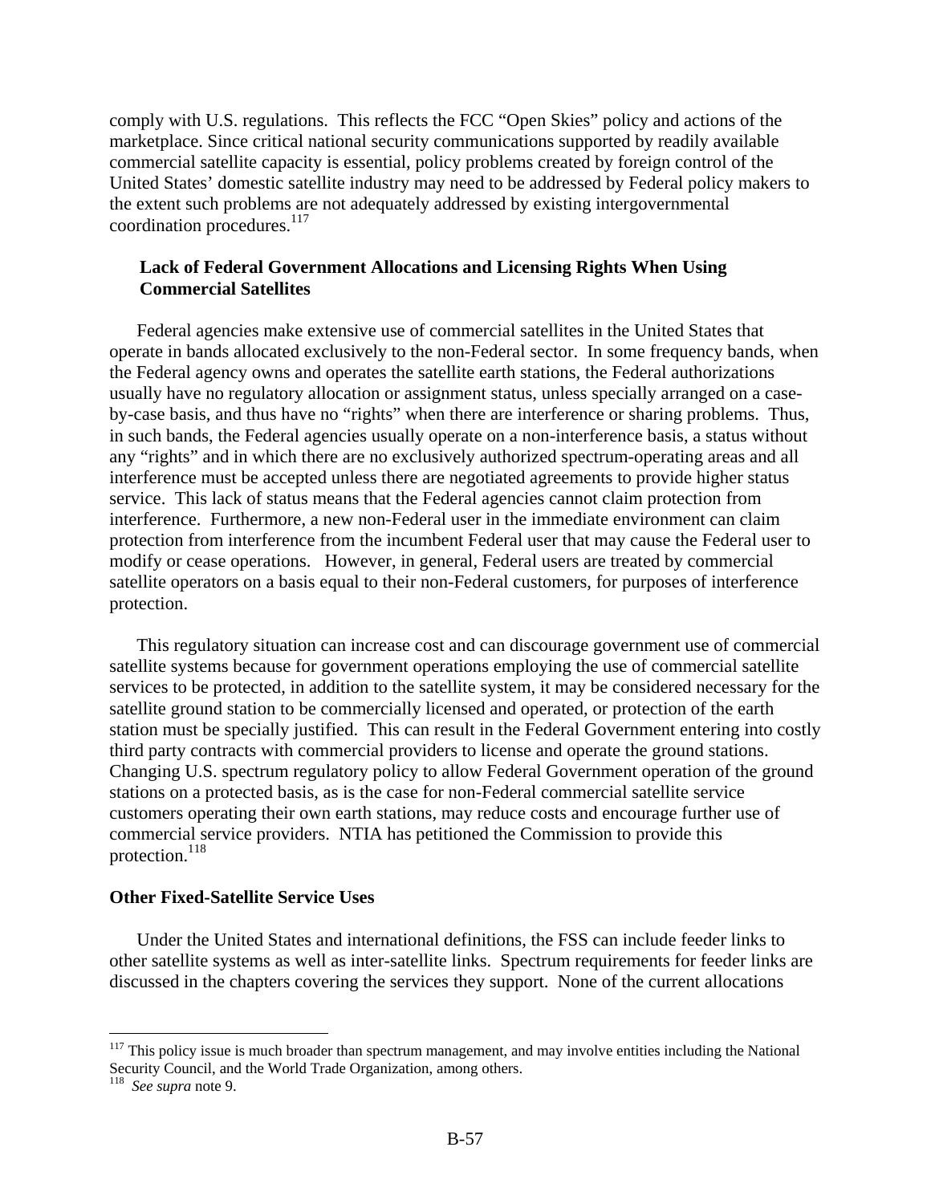comply with U.S. regulations. This reflects the FCC "Open Skies" policy and actions of the marketplace. Since critical national security communications supported by readily available commercial satellite capacity is essential, policy problems created by foreign control of the United States' domestic satellite industry may need to be addressed by Federal policy makers to the extent such problems are not adequately addressed by existing intergovernmental coordination procedures.[117]

### Lack of Federal Government Allocations and Licensing Rights When Using Commercial Satellites

Federal agencies make extensive use of commercial satellites in the United States that operate in bands allocated exclusively to the non-Federal sector. In some frequency bands, when the Federal agency owns and operates the satellite earth stations, the Federal authorizations usually have no regulatory allocation or assignment status, unless specially arranged on a case-by-case basis, and thus have no "rights" when there are interference or sharing problems. Thus, in such bands, the Federal agencies usually operate on a non-interference basis, a status without any "rights" and in which there are no exclusively authorized spectrum-operating areas and all interference must be accepted unless there are negotiated agreements to provide higher status service. This lack of status means that the Federal agencies cannot claim protection from interference. Furthermore, a new non-Federal user in the immediate environment can claim protection from interference from the incumbent Federal user that may cause the Federal user to modify or cease operations. However, in general, Federal users are treated by commercial satellite operators on a basis equal to their non-Federal customers, for purposes of interference protection.

This regulatory situation can increase cost and can discourage government use of commercial satellite systems because for government operations employing the use of commercial satellite services to be protected, in addition to the satellite system, it may be considered necessary for the satellite ground station to be commercially licensed and operated, or protection of the earth station must be specially justified. This can result in the Federal Government entering into costly third party contracts with commercial providers to license and operate the ground stations. Changing U.S. spectrum regulatory policy to allow Federal Government operation of the ground stations on a protected basis, as is the case for non-Federal commercial satellite service customers operating their own earth stations, may reduce costs and encourage further use of commercial service providers. NTIA has petitioned the Commission to provide this protection.[118]

## Other Fixed-Satellite Service Uses

Under the United States and international definitions, the FSS can include feeder links to other satellite systems as well as inter-satellite links. Spectrum requirements for feeder links are discussed in the chapters covering the services they support. None of the current allocations

---

[117] This policy issue is much broader than spectrum management, and may involve entities including the National Security Council, and the World Trade Organization, among others.

[118] *See supra* note 9.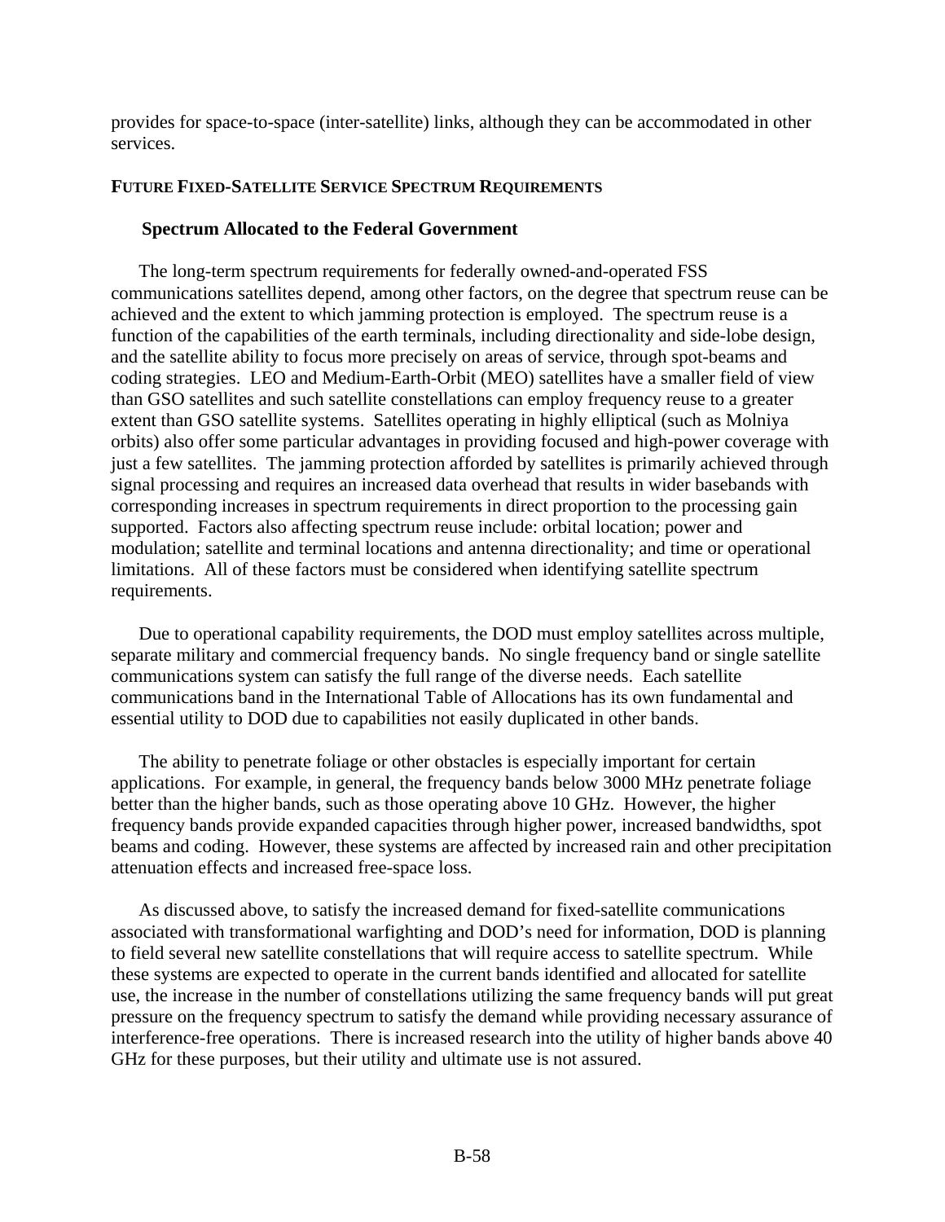provides for space-to-space (inter-satellite) links, although they can be accommodated in other services.

## FUTURE FIXED-SATELLITE SERVICE SPECTRUM REQUIREMENTS

### Spectrum Allocated to the Federal Government

The long-term spectrum requirements for federally owned-and-operated FSS communications satellites depend, among other factors, on the degree that spectrum reuse can be achieved and the extent to which jamming protection is employed. The spectrum reuse is a function of the capabilities of the earth terminals, including directionality and side-lobe design, and the satellite ability to focus more precisely on areas of service, through spot-beams and coding strategies. LEO and Medium-Earth-Orbit (MEO) satellites have a smaller field of view than GSO satellites and such satellite constellations can employ frequency reuse to a greater extent than GSO satellite systems. Satellites operating in highly elliptical (such as Molniya orbits) also offer some particular advantages in providing focused and high-power coverage with just a few satellites. The jamming protection afforded by satellites is primarily achieved through signal processing and requires an increased data overhead that results in wider basebands with corresponding increases in spectrum requirements in direct proportion to the processing gain supported. Factors also affecting spectrum reuse include: orbital location; power and modulation; satellite and terminal locations and antenna directionality; and time or operational limitations. All of these factors must be considered when identifying satellite spectrum requirements.

Due to operational capability requirements, the DOD must employ satellites across multiple, separate military and commercial frequency bands. No single frequency band or single satellite communications system can satisfy the full range of the diverse needs. Each satellite communications band in the International Table of Allocations has its own fundamental and essential utility to DOD due to capabilities not easily duplicated in other bands.

The ability to penetrate foliage or other obstacles is especially important for certain applications. For example, in general, the frequency bands below 3000 MHz penetrate foliage better than the higher bands, such as those operating above 10 GHz. However, the higher frequency bands provide expanded capacities through higher power, increased bandwidths, spot beams and coding. However, these systems are affected by increased rain and other precipitation attenuation effects and increased free-space loss.

As discussed above, to satisfy the increased demand for fixed-satellite communications associated with transformational warfighting and DOD's need for information, DOD is planning to field several new satellite constellations that will require access to satellite spectrum. While these systems are expected to operate in the current bands identified and allocated for satellite use, the increase in the number of constellations utilizing the same frequency bands will put great pressure on the frequency spectrum to satisfy the demand while providing necessary assurance of interference-free operations. There is increased research into the utility of higher bands above 40 GHz for these purposes, but their utility and ultimate use is not assured.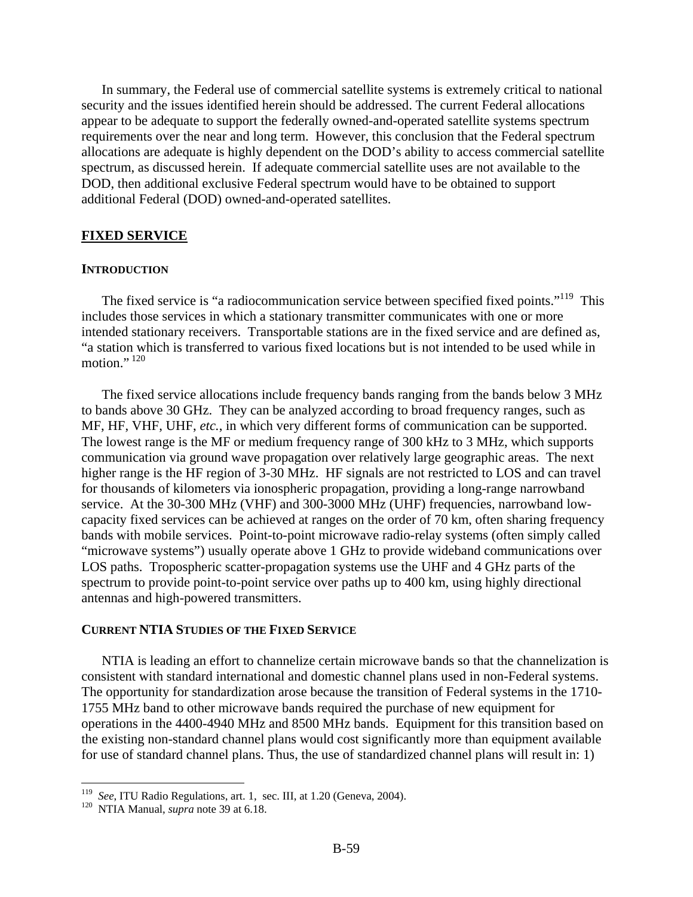In summary, the Federal use of commercial satellite systems is extremely critical to national security and the issues identified herein should be addressed. The current Federal allocations appear to be adequate to support the federally owned-and-operated satellite systems spectrum requirements over the near and long term. However, this conclusion that the Federal spectrum allocations are adequate is highly dependent on the DOD's ability to access commercial satellite spectrum, as discussed herein. If adequate commercial satellite uses are not available to the DOD, then additional exclusive Federal spectrum would have to be obtained to support additional Federal (DOD) owned-and-operated satellites.

## FIXED SERVICE

### INTRODUCTION

The fixed service is "a radiocommunication service between specified fixed points."[119] This includes those services in which a stationary transmitter communicates with one or more intended stationary receivers. Transportable stations are in the fixed service and are defined as, "a station which is transferred to various fixed locations but is not intended to be used while in motion."[120]

The fixed service allocations include frequency bands ranging from the bands below 3 MHz to bands above 30 GHz. They can be analyzed according to broad frequency ranges, such as MF, HF, VHF, UHF, *etc.*, in which very different forms of communication can be supported. The lowest range is the MF or medium frequency range of 300 kHz to 3 MHz, which supports communication via ground wave propagation over relatively large geographic areas. The next higher range is the HF region of 3-30 MHz. HF signals are not restricted to LOS and can travel for thousands of kilometers via ionospheric propagation, providing a long-range narrowband service. At the 30-300 MHz (VHF) and 300-3000 MHz (UHF) frequencies, narrowband low-capacity fixed services can be achieved at ranges on the order of 70 km, often sharing frequency bands with mobile services. Point-to-point microwave radio-relay systems (often simply called "microwave systems") usually operate above 1 GHz to provide wideband communications over LOS paths. Tropospheric scatter-propagation systems use the UHF and 4 GHz parts of the spectrum to provide point-to-point service over paths up to 400 km, using highly directional antennas and high-powered transmitters.

### CURRENT NTIA STUDIES OF THE FIXED SERVICE

NTIA is leading an effort to channelize certain microwave bands so that the channelization is consistent with standard international and domestic channel plans used in non-Federal systems. The opportunity for standardization arose because the transition of Federal systems in the 1710-1755 MHz band to other microwave bands required the purchase of new equipment for operations in the 4400-4940 MHz and 8500 MHz bands. Equipment for this transition based on the existing non-standard channel plans would cost significantly more than equipment available for use of standard channel plans. Thus, the use of standardized channel plans will result in: 1)

---

[119] *See*, ITU Radio Regulations, art. 1, sec. III, at 1.20 (Geneva, 2004).

[120] NTIA Manual, *supra* note 39 at 6.18.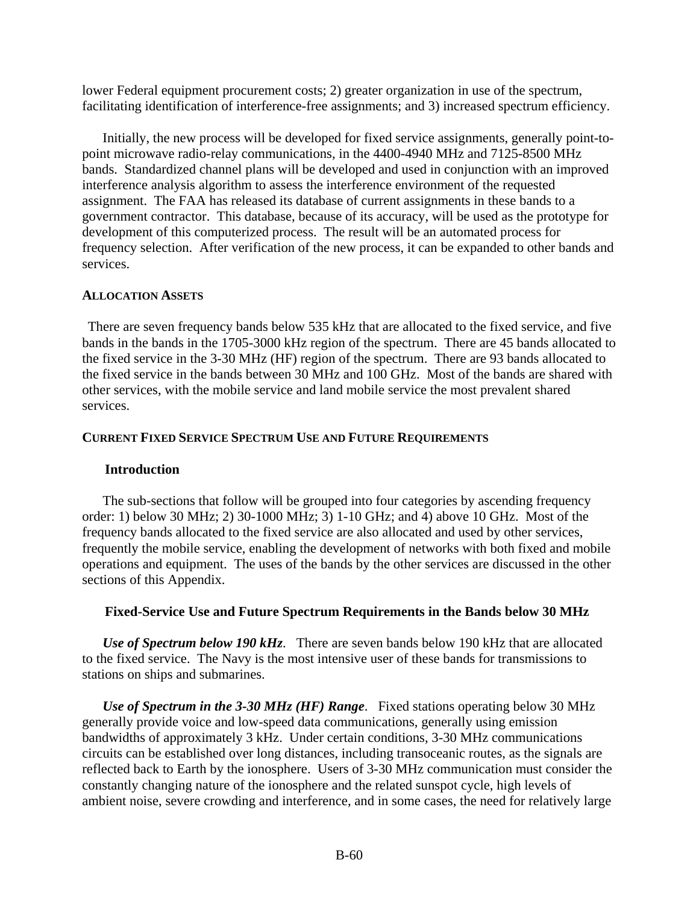lower Federal equipment procurement costs; 2) greater organization in use of the spectrum, facilitating identification of interference-free assignments; and 3) increased spectrum efficiency.

Initially, the new process will be developed for fixed service assignments, generally point-to-point microwave radio-relay communications, in the 4400-4940 MHz and 7125-8500 MHz bands. Standardized channel plans will be developed and used in conjunction with an improved interference analysis algorithm to assess the interference environment of the requested assignment. The FAA has released its database of current assignments in these bands to a government contractor. This database, because of its accuracy, will be used as the prototype for development of this computerized process. The result will be an automated process for frequency selection. After verification of the new process, it can be expanded to other bands and services.

## ALLOCATION ASSETS

There are seven frequency bands below 535 kHz that are allocated to the fixed service, and five bands in the bands in the 1705-3000 kHz region of the spectrum. There are 45 bands allocated to the fixed service in the 3-30 MHz (HF) region of the spectrum. There are 93 bands allocated to the fixed service in the bands between 30 MHz and 100 GHz. Most of the bands are shared with other services, with the mobile service and land mobile service the most prevalent shared services.

## CURRENT FIXED SERVICE SPECTRUM USE AND FUTURE REQUIREMENTS

### Introduction

The sub-sections that follow will be grouped into four categories by ascending frequency order: 1) below 30 MHz; 2) 30-1000 MHz; 3) 1-10 GHz; and 4) above 10 GHz. Most of the frequency bands allocated to the fixed service are also allocated and used by other services, frequently the mobile service, enabling the development of networks with both fixed and mobile operations and equipment. The uses of the bands by the other services are discussed in the other sections of this Appendix.

### Fixed-Service Use and Future Spectrum Requirements in the Bands below 30 MHz

***Use of Spectrum below 190 kHz***. There are seven bands below 190 kHz that are allocated to the fixed service. The Navy is the most intensive user of these bands for transmissions to stations on ships and submarines.

***Use of Spectrum in the 3-30 MHz (HF) Range***. Fixed stations operating below 30 MHz generally provide voice and low-speed data communications, generally using emission bandwidths of approximately 3 kHz. Under certain conditions, 3-30 MHz communications circuits can be established over long distances, including transoceanic routes, as the signals are reflected back to Earth by the ionosphere. Users of 3-30 MHz communication must consider the constantly changing nature of the ionosphere and the related sunspot cycle, high levels of ambient noise, severe crowding and interference, and in some cases, the need for relatively large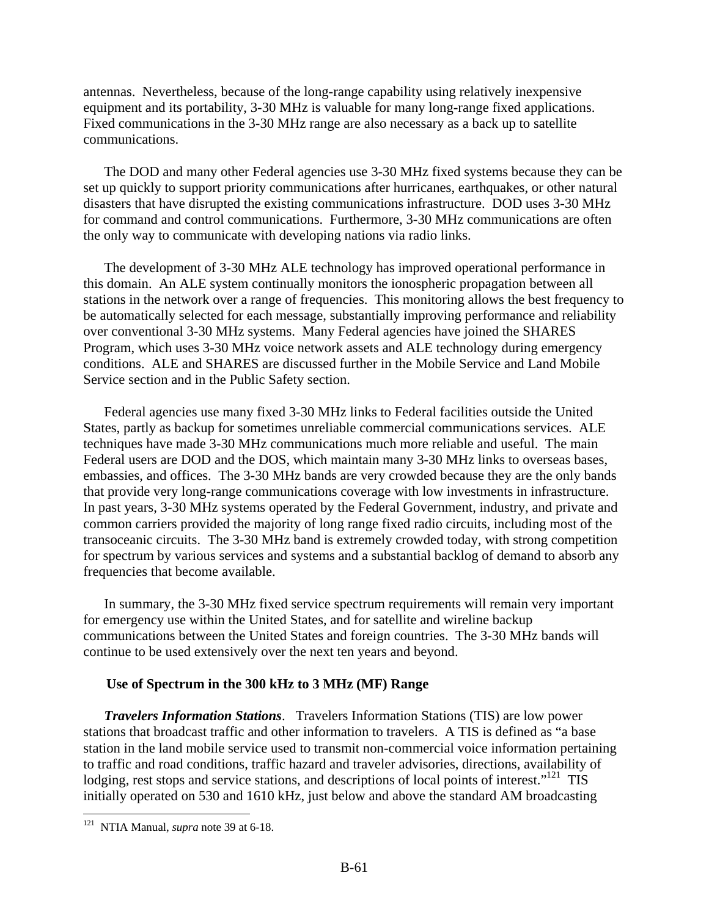antennas. Nevertheless, because of the long-range capability using relatively inexpensive equipment and its portability, 3-30 MHz is valuable for many long-range fixed applications. Fixed communications in the 3-30 MHz range are also necessary as a back up to satellite communications.

The DOD and many other Federal agencies use 3-30 MHz fixed systems because they can be set up quickly to support priority communications after hurricanes, earthquakes, or other natural disasters that have disrupted the existing communications infrastructure. DOD uses 3-30 MHz for command and control communications. Furthermore, 3-30 MHz communications are often the only way to communicate with developing nations via radio links.

The development of 3-30 MHz ALE technology has improved operational performance in this domain. An ALE system continually monitors the ionospheric propagation between all stations in the network over a range of frequencies. This monitoring allows the best frequency to be automatically selected for each message, substantially improving performance and reliability over conventional 3-30 MHz systems. Many Federal agencies have joined the SHARES Program, which uses 3-30 MHz voice network assets and ALE technology during emergency conditions. ALE and SHARES are discussed further in the Mobile Service and Land Mobile Service section and in the Public Safety section.

Federal agencies use many fixed 3-30 MHz links to Federal facilities outside the United States, partly as backup for sometimes unreliable commercial communications services. ALE techniques have made 3-30 MHz communications much more reliable and useful. The main Federal users are DOD and the DOS, which maintain many 3-30 MHz links to overseas bases, embassies, and offices. The 3-30 MHz bands are very crowded because they are the only bands that provide very long-range communications coverage with low investments in infrastructure. In past years, 3-30 MHz systems operated by the Federal Government, industry, and private and common carriers provided the majority of long range fixed radio circuits, including most of the transoceanic circuits. The 3-30 MHz band is extremely crowded today, with strong competition for spectrum by various services and systems and a substantial backlog of demand to absorb any frequencies that become available.

In summary, the 3-30 MHz fixed service spectrum requirements will remain very important for emergency use within the United States, and for satellite and wireline backup communications between the United States and foreign countries. The 3-30 MHz bands will continue to be used extensively over the next ten years and beyond.

### Use of Spectrum in the 300 kHz to 3 MHz (MF) Range

***Travelers Information Stations***. Travelers Information Stations (TIS) are low power stations that broadcast traffic and other information to travelers. A TIS is defined as "a base station in the land mobile service used to transmit non-commercial voice information pertaining to traffic and road conditions, traffic hazard and traveler advisories, directions, availability of lodging, rest stops and service stations, and descriptions of local points of interest."[121] TIS initially operated on 530 and 1610 kHz, just below and above the standard AM broadcasting

---

[121] NTIA Manual, *supra* note 39 at 6-18.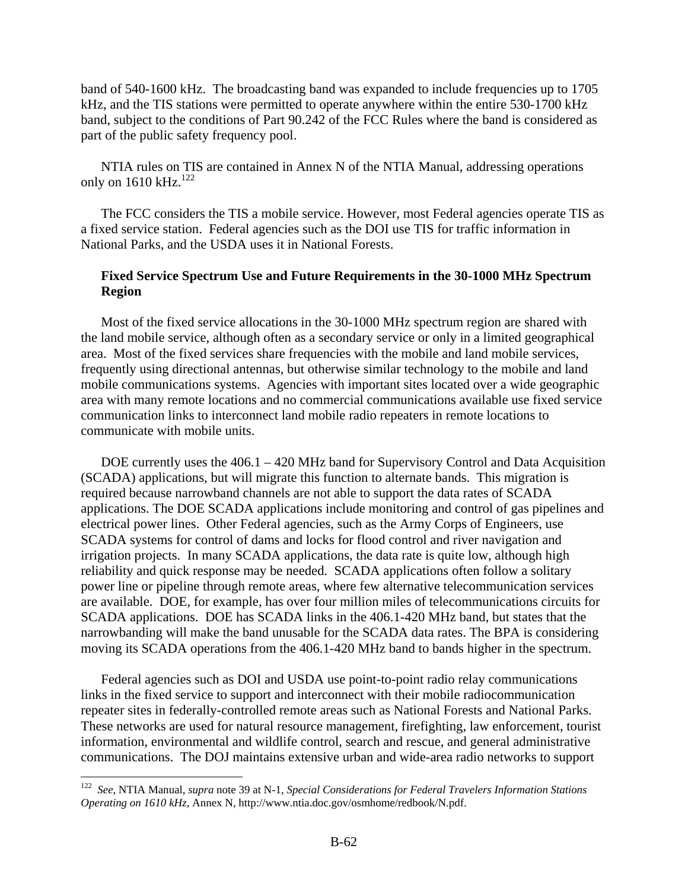band of 540-1600 kHz. The broadcasting band was expanded to include frequencies up to 1705 kHz, and the TIS stations were permitted to operate anywhere within the entire 530-1700 kHz band, subject to the conditions of Part 90.242 of the FCC Rules where the band is considered as part of the public safety frequency pool.

NTIA rules on TIS are contained in Annex N of the NTIA Manual, addressing operations only on 1610 kHz.[122]

The FCC considers the TIS a mobile service. However, most Federal agencies operate TIS as a fixed service station. Federal agencies such as the DOI use TIS for traffic information in National Parks, and the USDA uses it in National Forests.

**Fixed Service Spectrum Use and Future Requirements in the 30-1000 MHz Spectrum Region**

Most of the fixed service allocations in the 30-1000 MHz spectrum region are shared with the land mobile service, although often as a secondary service or only in a limited geographical area. Most of the fixed services share frequencies with the mobile and land mobile services, frequently using directional antennas, but otherwise similar technology to the mobile and land mobile communications systems. Agencies with important sites located over a wide geographic area with many remote locations and no commercial communications available use fixed service communication links to interconnect land mobile radio repeaters in remote locations to communicate with mobile units.

DOE currently uses the 406.1 – 420 MHz band for Supervisory Control and Data Acquisition (SCADA) applications, but will migrate this function to alternate bands. This migration is required because narrowband channels are not able to support the data rates of SCADA applications. The DOE SCADA applications include monitoring and control of gas pipelines and electrical power lines. Other Federal agencies, such as the Army Corps of Engineers, use SCADA systems for control of dams and locks for flood control and river navigation and irrigation projects. In many SCADA applications, the data rate is quite low, although high reliability and quick response may be needed. SCADA applications often follow a solitary power line or pipeline through remote areas, where few alternative telecommunication services are available. DOE, for example, has over four million miles of telecommunications circuits for SCADA applications. DOE has SCADA links in the 406.1-420 MHz band, but states that the narrowbanding will make the band unusable for the SCADA data rates. The BPA is considering moving its SCADA operations from the 406.1-420 MHz band to bands higher in the spectrum.

Federal agencies such as DOI and USDA use point-to-point radio relay communications links in the fixed service to support and interconnect with their mobile radiocommunication repeater sites in federally-controlled remote areas such as National Forests and National Parks. These networks are used for natural resource management, firefighting, law enforcement, tourist information, environmental and wildlife control, search and rescue, and general administrative communications. The DOJ maintains extensive urban and wide-area radio networks to support

---

[122] *See*, NTIA Manual, *supra* note 39 at N-1, *Special Considerations for Federal Travelers Information Stations Operating on 1610 kHz*, Annex N, http://www.ntia.doc.gov/osmhome/redbook/N.pdf.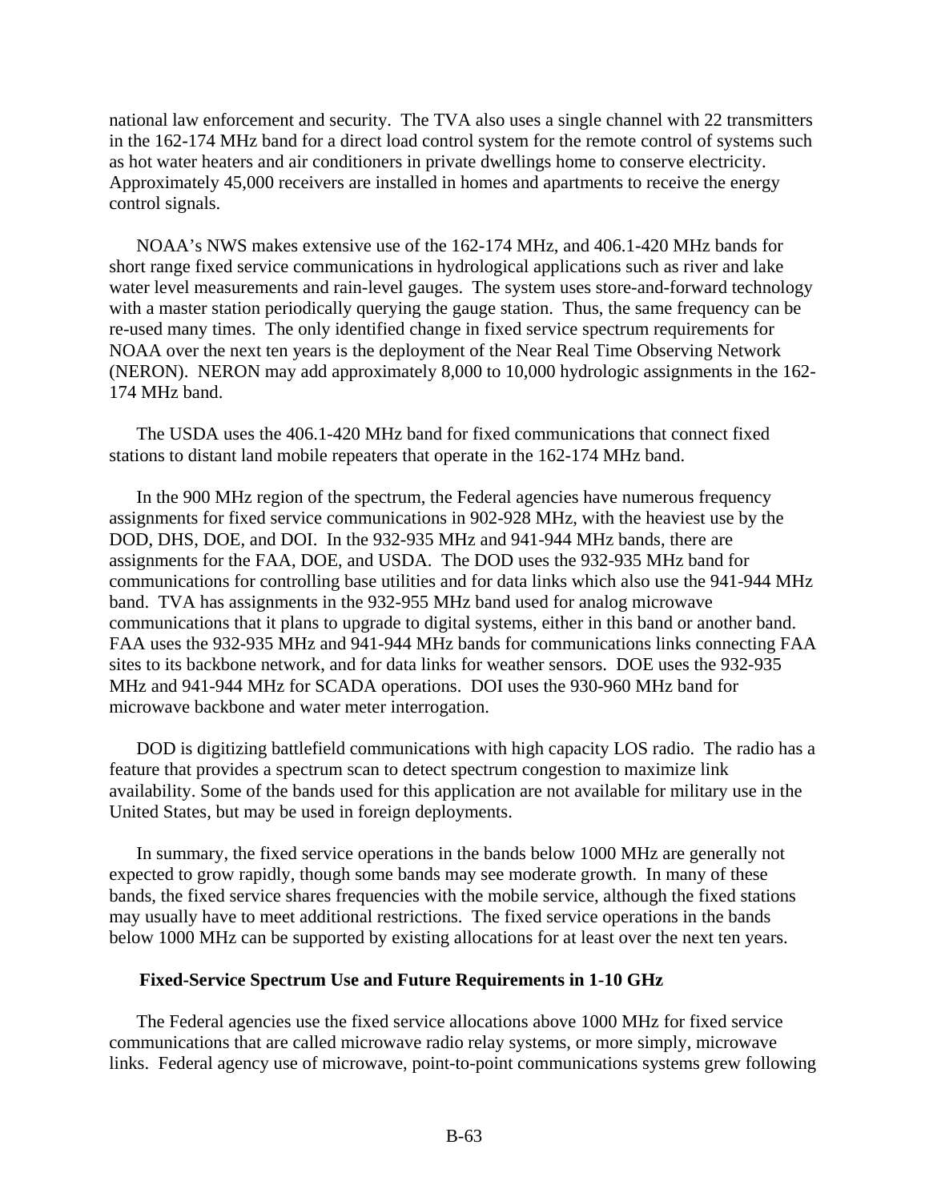national law enforcement and security. The TVA also uses a single channel with 22 transmitters in the 162-174 MHz band for a direct load control system for the remote control of systems such as hot water heaters and air conditioners in private dwellings home to conserve electricity. Approximately 45,000 receivers are installed in homes and apartments to receive the energy control signals.

NOAA's NWS makes extensive use of the 162-174 MHz, and 406.1-420 MHz bands for short range fixed service communications in hydrological applications such as river and lake water level measurements and rain-level gauges. The system uses store-and-forward technology with a master station periodically querying the gauge station. Thus, the same frequency can be re-used many times. The only identified change in fixed service spectrum requirements for NOAA over the next ten years is the deployment of the Near Real Time Observing Network (NERON). NERON may add approximately 8,000 to 10,000 hydrologic assignments in the 162-174 MHz band.

The USDA uses the 406.1-420 MHz band for fixed communications that connect fixed stations to distant land mobile repeaters that operate in the 162-174 MHz band.

In the 900 MHz region of the spectrum, the Federal agencies have numerous frequency assignments for fixed service communications in 902-928 MHz, with the heaviest use by the DOD, DHS, DOE, and DOI. In the 932-935 MHz and 941-944 MHz bands, there are assignments for the FAA, DOE, and USDA. The DOD uses the 932-935 MHz band for communications for controlling base utilities and for data links which also use the 941-944 MHz band. TVA has assignments in the 932-955 MHz band used for analog microwave communications that it plans to upgrade to digital systems, either in this band or another band. FAA uses the 932-935 MHz and 941-944 MHz bands for communications links connecting FAA sites to its backbone network, and for data links for weather sensors. DOE uses the 932-935 MHz and 941-944 MHz for SCADA operations. DOI uses the 930-960 MHz band for microwave backbone and water meter interrogation.

DOD is digitizing battlefield communications with high capacity LOS radio. The radio has a feature that provides a spectrum scan to detect spectrum congestion to maximize link availability. Some of the bands used for this application are not available for military use in the United States, but may be used in foreign deployments.

In summary, the fixed service operations in the bands below 1000 MHz are generally not expected to grow rapidly, though some bands may see moderate growth. In many of these bands, the fixed service shares frequencies with the mobile service, although the fixed stations may usually have to meet additional restrictions. The fixed service operations in the bands below 1000 MHz can be supported by existing allocations for at least over the next ten years.

### Fixed-Service Spectrum Use and Future Requirements in 1-10 GHz

The Federal agencies use the fixed service allocations above 1000 MHz for fixed service communications that are called microwave radio relay systems, or more simply, microwave links. Federal agency use of microwave, point-to-point communications systems grew following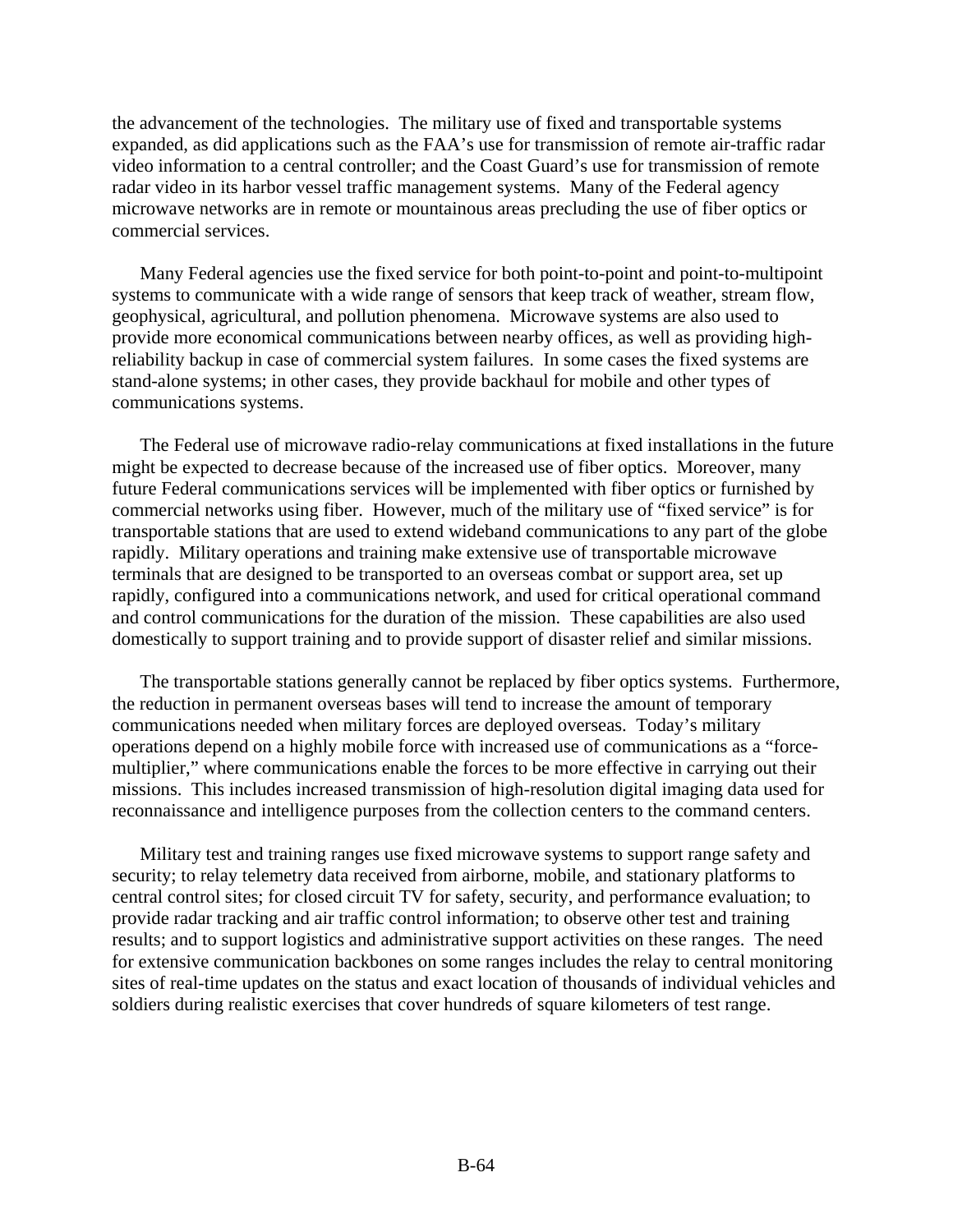the advancement of the technologies. The military use of fixed and transportable systems expanded, as did applications such as the FAA's use for transmission of remote air-traffic radar video information to a central controller; and the Coast Guard's use for transmission of remote radar video in its harbor vessel traffic management systems. Many of the Federal agency microwave networks are in remote or mountainous areas precluding the use of fiber optics or commercial services.

Many Federal agencies use the fixed service for both point-to-point and point-to-multipoint systems to communicate with a wide range of sensors that keep track of weather, stream flow, geophysical, agricultural, and pollution phenomena. Microwave systems are also used to provide more economical communications between nearby offices, as well as providing high-reliability backup in case of commercial system failures. In some cases the fixed systems are stand-alone systems; in other cases, they provide backhaul for mobile and other types of communications systems.

The Federal use of microwave radio-relay communications at fixed installations in the future might be expected to decrease because of the increased use of fiber optics. Moreover, many future Federal communications services will be implemented with fiber optics or furnished by commercial networks using fiber. However, much of the military use of "fixed service" is for transportable stations that are used to extend wideband communications to any part of the globe rapidly. Military operations and training make extensive use of transportable microwave terminals that are designed to be transported to an overseas combat or support area, set up rapidly, configured into a communications network, and used for critical operational command and control communications for the duration of the mission. These capabilities are also used domestically to support training and to provide support of disaster relief and similar missions.

The transportable stations generally cannot be replaced by fiber optics systems. Furthermore, the reduction in permanent overseas bases will tend to increase the amount of temporary communications needed when military forces are deployed overseas. Today's military operations depend on a highly mobile force with increased use of communications as a "force-multiplier," where communications enable the forces to be more effective in carrying out their missions. This includes increased transmission of high-resolution digital imaging data used for reconnaissance and intelligence purposes from the collection centers to the command centers.

Military test and training ranges use fixed microwave systems to support range safety and security; to relay telemetry data received from airborne, mobile, and stationary platforms to central control sites; for closed circuit TV for safety, security, and performance evaluation; to provide radar tracking and air traffic control information; to observe other test and training results; and to support logistics and administrative support activities on these ranges. The need for extensive communication backbones on some ranges includes the relay to central monitoring sites of real-time updates on the status and exact location of thousands of individual vehicles and soldiers during realistic exercises that cover hundreds of square kilometers of test range.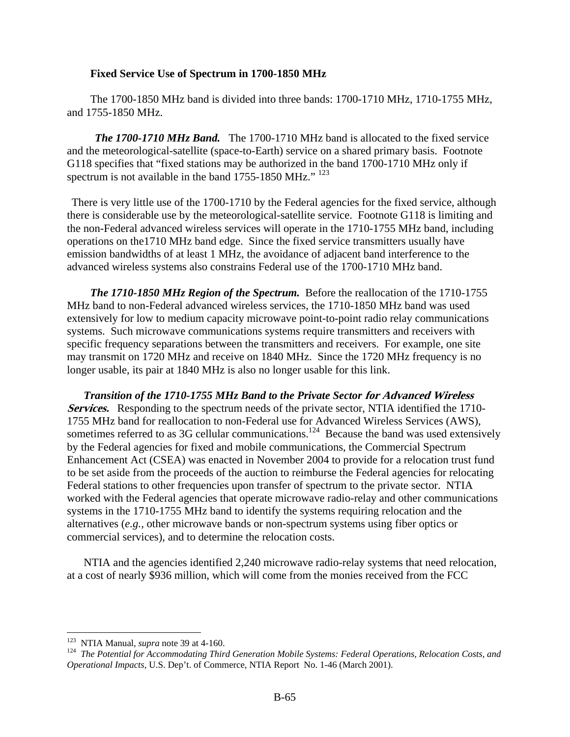**Fixed Service Use of Spectrum in 1700-1850 MHz**

The 1700-1850 MHz band is divided into three bands: 1700-1710 MHz, 1710-1755 MHz, and 1755-1850 MHz.

***The 1700-1710 MHz Band.*** The 1700-1710 MHz band is allocated to the fixed service and the meteorological-satellite (space-to-Earth) service on a shared primary basis. Footnote G118 specifies that "fixed stations may be authorized in the band 1700-1710 MHz only if spectrum is not available in the band 1755-1850 MHz." [123]

There is very little use of the 1700-1710 by the Federal agencies for the fixed service, although there is considerable use by the meteorological-satellite service. Footnote G118 is limiting and the non-Federal advanced wireless services will operate in the 1710-1755 MHz band, including operations on the1710 MHz band edge. Since the fixed service transmitters usually have emission bandwidths of at least 1 MHz, the avoidance of adjacent band interference to the advanced wireless systems also constrains Federal use of the 1700-1710 MHz band.

***The 1710-1850 MHz Region of the Spectrum.*** Before the reallocation of the 1710-1755 MHz band to non-Federal advanced wireless services, the 1710-1850 MHz band was used extensively for low to medium capacity microwave point-to-point radio relay communications systems. Such microwave communications systems require transmitters and receivers with specific frequency separations between the transmitters and receivers. For example, one site may transmit on 1720 MHz and receive on 1840 MHz. Since the 1720 MHz frequency is no longer usable, its pair at 1840 MHz is also no longer usable for this link.

***Transition of the 1710-1755 MHz Band to the Private Sector for Advanced Wireless Services.*** Responding to the spectrum needs of the private sector, NTIA identified the 1710-1755 MHz band for reallocation to non-Federal use for Advanced Wireless Services (AWS), sometimes referred to as 3G cellular communications.[124] Because the band was used extensively by the Federal agencies for fixed and mobile communications, the Commercial Spectrum Enhancement Act (CSEA) was enacted in November 2004 to provide for a relocation trust fund to be set aside from the proceeds of the auction to reimburse the Federal agencies for relocating Federal stations to other frequencies upon transfer of spectrum to the private sector. NTIA worked with the Federal agencies that operate microwave radio-relay and other communications systems in the 1710-1755 MHz band to identify the systems requiring relocation and the alternatives (*e.g.*, other microwave bands or non-spectrum systems using fiber optics or commercial services), and to determine the relocation costs.

NTIA and the agencies identified 2,240 microwave radio-relay systems that need relocation, at a cost of nearly $936 million, which will come from the monies received from the FCC

---

[123] NTIA Manual, *supra* note 39 at 4-160.

[124] *The Potential for Accommodating Third Generation Mobile Systems: Federal Operations, Relocation Costs, and Operational Impacts*, U.S. Dep't. of Commerce, NTIA Report No. 1-46 (March 2001).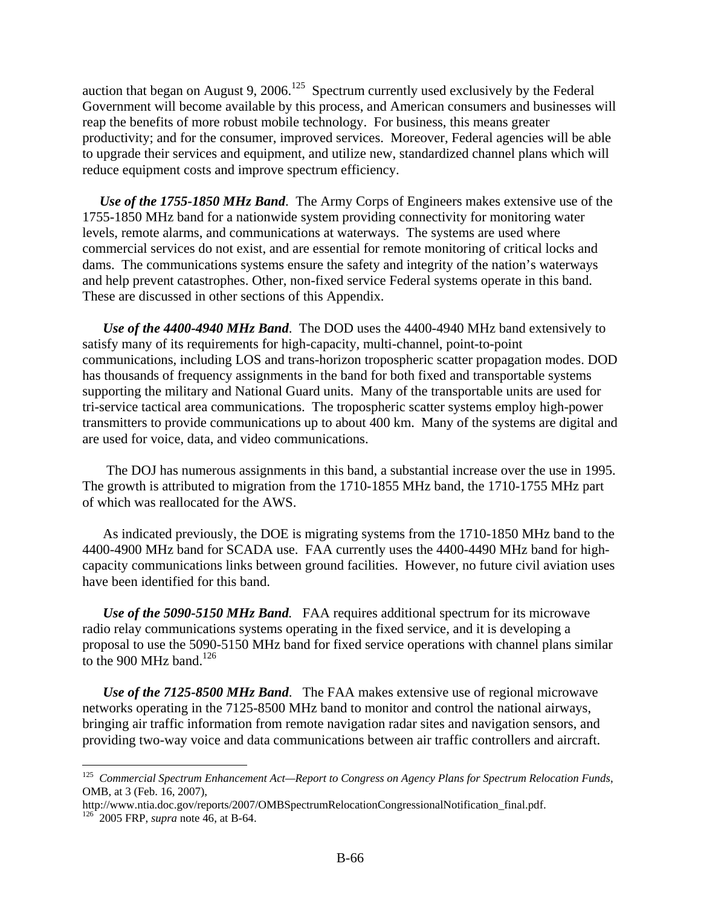auction that began on August 9, 2006.[125] Spectrum currently used exclusively by the Federal Government will become available by this process, and American consumers and businesses will reap the benefits of more robust mobile technology. For business, this means greater productivity; and for the consumer, improved services. Moreover, Federal agencies will be able to upgrade their services and equipment, and utilize new, standardized channel plans which will reduce equipment costs and improve spectrum efficiency.

***Use of the 1755-1850 MHz Band***. The Army Corps of Engineers makes extensive use of the 1755-1850 MHz band for a nationwide system providing connectivity for monitoring water levels, remote alarms, and communications at waterways. The systems are used where commercial services do not exist, and are essential for remote monitoring of critical locks and dams. The communications systems ensure the safety and integrity of the nation's waterways and help prevent catastrophes. Other, non-fixed service Federal systems operate in this band. These are discussed in other sections of this Appendix.

***Use of the 4400-4940 MHz Band***. The DOD uses the 4400-4940 MHz band extensively to satisfy many of its requirements for high-capacity, multi-channel, point-to-point communications, including LOS and trans-horizon tropospheric scatter propagation modes. DOD has thousands of frequency assignments in the band for both fixed and transportable systems supporting the military and National Guard units. Many of the transportable units are used for tri-service tactical area communications. The tropospheric scatter systems employ high-power transmitters to provide communications up to about 400 km. Many of the systems are digital and are used for voice, data, and video communications.

The DOJ has numerous assignments in this band, a substantial increase over the use in 1995. The growth is attributed to migration from the 1710-1855 MHz band, the 1710-1755 MHz part of which was reallocated for the AWS.

As indicated previously, the DOE is migrating systems from the 1710-1850 MHz band to the 4400-4900 MHz band for SCADA use. FAA currently uses the 4400-4490 MHz band for high-capacity communications links between ground facilities. However, no future civil aviation uses have been identified for this band.

***Use of the 5090-5150 MHz Band.*** FAA requires additional spectrum for its microwave radio relay communications systems operating in the fixed service, and it is developing a proposal to use the 5090-5150 MHz band for fixed service operations with channel plans similar to the 900 MHz band.[126]

***Use of the 7125-8500 MHz Band***. The FAA makes extensive use of regional microwave networks operating in the 7125-8500 MHz band to monitor and control the national airways, bringing air traffic information from remote navigation radar sites and navigation sensors, and providing two-way voice and data communications between air traffic controllers and aircraft.

---

[125] *Commercial Spectrum Enhancement Act—Report to Congress on Agency Plans for Spectrum Relocation Funds*, OMB, at 3 (Feb. 16, 2007), http://www.ntia.doc.gov/reports/2007/OMBSpectrumRelocationCongressionalNotification_final.pdf.

[126] 2005 FRP, *supra* note 46, at B-64.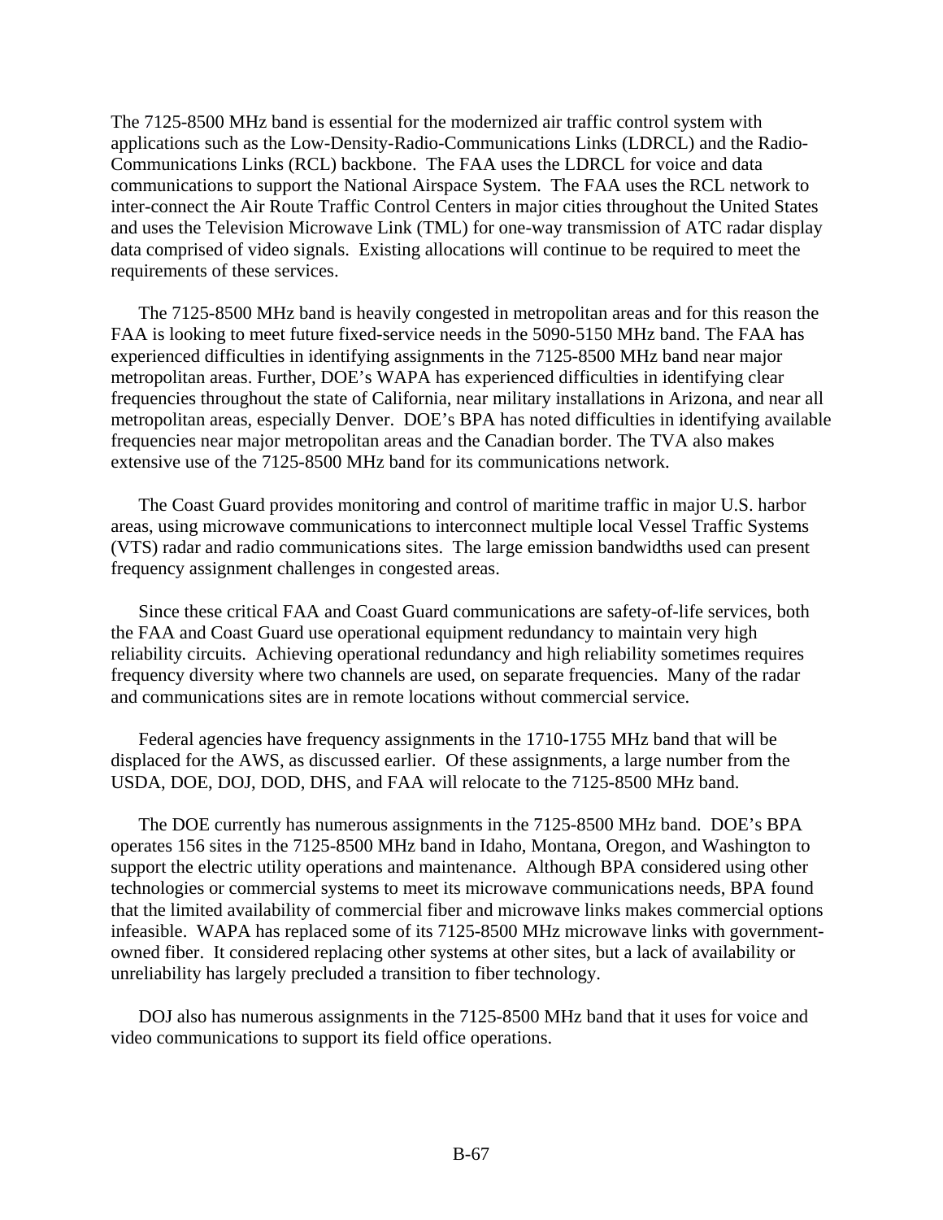The 7125-8500 MHz band is essential for the modernized air traffic control system with applications such as the Low-Density-Radio-Communications Links (LDRCL) and the Radio-Communications Links (RCL) backbone. The FAA uses the LDRCL for voice and data communications to support the National Airspace System. The FAA uses the RCL network to inter-connect the Air Route Traffic Control Centers in major cities throughout the United States and uses the Television Microwave Link (TML) for one-way transmission of ATC radar display data comprised of video signals. Existing allocations will continue to be required to meet the requirements of these services.

The 7125-8500 MHz band is heavily congested in metropolitan areas and for this reason the FAA is looking to meet future fixed-service needs in the 5090-5150 MHz band. The FAA has experienced difficulties in identifying assignments in the 7125-8500 MHz band near major metropolitan areas. Further, DOE's WAPA has experienced difficulties in identifying clear frequencies throughout the state of California, near military installations in Arizona, and near all metropolitan areas, especially Denver. DOE's BPA has noted difficulties in identifying available frequencies near major metropolitan areas and the Canadian border. The TVA also makes extensive use of the 7125-8500 MHz band for its communications network.

The Coast Guard provides monitoring and control of maritime traffic in major U.S. harbor areas, using microwave communications to interconnect multiple local Vessel Traffic Systems (VTS) radar and radio communications sites. The large emission bandwidths used can present frequency assignment challenges in congested areas.

Since these critical FAA and Coast Guard communications are safety-of-life services, both the FAA and Coast Guard use operational equipment redundancy to maintain very high reliability circuits. Achieving operational redundancy and high reliability sometimes requires frequency diversity where two channels are used, on separate frequencies. Many of the radar and communications sites are in remote locations without commercial service.

Federal agencies have frequency assignments in the 1710-1755 MHz band that will be displaced for the AWS, as discussed earlier. Of these assignments, a large number from the USDA, DOE, DOJ, DOD, DHS, and FAA will relocate to the 7125-8500 MHz band.

The DOE currently has numerous assignments in the 7125-8500 MHz band. DOE's BPA operates 156 sites in the 7125-8500 MHz band in Idaho, Montana, Oregon, and Washington to support the electric utility operations and maintenance. Although BPA considered using other technologies or commercial systems to meet its microwave communications needs, BPA found that the limited availability of commercial fiber and microwave links makes commercial options infeasible. WAPA has replaced some of its 7125-8500 MHz microwave links with government-owned fiber. It considered replacing other systems at other sites, but a lack of availability or unreliability has largely precluded a transition to fiber technology.

DOJ also has numerous assignments in the 7125-8500 MHz band that it uses for voice and video communications to support its field office operations.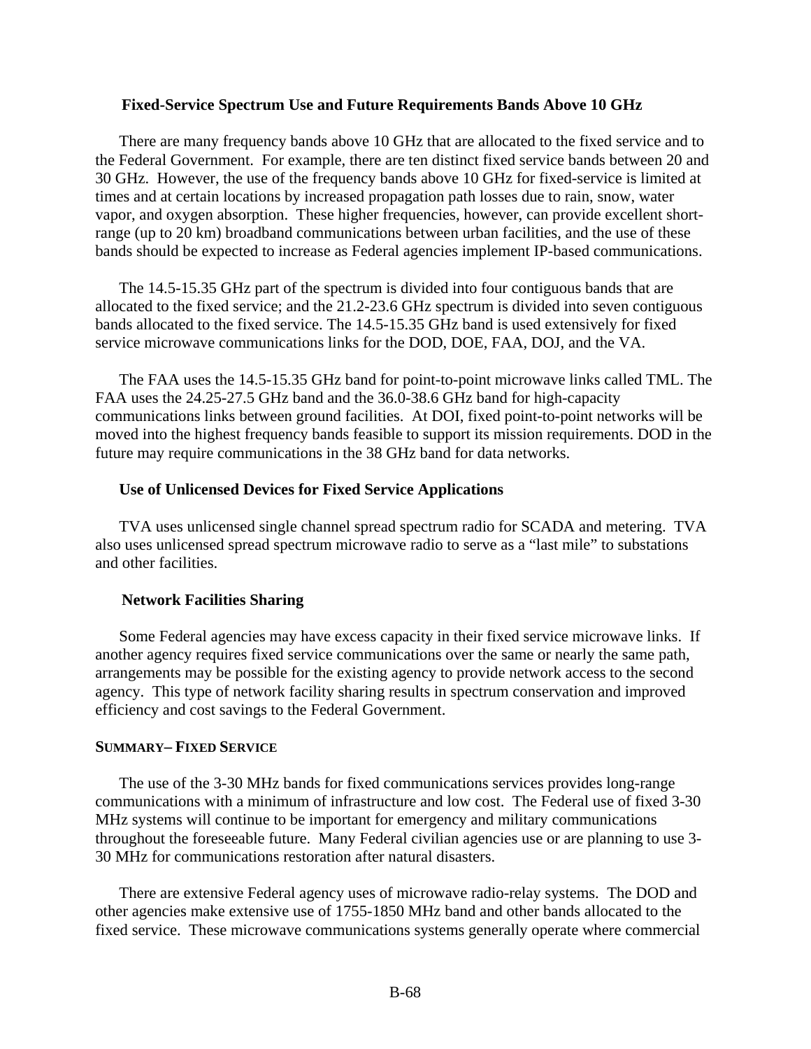### Fixed-Service Spectrum Use and Future Requirements Bands Above 10 GHz

There are many frequency bands above 10 GHz that are allocated to the fixed service and to the Federal Government. For example, there are ten distinct fixed service bands between 20 and 30 GHz. However, the use of the frequency bands above 10 GHz for fixed-service is limited at times and at certain locations by increased propagation path losses due to rain, snow, water vapor, and oxygen absorption. These higher frequencies, however, can provide excellent short-range (up to 20 km) broadband communications between urban facilities, and the use of these bands should be expected to increase as Federal agencies implement IP-based communications.

The 14.5-15.35 GHz part of the spectrum is divided into four contiguous bands that are allocated to the fixed service; and the 21.2-23.6 GHz spectrum is divided into seven contiguous bands allocated to the fixed service. The 14.5-15.35 GHz band is used extensively for fixed service microwave communications links for the DOD, DOE, FAA, DOJ, and the VA.

The FAA uses the 14.5-15.35 GHz band for point-to-point microwave links called TML. The FAA uses the 24.25-27.5 GHz band and the 36.0-38.6 GHz band for high-capacity communications links between ground facilities. At DOI, fixed point-to-point networks will be moved into the highest frequency bands feasible to support its mission requirements. DOD in the future may require communications in the 38 GHz band for data networks.

### Use of Unlicensed Devices for Fixed Service Applications

TVA uses unlicensed single channel spread spectrum radio for SCADA and metering. TVA also uses unlicensed spread spectrum microwave radio to serve as a "last mile" to substations and other facilities.

### Network Facilities Sharing

Some Federal agencies may have excess capacity in their fixed service microwave links. If another agency requires fixed service communications over the same or nearly the same path, arrangements may be possible for the existing agency to provide network access to the second agency. This type of network facility sharing results in spectrum conservation and improved efficiency and cost savings to the Federal Government.

## Summary– Fixed Service

The use of the 3-30 MHz bands for fixed communications services provides long-range communications with a minimum of infrastructure and low cost. The Federal use of fixed 3-30 MHz systems will continue to be important for emergency and military communications throughout the foreseeable future. Many Federal civilian agencies use or are planning to use 3-30 MHz for communications restoration after natural disasters.

There are extensive Federal agency uses of microwave radio-relay systems. The DOD and other agencies make extensive use of 1755-1850 MHz band and other bands allocated to the fixed service. These microwave communications systems generally operate where commercial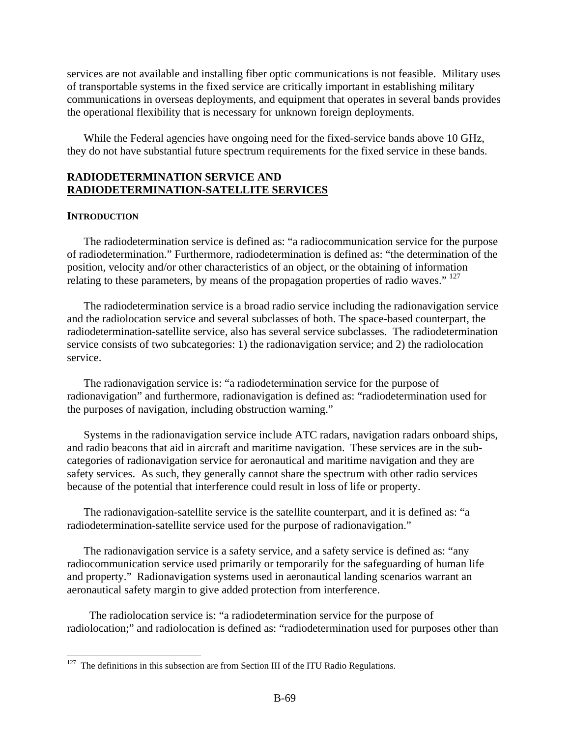services are not available and installing fiber optic communications is not feasible. Military uses of transportable systems in the fixed service are critically important in establishing military communications in overseas deployments, and equipment that operates in several bands provides the operational flexibility that is necessary for unknown foreign deployments.

While the Federal agencies have ongoing need for the fixed-service bands above 10 GHz, they do not have substantial future spectrum requirements for the fixed service in these bands.

## RADIODETERMINATION SERVICE AND RADIODETERMINATION-SATELLITE SERVICES

### INTRODUCTION

The radiodetermination service is defined as: "a radiocommunication service for the purpose of radiodetermination." Furthermore, radiodetermination is defined as: "the determination of the position, velocity and/or other characteristics of an object, or the obtaining of information relating to these parameters, by means of the propagation properties of radio waves." [127]

The radiodetermination service is a broad radio service including the radionavigation service and the radiolocation service and several subclasses of both. The space-based counterpart, the radiodetermination-satellite service, also has several service subclasses. The radiodetermination service consists of two subcategories: 1) the radionavigation service; and 2) the radiolocation service.

The radionavigation service is: "a radiodetermination service for the purpose of radionavigation" and furthermore, radionavigation is defined as: "radiodetermination used for the purposes of navigation, including obstruction warning."

Systems in the radionavigation service include ATC radars, navigation radars onboard ships, and radio beacons that aid in aircraft and maritime navigation. These services are in the sub-categories of radionavigation service for aeronautical and maritime navigation and they are safety services. As such, they generally cannot share the spectrum with other radio services because of the potential that interference could result in loss of life or property.

The radionavigation-satellite service is the satellite counterpart, and it is defined as: "a radiodetermination-satellite service used for the purpose of radionavigation."

The radionavigation service is a safety service, and a safety service is defined as: "any radiocommunication service used primarily or temporarily for the safeguarding of human life and property." Radionavigation systems used in aeronautical landing scenarios warrant an aeronautical safety margin to give added protection from interference.

The radiolocation service is: "a radiodetermination service for the purpose of radiolocation;" and radiolocation is defined as: "radiodetermination used for purposes other than

---

[127] The definitions in this subsection are from Section III of the ITU Radio Regulations.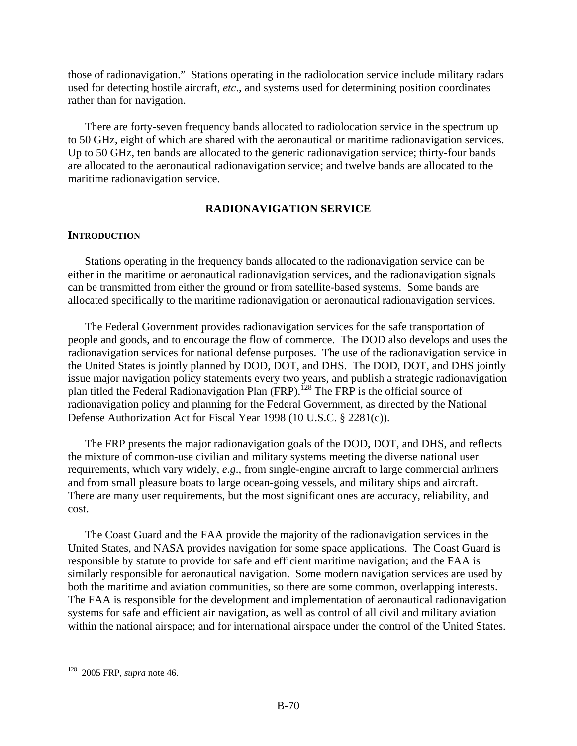those of radionavigation." Stations operating in the radiolocation service include military radars used for detecting hostile aircraft, *etc*., and systems used for determining position coordinates rather than for navigation.

There are forty-seven frequency bands allocated to radiolocation service in the spectrum up to 50 GHz, eight of which are shared with the aeronautical or maritime radionavigation services. Up to 50 GHz, ten bands are allocated to the generic radionavigation service; thirty-four bands are allocated to the aeronautical radionavigation service; and twelve bands are allocated to the maritime radionavigation service.

## RADIONAVIGATION SERVICE

### INTRODUCTION

Stations operating in the frequency bands allocated to the radionavigation service can be either in the maritime or aeronautical radionavigation services, and the radionavigation signals can be transmitted from either the ground or from satellite-based systems. Some bands are allocated specifically to the maritime radionavigation or aeronautical radionavigation services.

The Federal Government provides radionavigation services for the safe transportation of people and goods, and to encourage the flow of commerce. The DOD also develops and uses the radionavigation services for national defense purposes. The use of the radionavigation service in the United States is jointly planned by DOD, DOT, and DHS. The DOD, DOT, and DHS jointly issue major navigation policy statements every two years, and publish a strategic radionavigation plan titled the Federal Radionavigation Plan (FRP).[128] The FRP is the official source of radionavigation policy and planning for the Federal Government, as directed by the National Defense Authorization Act for Fiscal Year 1998 (10 U.S.C. § 2281(c)).

The FRP presents the major radionavigation goals of the DOD, DOT, and DHS, and reflects the mixture of common-use civilian and military systems meeting the diverse national user requirements, which vary widely, *e.g*., from single-engine aircraft to large commercial airliners and from small pleasure boats to large ocean-going vessels, and military ships and aircraft. There are many user requirements, but the most significant ones are accuracy, reliability, and cost.

The Coast Guard and the FAA provide the majority of the radionavigation services in the United States, and NASA provides navigation for some space applications. The Coast Guard is responsible by statute to provide for safe and efficient maritime navigation; and the FAA is similarly responsible for aeronautical navigation. Some modern navigation services are used by both the maritime and aviation communities, so there are some common, overlapping interests. The FAA is responsible for the development and implementation of aeronautical radionavigation systems for safe and efficient air navigation, as well as control of all civil and military aviation within the national airspace; and for international airspace under the control of the United States.

---

[128] 2005 FRP, *supra* note 46.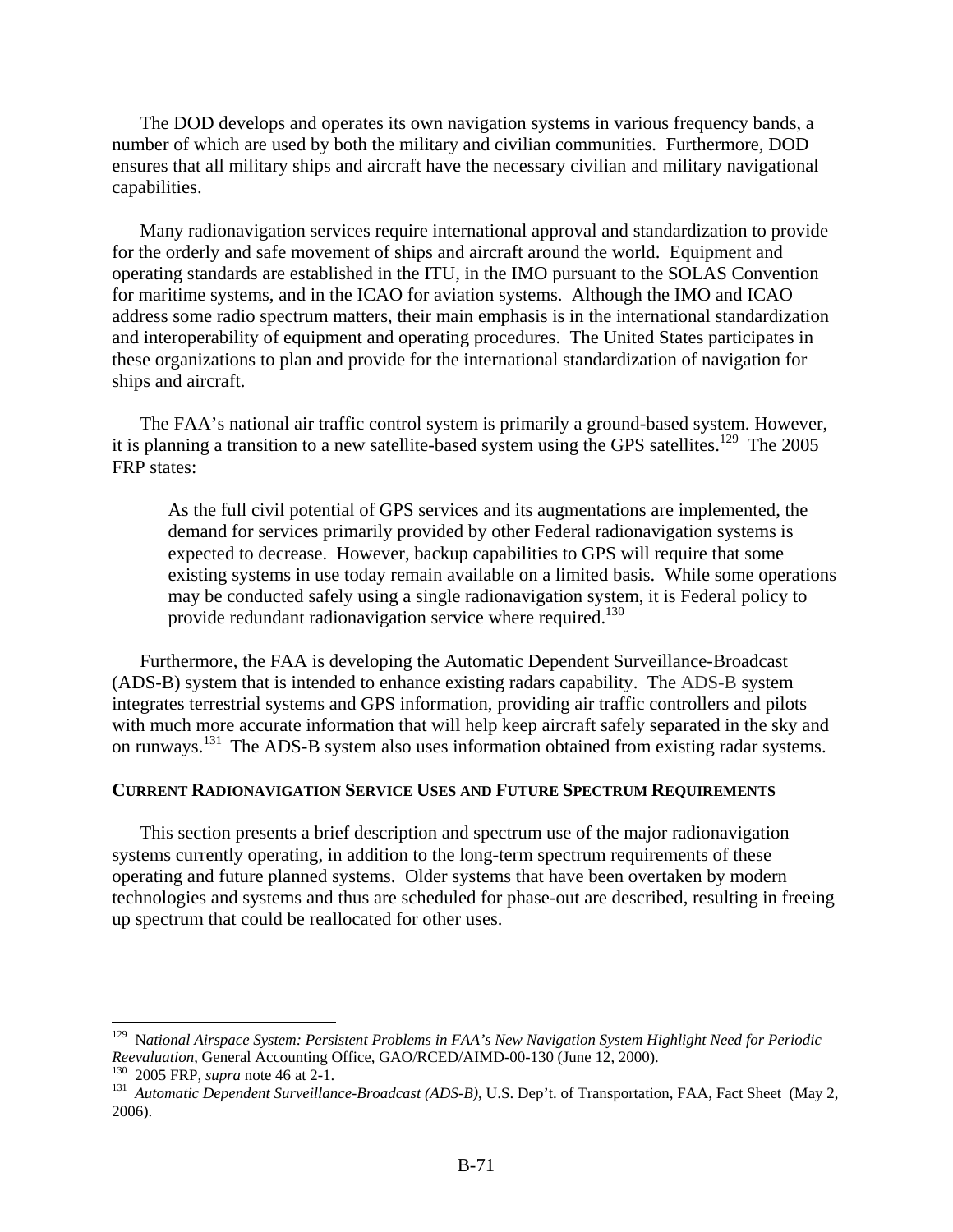The DOD develops and operates its own navigation systems in various frequency bands, a number of which are used by both the military and civilian communities. Furthermore, DOD ensures that all military ships and aircraft have the necessary civilian and military navigational capabilities.

Many radionavigation services require international approval and standardization to provide for the orderly and safe movement of ships and aircraft around the world. Equipment and operating standards are established in the ITU, in the IMO pursuant to the SOLAS Convention for maritime systems, and in the ICAO for aviation systems. Although the IMO and ICAO address some radio spectrum matters, their main emphasis is in the international standardization and interoperability of equipment and operating procedures. The United States participates in these organizations to plan and provide for the international standardization of navigation for ships and aircraft.

The FAA's national air traffic control system is primarily a ground-based system. However, it is planning a transition to a new satellite-based system using the GPS satellites.[129] The 2005 FRP states:

> As the full civil potential of GPS services and its augmentations are implemented, the demand for services primarily provided by other Federal radionavigation systems is expected to decrease. However, backup capabilities to GPS will require that some existing systems in use today remain available on a limited basis. While some operations may be conducted safely using a single radionavigation system, it is Federal policy to provide redundant radionavigation service where required.[130]

Furthermore, the FAA is developing the Automatic Dependent Surveillance-Broadcast (ADS-B) system that is intended to enhance existing radars capability. The ADS-B system integrates terrestrial systems and GPS information, providing air traffic controllers and pilots with much more accurate information that will help keep aircraft safely separated in the sky and on runways.[131] The ADS-B system also uses information obtained from existing radar systems.

## CURRENT RADIONAVIGATION SERVICE USES AND FUTURE SPECTRUM REQUIREMENTS

This section presents a brief description and spectrum use of the major radionavigation systems currently operating, in addition to the long-term spectrum requirements of these operating and future planned systems. Older systems that have been overtaken by modern technologies and systems and thus are scheduled for phase-out are described, resulting in freeing up spectrum that could be reallocated for other uses.

---

[129] *National Airspace System: Persistent Problems in FAA's New Navigation System Highlight Need for Periodic Reevaluation*, General Accounting Office, GAO/RCED/AIMD-00-130 (June 12, 2000).

[130] 2005 FRP, *supra* note 46 at 2-1.

[131] *Automatic Dependent Surveillance-Broadcast (ADS-B)*, U.S. Dep't. of Transportation, FAA, Fact Sheet (May 2, 2006).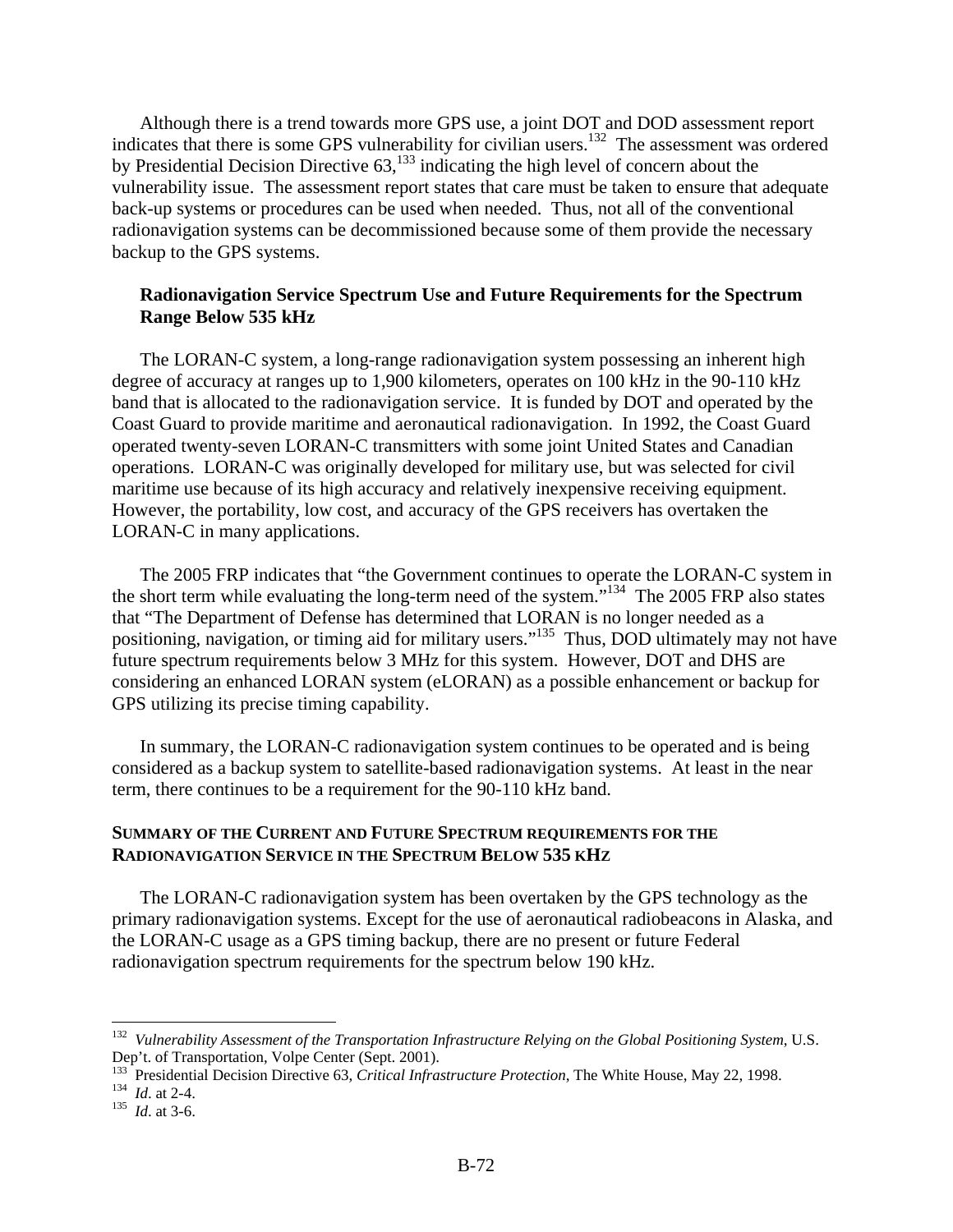Although there is a trend towards more GPS use, a joint DOT and DOD assessment report indicates that there is some GPS vulnerability for civilian users.[132] The assessment was ordered by Presidential Decision Directive 63,[133] indicating the high level of concern about the vulnerability issue. The assessment report states that care must be taken to ensure that adequate back-up systems or procedures can be used when needed. Thus, not all of the conventional radionavigation systems can be decommissioned because some of them provide the necessary backup to the GPS systems.

### Radionavigation Service Spectrum Use and Future Requirements for the Spectrum Range Below 535 kHz

The LORAN-C system, a long-range radionavigation system possessing an inherent high degree of accuracy at ranges up to 1,900 kilometers, operates on 100 kHz in the 90-110 kHz band that is allocated to the radionavigation service. It is funded by DOT and operated by the Coast Guard to provide maritime and aeronautical radionavigation. In 1992, the Coast Guard operated twenty-seven LORAN-C transmitters with some joint United States and Canadian operations. LORAN-C was originally developed for military use, but was selected for civil maritime use because of its high accuracy and relatively inexpensive receiving equipment. However, the portability, low cost, and accuracy of the GPS receivers has overtaken the LORAN-C in many applications.

The 2005 FRP indicates that "the Government continues to operate the LORAN-C system in the short term while evaluating the long-term need of the system."[134] The 2005 FRP also states that "The Department of Defense has determined that LORAN is no longer needed as a positioning, navigation, or timing aid for military users."[135] Thus, DOD ultimately may not have future spectrum requirements below 3 MHz for this system. However, DOT and DHS are considering an enhanced LORAN system (eLORAN) as a possible enhancement or backup for GPS utilizing its precise timing capability.

In summary, the LORAN-C radionavigation system continues to be operated and is being considered as a backup system to satellite-based radionavigation systems. At least in the near term, there continues to be a requirement for the 90-110 kHz band.

## SUMMARY OF THE CURRENT AND FUTURE SPECTRUM REQUIREMENTS FOR THE RADIONAVIGATION SERVICE IN THE SPECTRUM BELOW 535 KHZ

The LORAN-C radionavigation system has been overtaken by the GPS technology as the primary radionavigation systems. Except for the use of aeronautical radiobeacons in Alaska, and the LORAN-C usage as a GPS timing backup, there are no present or future Federal radionavigation spectrum requirements for the spectrum below 190 kHz.

---

[132] *Vulnerability Assessment of the Transportation Infrastructure Relying on the Global Positioning System*, U.S. Dep't. of Transportation, Volpe Center (Sept. 2001).

[133] Presidential Decision Directive 63, *Critical Infrastructure Protection*, The White House, May 22, 1998.

[134] *Id*. at 2-4.

[135] *Id*. at 3-6.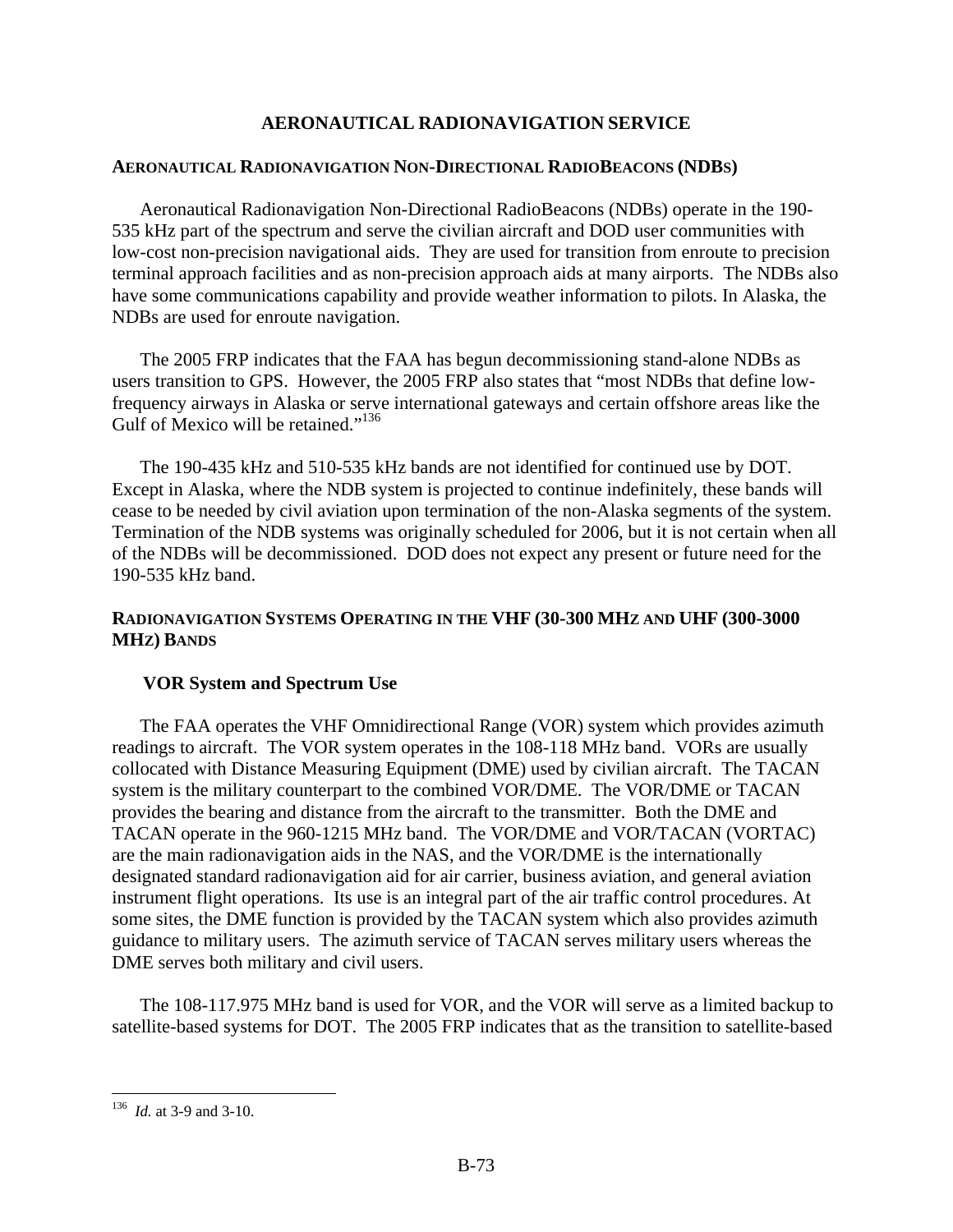# AERONAUTICAL RADIONAVIGATION SERVICE

## AERONAUTICAL RADIONAVIGATION NON-DIRECTIONAL RADIOBEACONS (NDBS)

Aeronautical Radionavigation Non-Directional RadioBeacons (NDBs) operate in the 190-535 kHz part of the spectrum and serve the civilian aircraft and DOD user communities with low-cost non-precision navigational aids. They are used for transition from enroute to precision terminal approach facilities and as non-precision approach aids at many airports. The NDBs also have some communications capability and provide weather information to pilots. In Alaska, the NDBs are used for enroute navigation.

The 2005 FRP indicates that the FAA has begun decommissioning stand-alone NDBs as users transition to GPS. However, the 2005 FRP also states that "most NDBs that define low-frequency airways in Alaska or serve international gateways and certain offshore areas like the Gulf of Mexico will be retained."[136]

The 190-435 kHz and 510-535 kHz bands are not identified for continued use by DOT. Except in Alaska, where the NDB system is projected to continue indefinitely, these bands will cease to be needed by civil aviation upon termination of the non-Alaska segments of the system. Termination of the NDB systems was originally scheduled for 2006, but it is not certain when all of the NDBs will be decommissioned. DOD does not expect any present or future need for the 190-535 kHz band.

## RADIONAVIGATION SYSTEMS OPERATING IN THE VHF (30-300 MHZ AND UHF (300-3000 MHZ) BANDS

### VOR System and Spectrum Use

The FAA operates the VHF Omnidirectional Range (VOR) system which provides azimuth readings to aircraft. The VOR system operates in the 108-118 MHz band. VORs are usually collocated with Distance Measuring Equipment (DME) used by civilian aircraft. The TACAN system is the military counterpart to the combined VOR/DME. The VOR/DME or TACAN provides the bearing and distance from the aircraft to the transmitter. Both the DME and TACAN operate in the 960-1215 MHz band. The VOR/DME and VOR/TACAN (VORTAC) are the main radionavigation aids in the NAS, and the VOR/DME is the internationally designated standard radionavigation aid for air carrier, business aviation, and general aviation instrument flight operations. Its use is an integral part of the air traffic control procedures. At some sites, the DME function is provided by the TACAN system which also provides azimuth guidance to military users. The azimuth service of TACAN serves military users whereas the DME serves both military and civil users.

The 108-117.975 MHz band is used for VOR, and the VOR will serve as a limited backup to satellite-based systems for DOT. The 2005 FRP indicates that as the transition to satellite-based

---

[136] *Id.* at 3-9 and 3-10.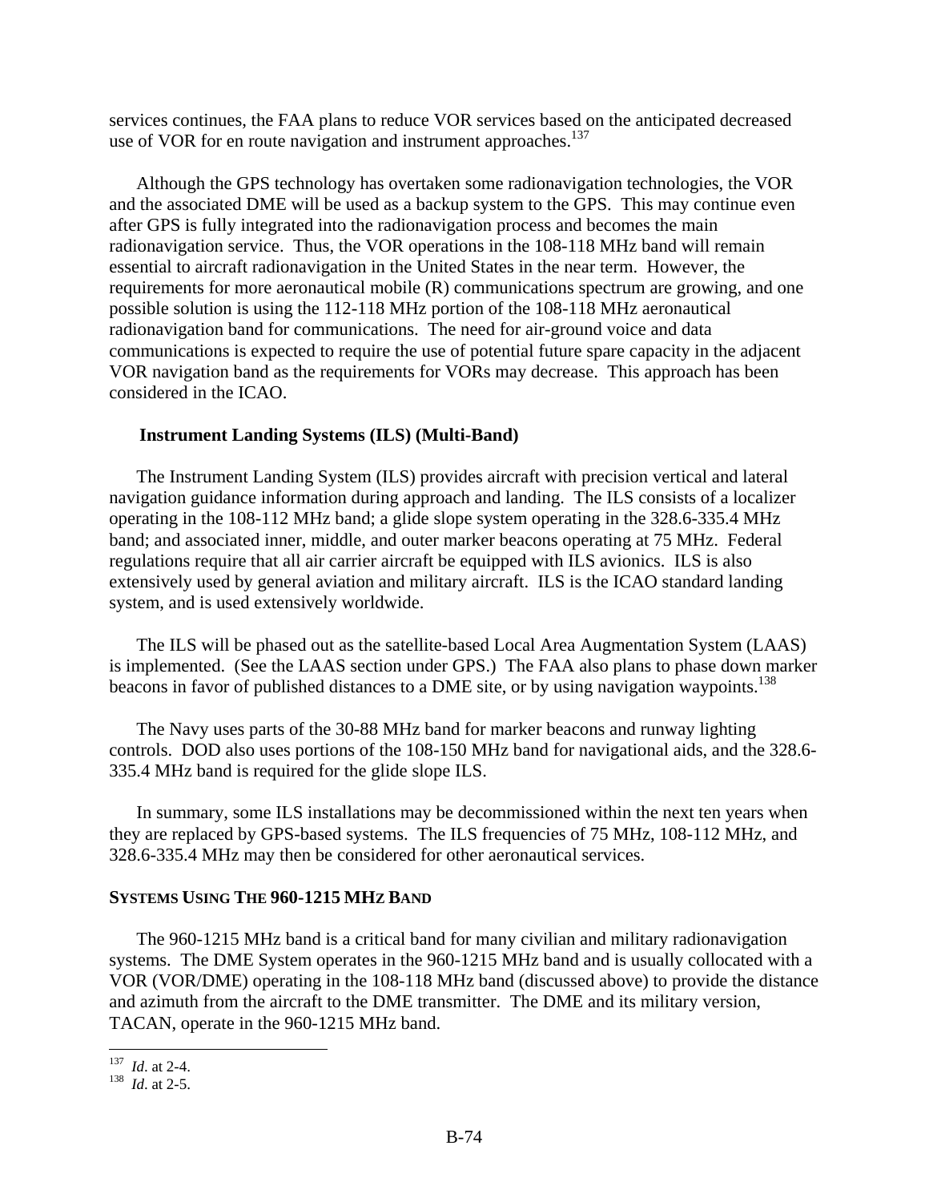services continues, the FAA plans to reduce VOR services based on the anticipated decreased use of VOR for en route navigation and instrument approaches.[137]

Although the GPS technology has overtaken some radionavigation technologies, the VOR and the associated DME will be used as a backup system to the GPS. This may continue even after GPS is fully integrated into the radionavigation process and becomes the main radionavigation service. Thus, the VOR operations in the 108-118 MHz band will remain essential to aircraft radionavigation in the United States in the near term. However, the requirements for more aeronautical mobile (R) communications spectrum are growing, and one possible solution is using the 112-118 MHz portion of the 108-118 MHz aeronautical radionavigation band for communications. The need for air-ground voice and data communications is expected to require the use of potential future spare capacity in the adjacent VOR navigation band as the requirements for VORs may decrease. This approach has been considered in the ICAO.

### Instrument Landing Systems (ILS) (Multi-Band)

The Instrument Landing System (ILS) provides aircraft with precision vertical and lateral navigation guidance information during approach and landing. The ILS consists of a localizer operating in the 108-112 MHz band; a glide slope system operating in the 328.6-335.4 MHz band; and associated inner, middle, and outer marker beacons operating at 75 MHz. Federal regulations require that all air carrier aircraft be equipped with ILS avionics. ILS is also extensively used by general aviation and military aircraft. ILS is the ICAO standard landing system, and is used extensively worldwide.

The ILS will be phased out as the satellite-based Local Area Augmentation System (LAAS) is implemented. (See the LAAS section under GPS.) The FAA also plans to phase down marker beacons in favor of published distances to a DME site, or by using navigation waypoints.[138]

The Navy uses parts of the 30-88 MHz band for marker beacons and runway lighting controls. DOD also uses portions of the 108-150 MHz band for navigational aids, and the 328.6-335.4 MHz band is required for the glide slope ILS.

In summary, some ILS installations may be decommissioned within the next ten years when they are replaced by GPS-based systems. The ILS frequencies of 75 MHz, 108-112 MHz, and 328.6-335.4 MHz may then be considered for other aeronautical services.

## SYSTEMS USING THE 960-1215 MHZ BAND

The 960-1215 MHz band is a critical band for many civilian and military radionavigation systems. The DME System operates in the 960-1215 MHz band and is usually collocated with a VOR (VOR/DME) operating in the 108-118 MHz band (discussed above) to provide the distance and azimuth from the aircraft to the DME transmitter. The DME and its military version, TACAN, operate in the 960-1215 MHz band.

---

[137] *Id*. at 2-4.
[138] *Id*. at 2-5.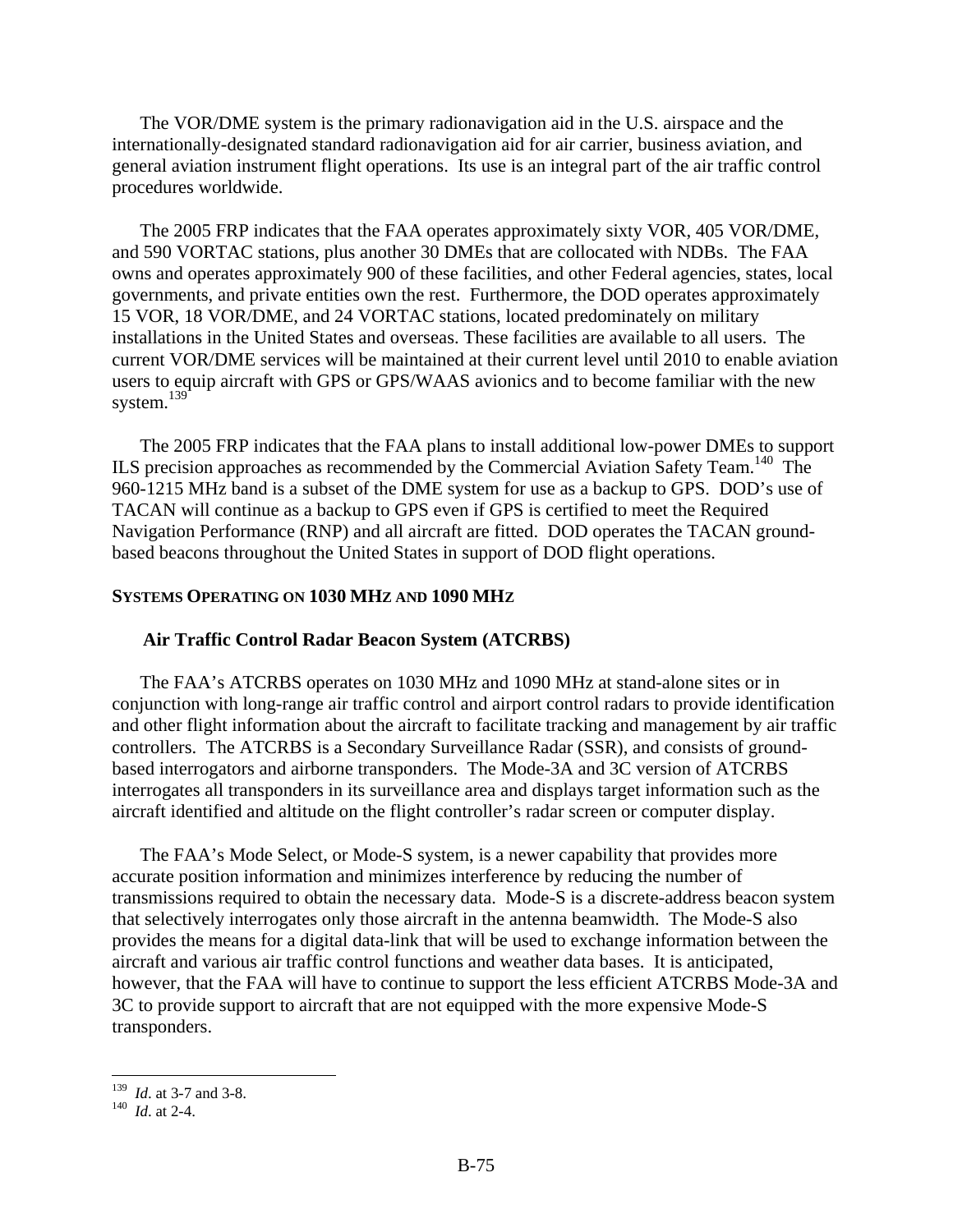The VOR/DME system is the primary radionavigation aid in the U.S. airspace and the internationally-designated standard radionavigation aid for air carrier, business aviation, and general aviation instrument flight operations. Its use is an integral part of the air traffic control procedures worldwide.

The 2005 FRP indicates that the FAA operates approximately sixty VOR, 405 VOR/DME, and 590 VORTAC stations, plus another 30 DMEs that are collocated with NDBs. The FAA owns and operates approximately 900 of these facilities, and other Federal agencies, states, local governments, and private entities own the rest. Furthermore, the DOD operates approximately 15 VOR, 18 VOR/DME, and 24 VORTAC stations, located predominately on military installations in the United States and overseas. These facilities are available to all users. The current VOR/DME services will be maintained at their current level until 2010 to enable aviation users to equip aircraft with GPS or GPS/WAAS avionics and to become familiar with the new system.[139]

The 2005 FRP indicates that the FAA plans to install additional low-power DMEs to support ILS precision approaches as recommended by the Commercial Aviation Safety Team.[140] The 960-1215 MHz band is a subset of the DME system for use as a backup to GPS. DOD's use of TACAN will continue as a backup to GPS even if GPS is certified to meet the Required Navigation Performance (RNP) and all aircraft are fitted. DOD operates the TACAN ground-based beacons throughout the United States in support of DOD flight operations.

## SYSTEMS OPERATING ON 1030 MHZ AND 1090 MHZ

### Air Traffic Control Radar Beacon System (ATCRBS)

The FAA's ATCRBS operates on 1030 MHz and 1090 MHz at stand-alone sites or in conjunction with long-range air traffic control and airport control radars to provide identification and other flight information about the aircraft to facilitate tracking and management by air traffic controllers. The ATCRBS is a Secondary Surveillance Radar (SSR), and consists of ground-based interrogators and airborne transponders. The Mode-3A and 3C version of ATCRBS interrogates all transponders in its surveillance area and displays target information such as the aircraft identified and altitude on the flight controller's radar screen or computer display.

The FAA's Mode Select, or Mode-S system, is a newer capability that provides more accurate position information and minimizes interference by reducing the number of transmissions required to obtain the necessary data. Mode-S is a discrete-address beacon system that selectively interrogates only those aircraft in the antenna beamwidth. The Mode-S also provides the means for a digital data-link that will be used to exchange information between the aircraft and various air traffic control functions and weather data bases. It is anticipated, however, that the FAA will have to continue to support the less efficient ATCRBS Mode-3A and 3C to provide support to aircraft that are not equipped with the more expensive Mode-S transponders.

---

[139] *Id*. at 3-7 and 3-8.

[140] *Id*. at 2-4.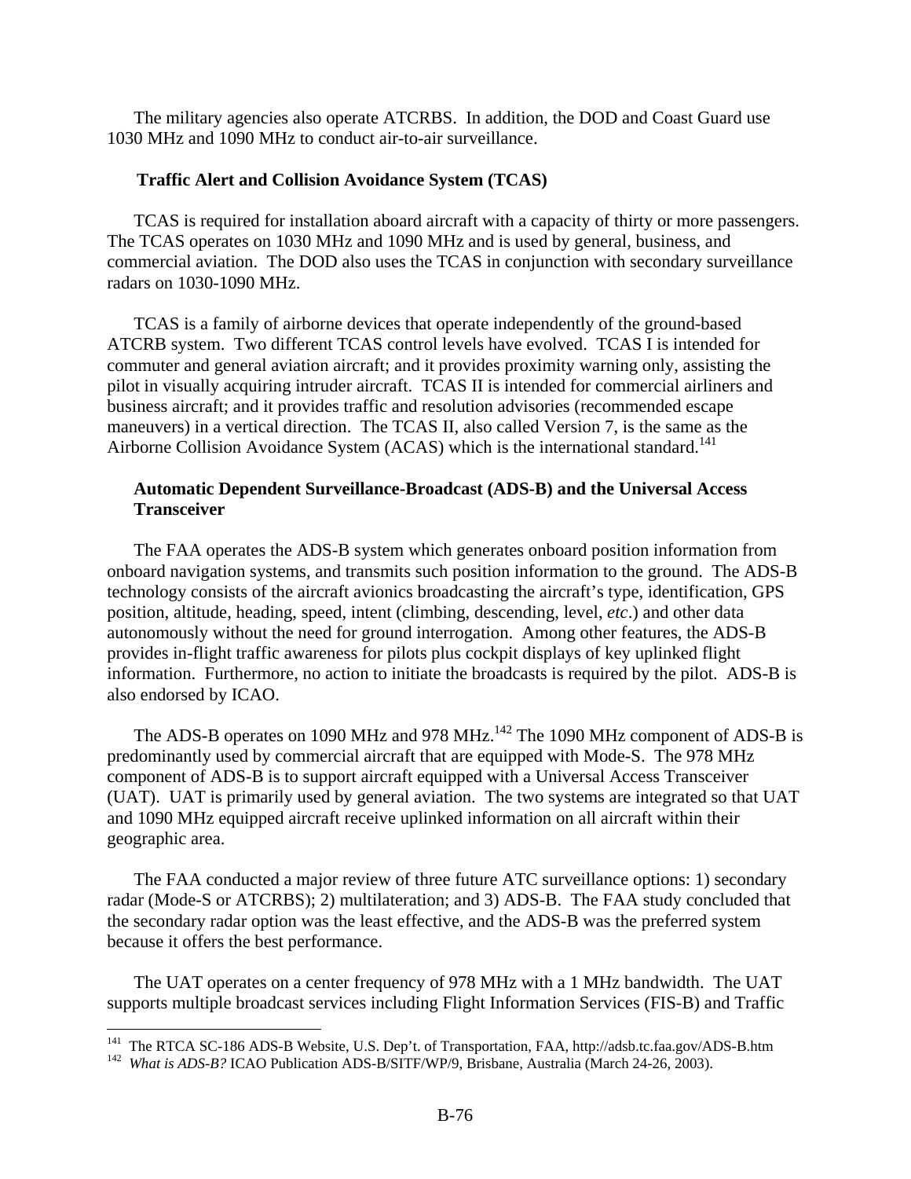The military agencies also operate ATCRBS. In addition, the DOD and Coast Guard use 1030 MHz and 1090 MHz to conduct air-to-air surveillance.

**Traffic Alert and Collision Avoidance System (TCAS)**

TCAS is required for installation aboard aircraft with a capacity of thirty or more passengers. The TCAS operates on 1030 MHz and 1090 MHz and is used by general, business, and commercial aviation. The DOD also uses the TCAS in conjunction with secondary surveillance radars on 1030-1090 MHz.

TCAS is a family of airborne devices that operate independently of the ground-based ATCRB system. Two different TCAS control levels have evolved. TCAS I is intended for commuter and general aviation aircraft; and it provides proximity warning only, assisting the pilot in visually acquiring intruder aircraft. TCAS II is intended for commercial airliners and business aircraft; and it provides traffic and resolution advisories (recommended escape maneuvers) in a vertical direction. The TCAS II, also called Version 7, is the same as the Airborne Collision Avoidance System (ACAS) which is the international standard.[141]

**Automatic Dependent Surveillance-Broadcast (ADS-B) and the Universal Access Transceiver**

The FAA operates the ADS-B system which generates onboard position information from onboard navigation systems, and transmits such position information to the ground. The ADS-B technology consists of the aircraft avionics broadcasting the aircraft's type, identification, GPS position, altitude, heading, speed, intent (climbing, descending, level, *etc*.) and other data autonomously without the need for ground interrogation. Among other features, the ADS-B provides in-flight traffic awareness for pilots plus cockpit displays of key uplinked flight information. Furthermore, no action to initiate the broadcasts is required by the pilot. ADS-B is also endorsed by ICAO.

The ADS-B operates on 1090 MHz and 978 MHz.[142] The 1090 MHz component of ADS-B is predominantly used by commercial aircraft that are equipped with Mode-S. The 978 MHz component of ADS-B is to support aircraft equipped with a Universal Access Transceiver (UAT). UAT is primarily used by general aviation. The two systems are integrated so that UAT and 1090 MHz equipped aircraft receive uplinked information on all aircraft within their geographic area.

The FAA conducted a major review of three future ATC surveillance options: 1) secondary radar (Mode-S or ATCRBS); 2) multilateration; and 3) ADS-B. The FAA study concluded that the secondary radar option was the least effective, and the ADS-B was the preferred system because it offers the best performance.

The UAT operates on a center frequency of 978 MHz with a 1 MHz bandwidth. The UAT supports multiple broadcast services including Flight Information Services (FIS-B) and Traffic

---

[141] The RTCA SC-186 ADS-B Website, U.S. Dep't. of Transportation, FAA, http://adsb.tc.faa.gov/ADS-B.htm

[142] *What is ADS-B?* ICAO Publication ADS-B/SITF/WP/9, Brisbane, Australia (March 24-26, 2003).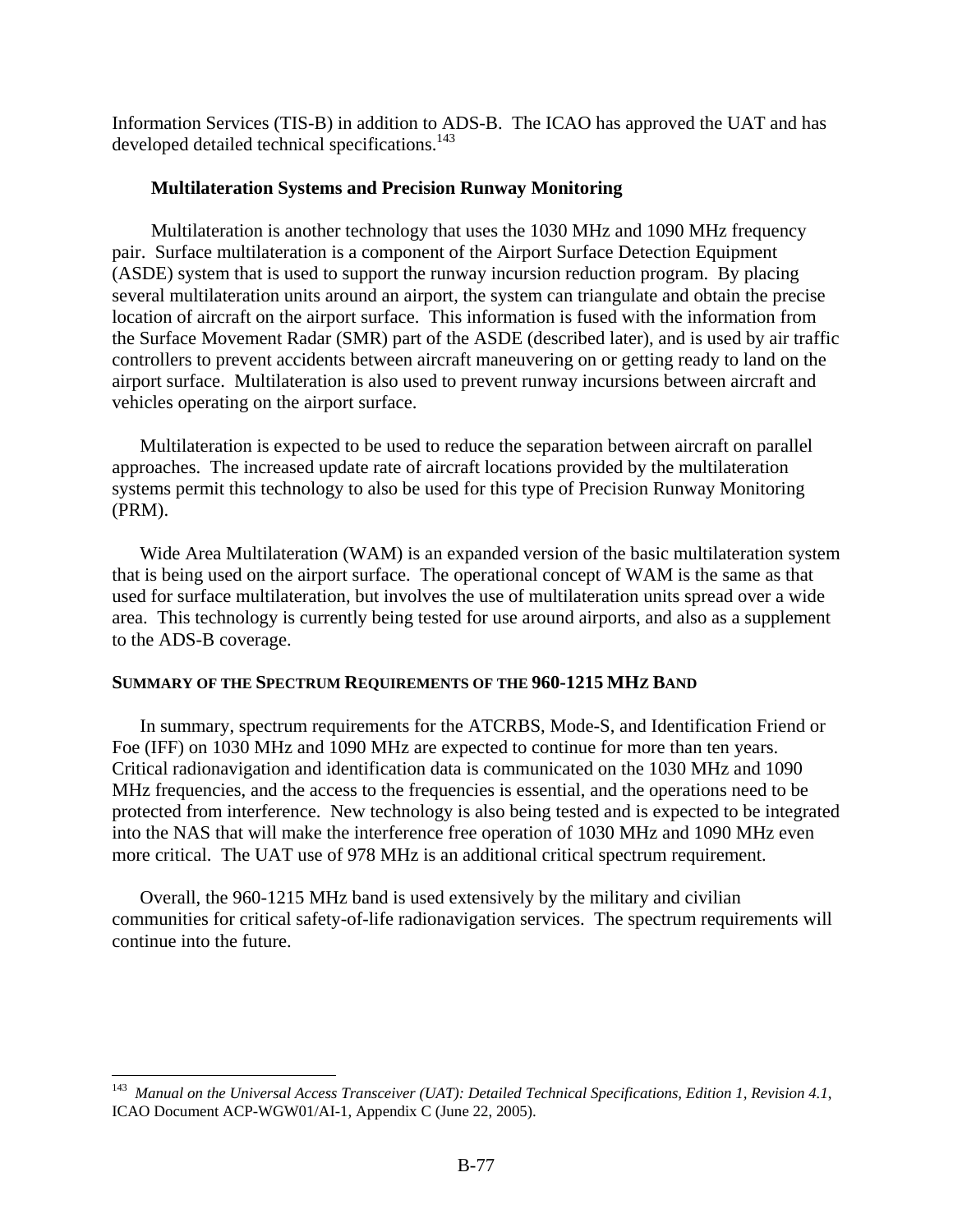Information Services (TIS-B) in addition to ADS-B. The ICAO has approved the UAT and has developed detailed technical specifications.[143]

### Multilateration Systems and Precision Runway Monitoring

Multilateration is another technology that uses the 1030 MHz and 1090 MHz frequency pair. Surface multilateration is a component of the Airport Surface Detection Equipment (ASDE) system that is used to support the runway incursion reduction program. By placing several multilateration units around an airport, the system can triangulate and obtain the precise location of aircraft on the airport surface. This information is fused with the information from the Surface Movement Radar (SMR) part of the ASDE (described later), and is used by air traffic controllers to prevent accidents between aircraft maneuvering on or getting ready to land on the airport surface. Multilateration is also used to prevent runway incursions between aircraft and vehicles operating on the airport surface.

Multilateration is expected to be used to reduce the separation between aircraft on parallel approaches. The increased update rate of aircraft locations provided by the multilateration systems permit this technology to also be used for this type of Precision Runway Monitoring (PRM).

Wide Area Multilateration (WAM) is an expanded version of the basic multilateration system that is being used on the airport surface. The operational concept of WAM is the same as that used for surface multilateration, but involves the use of multilateration units spread over a wide area. This technology is currently being tested for use around airports, and also as a supplement to the ADS-B coverage.

## SUMMARY OF THE SPECTRUM REQUIREMENTS OF THE 960-1215 MHZ BAND

In summary, spectrum requirements for the ATCRBS, Mode-S, and Identification Friend or Foe (IFF) on 1030 MHz and 1090 MHz are expected to continue for more than ten years. Critical radionavigation and identification data is communicated on the 1030 MHz and 1090 MHz frequencies, and the access to the frequencies is essential, and the operations need to be protected from interference. New technology is also being tested and is expected to be integrated into the NAS that will make the interference free operation of 1030 MHz and 1090 MHz even more critical. The UAT use of 978 MHz is an additional critical spectrum requirement.

Overall, the 960-1215 MHz band is used extensively by the military and civilian communities for critical safety-of-life radionavigation services. The spectrum requirements will continue into the future.

---

[143] *Manual on the Universal Access Transceiver (UAT): Detailed Technical Specifications, Edition 1, Revision 4.1*, ICAO Document ACP-WGW01/AI-1, Appendix C (June 22, 2005).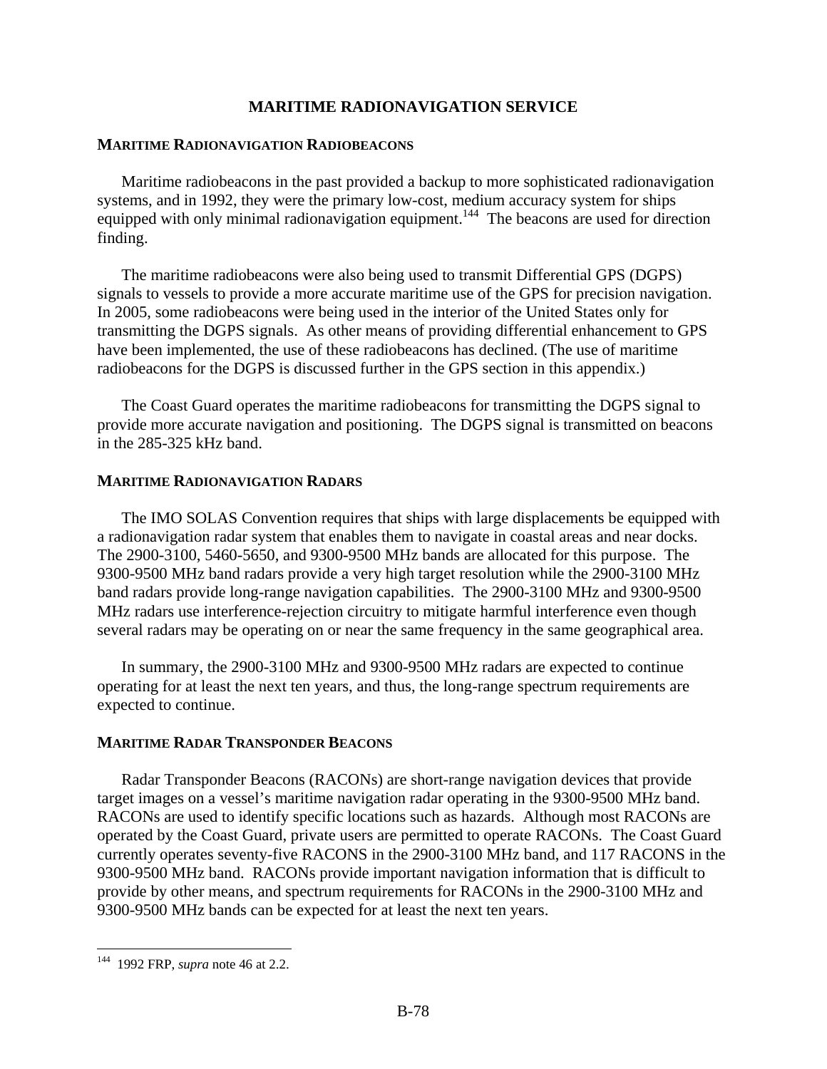# MARITIME RADIONAVIGATION SERVICE

## MARITIME RADIONAVIGATION RADIOBEACONS

Maritime radiobeacons in the past provided a backup to more sophisticated radionavigation systems, and in 1992, they were the primary low-cost, medium accuracy system for ships equipped with only minimal radionavigation equipment.[144] The beacons are used for direction finding.

The maritime radiobeacons were also being used to transmit Differential GPS (DGPS) signals to vessels to provide a more accurate maritime use of the GPS for precision navigation. In 2005, some radiobeacons were being used in the interior of the United States only for transmitting the DGPS signals. As other means of providing differential enhancement to GPS have been implemented, the use of these radiobeacons has declined. (The use of maritime radiobeacons for the DGPS is discussed further in the GPS section in this appendix.)

The Coast Guard operates the maritime radiobeacons for transmitting the DGPS signal to provide more accurate navigation and positioning. The DGPS signal is transmitted on beacons in the 285-325 kHz band.

## MARITIME RADIONAVIGATION RADARS

The IMO SOLAS Convention requires that ships with large displacements be equipped with a radionavigation radar system that enables them to navigate in coastal areas and near docks. The 2900-3100, 5460-5650, and 9300-9500 MHz bands are allocated for this purpose. The 9300-9500 MHz band radars provide a very high target resolution while the 2900-3100 MHz band radars provide long-range navigation capabilities. The 2900-3100 MHz and 9300-9500 MHz radars use interference-rejection circuitry to mitigate harmful interference even though several radars may be operating on or near the same frequency in the same geographical area.

In summary, the 2900-3100 MHz and 9300-9500 MHz radars are expected to continue operating for at least the next ten years, and thus, the long-range spectrum requirements are expected to continue.

## MARITIME RADAR TRANSPONDER BEACONS

Radar Transponder Beacons (RACONs) are short-range navigation devices that provide target images on a vessel's maritime navigation radar operating in the 9300-9500 MHz band. RACONs are used to identify specific locations such as hazards. Although most RACONs are operated by the Coast Guard, private users are permitted to operate RACONs. The Coast Guard currently operates seventy-five RACONS in the 2900-3100 MHz band, and 117 RACONS in the 9300-9500 MHz band. RACONs provide important navigation information that is difficult to provide by other means, and spectrum requirements for RACONs in the 2900-3100 MHz and 9300-9500 MHz bands can be expected for at least the next ten years.

---

[144] 1992 FRP, *supra* note 46 at 2.2.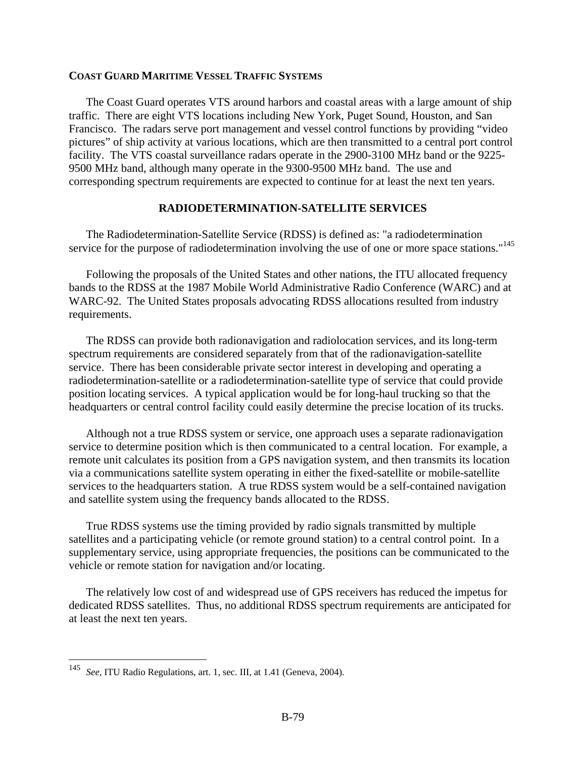**COAST GUARD MARITIME VESSEL TRAFFIC SYSTEMS**

The Coast Guard operates VTS around harbors and coastal areas with a large amount of ship traffic. There are eight VTS locations including New York, Puget Sound, Houston, and San Francisco. The radars serve port management and vessel control functions by providing "video pictures" of ship activity at various locations, which are then transmitted to a central port control facility. The VTS coastal surveillance radars operate in the 2900-3100 MHz band or the 9225-9500 MHz band, although many operate in the 9300-9500 MHz band. The use and corresponding spectrum requirements are expected to continue for at least the next ten years.

## RADIODETERMINATION-SATELLITE SERVICES

The Radiodetermination-Satellite Service (RDSS) is defined as: "a radiodetermination service for the purpose of radiodetermination involving the use of one or more space stations."[145]

Following the proposals of the United States and other nations, the ITU allocated frequency bands to the RDSS at the 1987 Mobile World Administrative Radio Conference (WARC) and at WARC-92. The United States proposals advocating RDSS allocations resulted from industry requirements.

The RDSS can provide both radionavigation and radiolocation services, and its long-term spectrum requirements are considered separately from that of the radionavigation-satellite service. There has been considerable private sector interest in developing and operating a radiodetermination-satellite or a radiodetermination-satellite type of service that could provide position locating services. A typical application would be for long-haul trucking so that the headquarters or central control facility could easily determine the precise location of its trucks.

Although not a true RDSS system or service, one approach uses a separate radionavigation service to determine position which is then communicated to a central location. For example, a remote unit calculates its position from a GPS navigation system, and then transmits its location via a communications satellite system operating in either the fixed-satellite or mobile-satellite services to the headquarters station. A true RDSS system would be a self-contained navigation and satellite system using the frequency bands allocated to the RDSS.

True RDSS systems use the timing provided by radio signals transmitted by multiple satellites and a participating vehicle (or remote ground station) to a central control point. In a supplementary service, using appropriate frequencies, the positions can be communicated to the vehicle or remote station for navigation and/or locating.

The relatively low cost of and widespread use of GPS receivers has reduced the impetus for dedicated RDSS satellites. Thus, no additional RDSS spectrum requirements are anticipated for at least the next ten years.

---

[145] *See*, ITU Radio Regulations, art. 1, sec. III, at 1.41 (Geneva, 2004).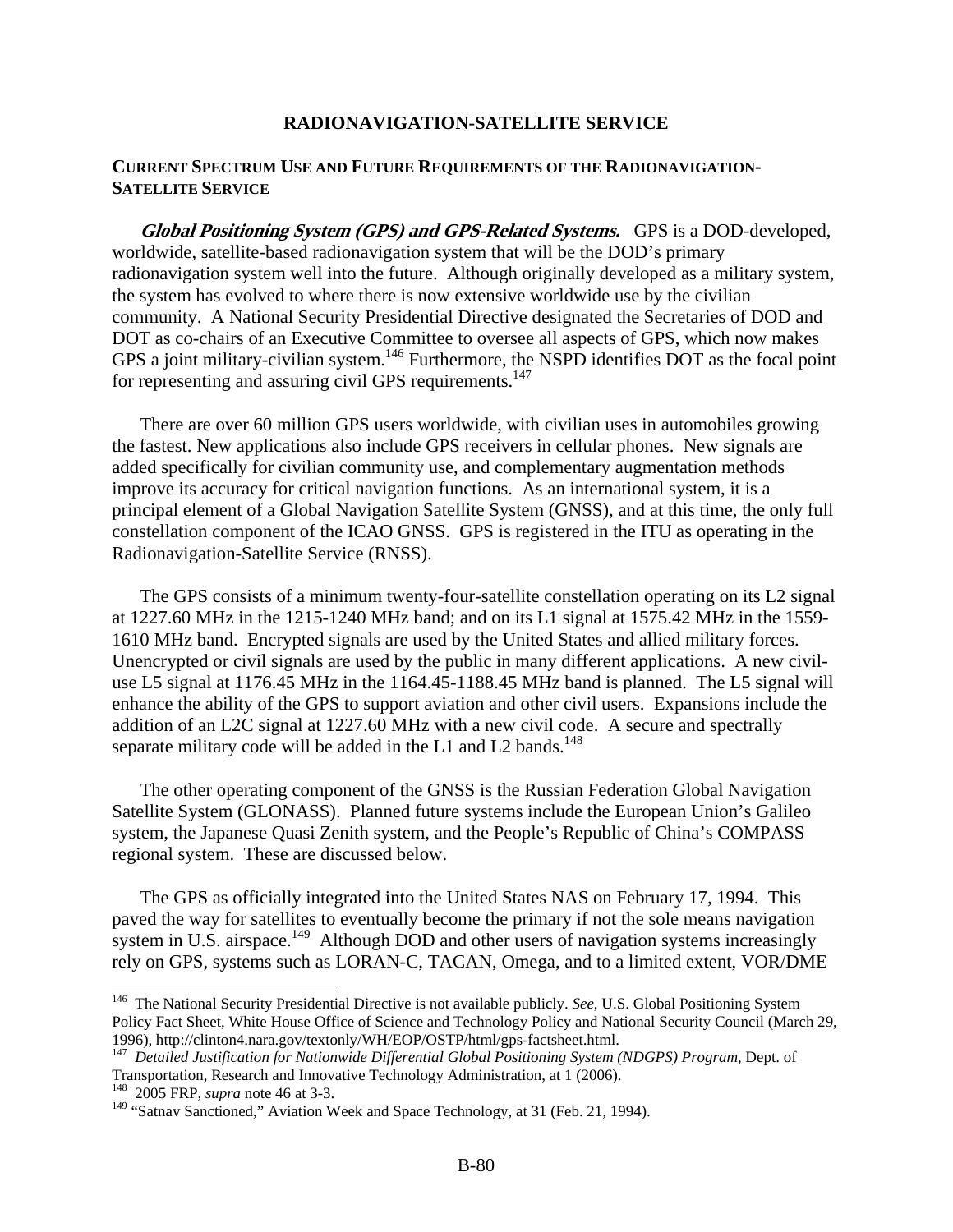## RADIONAVIGATION-SATELLITE SERVICE

### CURRENT SPECTRUM USE AND FUTURE REQUIREMENTS OF THE RADIONAVIGATION-SATELLITE SERVICE

***Global Positioning System (GPS) and GPS-Related Systems.*** GPS is a DOD-developed, worldwide, satellite-based radionavigation system that will be the DOD's primary radionavigation system well into the future. Although originally developed as a military system, the system has evolved to where there is now extensive worldwide use by the civilian community. A National Security Presidential Directive designated the Secretaries of DOD and DOT as co-chairs of an Executive Committee to oversee all aspects of GPS, which now makes GPS a joint military-civilian system.[146] Furthermore, the NSPD identifies DOT as the focal point for representing and assuring civil GPS requirements.[147]

There are over 60 million GPS users worldwide, with civilian uses in automobiles growing the fastest. New applications also include GPS receivers in cellular phones. New signals are added specifically for civilian community use, and complementary augmentation methods improve its accuracy for critical navigation functions. As an international system, it is a principal element of a Global Navigation Satellite System (GNSS), and at this time, the only full constellation component of the ICAO GNSS. GPS is registered in the ITU as operating in the Radionavigation-Satellite Service (RNSS).

The GPS consists of a minimum twenty-four-satellite constellation operating on its L2 signal at 1227.60 MHz in the 1215-1240 MHz band; and on its L1 signal at 1575.42 MHz in the 1559-1610 MHz band. Encrypted signals are used by the United States and allied military forces. Unencrypted or civil signals are used by the public in many different applications. A new civil-use L5 signal at 1176.45 MHz in the 1164.45-1188.45 MHz band is planned. The L5 signal will enhance the ability of the GPS to support aviation and other civil users. Expansions include the addition of an L2C signal at 1227.60 MHz with a new civil code. A secure and spectrally separate military code will be added in the L1 and L2 bands.[148]

The other operating component of the GNSS is the Russian Federation Global Navigation Satellite System (GLONASS). Planned future systems include the European Union's Galileo system, the Japanese Quasi Zenith system, and the People's Republic of China's COMPASS regional system. These are discussed below.

The GPS as officially integrated into the United States NAS on February 17, 1994. This paved the way for satellites to eventually become the primary if not the sole means navigation system in U.S. airspace.[149] Although DOD and other users of navigation systems increasingly rely on GPS, systems such as LORAN-C, TACAN, Omega, and to a limited extent, VOR/DME

---

[146] The National Security Presidential Directive is not available publicly. *See*, U.S. Global Positioning System Policy Fact Sheet, White House Office of Science and Technology Policy and National Security Council (March 29, 1996), http://clinton4.nara.gov/textonly/WH/EOP/OSTP/html/gps-factsheet.html.

[147] *Detailed Justification for Nationwide Differential Global Positioning System (NDGPS) Program*, Dept. of Transportation, Research and Innovative Technology Administration, at 1 (2006).

[148] 2005 FRP, *supra* note 46 at 3-3.

[149] "Satnav Sanctioned," Aviation Week and Space Technology, at 31 (Feb. 21, 1994).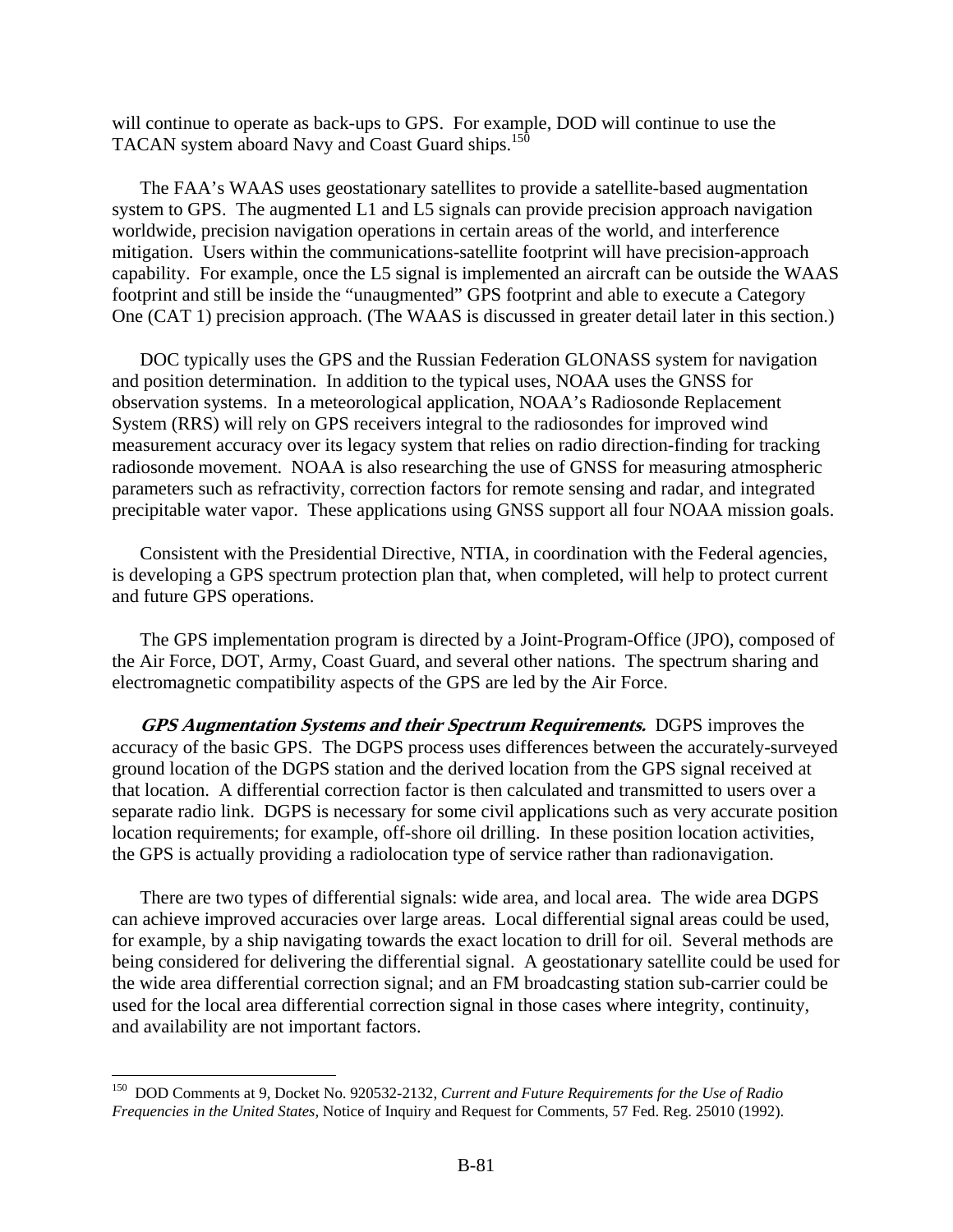will continue to operate as back-ups to GPS. For example, DOD will continue to use the TACAN system aboard Navy and Coast Guard ships.[150]

The FAA's WAAS uses geostationary satellites to provide a satellite-based augmentation system to GPS. The augmented L1 and L5 signals can provide precision approach navigation worldwide, precision navigation operations in certain areas of the world, and interference mitigation. Users within the communications-satellite footprint will have precision-approach capability. For example, once the L5 signal is implemented an aircraft can be outside the WAAS footprint and still be inside the "unaugmented" GPS footprint and able to execute a Category One (CAT 1) precision approach. (The WAAS is discussed in greater detail later in this section.)

DOC typically uses the GPS and the Russian Federation GLONASS system for navigation and position determination. In addition to the typical uses, NOAA uses the GNSS for observation systems. In a meteorological application, NOAA's Radiosonde Replacement System (RRS) will rely on GPS receivers integral to the radiosondes for improved wind measurement accuracy over its legacy system that relies on radio direction-finding for tracking radiosonde movement. NOAA is also researching the use of GNSS for measuring atmospheric parameters such as refractivity, correction factors for remote sensing and radar, and integrated precipitable water vapor. These applications using GNSS support all four NOAA mission goals.

Consistent with the Presidential Directive, NTIA, in coordination with the Federal agencies, is developing a GPS spectrum protection plan that, when completed, will help to protect current and future GPS operations.

The GPS implementation program is directed by a Joint-Program-Office (JPO), composed of the Air Force, DOT, Army, Coast Guard, and several other nations. The spectrum sharing and electromagnetic compatibility aspects of the GPS are led by the Air Force.

***GPS Augmentation Systems and their Spectrum Requirements.*** DGPS improves the accuracy of the basic GPS. The DGPS process uses differences between the accurately-surveyed ground location of the DGPS station and the derived location from the GPS signal received at that location. A differential correction factor is then calculated and transmitted to users over a separate radio link. DGPS is necessary for some civil applications such as very accurate position location requirements; for example, off-shore oil drilling. In these position location activities, the GPS is actually providing a radiolocation type of service rather than radionavigation.

There are two types of differential signals: wide area, and local area. The wide area DGPS can achieve improved accuracies over large areas. Local differential signal areas could be used, for example, by a ship navigating towards the exact location to drill for oil. Several methods are being considered for delivering the differential signal. A geostationary satellite could be used for the wide area differential correction signal; and an FM broadcasting station sub-carrier could be used for the local area differential correction signal in those cases where integrity, continuity, and availability are not important factors.

---

[150] DOD Comments at 9, Docket No. 920532-2132, *Current and Future Requirements for the Use of Radio Frequencies in the United States*, Notice of Inquiry and Request for Comments, 57 Fed. Reg. 25010 (1992).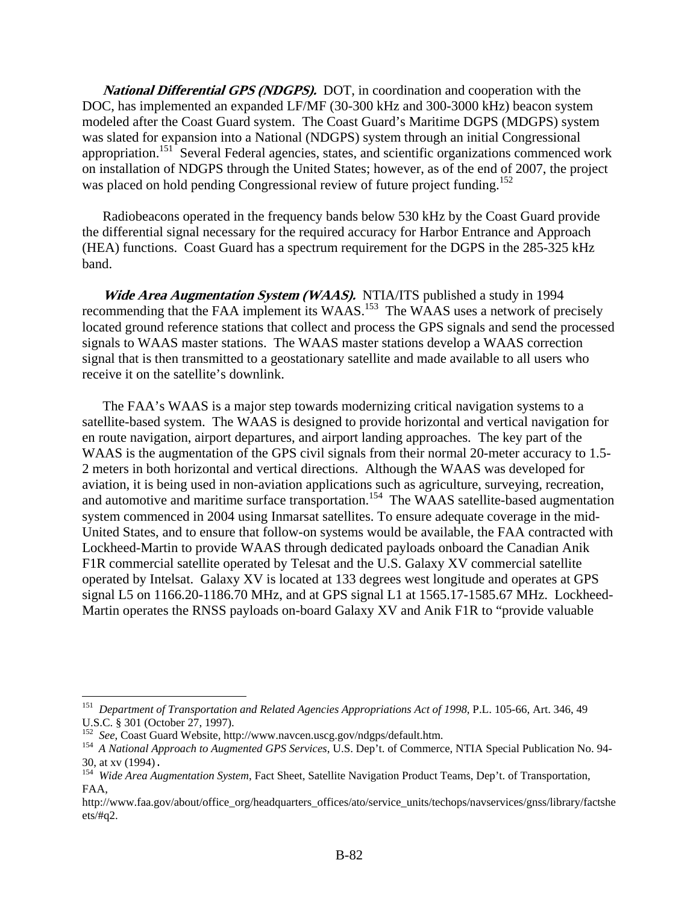***National Differential GPS (NDGPS).*** DOT, in coordination and cooperation with the DOC, has implemented an expanded LF/MF (30-300 kHz and 300-3000 kHz) beacon system modeled after the Coast Guard system. The Coast Guard's Maritime DGPS (MDGPS) system was slated for expansion into a National (NDGPS) system through an initial Congressional appropriation.[151] Several Federal agencies, states, and scientific organizations commenced work on installation of NDGPS through the United States; however, as of the end of 2007, the project was placed on hold pending Congressional review of future project funding.[152]

Radiobeacons operated in the frequency bands below 530 kHz by the Coast Guard provide the differential signal necessary for the required accuracy for Harbor Entrance and Approach (HEA) functions. Coast Guard has a spectrum requirement for the DGPS in the 285-325 kHz band.

***Wide Area Augmentation System (WAAS).*** NTIA/ITS published a study in 1994 recommending that the FAA implement its WAAS.[153] The WAAS uses a network of precisely located ground reference stations that collect and process the GPS signals and send the processed signals to WAAS master stations. The WAAS master stations develop a WAAS correction signal that is then transmitted to a geostationary satellite and made available to all users who receive it on the satellite's downlink.

The FAA's WAAS is a major step towards modernizing critical navigation systems to a satellite-based system. The WAAS is designed to provide horizontal and vertical navigation for en route navigation, airport departures, and airport landing approaches. The key part of the WAAS is the augmentation of the GPS civil signals from their normal 20-meter accuracy to 1.5-2 meters in both horizontal and vertical directions. Although the WAAS was developed for aviation, it is being used in non-aviation applications such as agriculture, surveying, recreation, and automotive and maritime surface transportation.[154] The WAAS satellite-based augmentation system commenced in 2004 using Inmarsat satellites. To ensure adequate coverage in the mid-United States, and to ensure that follow-on systems would be available, the FAA contracted with Lockheed-Martin to provide WAAS through dedicated payloads onboard the Canadian Anik F1R commercial satellite operated by Telesat and the U.S. Galaxy XV commercial satellite operated by Intelsat. Galaxy XV is located at 133 degrees west longitude and operates at GPS signal L5 on 1166.20-1186.70 MHz, and at GPS signal L1 at 1565.17-1585.67 MHz. Lockheed-Martin operates the RNSS payloads on-board Galaxy XV and Anik F1R to "provide valuable

---

[151] *Department of Transportation and Related Agencies Appropriations Act of 1998*, P.L. 105-66, Art. 346, 49 U.S.C. § 301 (October 27, 1997).

[152] *See*, Coast Guard Website, http://www.navcen.uscg.gov/ndgps/default.htm.

[154] *A National Approach to Augmented GPS Services*, U.S. Dep't. of Commerce, NTIA Special Publication No. 94-30, at xv (1994).

[154] *Wide Area Augmentation System*, Fact Sheet, Satellite Navigation Product Teams, Dep't. of Transportation, FAA, http://www.faa.gov/about/office_org/headquarters_offices/ato/service_units/techops/navservices/gnss/library/factsheets/#q2.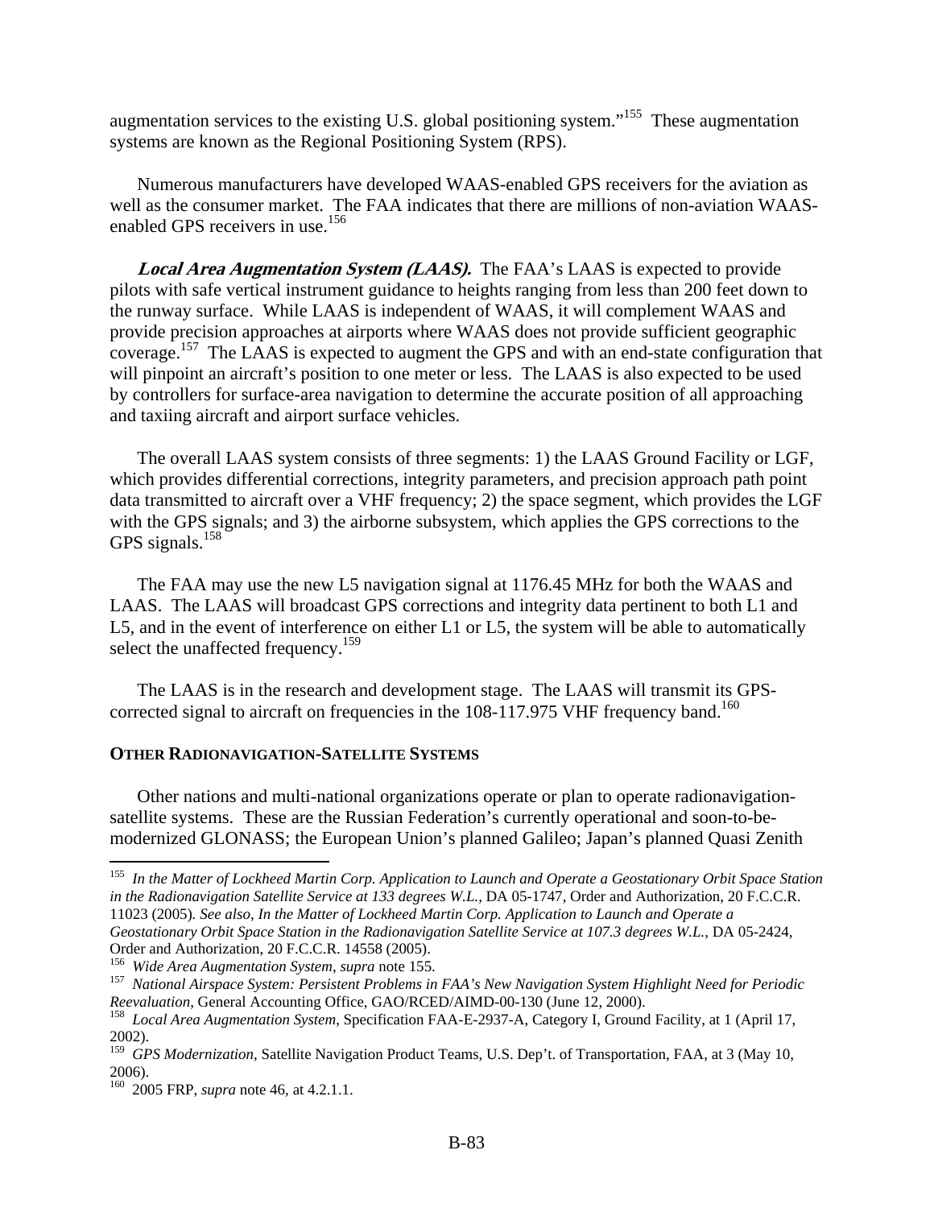augmentation services to the existing U.S. global positioning system."[155] These augmentation systems are known as the Regional Positioning System (RPS).

Numerous manufacturers have developed WAAS-enabled GPS receivers for the aviation as well as the consumer market. The FAA indicates that there are millions of non-aviation WAAS-enabled GPS receivers in use.[156]

***Local Area Augmentation System (LAAS).*** The FAA's LAAS is expected to provide pilots with safe vertical instrument guidance to heights ranging from less than 200 feet down to the runway surface. While LAAS is independent of WAAS, it will complement WAAS and provide precision approaches at airports where WAAS does not provide sufficient geographic coverage.[157] The LAAS is expected to augment the GPS and with an end-state configuration that will pinpoint an aircraft's position to one meter or less. The LAAS is also expected to be used by controllers for surface-area navigation to determine the accurate position of all approaching and taxiing aircraft and airport surface vehicles.

The overall LAAS system consists of three segments: 1) the LAAS Ground Facility or LGF, which provides differential corrections, integrity parameters, and precision approach path point data transmitted to aircraft over a VHF frequency; 2) the space segment, which provides the LGF with the GPS signals; and 3) the airborne subsystem, which applies the GPS corrections to the GPS signals.[158]

The FAA may use the new L5 navigation signal at 1176.45 MHz for both the WAAS and LAAS. The LAAS will broadcast GPS corrections and integrity data pertinent to both L1 and L5, and in the event of interference on either L1 or L5, the system will be able to automatically select the unaffected frequency.[159]

The LAAS is in the research and development stage. The LAAS will transmit its GPS-corrected signal to aircraft on frequencies in the 108-117.975 VHF frequency band.[160]

## OTHER RADIONAVIGATION-SATELLITE SYSTEMS

Other nations and multi-national organizations operate or plan to operate radionavigation-satellite systems. These are the Russian Federation's currently operational and soon-to-be-modernized GLONASS; the European Union's planned Galileo; Japan's planned Quasi Zenith

---

[155] *In the Matter of Lockheed Martin Corp. Application to Launch and Operate a Geostationary Orbit Space Station in the Radionavigation Satellite Service at 133 degrees W.L.*, DA 05-1747, Order and Authorization, 20 F.C.C.R. 11023 (2005). *See also*, *In the Matter of Lockheed Martin Corp. Application to Launch and Operate a Geostationary Orbit Space Station in the Radionavigation Satellite Service at 107.3 degrees W.L.*, DA 05-2424, Order and Authorization, 20 F.C.C.R. 14558 (2005).

[156] *Wide Area Augmentation System*, *supra* note 155.

[157] *National Airspace System: Persistent Problems in FAA's New Navigation System Highlight Need for Periodic Reevaluation*, General Accounting Office, GAO/RCED/AIMD-00-130 (June 12, 2000).

[158] *Local Area Augmentation System*, Specification FAA-E-2937-A, Category I, Ground Facility, at 1 (April 17, 2002).

[159] *GPS Modernization*, Satellite Navigation Product Teams, U.S. Dep't. of Transportation, FAA, at 3 (May 10, 2006).

[160] 2005 FRP, *supra* note 46, at 4.2.1.1.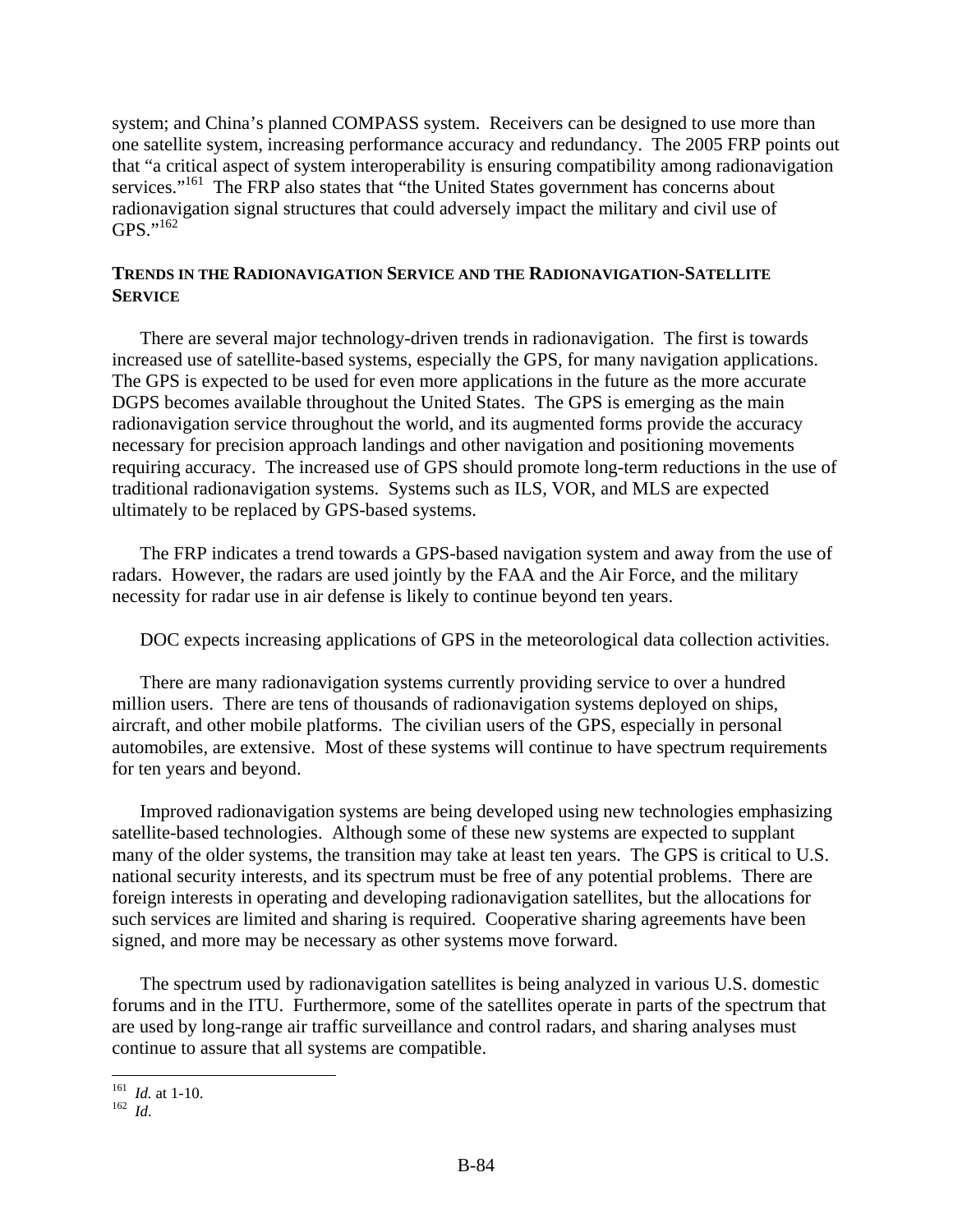system; and China's planned COMPASS system. Receivers can be designed to use more than one satellite system, increasing performance accuracy and redundancy. The 2005 FRP points out that "a critical aspect of system interoperability is ensuring compatibility among radionavigation services."[161] The FRP also states that "the United States government has concerns about radionavigation signal structures that could adversely impact the military and civil use of GPS."[162]

## TRENDS IN THE RADIONAVIGATION SERVICE AND THE RADIONAVIGATION-SATELLITE SERVICE

There are several major technology-driven trends in radionavigation. The first is towards increased use of satellite-based systems, especially the GPS, for many navigation applications. The GPS is expected to be used for even more applications in the future as the more accurate DGPS becomes available throughout the United States. The GPS is emerging as the main radionavigation service throughout the world, and its augmented forms provide the accuracy necessary for precision approach landings and other navigation and positioning movements requiring accuracy. The increased use of GPS should promote long-term reductions in the use of traditional radionavigation systems. Systems such as ILS, VOR, and MLS are expected ultimately to be replaced by GPS-based systems.

The FRP indicates a trend towards a GPS-based navigation system and away from the use of radars. However, the radars are used jointly by the FAA and the Air Force, and the military necessity for radar use in air defense is likely to continue beyond ten years.

DOC expects increasing applications of GPS in the meteorological data collection activities.

There are many radionavigation systems currently providing service to over a hundred million users. There are tens of thousands of radionavigation systems deployed on ships, aircraft, and other mobile platforms. The civilian users of the GPS, especially in personal automobiles, are extensive. Most of these systems will continue to have spectrum requirements for ten years and beyond.

Improved radionavigation systems are being developed using new technologies emphasizing satellite-based technologies. Although some of these new systems are expected to supplant many of the older systems, the transition may take at least ten years. The GPS is critical to U.S. national security interests, and its spectrum must be free of any potential problems. There are foreign interests in operating and developing radionavigation satellites, but the allocations for such services are limited and sharing is required. Cooperative sharing agreements have been signed, and more may be necessary as other systems move forward.

The spectrum used by radionavigation satellites is being analyzed in various U.S. domestic forums and in the ITU. Furthermore, some of the satellites operate in parts of the spectrum that are used by long-range air traffic surveillance and control radars, and sharing analyses must continue to assure that all systems are compatible.

---

[161] *Id.* at 1-10.

[162] *Id.*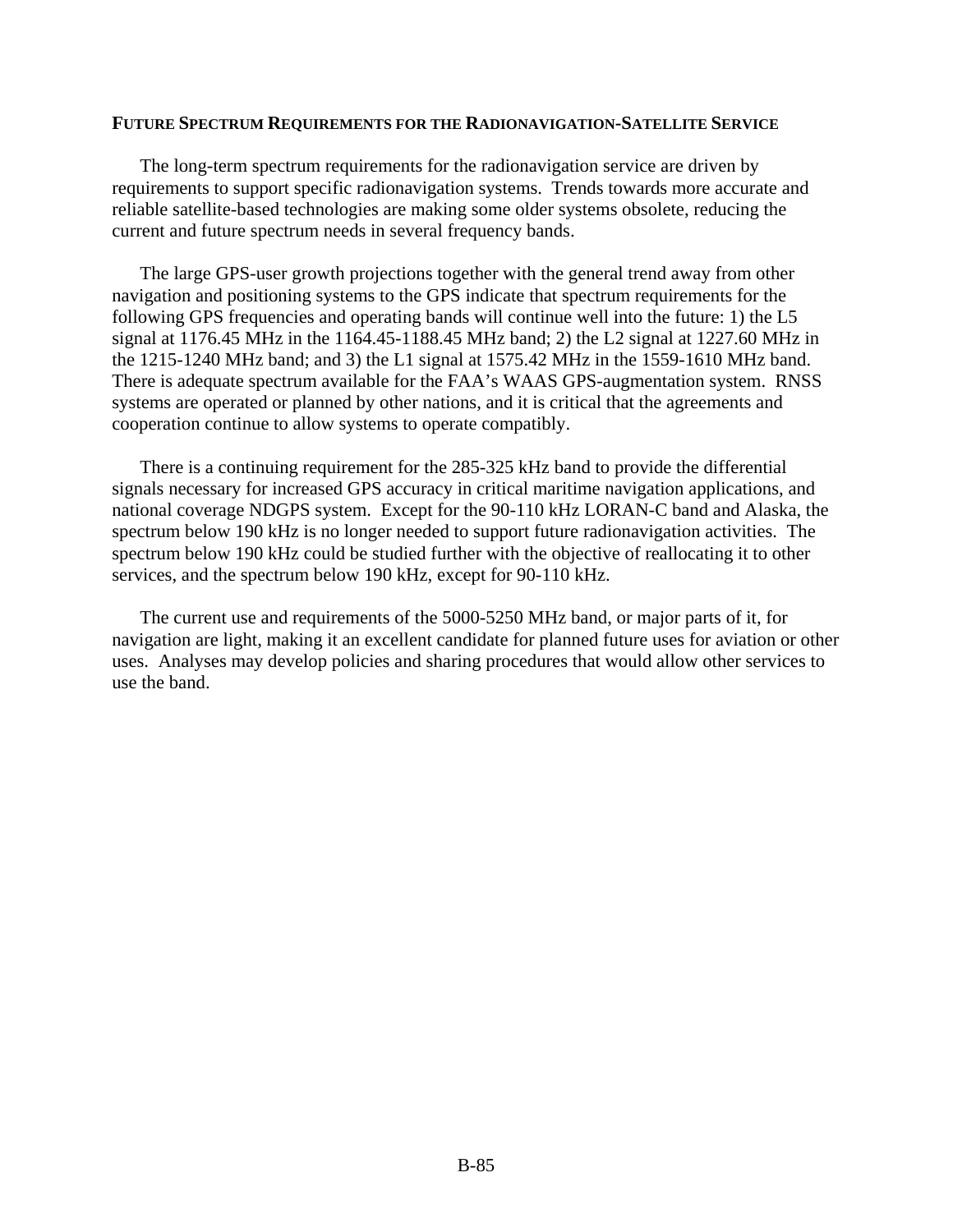## FUTURE SPECTRUM REQUIREMENTS FOR THE RADIONAVIGATION-SATELLITE SERVICE

The long-term spectrum requirements for the radionavigation service are driven by requirements to support specific radionavigation systems. Trends towards more accurate and reliable satellite-based technologies are making some older systems obsolete, reducing the current and future spectrum needs in several frequency bands.

The large GPS-user growth projections together with the general trend away from other navigation and positioning systems to the GPS indicate that spectrum requirements for the following GPS frequencies and operating bands will continue well into the future: 1) the L5 signal at 1176.45 MHz in the 1164.45-1188.45 MHz band; 2) the L2 signal at 1227.60 MHz in the 1215-1240 MHz band; and 3) the L1 signal at 1575.42 MHz in the 1559-1610 MHz band. There is adequate spectrum available for the FAA's WAAS GPS-augmentation system. RNSS systems are operated or planned by other nations, and it is critical that the agreements and cooperation continue to allow systems to operate compatibly.

There is a continuing requirement for the 285-325 kHz band to provide the differential signals necessary for increased GPS accuracy in critical maritime navigation applications, and national coverage NDGPS system. Except for the 90-110 kHz LORAN-C band and Alaska, the spectrum below 190 kHz is no longer needed to support future radionavigation activities. The spectrum below 190 kHz could be studied further with the objective of reallocating it to other services, and the spectrum below 190 kHz, except for 90-110 kHz.

The current use and requirements of the 5000-5250 MHz band, or major parts of it, for navigation are light, making it an excellent candidate for planned future uses for aviation or other uses. Analyses may develop policies and sharing procedures that would allow other services to use the band.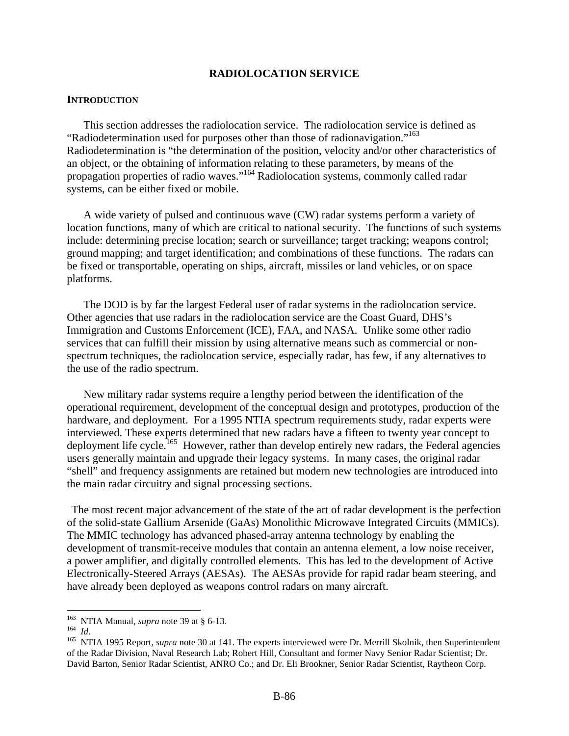# RADIOLOCATION SERVICE

## INTRODUCTION

This section addresses the radiolocation service. The radiolocation service is defined as "Radiodetermination used for purposes other than those of radionavigation."[163] Radiodetermination is "the determination of the position, velocity and/or other characteristics of an object, or the obtaining of information relating to these parameters, by means of the propagation properties of radio waves."[164] Radiolocation systems, commonly called radar systems, can be either fixed or mobile.

A wide variety of pulsed and continuous wave (CW) radar systems perform a variety of location functions, many of which are critical to national security. The functions of such systems include: determining precise location; search or surveillance; target tracking; weapons control; ground mapping; and target identification; and combinations of these functions. The radars can be fixed or transportable, operating on ships, aircraft, missiles or land vehicles, or on space platforms.

The DOD is by far the largest Federal user of radar systems in the radiolocation service. Other agencies that use radars in the radiolocation service are the Coast Guard, DHS's Immigration and Customs Enforcement (ICE), FAA, and NASA. Unlike some other radio services that can fulfill their mission by using alternative means such as commercial or non-spectrum techniques, the radiolocation service, especially radar, has few, if any alternatives to the use of the radio spectrum.

New military radar systems require a lengthy period between the identification of the operational requirement, development of the conceptual design and prototypes, production of the hardware, and deployment. For a 1995 NTIA spectrum requirements study, radar experts were interviewed. These experts determined that new radars have a fifteen to twenty year concept to deployment life cycle.[165] However, rather than develop entirely new radars, the Federal agencies users generally maintain and upgrade their legacy systems. In many cases, the original radar "shell" and frequency assignments are retained but modern new technologies are introduced into the main radar circuitry and signal processing sections.

The most recent major advancement of the state of the art of radar development is the perfection of the solid-state Gallium Arsenide (GaAs) Monolithic Microwave Integrated Circuits (MMICs). The MMIC technology has advanced phased-array antenna technology by enabling the development of transmit-receive modules that contain an antenna element, a low noise receiver, a power amplifier, and digitally controlled elements. This has led to the development of Active Electronically-Steered Arrays (AESAs). The AESAs provide for rapid radar beam steering, and have already been deployed as weapons control radars on many aircraft.

---

[163] NTIA Manual, *supra* note 39 at § 6-13.

[164] *Id*.

[165] NTIA 1995 Report, *supra* note 30 at 141. The experts interviewed were Dr. Merrill Skolnik, then Superintendent of the Radar Division, Naval Research Lab; Robert Hill, Consultant and former Navy Senior Radar Scientist; Dr. David Barton, Senior Radar Scientist, ANRO Co.; and Dr. Eli Brookner, Senior Radar Scientist, Raytheon Corp.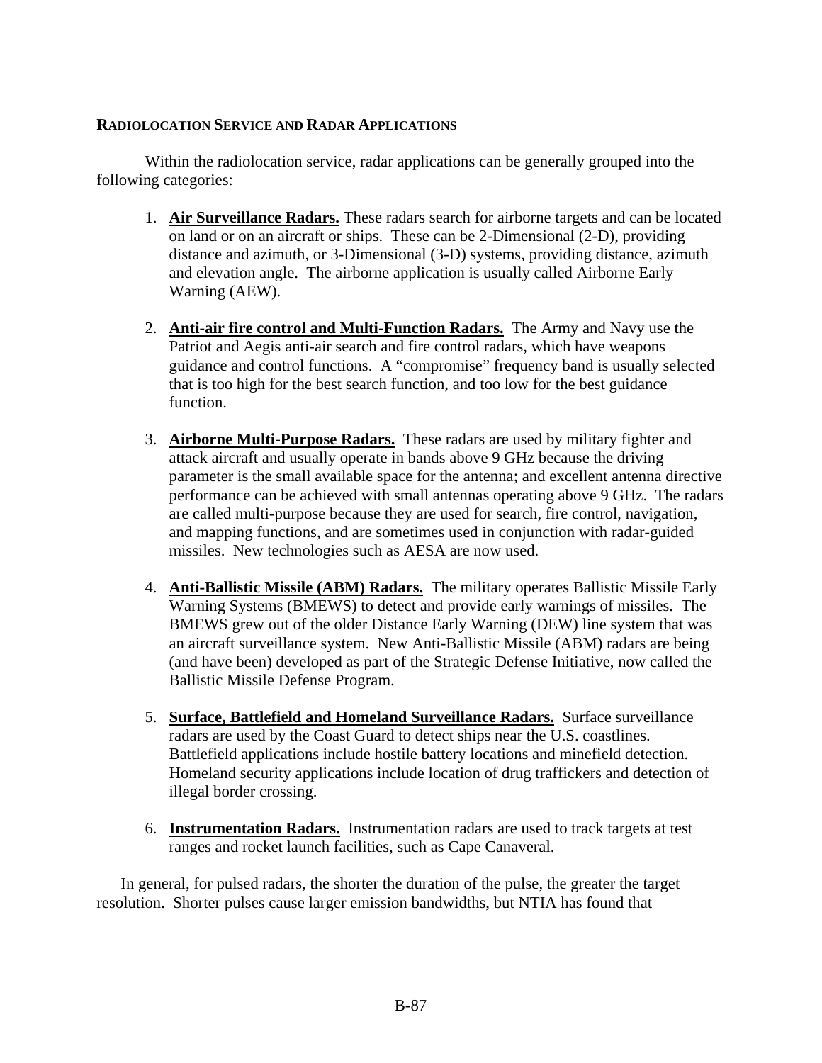## RADIOLOCATION SERVICE AND RADAR APPLICATIONS

Within the radiolocation service, radar applications can be generally grouped into the following categories:

1. **Air Surveillance Radars.** These radars search for airborne targets and can be located on land or on an aircraft or ships. These can be 2-Dimensional (2-D), providing distance and azimuth, or 3-Dimensional (3-D) systems, providing distance, azimuth and elevation angle. The airborne application is usually called Airborne Early Warning (AEW).

2. **Anti-air fire control and Multi-Function Radars.** The Army and Navy use the Patriot and Aegis anti-air search and fire control radars, which have weapons guidance and control functions. A "compromise" frequency band is usually selected that is too high for the best search function, and too low for the best guidance function.

3. **Airborne Multi-Purpose Radars.** These radars are used by military fighter and attack aircraft and usually operate in bands above 9 GHz because the driving parameter is the small available space for the antenna; and excellent antenna directive performance can be achieved with small antennas operating above 9 GHz. The radars are called multi-purpose because they are used for search, fire control, navigation, and mapping functions, and are sometimes used in conjunction with radar-guided missiles. New technologies such as AESA are now used.

4. **Anti-Ballistic Missile (ABM) Radars.** The military operates Ballistic Missile Early Warning Systems (BMEWS) to detect and provide early warnings of missiles. The BMEWS grew out of the older Distance Early Warning (DEW) line system that was an aircraft surveillance system. New Anti-Ballistic Missile (ABM) radars are being (and have been) developed as part of the Strategic Defense Initiative, now called the Ballistic Missile Defense Program.

5. **Surface, Battlefield and Homeland Surveillance Radars.** Surface surveillance radars are used by the Coast Guard to detect ships near the U.S. coastlines. Battlefield applications include hostile battery locations and minefield detection. Homeland security applications include location of drug traffickers and detection of illegal border crossing.

6. **Instrumentation Radars.** Instrumentation radars are used to track targets at test ranges and rocket launch facilities, such as Cape Canaveral.

In general, for pulsed radars, the shorter the duration of the pulse, the greater the target resolution. Shorter pulses cause larger emission bandwidths, but NTIA has found that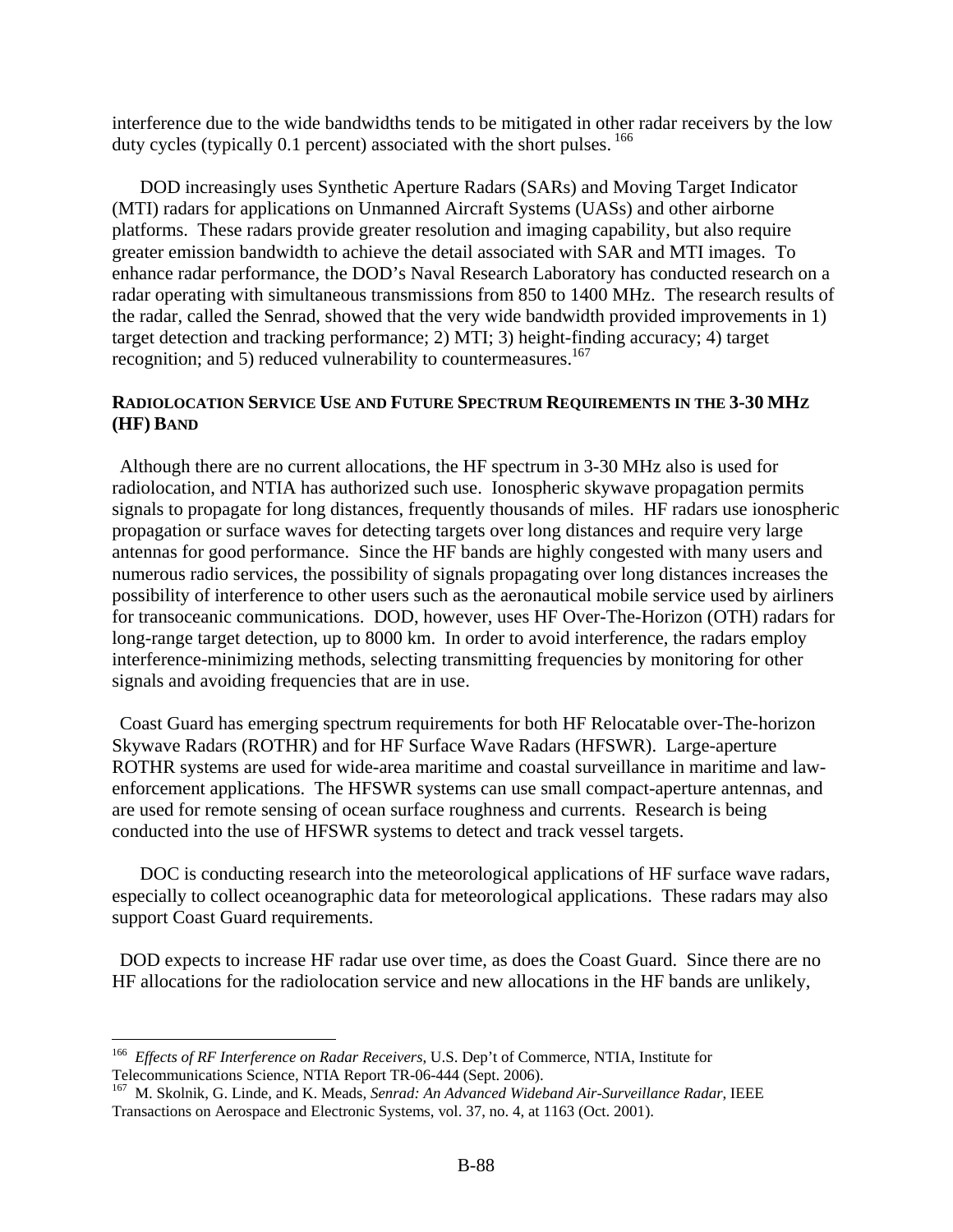interference due to the wide bandwidths tends to be mitigated in other radar receivers by the low duty cycles (typically 0.1 percent) associated with the short pulses.[166]

DOD increasingly uses Synthetic Aperture Radars (SARs) and Moving Target Indicator (MTI) radars for applications on Unmanned Aircraft Systems (UASs) and other airborne platforms. These radars provide greater resolution and imaging capability, but also require greater emission bandwidth to achieve the detail associated with SAR and MTI images. To enhance radar performance, the DOD's Naval Research Laboratory has conducted research on a radar operating with simultaneous transmissions from 850 to 1400 MHz. The research results of the radar, called the Senrad, showed that the very wide bandwidth provided improvements in 1) target detection and tracking performance; 2) MTI; 3) height-finding accuracy; 4) target recognition; and 5) reduced vulnerability to countermeasures.[167]

### RADIOLOCATION SERVICE USE AND FUTURE SPECTRUM REQUIREMENTS IN THE 3-30 MHZ (HF) BAND

Although there are no current allocations, the HF spectrum in 3-30 MHz also is used for radiolocation, and NTIA has authorized such use. Ionospheric skywave propagation permits signals to propagate for long distances, frequently thousands of miles. HF radars use ionospheric propagation or surface waves for detecting targets over long distances and require very large antennas for good performance. Since the HF bands are highly congested with many users and numerous radio services, the possibility of signals propagating over long distances increases the possibility of interference to other users such as the aeronautical mobile service used by airliners for transoceanic communications. DOD, however, uses HF Over-The-Horizon (OTH) radars for long-range target detection, up to 8000 km. In order to avoid interference, the radars employ interference-minimizing methods, selecting transmitting frequencies by monitoring for other signals and avoiding frequencies that are in use.

Coast Guard has emerging spectrum requirements for both HF Relocatable over-The-horizon Skywave Radars (ROTHR) and for HF Surface Wave Radars (HFSWR). Large-aperture ROTHR systems are used for wide-area maritime and coastal surveillance in maritime and law-enforcement applications. The HFSWR systems can use small compact-aperture antennas, and are used for remote sensing of ocean surface roughness and currents. Research is being conducted into the use of HFSWR systems to detect and track vessel targets.

DOC is conducting research into the meteorological applications of HF surface wave radars, especially to collect oceanographic data for meteorological applications. These radars may also support Coast Guard requirements.

DOD expects to increase HF radar use over time, as does the Coast Guard. Since there are no HF allocations for the radiolocation service and new allocations in the HF bands are unlikely,

---

[166] *Effects of RF Interference on Radar Receivers*, U.S. Dep't of Commerce, NTIA, Institute for Telecommunications Science, NTIA Report TR-06-444 (Sept. 2006).

[167] M. Skolnik, G. Linde, and K. Meads, *Senrad: An Advanced Wideband Air-Surveillance Radar*, IEEE Transactions on Aerospace and Electronic Systems, vol. 37, no. 4, at 1163 (Oct. 2001).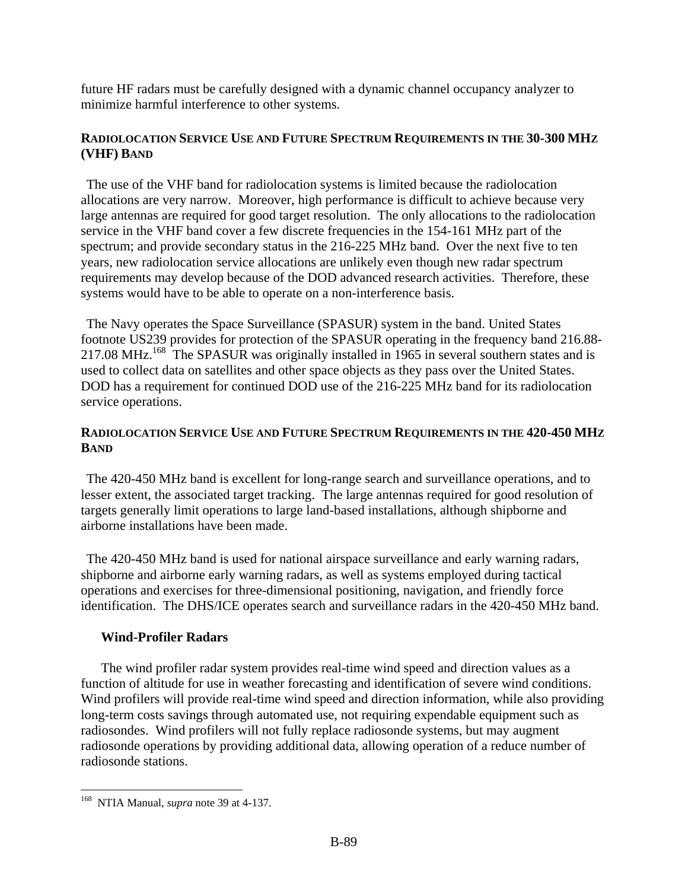future HF radars must be carefully designed with a dynamic channel occupancy analyzer to minimize harmful interference to other systems.

### RADIOLOCATION SERVICE USE AND FUTURE SPECTRUM REQUIREMENTS IN THE 30-300 MHZ (VHF) BAND

The use of the VHF band for radiolocation systems is limited because the radiolocation allocations are very narrow. Moreover, high performance is difficult to achieve because very large antennas are required for good target resolution. The only allocations to the radiolocation service in the VHF band cover a few discrete frequencies in the 154-161 MHz part of the spectrum; and provide secondary status in the 216-225 MHz band. Over the next five to ten years, new radiolocation service allocations are unlikely even though new radar spectrum requirements may develop because of the DOD advanced research activities. Therefore, these systems would have to be able to operate on a non-interference basis.

The Navy operates the Space Surveillance (SPASUR) system in the band. United States footnote US239 provides for protection of the SPASUR operating in the frequency band 216.88-217.08 MHz.[168] The SPASUR was originally installed in 1965 in several southern states and is used to collect data on satellites and other space objects as they pass over the United States. DOD has a requirement for continued DOD use of the 216-225 MHz band for its radiolocation service operations.

### RADIOLOCATION SERVICE USE AND FUTURE SPECTRUM REQUIREMENTS IN THE 420-450 MHZ BAND

The 420-450 MHz band is excellent for long-range search and surveillance operations, and to lesser extent, the associated target tracking. The large antennas required for good resolution of targets generally limit operations to large land-based installations, although shipborne and airborne installations have been made.

The 420-450 MHz band is used for national airspace surveillance and early warning radars, shipborne and airborne early warning radars, as well as systems employed during tactical operations and exercises for three-dimensional positioning, navigation, and friendly force identification. The DHS/ICE operates search and surveillance radars in the 420-450 MHz band.

#### Wind-Profiler Radars

The wind profiler radar system provides real-time wind speed and direction values as a function of altitude for use in weather forecasting and identification of severe wind conditions. Wind profilers will provide real-time wind speed and direction information, while also providing long-term costs savings through automated use, not requiring expendable equipment such as radiosondes. Wind profilers will not fully replace radiosonde systems, but may augment radiosonde operations by providing additional data, allowing operation of a reduce number of radiosonde stations.

---

[168] NTIA Manual, *supra* note 39 at 4-137.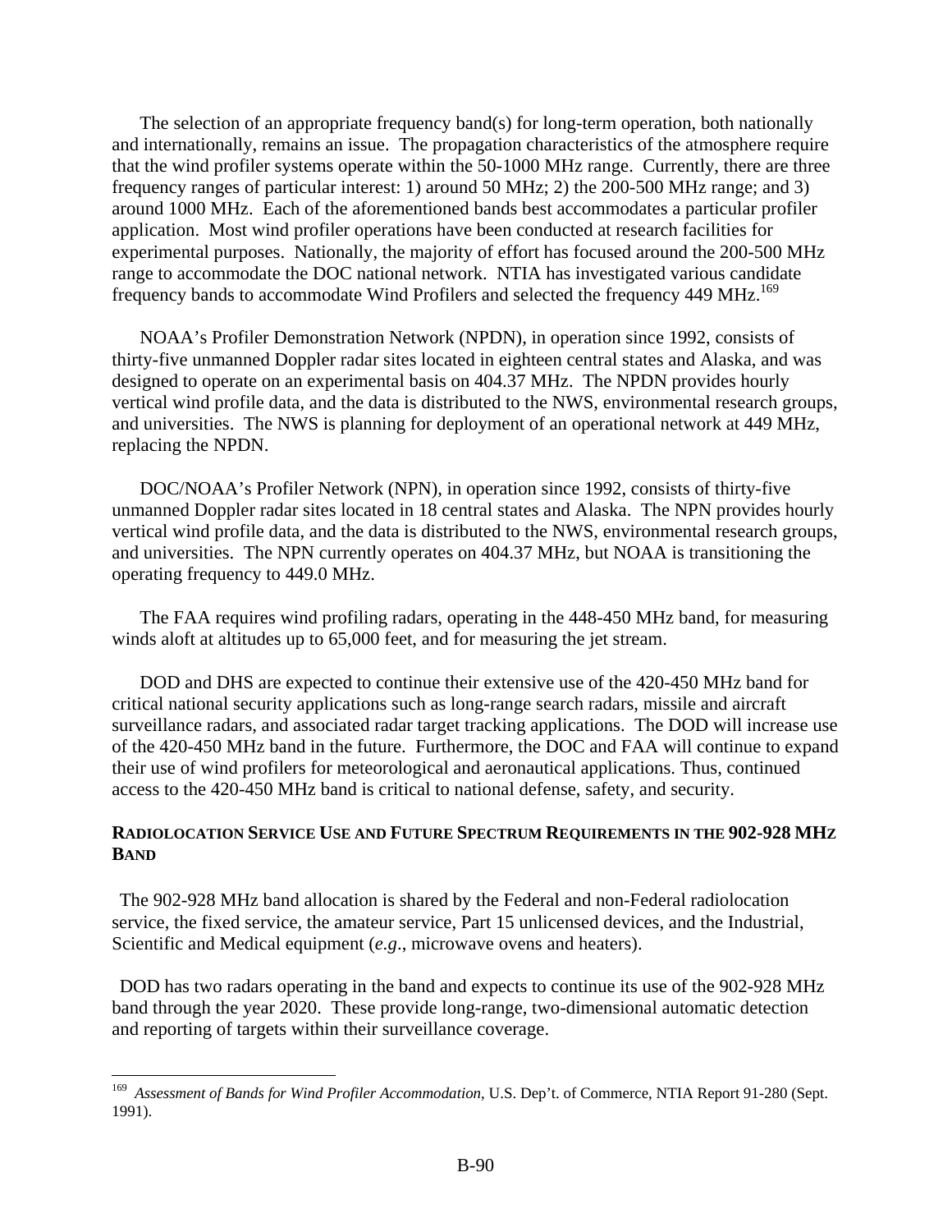The selection of an appropriate frequency band(s) for long-term operation, both nationally and internationally, remains an issue. The propagation characteristics of the atmosphere require that the wind profiler systems operate within the 50-1000 MHz range. Currently, there are three frequency ranges of particular interest: 1) around 50 MHz; 2) the 200-500 MHz range; and 3) around 1000 MHz. Each of the aforementioned bands best accommodates a particular profiler application. Most wind profiler operations have been conducted at research facilities for experimental purposes. Nationally, the majority of effort has focused around the 200-500 MHz range to accommodate the DOC national network. NTIA has investigated various candidate frequency bands to accommodate Wind Profilers and selected the frequency 449 MHz.[169]

NOAA's Profiler Demonstration Network (NPDN), in operation since 1992, consists of thirty-five unmanned Doppler radar sites located in eighteen central states and Alaska, and was designed to operate on an experimental basis on 404.37 MHz. The NPDN provides hourly vertical wind profile data, and the data is distributed to the NWS, environmental research groups, and universities. The NWS is planning for deployment of an operational network at 449 MHz, replacing the NPDN.

DOC/NOAA's Profiler Network (NPN), in operation since 1992, consists of thirty-five unmanned Doppler radar sites located in 18 central states and Alaska. The NPN provides hourly vertical wind profile data, and the data is distributed to the NWS, environmental research groups, and universities. The NPN currently operates on 404.37 MHz, but NOAA is transitioning the operating frequency to 449.0 MHz.

The FAA requires wind profiling radars, operating in the 448-450 MHz band, for measuring winds aloft at altitudes up to 65,000 feet, and for measuring the jet stream.

DOD and DHS are expected to continue their extensive use of the 420-450 MHz band for critical national security applications such as long-range search radars, missile and aircraft surveillance radars, and associated radar target tracking applications. The DOD will increase use of the 420-450 MHz band in the future. Furthermore, the DOC and FAA will continue to expand their use of wind profilers for meteorological and aeronautical applications. Thus, continued access to the 420-450 MHz band is critical to national defense, safety, and security.

**RADIOLOCATION SERVICE USE AND FUTURE SPECTRUM REQUIREMENTS IN THE 902-928 MHZ BAND**

The 902-928 MHz band allocation is shared by the Federal and non-Federal radiolocation service, the fixed service, the amateur service, Part 15 unlicensed devices, and the Industrial, Scientific and Medical equipment (*e.g*., microwave ovens and heaters).

DOD has two radars operating in the band and expects to continue its use of the 902-928 MHz band through the year 2020. These provide long-range, two-dimensional automatic detection and reporting of targets within their surveillance coverage.

---

[169] *Assessment of Bands for Wind Profiler Accommodation*, U.S. Dep't. of Commerce, NTIA Report 91-280 (Sept. 1991).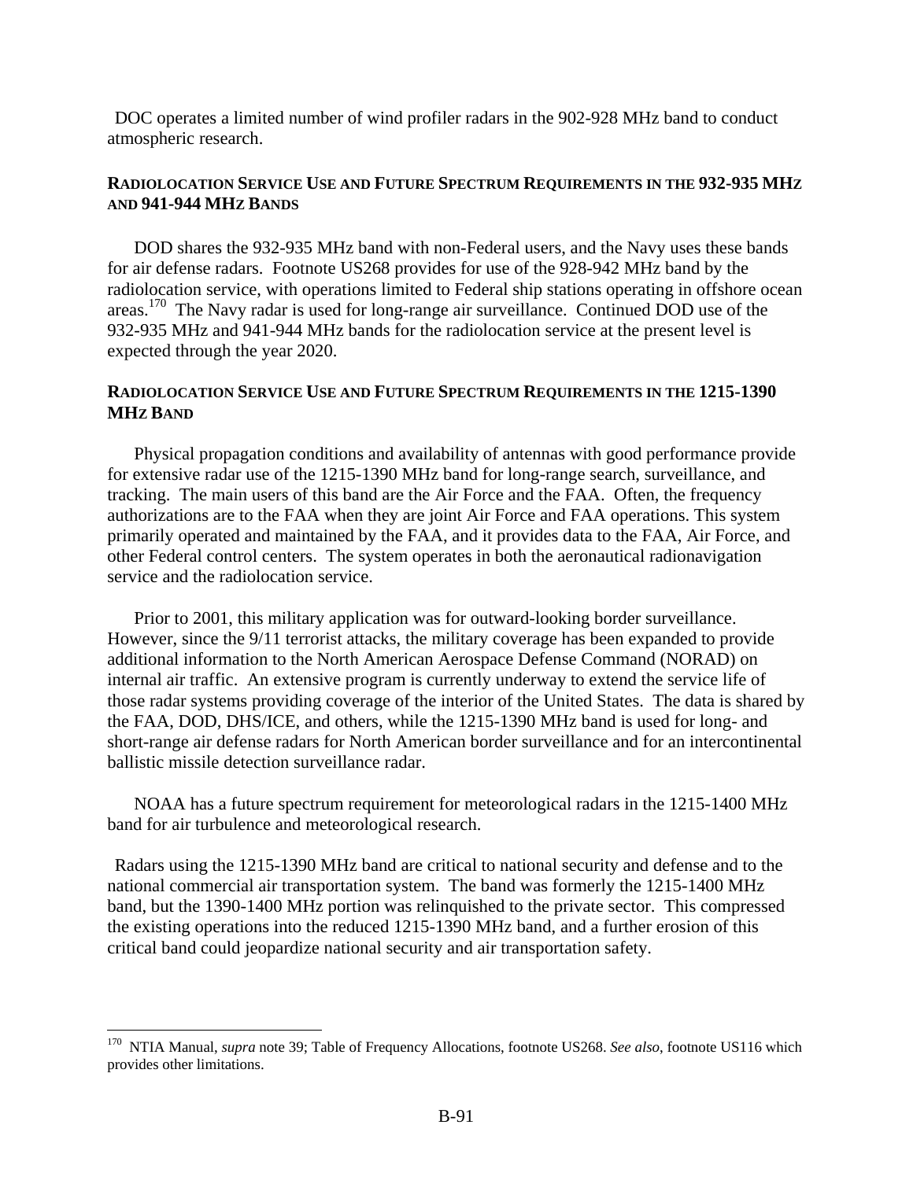DOC operates a limited number of wind profiler radars in the 902-928 MHz band to conduct atmospheric research.

### RADIOLOCATION SERVICE USE AND FUTURE SPECTRUM REQUIREMENTS IN THE 932-935 MHZ AND 941-944 MHZ BANDS

DOD shares the 932-935 MHz band with non-Federal users, and the Navy uses these bands for air defense radars. Footnote US268 provides for use of the 928-942 MHz band by the radiolocation service, with operations limited to Federal ship stations operating in offshore ocean areas.[170] The Navy radar is used for long-range air surveillance. Continued DOD use of the 932-935 MHz and 941-944 MHz bands for the radiolocation service at the present level is expected through the year 2020.

### RADIOLOCATION SERVICE USE AND FUTURE SPECTRUM REQUIREMENTS IN THE 1215-1390 MHZ BAND

Physical propagation conditions and availability of antennas with good performance provide for extensive radar use of the 1215-1390 MHz band for long-range search, surveillance, and tracking. The main users of this band are the Air Force and the FAA. Often, the frequency authorizations are to the FAA when they are joint Air Force and FAA operations. This system primarily operated and maintained by the FAA, and it provides data to the FAA, Air Force, and other Federal control centers. The system operates in both the aeronautical radionavigation service and the radiolocation service.

Prior to 2001, this military application was for outward-looking border surveillance. However, since the 9/11 terrorist attacks, the military coverage has been expanded to provide additional information to the North American Aerospace Defense Command (NORAD) on internal air traffic. An extensive program is currently underway to extend the service life of those radar systems providing coverage of the interior of the United States. The data is shared by the FAA, DOD, DHS/ICE, and others, while the 1215-1390 MHz band is used for long- and short-range air defense radars for North American border surveillance and for an intercontinental ballistic missile detection surveillance radar.

NOAA has a future spectrum requirement for meteorological radars in the 1215-1400 MHz band for air turbulence and meteorological research.

Radars using the 1215-1390 MHz band are critical to national security and defense and to the national commercial air transportation system. The band was formerly the 1215-1400 MHz band, but the 1390-1400 MHz portion was relinquished to the private sector. This compressed the existing operations into the reduced 1215-1390 MHz band, and a further erosion of this critical band could jeopardize national security and air transportation safety.

---

[170] NTIA Manual, *supra* note 39; Table of Frequency Allocations, footnote US268. *See also*, footnote US116 which provides other limitations.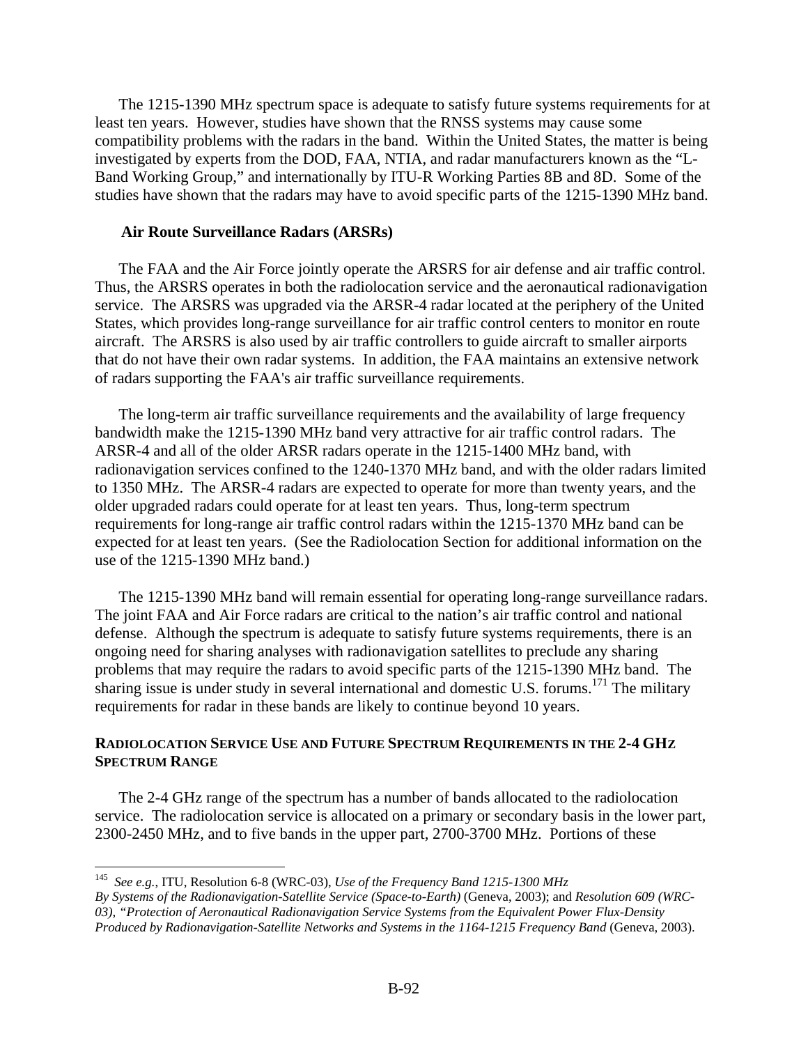The 1215-1390 MHz spectrum space is adequate to satisfy future systems requirements for at least ten years. However, studies have shown that the RNSS systems may cause some compatibility problems with the radars in the band. Within the United States, the matter is being investigated by experts from the DOD, FAA, NTIA, and radar manufacturers known as the "L-Band Working Group," and internationally by ITU-R Working Parties 8B and 8D. Some of the studies have shown that the radars may have to avoid specific parts of the 1215-1390 MHz band.

### Air Route Surveillance Radars (ARSRs)

The FAA and the Air Force jointly operate the ARSRS for air defense and air traffic control. Thus, the ARSRS operates in both the radiolocation service and the aeronautical radionavigation service. The ARSRS was upgraded via the ARSR-4 radar located at the periphery of the United States, which provides long-range surveillance for air traffic control centers to monitor en route aircraft. The ARSRS is also used by air traffic controllers to guide aircraft to smaller airports that do not have their own radar systems. In addition, the FAA maintains an extensive network of radars supporting the FAA's air traffic surveillance requirements.

The long-term air traffic surveillance requirements and the availability of large frequency bandwidth make the 1215-1390 MHz band very attractive for air traffic control radars. The ARSR-4 and all of the older ARSR radars operate in the 1215-1400 MHz band, with radionavigation services confined to the 1240-1370 MHz band, and with the older radars limited to 1350 MHz. The ARSR-4 radars are expected to operate for more than twenty years, and the older upgraded radars could operate for at least ten years. Thus, long-term spectrum requirements for long-range air traffic control radars within the 1215-1370 MHz band can be expected for at least ten years. (See the Radiolocation Section for additional information on the use of the 1215-1390 MHz band.)

The 1215-1390 MHz band will remain essential for operating long-range surveillance radars. The joint FAA and Air Force radars are critical to the nation's air traffic control and national defense. Although the spectrum is adequate to satisfy future systems requirements, there is an ongoing need for sharing analyses with radionavigation satellites to preclude any sharing problems that may require the radars to avoid specific parts of the 1215-1390 MHz band. The sharing issue is under study in several international and domestic U.S. forums.[171] The military requirements for radar in these bands are likely to continue beyond 10 years.

## RADIOLOCATION SERVICE USE AND FUTURE SPECTRUM REQUIREMENTS IN THE 2-4 GHZ SPECTRUM RANGE

The 2-4 GHz range of the spectrum has a number of bands allocated to the radiolocation service. The radiolocation service is allocated on a primary or secondary basis in the lower part, 2300-2450 MHz, and to five bands in the upper part, 2700-3700 MHz. Portions of these

---

[145] *See e.g.*, ITU, Resolution 6-8 (WRC-03), *Use of the Frequency Band 1215-1300 MHz By Systems of the Radionavigation-Satellite Service (Space-to-Earth)* (Geneva, 2003); and *Resolution 609 (WRC-03), "Protection of Aeronautical Radionavigation Service Systems from the Equivalent Power Flux-Density Produced by Radionavigation-Satellite Networks and Systems in the 1164-1215 Frequency Band* (Geneva, 2003).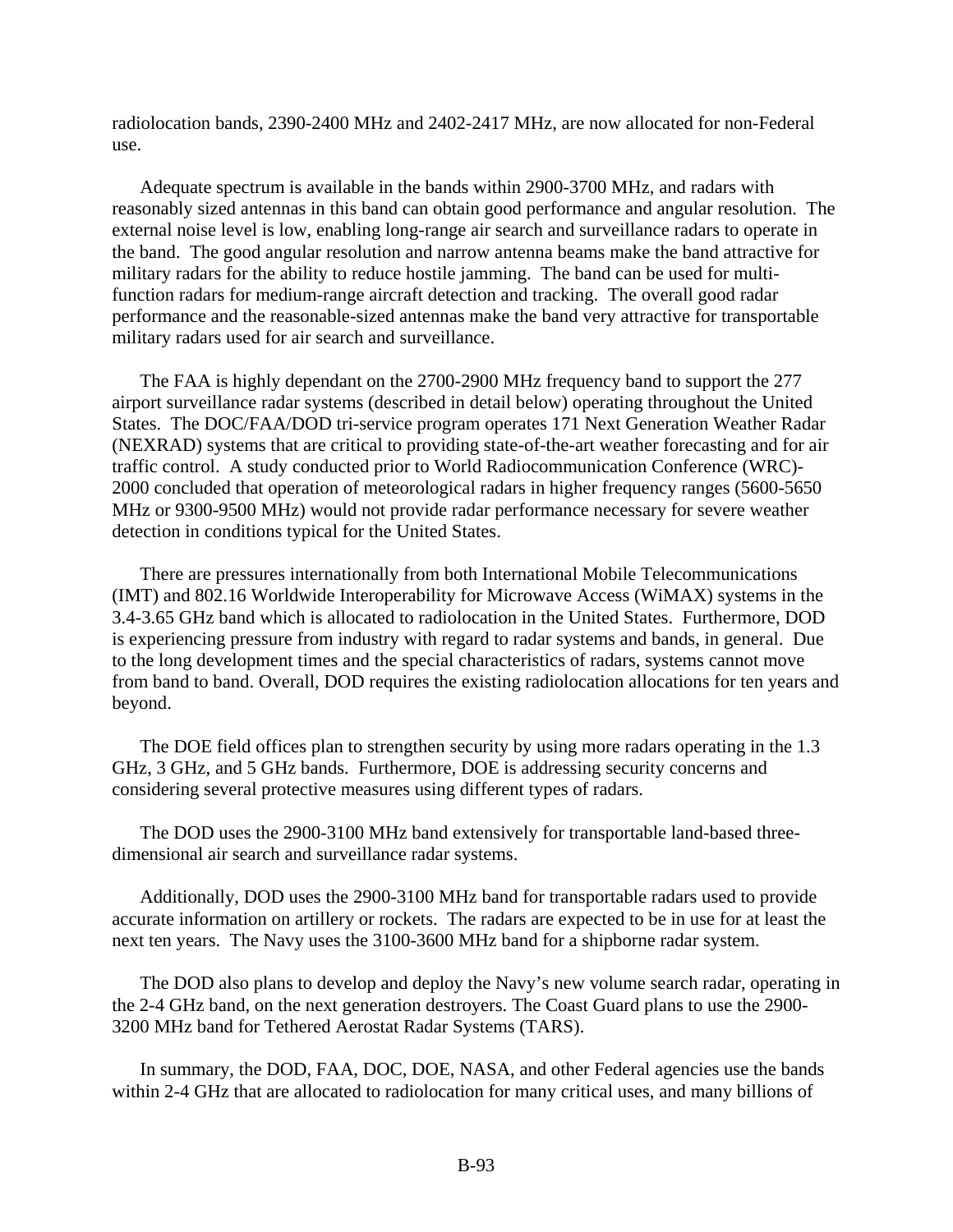radiolocation bands, 2390-2400 MHz and 2402-2417 MHz, are now allocated for non-Federal use.

Adequate spectrum is available in the bands within 2900-3700 MHz, and radars with reasonably sized antennas in this band can obtain good performance and angular resolution. The external noise level is low, enabling long-range air search and surveillance radars to operate in the band. The good angular resolution and narrow antenna beams make the band attractive for military radars for the ability to reduce hostile jamming. The band can be used for multi-function radars for medium-range aircraft detection and tracking. The overall good radar performance and the reasonable-sized antennas make the band very attractive for transportable military radars used for air search and surveillance.

The FAA is highly dependant on the 2700-2900 MHz frequency band to support the 277 airport surveillance radar systems (described in detail below) operating throughout the United States. The DOC/FAA/DOD tri-service program operates 171 Next Generation Weather Radar (NEXRAD) systems that are critical to providing state-of-the-art weather forecasting and for air traffic control. A study conducted prior to World Radiocommunication Conference (WRC)-2000 concluded that operation of meteorological radars in higher frequency ranges (5600-5650 MHz or 9300-9500 MHz) would not provide radar performance necessary for severe weather detection in conditions typical for the United States.

There are pressures internationally from both International Mobile Telecommunications (IMT) and 802.16 Worldwide Interoperability for Microwave Access (WiMAX) systems in the 3.4-3.65 GHz band which is allocated to radiolocation in the United States. Furthermore, DOD is experiencing pressure from industry with regard to radar systems and bands, in general. Due to the long development times and the special characteristics of radars, systems cannot move from band to band. Overall, DOD requires the existing radiolocation allocations for ten years and beyond.

The DOE field offices plan to strengthen security by using more radars operating in the 1.3 GHz, 3 GHz, and 5 GHz bands. Furthermore, DOE is addressing security concerns and considering several protective measures using different types of radars.

The DOD uses the 2900-3100 MHz band extensively for transportable land-based three-dimensional air search and surveillance radar systems.

Additionally, DOD uses the 2900-3100 MHz band for transportable radars used to provide accurate information on artillery or rockets. The radars are expected to be in use for at least the next ten years. The Navy uses the 3100-3600 MHz band for a shipborne radar system.

The DOD also plans to develop and deploy the Navy's new volume search radar, operating in the 2-4 GHz band, on the next generation destroyers. The Coast Guard plans to use the 2900-3200 MHz band for Tethered Aerostat Radar Systems (TARS).

In summary, the DOD, FAA, DOC, DOE, NASA, and other Federal agencies use the bands within 2-4 GHz that are allocated to radiolocation for many critical uses, and many billions of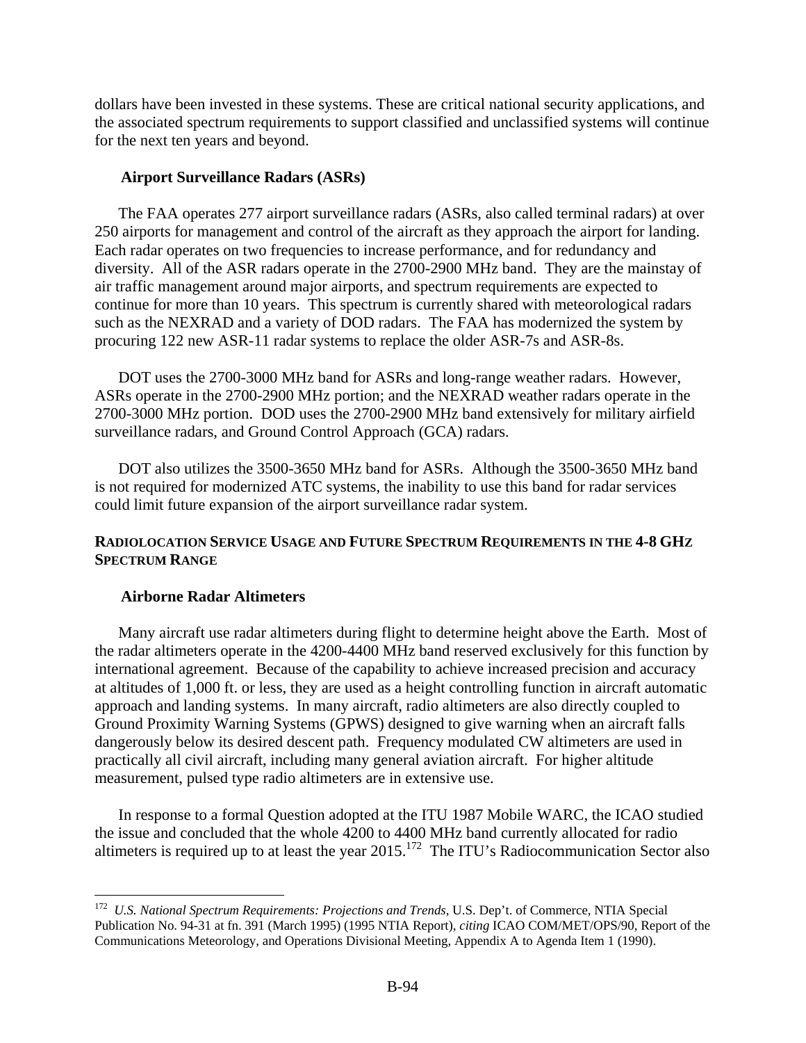dollars have been invested in these systems. These are critical national security applications, and the associated spectrum requirements to support classified and unclassified systems will continue for the next ten years and beyond.

### Airport Surveillance Radars (ASRs)

The FAA operates 277 airport surveillance radars (ASRs, also called terminal radars) at over 250 airports for management and control of the aircraft as they approach the airport for landing. Each radar operates on two frequencies to increase performance, and for redundancy and diversity. All of the ASR radars operate in the 2700-2900 MHz band. They are the mainstay of air traffic management around major airports, and spectrum requirements are expected to continue for more than 10 years. This spectrum is currently shared with meteorological radars such as the NEXRAD and a variety of DOD radars. The FAA has modernized the system by procuring 122 new ASR-11 radar systems to replace the older ASR-7s and ASR-8s.

DOT uses the 2700-3000 MHz band for ASRs and long-range weather radars. However, ASRs operate in the 2700-2900 MHz portion; and the NEXRAD weather radars operate in the 2700-3000 MHz portion. DOD uses the 2700-2900 MHz band extensively for military airfield surveillance radars, and Ground Control Approach (GCA) radars.

DOT also utilizes the 3500-3650 MHz band for ASRs. Although the 3500-3650 MHz band is not required for modernized ATC systems, the inability to use this band for radar services could limit future expansion of the airport surveillance radar system.

## Radiolocation Service Usage and Future Spectrum Requirements in the 4-8 GHz Spectrum Range

### Airborne Radar Altimeters

Many aircraft use radar altimeters during flight to determine height above the Earth. Most of the radar altimeters operate in the 4200-4400 MHz band reserved exclusively for this function by international agreement. Because of the capability to achieve increased precision and accuracy at altitudes of 1,000 ft. or less, they are used as a height controlling function in aircraft automatic approach and landing systems. In many aircraft, radio altimeters are also directly coupled to Ground Proximity Warning Systems (GPWS) designed to give warning when an aircraft falls dangerously below its desired descent path. Frequency modulated CW altimeters are used in practically all civil aircraft, including many general aviation aircraft. For higher altitude measurement, pulsed type radio altimeters are in extensive use.

In response to a formal Question adopted at the ITU 1987 Mobile WARC, the ICAO studied the issue and concluded that the whole 4200 to 4400 MHz band currently allocated for radio altimeters is required up to at least the year 2015.[172] The ITU's Radiocommunication Sector also

---

[172] *U.S. National Spectrum Requirements: Projections and Trends*, U.S. Dep't. of Commerce, NTIA Special Publication No. 94-31 at fn. 391 (March 1995) (1995 NTIA Report), *citing* ICAO COM/MET/OPS/90, Report of the Communications Meteorology, and Operations Divisional Meeting, Appendix A to Agenda Item 1 (1990).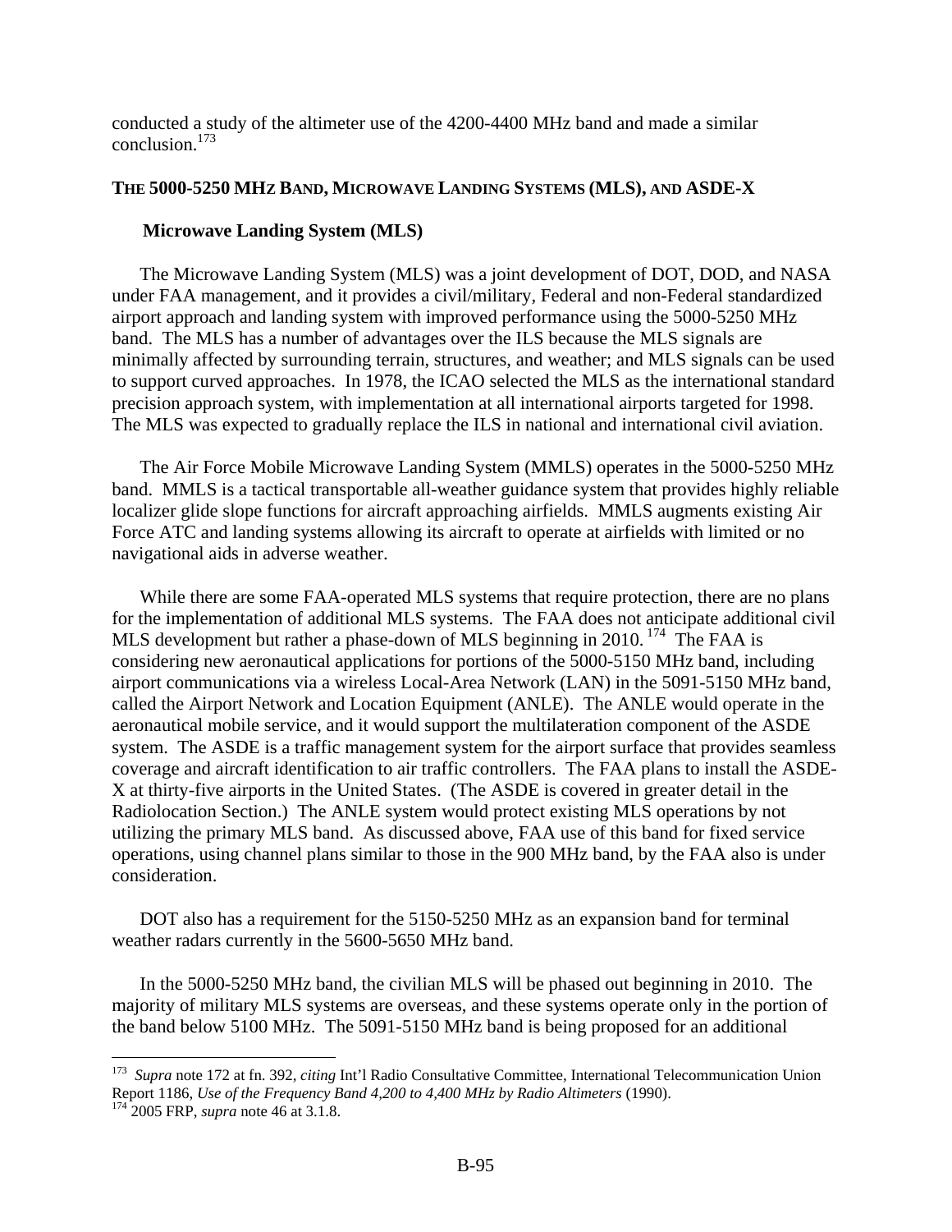conducted a study of the altimeter use of the 4200-4400 MHz band and made a similar conclusion.[173]

### THE 5000-5250 MHZ BAND, MICROWAVE LANDING SYSTEMS (MLS), AND ASDE-X

#### Microwave Landing System (MLS)

The Microwave Landing System (MLS) was a joint development of DOT, DOD, and NASA under FAA management, and it provides a civil/military, Federal and non-Federal standardized airport approach and landing system with improved performance using the 5000-5250 MHz band. The MLS has a number of advantages over the ILS because the MLS signals are minimally affected by surrounding terrain, structures, and weather; and MLS signals can be used to support curved approaches. In 1978, the ICAO selected the MLS as the international standard precision approach system, with implementation at all international airports targeted for 1998. The MLS was expected to gradually replace the ILS in national and international civil aviation.

The Air Force Mobile Microwave Landing System (MMLS) operates in the 5000-5250 MHz band. MMLS is a tactical transportable all-weather guidance system that provides highly reliable localizer glide slope functions for aircraft approaching airfields. MMLS augments existing Air Force ATC and landing systems allowing its aircraft to operate at airfields with limited or no navigational aids in adverse weather.

While there are some FAA-operated MLS systems that require protection, there are no plans for the implementation of additional MLS systems. The FAA does not anticipate additional civil MLS development but rather a phase-down of MLS beginning in 2010.[174] The FAA is considering new aeronautical applications for portions of the 5000-5150 MHz band, including airport communications via a wireless Local-Area Network (LAN) in the 5091-5150 MHz band, called the Airport Network and Location Equipment (ANLE). The ANLE would operate in the aeronautical mobile service, and it would support the multilateration component of the ASDE system. The ASDE is a traffic management system for the airport surface that provides seamless coverage and aircraft identification to air traffic controllers. The FAA plans to install the ASDE-X at thirty-five airports in the United States. (The ASDE is covered in greater detail in the Radiolocation Section.) The ANLE system would protect existing MLS operations by not utilizing the primary MLS band. As discussed above, FAA use of this band for fixed service operations, using channel plans similar to those in the 900 MHz band, by the FAA also is under consideration.

DOT also has a requirement for the 5150-5250 MHz as an expansion band for terminal weather radars currently in the 5600-5650 MHz band.

In the 5000-5250 MHz band, the civilian MLS will be phased out beginning in 2010. The majority of military MLS systems are overseas, and these systems operate only in the portion of the band below 5100 MHz. The 5091-5150 MHz band is being proposed for an additional

---

[173] *Supra* note 172 at fn. 392, *citing* Int'l Radio Consultative Committee, International Telecommunication Union Report 1186, *Use of the Frequency Band 4,200 to 4,400 MHz by Radio Altimeters* (1990).

[174] 2005 FRP, *supra* note 46 at 3.1.8.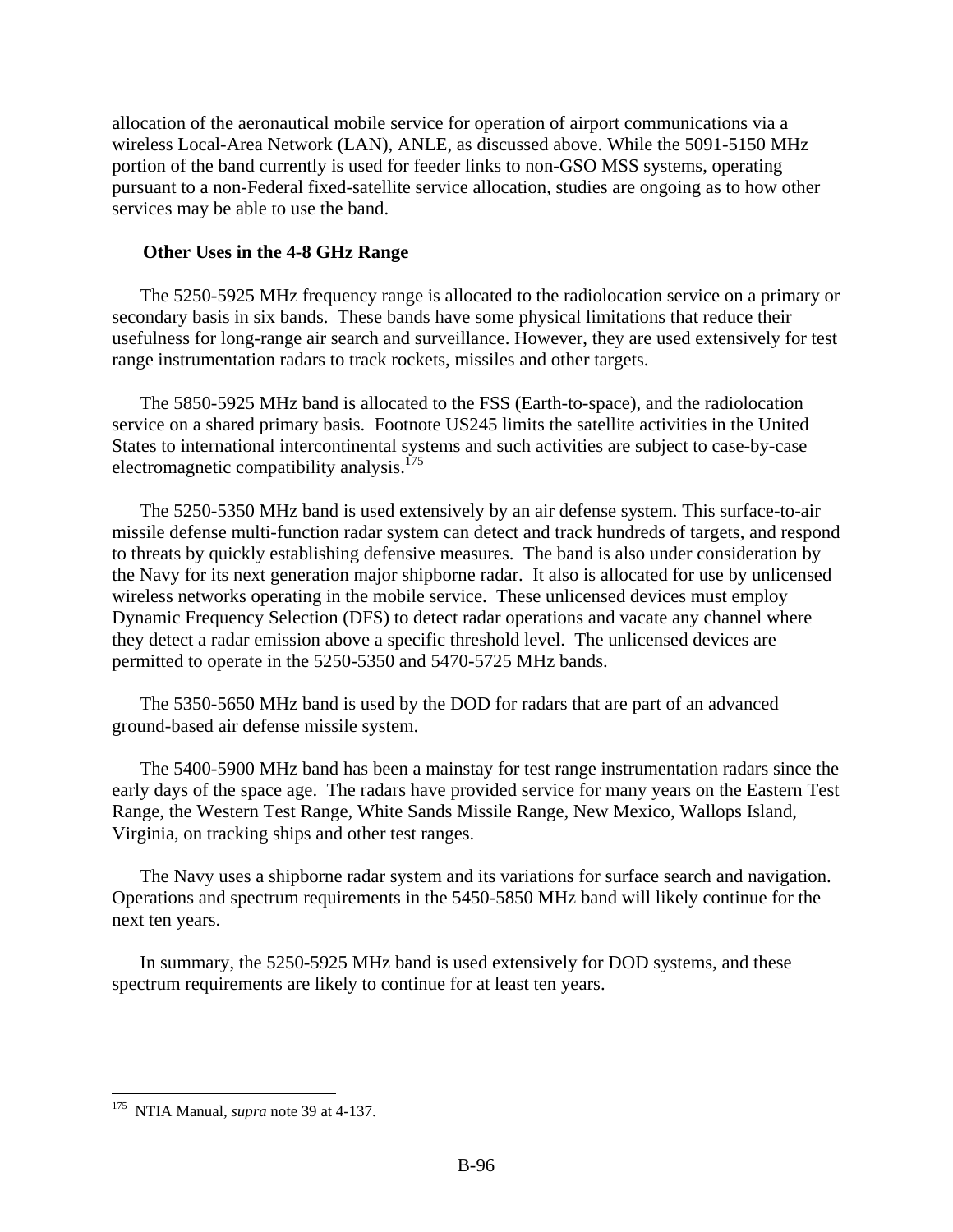allocation of the aeronautical mobile service for operation of airport communications via a wireless Local-Area Network (LAN), ANLE, as discussed above. While the 5091-5150 MHz portion of the band currently is used for feeder links to non-GSO MSS systems, operating pursuant to a non-Federal fixed-satellite service allocation, studies are ongoing as to how other services may be able to use the band.

**Other Uses in the 4-8 GHz Range**

The 5250-5925 MHz frequency range is allocated to the radiolocation service on a primary or secondary basis in six bands. These bands have some physical limitations that reduce their usefulness for long-range air search and surveillance. However, they are used extensively for test range instrumentation radars to track rockets, missiles and other targets.

The 5850-5925 MHz band is allocated to the FSS (Earth-to-space), and the radiolocation service on a shared primary basis. Footnote US245 limits the satellite activities in the United States to international intercontinental systems and such activities are subject to case-by-case electromagnetic compatibility analysis.[175]

The 5250-5350 MHz band is used extensively by an air defense system. This surface-to-air missile defense multi-function radar system can detect and track hundreds of targets, and respond to threats by quickly establishing defensive measures. The band is also under consideration by the Navy for its next generation major shipborne radar. It also is allocated for use by unlicensed wireless networks operating in the mobile service. These unlicensed devices must employ Dynamic Frequency Selection (DFS) to detect radar operations and vacate any channel where they detect a radar emission above a specific threshold level. The unlicensed devices are permitted to operate in the 5250-5350 and 5470-5725 MHz bands.

The 5350-5650 MHz band is used by the DOD for radars that are part of an advanced ground-based air defense missile system.

The 5400-5900 MHz band has been a mainstay for test range instrumentation radars since the early days of the space age. The radars have provided service for many years on the Eastern Test Range, the Western Test Range, White Sands Missile Range, New Mexico, Wallops Island, Virginia, on tracking ships and other test ranges.

The Navy uses a shipborne radar system and its variations for surface search and navigation. Operations and spectrum requirements in the 5450-5850 MHz band will likely continue for the next ten years.

In summary, the 5250-5925 MHz band is used extensively for DOD systems, and these spectrum requirements are likely to continue for at least ten years.

---

[175] NTIA Manual, *supra* note 39 at 4-137.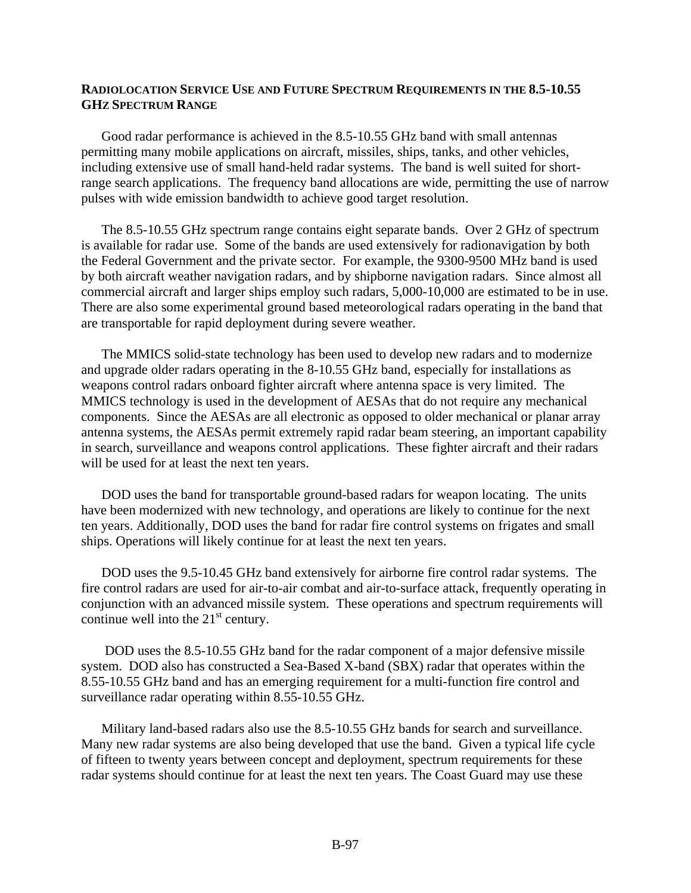**RADIOLOCATION SERVICE USE AND FUTURE SPECTRUM REQUIREMENTS IN THE 8.5-10.55 GHZ SPECTRUM RANGE**

Good radar performance is achieved in the 8.5-10.55 GHz band with small antennas permitting many mobile applications on aircraft, missiles, ships, tanks, and other vehicles, including extensive use of small hand-held radar systems. The band is well suited for short-range search applications. The frequency band allocations are wide, permitting the use of narrow pulses with wide emission bandwidth to achieve good target resolution.

The 8.5-10.55 GHz spectrum range contains eight separate bands. Over 2 GHz of spectrum is available for radar use. Some of the bands are used extensively for radionavigation by both the Federal Government and the private sector. For example, the 9300-9500 MHz band is used by both aircraft weather navigation radars, and by shipborne navigation radars. Since almost all commercial aircraft and larger ships employ such radars, 5,000-10,000 are estimated to be in use. There are also some experimental ground based meteorological radars operating in the band that are transportable for rapid deployment during severe weather.

The MMICS solid-state technology has been used to develop new radars and to modernize and upgrade older radars operating in the 8-10.55 GHz band, especially for installations as weapons control radars onboard fighter aircraft where antenna space is very limited. The MMICS technology is used in the development of AESAs that do not require any mechanical components. Since the AESAs are all electronic as opposed to older mechanical or planar array antenna systems, the AESAs permit extremely rapid radar beam steering, an important capability in search, surveillance and weapons control applications. These fighter aircraft and their radars will be used for at least the next ten years.

DOD uses the band for transportable ground-based radars for weapon locating. The units have been modernized with new technology, and operations are likely to continue for the next ten years. Additionally, DOD uses the band for radar fire control systems on frigates and small ships. Operations will likely continue for at least the next ten years.

DOD uses the 9.5-10.45 GHz band extensively for airborne fire control radar systems. The fire control radars are used for air-to-air combat and air-to-surface attack, frequently operating in conjunction with an advanced missile system. These operations and spectrum requirements will continue well into the 21st century.

DOD uses the 8.5-10.55 GHz band for the radar component of a major defensive missile system. DOD also has constructed a Sea-Based X-band (SBX) radar that operates within the 8.55-10.55 GHz band and has an emerging requirement for a multi-function fire control and surveillance radar operating within 8.55-10.55 GHz.

Military land-based radars also use the 8.5-10.55 GHz bands for search and surveillance. Many new radar systems are also being developed that use the band. Given a typical life cycle of fifteen to twenty years between concept and deployment, spectrum requirements for these radar systems should continue for at least the next ten years. The Coast Guard may use these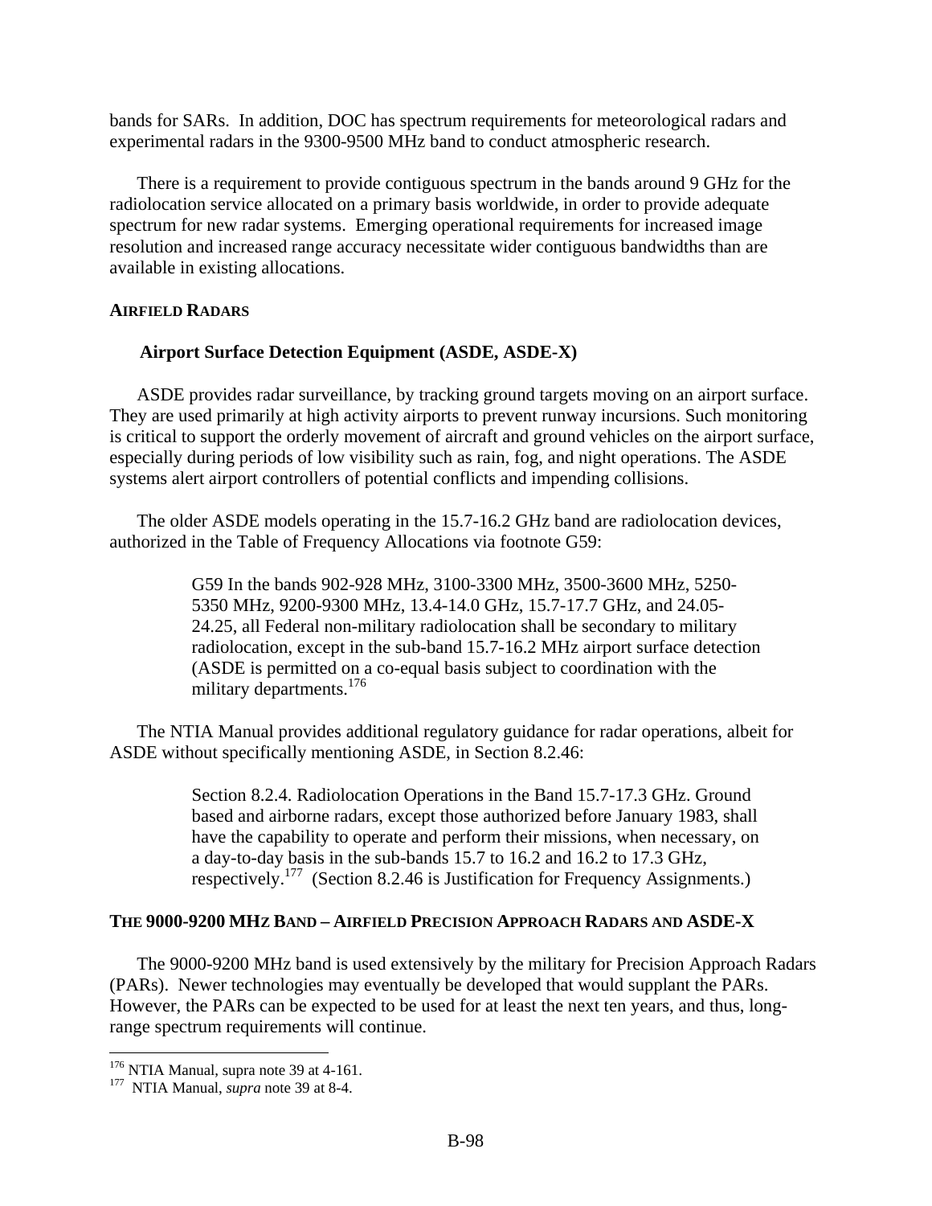bands for SARs. In addition, DOC has spectrum requirements for meteorological radars and experimental radars in the 9300-9500 MHz band to conduct atmospheric research.

There is a requirement to provide contiguous spectrum in the bands around 9 GHz for the radiolocation service allocated on a primary basis worldwide, in order to provide adequate spectrum for new radar systems. Emerging operational requirements for increased image resolution and increased range accuracy necessitate wider contiguous bandwidths than are available in existing allocations.

## AIRFIELD RADARS

### Airport Surface Detection Equipment (ASDE, ASDE-X)

ASDE provides radar surveillance, by tracking ground targets moving on an airport surface. They are used primarily at high activity airports to prevent runway incursions. Such monitoring is critical to support the orderly movement of aircraft and ground vehicles on the airport surface, especially during periods of low visibility such as rain, fog, and night operations. The ASDE systems alert airport controllers of potential conflicts and impending collisions.

The older ASDE models operating in the 15.7-16.2 GHz band are radiolocation devices, authorized in the Table of Frequency Allocations via footnote G59:

> G59 In the bands 902-928 MHz, 3100-3300 MHz, 3500-3600 MHz, 5250-5350 MHz, 9200-9300 MHz, 13.4-14.0 GHz, 15.7-17.7 GHz, and 24.05-24.25, all Federal non-military radiolocation shall be secondary to military radiolocation, except in the sub-band 15.7-16.2 MHz airport surface detection (ASDE is permitted on a co-equal basis subject to coordination with the military departments.[176]

The NTIA Manual provides additional regulatory guidance for radar operations, albeit for ASDE without specifically mentioning ASDE, in Section 8.2.46:

> Section 8.2.4. Radiolocation Operations in the Band 15.7-17.3 GHz. Ground based and airborne radars, except those authorized before January 1983, shall have the capability to operate and perform their missions, when necessary, on a day-to-day basis in the sub-bands 15.7 to 16.2 and 16.2 to 17.3 GHz, respectively.[177] (Section 8.2.46 is Justification for Frequency Assignments.)

## THE 9000-9200 MHZ BAND – AIRFIELD PRECISION APPROACH RADARS AND ASDE-X

The 9000-9200 MHz band is used extensively by the military for Precision Approach Radars (PARs). Newer technologies may eventually be developed that would supplant the PARs. However, the PARs can be expected to be used for at least the next ten years, and thus, long-range spectrum requirements will continue.

---

[176] NTIA Manual, supra note 39 at 4-161.

[177] NTIA Manual, *supra* note 39 at 8-4.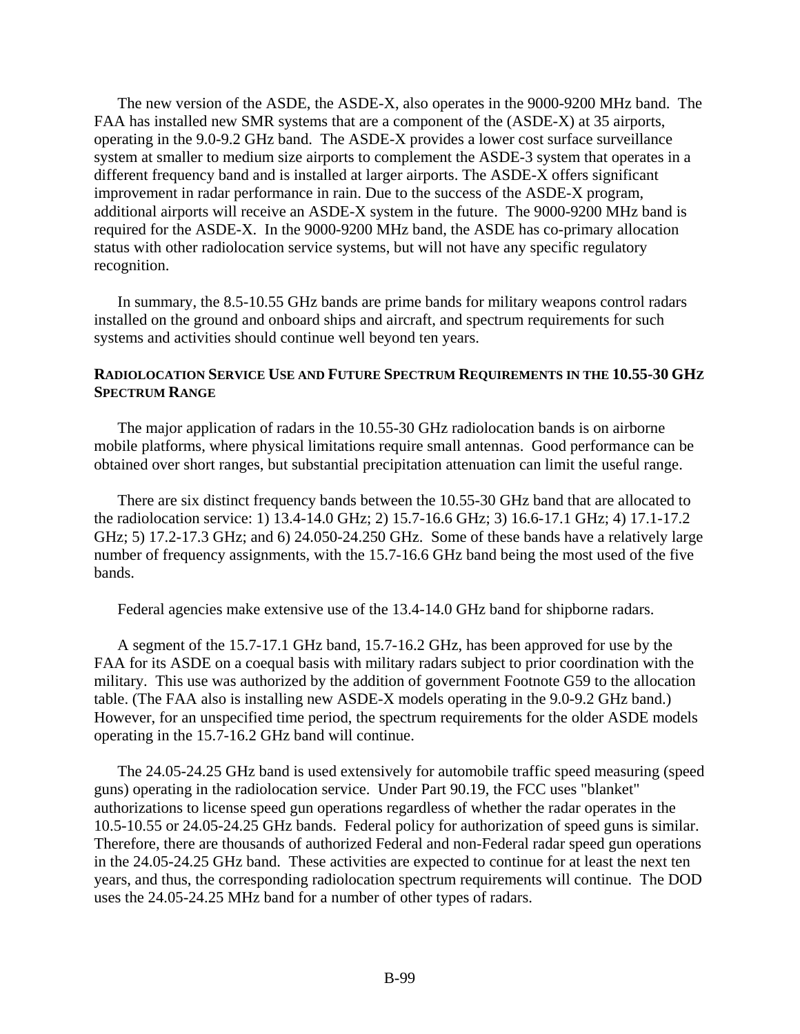The new version of the ASDE, the ASDE-X, also operates in the 9000-9200 MHz band. The FAA has installed new SMR systems that are a component of the (ASDE-X) at 35 airports, operating in the 9.0-9.2 GHz band. The ASDE-X provides a lower cost surface surveillance system at smaller to medium size airports to complement the ASDE-3 system that operates in a different frequency band and is installed at larger airports. The ASDE-X offers significant improvement in radar performance in rain. Due to the success of the ASDE-X program, additional airports will receive an ASDE-X system in the future. The 9000-9200 MHz band is required for the ASDE-X. In the 9000-9200 MHz band, the ASDE has co-primary allocation status with other radiolocation service systems, but will not have any specific regulatory recognition.

In summary, the 8.5-10.55 GHz bands are prime bands for military weapons control radars installed on the ground and onboard ships and aircraft, and spectrum requirements for such systems and activities should continue well beyond ten years.

### RADIOLOCATION SERVICE USE AND FUTURE SPECTRUM REQUIREMENTS IN THE 10.55-30 GHZ SPECTRUM RANGE

The major application of radars in the 10.55-30 GHz radiolocation bands is on airborne mobile platforms, where physical limitations require small antennas. Good performance can be obtained over short ranges, but substantial precipitation attenuation can limit the useful range.

There are six distinct frequency bands between the 10.55-30 GHz band that are allocated to the radiolocation service: 1) 13.4-14.0 GHz; 2) 15.7-16.6 GHz; 3) 16.6-17.1 GHz; 4) 17.1-17.2 GHz; 5) 17.2-17.3 GHz; and 6) 24.050-24.250 GHz. Some of these bands have a relatively large number of frequency assignments, with the 15.7-16.6 GHz band being the most used of the five bands.

Federal agencies make extensive use of the 13.4-14.0 GHz band for shipborne radars.

A segment of the 15.7-17.1 GHz band, 15.7-16.2 GHz, has been approved for use by the FAA for its ASDE on a coequal basis with military radars subject to prior coordination with the military. This use was authorized by the addition of government Footnote G59 to the allocation table. (The FAA also is installing new ASDE-X models operating in the 9.0-9.2 GHz band.) However, for an unspecified time period, the spectrum requirements for the older ASDE models operating in the 15.7-16.2 GHz band will continue.

The 24.05-24.25 GHz band is used extensively for automobile traffic speed measuring (speed guns) operating in the radiolocation service. Under Part 90.19, the FCC uses "blanket" authorizations to license speed gun operations regardless of whether the radar operates in the 10.5-10.55 or 24.05-24.25 GHz bands. Federal policy for authorization of speed guns is similar. Therefore, there are thousands of authorized Federal and non-Federal radar speed gun operations in the 24.05-24.25 GHz band. These activities are expected to continue for at least the next ten years, and thus, the corresponding radiolocation spectrum requirements will continue. The DOD uses the 24.05-24.25 MHz band for a number of other types of radars.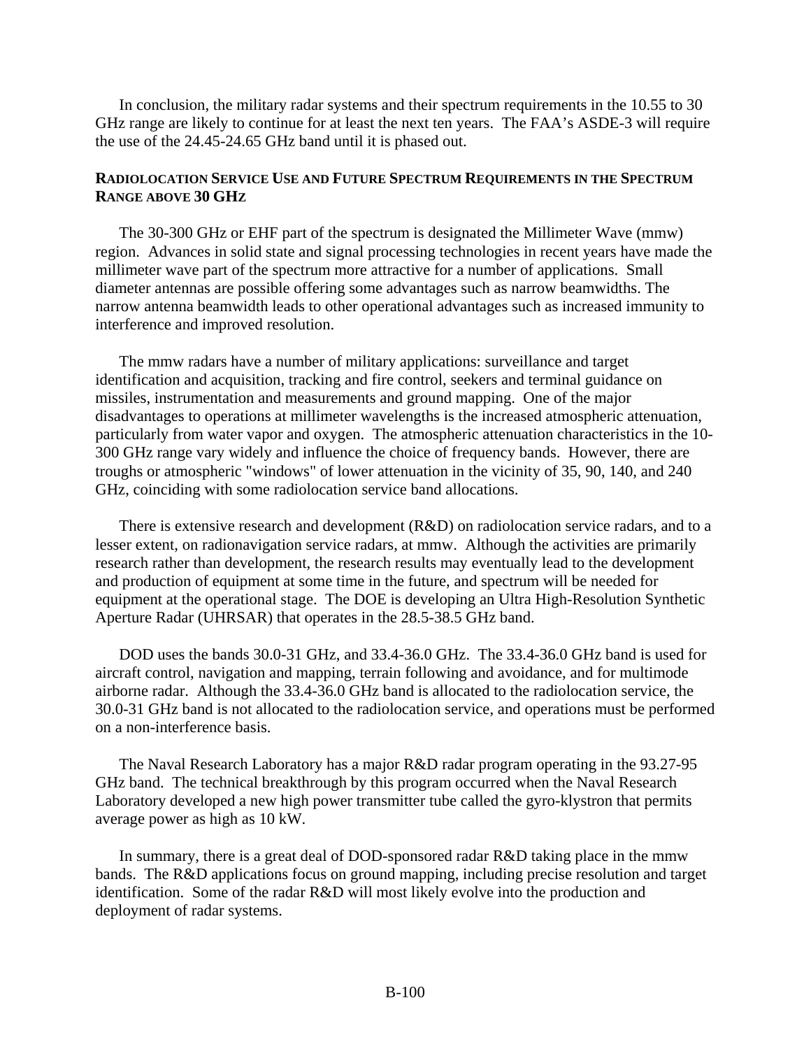In conclusion, the military radar systems and their spectrum requirements in the 10.55 to 30 GHz range are likely to continue for at least the next ten years. The FAA's ASDE-3 will require the use of the 24.45-24.65 GHz band until it is phased out.

## RADIOLOCATION SERVICE USE AND FUTURE SPECTRUM REQUIREMENTS IN THE SPECTRUM RANGE ABOVE 30 GHZ

The 30-300 GHz or EHF part of the spectrum is designated the Millimeter Wave (mmw) region. Advances in solid state and signal processing technologies in recent years have made the millimeter wave part of the spectrum more attractive for a number of applications. Small diameter antennas are possible offering some advantages such as narrow beamwidths. The narrow antenna beamwidth leads to other operational advantages such as increased immunity to interference and improved resolution.

The mmw radars have a number of military applications: surveillance and target identification and acquisition, tracking and fire control, seekers and terminal guidance on missiles, instrumentation and measurements and ground mapping. One of the major disadvantages to operations at millimeter wavelengths is the increased atmospheric attenuation, particularly from water vapor and oxygen. The atmospheric attenuation characteristics in the 10-300 GHz range vary widely and influence the choice of frequency bands. However, there are troughs or atmospheric "windows" of lower attenuation in the vicinity of 35, 90, 140, and 240 GHz, coinciding with some radiolocation service band allocations.

There is extensive research and development (R&D) on radiolocation service radars, and to a lesser extent, on radionavigation service radars, at mmw. Although the activities are primarily research rather than development, the research results may eventually lead to the development and production of equipment at some time in the future, and spectrum will be needed for equipment at the operational stage. The DOE is developing an Ultra High-Resolution Synthetic Aperture Radar (UHRSAR) that operates in the 28.5-38.5 GHz band.

DOD uses the bands 30.0-31 GHz, and 33.4-36.0 GHz. The 33.4-36.0 GHz band is used for aircraft control, navigation and mapping, terrain following and avoidance, and for multimode airborne radar. Although the 33.4-36.0 GHz band is allocated to the radiolocation service, the 30.0-31 GHz band is not allocated to the radiolocation service, and operations must be performed on a non-interference basis.

The Naval Research Laboratory has a major R&D radar program operating in the 93.27-95 GHz band. The technical breakthrough by this program occurred when the Naval Research Laboratory developed a new high power transmitter tube called the gyro-klystron that permits average power as high as 10 kW.

In summary, there is a great deal of DOD-sponsored radar R&D taking place in the mmw bands. The R&D applications focus on ground mapping, including precise resolution and target identification. Some of the radar R&D will most likely evolve into the production and deployment of radar systems.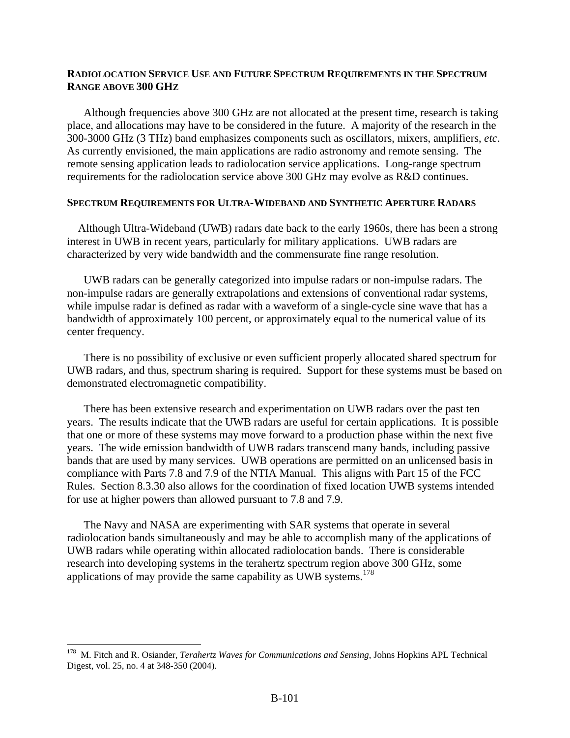**RADIOLOCATION SERVICE USE AND FUTURE SPECTRUM REQUIREMENTS IN THE SPECTRUM RANGE ABOVE 300 GHZ**

Although frequencies above 300 GHz are not allocated at the present time, research is taking place, and allocations may have to be considered in the future. A majority of the research in the 300-3000 GHz (3 THz) band emphasizes components such as oscillators, mixers, amplifiers, *etc*. As currently envisioned, the main applications are radio astronomy and remote sensing. The remote sensing application leads to radiolocation service applications. Long-range spectrum requirements for the radiolocation service above 300 GHz may evolve as R&D continues.

**SPECTRUM REQUIREMENTS FOR ULTRA-WIDEBAND AND SYNTHETIC APERTURE RADARS**

Although Ultra-Wideband (UWB) radars date back to the early 1960s, there has been a strong interest in UWB in recent years, particularly for military applications. UWB radars are characterized by very wide bandwidth and the commensurate fine range resolution.

UWB radars can be generally categorized into impulse radars or non-impulse radars. The non-impulse radars are generally extrapolations and extensions of conventional radar systems, while impulse radar is defined as radar with a waveform of a single-cycle sine wave that has a bandwidth of approximately 100 percent, or approximately equal to the numerical value of its center frequency.

There is no possibility of exclusive or even sufficient properly allocated shared spectrum for UWB radars, and thus, spectrum sharing is required. Support for these systems must be based on demonstrated electromagnetic compatibility.

There has been extensive research and experimentation on UWB radars over the past ten years. The results indicate that the UWB radars are useful for certain applications. It is possible that one or more of these systems may move forward to a production phase within the next five years. The wide emission bandwidth of UWB radars transcend many bands, including passive bands that are used by many services. UWB operations are permitted on an unlicensed basis in compliance with Parts 7.8 and 7.9 of the NTIA Manual. This aligns with Part 15 of the FCC Rules. Section 8.3.30 also allows for the coordination of fixed location UWB systems intended for use at higher powers than allowed pursuant to 7.8 and 7.9.

The Navy and NASA are experimenting with SAR systems that operate in several radiolocation bands simultaneously and may be able to accomplish many of the applications of UWB radars while operating within allocated radiolocation bands. There is considerable research into developing systems in the terahertz spectrum region above 300 GHz, some applications of may provide the same capability as UWB systems.[178]

[178] M. Fitch and R. Osiander, *Terahertz Waves for Communications and Sensing*, Johns Hopkins APL Technical Digest, vol. 25, no. 4 at 348-350 (2004).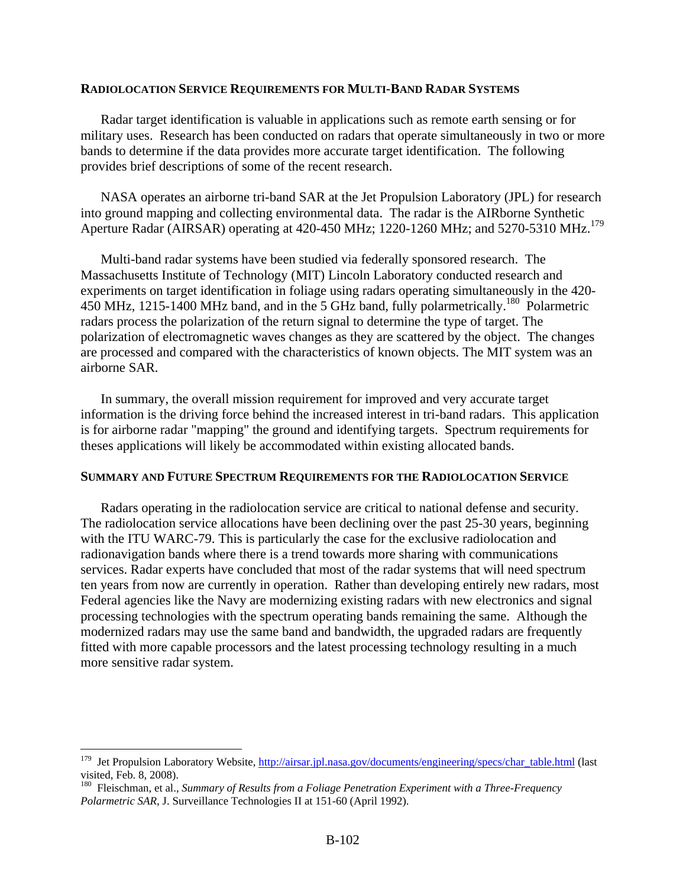### RADIOLOCATION SERVICE REQUIREMENTS FOR MULTI-BAND RADAR SYSTEMS

Radar target identification is valuable in applications such as remote earth sensing or for military uses. Research has been conducted on radars that operate simultaneously in two or more bands to determine if the data provides more accurate target identification. The following provides brief descriptions of some of the recent research.

NASA operates an airborne tri-band SAR at the Jet Propulsion Laboratory (JPL) for research into ground mapping and collecting environmental data. The radar is the AIRborne Synthetic Aperture Radar (AIRSAR) operating at 420-450 MHz; 1220-1260 MHz; and 5270-5310 MHz.[179]

Multi-band radar systems have been studied via federally sponsored research. The Massachusetts Institute of Technology (MIT) Lincoln Laboratory conducted research and experiments on target identification in foliage using radars operating simultaneously in the 420-450 MHz, 1215-1400 MHz band, and in the 5 GHz band, fully polarmetrically.[180] Polarmetric radars process the polarization of the return signal to determine the type of target. The polarization of electromagnetic waves changes as they are scattered by the object. The changes are processed and compared with the characteristics of known objects. The MIT system was an airborne SAR.

In summary, the overall mission requirement for improved and very accurate target information is the driving force behind the increased interest in tri-band radars. This application is for airborne radar "mapping" the ground and identifying targets. Spectrum requirements for theses applications will likely be accommodated within existing allocated bands.

### SUMMARY AND FUTURE SPECTRUM REQUIREMENTS FOR THE RADIOLOCATION SERVICE

Radars operating in the radiolocation service are critical to national defense and security. The radiolocation service allocations have been declining over the past 25-30 years, beginning with the ITU WARC-79. This is particularly the case for the exclusive radiolocation and radionavigation bands where there is a trend towards more sharing with communications services. Radar experts have concluded that most of the radar systems that will need spectrum ten years from now are currently in operation. Rather than developing entirely new radars, most Federal agencies like the Navy are modernizing existing radars with new electronics and signal processing technologies with the spectrum operating bands remaining the same. Although the modernized radars may use the same band and bandwidth, the upgraded radars are frequently fitted with more capable processors and the latest processing technology resulting in a much more sensitive radar system.

---

[179] Jet Propulsion Laboratory Website, http://airsar.jpl.nasa.gov/documents/engineering/specs/char_table.html (last visited, Feb. 8, 2008).

[180] Fleischman, et al., *Summary of Results from a Foliage Penetration Experiment with a Three-Frequency Polarmetric SAR*, J. Surveillance Technologies II at 151-60 (April 1992).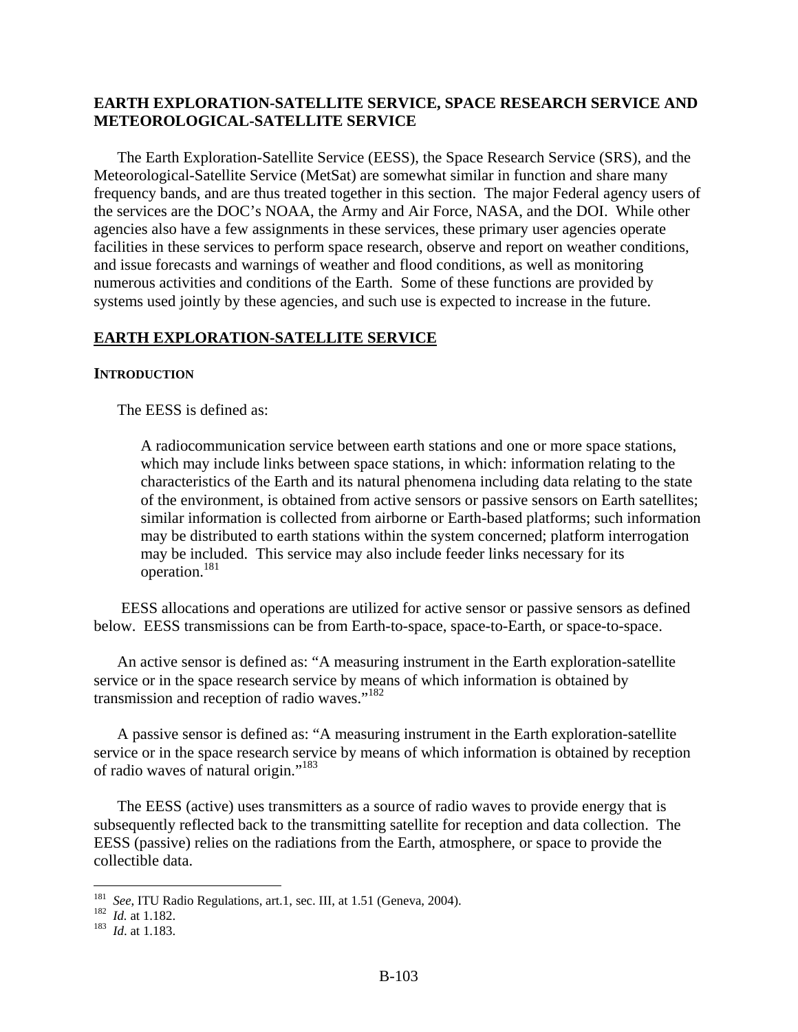## EARTH EXPLORATION-SATELLITE SERVICE, SPACE RESEARCH SERVICE AND METEOROLOGICAL-SATELLITE SERVICE

The Earth Exploration-Satellite Service (EESS), the Space Research Service (SRS), and the Meteorological-Satellite Service (MetSat) are somewhat similar in function and share many frequency bands, and are thus treated together in this section. The major Federal agency users of the services are the DOC's NOAA, the Army and Air Force, NASA, and the DOI. While other agencies also have a few assignments in these services, these primary user agencies operate facilities in these services to perform space research, observe and report on weather conditions, and issue forecasts and warnings of weather and flood conditions, as well as monitoring numerous activities and conditions of the Earth. Some of these functions are provided by systems used jointly by these agencies, and such use is expected to increase in the future.

## EARTH EXPLORATION-SATELLITE SERVICE

### INTRODUCTION

The EESS is defined as:

> A radiocommunication service between earth stations and one or more space stations, which may include links between space stations, in which: information relating to the characteristics of the Earth and its natural phenomena including data relating to the state of the environment, is obtained from active sensors or passive sensors on Earth satellites; similar information is collected from airborne or Earth-based platforms; such information may be distributed to earth stations within the system concerned; platform interrogation may be included. This service may also include feeder links necessary for its operation.[181]

EESS allocations and operations are utilized for active sensor or passive sensors as defined below. EESS transmissions can be from Earth-to-space, space-to-Earth, or space-to-space.

An active sensor is defined as: "A measuring instrument in the Earth exploration-satellite service or in the space research service by means of which information is obtained by transmission and reception of radio waves."[182]

A passive sensor is defined as: "A measuring instrument in the Earth exploration-satellite service or in the space research service by means of which information is obtained by reception of radio waves of natural origin."[183]

The EESS (active) uses transmitters as a source of radio waves to provide energy that is subsequently reflected back to the transmitting satellite for reception and data collection. The EESS (passive) relies on the radiations from the Earth, atmosphere, or space to provide the collectible data.

---

[181] *See*, ITU Radio Regulations, art.1, sec. III, at 1.51 (Geneva, 2004).

[182] *Id.* at 1.182.

[183] *Id*. at 1.183.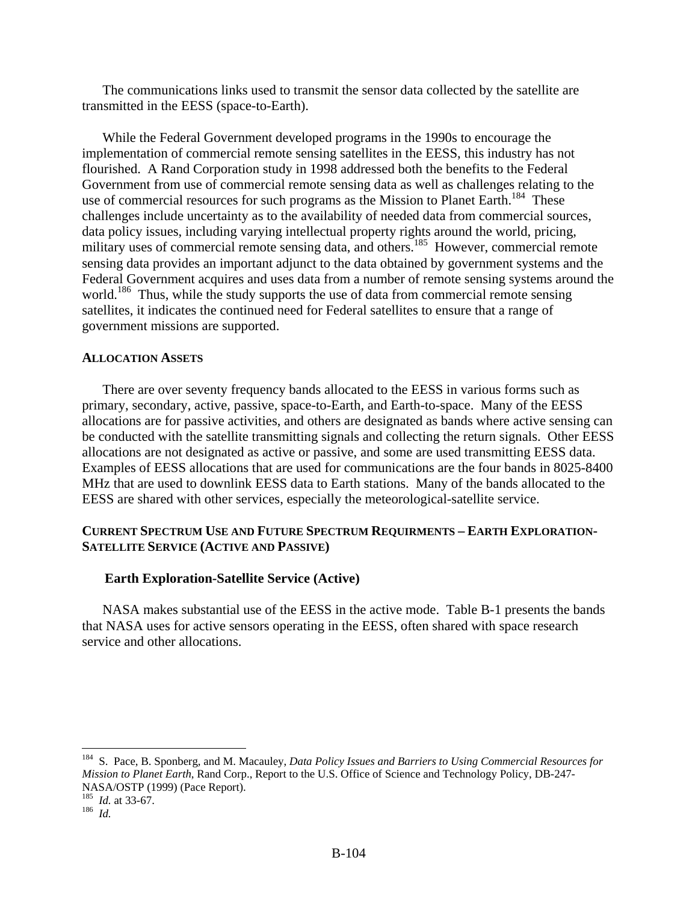The communications links used to transmit the sensor data collected by the satellite are transmitted in the EESS (space-to-Earth).

While the Federal Government developed programs in the 1990s to encourage the implementation of commercial remote sensing satellites in the EESS, this industry has not flourished. A Rand Corporation study in 1998 addressed both the benefits to the Federal Government from use of commercial remote sensing data as well as challenges relating to the use of commercial resources for such programs as the Mission to Planet Earth.[184] These challenges include uncertainty as to the availability of needed data from commercial sources, data policy issues, including varying intellectual property rights around the world, pricing, military uses of commercial remote sensing data, and others.[185] However, commercial remote sensing data provides an important adjunct to the data obtained by government systems and the Federal Government acquires and uses data from a number of remote sensing systems around the world.[186] Thus, while the study supports the use of data from commercial remote sensing satellites, it indicates the continued need for Federal satellites to ensure that a range of government missions are supported.

### ALLOCATION ASSETS

There are over seventy frequency bands allocated to the EESS in various forms such as primary, secondary, active, passive, space-to-Earth, and Earth-to-space. Many of the EESS allocations are for passive activities, and others are designated as bands where active sensing can be conducted with the satellite transmitting signals and collecting the return signals. Other EESS allocations are not designated as active or passive, and some are used transmitting EESS data. Examples of EESS allocations that are used for communications are the four bands in 8025-8400 MHz that are used to downlink EESS data to Earth stations. Many of the bands allocated to the EESS are shared with other services, especially the meteorological-satellite service.

### CURRENT SPECTRUM USE AND FUTURE SPECTRUM REQUIRMENTS – EARTH EXPLORATION-SATELLITE SERVICE (ACTIVE AND PASSIVE)

#### Earth Exploration-Satellite Service (Active)

NASA makes substantial use of the EESS in the active mode. Table B-1 presents the bands that NASA uses for active sensors operating in the EESS, often shared with space research service and other allocations.

---

[184] S. Pace, B. Sponberg, and M. Macauley, *Data Policy Issues and Barriers to Using Commercial Resources for Mission to Planet Earth*, Rand Corp., Report to the U.S. Office of Science and Technology Policy, DB-247-NASA/OSTP (1999) (Pace Report).

[185] *Id.* at 33-67.

[186] *Id.*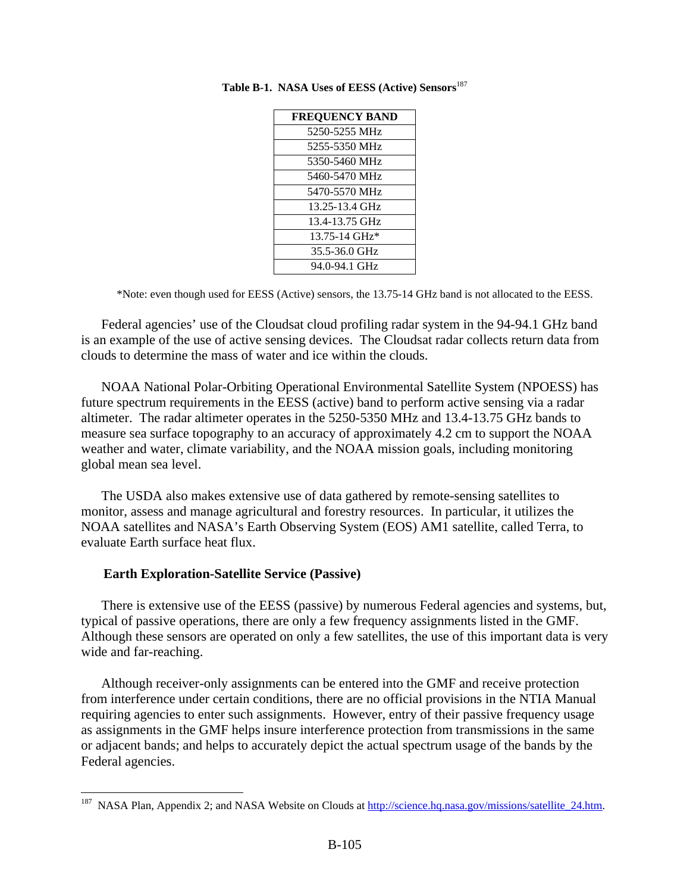**Table B-1. NASA Uses of EESS (Active) Sensors**[187]

| FREQUENCY BAND |
|---|
| 5250-5255 MHz |
| 5255-5350 MHz |
| 5350-5460 MHz |
| 5460-5470 MHz |
| 5470-5570 MHz |
| 13.25-13.4 GHz |
| 13.4-13.75 GHz |
| 13.75-14 GHz* |
| 35.5-36.0 GHz |
| 94.0-94.1 GHz |

*Note: even though used for EESS (Active) sensors, the 13.75-14 GHz band is not allocated to the EESS.

Federal agencies' use of the Cloudsat cloud profiling radar system in the 94-94.1 GHz band is an example of the use of active sensing devices. The Cloudsat radar collects return data from clouds to determine the mass of water and ice within the clouds.

NOAA National Polar-Orbiting Operational Environmental Satellite System (NPOESS) has future spectrum requirements in the EESS (active) band to perform active sensing via a radar altimeter. The radar altimeter operates in the 5250-5350 MHz and 13.4-13.75 GHz bands to measure sea surface topography to an accuracy of approximately 4.2 cm to support the NOAA weather and water, climate variability, and the NOAA mission goals, including monitoring global mean sea level.

The USDA also makes extensive use of data gathered by remote-sensing satellites to monitor, assess and manage agricultural and forestry resources. In particular, it utilizes the NOAA satellites and NASA's Earth Observing System (EOS) AM1 satellite, called Terra, to evaluate Earth surface heat flux.

### Earth Exploration-Satellite Service (Passive)

There is extensive use of the EESS (passive) by numerous Federal agencies and systems, but, typical of passive operations, there are only a few frequency assignments listed in the GMF. Although these sensors are operated on only a few satellites, the use of this important data is very wide and far-reaching.

Although receiver-only assignments can be entered into the GMF and receive protection from interference under certain conditions, there are no official provisions in the NTIA Manual requiring agencies to enter such assignments. However, entry of their passive frequency usage as assignments in the GMF helps insure interference protection from transmissions in the same or adjacent bands; and helps to accurately depict the actual spectrum usage of the bands by the Federal agencies.

---

[187] NASA Plan, Appendix 2; and NASA Website on Clouds at http://science.hq.nasa.gov/missions/satellite_24.htm.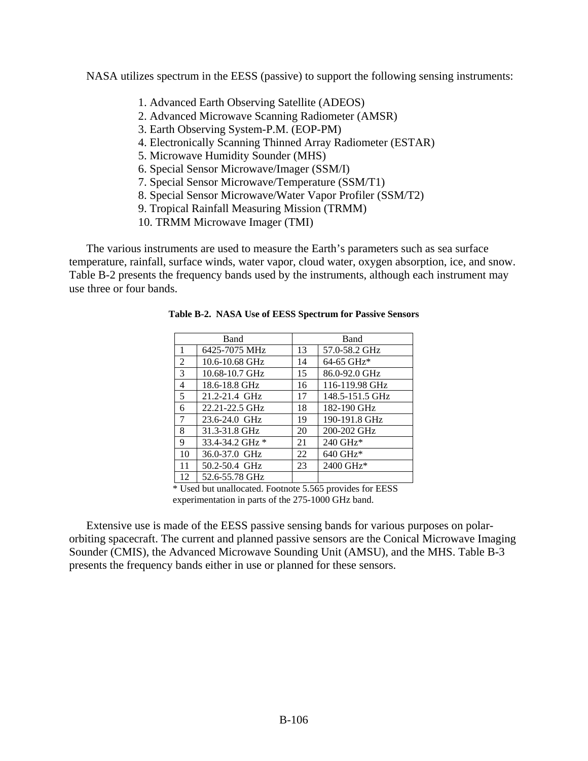NASA utilizes spectrum in the EESS (passive) to support the following sensing instruments:

1. Advanced Earth Observing Satellite (ADEOS)
2. Advanced Microwave Scanning Radiometer (AMSR)
3. Earth Observing System-P.M. (EOP-PM)
4. Electronically Scanning Thinned Array Radiometer (ESTAR)
5. Microwave Humidity Sounder (MHS)
6. Special Sensor Microwave/Imager (SSM/I)
7. Special Sensor Microwave/Temperature (SSM/T1)
8. Special Sensor Microwave/Water Vapor Profiler (SSM/T2)
9. Tropical Rainfall Measuring Mission (TRMM)
10. TRMM Microwave Imager (TMI)

The various instruments are used to measure the Earth's parameters such as sea surface temperature, rainfall, surface winds, water vapor, cloud water, oxygen absorption, ice, and snow. Table B-2 presents the frequency bands used by the instruments, although each instrument may use three or four bands.

**Table B-2. NASA Use of EESS Spectrum for Passive Sensors**

| Band | | Band | |
|---|---|---|---|
| 1 | 6425-7075 MHz | 13 | 57.0-58.2 GHz |
| 2 | 10.6-10.68 GHz | 14 | 64-65 GHz* |
| 3 | 10.68-10.7 GHz | 15 | 86.0-92.0 GHz |
| 4 | 18.6-18.8 GHz | 16 | 116-119.98 GHz |
| 5 | 21.2-21.4 GHz | 17 | 148.5-151.5 GHz |
| 6 | 22.21-22.5 GHz | 18 | 182-190 GHz |
| 7 | 23.6-24.0 GHz | 19 | 190-191.8 GHz |
| 8 | 31.3-31.8 GHz | 20 | 200-202 GHz |
| 9 | 33.4-34.2 GHz * | 21 | 240 GHz* |
| 10 | 36.0-37.0 GHz | 22 | 640 GHz* |
| 11 | 50.2-50.4 GHz | 23 | 2400 GHz* |
| 12 | 52.6-55.78 GHz | | |

\* Used but unallocated. Footnote 5.565 provides for EESS experimentation in parts of the 275-1000 GHz band.

Extensive use is made of the EESS passive sensing bands for various purposes on polar-orbiting spacecraft. The current and planned passive sensors are the Conical Microwave Imaging Sounder (CMIS), the Advanced Microwave Sounding Unit (AMSU), and the MHS. Table B-3 presents the frequency bands either in use or planned for these sensors.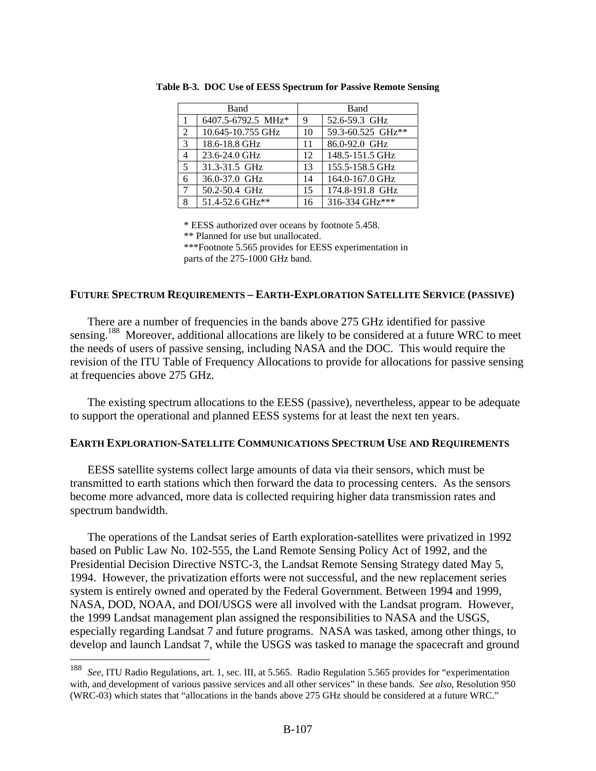**Table B-3. DOC Use of EESS Spectrum for Passive Remote Sensing**

| | Band | | Band |
|---|---|---|---|
| 1 | 6407.5-6792.5 MHz* | 9 | 52.6-59.3 GHz |
| 2 | 10.645-10.755 GHz | 10 | 59.3-60.525 GHz** |
| 3 | 18.6-18.8 GHz | 11 | 86.0-92.0 GHz |
| 4 | 23.6-24.0 GHz | 12 | 148.5-151.5 GHz |
| 5 | 31.3-31.5 GHz | 13 | 155.5-158.5 GHz |
| 6 | 36.0-37.0 GHz | 14 | 164.0-167.0 GHz |
| 7 | 50.2-50.4 GHz | 15 | 174.8-191.8 GHz |
| 8 | 51.4-52.6 GHz** | 16 | 316-334 GHz*** |

* EESS authorized over oceans by footnote 5.458.
** Planned for use but unallocated.
***Footnote 5.565 provides for EESS experimentation in parts of the 275-1000 GHz band.

## FUTURE SPECTRUM REQUIREMENTS – EARTH-EXPLORATION SATELLITE SERVICE (PASSIVE)

There are a number of frequencies in the bands above 275 GHz identified for passive sensing.[188] Moreover, additional allocations are likely to be considered at a future WRC to meet the needs of users of passive sensing, including NASA and the DOC. This would require the revision of the ITU Table of Frequency Allocations to provide for allocations for passive sensing at frequencies above 275 GHz.

The existing spectrum allocations to the EESS (passive), nevertheless, appear to be adequate to support the operational and planned EESS systems for at least the next ten years.

## EARTH EXPLORATION-SATELLITE COMMUNICATIONS SPECTRUM USE AND REQUIREMENTS

EESS satellite systems collect large amounts of data via their sensors, which must be transmitted to earth stations which then forward the data to processing centers. As the sensors become more advanced, more data is collected requiring higher data transmission rates and spectrum bandwidth.

The operations of the Landsat series of Earth exploration-satellites were privatized in 1992 based on Public Law No. 102-555, the Land Remote Sensing Policy Act of 1992, and the Presidential Decision Directive NSTC-3, the Landsat Remote Sensing Strategy dated May 5, 1994. However, the privatization efforts were not successful, and the new replacement series system is entirely owned and operated by the Federal Government. Between 1994 and 1999, NASA, DOD, NOAA, and DOI/USGS were all involved with the Landsat program. However, the 1999 Landsat management plan assigned the responsibilities to NASA and the USGS, especially regarding Landsat 7 and future programs. NASA was tasked, among other things, to develop and launch Landsat 7, while the USGS was tasked to manage the spacecraft and ground

---

[188] *See*, ITU Radio Regulations, art. 1, sec. III, at 5.565. Radio Regulation 5.565 provides for "experimentation with, and development of various passive services and all other services" in these bands. *See also*, Resolution 950 (WRC-03) which states that "allocations in the bands above 275 GHz should be considered at a future WRC."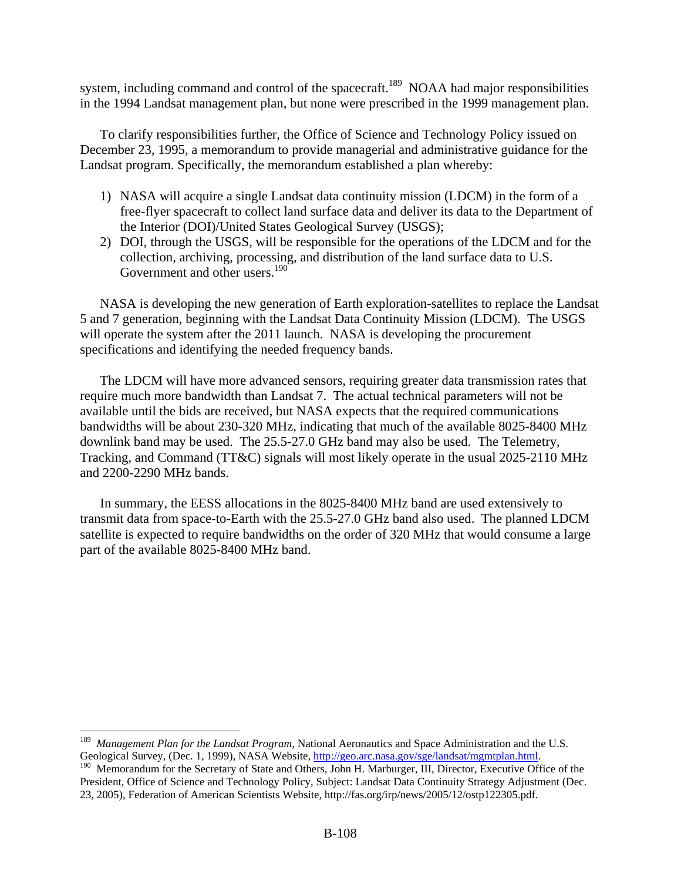system, including command and control of the spacecraft.[189] NOAA had major responsibilities in the 1994 Landsat management plan, but none were prescribed in the 1999 management plan.

To clarify responsibilities further, the Office of Science and Technology Policy issued on December 23, 1995, a memorandum to provide managerial and administrative guidance for the Landsat program. Specifically, the memorandum established a plan whereby:

1) NASA will acquire a single Landsat data continuity mission (LDCM) in the form of a free-flyer spacecraft to collect land surface data and deliver its data to the Department of the Interior (DOI)/United States Geological Survey (USGS);
2) DOI, through the USGS, will be responsible for the operations of the LDCM and for the collection, archiving, processing, and distribution of the land surface data to U.S. Government and other users.[190]

NASA is developing the new generation of Earth exploration-satellites to replace the Landsat 5 and 7 generation, beginning with the Landsat Data Continuity Mission (LDCM). The USGS will operate the system after the 2011 launch. NASA is developing the procurement specifications and identifying the needed frequency bands.

The LDCM will have more advanced sensors, requiring greater data transmission rates that require much more bandwidth than Landsat 7. The actual technical parameters will not be available until the bids are received, but NASA expects that the required communications bandwidths will be about 230-320 MHz, indicating that much of the available 8025-8400 MHz downlink band may be used. The 25.5-27.0 GHz band may also be used. The Telemetry, Tracking, and Command (TT&C) signals will most likely operate in the usual 2025-2110 MHz and 2200-2290 MHz bands.

In summary, the EESS allocations in the 8025-8400 MHz band are used extensively to transmit data from space-to-Earth with the 25.5-27.0 GHz band also used. The planned LDCM satellite is expected to require bandwidths on the order of 320 MHz that would consume a large part of the available 8025-8400 MHz band.

---

[189] *Management Plan for the Landsat Program,* National Aeronautics and Space Administration and the U.S. Geological Survey, (Dec. 1, 1999), NASA Website, http://geo.arc.nasa.gov/sge/landsat/mgmtplan.html.

[190] Memorandum for the Secretary of State and Others, John H. Marburger, III, Director, Executive Office of the President, Office of Science and Technology Policy, Subject: Landsat Data Continuity Strategy Adjustment (Dec. 23, 2005), Federation of American Scientists Website, http://fas.org/irp/news/2005/12/ostp122305.pdf.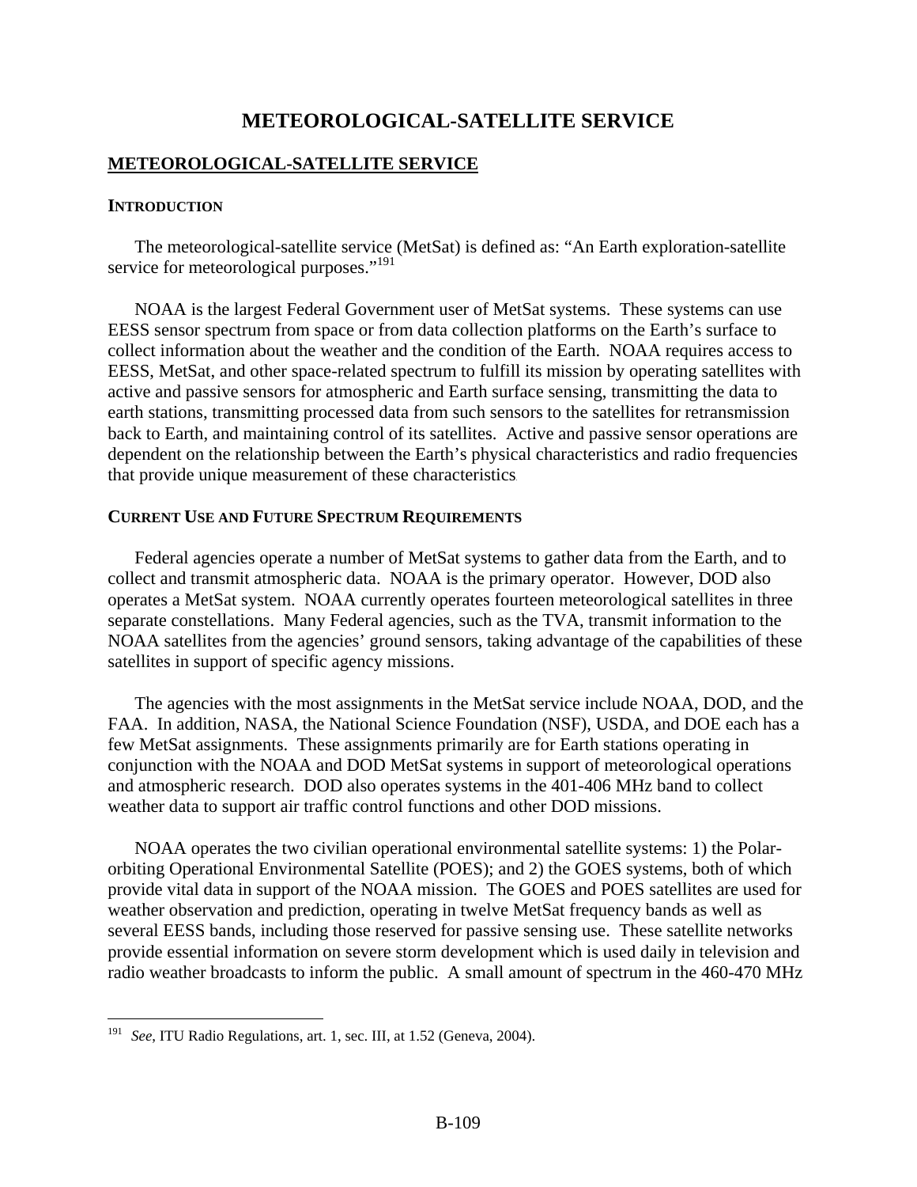# METEOROLOGICAL-SATELLITE SERVICE

## METEOROLOGICAL-SATELLITE SERVICE

### INTRODUCTION

The meteorological-satellite service (MetSat) is defined as: "An Earth exploration-satellite service for meteorological purposes."[191]

NOAA is the largest Federal Government user of MetSat systems. These systems can use EESS sensor spectrum from space or from data collection platforms on the Earth's surface to collect information about the weather and the condition of the Earth. NOAA requires access to EESS, MetSat, and other space-related spectrum to fulfill its mission by operating satellites with active and passive sensors for atmospheric and Earth surface sensing, transmitting the data to earth stations, transmitting processed data from such sensors to the satellites for retransmission back to Earth, and maintaining control of its satellites. Active and passive sensor operations are dependent on the relationship between the Earth's physical characteristics and radio frequencies that provide unique measurement of these characteristics.

### CURRENT USE AND FUTURE SPECTRUM REQUIREMENTS

Federal agencies operate a number of MetSat systems to gather data from the Earth, and to collect and transmit atmospheric data. NOAA is the primary operator. However, DOD also operates a MetSat system. NOAA currently operates fourteen meteorological satellites in three separate constellations. Many Federal agencies, such as the TVA, transmit information to the NOAA satellites from the agencies' ground sensors, taking advantage of the capabilities of these satellites in support of specific agency missions.

The agencies with the most assignments in the MetSat service include NOAA, DOD, and the FAA. In addition, NASA, the National Science Foundation (NSF), USDA, and DOE each has a few MetSat assignments. These assignments primarily are for Earth stations operating in conjunction with the NOAA and DOD MetSat systems in support of meteorological operations and atmospheric research. DOD also operates systems in the 401-406 MHz band to collect weather data to support air traffic control functions and other DOD missions.

NOAA operates the two civilian operational environmental satellite systems: 1) the Polar-orbiting Operational Environmental Satellite (POES); and 2) the GOES systems, both of which provide vital data in support of the NOAA mission. The GOES and POES satellites are used for weather observation and prediction, operating in twelve MetSat frequency bands as well as several EESS bands, including those reserved for passive sensing use. These satellite networks provide essential information on severe storm development which is used daily in television and radio weather broadcasts to inform the public. A small amount of spectrum in the 460-470 MHz

---

[191] *See*, ITU Radio Regulations, art. 1, sec. III, at 1.52 (Geneva, 2004).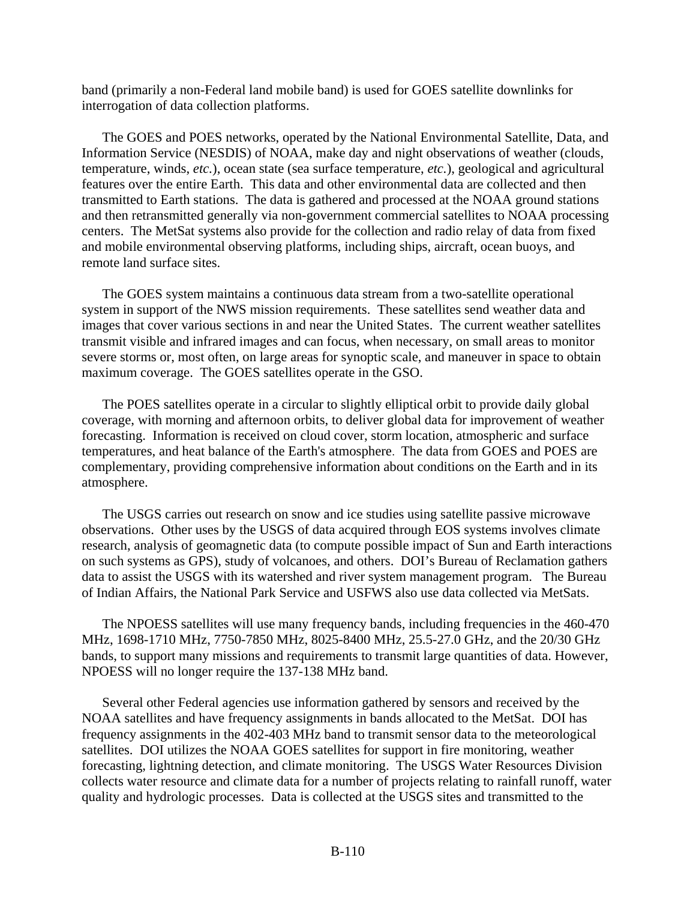band (primarily a non-Federal land mobile band) is used for GOES satellite downlinks for interrogation of data collection platforms.

The GOES and POES networks, operated by the National Environmental Satellite, Data, and Information Service (NESDIS) of NOAA, make day and night observations of weather (clouds, temperature, winds, *etc*.), ocean state (sea surface temperature, *etc*.), geological and agricultural features over the entire Earth. This data and other environmental data are collected and then transmitted to Earth stations. The data is gathered and processed at the NOAA ground stations and then retransmitted generally via non-government commercial satellites to NOAA processing centers. The MetSat systems also provide for the collection and radio relay of data from fixed and mobile environmental observing platforms, including ships, aircraft, ocean buoys, and remote land surface sites.

The GOES system maintains a continuous data stream from a two-satellite operational system in support of the NWS mission requirements. These satellites send weather data and images that cover various sections in and near the United States. The current weather satellites transmit visible and infrared images and can focus, when necessary, on small areas to monitor severe storms or, most often, on large areas for synoptic scale, and maneuver in space to obtain maximum coverage. The GOES satellites operate in the GSO.

The POES satellites operate in a circular to slightly elliptical orbit to provide daily global coverage, with morning and afternoon orbits, to deliver global data for improvement of weather forecasting. Information is received on cloud cover, storm location, atmospheric and surface temperatures, and heat balance of the Earth's atmosphere. The data from GOES and POES are complementary, providing comprehensive information about conditions on the Earth and in its atmosphere.

The USGS carries out research on snow and ice studies using satellite passive microwave observations. Other uses by the USGS of data acquired through EOS systems involves climate research, analysis of geomagnetic data (to compute possible impact of Sun and Earth interactions on such systems as GPS), study of volcanoes, and others. DOI's Bureau of Reclamation gathers data to assist the USGS with its watershed and river system management program. The Bureau of Indian Affairs, the National Park Service and USFWS also use data collected via MetSats.

The NPOESS satellites will use many frequency bands, including frequencies in the 460-470 MHz, 1698-1710 MHz, 7750-7850 MHz, 8025-8400 MHz, 25.5-27.0 GHz, and the 20/30 GHz bands, to support many missions and requirements to transmit large quantities of data. However, NPOESS will no longer require the 137-138 MHz band.

Several other Federal agencies use information gathered by sensors and received by the NOAA satellites and have frequency assignments in bands allocated to the MetSat. DOI has frequency assignments in the 402-403 MHz band to transmit sensor data to the meteorological satellites. DOI utilizes the NOAA GOES satellites for support in fire monitoring, weather forecasting, lightning detection, and climate monitoring. The USGS Water Resources Division collects water resource and climate data for a number of projects relating to rainfall runoff, water quality and hydrologic processes. Data is collected at the USGS sites and transmitted to the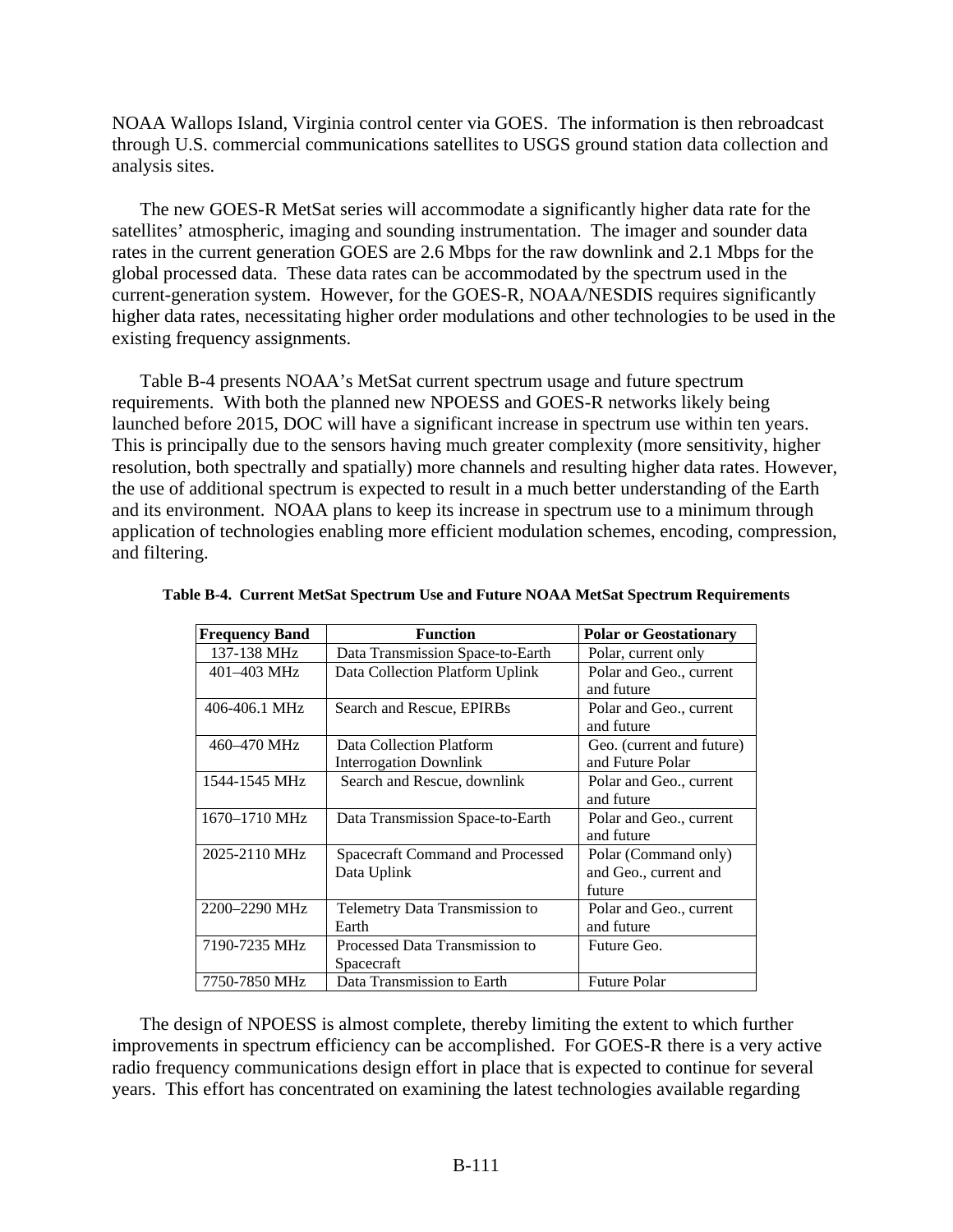NOAA Wallops Island, Virginia control center via GOES. The information is then rebroadcast through U.S. commercial communications satellites to USGS ground station data collection and analysis sites.

The new GOES-R MetSat series will accommodate a significantly higher data rate for the satellites' atmospheric, imaging and sounding instrumentation. The imager and sounder data rates in the current generation GOES are 2.6 Mbps for the raw downlink and 2.1 Mbps for the global processed data. These data rates can be accommodated by the spectrum used in the current-generation system. However, for the GOES-R, NOAA/NESDIS requires significantly higher data rates, necessitating higher order modulations and other technologies to be used in the existing frequency assignments.

Table B-4 presents NOAA's MetSat current spectrum usage and future spectrum requirements. With both the planned new NPOESS and GOES-R networks likely being launched before 2015, DOC will have a significant increase in spectrum use within ten years. This is principally due to the sensors having much greater complexity (more sensitivity, higher resolution, both spectrally and spatially) more channels and resulting higher data rates. However, the use of additional spectrum is expected to result in a much better understanding of the Earth and its environment. NOAA plans to keep its increase in spectrum use to a minimum through application of technologies enabling more efficient modulation schemes, encoding, compression, and filtering.

**Table B-4. Current MetSat Spectrum Use and Future NOAA MetSat Spectrum Requirements**

| Frequency Band | Function | Polar or Geostationary |
|---|---|---|
| 137-138 MHz | Data Transmission Space-to-Earth | Polar, current only |
| 401–403 MHz | Data Collection Platform Uplink | Polar and Geo., current and future |
| 406-406.1 MHz | Search and Rescue, EPIRBs | Polar and Geo., current and future |
| 460–470 MHz | Data Collection Platform Interrogation Downlink | Geo. (current and future) and Future Polar |
| 1544-1545 MHz | Search and Rescue, downlink | Polar and Geo., current and future |
| 1670–1710 MHz | Data Transmission Space-to-Earth | Polar and Geo., current and future |
| 2025-2110 MHz | Spacecraft Command and Processed Data Uplink | Polar (Command only) and Geo., current and future |
| 2200–2290 MHz | Telemetry Data Transmission to Earth | Polar and Geo., current and future |
| 7190-7235 MHz | Processed Data Transmission to Spacecraft | Future Geo. |
| 7750-7850 MHz | Data Transmission to Earth | Future Polar |

The design of NPOESS is almost complete, thereby limiting the extent to which further improvements in spectrum efficiency can be accomplished. For GOES-R there is a very active radio frequency communications design effort in place that is expected to continue for several years. This effort has concentrated on examining the latest technologies available regarding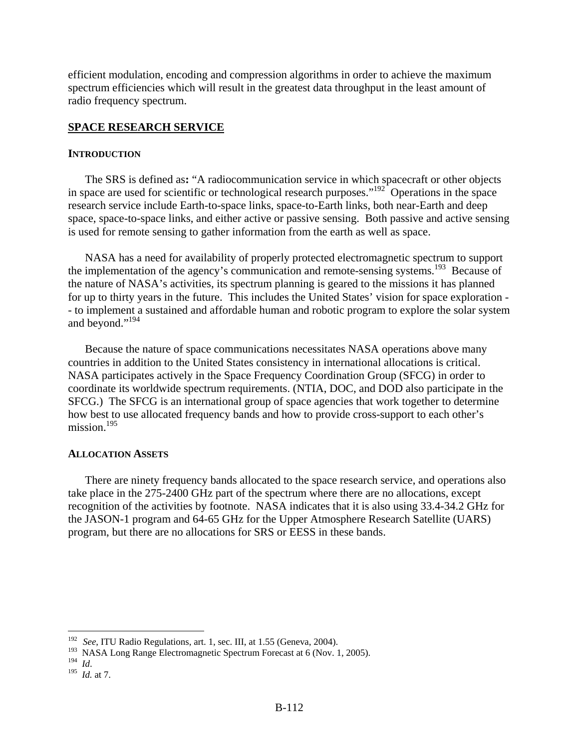efficient modulation, encoding and compression algorithms in order to achieve the maximum spectrum efficiencies which will result in the greatest data throughput in the least amount of radio frequency spectrum.

## SPACE RESEARCH SERVICE

### INTRODUCTION

The SRS is defined as**:** "A radiocommunication service in which spacecraft or other objects in space are used for scientific or technological research purposes."[192] Operations in the space research service include Earth-to-space links, space-to-Earth links, both near-Earth and deep space, space-to-space links, and either active or passive sensing. Both passive and active sensing is used for remote sensing to gather information from the earth as well as space.

NASA has a need for availability of properly protected electromagnetic spectrum to support the implementation of the agency's communication and remote-sensing systems.[193] Because of the nature of NASA's activities, its spectrum planning is geared to the missions it has planned for up to thirty years in the future. This includes the United States' vision for space exploration -- to implement a sustained and affordable human and robotic program to explore the solar system and beyond."[194]

Because the nature of space communications necessitates NASA operations above many countries in addition to the United States consistency in international allocations is critical. NASA participates actively in the Space Frequency Coordination Group (SFCG) in order to coordinate its worldwide spectrum requirements. (NTIA, DOC, and DOD also participate in the SFCG.) The SFCG is an international group of space agencies that work together to determine how best to use allocated frequency bands and how to provide cross-support to each other's mission.[195]

### ALLOCATION ASSETS

There are ninety frequency bands allocated to the space research service, and operations also take place in the 275-2400 GHz part of the spectrum where there are no allocations, except recognition of the activities by footnote. NASA indicates that it is also using 33.4-34.2 GHz for the JASON-1 program and 64-65 GHz for the Upper Atmosphere Research Satellite (UARS) program, but there are no allocations for SRS or EESS in these bands.

---

[192] *See*, ITU Radio Regulations, art. 1, sec. III, at 1.55 (Geneva, 2004).
[193] NASA Long Range Electromagnetic Spectrum Forecast at 6 (Nov. 1, 2005).
[194] *Id*.
[195] *Id.* at 7.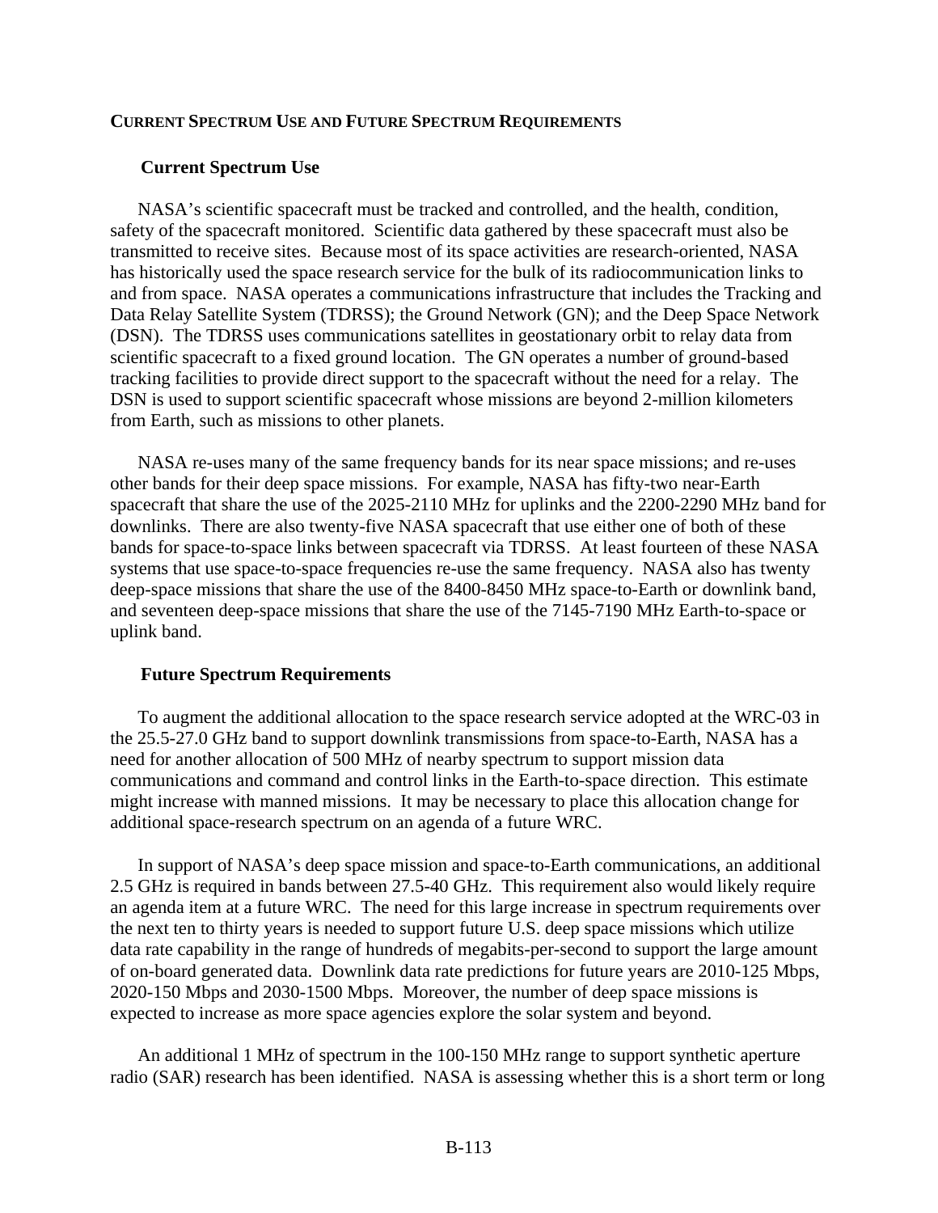## CURRENT SPECTRUM USE AND FUTURE SPECTRUM REQUIREMENTS

### Current Spectrum Use

NASA's scientific spacecraft must be tracked and controlled, and the health, condition, safety of the spacecraft monitored. Scientific data gathered by these spacecraft must also be transmitted to receive sites. Because most of its space activities are research-oriented, NASA has historically used the space research service for the bulk of its radiocommunication links to and from space. NASA operates a communications infrastructure that includes the Tracking and Data Relay Satellite System (TDRSS); the Ground Network (GN); and the Deep Space Network (DSN). The TDRSS uses communications satellites in geostationary orbit to relay data from scientific spacecraft to a fixed ground location. The GN operates a number of ground-based tracking facilities to provide direct support to the spacecraft without the need for a relay. The DSN is used to support scientific spacecraft whose missions are beyond 2-million kilometers from Earth, such as missions to other planets.

NASA re-uses many of the same frequency bands for its near space missions; and re-uses other bands for their deep space missions. For example, NASA has fifty-two near-Earth spacecraft that share the use of the 2025-2110 MHz for uplinks and the 2200-2290 MHz band for downlinks. There are also twenty-five NASA spacecraft that use either one of both of these bands for space-to-space links between spacecraft via TDRSS. At least fourteen of these NASA systems that use space-to-space frequencies re-use the same frequency. NASA also has twenty deep-space missions that share the use of the 8400-8450 MHz space-to-Earth or downlink band, and seventeen deep-space missions that share the use of the 7145-7190 MHz Earth-to-space or uplink band.

### Future Spectrum Requirements

To augment the additional allocation to the space research service adopted at the WRC-03 in the 25.5-27.0 GHz band to support downlink transmissions from space-to-Earth, NASA has a need for another allocation of 500 MHz of nearby spectrum to support mission data communications and command and control links in the Earth-to-space direction. This estimate might increase with manned missions. It may be necessary to place this allocation change for additional space-research spectrum on an agenda of a future WRC.

In support of NASA's deep space mission and space-to-Earth communications, an additional 2.5 GHz is required in bands between 27.5-40 GHz. This requirement also would likely require an agenda item at a future WRC. The need for this large increase in spectrum requirements over the next ten to thirty years is needed to support future U.S. deep space missions which utilize data rate capability in the range of hundreds of megabits-per-second to support the large amount of on-board generated data. Downlink data rate predictions for future years are 2010-125 Mbps, 2020-150 Mbps and 2030-1500 Mbps. Moreover, the number of deep space missions is expected to increase as more space agencies explore the solar system and beyond.

An additional 1 MHz of spectrum in the 100-150 MHz range to support synthetic aperture radio (SAR) research has been identified. NASA is assessing whether this is a short term or long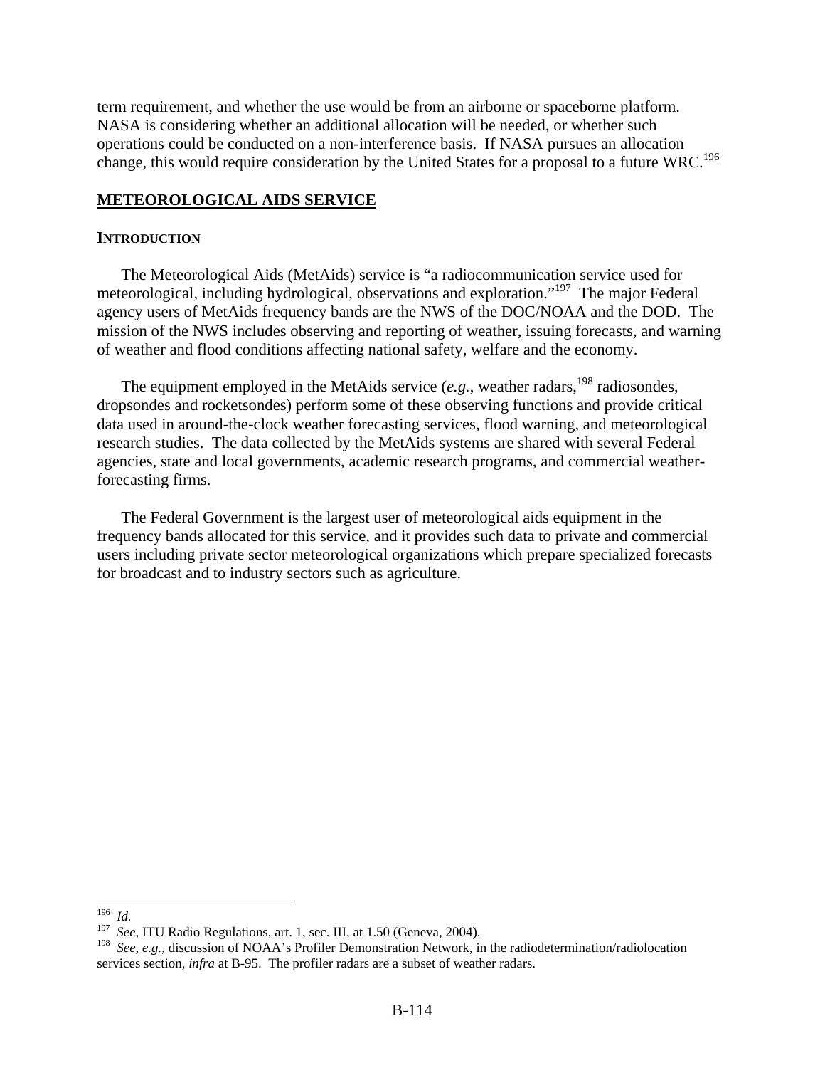term requirement, and whether the use would be from an airborne or spaceborne platform. NASA is considering whether an additional allocation will be needed, or whether such operations could be conducted on a non-interference basis. If NASA pursues an allocation change, this would require consideration by the United States for a proposal to a future WRC.[196]

## METEOROLOGICAL AIDS SERVICE

### INTRODUCTION

The Meteorological Aids (MetAids) service is "a radiocommunication service used for meteorological, including hydrological, observations and exploration."[197] The major Federal agency users of MetAids frequency bands are the NWS of the DOC/NOAA and the DOD. The mission of the NWS includes observing and reporting of weather, issuing forecasts, and warning of weather and flood conditions affecting national safety, welfare and the economy.

The equipment employed in the MetAids service (*e.g.*, weather radars,[198] radiosondes, dropsondes and rocketsondes) perform some of these observing functions and provide critical data used in around-the-clock weather forecasting services, flood warning, and meteorological research studies. The data collected by the MetAids systems are shared with several Federal agencies, state and local governments, academic research programs, and commercial weather-forecasting firms.

The Federal Government is the largest user of meteorological aids equipment in the frequency bands allocated for this service, and it provides such data to private and commercial users including private sector meteorological organizations which prepare specialized forecasts for broadcast and to industry sectors such as agriculture.

---

[196] *Id.*

[197] *See*, ITU Radio Regulations, art. 1, sec. III, at 1.50 (Geneva, 2004).

[198] *See, e.g.*, discussion of NOAA's Profiler Demonstration Network, in the radiodetermination/radiolocation services section, *infra* at B-95. The profiler radars are a subset of weather radars.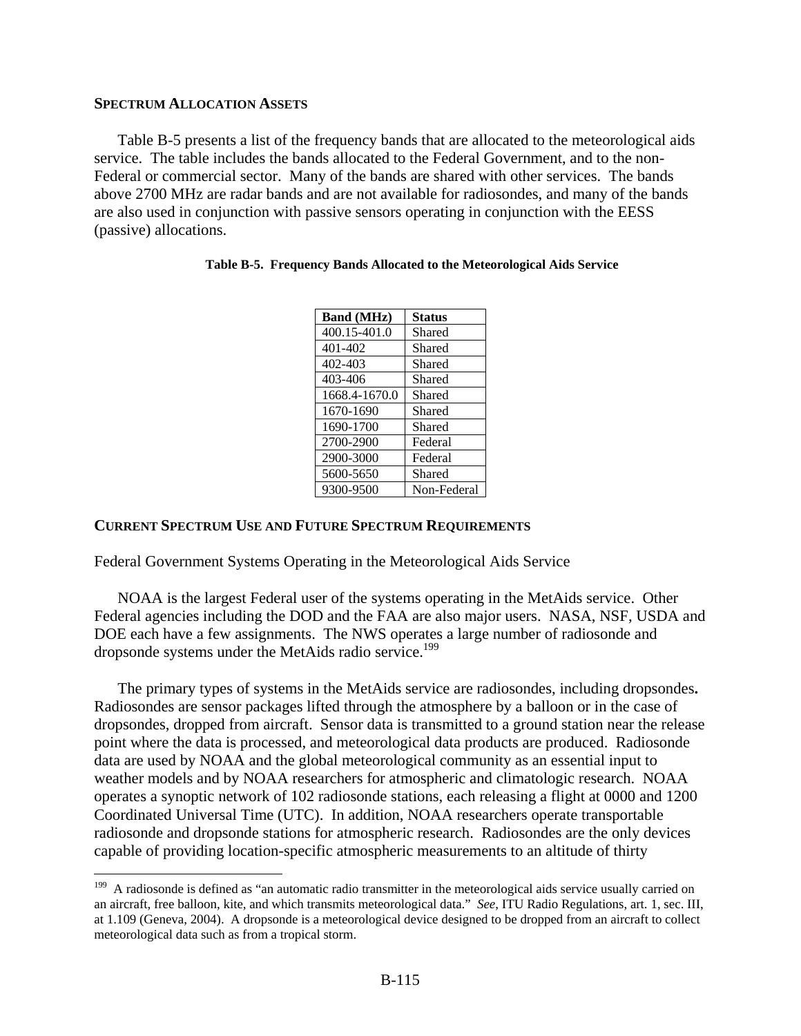## SPECTRUM ALLOCATION ASSETS

Table B-5 presents a list of the frequency bands that are allocated to the meteorological aids service. The table includes the bands allocated to the Federal Government, and to the non-Federal or commercial sector. Many of the bands are shared with other services. The bands above 2700 MHz are radar bands and are not available for radiosondes, and many of the bands are also used in conjunction with passive sensors operating in conjunction with the EESS (passive) allocations.

**Table B-5. Frequency Bands Allocated to the Meteorological Aids Service**

| Band (MHz) | Status |
|---|---|
| 400.15-401.0 | Shared |
| 401-402 | Shared |
| 402-403 | Shared |
| 403-406 | Shared |
| 1668.4-1670.0 | Shared |
| 1670-1690 | Shared |
| 1690-1700 | Shared |
| 2700-2900 | Federal |
| 2900-3000 | Federal |
| 5600-5650 | Shared |
| 9300-9500 | Non-Federal |

## CURRENT SPECTRUM USE AND FUTURE SPECTRUM REQUIREMENTS

Federal Government Systems Operating in the Meteorological Aids Service

NOAA is the largest Federal user of the systems operating in the MetAids service. Other Federal agencies including the DOD and the FAA are also major users. NASA, NSF, USDA and DOE each have a few assignments. The NWS operates a large number of radiosonde and dropsonde systems under the MetAids radio service.[199]

The primary types of systems in the MetAids service are radiosondes, including dropsondes**.** Radiosondes are sensor packages lifted through the atmosphere by a balloon or in the case of dropsondes, dropped from aircraft. Sensor data is transmitted to a ground station near the release point where the data is processed, and meteorological data products are produced. Radiosonde data are used by NOAA and the global meteorological community as an essential input to weather models and by NOAA researchers for atmospheric and climatologic research. NOAA operates a synoptic network of 102 radiosonde stations, each releasing a flight at 0000 and 1200 Coordinated Universal Time (UTC). In addition, NOAA researchers operate transportable radiosonde and dropsonde stations for atmospheric research. Radiosondes are the only devices capable of providing location-specific atmospheric measurements to an altitude of thirty

[199] A radiosonde is defined as "an automatic radio transmitter in the meteorological aids service usually carried on an aircraft, free balloon, kite, and which transmits meteorological data." *See*, ITU Radio Regulations, art. 1, sec. III, at 1.109 (Geneva, 2004). A dropsonde is a meteorological device designed to be dropped from an aircraft to collect meteorological data such as from a tropical storm.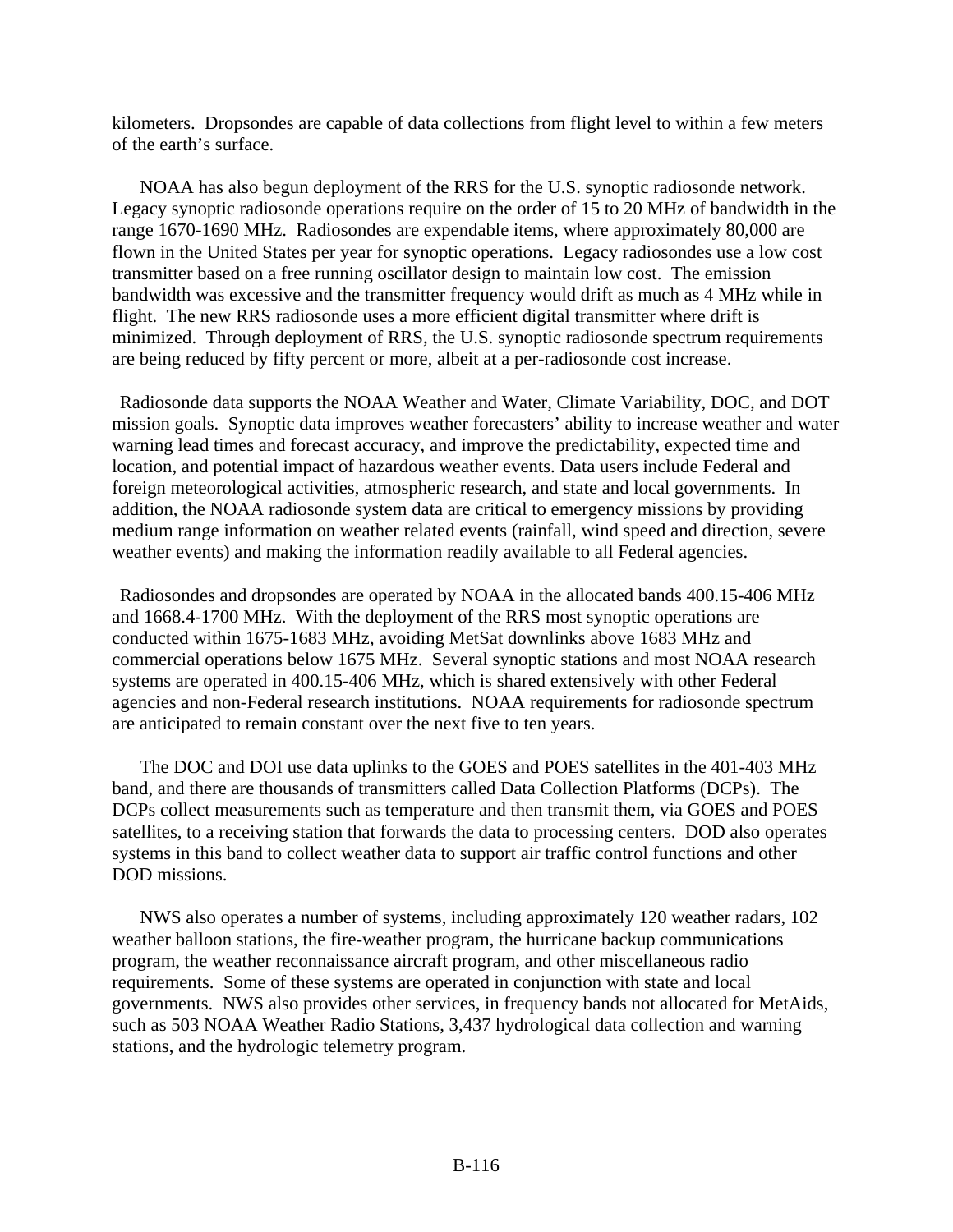kilometers. Dropsondes are capable of data collections from flight level to within a few meters of the earth's surface.

NOAA has also begun deployment of the RRS for the U.S. synoptic radiosonde network. Legacy synoptic radiosonde operations require on the order of 15 to 20 MHz of bandwidth in the range 1670-1690 MHz. Radiosondes are expendable items, where approximately 80,000 are flown in the United States per year for synoptic operations. Legacy radiosondes use a low cost transmitter based on a free running oscillator design to maintain low cost. The emission bandwidth was excessive and the transmitter frequency would drift as much as 4 MHz while in flight. The new RRS radiosonde uses a more efficient digital transmitter where drift is minimized. Through deployment of RRS, the U.S. synoptic radiosonde spectrum requirements are being reduced by fifty percent or more, albeit at a per-radiosonde cost increase.

Radiosonde data supports the NOAA Weather and Water, Climate Variability, DOC, and DOT mission goals. Synoptic data improves weather forecasters' ability to increase weather and water warning lead times and forecast accuracy, and improve the predictability, expected time and location, and potential impact of hazardous weather events. Data users include Federal and foreign meteorological activities, atmospheric research, and state and local governments. In addition, the NOAA radiosonde system data are critical to emergency missions by providing medium range information on weather related events (rainfall, wind speed and direction, severe weather events) and making the information readily available to all Federal agencies.

Radiosondes and dropsondes are operated by NOAA in the allocated bands 400.15-406 MHz and 1668.4-1700 MHz. With the deployment of the RRS most synoptic operations are conducted within 1675-1683 MHz, avoiding MetSat downlinks above 1683 MHz and commercial operations below 1675 MHz. Several synoptic stations and most NOAA research systems are operated in 400.15-406 MHz, which is shared extensively with other Federal agencies and non-Federal research institutions. NOAA requirements for radiosonde spectrum are anticipated to remain constant over the next five to ten years.

The DOC and DOI use data uplinks to the GOES and POES satellites in the 401-403 MHz band, and there are thousands of transmitters called Data Collection Platforms (DCPs). The DCPs collect measurements such as temperature and then transmit them, via GOES and POES satellites, to a receiving station that forwards the data to processing centers. DOD also operates systems in this band to collect weather data to support air traffic control functions and other DOD missions.

NWS also operates a number of systems, including approximately 120 weather radars, 102 weather balloon stations, the fire-weather program, the hurricane backup communications program, the weather reconnaissance aircraft program, and other miscellaneous radio requirements. Some of these systems are operated in conjunction with state and local governments. NWS also provides other services, in frequency bands not allocated for MetAids, such as 503 NOAA Weather Radio Stations, 3,437 hydrological data collection and warning stations, and the hydrologic telemetry program.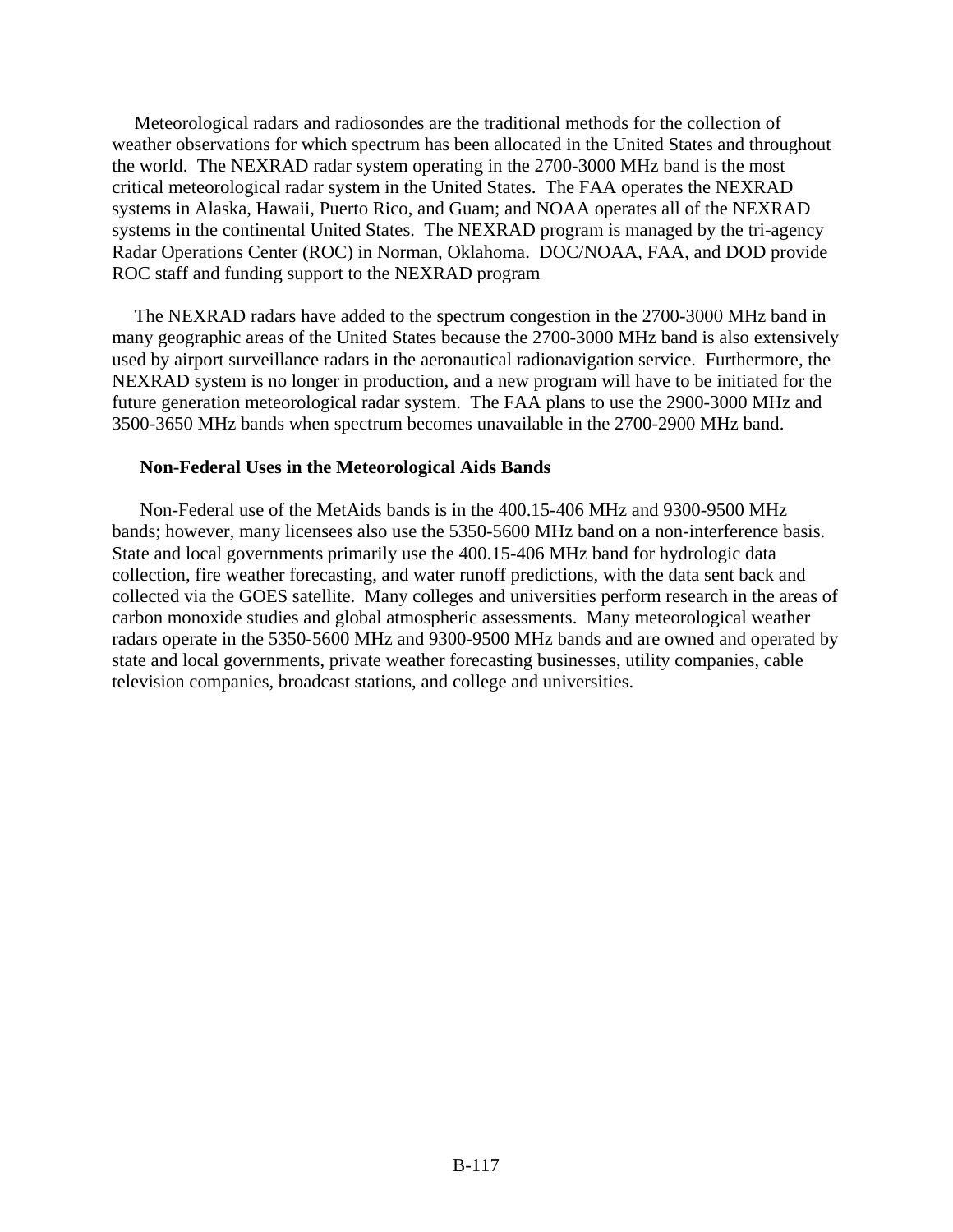Meteorological radars and radiosondes are the traditional methods for the collection of weather observations for which spectrum has been allocated in the United States and throughout the world. The NEXRAD radar system operating in the 2700-3000 MHz band is the most critical meteorological radar system in the United States. The FAA operates the NEXRAD systems in Alaska, Hawaii, Puerto Rico, and Guam; and NOAA operates all of the NEXRAD systems in the continental United States. The NEXRAD program is managed by the tri-agency Radar Operations Center (ROC) in Norman, Oklahoma. DOC/NOAA, FAA, and DOD provide ROC staff and funding support to the NEXRAD program

The NEXRAD radars have added to the spectrum congestion in the 2700-3000 MHz band in many geographic areas of the United States because the 2700-3000 MHz band is also extensively used by airport surveillance radars in the aeronautical radionavigation service. Furthermore, the NEXRAD system is no longer in production, and a new program will have to be initiated for the future generation meteorological radar system. The FAA plans to use the 2900-3000 MHz and 3500-3650 MHz bands when spectrum becomes unavailable in the 2700-2900 MHz band.

**Non-Federal Uses in the Meteorological Aids Bands**

Non-Federal use of the MetAids bands is in the 400.15-406 MHz and 9300-9500 MHz bands; however, many licensees also use the 5350-5600 MHz band on a non-interference basis. State and local governments primarily use the 400.15-406 MHz band for hydrologic data collection, fire weather forecasting, and water runoff predictions, with the data sent back and collected via the GOES satellite. Many colleges and universities perform research in the areas of carbon monoxide studies and global atmospheric assessments. Many meteorological weather radars operate in the 5350-5600 MHz and 9300-9500 MHz bands and are owned and operated by state and local governments, private weather forecasting businesses, utility companies, cable television companies, broadcast stations, and college and universities.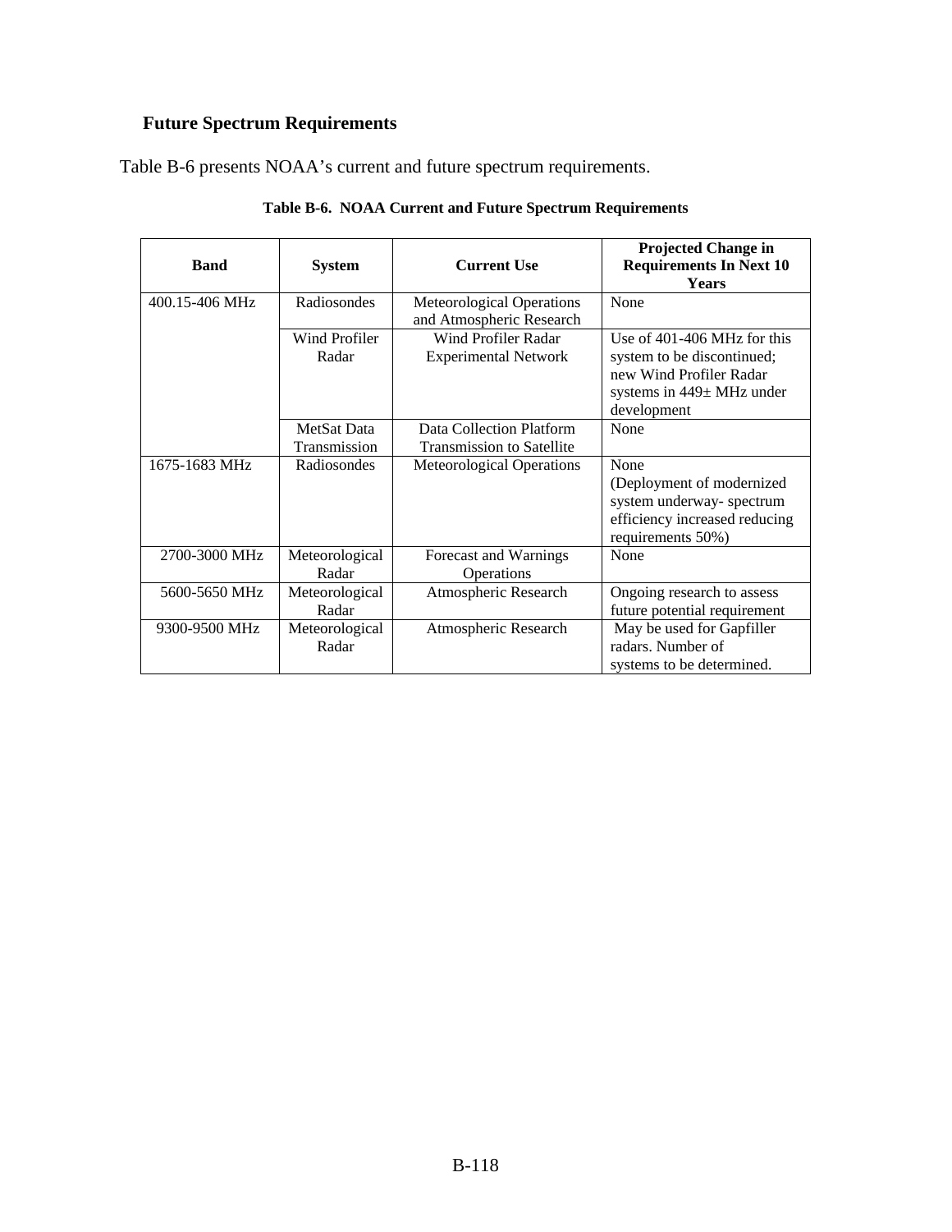## Future Spectrum Requirements

Table B-6 presents NOAA's current and future spectrum requirements.

**Table B-6. NOAA Current and Future Spectrum Requirements**

| Band | System | Current Use | Projected Change in Requirements In Next 10 Years |
|---|---|---|---|
| 400.15-406 MHz | Radiosondes | Meteorological Operations and Atmospheric Research | None |
| | Wind Profiler Radar | Wind Profiler Radar Experimental Network | Use of 401-406 MHz for this system to be discontinued; new Wind Profiler Radar systems in 449± MHz under development |
| | MetSat Data Transmission | Data Collection Platform Transmission to Satellite | None |
| 1675-1683 MHz | Radiosondes | Meteorological Operations | None (Deployment of modernized system underway- spectrum efficiency increased reducing requirements 50%) |
| 2700-3000 MHz | Meteorological Radar | Forecast and Warnings Operations | None |
| 5600-5650 MHz | Meteorological Radar | Atmospheric Research | Ongoing research to assess future potential requirement |
| 9300-9500 MHz | Meteorological Radar | Atmospheric Research | May be used for Gapfiller radars. Number of systems to be determined. |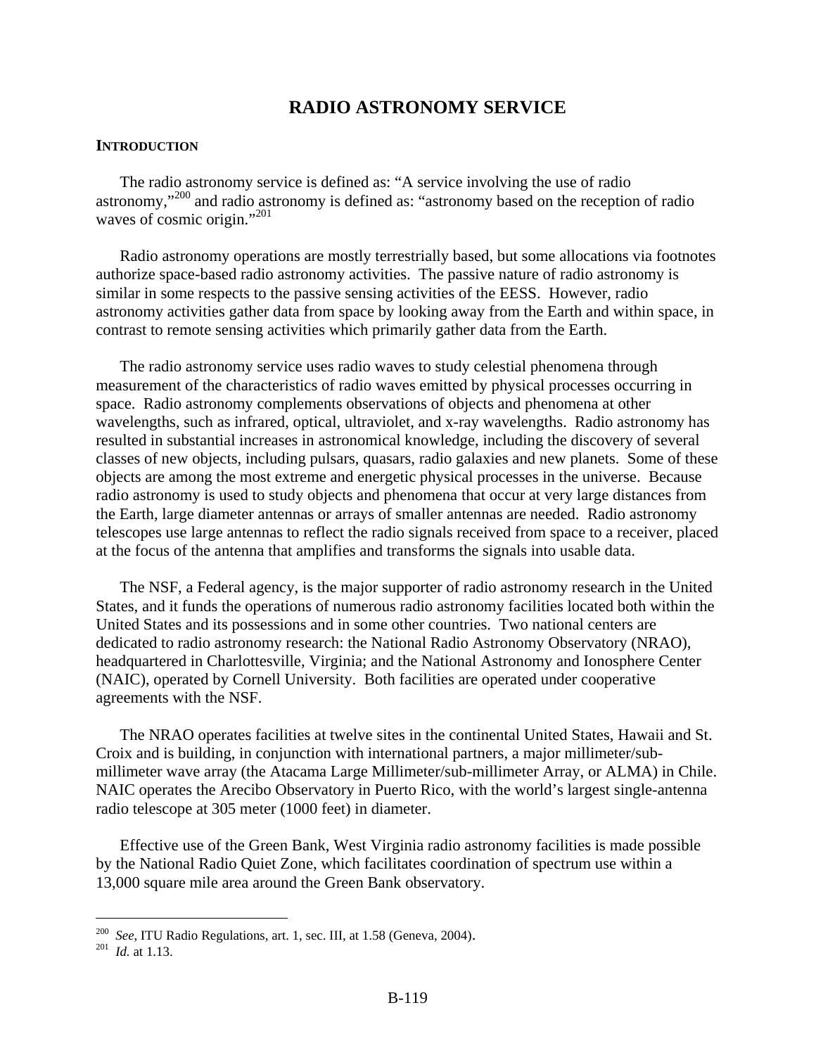# RADIO ASTRONOMY SERVICE

## INTRODUCTION

The radio astronomy service is defined as: "A service involving the use of radio astronomy,"[200] and radio astronomy is defined as: "astronomy based on the reception of radio waves of cosmic origin."[201]

Radio astronomy operations are mostly terrestrially based, but some allocations via footnotes authorize space-based radio astronomy activities. The passive nature of radio astronomy is similar in some respects to the passive sensing activities of the EESS. However, radio astronomy activities gather data from space by looking away from the Earth and within space, in contrast to remote sensing activities which primarily gather data from the Earth.

The radio astronomy service uses radio waves to study celestial phenomena through measurement of the characteristics of radio waves emitted by physical processes occurring in space. Radio astronomy complements observations of objects and phenomena at other wavelengths, such as infrared, optical, ultraviolet, and x-ray wavelengths. Radio astronomy has resulted in substantial increases in astronomical knowledge, including the discovery of several classes of new objects, including pulsars, quasars, radio galaxies and new planets. Some of these objects are among the most extreme and energetic physical processes in the universe. Because radio astronomy is used to study objects and phenomena that occur at very large distances from the Earth, large diameter antennas or arrays of smaller antennas are needed. Radio astronomy telescopes use large antennas to reflect the radio signals received from space to a receiver, placed at the focus of the antenna that amplifies and transforms the signals into usable data.

The NSF, a Federal agency, is the major supporter of radio astronomy research in the United States, and it funds the operations of numerous radio astronomy facilities located both within the United States and its possessions and in some other countries. Two national centers are dedicated to radio astronomy research: the National Radio Astronomy Observatory (NRAO), headquartered in Charlottesville, Virginia; and the National Astronomy and Ionosphere Center (NAIC), operated by Cornell University. Both facilities are operated under cooperative agreements with the NSF.

The NRAO operates facilities at twelve sites in the continental United States, Hawaii and St. Croix and is building, in conjunction with international partners, a major millimeter/sub-millimeter wave array (the Atacama Large Millimeter/sub-millimeter Array, or ALMA) in Chile. NAIC operates the Arecibo Observatory in Puerto Rico, with the world's largest single-antenna radio telescope at 305 meter (1000 feet) in diameter.

Effective use of the Green Bank, West Virginia radio astronomy facilities is made possible by the National Radio Quiet Zone, which facilitates coordination of spectrum use within a 13,000 square mile area around the Green Bank observatory.

---

[200] *See,* ITU Radio Regulations, art. 1, sec. III, at 1.58 (Geneva, 2004).

[201] *Id.* at 1.13.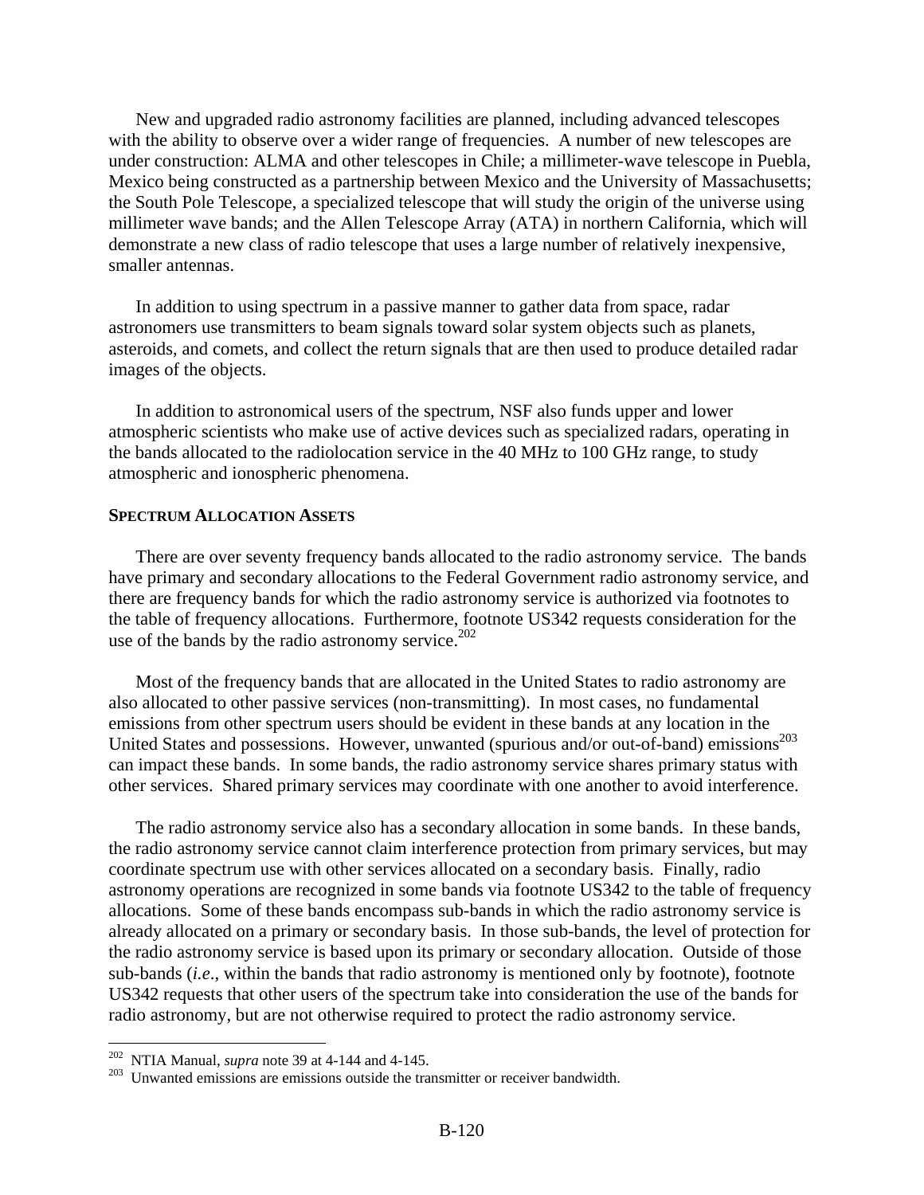New and upgraded radio astronomy facilities are planned, including advanced telescopes with the ability to observe over a wider range of frequencies. A number of new telescopes are under construction: ALMA and other telescopes in Chile; a millimeter-wave telescope in Puebla, Mexico being constructed as a partnership between Mexico and the University of Massachusetts; the South Pole Telescope, a specialized telescope that will study the origin of the universe using millimeter wave bands; and the Allen Telescope Array (ATA) in northern California, which will demonstrate a new class of radio telescope that uses a large number of relatively inexpensive, smaller antennas.

In addition to using spectrum in a passive manner to gather data from space, radar astronomers use transmitters to beam signals toward solar system objects such as planets, asteroids, and comets, and collect the return signals that are then used to produce detailed radar images of the objects.

In addition to astronomical users of the spectrum, NSF also funds upper and lower atmospheric scientists who make use of active devices such as specialized radars, operating in the bands allocated to the radiolocation service in the 40 MHz to 100 GHz range, to study atmospheric and ionospheric phenomena.

#### SPECTRUM ALLOCATION ASSETS

There are over seventy frequency bands allocated to the radio astronomy service. The bands have primary and secondary allocations to the Federal Government radio astronomy service, and there are frequency bands for which the radio astronomy service is authorized via footnotes to the table of frequency allocations. Furthermore, footnote US342 requests consideration for the use of the bands by the radio astronomy service.[202]

Most of the frequency bands that are allocated in the United States to radio astronomy are also allocated to other passive services (non-transmitting). In most cases, no fundamental emissions from other spectrum users should be evident in these bands at any location in the United States and possessions. However, unwanted (spurious and/or out-of-band) emissions[203] can impact these bands. In some bands, the radio astronomy service shares primary status with other services. Shared primary services may coordinate with one another to avoid interference.

The radio astronomy service also has a secondary allocation in some bands. In these bands, the radio astronomy service cannot claim interference protection from primary services, but may coordinate spectrum use with other services allocated on a secondary basis. Finally, radio astronomy operations are recognized in some bands via footnote US342 to the table of frequency allocations. Some of these bands encompass sub-bands in which the radio astronomy service is already allocated on a primary or secondary basis. In those sub-bands, the level of protection for the radio astronomy service is based upon its primary or secondary allocation. Outside of those sub-bands (*i.e*., within the bands that radio astronomy is mentioned only by footnote), footnote US342 requests that other users of the spectrum take into consideration the use of the bands for radio astronomy, but are not otherwise required to protect the radio astronomy service.

---

[202] NTIA Manual, *supra* note 39 at 4-144 and 4-145.

[203] Unwanted emissions are emissions outside the transmitter or receiver bandwidth.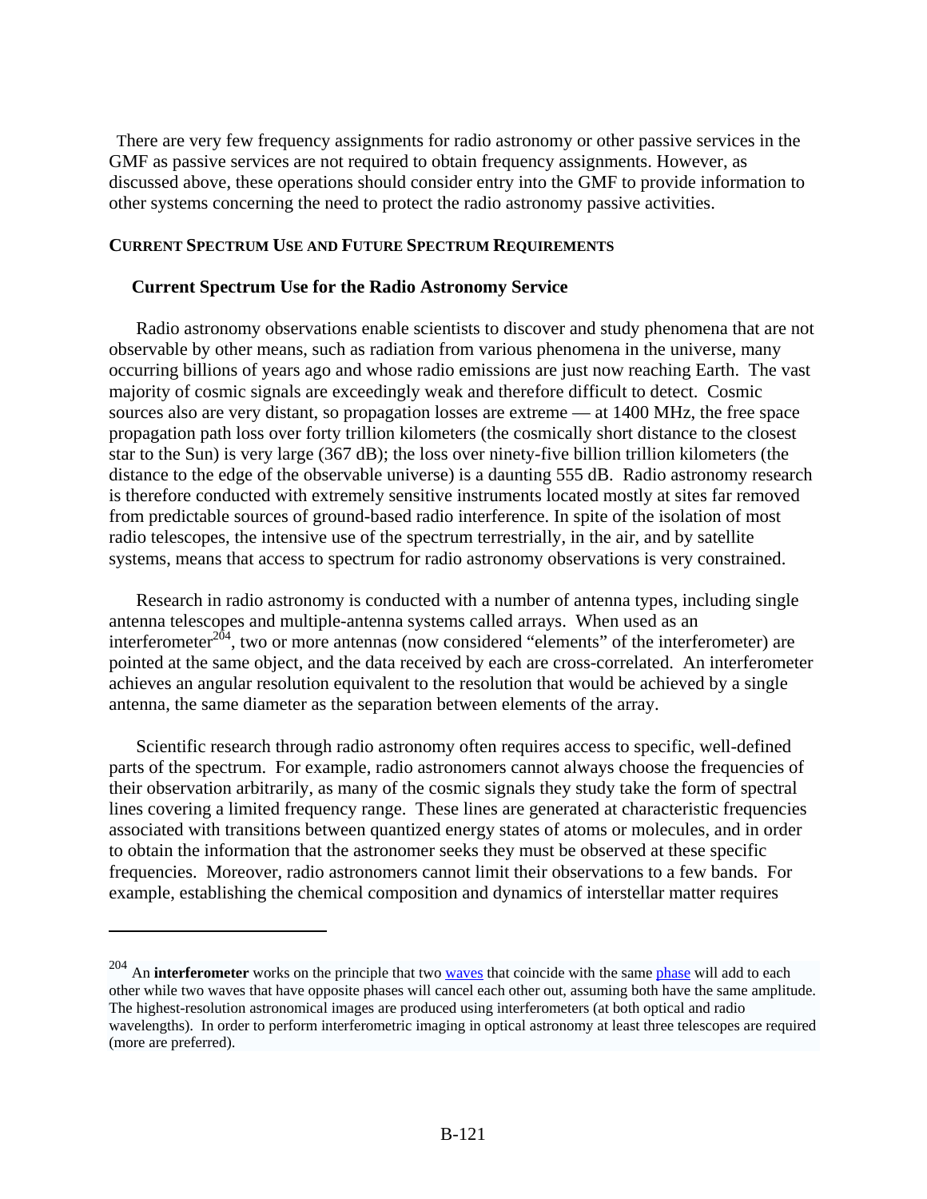There are very few frequency assignments for radio astronomy or other passive services in the GMF as passive services are not required to obtain frequency assignments. However, as discussed above, these operations should consider entry into the GMF to provide information to other systems concerning the need to protect the radio astronomy passive activities.

## CURRENT SPECTRUM USE AND FUTURE SPECTRUM REQUIREMENTS

### Current Spectrum Use for the Radio Astronomy Service

Radio astronomy observations enable scientists to discover and study phenomena that are not observable by other means, such as radiation from various phenomena in the universe, many occurring billions of years ago and whose radio emissions are just now reaching Earth. The vast majority of cosmic signals are exceedingly weak and therefore difficult to detect. Cosmic sources also are very distant, so propagation losses are extreme — at 1400 MHz, the free space propagation path loss over forty trillion kilometers (the cosmically short distance to the closest star to the Sun) is very large (367 dB); the loss over ninety-five billion trillion kilometers (the distance to the edge of the observable universe) is a daunting 555 dB. Radio astronomy research is therefore conducted with extremely sensitive instruments located mostly at sites far removed from predictable sources of ground-based radio interference. In spite of the isolation of most radio telescopes, the intensive use of the spectrum terrestrially, in the air, and by satellite systems, means that access to spectrum for radio astronomy observations is very constrained.

Research in radio astronomy is conducted with a number of antenna types, including single antenna telescopes and multiple-antenna systems called arrays. When used as an interferometer[204], two or more antennas (now considered "elements" of the interferometer) are pointed at the same object, and the data received by each are cross-correlated. An interferometer achieves an angular resolution equivalent to the resolution that would be achieved by a single antenna, the same diameter as the separation between elements of the array.

Scientific research through radio astronomy often requires access to specific, well-defined parts of the spectrum. For example, radio astronomers cannot always choose the frequencies of their observation arbitrarily, as many of the cosmic signals they study take the form of spectral lines covering a limited frequency range. These lines are generated at characteristic frequencies associated with transitions between quantized energy states of atoms or molecules, and in order to obtain the information that the astronomer seeks they must be observed at these specific frequencies. Moreover, radio astronomers cannot limit their observations to a few bands. For example, establishing the chemical composition and dynamics of interstellar matter requires

---

[204] An **interferometer** works on the principle that two waves that coincide with the same phase will add to each other while two waves that have opposite phases will cancel each other out, assuming both have the same amplitude. The highest-resolution astronomical images are produced using interferometers (at both optical and radio wavelengths). In order to perform interferometric imaging in optical astronomy at least three telescopes are required (more are preferred).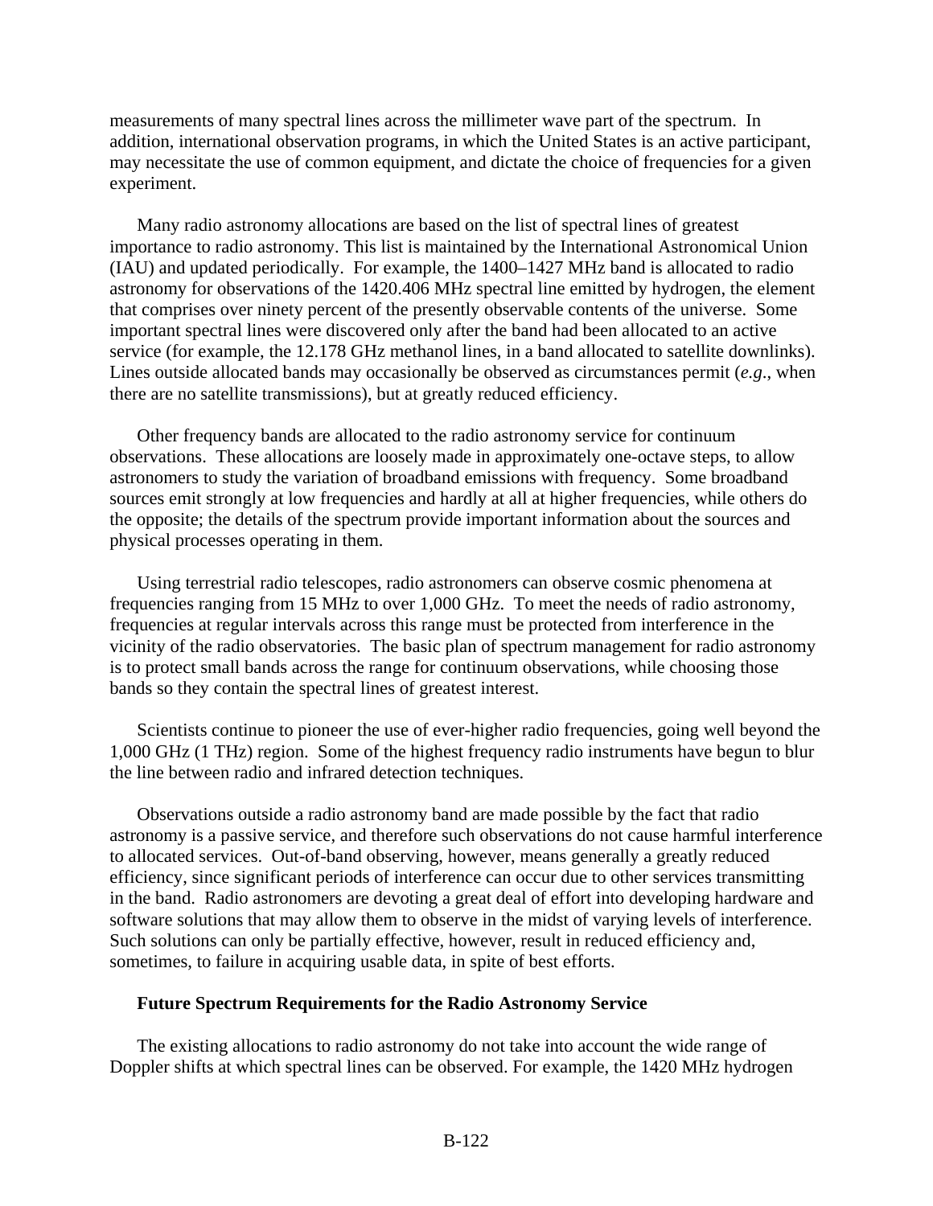measurements of many spectral lines across the millimeter wave part of the spectrum. In addition, international observation programs, in which the United States is an active participant, may necessitate the use of common equipment, and dictate the choice of frequencies for a given experiment.

Many radio astronomy allocations are based on the list of spectral lines of greatest importance to radio astronomy. This list is maintained by the International Astronomical Union (IAU) and updated periodically. For example, the 1400–1427 MHz band is allocated to radio astronomy for observations of the 1420.406 MHz spectral line emitted by hydrogen, the element that comprises over ninety percent of the presently observable contents of the universe. Some important spectral lines were discovered only after the band had been allocated to an active service (for example, the 12.178 GHz methanol lines, in a band allocated to satellite downlinks). Lines outside allocated bands may occasionally be observed as circumstances permit (*e.g.*, when there are no satellite transmissions), but at greatly reduced efficiency.

Other frequency bands are allocated to the radio astronomy service for continuum observations. These allocations are loosely made in approximately one-octave steps, to allow astronomers to study the variation of broadband emissions with frequency. Some broadband sources emit strongly at low frequencies and hardly at all at higher frequencies, while others do the opposite; the details of the spectrum provide important information about the sources and physical processes operating in them.

Using terrestrial radio telescopes, radio astronomers can observe cosmic phenomena at frequencies ranging from 15 MHz to over 1,000 GHz. To meet the needs of radio astronomy, frequencies at regular intervals across this range must be protected from interference in the vicinity of the radio observatories. The basic plan of spectrum management for radio astronomy is to protect small bands across the range for continuum observations, while choosing those bands so they contain the spectral lines of greatest interest.

Scientists continue to pioneer the use of ever-higher radio frequencies, going well beyond the 1,000 GHz (1 THz) region. Some of the highest frequency radio instruments have begun to blur the line between radio and infrared detection techniques.

Observations outside a radio astronomy band are made possible by the fact that radio astronomy is a passive service, and therefore such observations do not cause harmful interference to allocated services. Out-of-band observing, however, means generally a greatly reduced efficiency, since significant periods of interference can occur due to other services transmitting in the band. Radio astronomers are devoting a great deal of effort into developing hardware and software solutions that may allow them to observe in the midst of varying levels of interference. Such solutions can only be partially effective, however, result in reduced efficiency and, sometimes, to failure in acquiring usable data, in spite of best efforts.

### Future Spectrum Requirements for the Radio Astronomy Service

The existing allocations to radio astronomy do not take into account the wide range of Doppler shifts at which spectral lines can be observed. For example, the 1420 MHz hydrogen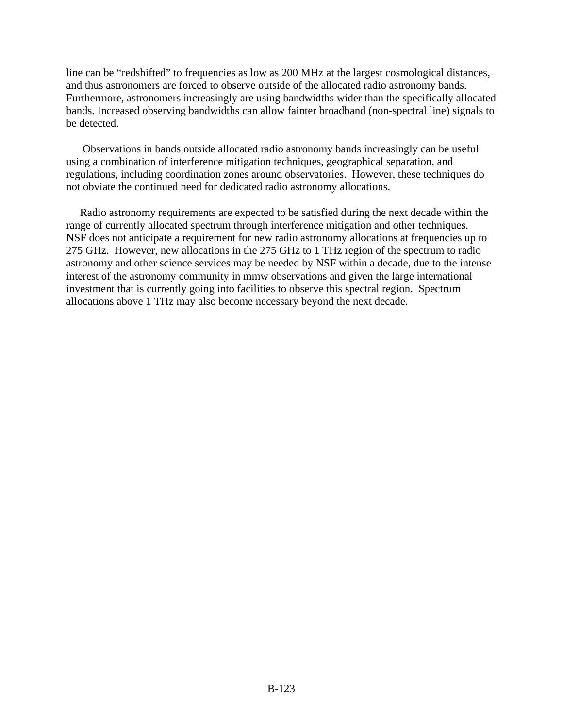line can be “redshifted” to frequencies as low as 200 MHz at the largest cosmological distances, and thus astronomers are forced to observe outside of the allocated radio astronomy bands. Furthermore, astronomers increasingly are using bandwidths wider than the specifically allocated bands. Increased observing bandwidths can allow fainter broadband (non-spectral line) signals to be detected.

Observations in bands outside allocated radio astronomy bands increasingly can be useful using a combination of interference mitigation techniques, geographical separation, and regulations, including coordination zones around observatories. However, these techniques do not obviate the continued need for dedicated radio astronomy allocations.

Radio astronomy requirements are expected to be satisfied during the next decade within the range of currently allocated spectrum through interference mitigation and other techniques. NSF does not anticipate a requirement for new radio astronomy allocations at frequencies up to 275 GHz. However, new allocations in the 275 GHz to 1 THz region of the spectrum to radio astronomy and other science services may be needed by NSF within a decade, due to the intense interest of the astronomy community in mmw observations and given the large international investment that is currently going into facilities to observe this spectral region. Spectrum allocations above 1 THz may also become necessary beyond the next decade.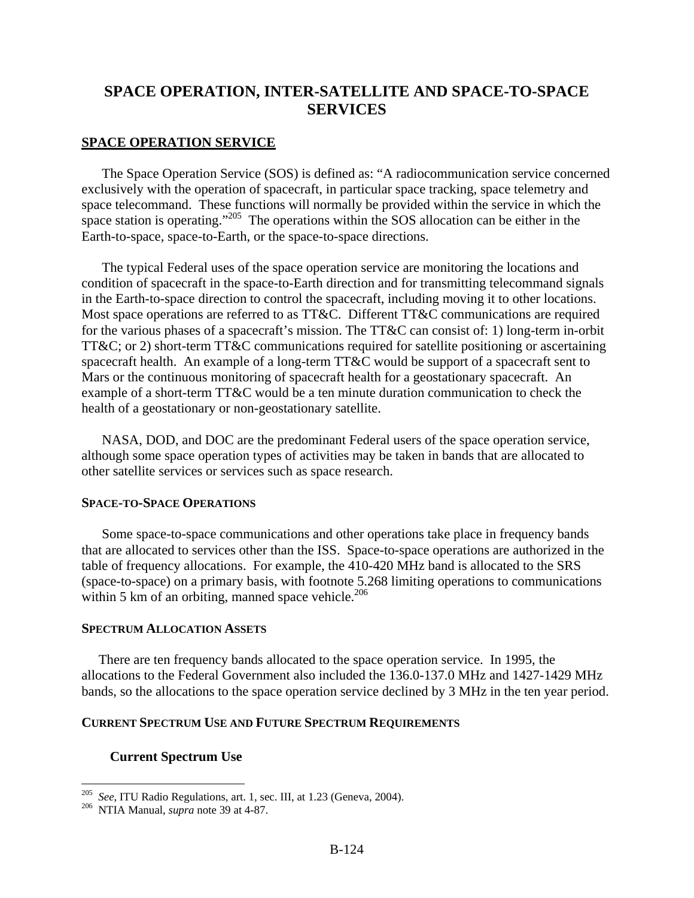# SPACE OPERATION, INTER-SATELLITE AND SPACE-TO-SPACE SERVICES

## SPACE OPERATION SERVICE

The Space Operation Service (SOS) is defined as: "A radiocommunication service concerned exclusively with the operation of spacecraft, in particular space tracking, space telemetry and space telecommand. These functions will normally be provided within the service in which the space station is operating."[205] The operations within the SOS allocation can be either in the Earth-to-space, space-to-Earth, or the space-to-space directions.

The typical Federal uses of the space operation service are monitoring the locations and condition of spacecraft in the space-to-Earth direction and for transmitting telecommand signals in the Earth-to-space direction to control the spacecraft, including moving it to other locations. Most space operations are referred to as TT&C. Different TT&C communications are required for the various phases of a spacecraft's mission. The TT&C can consist of: 1) long-term in-orbit TT&C; or 2) short-term TT&C communications required for satellite positioning or ascertaining spacecraft health. An example of a long-term TT&C would be support of a spacecraft sent to Mars or the continuous monitoring of spacecraft health for a geostationary spacecraft. An example of a short-term TT&C would be a ten minute duration communication to check the health of a geostationary or non-geostationary satellite.

NASA, DOD, and DOC are the predominant Federal users of the space operation service, although some space operation types of activities may be taken in bands that are allocated to other satellite services or services such as space research.

### SPACE-TO-SPACE OPERATIONS

Some space-to-space communications and other operations take place in frequency bands that are allocated to services other than the ISS. Space-to-space operations are authorized in the table of frequency allocations. For example, the 410-420 MHz band is allocated to the SRS (space-to-space) on a primary basis, with footnote 5.268 limiting operations to communications within 5 km of an orbiting, manned space vehicle.[206]

### SPECTRUM ALLOCATION ASSETS

There are ten frequency bands allocated to the space operation service. In 1995, the allocations to the Federal Government also included the 136.0-137.0 MHz and 1427-1429 MHz bands, so the allocations to the space operation service declined by 3 MHz in the ten year period.

### CURRENT SPECTRUM USE AND FUTURE SPECTRUM REQUIREMENTS

#### Current Spectrum Use

---

[205] *See*, ITU Radio Regulations, art. 1, sec. III, at 1.23 (Geneva, 2004).

[206] NTIA Manual, *supra* note 39 at 4-87.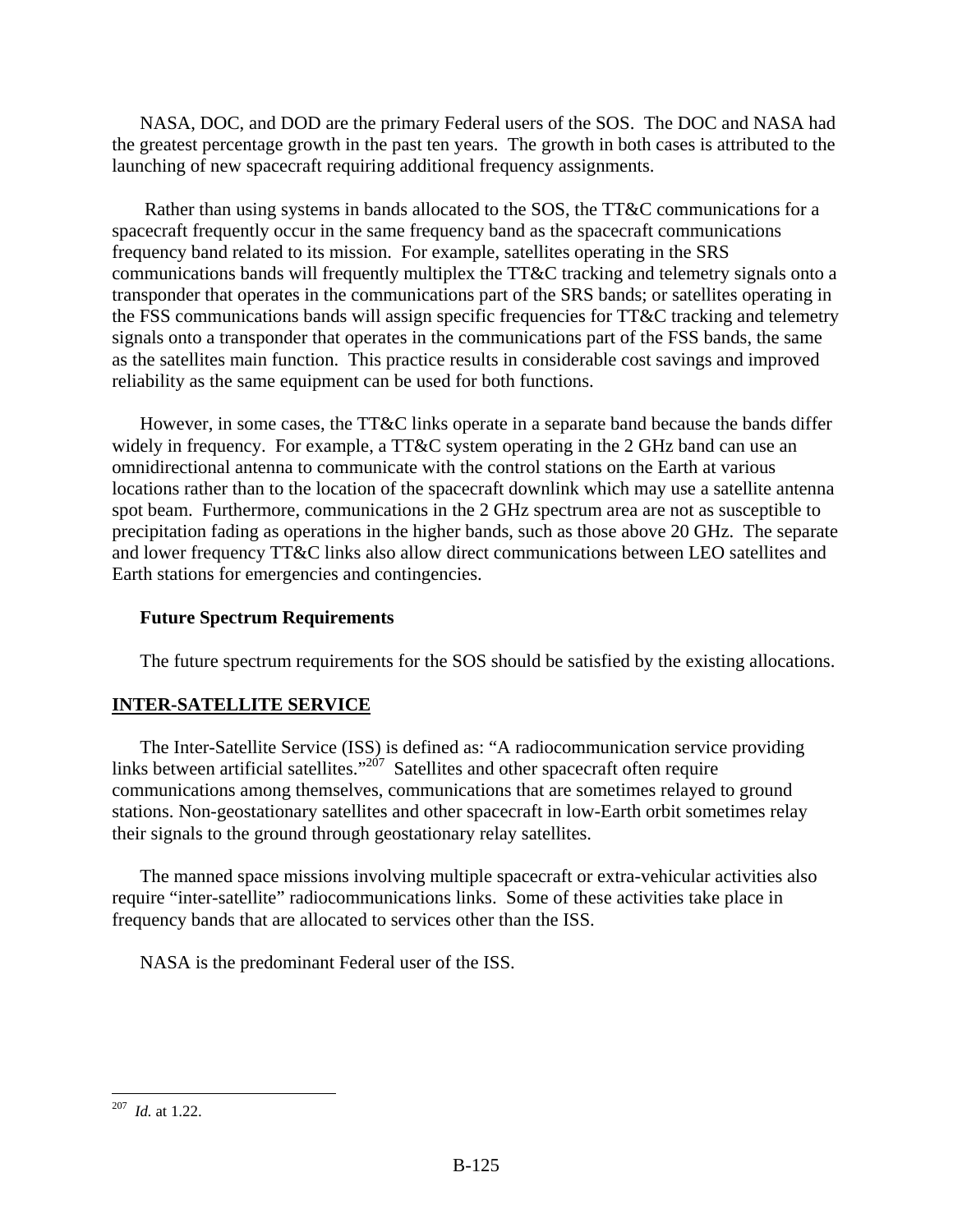NASA, DOC, and DOD are the primary Federal users of the SOS. The DOC and NASA had the greatest percentage growth in the past ten years. The growth in both cases is attributed to the launching of new spacecraft requiring additional frequency assignments.

Rather than using systems in bands allocated to the SOS, the TT&C communications for a spacecraft frequently occur in the same frequency band as the spacecraft communications frequency band related to its mission. For example, satellites operating in the SRS communications bands will frequently multiplex the TT&C tracking and telemetry signals onto a transponder that operates in the communications part of the SRS bands; or satellites operating in the FSS communications bands will assign specific frequencies for TT&C tracking and telemetry signals onto a transponder that operates in the communications part of the FSS bands, the same as the satellites main function. This practice results in considerable cost savings and improved reliability as the same equipment can be used for both functions.

However, in some cases, the TT&C links operate in a separate band because the bands differ widely in frequency. For example, a TT&C system operating in the 2 GHz band can use an omnidirectional antenna to communicate with the control stations on the Earth at various locations rather than to the location of the spacecraft downlink which may use a satellite antenna spot beam. Furthermore, communications in the 2 GHz spectrum area are not as susceptible to precipitation fading as operations in the higher bands, such as those above 20 GHz. The separate and lower frequency TT&C links also allow direct communications between LEO satellites and Earth stations for emergencies and contingencies.

**Future Spectrum Requirements**

The future spectrum requirements for the SOS should be satisfied by the existing allocations.

## INTER-SATELLITE SERVICE

The Inter-Satellite Service (ISS) is defined as: "A radiocommunication service providing links between artificial satellites."[207] Satellites and other spacecraft often require communications among themselves, communications that are sometimes relayed to ground stations. Non-geostationary satellites and other spacecraft in low-Earth orbit sometimes relay their signals to the ground through geostationary relay satellites.

The manned space missions involving multiple spacecraft or extra-vehicular activities also require "inter-satellite" radiocommunications links. Some of these activities take place in frequency bands that are allocated to services other than the ISS.

NASA is the predominant Federal user of the ISS.

---

[207] *Id.* at 1.22.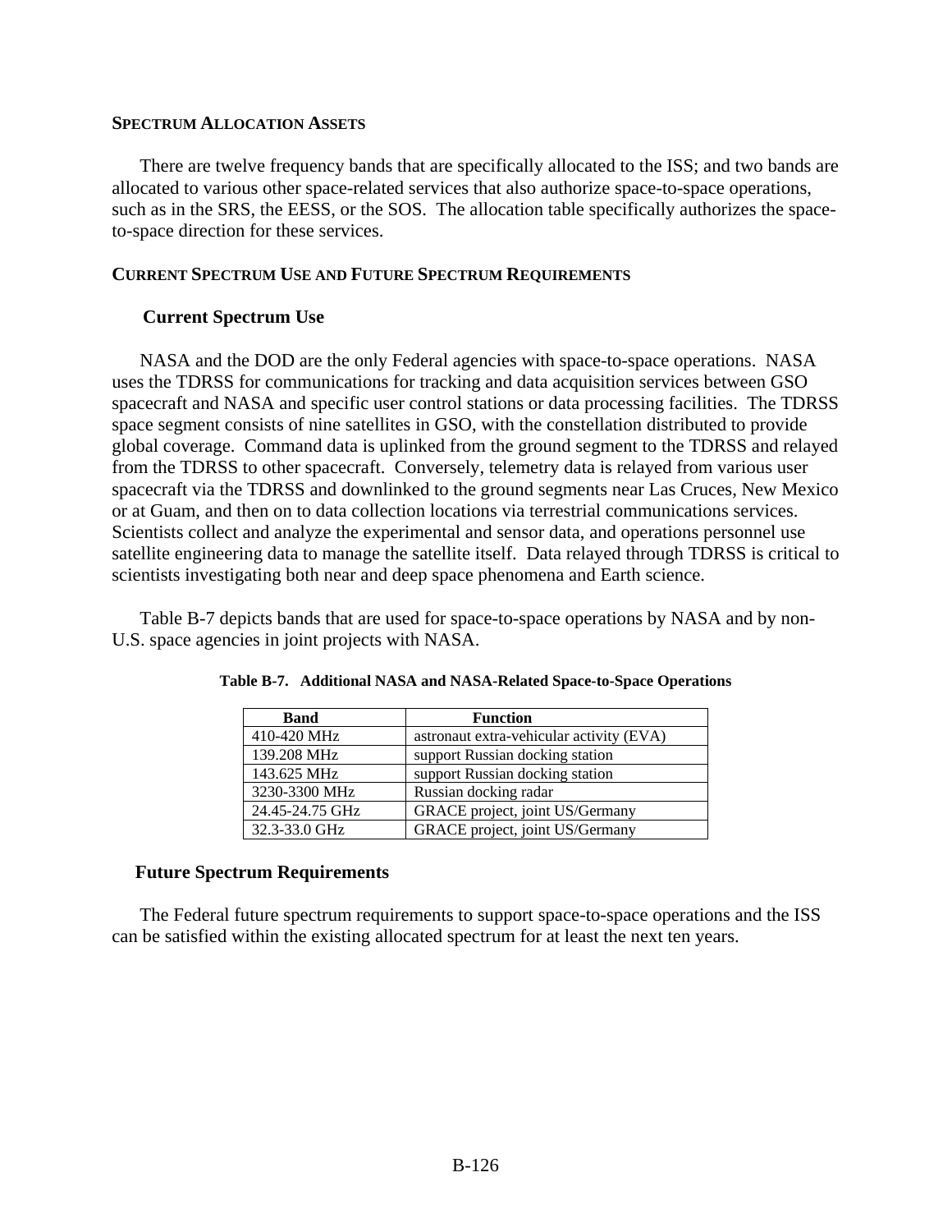## SPECTRUM ALLOCATION ASSETS

There are twelve frequency bands that are specifically allocated to the ISS; and two bands are allocated to various other space-related services that also authorize space-to-space operations, such as in the SRS, the EESS, or the SOS. The allocation table specifically authorizes the space-to-space direction for these services.

## CURRENT SPECTRUM USE AND FUTURE SPECTRUM REQUIREMENTS

### Current Spectrum Use

NASA and the DOD are the only Federal agencies with space-to-space operations. NASA uses the TDRSS for communications for tracking and data acquisition services between GSO spacecraft and NASA and specific user control stations or data processing facilities. The TDRSS space segment consists of nine satellites in GSO, with the constellation distributed to provide global coverage. Command data is uplinked from the ground segment to the TDRSS and relayed from the TDRSS to other spacecraft. Conversely, telemetry data is relayed from various user spacecraft via the TDRSS and downlinked to the ground segments near Las Cruces, New Mexico or at Guam, and then on to data collection locations via terrestrial communications services. Scientists collect and analyze the experimental and sensor data, and operations personnel use satellite engineering data to manage the satellite itself. Data relayed through TDRSS is critical to scientists investigating both near and deep space phenomena and Earth science.

Table B-7 depicts bands that are used for space-to-space operations by NASA and by non-U.S. space agencies in joint projects with NASA.

**Table B-7. Additional NASA and NASA-Related Space-to-Space Operations**

| Band | Function |
|---|---|
| 410-420 MHz | astronaut extra-vehicular activity (EVA) |
| 139.208 MHz | support Russian docking station |
| 143.625 MHz | support Russian docking station |
| 3230-3300 MHz | Russian docking radar |
| 24.45-24.75 GHz | GRACE project, joint US/Germany |
| 32.3-33.0 GHz | GRACE project, joint US/Germany |

### Future Spectrum Requirements

The Federal future spectrum requirements to support space-to-space operations and the ISS can be satisfied within the existing allocated spectrum for at least the next ten years.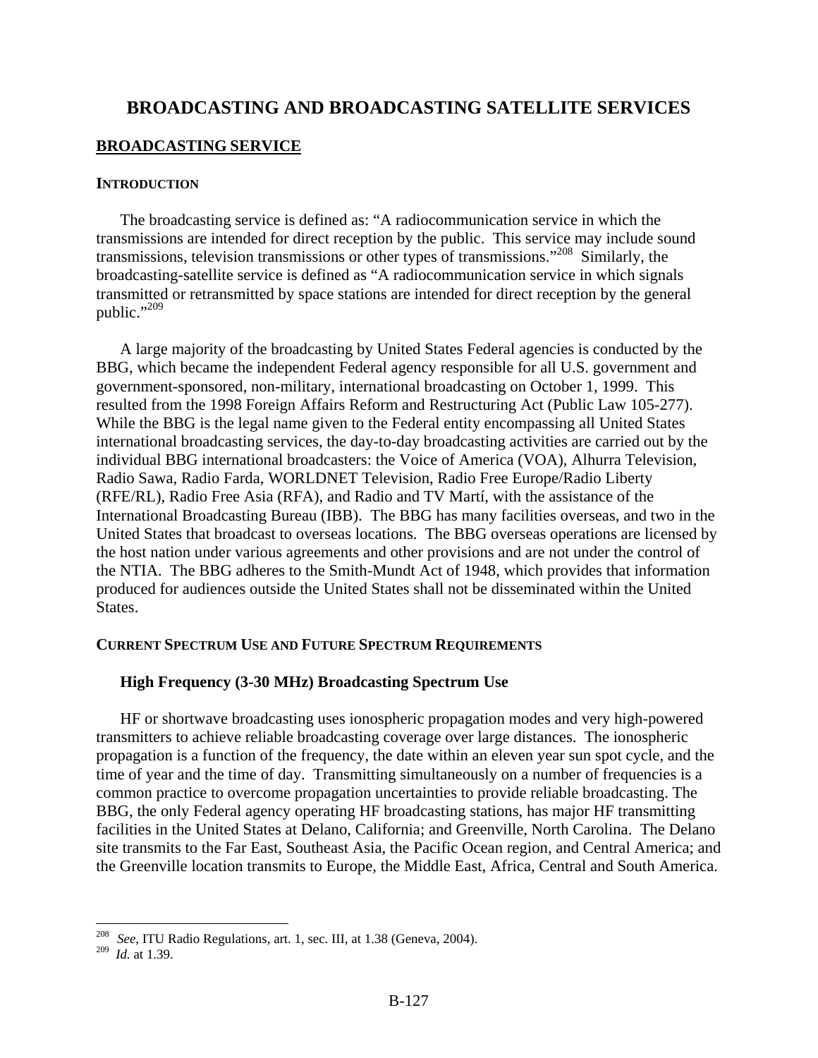# BROADCASTING AND BROADCASTING SATELLITE SERVICES

## BROADCASTING SERVICE

### INTRODUCTION

The broadcasting service is defined as: "A radiocommunication service in which the transmissions are intended for direct reception by the public. This service may include sound transmissions, television transmissions or other types of transmissions."[208] Similarly, the broadcasting-satellite service is defined as "A radiocommunication service in which signals transmitted or retransmitted by space stations are intended for direct reception by the general public."[209]

A large majority of the broadcasting by United States Federal agencies is conducted by the BBG, which became the independent Federal agency responsible for all U.S. government and government-sponsored, non-military, international broadcasting on October 1, 1999. This resulted from the 1998 Foreign Affairs Reform and Restructuring Act (Public Law 105-277). While the BBG is the legal name given to the Federal entity encompassing all United States international broadcasting services, the day-to-day broadcasting activities are carried out by the individual BBG international broadcasters: the Voice of America (VOA), Alhurra Television, Radio Sawa, Radio Farda, WORLDNET Television, Radio Free Europe/Radio Liberty (RFE/RL), Radio Free Asia (RFA), and Radio and TV Martí, with the assistance of the International Broadcasting Bureau (IBB). The BBG has many facilities overseas, and two in the United States that broadcast to overseas locations. The BBG overseas operations are licensed by the host nation under various agreements and other provisions and are not under the control of the NTIA. The BBG adheres to the Smith-Mundt Act of 1948, which provides that information produced for audiences outside the United States shall not be disseminated within the United States.

### CURRENT SPECTRUM USE AND FUTURE SPECTRUM REQUIREMENTS

#### High Frequency (3-30 MHz) Broadcasting Spectrum Use

HF or shortwave broadcasting uses ionospheric propagation modes and very high-powered transmitters to achieve reliable broadcasting coverage over large distances. The ionospheric propagation is a function of the frequency, the date within an eleven year sun spot cycle, and the time of year and the time of day. Transmitting simultaneously on a number of frequencies is a common practice to overcome propagation uncertainties to provide reliable broadcasting. The BBG, the only Federal agency operating HF broadcasting stations, has major HF transmitting facilities in the United States at Delano, California; and Greenville, North Carolina. The Delano site transmits to the Far East, Southeast Asia, the Pacific Ocean region, and Central America; and the Greenville location transmits to Europe, the Middle East, Africa, Central and South America.

---

[208] *See*, ITU Radio Regulations, art. 1, sec. III, at 1.38 (Geneva, 2004).

[209] *Id.* at 1.39.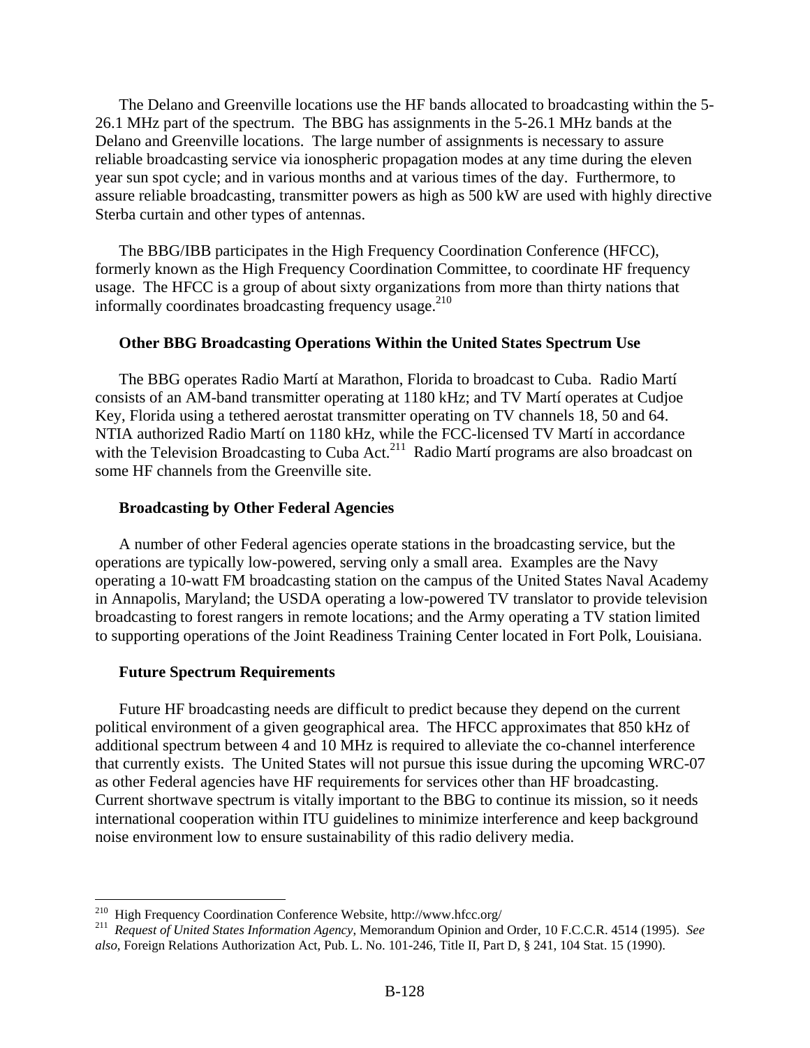The Delano and Greenville locations use the HF bands allocated to broadcasting within the 5-26.1 MHz part of the spectrum. The BBG has assignments in the 5-26.1 MHz bands at the Delano and Greenville locations. The large number of assignments is necessary to assure reliable broadcasting service via ionospheric propagation modes at any time during the eleven year sun spot cycle; and in various months and at various times of the day. Furthermore, to assure reliable broadcasting, transmitter powers as high as 500 kW are used with highly directive Sterba curtain and other types of antennas.

The BBG/IBB participates in the High Frequency Coordination Conference (HFCC), formerly known as the High Frequency Coordination Committee, to coordinate HF frequency usage. The HFCC is a group of about sixty organizations from more than thirty nations that informally coordinates broadcasting frequency usage.[210]

### Other BBG Broadcasting Operations Within the United States Spectrum Use

The BBG operates Radio Martí at Marathon, Florida to broadcast to Cuba. Radio Martí consists of an AM-band transmitter operating at 1180 kHz; and TV Martí operates at Cudjoe Key, Florida using a tethered aerostat transmitter operating on TV channels 18, 50 and 64. NTIA authorized Radio Martí on 1180 kHz, while the FCC-licensed TV Martí in accordance with the Television Broadcasting to Cuba Act.[211] Radio Martí programs are also broadcast on some HF channels from the Greenville site.

### Broadcasting by Other Federal Agencies

A number of other Federal agencies operate stations in the broadcasting service, but the operations are typically low-powered, serving only a small area. Examples are the Navy operating a 10-watt FM broadcasting station on the campus of the United States Naval Academy in Annapolis, Maryland; the USDA operating a low-powered TV translator to provide television broadcasting to forest rangers in remote locations; and the Army operating a TV station limited to supporting operations of the Joint Readiness Training Center located in Fort Polk, Louisiana.

### Future Spectrum Requirements

Future HF broadcasting needs are difficult to predict because they depend on the current political environment of a given geographical area. The HFCC approximates that 850 kHz of additional spectrum between 4 and 10 MHz is required to alleviate the co-channel interference that currently exists. The United States will not pursue this issue during the upcoming WRC-07 as other Federal agencies have HF requirements for services other than HF broadcasting. Current shortwave spectrum is vitally important to the BBG to continue its mission, so it needs international cooperation within ITU guidelines to minimize interference and keep background noise environment low to ensure sustainability of this radio delivery media.

---

[210] High Frequency Coordination Conference Website, http://www.hfcc.org/

[211] *Request of United States Information Agency*, Memorandum Opinion and Order, 10 F.C.C.R. 4514 (1995). *See also*, Foreign Relations Authorization Act, Pub. L. No. 101-246, Title II, Part D, § 241, 104 Stat. 15 (1990).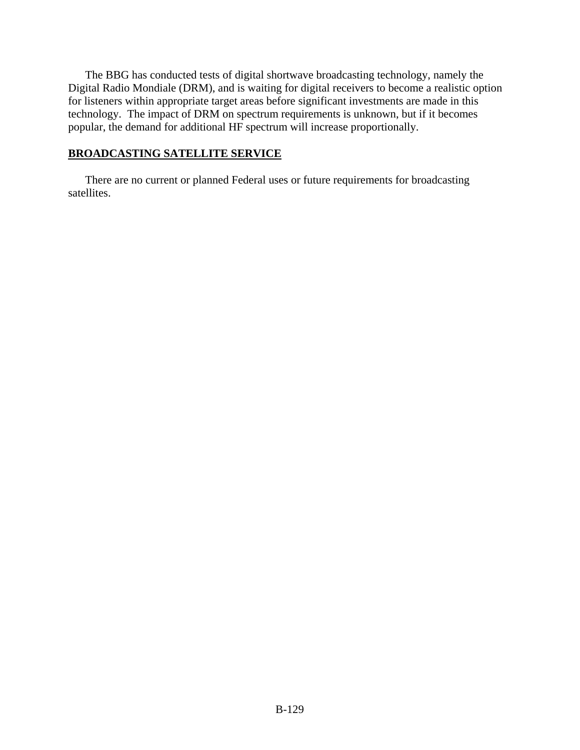The BBG has conducted tests of digital shortwave broadcasting technology, namely the Digital Radio Mondiale (DRM), and is waiting for digital receivers to become a realistic option for listeners within appropriate target areas before significant investments are made in this technology. The impact of DRM on spectrum requirements is unknown, but if it becomes popular, the demand for additional HF spectrum will increase proportionally.

## BROADCASTING SATELLITE SERVICE

There are no current or planned Federal uses or future requirements for broadcasting satellites.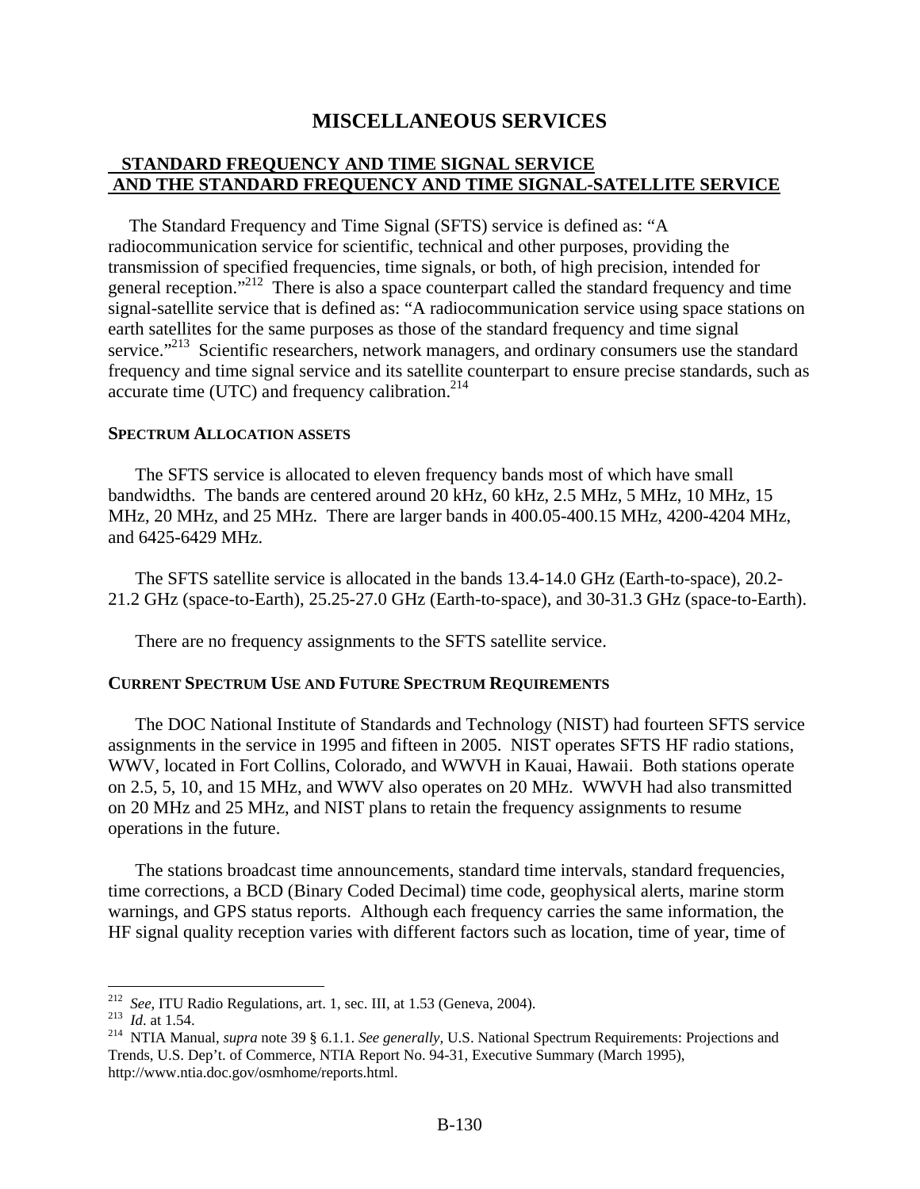# MISCELLANEOUS SERVICES

## STANDARD FREQUENCY AND TIME SIGNAL SERVICE AND THE STANDARD FREQUENCY AND TIME SIGNAL-SATELLITE SERVICE

The Standard Frequency and Time Signal (SFTS) service is defined as: "A radiocommunication service for scientific, technical and other purposes, providing the transmission of specified frequencies, time signals, or both, of high precision, intended for general reception."[212] There is also a space counterpart called the standard frequency and time signal-satellite service that is defined as: "A radiocommunication service using space stations on earth satellites for the same purposes as those of the standard frequency and time signal service."[213] Scientific researchers, network managers, and ordinary consumers use the standard frequency and time signal service and its satellite counterpart to ensure precise standards, such as accurate time (UTC) and frequency calibration.[214]

### SPECTRUM ALLOCATION ASSETS

The SFTS service is allocated to eleven frequency bands most of which have small bandwidths. The bands are centered around 20 kHz, 60 kHz, 2.5 MHz, 5 MHz, 10 MHz, 15 MHz, 20 MHz, and 25 MHz. There are larger bands in 400.05-400.15 MHz, 4200-4204 MHz, and 6425-6429 MHz.

The SFTS satellite service is allocated in the bands 13.4-14.0 GHz (Earth-to-space), 20.2-21.2 GHz (space-to-Earth), 25.25-27.0 GHz (Earth-to-space), and 30-31.3 GHz (space-to-Earth).

There are no frequency assignments to the SFTS satellite service.

### CURRENT SPECTRUM USE AND FUTURE SPECTRUM REQUIREMENTS

The DOC National Institute of Standards and Technology (NIST) had fourteen SFTS service assignments in the service in 1995 and fifteen in 2005. NIST operates SFTS HF radio stations, WWV, located in Fort Collins, Colorado, and WWVH in Kauai, Hawaii. Both stations operate on 2.5, 5, 10, and 15 MHz, and WWV also operates on 20 MHz. WWVH had also transmitted on 20 MHz and 25 MHz, and NIST plans to retain the frequency assignments to resume operations in the future.

The stations broadcast time announcements, standard time intervals, standard frequencies, time corrections, a BCD (Binary Coded Decimal) time code, geophysical alerts, marine storm warnings, and GPS status reports. Although each frequency carries the same information, the HF signal quality reception varies with different factors such as location, time of year, time of

---

[212] *See,* ITU Radio Regulations, art. 1, sec. III, at 1.53 (Geneva, 2004).

[213] *Id*. at 1.54.

[214] NTIA Manual, *supra* note 39 § 6.1.1. *See generally,* U.S. National Spectrum Requirements: Projections and Trends, U.S. Dep't. of Commerce, NTIA Report No. 94-31, Executive Summary (March 1995), http://www.ntia.doc.gov/osmhome/reports.html.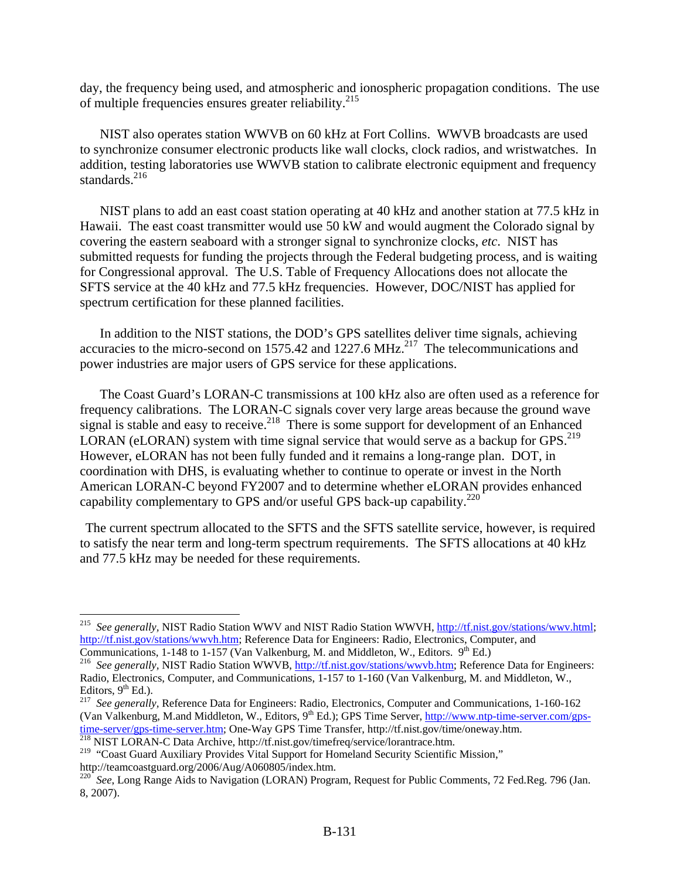day, the frequency being used, and atmospheric and ionospheric propagation conditions. The use of multiple frequencies ensures greater reliability.[215]

NIST also operates station WWVB on 60 kHz at Fort Collins. WWVB broadcasts are used to synchronize consumer electronic products like wall clocks, clock radios, and wristwatches. In addition, testing laboratories use WWVB station to calibrate electronic equipment and frequency standards.[216]

NIST plans to add an east coast station operating at 40 kHz and another station at 77.5 kHz in Hawaii. The east coast transmitter would use 50 kW and would augment the Colorado signal by covering the eastern seaboard with a stronger signal to synchronize clocks, *etc*. NIST has submitted requests for funding the projects through the Federal budgeting process, and is waiting for Congressional approval. The U.S. Table of Frequency Allocations does not allocate the SFTS service at the 40 kHz and 77.5 kHz frequencies. However, DOC/NIST has applied for spectrum certification for these planned facilities.

In addition to the NIST stations, the DOD's GPS satellites deliver time signals, achieving accuracies to the micro-second on 1575.42 and 1227.6 MHz.[217] The telecommunications and power industries are major users of GPS service for these applications.

The Coast Guard's LORAN-C transmissions at 100 kHz also are often used as a reference for frequency calibrations. The LORAN-C signals cover very large areas because the ground wave signal is stable and easy to receive.[218] There is some support for development of an Enhanced LORAN (eLORAN) system with time signal service that would serve as a backup for GPS.[219] However, eLORAN has not been fully funded and it remains a long-range plan. DOT, in coordination with DHS, is evaluating whether to continue to operate or invest in the North American LORAN-C beyond FY2007 and to determine whether eLORAN provides enhanced capability complementary to GPS and/or useful GPS back-up capability.[220]

The current spectrum allocated to the SFTS and the SFTS satellite service, however, is required to satisfy the near term and long-term spectrum requirements. The SFTS allocations at 40 kHz and 77.5 kHz may be needed for these requirements.

---

[215] *See generally*, NIST Radio Station WWV and NIST Radio Station WWVH, http://tf.nist.gov/stations/wwv.html; http://tf.nist.gov/stations/wwvh.htm; Reference Data for Engineers: Radio, Electronics, Computer, and Communications, 1-148 to 1-157 (Van Valkenburg, M. and Middleton, W., Editors. 9th Ed.)

[216] *See generally*, NIST Radio Station WWVB, http://tf.nist.gov/stations/wwvb.htm; Reference Data for Engineers: Radio, Electronics, Computer, and Communications, 1-157 to 1-160 (Van Valkenburg, M. and Middleton, W., Editors, 9th Ed.).

[217] *See generally*, Reference Data for Engineers: Radio, Electronics, Computer and Communications, 1-160-162 (Van Valkenburg, M.and Middleton, W., Editors, 9th Ed.); GPS Time Server, http://www.ntp-time-server.com/gps-time-server/gps-time-server.htm; One-Way GPS Time Transfer, http://tf.nist.gov/time/oneway.htm.

[218] NIST LORAN-C Data Archive, http://tf.nist.gov/timefreq/service/lorantrace.htm.

[219] "Coast Guard Auxiliary Provides Vital Support for Homeland Security Scientific Mission," http://teamcoastguard.org/2006/Aug/A060805/index.htm.

[220] *See*, Long Range Aids to Navigation (LORAN) Program, Request for Public Comments, 72 Fed.Reg. 796 (Jan. 8, 2007).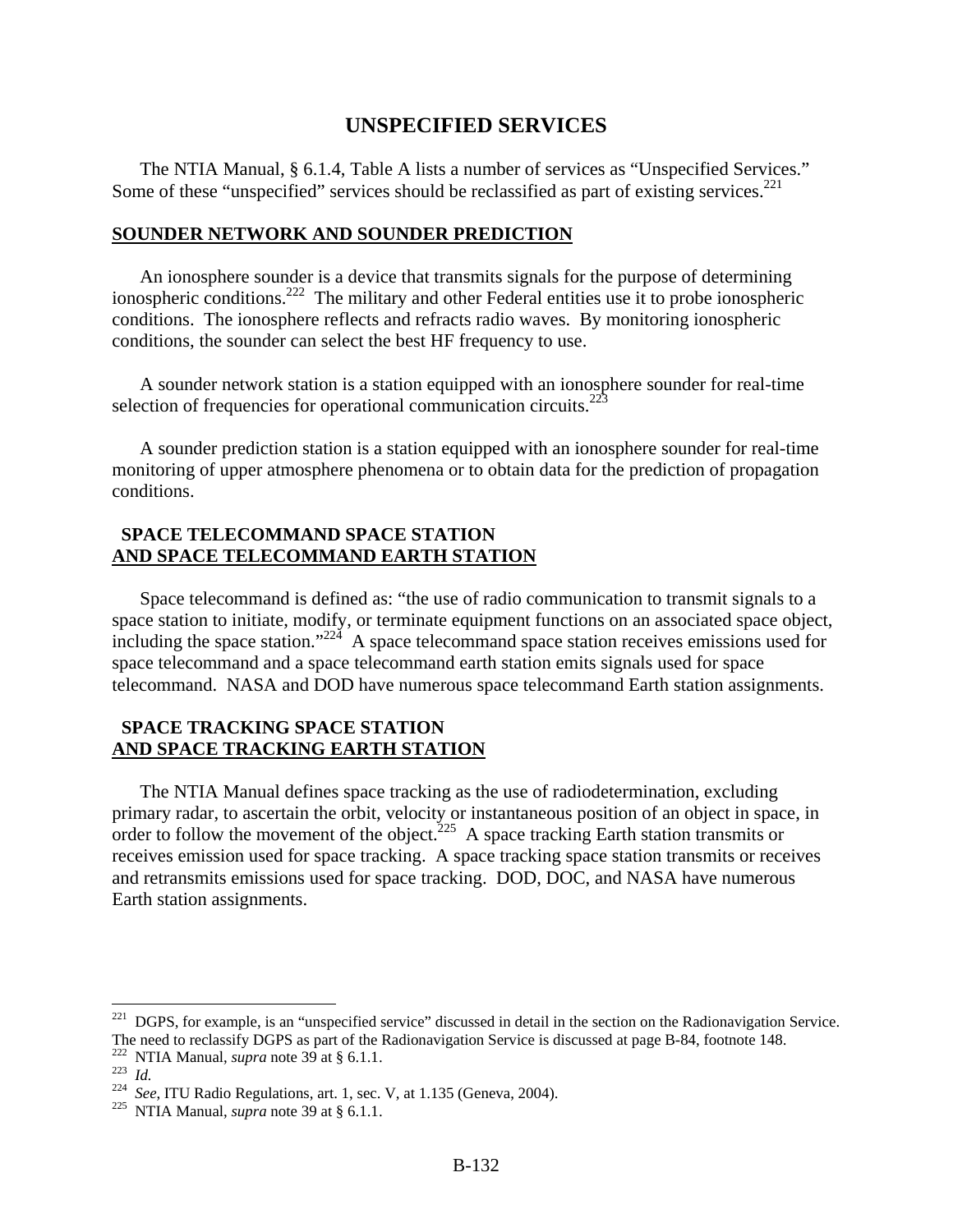# UNSPECIFIED SERVICES

The NTIA Manual, § 6.1.4, Table A lists a number of services as "Unspecified Services." Some of these "unspecified" services should be reclassified as part of existing services.[221]

## SOUNDER NETWORK AND SOUNDER PREDICTION

An ionosphere sounder is a device that transmits signals for the purpose of determining ionospheric conditions.[222] The military and other Federal entities use it to probe ionospheric conditions. The ionosphere reflects and refracts radio waves. By monitoring ionospheric conditions, the sounder can select the best HF frequency to use.

A sounder network station is a station equipped with an ionosphere sounder for real-time selection of frequencies for operational communication circuits.[223]

A sounder prediction station is a station equipped with an ionosphere sounder for real-time monitoring of upper atmosphere phenomena or to obtain data for the prediction of propagation conditions.

## SPACE TELECOMMAND SPACE STATION AND SPACE TELECOMMAND EARTH STATION

Space telecommand is defined as: "the use of radio communication to transmit signals to a space station to initiate, modify, or terminate equipment functions on an associated space object, including the space station."[224] A space telecommand space station receives emissions used for space telecommand and a space telecommand earth station emits signals used for space telecommand. NASA and DOD have numerous space telecommand Earth station assignments.

## SPACE TRACKING SPACE STATION AND SPACE TRACKING EARTH STATION

The NTIA Manual defines space tracking as the use of radiodetermination, excluding primary radar, to ascertain the orbit, velocity or instantaneous position of an object in space, in order to follow the movement of the object.[225] A space tracking Earth station transmits or receives emission used for space tracking. A space tracking space station transmits or receives and retransmits emissions used for space tracking. DOD, DOC, and NASA have numerous Earth station assignments.

---

[221] DGPS, for example, is an "unspecified service" discussed in detail in the section on the Radionavigation Service. The need to reclassify DGPS as part of the Radionavigation Service is discussed at page B-84, footnote 148.

[222] NTIA Manual, *supra* note 39 at § 6.1.1.

[223] *Id.*

[224] *See*, ITU Radio Regulations, art. 1, sec. V, at 1.135 (Geneva, 2004).

[225] NTIA Manual, *supra* note 39 at § 6.1.1.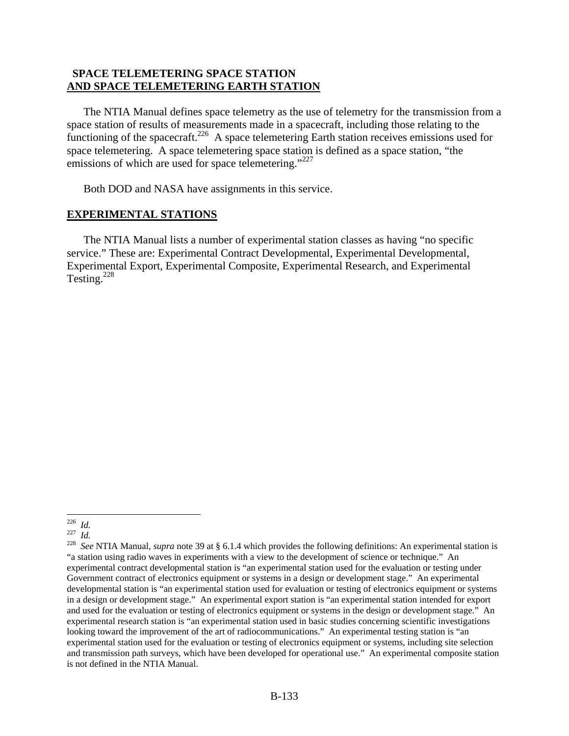## SPACE TELEMETERING SPACE STATION AND SPACE TELEMETERING EARTH STATION

The NTIA Manual defines space telemetry as the use of telemetry for the transmission from a space station of results of measurements made in a spacecraft, including those relating to the functioning of the spacecraft.[226] A space telemetering Earth station receives emissions used for space telemetering. A space telemetering space station is defined as a space station, "the emissions of which are used for space telemetering."[227]

Both DOD and NASA have assignments in this service.

## EXPERIMENTAL STATIONS

The NTIA Manual lists a number of experimental station classes as having "no specific service." These are: Experimental Contract Developmental, Experimental Developmental, Experimental Export, Experimental Composite, Experimental Research, and Experimental Testing.[228]

---

[226] *Id.*

[227] *Id.*

[228] *See* NTIA Manual, *supra* note 39 at § 6.1.4 which provides the following definitions: An experimental station is "a station using radio waves in experiments with a view to the development of science or technique." An experimental contract developmental station is "an experimental station used for the evaluation or testing under Government contract of electronics equipment or systems in a design or development stage." An experimental developmental station is "an experimental station used for evaluation or testing of electronics equipment or systems in a design or development stage." An experimental export station is "an experimental station intended for export and used for the evaluation or testing of electronics equipment or systems in the design or development stage." An experimental research station is "an experimental station used in basic studies concerning scientific investigations looking toward the improvement of the art of radiocommunications." An experimental testing station is "an experimental station used for the evaluation or testing of electronics equipment or systems, including site selection and transmission path surveys, which have been developed for operational use." An experimental composite station is not defined in the NTIA Manual.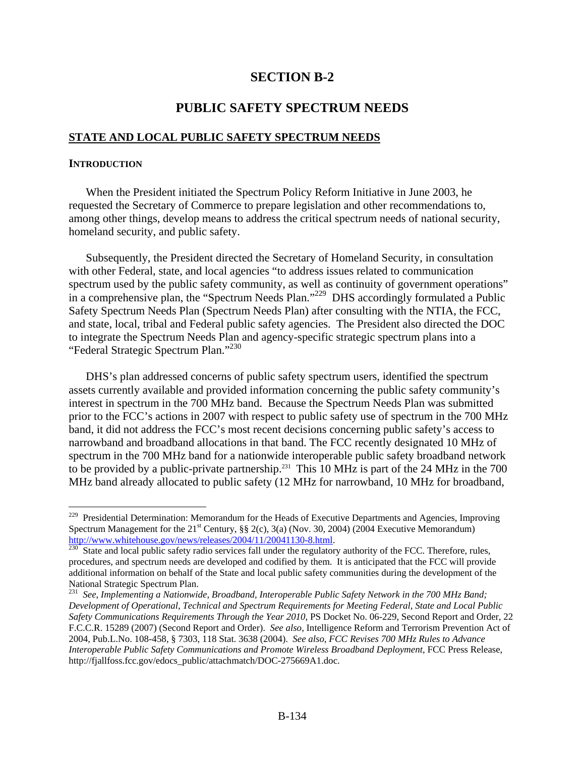# SECTION B-2

# PUBLIC SAFETY SPECTRUM NEEDS

## STATE AND LOCAL PUBLIC SAFETY SPECTRUM NEEDS

### INTRODUCTION

When the President initiated the Spectrum Policy Reform Initiative in June 2003, he requested the Secretary of Commerce to prepare legislation and other recommendations to, among other things, develop means to address the critical spectrum needs of national security, homeland security, and public safety.

Subsequently, the President directed the Secretary of Homeland Security, in consultation with other Federal, state, and local agencies "to address issues related to communication spectrum used by the public safety community, as well as continuity of government operations" in a comprehensive plan, the "Spectrum Needs Plan."[229] DHS accordingly formulated a Public Safety Spectrum Needs Plan (Spectrum Needs Plan) after consulting with the NTIA, the FCC, and state, local, tribal and Federal public safety agencies. The President also directed the DOC to integrate the Spectrum Needs Plan and agency-specific strategic spectrum plans into a "Federal Strategic Spectrum Plan."[230]

DHS's plan addressed concerns of public safety spectrum users, identified the spectrum assets currently available and provided information concerning the public safety community's interest in spectrum in the 700 MHz band. Because the Spectrum Needs Plan was submitted prior to the FCC's actions in 2007 with respect to public safety use of spectrum in the 700 MHz band, it did not address the FCC's most recent decisions concerning public safety's access to narrowband and broadband allocations in that band. The FCC recently designated 10 MHz of spectrum in the 700 MHz band for a nationwide interoperable public safety broadband network to be provided by a public-private partnership.[231] This 10 MHz is part of the 24 MHz in the 700 MHz band already allocated to public safety (12 MHz for narrowband, 10 MHz for broadband,

---

[229] Presidential Determination: Memorandum for the Heads of Executive Departments and Agencies, Improving Spectrum Management for the 21st Century, §§ 2(c), 3(a) (Nov. 30, 2004) (2004 Executive Memorandum) http://www.whitehouse.gov/news/releases/2004/11/20041130-8.html.

[230] State and local public safety radio services fall under the regulatory authority of the FCC. Therefore, rules, procedures, and spectrum needs are developed and codified by them. It is anticipated that the FCC will provide additional information on behalf of the State and local public safety communities during the development of the National Strategic Spectrum Plan.

[231] *See, Implementing a Nationwide, Broadband, Interoperable Public Safety Network in the 700 MHz Band; Development of Operational, Technical and Spectrum Requirements for Meeting Federal, State and Local Public Safety Communications Requirements Through the Year 2010*, PS Docket No. 06-229, Second Report and Order, 22 F.C.C.R. 15289 (2007) (Second Report and Order). *See also*, Intelligence Reform and Terrorism Prevention Act of 2004, Pub.L.No. 108-458, § 7303, 118 Stat. 3638 (2004). *See also*, *FCC Revises 700 MHz Rules to Advance Interoperable Public Safety Communications and Promote Wireless Broadband Deployment*, FCC Press Release, http://fjallfoss.fcc.gov/edocs_public/attachmatch/DOC-275669A1.doc.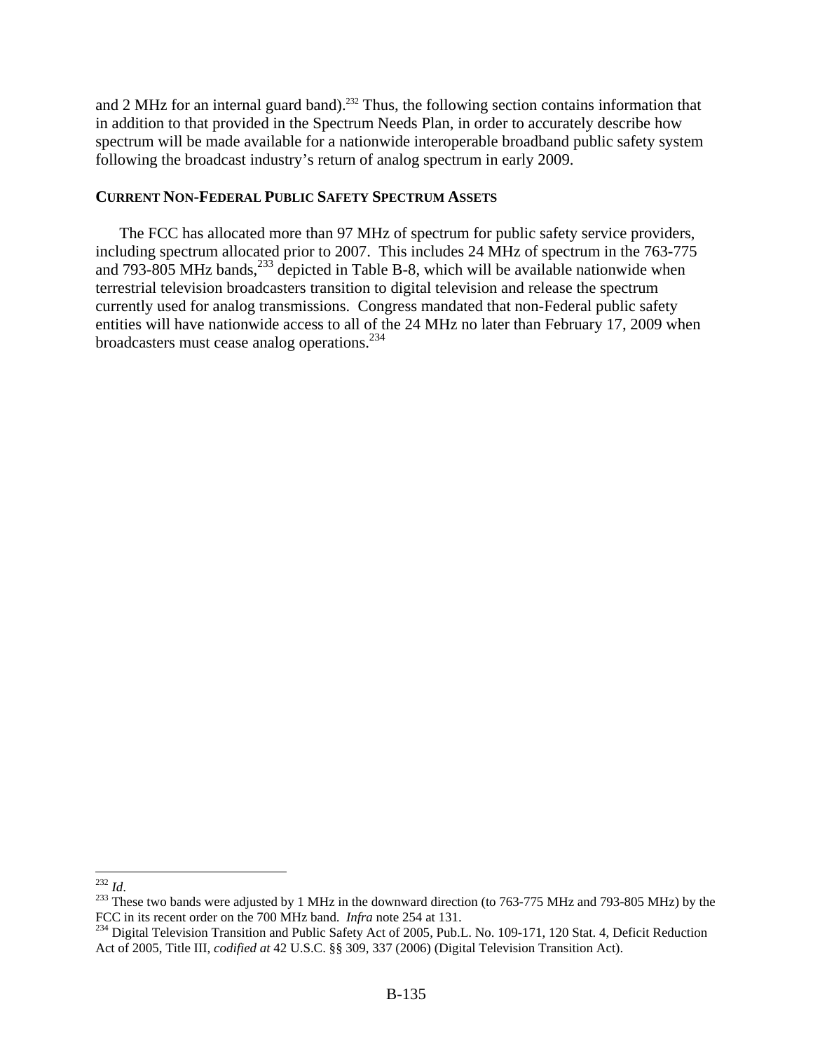and 2 MHz for an internal guard band).[232] Thus, the following section contains information that in addition to that provided in the Spectrum Needs Plan, in order to accurately describe how spectrum will be made available for a nationwide interoperable broadband public safety system following the broadcast industry's return of analog spectrum in early 2009.

### CURRENT NON-FEDERAL PUBLIC SAFETY SPECTRUM ASSETS

The FCC has allocated more than 97 MHz of spectrum for public safety service providers, including spectrum allocated prior to 2007. This includes 24 MHz of spectrum in the 763-775 and 793-805 MHz bands,[233] depicted in Table B-8, which will be available nationwide when terrestrial television broadcasters transition to digital television and release the spectrum currently used for analog transmissions. Congress mandated that non-Federal public safety entities will have nationwide access to all of the 24 MHz no later than February 17, 2009 when broadcasters must cease analog operations.[234]

---

[232] *Id*.

[233] These two bands were adjusted by 1 MHz in the downward direction (to 763-775 MHz and 793-805 MHz) by the FCC in its recent order on the 700 MHz band. *Infra* note 254 at 131.

[234] Digital Television Transition and Public Safety Act of 2005, Pub.L. No. 109-171, 120 Stat. 4, Deficit Reduction Act of 2005, Title III, *codified at* 42 U.S.C. §§ 309, 337 (2006) (Digital Television Transition Act).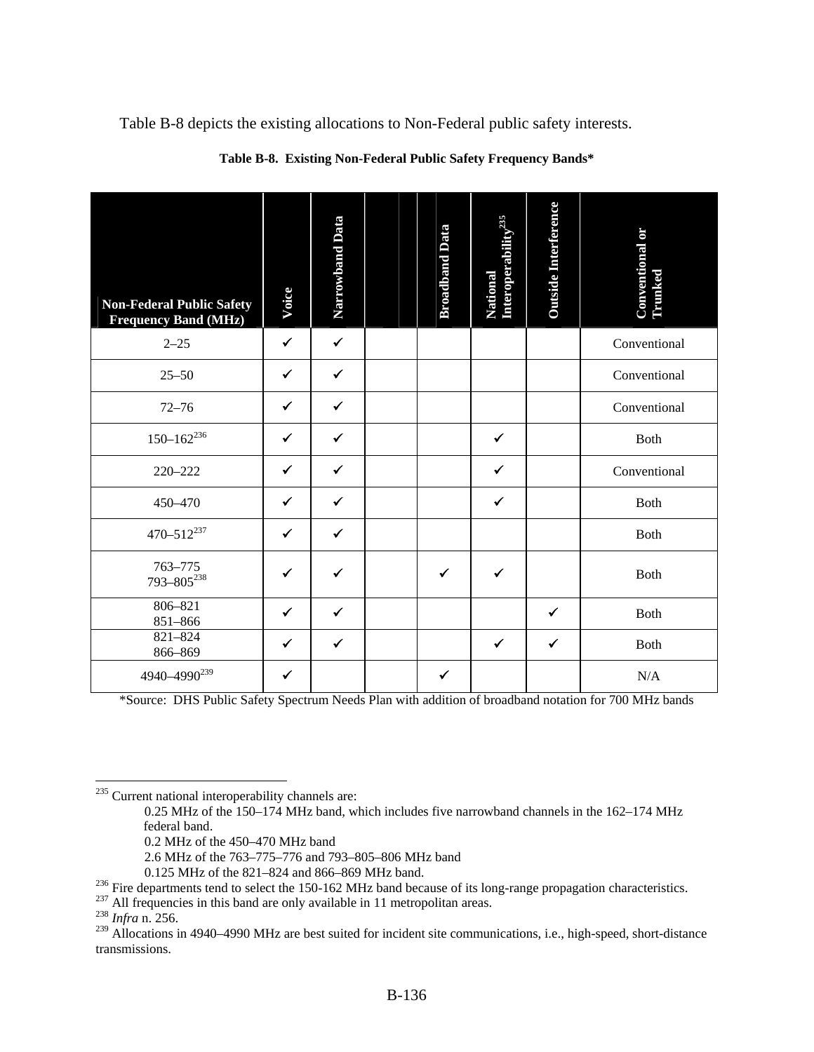Table B-8 depicts the existing allocations to Non-Federal public safety interests.

**Table B-8. Existing Non-Federal Public Safety Frequency Bands***

| Non-Federal Public Safety Frequency Band (MHz) | Voice | Narrowband Data | | Broadband Data | National Interoperability[235] | Outside Interference | Conventional or Trunked |
|---|---|---|---|---|---|---|---|
| 2–25 | ✓ | ✓ | | | | | Conventional |
| 25–50 | ✓ | ✓ | | | | | Conventional |
| 72–76 | ✓ | ✓ | | | | | Conventional |
| 150–162[236] | ✓ | ✓ | | | ✓ | | Both |
| 220–222 | ✓ | ✓ | | | ✓ | | Conventional |
| 450–470 | ✓ | ✓ | | | ✓ | | Both |
| 470–512[237] | ✓ | ✓ | | | | | Both |
| 763–775<br>793–805[238] | ✓ | ✓ | | ✓ | ✓ | | Both |
| 806–821<br>851–866 | ✓ | ✓ | | | | ✓ | Both |
| 821–824<br>866–869 | ✓ | ✓ | | | ✓ | ✓ | Both |
| 4940–4990[239] | ✓ | | | ✓ | | | N/A |

*Source: DHS Public Safety Spectrum Needs Plan with addition of broadband notation for 700 MHz bands

---

[235] Current national interoperability channels are:

0.25 MHz of the 150–174 MHz band, which includes five narrowband channels in the 162–174 MHz federal band.

0.2 MHz of the 450–470 MHz band

2.6 MHz of the 763–775–776 and 793–805–806 MHz band

0.125 MHz of the 821–824 and 866–869 MHz band.

[236] Fire departments tend to select the 150-162 MHz band because of its long-range propagation characteristics.

[237] All frequencies in this band are only available in 11 metropolitan areas.

[238] *Infra* n. 256.

[239] Allocations in 4940–4990 MHz are best suited for incident site communications, i.e., high-speed, short-distance transmissions.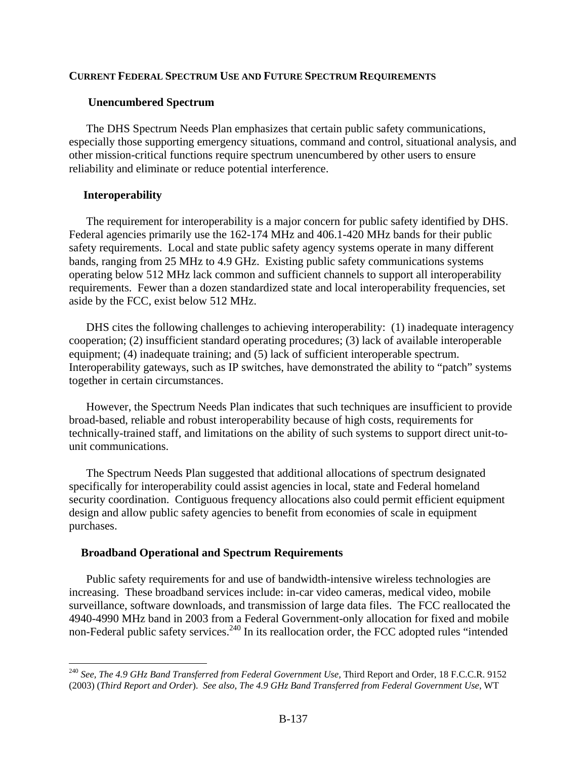## CURRENT FEDERAL SPECTRUM USE AND FUTURE SPECTRUM REQUIREMENTS

### Unencumbered Spectrum

The DHS Spectrum Needs Plan emphasizes that certain public safety communications, especially those supporting emergency situations, command and control, situational analysis, and other mission-critical functions require spectrum unencumbered by other users to ensure reliability and eliminate or reduce potential interference.

### Interoperability

The requirement for interoperability is a major concern for public safety identified by DHS. Federal agencies primarily use the 162-174 MHz and 406.1-420 MHz bands for their public safety requirements. Local and state public safety agency systems operate in many different bands, ranging from 25 MHz to 4.9 GHz. Existing public safety communications systems operating below 512 MHz lack common and sufficient channels to support all interoperability requirements. Fewer than a dozen standardized state and local interoperability frequencies, set aside by the FCC, exist below 512 MHz.

DHS cites the following challenges to achieving interoperability: (1) inadequate interagency cooperation; (2) insufficient standard operating procedures; (3) lack of available interoperable equipment; (4) inadequate training; and (5) lack of sufficient interoperable spectrum. Interoperability gateways, such as IP switches, have demonstrated the ability to "patch" systems together in certain circumstances.

However, the Spectrum Needs Plan indicates that such techniques are insufficient to provide broad-based, reliable and robust interoperability because of high costs, requirements for technically-trained staff, and limitations on the ability of such systems to support direct unit-to-unit communications.

The Spectrum Needs Plan suggested that additional allocations of spectrum designated specifically for interoperability could assist agencies in local, state and Federal homeland security coordination. Contiguous frequency allocations also could permit efficient equipment design and allow public safety agencies to benefit from economies of scale in equipment purchases.

### Broadband Operational and Spectrum Requirements

Public safety requirements for and use of bandwidth-intensive wireless technologies are increasing. These broadband services include: in-car video cameras, medical video, mobile surveillance, software downloads, and transmission of large data files. The FCC reallocated the 4940-4990 MHz band in 2003 from a Federal Government-only allocation for fixed and mobile non-Federal public safety services.[240] In its reallocation order, the FCC adopted rules "intended

---

[240] *See, The 4.9 GHz Band Transferred from Federal Government Use,* Third Report and Order, 18 F.C.C.R. 9152 (2003) (*Third Report and Order*). *See also, The 4.9 GHz Band Transferred from Federal Government Use*, WT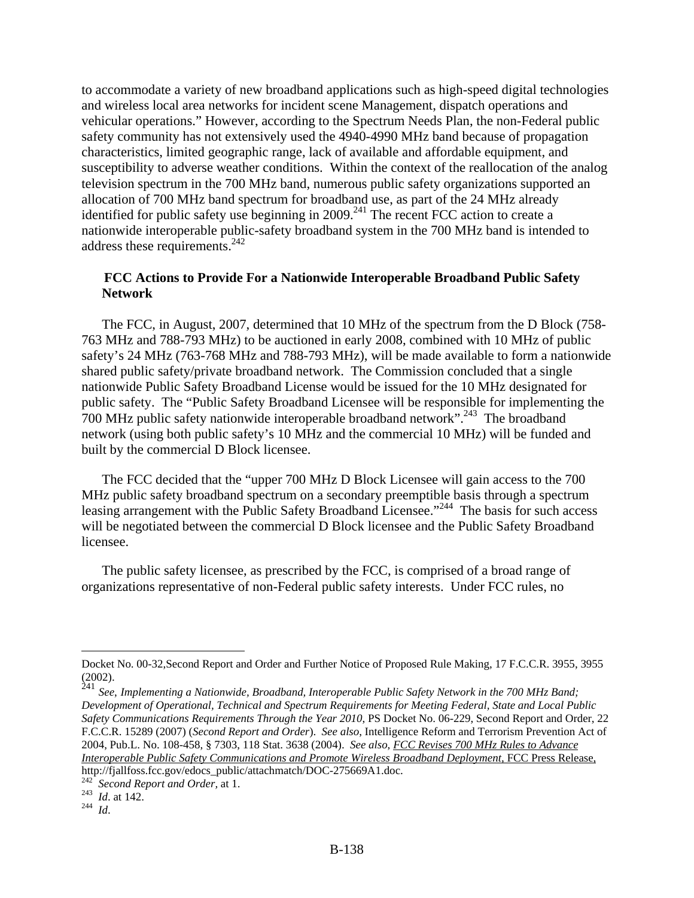to accommodate a variety of new broadband applications such as high-speed digital technologies and wireless local area networks for incident scene Management, dispatch operations and vehicular operations." However, according to the Spectrum Needs Plan, the non-Federal public safety community has not extensively used the 4940-4990 MHz band because of propagation characteristics, limited geographic range, lack of available and affordable equipment, and susceptibility to adverse weather conditions. Within the context of the reallocation of the analog television spectrum in the 700 MHz band, numerous public safety organizations supported an allocation of 700 MHz band spectrum for broadband use, as part of the 24 MHz already identified for public safety use beginning in 2009.[241] The recent FCC action to create a nationwide interoperable public-safety broadband system in the 700 MHz band is intended to address these requirements.[242]

**FCC Actions to Provide For a Nationwide Interoperable Broadband Public Safety Network**

The FCC, in August, 2007, determined that 10 MHz of the spectrum from the D Block (758-763 MHz and 788-793 MHz) to be auctioned in early 2008, combined with 10 MHz of public safety's 24 MHz (763-768 MHz and 788-793 MHz), will be made available to form a nationwide shared public safety/private broadband network. The Commission concluded that a single nationwide Public Safety Broadband License would be issued for the 10 MHz designated for public safety. The "Public Safety Broadband Licensee will be responsible for implementing the 700 MHz public safety nationwide interoperable broadband network".[243] The broadband network (using both public safety's 10 MHz and the commercial 10 MHz) will be funded and built by the commercial D Block licensee.

The FCC decided that the "upper 700 MHz D Block Licensee will gain access to the 700 MHz public safety broadband spectrum on a secondary preemptible basis through a spectrum leasing arrangement with the Public Safety Broadband Licensee."[244] The basis for such access will be negotiated between the commercial D Block licensee and the Public Safety Broadband licensee.

The public safety licensee, as prescribed by the FCC, is comprised of a broad range of organizations representative of non-Federal public safety interests. Under FCC rules, no

---

Docket No. 00-32,Second Report and Order and Further Notice of Proposed Rule Making, 17 F.C.C.R. 3955, 3955 (2002).

[241] *See*, *Implementing a Nationwide, Broadband, Interoperable Public Safety Network in the 700 MHz Band; Development of Operational, Technical and Spectrum Requirements for Meeting Federal, State and Local Public Safety Communications Requirements Through the Year 2010*, PS Docket No. 06-229, Second Report and Order, 22 F.C.C.R. 15289 (2007) (*Second Report and Order*). *See also*, Intelligence Reform and Terrorism Prevention Act of 2004, Pub.L. No. 108-458, § 7303, 118 Stat. 3638 (2004). *See also*, *FCC Revises 700 MHz Rules to Advance Interoperable Public Safety Communications and Promote Wireless Broadband Deployment*, FCC Press Release, http://fjallfoss.fcc.gov/edocs_public/attachmatch/DOC-275669A1.doc.

[242] *Second Report and Order*, at 1.

[243] *Id*. at 142.

[244] *Id*.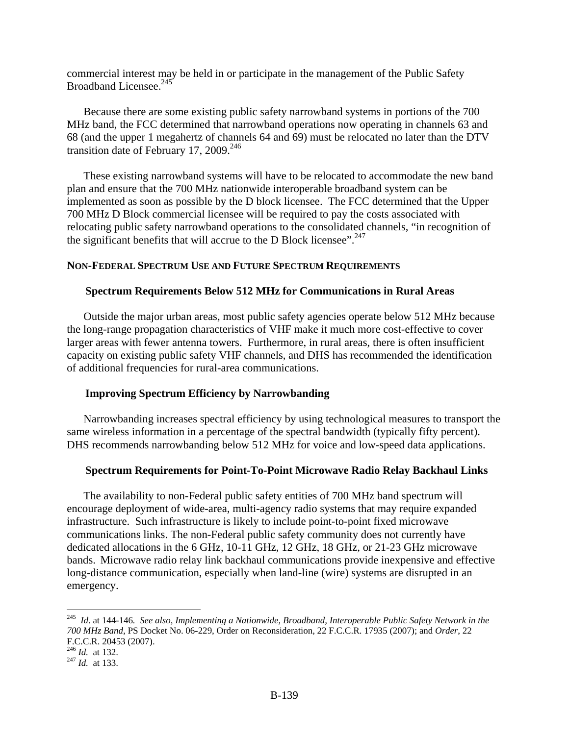commercial interest may be held in or participate in the management of the Public Safety Broadband Licensee.[245]

Because there are some existing public safety narrowband systems in portions of the 700 MHz band, the FCC determined that narrowband operations now operating in channels 63 and 68 (and the upper 1 megahertz of channels 64 and 69) must be relocated no later than the DTV transition date of February 17, 2009.[246]

These existing narrowband systems will have to be relocated to accommodate the new band plan and ensure that the 700 MHz nationwide interoperable broadband system can be implemented as soon as possible by the D block licensee. The FCC determined that the Upper 700 MHz D Block commercial licensee will be required to pay the costs associated with relocating public safety narrowband operations to the consolidated channels, "in recognition of the significant benefits that will accrue to the D Block licensee".[247]

## NON-FEDERAL SPECTRUM USE AND FUTURE SPECTRUM REQUIREMENTS

### Spectrum Requirements Below 512 MHz for Communications in Rural Areas

Outside the major urban areas, most public safety agencies operate below 512 MHz because the long-range propagation characteristics of VHF make it much more cost-effective to cover larger areas with fewer antenna towers. Furthermore, in rural areas, there is often insufficient capacity on existing public safety VHF channels, and DHS has recommended the identification of additional frequencies for rural-area communications.

### Improving Spectrum Efficiency by Narrowbanding

Narrowbanding increases spectral efficiency by using technological measures to transport the same wireless information in a percentage of the spectral bandwidth (typically fifty percent). DHS recommends narrowbanding below 512 MHz for voice and low-speed data applications.

### Spectrum Requirements for Point-To-Point Microwave Radio Relay Backhaul Links

The availability to non-Federal public safety entities of 700 MHz band spectrum will encourage deployment of wide-area, multi-agency radio systems that may require expanded infrastructure. Such infrastructure is likely to include point-to-point fixed microwave communications links. The non-Federal public safety community does not currently have dedicated allocations in the 6 GHz, 10-11 GHz, 12 GHz, 18 GHz, or 21-23 GHz microwave bands. Microwave radio relay link backhaul communications provide inexpensive and effective long-distance communication, especially when land-line (wire) systems are disrupted in an emergency.

---

[245] *Id*. at 144-146. *See also*, *Implementing a Nationwide, Broadband, Interoperable Public Safety Network in the 700 MHz Band*, PS Docket No. 06-229, Order on Reconsideration, 22 F.C.C.R. 17935 (2007); and *Order*, 22 F.C.C.R. 20453 (2007).

[246] *Id.* at 132.

[247] *Id.* at 133.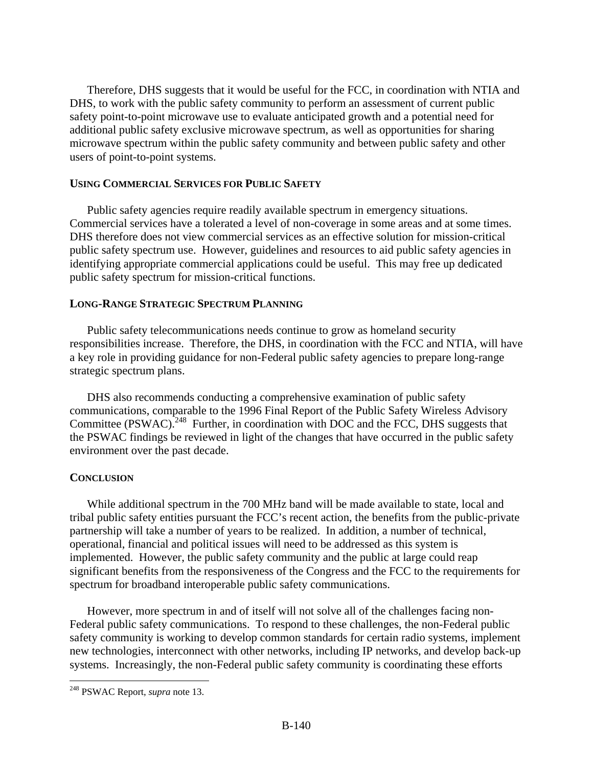Therefore, DHS suggests that it would be useful for the FCC, in coordination with NTIA and DHS, to work with the public safety community to perform an assessment of current public safety point-to-point microwave use to evaluate anticipated growth and a potential need for additional public safety exclusive microwave spectrum, as well as opportunities for sharing microwave spectrum within the public safety community and between public safety and other users of point-to-point systems.

### USING COMMERCIAL SERVICES FOR PUBLIC SAFETY

Public safety agencies require readily available spectrum in emergency situations. Commercial services have a tolerated a level of non-coverage in some areas and at some times. DHS therefore does not view commercial services as an effective solution for mission-critical public safety spectrum use. However, guidelines and resources to aid public safety agencies in identifying appropriate commercial applications could be useful. This may free up dedicated public safety spectrum for mission-critical functions.

### LONG-RANGE STRATEGIC SPECTRUM PLANNING

Public safety telecommunications needs continue to grow as homeland security responsibilities increase. Therefore, the DHS, in coordination with the FCC and NTIA, will have a key role in providing guidance for non-Federal public safety agencies to prepare long-range strategic spectrum plans.

DHS also recommends conducting a comprehensive examination of public safety communications, comparable to the 1996 Final Report of the Public Safety Wireless Advisory Committee (PSWAC).[248] Further, in coordination with DOC and the FCC, DHS suggests that the PSWAC findings be reviewed in light of the changes that have occurred in the public safety environment over the past decade.

### CONCLUSION

While additional spectrum in the 700 MHz band will be made available to state, local and tribal public safety entities pursuant the FCC's recent action, the benefits from the public-private partnership will take a number of years to be realized. In addition, a number of technical, operational, financial and political issues will need to be addressed as this system is implemented. However, the public safety community and the public at large could reap significant benefits from the responsiveness of the Congress and the FCC to the requirements for spectrum for broadband interoperable public safety communications.

However, more spectrum in and of itself will not solve all of the challenges facing non-Federal public safety communications. To respond to these challenges, the non-Federal public safety community is working to develop common standards for certain radio systems, implement new technologies, interconnect with other networks, including IP networks, and develop back-up systems. Increasingly, the non-Federal public safety community is coordinating these efforts

---

[248] PSWAC Report, *supra* note 13.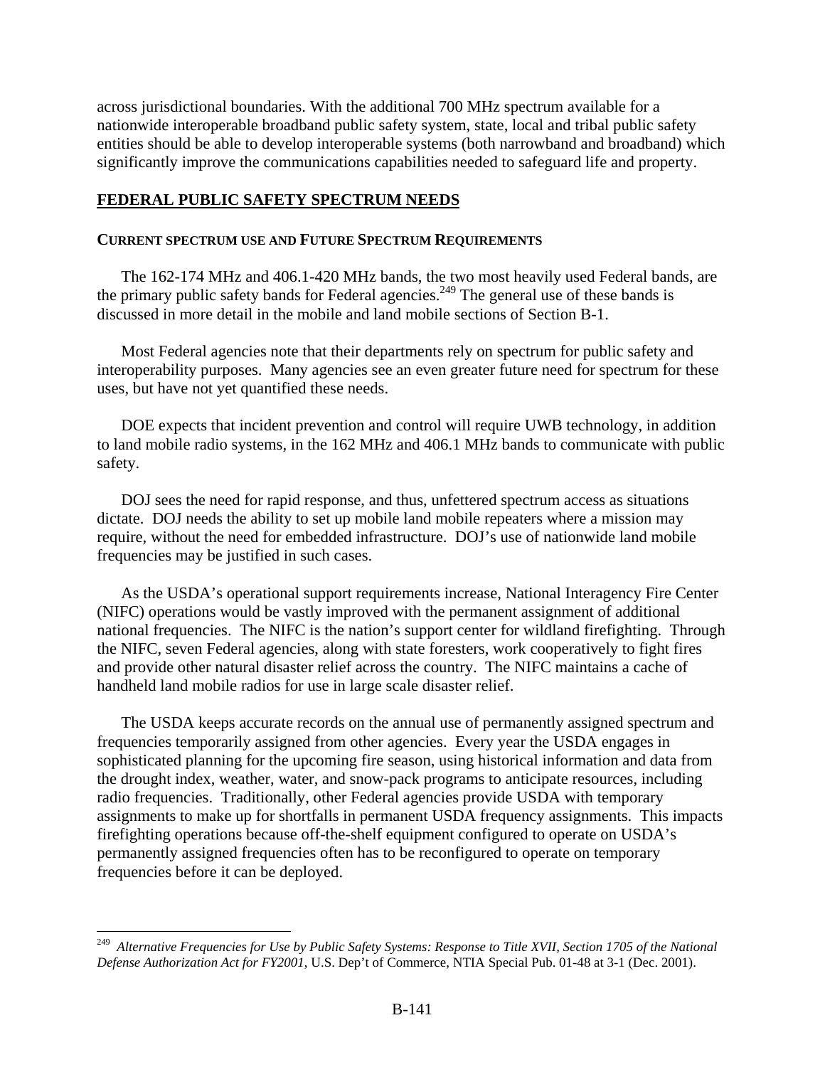across jurisdictional boundaries. With the additional 700 MHz spectrum available for a nationwide interoperable broadband public safety system, state, local and tribal public safety entities should be able to develop interoperable systems (both narrowband and broadband) which significantly improve the communications capabilities needed to safeguard life and property.

## FEDERAL PUBLIC SAFETY SPECTRUM NEEDS

### CURRENT SPECTRUM USE AND FUTURE SPECTRUM REQUIREMENTS

The 162-174 MHz and 406.1-420 MHz bands, the two most heavily used Federal bands, are the primary public safety bands for Federal agencies.[249] The general use of these bands is discussed in more detail in the mobile and land mobile sections of Section B-1.

Most Federal agencies note that their departments rely on spectrum for public safety and interoperability purposes. Many agencies see an even greater future need for spectrum for these uses, but have not yet quantified these needs.

DOE expects that incident prevention and control will require UWB technology, in addition to land mobile radio systems, in the 162 MHz and 406.1 MHz bands to communicate with public safety.

DOJ sees the need for rapid response, and thus, unfettered spectrum access as situations dictate. DOJ needs the ability to set up mobile land mobile repeaters where a mission may require, without the need for embedded infrastructure. DOJ's use of nationwide land mobile frequencies may be justified in such cases.

As the USDA's operational support requirements increase, National Interagency Fire Center (NIFC) operations would be vastly improved with the permanent assignment of additional national frequencies. The NIFC is the nation's support center for wildland firefighting. Through the NIFC, seven Federal agencies, along with state foresters, work cooperatively to fight fires and provide other natural disaster relief across the country. The NIFC maintains a cache of handheld land mobile radios for use in large scale disaster relief.

The USDA keeps accurate records on the annual use of permanently assigned spectrum and frequencies temporarily assigned from other agencies. Every year the USDA engages in sophisticated planning for the upcoming fire season, using historical information and data from the drought index, weather, water, and snow-pack programs to anticipate resources, including radio frequencies. Traditionally, other Federal agencies provide USDA with temporary assignments to make up for shortfalls in permanent USDA frequency assignments. This impacts firefighting operations because off-the-shelf equipment configured to operate on USDA's permanently assigned frequencies often has to be reconfigured to operate on temporary frequencies before it can be deployed.

---

[249] *Alternative Frequencies for Use by Public Safety Systems: Response to Title XVII, Section 1705 of the National Defense Authorization Act for FY2001*, U.S. Dep't of Commerce, NTIA Special Pub. 01-48 at 3-1 (Dec. 2001).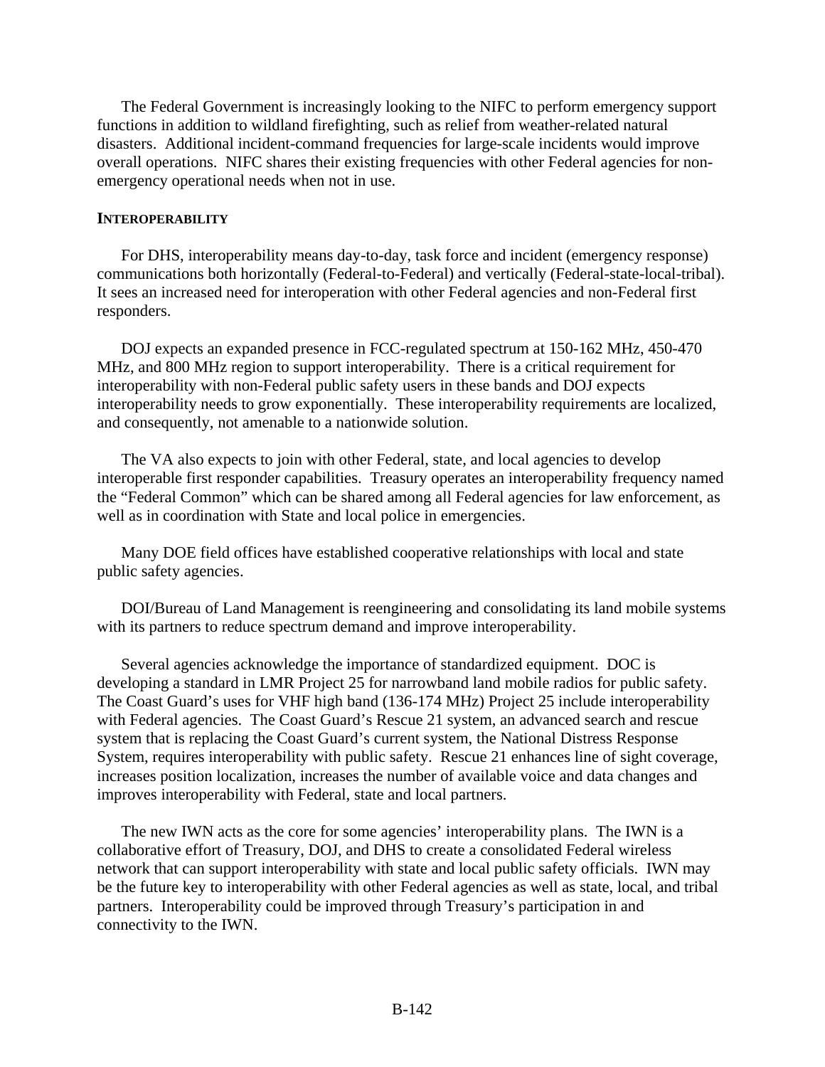The Federal Government is increasingly looking to the NIFC to perform emergency support functions in addition to wildland firefighting, such as relief from weather-related natural disasters. Additional incident-command frequencies for large-scale incidents would improve overall operations. NIFC shares their existing frequencies with other Federal agencies for non-emergency operational needs when not in use.

**INTEROPERABILITY**

For DHS, interoperability means day-to-day, task force and incident (emergency response) communications both horizontally (Federal-to-Federal) and vertically (Federal-state-local-tribal). It sees an increased need for interoperation with other Federal agencies and non-Federal first responders.

DOJ expects an expanded presence in FCC-regulated spectrum at 150-162 MHz, 450-470 MHz, and 800 MHz region to support interoperability. There is a critical requirement for interoperability with non-Federal public safety users in these bands and DOJ expects interoperability needs to grow exponentially. These interoperability requirements are localized, and consequently, not amenable to a nationwide solution.

The VA also expects to join with other Federal, state, and local agencies to develop interoperable first responder capabilities. Treasury operates an interoperability frequency named the "Federal Common" which can be shared among all Federal agencies for law enforcement, as well as in coordination with State and local police in emergencies.

Many DOE field offices have established cooperative relationships with local and state public safety agencies.

DOI/Bureau of Land Management is reengineering and consolidating its land mobile systems with its partners to reduce spectrum demand and improve interoperability.

Several agencies acknowledge the importance of standardized equipment. DOC is developing a standard in LMR Project 25 for narrowband land mobile radios for public safety. The Coast Guard's uses for VHF high band (136-174 MHz) Project 25 include interoperability with Federal agencies. The Coast Guard's Rescue 21 system, an advanced search and rescue system that is replacing the Coast Guard's current system, the National Distress Response System, requires interoperability with public safety. Rescue 21 enhances line of sight coverage, increases position localization, increases the number of available voice and data changes and improves interoperability with Federal, state and local partners.

The new IWN acts as the core for some agencies' interoperability plans. The IWN is a collaborative effort of Treasury, DOJ, and DHS to create a consolidated Federal wireless network that can support interoperability with state and local public safety officials. IWN may be the future key to interoperability with other Federal agencies as well as state, local, and tribal partners. Interoperability could be improved through Treasury's participation in and connectivity to the IWN.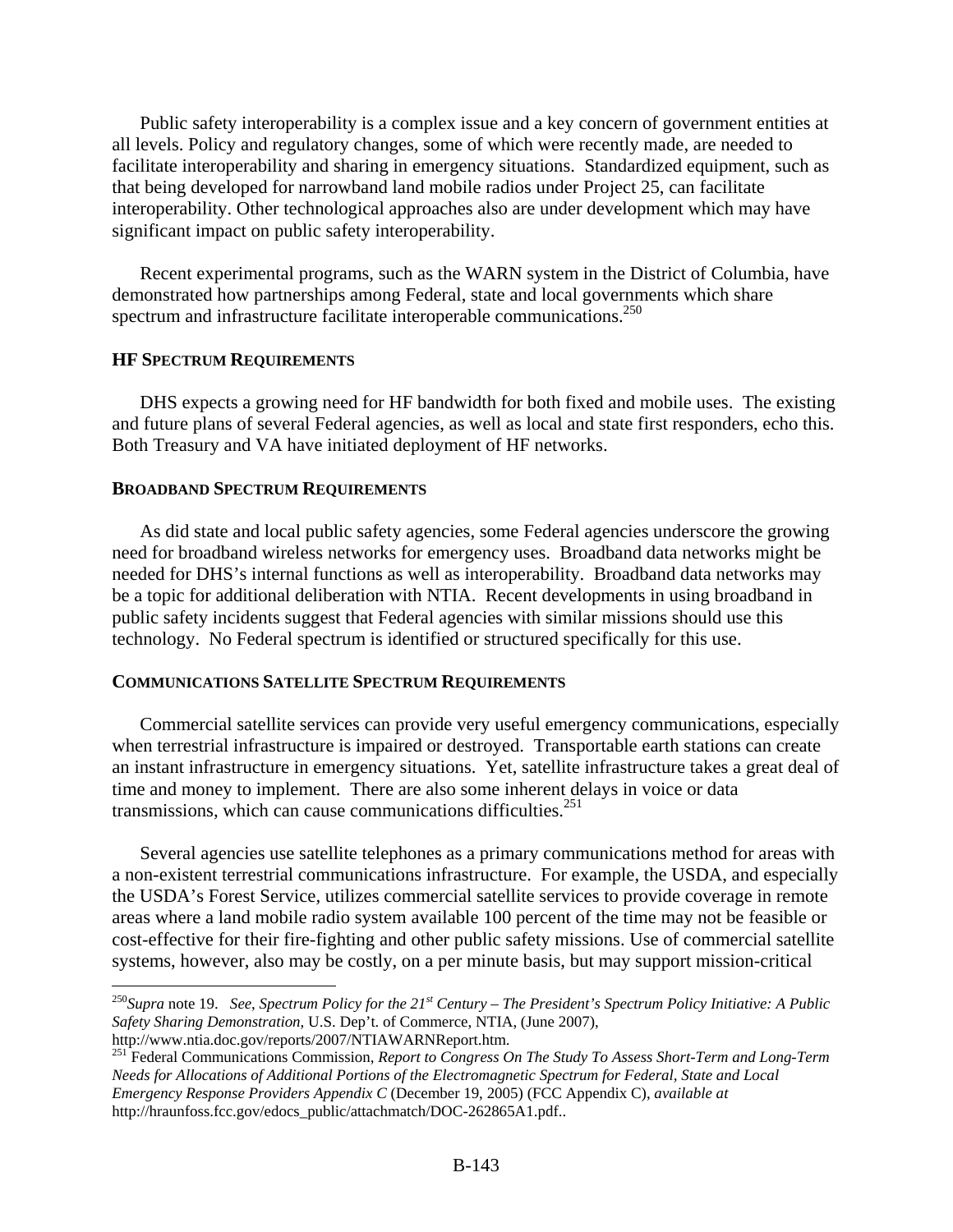Public safety interoperability is a complex issue and a key concern of government entities at all levels. Policy and regulatory changes, some of which were recently made, are needed to facilitate interoperability and sharing in emergency situations. Standardized equipment, such as that being developed for narrowband land mobile radios under Project 25, can facilitate interoperability. Other technological approaches also are under development which may have significant impact on public safety interoperability.

Recent experimental programs, such as the WARN system in the District of Columbia, have demonstrated how partnerships among Federal, state and local governments which share spectrum and infrastructure facilitate interoperable communications.[250]

### HF SPECTRUM REQUIREMENTS

DHS expects a growing need for HF bandwidth for both fixed and mobile uses. The existing and future plans of several Federal agencies, as well as local and state first responders, echo this. Both Treasury and VA have initiated deployment of HF networks.

### BROADBAND SPECTRUM REQUIREMENTS

As did state and local public safety agencies, some Federal agencies underscore the growing need for broadband wireless networks for emergency uses. Broadband data networks might be needed for DHS's internal functions as well as interoperability. Broadband data networks may be a topic for additional deliberation with NTIA. Recent developments in using broadband in public safety incidents suggest that Federal agencies with similar missions should use this technology. No Federal spectrum is identified or structured specifically for this use.

### COMMUNICATIONS SATELLITE SPECTRUM REQUIREMENTS

Commercial satellite services can provide very useful emergency communications, especially when terrestrial infrastructure is impaired or destroyed. Transportable earth stations can create an instant infrastructure in emergency situations. Yet, satellite infrastructure takes a great deal of time and money to implement. There are also some inherent delays in voice or data transmissions, which can cause communications difficulties.[251]

Several agencies use satellite telephones as a primary communications method for areas with a non-existent terrestrial communications infrastructure. For example, the USDA, and especially the USDA's Forest Service, utilizes commercial satellite services to provide coverage in remote areas where a land mobile radio system available 100 percent of the time may not be feasible or cost-effective for their fire-fighting and other public safety missions. Use of commercial satellite systems, however, also may be costly, on a per minute basis, but may support mission-critical

---

[250] *Supra* note 19. *See, Spectrum Policy for the 21st Century – The President's Spectrum Policy Initiative: A Public Safety Sharing Demonstration*, U.S. Dep't. of Commerce, NTIA, (June 2007), http://www.ntia.doc.gov/reports/2007/NTIAWARNReport.htm.

[251] Federal Communications Commission, *Report to Congress On The Study To Assess Short-Term and Long-Term Needs for Allocations of Additional Portions of the Electromagnetic Spectrum for Federal, State and Local Emergency Response Providers Appendix C* (December 19, 2005) (FCC Appendix C), *available at* http://hraunfoss.fcc.gov/edocs_public/attachmatch/DOC-262865A1.pdf..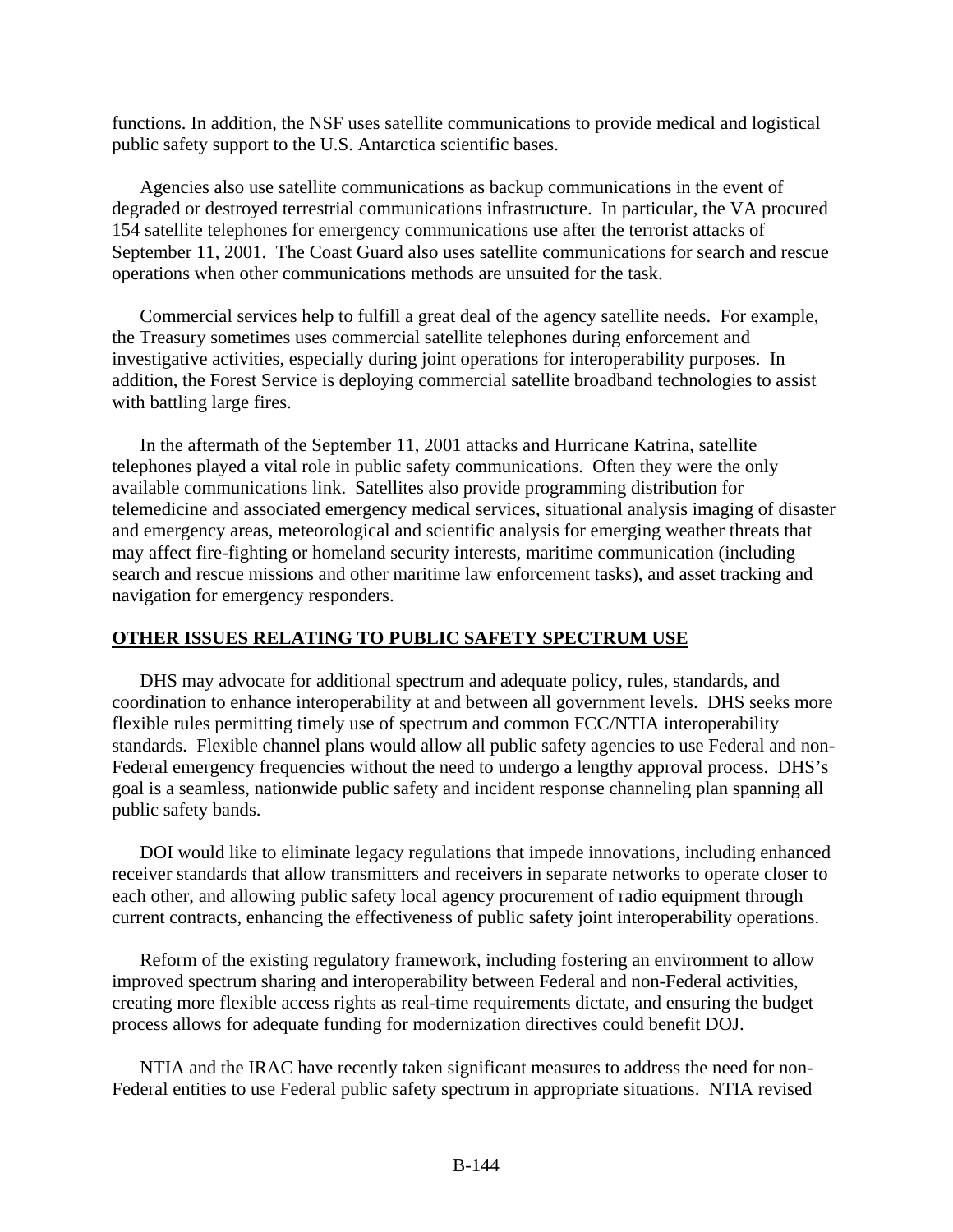functions. In addition, the NSF uses satellite communications to provide medical and logistical public safety support to the U.S. Antarctica scientific bases.

Agencies also use satellite communications as backup communications in the event of degraded or destroyed terrestrial communications infrastructure. In particular, the VA procured 154 satellite telephones for emergency communications use after the terrorist attacks of September 11, 2001. The Coast Guard also uses satellite communications for search and rescue operations when other communications methods are unsuited for the task.

Commercial services help to fulfill a great deal of the agency satellite needs. For example, the Treasury sometimes uses commercial satellite telephones during enforcement and investigative activities, especially during joint operations for interoperability purposes. In addition, the Forest Service is deploying commercial satellite broadband technologies to assist with battling large fires.

In the aftermath of the September 11, 2001 attacks and Hurricane Katrina, satellite telephones played a vital role in public safety communications. Often they were the only available communications link. Satellites also provide programming distribution for telemedicine and associated emergency medical services, situational analysis imaging of disaster and emergency areas, meteorological and scientific analysis for emerging weather threats that may affect fire-fighting or homeland security interests, maritime communication (including search and rescue missions and other maritime law enforcement tasks), and asset tracking and navigation for emergency responders.

## OTHER ISSUES RELATING TO PUBLIC SAFETY SPECTRUM USE

DHS may advocate for additional spectrum and adequate policy, rules, standards, and coordination to enhance interoperability at and between all government levels. DHS seeks more flexible rules permitting timely use of spectrum and common FCC/NTIA interoperability standards. Flexible channel plans would allow all public safety agencies to use Federal and non-Federal emergency frequencies without the need to undergo a lengthy approval process. DHS's goal is a seamless, nationwide public safety and incident response channeling plan spanning all public safety bands.

DOI would like to eliminate legacy regulations that impede innovations, including enhanced receiver standards that allow transmitters and receivers in separate networks to operate closer to each other, and allowing public safety local agency procurement of radio equipment through current contracts, enhancing the effectiveness of public safety joint interoperability operations.

Reform of the existing regulatory framework, including fostering an environment to allow improved spectrum sharing and interoperability between Federal and non-Federal activities, creating more flexible access rights as real-time requirements dictate, and ensuring the budget process allows for adequate funding for modernization directives could benefit DOJ.

NTIA and the IRAC have recently taken significant measures to address the need for non-Federal entities to use Federal public safety spectrum in appropriate situations. NTIA revised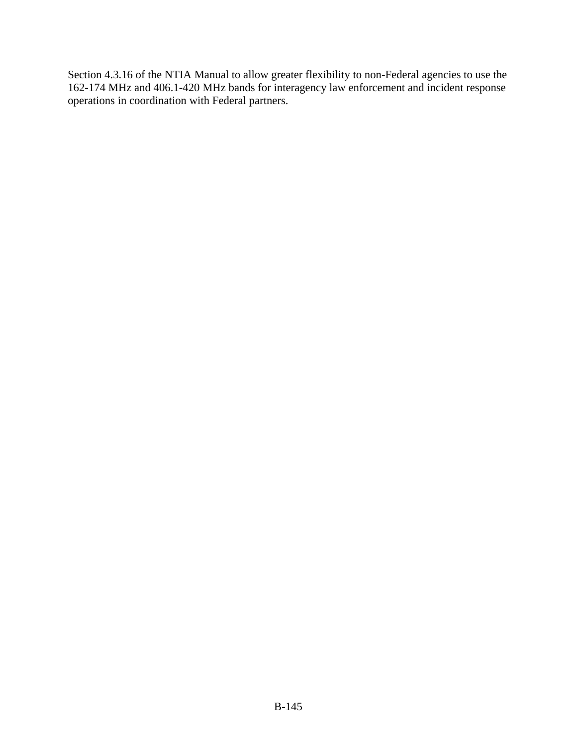Section 4.3.16 of the NTIA Manual to allow greater flexibility to non-Federal agencies to use the 162-174 MHz and 406.1-420 MHz bands for interagency law enforcement and incident response operations in coordination with Federal partners.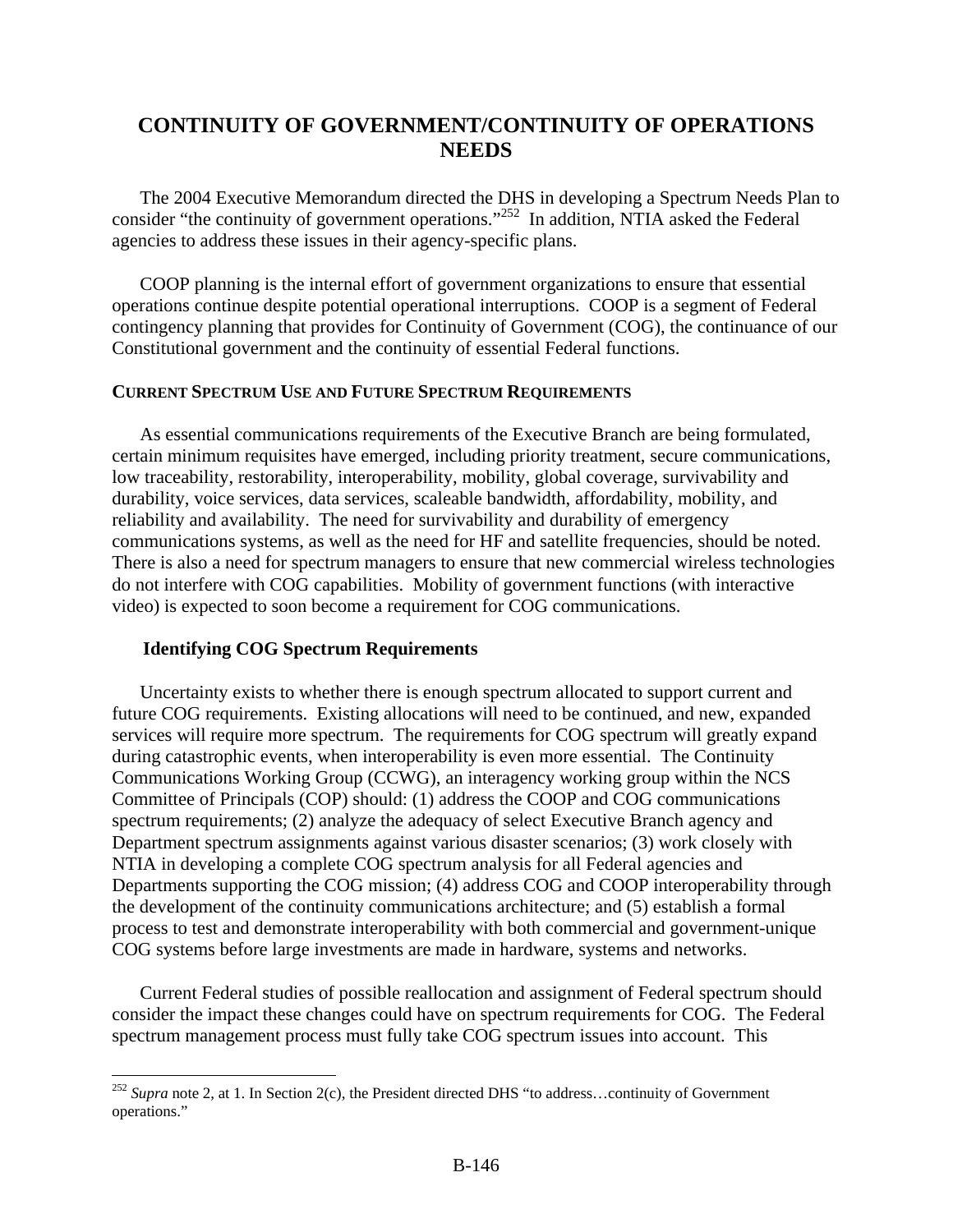# CONTINUITY OF GOVERNMENT/CONTINUITY OF OPERATIONS NEEDS

The 2004 Executive Memorandum directed the DHS in developing a Spectrum Needs Plan to consider "the continuity of government operations."[252] In addition, NTIA asked the Federal agencies to address these issues in their agency-specific plans.

COOP planning is the internal effort of government organizations to ensure that essential operations continue despite potential operational interruptions. COOP is a segment of Federal contingency planning that provides for Continuity of Government (COG), the continuance of our Constitutional government and the continuity of essential Federal functions.

#### CURRENT SPECTRUM USE AND FUTURE SPECTRUM REQUIREMENTS

As essential communications requirements of the Executive Branch are being formulated, certain minimum requisites have emerged, including priority treatment, secure communications, low traceability, restorability, interoperability, mobility, global coverage, survivability and durability, voice services, data services, scaleable bandwidth, affordability, mobility, and reliability and availability. The need for survivability and durability of emergency communications systems, as well as the need for HF and satellite frequencies, should be noted. There is also a need for spectrum managers to ensure that new commercial wireless technologies do not interfere with COG capabilities. Mobility of government functions (with interactive video) is expected to soon become a requirement for COG communications.

### Identifying COG Spectrum Requirements

Uncertainty exists to whether there is enough spectrum allocated to support current and future COG requirements. Existing allocations will need to be continued, and new, expanded services will require more spectrum. The requirements for COG spectrum will greatly expand during catastrophic events, when interoperability is even more essential. The Continuity Communications Working Group (CCWG), an interagency working group within the NCS Committee of Principals (COP) should: (1) address the COOP and COG communications spectrum requirements; (2) analyze the adequacy of select Executive Branch agency and Department spectrum assignments against various disaster scenarios; (3) work closely with NTIA in developing a complete COG spectrum analysis for all Federal agencies and Departments supporting the COG mission; (4) address COG and COOP interoperability through the development of the continuity communications architecture; and (5) establish a formal process to test and demonstrate interoperability with both commercial and government-unique COG systems before large investments are made in hardware, systems and networks.

Current Federal studies of possible reallocation and assignment of Federal spectrum should consider the impact these changes could have on spectrum requirements for COG. The Federal spectrum management process must fully take COG spectrum issues into account. This

---

[252] *Supra* note 2, at 1. In Section 2(c), the President directed DHS "to address…continuity of Government operations."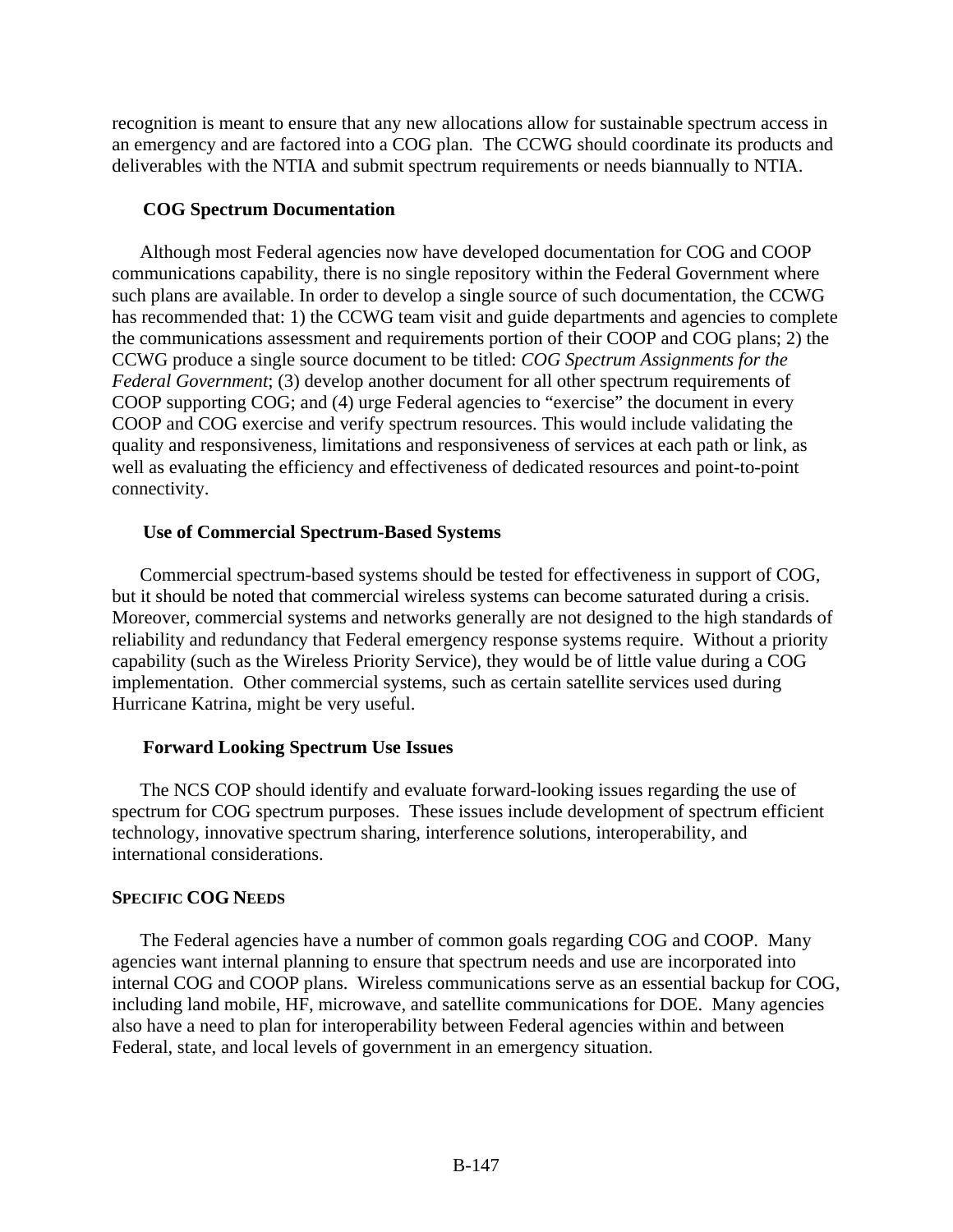recognition is meant to ensure that any new allocations allow for sustainable spectrum access in an emergency and are factored into a COG plan. The CCWG should coordinate its products and deliverables with the NTIA and submit spectrum requirements or needs biannually to NTIA.

#### COG Spectrum Documentation

Although most Federal agencies now have developed documentation for COG and COOP communications capability, there is no single repository within the Federal Government where such plans are available. In order to develop a single source of such documentation, the CCWG has recommended that: 1) the CCWG team visit and guide departments and agencies to complete the communications assessment and requirements portion of their COOP and COG plans; 2) the CCWG produce a single source document to be titled: *COG Spectrum Assignments for the Federal Government*; (3) develop another document for all other spectrum requirements of COOP supporting COG; and (4) urge Federal agencies to "exercise" the document in every COOP and COG exercise and verify spectrum resources. This would include validating the quality and responsiveness, limitations and responsiveness of services at each path or link, as well as evaluating the efficiency and effectiveness of dedicated resources and point-to-point connectivity.

#### Use of Commercial Spectrum-Based Systems

Commercial spectrum-based systems should be tested for effectiveness in support of COG, but it should be noted that commercial wireless systems can become saturated during a crisis. Moreover, commercial systems and networks generally are not designed to the high standards of reliability and redundancy that Federal emergency response systems require. Without a priority capability (such as the Wireless Priority Service), they would be of little value during a COG implementation. Other commercial systems, such as certain satellite services used during Hurricane Katrina, might be very useful.

#### Forward Looking Spectrum Use Issues

The NCS COP should identify and evaluate forward-looking issues regarding the use of spectrum for COG spectrum purposes. These issues include development of spectrum efficient technology, innovative spectrum sharing, interference solutions, interoperability, and international considerations.

### SPECIFIC COG NEEDS

The Federal agencies have a number of common goals regarding COG and COOP. Many agencies want internal planning to ensure that spectrum needs and use are incorporated into internal COG and COOP plans. Wireless communications serve as an essential backup for COG, including land mobile, HF, microwave, and satellite communications for DOE. Many agencies also have a need to plan for interoperability between Federal agencies within and between Federal, state, and local levels of government in an emergency situation.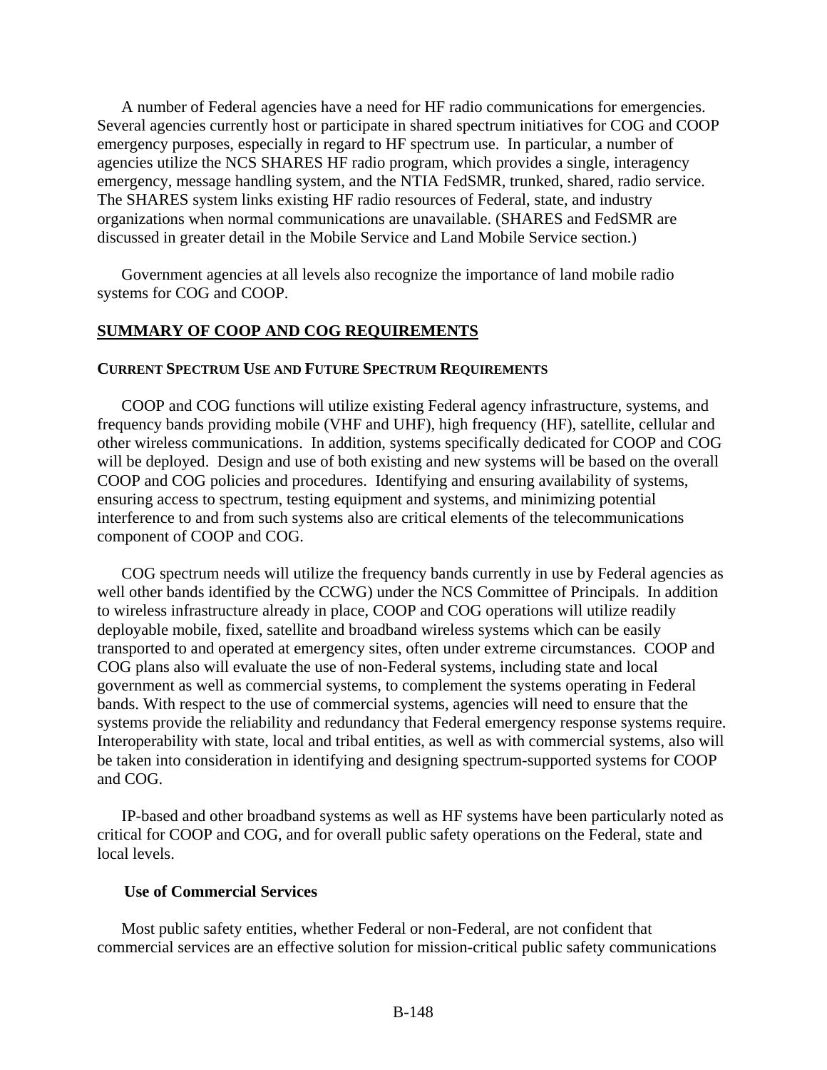A number of Federal agencies have a need for HF radio communications for emergencies. Several agencies currently host or participate in shared spectrum initiatives for COG and COOP emergency purposes, especially in regard to HF spectrum use. In particular, a number of agencies utilize the NCS SHARES HF radio program, which provides a single, interagency emergency, message handling system, and the NTIA FedSMR, trunked, shared, radio service. The SHARES system links existing HF radio resources of Federal, state, and industry organizations when normal communications are unavailable. (SHARES and FedSMR are discussed in greater detail in the Mobile Service and Land Mobile Service section.)

Government agencies at all levels also recognize the importance of land mobile radio systems for COG and COOP.

## SUMMARY OF COOP AND COG REQUIREMENTS

### CURRENT SPECTRUM USE AND FUTURE SPECTRUM REQUIREMENTS

COOP and COG functions will utilize existing Federal agency infrastructure, systems, and frequency bands providing mobile (VHF and UHF), high frequency (HF), satellite, cellular and other wireless communications. In addition, systems specifically dedicated for COOP and COG will be deployed. Design and use of both existing and new systems will be based on the overall COOP and COG policies and procedures. Identifying and ensuring availability of systems, ensuring access to spectrum, testing equipment and systems, and minimizing potential interference to and from such systems also are critical elements of the telecommunications component of COOP and COG.

COG spectrum needs will utilize the frequency bands currently in use by Federal agencies as well other bands identified by the CCWG) under the NCS Committee of Principals. In addition to wireless infrastructure already in place, COOP and COG operations will utilize readily deployable mobile, fixed, satellite and broadband wireless systems which can be easily transported to and operated at emergency sites, often under extreme circumstances. COOP and COG plans also will evaluate the use of non-Federal systems, including state and local government as well as commercial systems, to complement the systems operating in Federal bands. With respect to the use of commercial systems, agencies will need to ensure that the systems provide the reliability and redundancy that Federal emergency response systems require. Interoperability with state, local and tribal entities, as well as with commercial systems, also will be taken into consideration in identifying and designing spectrum-supported systems for COOP and COG.

IP-based and other broadband systems as well as HF systems have been particularly noted as critical for COOP and COG, and for overall public safety operations on the Federal, state and local levels.

#### Use of Commercial Services

Most public safety entities, whether Federal or non-Federal, are not confident that commercial services are an effective solution for mission-critical public safety communications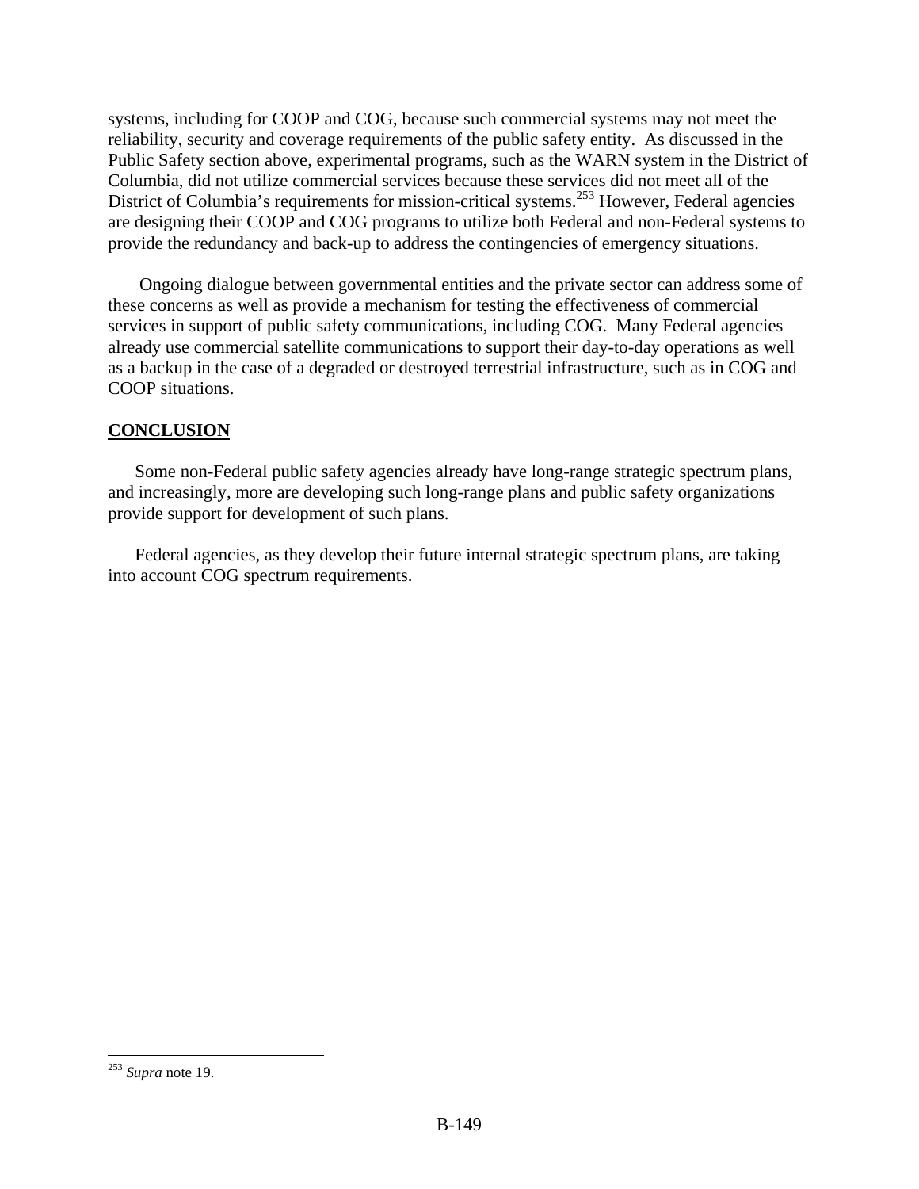systems, including for COOP and COG, because such commercial systems may not meet the reliability, security and coverage requirements of the public safety entity. As discussed in the Public Safety section above, experimental programs, such as the WARN system in the District of Columbia, did not utilize commercial services because these services did not meet all of the District of Columbia's requirements for mission-critical systems.[253] However, Federal agencies are designing their COOP and COG programs to utilize both Federal and non-Federal systems to provide the redundancy and back-up to address the contingencies of emergency situations.

Ongoing dialogue between governmental entities and the private sector can address some of these concerns as well as provide a mechanism for testing the effectiveness of commercial services in support of public safety communications, including COG. Many Federal agencies already use commercial satellite communications to support their day-to-day operations as well as a backup in the case of a degraded or destroyed terrestrial infrastructure, such as in COG and COOP situations.

## CONCLUSION

Some non-Federal public safety agencies already have long-range strategic spectrum plans, and increasingly, more are developing such long-range plans and public safety organizations provide support for development of such plans.

Federal agencies, as they develop their future internal strategic spectrum plans, are taking into account COG spectrum requirements.

---

[253] *Supra* note 19.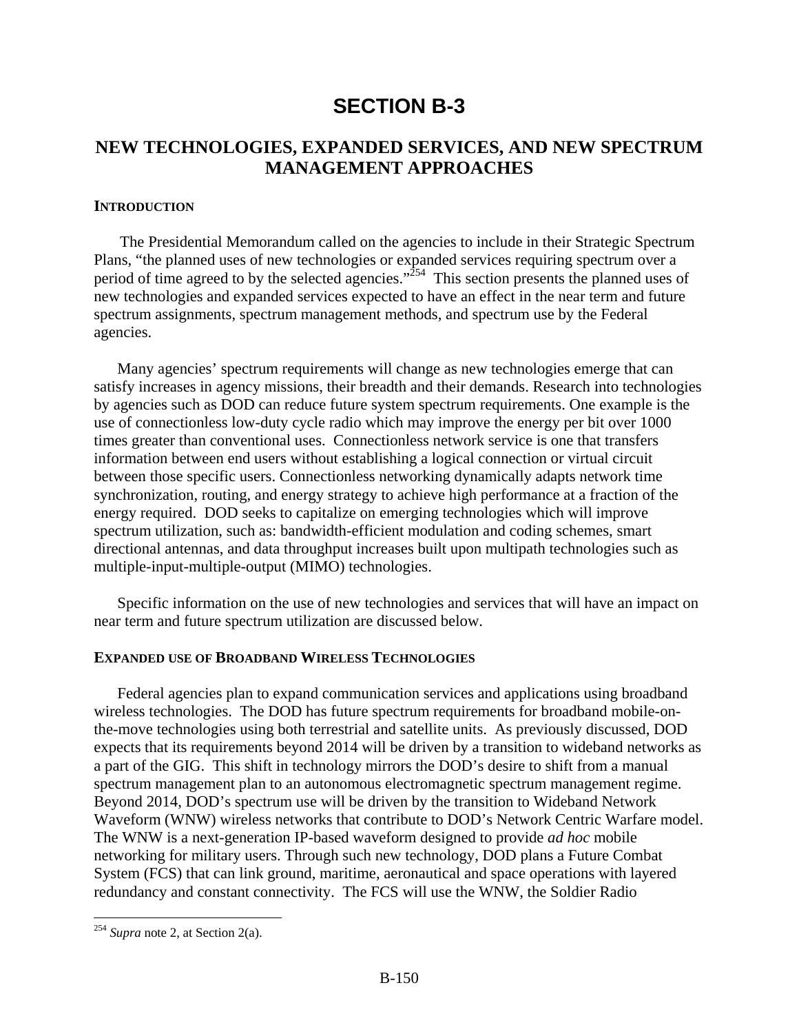# SECTION B-3

## NEW TECHNOLOGIES, EXPANDED SERVICES, AND NEW SPECTRUM MANAGEMENT APPROACHES

### INTRODUCTION

The Presidential Memorandum called on the agencies to include in their Strategic Spectrum Plans, "the planned uses of new technologies or expanded services requiring spectrum over a period of time agreed to by the selected agencies."[254] This section presents the planned uses of new technologies and expanded services expected to have an effect in the near term and future spectrum assignments, spectrum management methods, and spectrum use by the Federal agencies.

Many agencies' spectrum requirements will change as new technologies emerge that can satisfy increases in agency missions, their breadth and their demands. Research into technologies by agencies such as DOD can reduce future system spectrum requirements. One example is the use of connectionless low-duty cycle radio which may improve the energy per bit over 1000 times greater than conventional uses. Connectionless network service is one that transfers information between end users without establishing a logical connection or virtual circuit between those specific users. Connectionless networking dynamically adapts network time synchronization, routing, and energy strategy to achieve high performance at a fraction of the energy required. DOD seeks to capitalize on emerging technologies which will improve spectrum utilization, such as: bandwidth-efficient modulation and coding schemes, smart directional antennas, and data throughput increases built upon multipath technologies such as multiple-input-multiple-output (MIMO) technologies.

Specific information on the use of new technologies and services that will have an impact on near term and future spectrum utilization are discussed below.

### EXPANDED USE OF BROADBAND WIRELESS TECHNOLOGIES

Federal agencies plan to expand communication services and applications using broadband wireless technologies. The DOD has future spectrum requirements for broadband mobile-on-the-move technologies using both terrestrial and satellite units. As previously discussed, DOD expects that its requirements beyond 2014 will be driven by a transition to wideband networks as a part of the GIG. This shift in technology mirrors the DOD's desire to shift from a manual spectrum management plan to an autonomous electromagnetic spectrum management regime. Beyond 2014, DOD's spectrum use will be driven by the transition to Wideband Network Waveform (WNW) wireless networks that contribute to DOD's Network Centric Warfare model. The WNW is a next-generation IP-based waveform designed to provide *ad hoc* mobile networking for military users. Through such new technology, DOD plans a Future Combat System (FCS) that can link ground, maritime, aeronautical and space operations with layered redundancy and constant connectivity. The FCS will use the WNW, the Soldier Radio

[254] *Supra* note 2, at Section 2(a).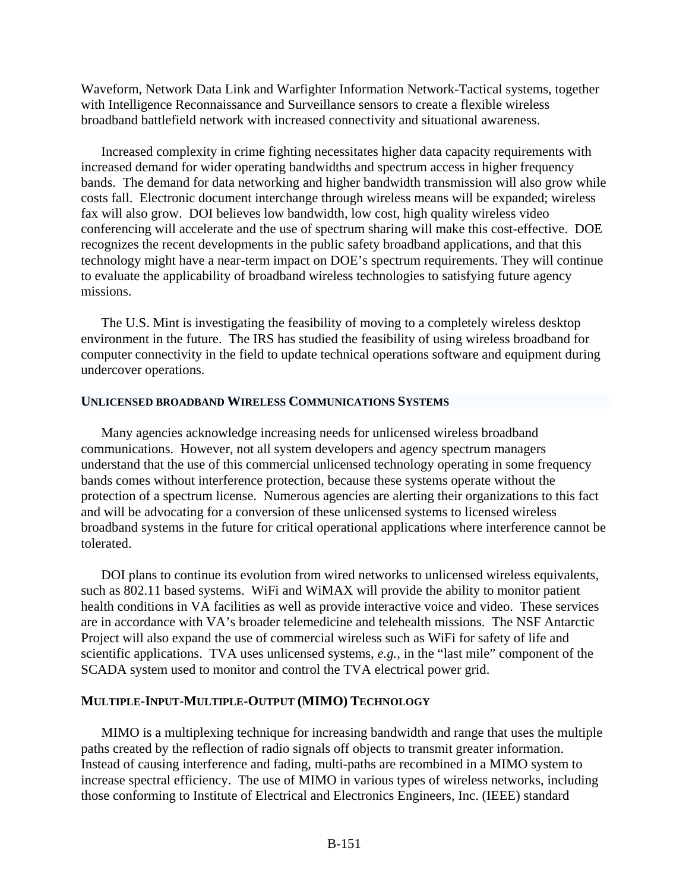Waveform, Network Data Link and Warfighter Information Network-Tactical systems, together with Intelligence Reconnaissance and Surveillance sensors to create a flexible wireless broadband battlefield network with increased connectivity and situational awareness.

Increased complexity in crime fighting necessitates higher data capacity requirements with increased demand for wider operating bandwidths and spectrum access in higher frequency bands. The demand for data networking and higher bandwidth transmission will also grow while costs fall. Electronic document interchange through wireless means will be expanded; wireless fax will also grow. DOI believes low bandwidth, low cost, high quality wireless video conferencing will accelerate and the use of spectrum sharing will make this cost-effective. DOE recognizes the recent developments in the public safety broadband applications, and that this technology might have a near-term impact on DOE's spectrum requirements. They will continue to evaluate the applicability of broadband wireless technologies to satisfying future agency missions.

The U.S. Mint is investigating the feasibility of moving to a completely wireless desktop environment in the future. The IRS has studied the feasibility of using wireless broadband for computer connectivity in the field to update technical operations software and equipment during undercover operations.

### UNLICENSED BROADBAND WIRELESS COMMUNICATIONS SYSTEMS

Many agencies acknowledge increasing needs for unlicensed wireless broadband communications. However, not all system developers and agency spectrum managers understand that the use of this commercial unlicensed technology operating in some frequency bands comes without interference protection, because these systems operate without the protection of a spectrum license. Numerous agencies are alerting their organizations to this fact and will be advocating for a conversion of these unlicensed systems to licensed wireless broadband systems in the future for critical operational applications where interference cannot be tolerated.

DOI plans to continue its evolution from wired networks to unlicensed wireless equivalents, such as 802.11 based systems. WiFi and WiMAX will provide the ability to monitor patient health conditions in VA facilities as well as provide interactive voice and video. These services are in accordance with VA's broader telemedicine and telehealth missions. The NSF Antarctic Project will also expand the use of commercial wireless such as WiFi for safety of life and scientific applications. TVA uses unlicensed systems, *e.g.,* in the "last mile" component of the SCADA system used to monitor and control the TVA electrical power grid.

### MULTIPLE-INPUT-MULTIPLE-OUTPUT (MIMO) TECHNOLOGY

MIMO is a multiplexing technique for increasing bandwidth and range that uses the multiple paths created by the reflection of radio signals off objects to transmit greater information. Instead of causing interference and fading, multi-paths are recombined in a MIMO system to increase spectral efficiency. The use of MIMO in various types of wireless networks, including those conforming to Institute of Electrical and Electronics Engineers, Inc. (IEEE) standard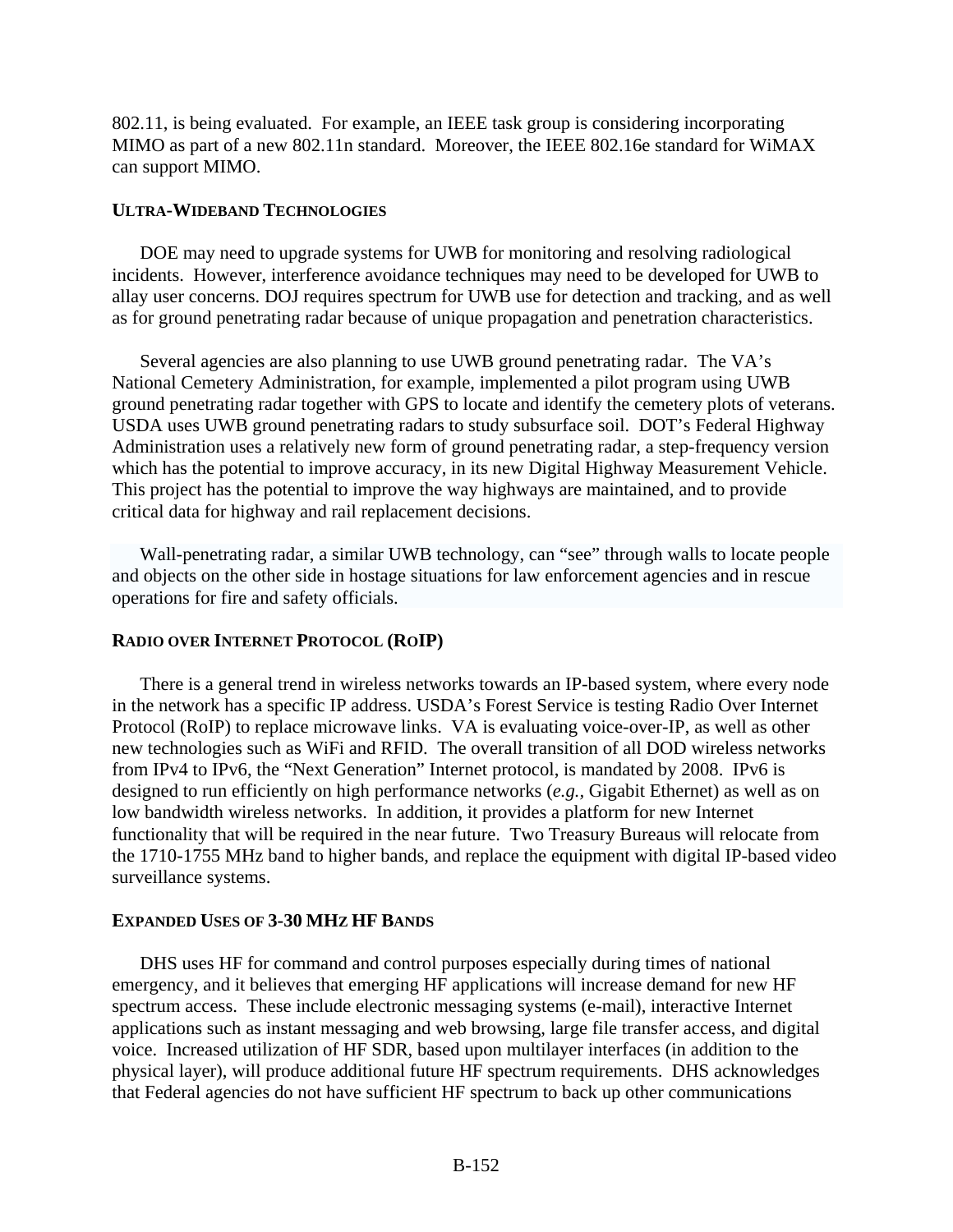802.11, is being evaluated. For example, an IEEE task group is considering incorporating MIMO as part of a new 802.11n standard. Moreover, the IEEE 802.16e standard for WiMAX can support MIMO.

### ULTRA-WIDEBAND TECHNOLOGIES

DOE may need to upgrade systems for UWB for monitoring and resolving radiological incidents. However, interference avoidance techniques may need to be developed for UWB to allay user concerns. DOJ requires spectrum for UWB use for detection and tracking, and as well as for ground penetrating radar because of unique propagation and penetration characteristics.

Several agencies are also planning to use UWB ground penetrating radar. The VA's National Cemetery Administration, for example, implemented a pilot program using UWB ground penetrating radar together with GPS to locate and identify the cemetery plots of veterans. USDA uses UWB ground penetrating radars to study subsurface soil. DOT's Federal Highway Administration uses a relatively new form of ground penetrating radar, a step-frequency version which has the potential to improve accuracy, in its new Digital Highway Measurement Vehicle. This project has the potential to improve the way highways are maintained, and to provide critical data for highway and rail replacement decisions.

Wall-penetrating radar, a similar UWB technology, can "see" through walls to locate people and objects on the other side in hostage situations for law enforcement agencies and in rescue operations for fire and safety officials.

### RADIO OVER INTERNET PROTOCOL (ROIP)

There is a general trend in wireless networks towards an IP-based system, where every node in the network has a specific IP address. USDA's Forest Service is testing Radio Over Internet Protocol (RoIP) to replace microwave links. VA is evaluating voice-over-IP, as well as other new technologies such as WiFi and RFID. The overall transition of all DOD wireless networks from IPv4 to IPv6, the "Next Generation" Internet protocol, is mandated by 2008. IPv6 is designed to run efficiently on high performance networks (*e.g.,* Gigabit Ethernet) as well as on low bandwidth wireless networks. In addition, it provides a platform for new Internet functionality that will be required in the near future. Two Treasury Bureaus will relocate from the 1710-1755 MHz band to higher bands, and replace the equipment with digital IP-based video surveillance systems.

### EXPANDED USES OF 3-30 MHZ HF BANDS

DHS uses HF for command and control purposes especially during times of national emergency, and it believes that emerging HF applications will increase demand for new HF spectrum access. These include electronic messaging systems (e-mail), interactive Internet applications such as instant messaging and web browsing, large file transfer access, and digital voice. Increased utilization of HF SDR, based upon multilayer interfaces (in addition to the physical layer), will produce additional future HF spectrum requirements. DHS acknowledges that Federal agencies do not have sufficient HF spectrum to back up other communications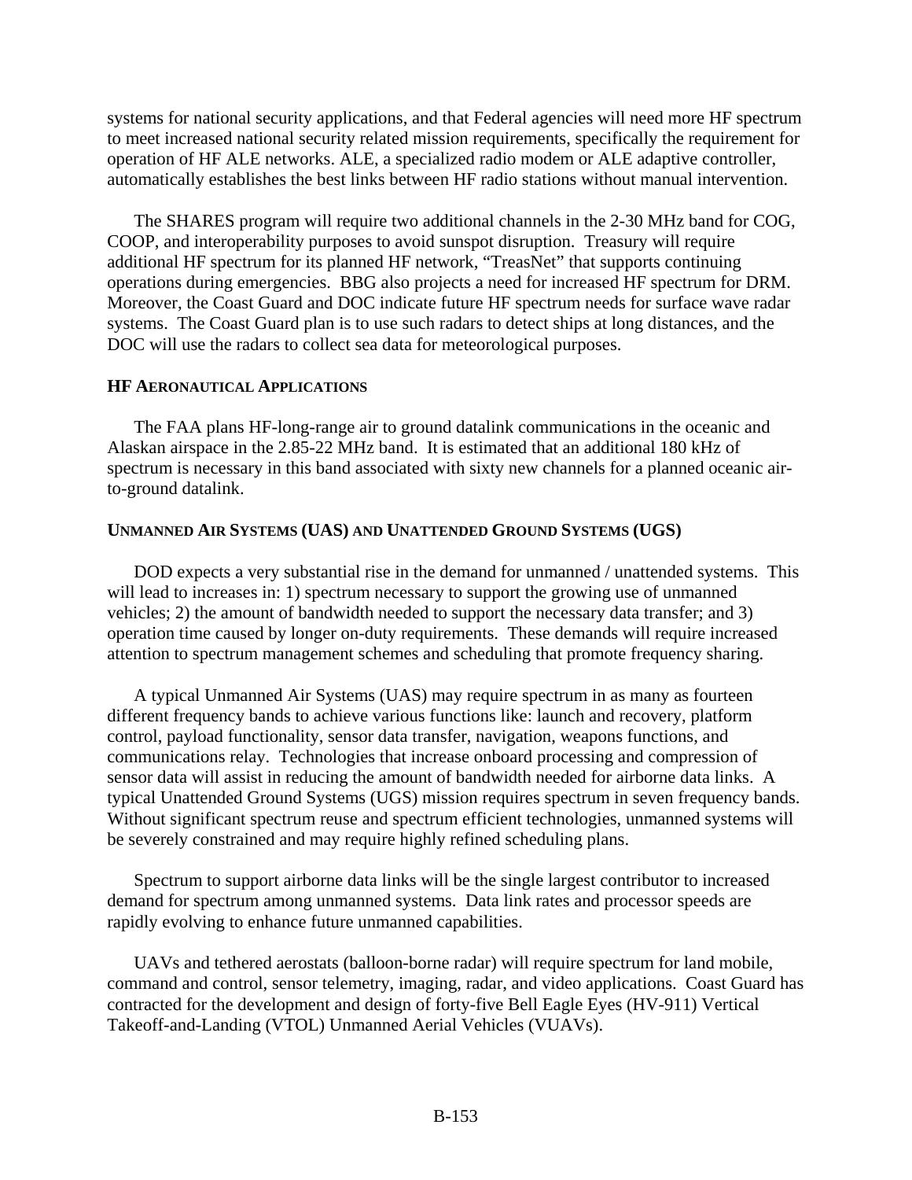systems for national security applications, and that Federal agencies will need more HF spectrum to meet increased national security related mission requirements, specifically the requirement for operation of HF ALE networks. ALE, a specialized radio modem or ALE adaptive controller, automatically establishes the best links between HF radio stations without manual intervention.

The SHARES program will require two additional channels in the 2-30 MHz band for COG, COOP, and interoperability purposes to avoid sunspot disruption. Treasury will require additional HF spectrum for its planned HF network, "TreasNet" that supports continuing operations during emergencies. BBG also projects a need for increased HF spectrum for DRM. Moreover, the Coast Guard and DOC indicate future HF spectrum needs for surface wave radar systems. The Coast Guard plan is to use such radars to detect ships at long distances, and the DOC will use the radars to collect sea data for meteorological purposes.

#### HF Aeronautical Applications

The FAA plans HF-long-range air to ground datalink communications in the oceanic and Alaskan airspace in the 2.85-22 MHz band. It is estimated that an additional 180 kHz of spectrum is necessary in this band associated with sixty new channels for a planned oceanic air-to-ground datalink.

#### Unmanned Air Systems (UAS) and Unattended Ground Systems (UGS)

DOD expects a very substantial rise in the demand for unmanned / unattended systems. This will lead to increases in: 1) spectrum necessary to support the growing use of unmanned vehicles; 2) the amount of bandwidth needed to support the necessary data transfer; and 3) operation time caused by longer on-duty requirements. These demands will require increased attention to spectrum management schemes and scheduling that promote frequency sharing.

A typical Unmanned Air Systems (UAS) may require spectrum in as many as fourteen different frequency bands to achieve various functions like: launch and recovery, platform control, payload functionality, sensor data transfer, navigation, weapons functions, and communications relay. Technologies that increase onboard processing and compression of sensor data will assist in reducing the amount of bandwidth needed for airborne data links. A typical Unattended Ground Systems (UGS) mission requires spectrum in seven frequency bands. Without significant spectrum reuse and spectrum efficient technologies, unmanned systems will be severely constrained and may require highly refined scheduling plans.

Spectrum to support airborne data links will be the single largest contributor to increased demand for spectrum among unmanned systems. Data link rates and processor speeds are rapidly evolving to enhance future unmanned capabilities.

UAVs and tethered aerostats (balloon-borne radar) will require spectrum for land mobile, command and control, sensor telemetry, imaging, radar, and video applications. Coast Guard has contracted for the development and design of forty-five Bell Eagle Eyes (HV-911) Vertical Takeoff-and-Landing (VTOL) Unmanned Aerial Vehicles (VUAVs).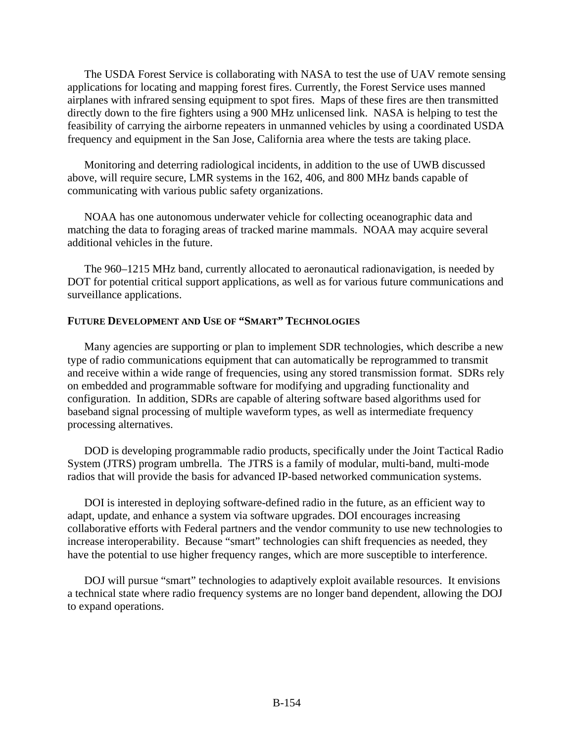The USDA Forest Service is collaborating with NASA to test the use of UAV remote sensing applications for locating and mapping forest fires. Currently, the Forest Service uses manned airplanes with infrared sensing equipment to spot fires. Maps of these fires are then transmitted directly down to the fire fighters using a 900 MHz unlicensed link. NASA is helping to test the feasibility of carrying the airborne repeaters in unmanned vehicles by using a coordinated USDA frequency and equipment in the San Jose, California area where the tests are taking place.

Monitoring and deterring radiological incidents, in addition to the use of UWB discussed above, will require secure, LMR systems in the 162, 406, and 800 MHz bands capable of communicating with various public safety organizations.

NOAA has one autonomous underwater vehicle for collecting oceanographic data and matching the data to foraging areas of tracked marine mammals. NOAA may acquire several additional vehicles in the future.

The 960–1215 MHz band, currently allocated to aeronautical radionavigation, is needed by DOT for potential critical support applications, as well as for various future communications and surveillance applications.

**FUTURE DEVELOPMENT AND USE OF "SMART" TECHNOLOGIES**

Many agencies are supporting or plan to implement SDR technologies, which describe a new type of radio communications equipment that can automatically be reprogrammed to transmit and receive within a wide range of frequencies, using any stored transmission format. SDRs rely on embedded and programmable software for modifying and upgrading functionality and configuration. In addition, SDRs are capable of altering software based algorithms used for baseband signal processing of multiple waveform types, as well as intermediate frequency processing alternatives.

DOD is developing programmable radio products, specifically under the Joint Tactical Radio System (JTRS) program umbrella. The JTRS is a family of modular, multi-band, multi-mode radios that will provide the basis for advanced IP-based networked communication systems.

DOI is interested in deploying software-defined radio in the future, as an efficient way to adapt, update, and enhance a system via software upgrades. DOI encourages increasing collaborative efforts with Federal partners and the vendor community to use new technologies to increase interoperability. Because "smart" technologies can shift frequencies as needed, they have the potential to use higher frequency ranges, which are more susceptible to interference.

DOJ will pursue "smart" technologies to adaptively exploit available resources. It envisions a technical state where radio frequency systems are no longer band dependent, allowing the DOJ to expand operations.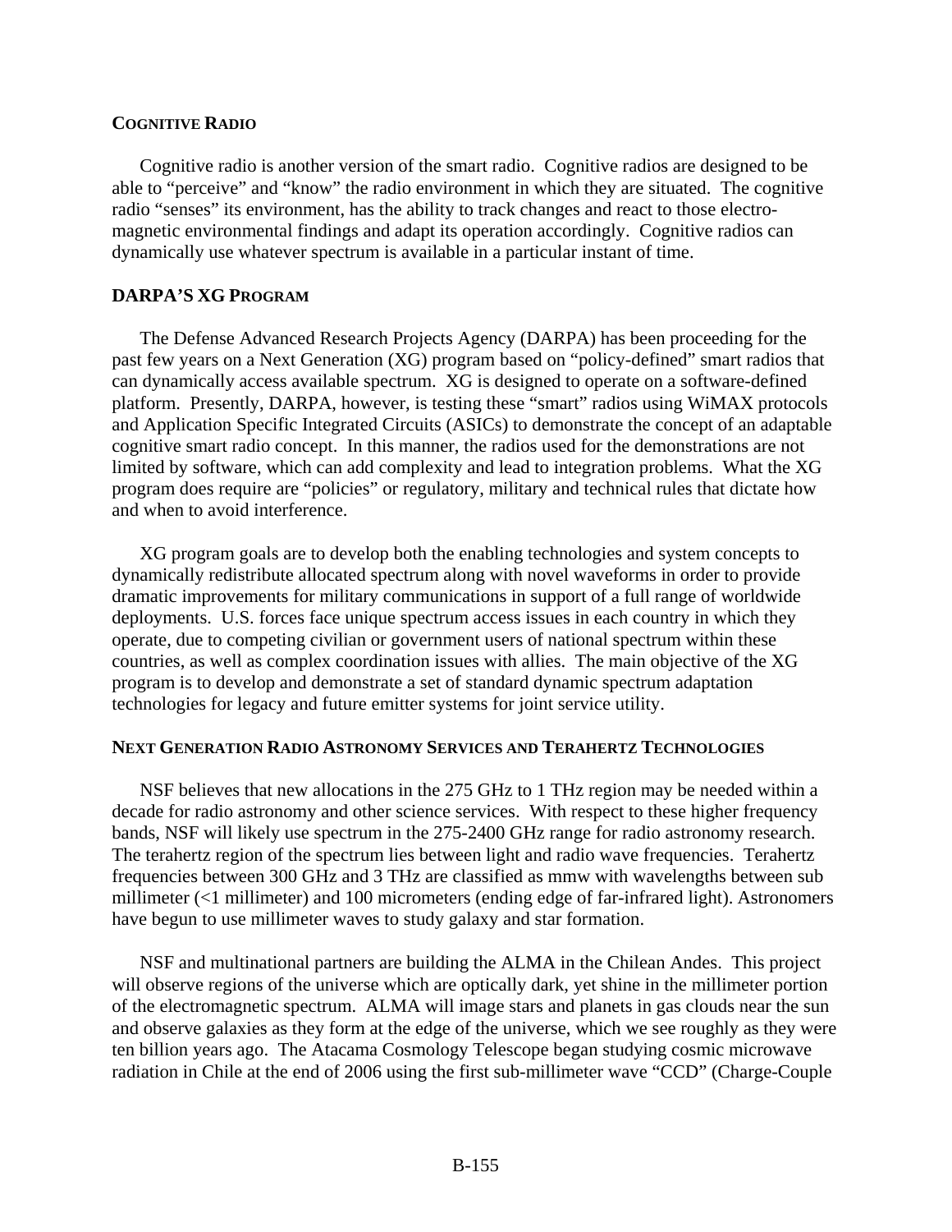## COGNITIVE RADIO

Cognitive radio is another version of the smart radio. Cognitive radios are designed to be able to "perceive" and "know" the radio environment in which they are situated. The cognitive radio "senses" its environment, has the ability to track changes and react to those electro-magnetic environmental findings and adapt its operation accordingly. Cognitive radios can dynamically use whatever spectrum is available in a particular instant of time.

## DARPA'S XG PROGRAM

The Defense Advanced Research Projects Agency (DARPA) has been proceeding for the past few years on a Next Generation (XG) program based on "policy-defined" smart radios that can dynamically access available spectrum. XG is designed to operate on a software-defined platform. Presently, DARPA, however, is testing these "smart" radios using WiMAX protocols and Application Specific Integrated Circuits (ASICs) to demonstrate the concept of an adaptable cognitive smart radio concept. In this manner, the radios used for the demonstrations are not limited by software, which can add complexity and lead to integration problems. What the XG program does require are "policies" or regulatory, military and technical rules that dictate how and when to avoid interference.

XG program goals are to develop both the enabling technologies and system concepts to dynamically redistribute allocated spectrum along with novel waveforms in order to provide dramatic improvements for military communications in support of a full range of worldwide deployments. U.S. forces face unique spectrum access issues in each country in which they operate, due to competing civilian or government users of national spectrum within these countries, as well as complex coordination issues with allies. The main objective of the XG program is to develop and demonstrate a set of standard dynamic spectrum adaptation technologies for legacy and future emitter systems for joint service utility.

## NEXT GENERATION RADIO ASTRONOMY SERVICES AND TERAHERTZ TECHNOLOGIES

NSF believes that new allocations in the 275 GHz to 1 THz region may be needed within a decade for radio astronomy and other science services. With respect to these higher frequency bands, NSF will likely use spectrum in the 275-2400 GHz range for radio astronomy research. The terahertz region of the spectrum lies between light and radio wave frequencies. Terahertz frequencies between 300 GHz and 3 THz are classified as mmw with wavelengths between sub millimeter (<1 millimeter) and 100 micrometers (ending edge of far-infrared light). Astronomers have begun to use millimeter waves to study galaxy and star formation.

NSF and multinational partners are building the ALMA in the Chilean Andes. This project will observe regions of the universe which are optically dark, yet shine in the millimeter portion of the electromagnetic spectrum. ALMA will image stars and planets in gas clouds near the sun and observe galaxies as they form at the edge of the universe, which we see roughly as they were ten billion years ago. The Atacama Cosmology Telescope began studying cosmic microwave radiation in Chile at the end of 2006 using the first sub-millimeter wave "CCD" (Charge-Couple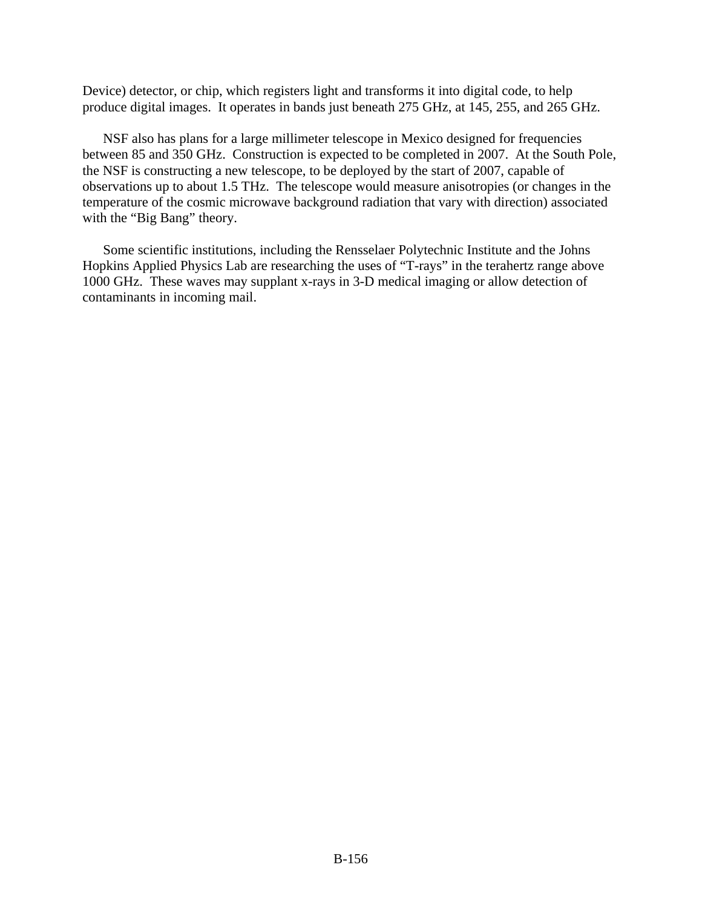Device) detector, or chip, which registers light and transforms it into digital code, to help produce digital images. It operates in bands just beneath 275 GHz, at 145, 255, and 265 GHz.

NSF also has plans for a large millimeter telescope in Mexico designed for frequencies between 85 and 350 GHz. Construction is expected to be completed in 2007. At the South Pole, the NSF is constructing a new telescope, to be deployed by the start of 2007, capable of observations up to about 1.5 THz. The telescope would measure anisotropies (or changes in the temperature of the cosmic microwave background radiation that vary with direction) associated with the "Big Bang" theory.

Some scientific institutions, including the Rensselaer Polytechnic Institute and the Johns Hopkins Applied Physics Lab are researching the uses of "T-rays" in the terahertz range above 1000 GHz. These waves may supplant x-rays in 3-D medical imaging or allow detection of contaminants in incoming mail.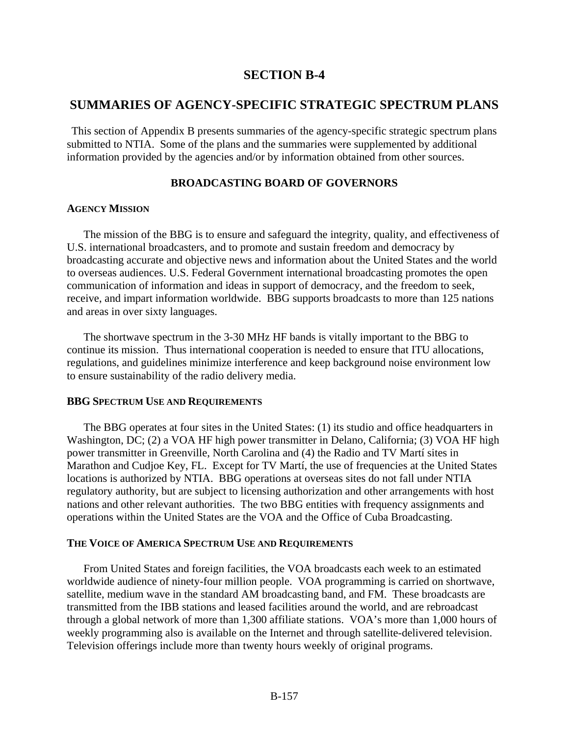# SECTION B-4

## SUMMARIES OF AGENCY-SPECIFIC STRATEGIC SPECTRUM PLANS

This section of Appendix B presents summaries of the agency-specific strategic spectrum plans submitted to NTIA. Some of the plans and the summaries were supplemented by additional information provided by the agencies and/or by information obtained from other sources.

### BROADCASTING BOARD OF GOVERNORS

#### AGENCY MISSION

The mission of the BBG is to ensure and safeguard the integrity, quality, and effectiveness of U.S. international broadcasters, and to promote and sustain freedom and democracy by broadcasting accurate and objective news and information about the United States and the world to overseas audiences. U.S. Federal Government international broadcasting promotes the open communication of information and ideas in support of democracy, and the freedom to seek, receive, and impart information worldwide. BBG supports broadcasts to more than 125 nations and areas in over sixty languages.

The shortwave spectrum in the 3-30 MHz HF bands is vitally important to the BBG to continue its mission. Thus international cooperation is needed to ensure that ITU allocations, regulations, and guidelines minimize interference and keep background noise environment low to ensure sustainability of the radio delivery media.

#### BBG SPECTRUM USE AND REQUIREMENTS

The BBG operates at four sites in the United States: (1) its studio and office headquarters in Washington, DC; (2) a VOA HF high power transmitter in Delano, California; (3) VOA HF high power transmitter in Greenville, North Carolina and (4) the Radio and TV Martí sites in Marathon and Cudjoe Key, FL. Except for TV Martí, the use of frequencies at the United States locations is authorized by NTIA. BBG operations at overseas sites do not fall under NTIA regulatory authority, but are subject to licensing authorization and other arrangements with host nations and other relevant authorities. The two BBG entities with frequency assignments and operations within the United States are the VOA and the Office of Cuba Broadcasting.

#### THE VOICE OF AMERICA SPECTRUM USE AND REQUIREMENTS

From United States and foreign facilities, the VOA broadcasts each week to an estimated worldwide audience of ninety-four million people. VOA programming is carried on shortwave, satellite, medium wave in the standard AM broadcasting band, and FM. These broadcasts are transmitted from the IBB stations and leased facilities around the world, and are rebroadcast through a global network of more than 1,300 affiliate stations. VOA's more than 1,000 hours of weekly programming also is available on the Internet and through satellite-delivered television. Television offerings include more than twenty hours weekly of original programs.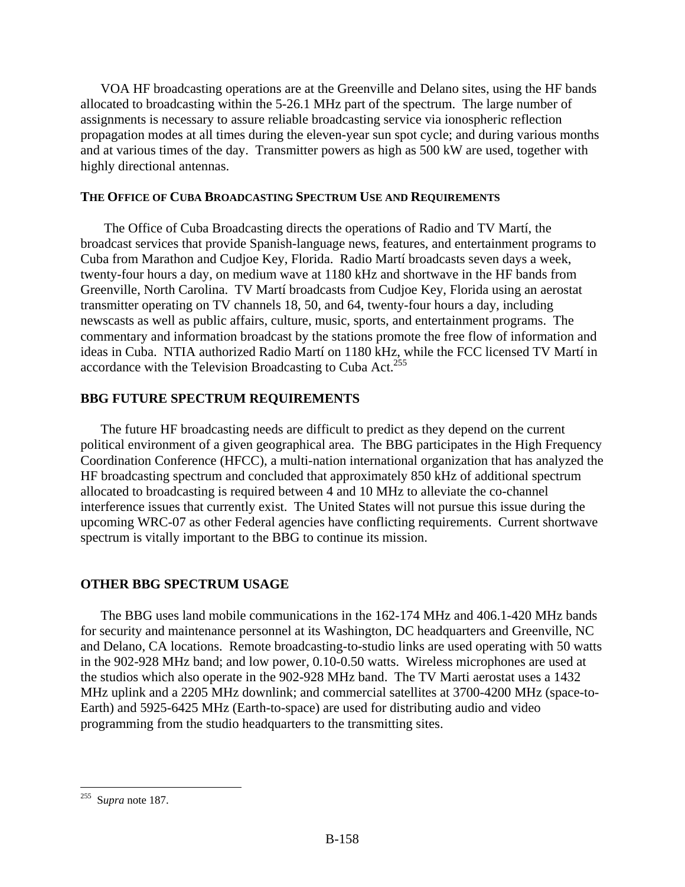VOA HF broadcasting operations are at the Greenville and Delano sites, using the HF bands allocated to broadcasting within the 5-26.1 MHz part of the spectrum. The large number of assignments is necessary to assure reliable broadcasting service via ionospheric reflection propagation modes at all times during the eleven-year sun spot cycle; and during various months and at various times of the day. Transmitter powers as high as 500 kW are used, together with highly directional antennas.

#### THE OFFICE OF CUBA BROADCASTING SPECTRUM USE AND REQUIREMENTS

The Office of Cuba Broadcasting directs the operations of Radio and TV Martí, the broadcast services that provide Spanish-language news, features, and entertainment programs to Cuba from Marathon and Cudjoe Key, Florida. Radio Martí broadcasts seven days a week, twenty-four hours a day, on medium wave at 1180 kHz and shortwave in the HF bands from Greenville, North Carolina. TV Martí broadcasts from Cudjoe Key, Florida using an aerostat transmitter operating on TV channels 18, 50, and 64, twenty-four hours a day, including newscasts as well as public affairs, culture, music, sports, and entertainment programs. The commentary and information broadcast by the stations promote the free flow of information and ideas in Cuba. NTIA authorized Radio Martí on 1180 kHz, while the FCC licensed TV Martí in accordance with the Television Broadcasting to Cuba Act.[255]

### BBG FUTURE SPECTRUM REQUIREMENTS

The future HF broadcasting needs are difficult to predict as they depend on the current political environment of a given geographical area. The BBG participates in the High Frequency Coordination Conference (HFCC), a multi-nation international organization that has analyzed the HF broadcasting spectrum and concluded that approximately 850 kHz of additional spectrum allocated to broadcasting is required between 4 and 10 MHz to alleviate the co-channel interference issues that currently exist. The United States will not pursue this issue during the upcoming WRC-07 as other Federal agencies have conflicting requirements. Current shortwave spectrum is vitally important to the BBG to continue its mission.

### OTHER BBG SPECTRUM USAGE

The BBG uses land mobile communications in the 162-174 MHz and 406.1-420 MHz bands for security and maintenance personnel at its Washington, DC headquarters and Greenville, NC and Delano, CA locations. Remote broadcasting-to-studio links are used operating with 50 watts in the 902-928 MHz band; and low power, 0.10-0.50 watts. Wireless microphones are used at the studios which also operate in the 902-928 MHz band. The TV Marti aerostat uses a 1432 MHz uplink and a 2205 MHz downlink; and commercial satellites at 3700-4200 MHz (space-to-Earth) and 5925-6425 MHz (Earth-to-space) are used for distributing audio and video programming from the studio headquarters to the transmitting sites.

---

[255] S*upra* note 187.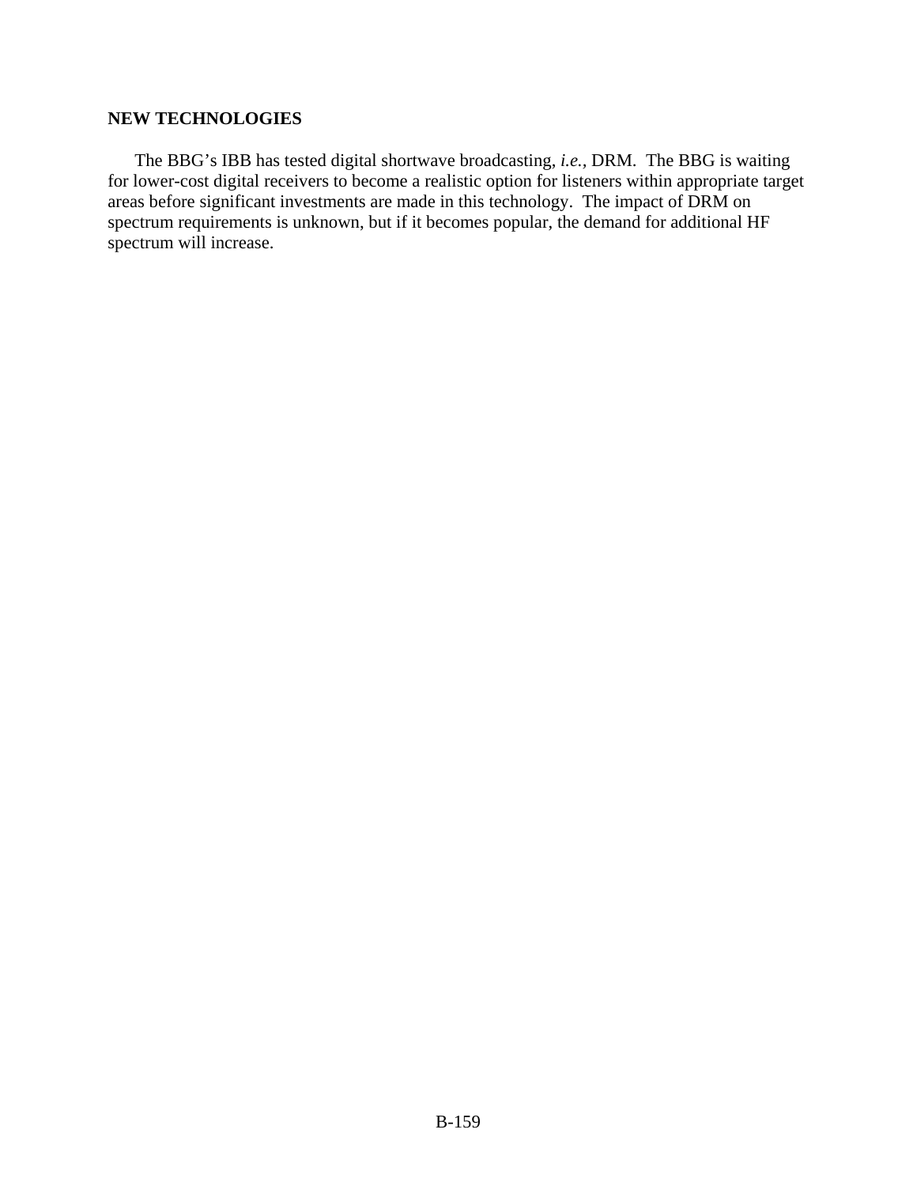**NEW TECHNOLOGIES**

The BBG's IBB has tested digital shortwave broadcasting, *i.e.*, DRM. The BBG is waiting for lower-cost digital receivers to become a realistic option for listeners within appropriate target areas before significant investments are made in this technology. The impact of DRM on spectrum requirements is unknown, but if it becomes popular, the demand for additional HF spectrum will increase.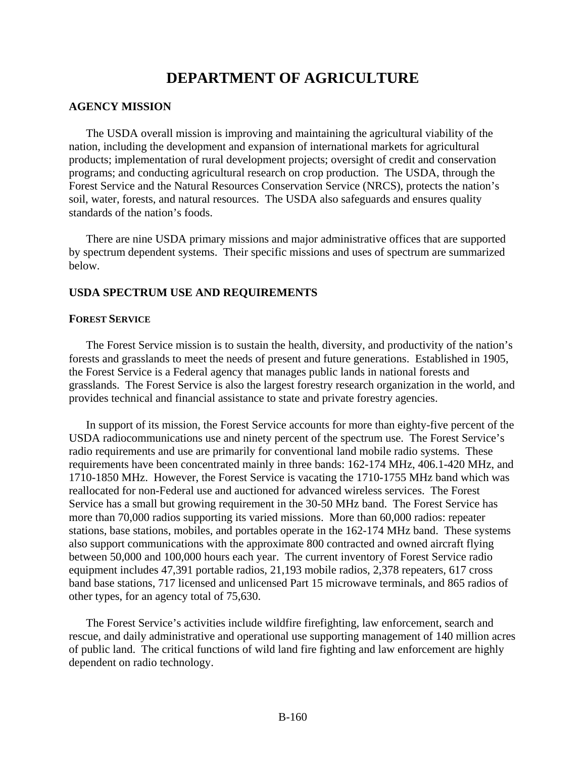# DEPARTMENT OF AGRICULTURE

## AGENCY MISSION

The USDA overall mission is improving and maintaining the agricultural viability of the nation, including the development and expansion of international markets for agricultural products; implementation of rural development projects; oversight of credit and conservation programs; and conducting agricultural research on crop production. The USDA, through the Forest Service and the Natural Resources Conservation Service (NRCS), protects the nation's soil, water, forests, and natural resources. The USDA also safeguards and ensures quality standards of the nation's foods.

There are nine USDA primary missions and major administrative offices that are supported by spectrum dependent systems. Their specific missions and uses of spectrum are summarized below.

## USDA SPECTRUM USE AND REQUIREMENTS

### FOREST SERVICE

The Forest Service mission is to sustain the health, diversity, and productivity of the nation's forests and grasslands to meet the needs of present and future generations. Established in 1905, the Forest Service is a Federal agency that manages public lands in national forests and grasslands. The Forest Service is also the largest forestry research organization in the world, and provides technical and financial assistance to state and private forestry agencies.

In support of its mission, the Forest Service accounts for more than eighty-five percent of the USDA radiocommunications use and ninety percent of the spectrum use. The Forest Service's radio requirements and use are primarily for conventional land mobile radio systems. These requirements have been concentrated mainly in three bands: 162-174 MHz, 406.1-420 MHz, and 1710-1850 MHz. However, the Forest Service is vacating the 1710-1755 MHz band which was reallocated for non-Federal use and auctioned for advanced wireless services. The Forest Service has a small but growing requirement in the 30-50 MHz band. The Forest Service has more than 70,000 radios supporting its varied missions. More than 60,000 radios: repeater stations, base stations, mobiles, and portables operate in the 162-174 MHz band. These systems also support communications with the approximate 800 contracted and owned aircraft flying between 50,000 and 100,000 hours each year. The current inventory of Forest Service radio equipment includes 47,391 portable radios, 21,193 mobile radios, 2,378 repeaters, 617 cross band base stations, 717 licensed and unlicensed Part 15 microwave terminals, and 865 radios of other types, for an agency total of 75,630.

The Forest Service's activities include wildfire firefighting, law enforcement, search and rescue, and daily administrative and operational use supporting management of 140 million acres of public land. The critical functions of wild land fire fighting and law enforcement are highly dependent on radio technology.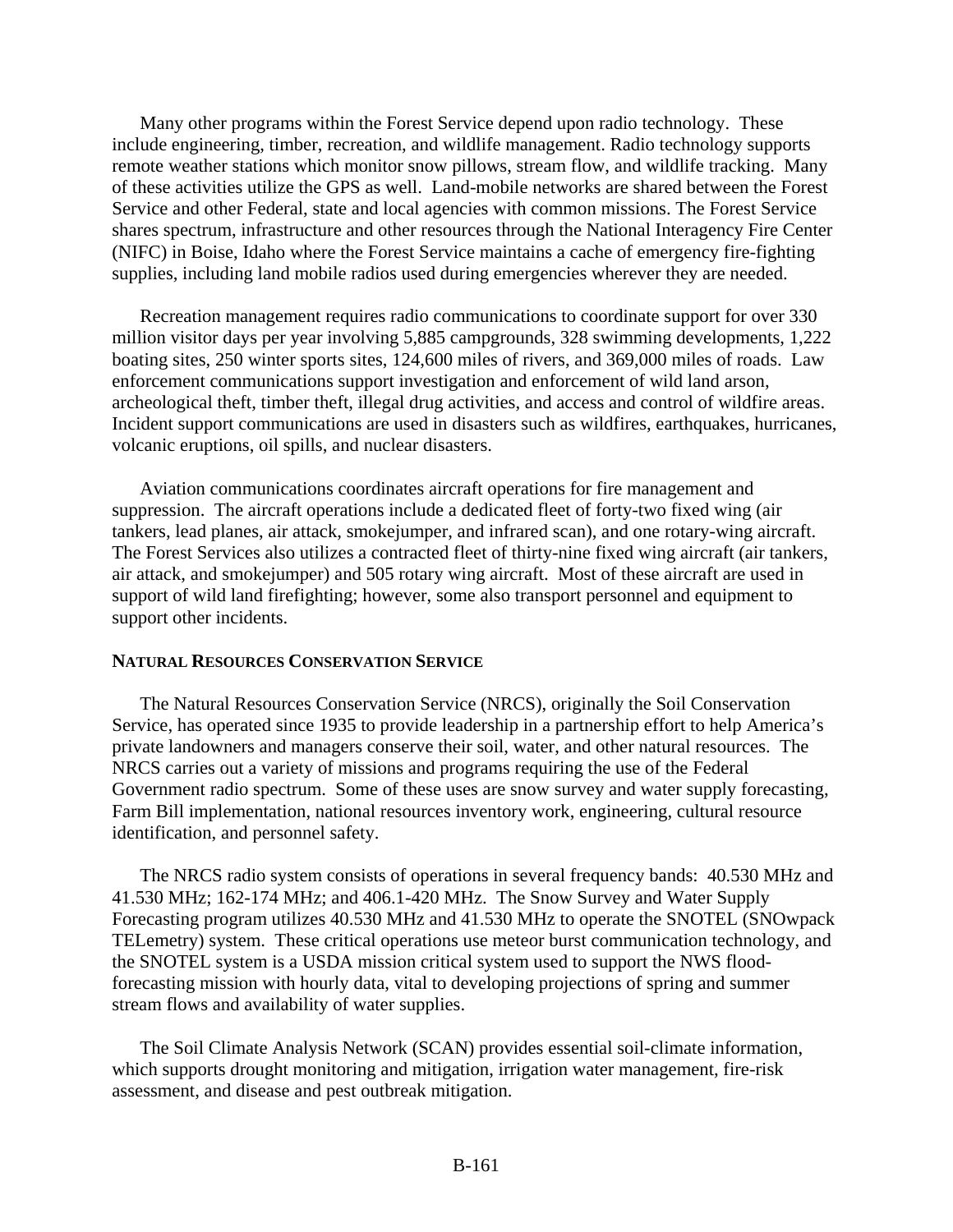Many other programs within the Forest Service depend upon radio technology. These include engineering, timber, recreation, and wildlife management. Radio technology supports remote weather stations which monitor snow pillows, stream flow, and wildlife tracking. Many of these activities utilize the GPS as well. Land-mobile networks are shared between the Forest Service and other Federal, state and local agencies with common missions. The Forest Service shares spectrum, infrastructure and other resources through the National Interagency Fire Center (NIFC) in Boise, Idaho where the Forest Service maintains a cache of emergency fire-fighting supplies, including land mobile radios used during emergencies wherever they are needed.

Recreation management requires radio communications to coordinate support for over 330 million visitor days per year involving 5,885 campgrounds, 328 swimming developments, 1,222 boating sites, 250 winter sports sites, 124,600 miles of rivers, and 369,000 miles of roads. Law enforcement communications support investigation and enforcement of wild land arson, archeological theft, timber theft, illegal drug activities, and access and control of wildfire areas. Incident support communications are used in disasters such as wildfires, earthquakes, hurricanes, volcanic eruptions, oil spills, and nuclear disasters.

Aviation communications coordinates aircraft operations for fire management and suppression. The aircraft operations include a dedicated fleet of forty-two fixed wing (air tankers, lead planes, air attack, smokejumper, and infrared scan), and one rotary-wing aircraft. The Forest Services also utilizes a contracted fleet of thirty-nine fixed wing aircraft (air tankers, air attack, and smokejumper) and 505 rotary wing aircraft. Most of these aircraft are used in support of wild land firefighting; however, some also transport personnel and equipment to support other incidents.

#### NATURAL RESOURCES CONSERVATION SERVICE

The Natural Resources Conservation Service (NRCS), originally the Soil Conservation Service, has operated since 1935 to provide leadership in a partnership effort to help America's private landowners and managers conserve their soil, water, and other natural resources. The NRCS carries out a variety of missions and programs requiring the use of the Federal Government radio spectrum. Some of these uses are snow survey and water supply forecasting, Farm Bill implementation, national resources inventory work, engineering, cultural resource identification, and personnel safety.

The NRCS radio system consists of operations in several frequency bands: 40.530 MHz and 41.530 MHz; 162-174 MHz; and 406.1-420 MHz. The Snow Survey and Water Supply Forecasting program utilizes 40.530 MHz and 41.530 MHz to operate the SNOTEL (SNOwpack TELemetry) system. These critical operations use meteor burst communication technology, and the SNOTEL system is a USDA mission critical system used to support the NWS flood-forecasting mission with hourly data, vital to developing projections of spring and summer stream flows and availability of water supplies.

The Soil Climate Analysis Network (SCAN) provides essential soil-climate information, which supports drought monitoring and mitigation, irrigation water management, fire-risk assessment, and disease and pest outbreak mitigation.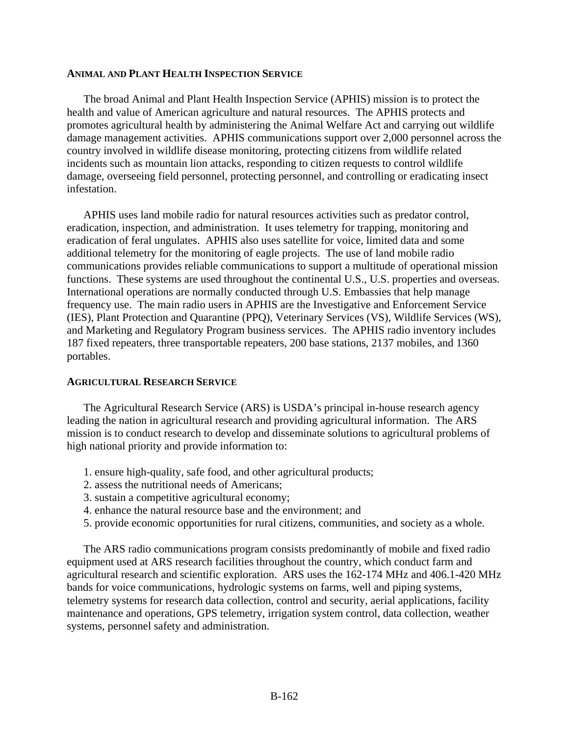### ANIMAL AND PLANT HEALTH INSPECTION SERVICE

The broad Animal and Plant Health Inspection Service (APHIS) mission is to protect the health and value of American agriculture and natural resources. The APHIS protects and promotes agricultural health by administering the Animal Welfare Act and carrying out wildlife damage management activities. APHIS communications support over 2,000 personnel across the country involved in wildlife disease monitoring, protecting citizens from wildlife related incidents such as mountain lion attacks, responding to citizen requests to control wildlife damage, overseeing field personnel, protecting personnel, and controlling or eradicating insect infestation.

APHIS uses land mobile radio for natural resources activities such as predator control, eradication, inspection, and administration. It uses telemetry for trapping, monitoring and eradication of feral ungulates. APHIS also uses satellite for voice, limited data and some additional telemetry for the monitoring of eagle projects. The use of land mobile radio communications provides reliable communications to support a multitude of operational mission functions. These systems are used throughout the continental U.S., U.S. properties and overseas. International operations are normally conducted through U.S. Embassies that help manage frequency use. The main radio users in APHIS are the Investigative and Enforcement Service (IES), Plant Protection and Quarantine (PPQ), Veterinary Services (VS), Wildlife Services (WS), and Marketing and Regulatory Program business services. The APHIS radio inventory includes 187 fixed repeaters, three transportable repeaters, 200 base stations, 2137 mobiles, and 1360 portables.

### AGRICULTURAL RESEARCH SERVICE

The Agricultural Research Service (ARS) is USDA's principal in-house research agency leading the nation in agricultural research and providing agricultural information. The ARS mission is to conduct research to develop and disseminate solutions to agricultural problems of high national priority and provide information to:

1. ensure high-quality, safe food, and other agricultural products;
2. assess the nutritional needs of Americans;
3. sustain a competitive agricultural economy;
4. enhance the natural resource base and the environment; and
5. provide economic opportunities for rural citizens, communities, and society as a whole.

The ARS radio communications program consists predominantly of mobile and fixed radio equipment used at ARS research facilities throughout the country, which conduct farm and agricultural research and scientific exploration. ARS uses the 162-174 MHz and 406.1-420 MHz bands for voice communications, hydrologic systems on farms, well and piping systems, telemetry systems for research data collection, control and security, aerial applications, facility maintenance and operations, GPS telemetry, irrigation system control, data collection, weather systems, personnel safety and administration.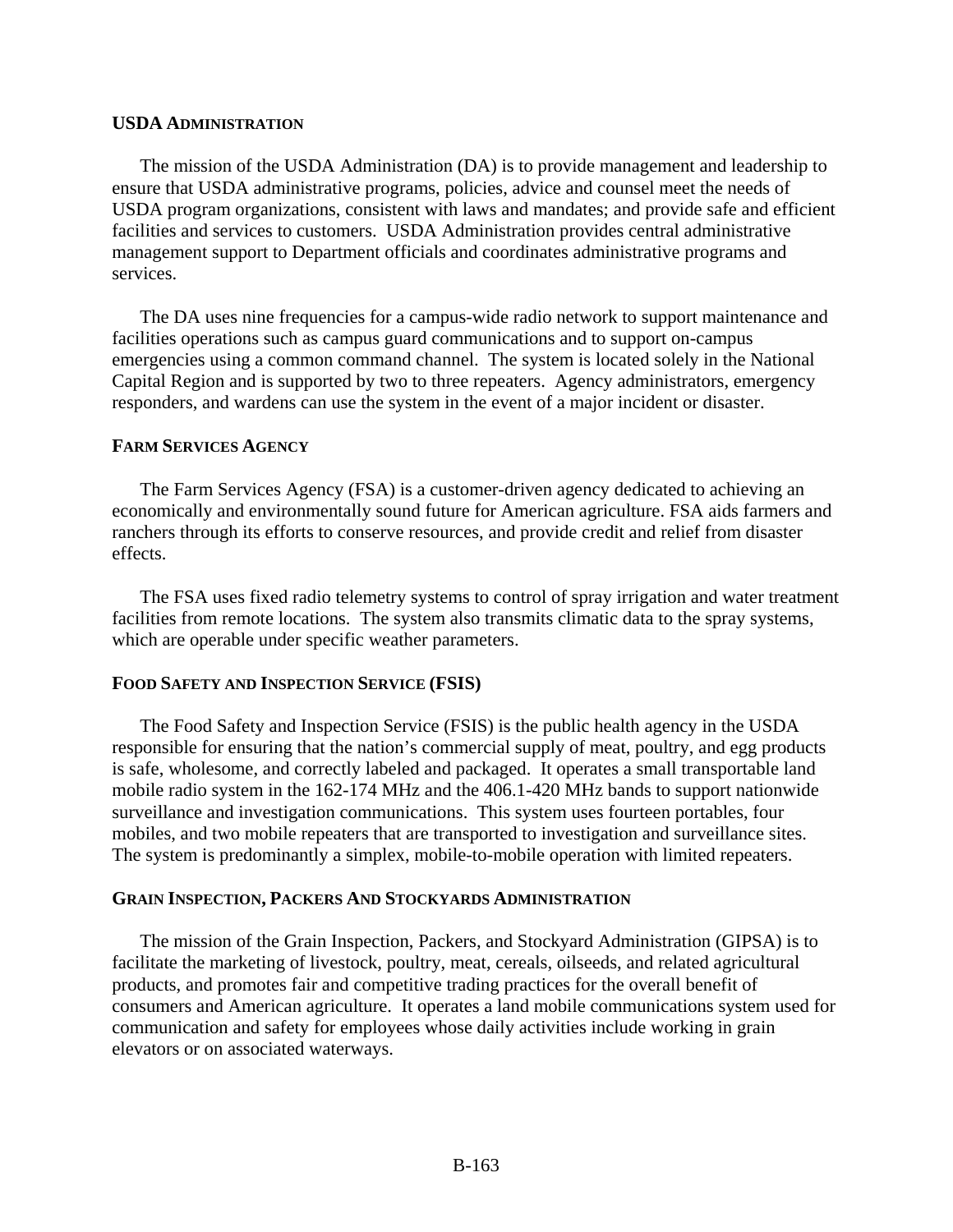### USDA ADMINISTRATION

The mission of the USDA Administration (DA) is to provide management and leadership to ensure that USDA administrative programs, policies, advice and counsel meet the needs of USDA program organizations, consistent with laws and mandates; and provide safe and efficient facilities and services to customers. USDA Administration provides central administrative management support to Department officials and coordinates administrative programs and services.

The DA uses nine frequencies for a campus-wide radio network to support maintenance and facilities operations such as campus guard communications and to support on-campus emergencies using a common command channel. The system is located solely in the National Capital Region and is supported by two to three repeaters. Agency administrators, emergency responders, and wardens can use the system in the event of a major incident or disaster.

### FARM SERVICES AGENCY

The Farm Services Agency (FSA) is a customer-driven agency dedicated to achieving an economically and environmentally sound future for American agriculture. FSA aids farmers and ranchers through its efforts to conserve resources, and provide credit and relief from disaster effects.

The FSA uses fixed radio telemetry systems to control of spray irrigation and water treatment facilities from remote locations. The system also transmits climatic data to the spray systems, which are operable under specific weather parameters.

### FOOD SAFETY AND INSPECTION SERVICE (FSIS)

The Food Safety and Inspection Service (FSIS) is the public health agency in the USDA responsible for ensuring that the nation's commercial supply of meat, poultry, and egg products is safe, wholesome, and correctly labeled and packaged. It operates a small transportable land mobile radio system in the 162-174 MHz and the 406.1-420 MHz bands to support nationwide surveillance and investigation communications. This system uses fourteen portables, four mobiles, and two mobile repeaters that are transported to investigation and surveillance sites. The system is predominantly a simplex, mobile-to-mobile operation with limited repeaters.

### GRAIN INSPECTION, PACKERS AND STOCKYARDS ADMINISTRATION

The mission of the Grain Inspection, Packers, and Stockyard Administration (GIPSA) is to facilitate the marketing of livestock, poultry, meat, cereals, oilseeds, and related agricultural products, and promotes fair and competitive trading practices for the overall benefit of consumers and American agriculture. It operates a land mobile communications system used for communication and safety for employees whose daily activities include working in grain elevators or on associated waterways.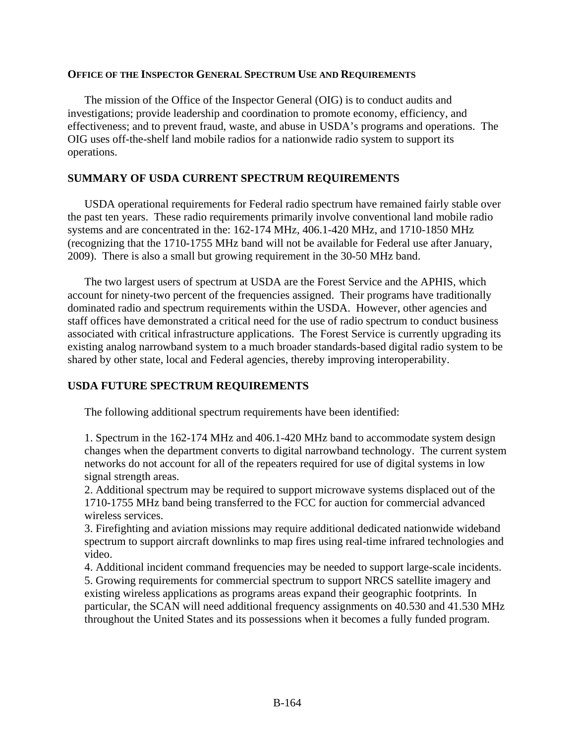**OFFICE OF THE INSPECTOR GENERAL SPECTRUM USE AND REQUIREMENTS**

The mission of the Office of the Inspector General (OIG) is to conduct audits and investigations; provide leadership and coordination to promote economy, efficiency, and effectiveness; and to prevent fraud, waste, and abuse in USDA's programs and operations. The OIG uses off-the-shelf land mobile radios for a nationwide radio system to support its operations.

## SUMMARY OF USDA CURRENT SPECTRUM REQUIREMENTS

USDA operational requirements for Federal radio spectrum have remained fairly stable over the past ten years. These radio requirements primarily involve conventional land mobile radio systems and are concentrated in the: 162-174 MHz, 406.1-420 MHz, and 1710-1850 MHz (recognizing that the 1710-1755 MHz band will not be available for Federal use after January, 2009). There is also a small but growing requirement in the 30-50 MHz band.

The two largest users of spectrum at USDA are the Forest Service and the APHIS, which account for ninety-two percent of the frequencies assigned. Their programs have traditionally dominated radio and spectrum requirements within the USDA. However, other agencies and staff offices have demonstrated a critical need for the use of radio spectrum to conduct business associated with critical infrastructure applications. The Forest Service is currently upgrading its existing analog narrowband system to a much broader standards-based digital radio system to be shared by other state, local and Federal agencies, thereby improving interoperability.

## USDA FUTURE SPECTRUM REQUIREMENTS

The following additional spectrum requirements have been identified:

1. Spectrum in the 162-174 MHz and 406.1-420 MHz band to accommodate system design changes when the department converts to digital narrowband technology. The current system networks do not account for all of the repeaters required for use of digital systems in low signal strength areas.
2. Additional spectrum may be required to support microwave systems displaced out of the 1710-1755 MHz band being transferred to the FCC for auction for commercial advanced wireless services.
3. Firefighting and aviation missions may require additional dedicated nationwide wideband spectrum to support aircraft downlinks to map fires using real-time infrared technologies and video.
4. Additional incident command frequencies may be needed to support large-scale incidents.
5. Growing requirements for commercial spectrum to support NRCS satellite imagery and existing wireless applications as programs areas expand their geographic footprints. In particular, the SCAN will need additional frequency assignments on 40.530 and 41.530 MHz throughout the United States and its possessions when it becomes a fully funded program.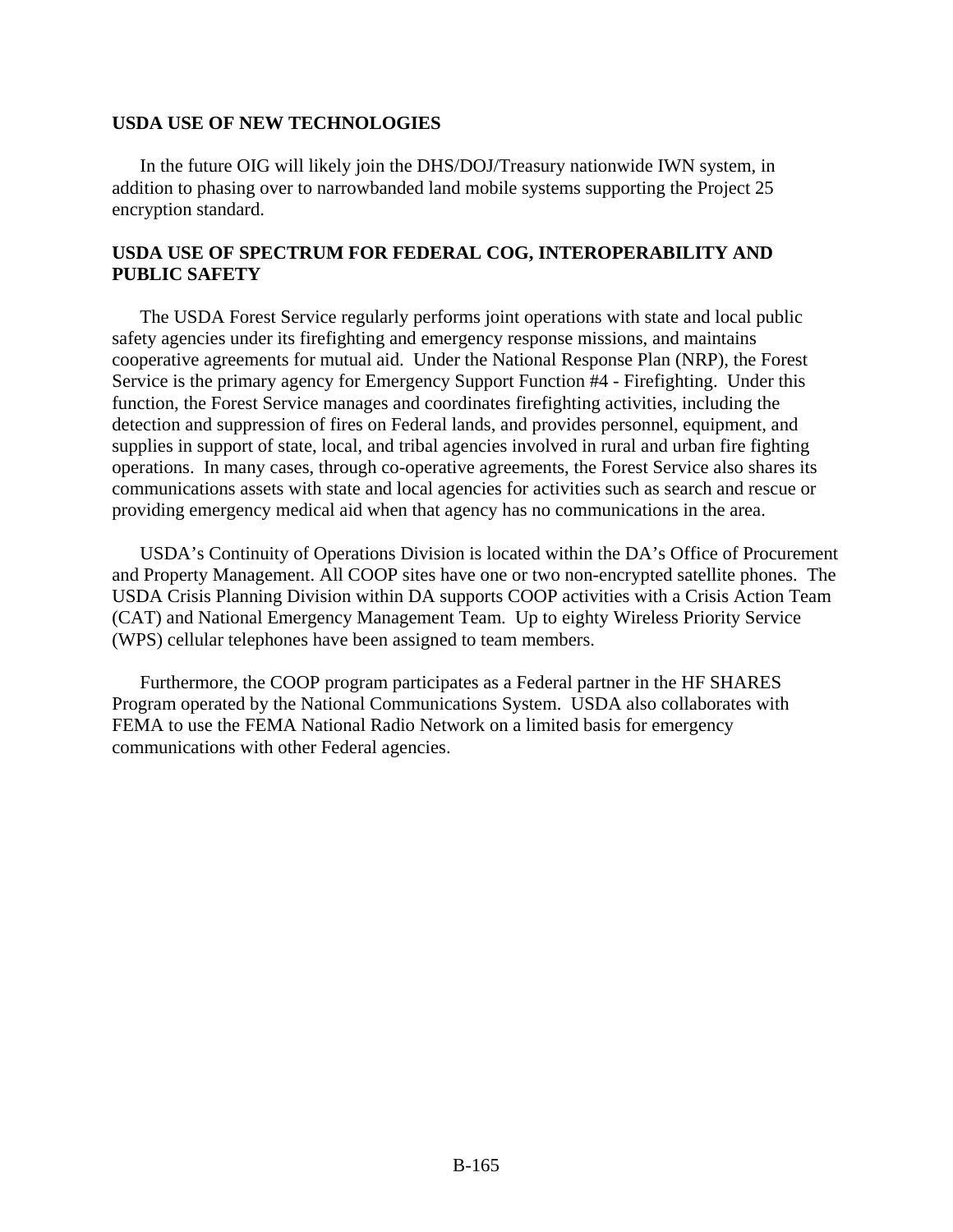## USDA USE OF NEW TECHNOLOGIES

In the future OIG will likely join the DHS/DOJ/Treasury nationwide IWN system, in addition to phasing over to narrowbanded land mobile systems supporting the Project 25 encryption standard.

## USDA USE OF SPECTRUM FOR FEDERAL COG, INTEROPERABILITY AND PUBLIC SAFETY

The USDA Forest Service regularly performs joint operations with state and local public safety agencies under its firefighting and emergency response missions, and maintains cooperative agreements for mutual aid. Under the National Response Plan (NRP), the Forest Service is the primary agency for Emergency Support Function #4 - Firefighting. Under this function, the Forest Service manages and coordinates firefighting activities, including the detection and suppression of fires on Federal lands, and provides personnel, equipment, and supplies in support of state, local, and tribal agencies involved in rural and urban fire fighting operations. In many cases, through co-operative agreements, the Forest Service also shares its communications assets with state and local agencies for activities such as search and rescue or providing emergency medical aid when that agency has no communications in the area.

USDA's Continuity of Operations Division is located within the DA's Office of Procurement and Property Management. All COOP sites have one or two non-encrypted satellite phones. The USDA Crisis Planning Division within DA supports COOP activities with a Crisis Action Team (CAT) and National Emergency Management Team. Up to eighty Wireless Priority Service (WPS) cellular telephones have been assigned to team members.

Furthermore, the COOP program participates as a Federal partner in the HF SHARES Program operated by the National Communications System. USDA also collaborates with FEMA to use the FEMA National Radio Network on a limited basis for emergency communications with other Federal agencies.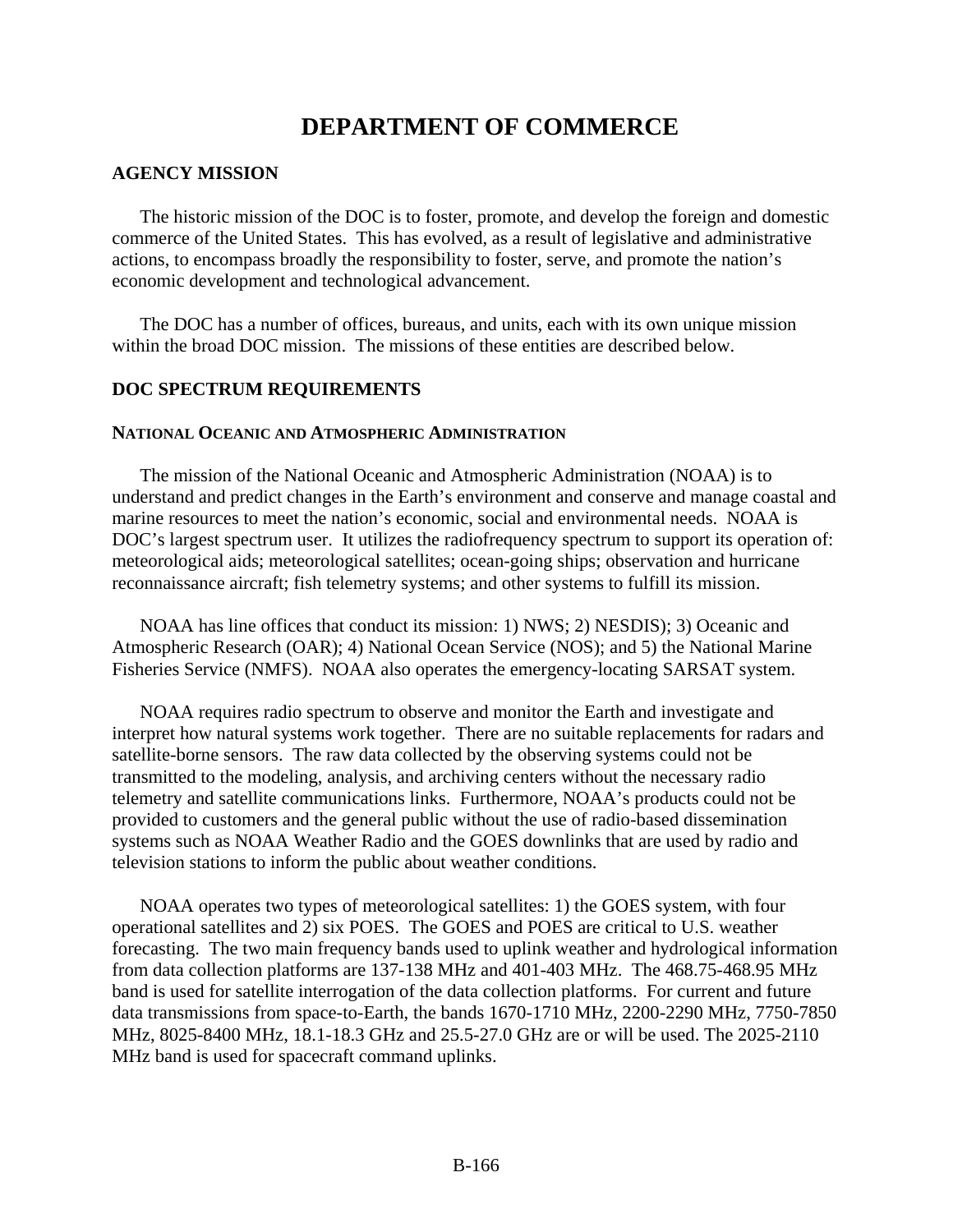# DEPARTMENT OF COMMERCE

## AGENCY MISSION

The historic mission of the DOC is to foster, promote, and develop the foreign and domestic commerce of the United States. This has evolved, as a result of legislative and administrative actions, to encompass broadly the responsibility to foster, serve, and promote the nation's economic development and technological advancement.

The DOC has a number of offices, bureaus, and units, each with its own unique mission within the broad DOC mission. The missions of these entities are described below.

## DOC SPECTRUM REQUIREMENTS

### NATIONAL OCEANIC AND ATMOSPHERIC ADMINISTRATION

The mission of the National Oceanic and Atmospheric Administration (NOAA) is to understand and predict changes in the Earth's environment and conserve and manage coastal and marine resources to meet the nation's economic, social and environmental needs. NOAA is DOC's largest spectrum user. It utilizes the radiofrequency spectrum to support its operation of: meteorological aids; meteorological satellites; ocean-going ships; observation and hurricane reconnaissance aircraft; fish telemetry systems; and other systems to fulfill its mission.

NOAA has line offices that conduct its mission: 1) NWS; 2) NESDIS); 3) Oceanic and Atmospheric Research (OAR); 4) National Ocean Service (NOS); and 5) the National Marine Fisheries Service (NMFS). NOAA also operates the emergency-locating SARSAT system.

NOAA requires radio spectrum to observe and monitor the Earth and investigate and interpret how natural systems work together. There are no suitable replacements for radars and satellite-borne sensors. The raw data collected by the observing systems could not be transmitted to the modeling, analysis, and archiving centers without the necessary radio telemetry and satellite communications links. Furthermore, NOAA's products could not be provided to customers and the general public without the use of radio-based dissemination systems such as NOAA Weather Radio and the GOES downlinks that are used by radio and television stations to inform the public about weather conditions.

NOAA operates two types of meteorological satellites: 1) the GOES system, with four operational satellites and 2) six POES. The GOES and POES are critical to U.S. weather forecasting. The two main frequency bands used to uplink weather and hydrological information from data collection platforms are 137-138 MHz and 401-403 MHz. The 468.75-468.95 MHz band is used for satellite interrogation of the data collection platforms. For current and future data transmissions from space-to-Earth, the bands 1670-1710 MHz, 2200-2290 MHz, 7750-7850 MHz, 8025-8400 MHz, 18.1-18.3 GHz and 25.5-27.0 GHz are or will be used. The 2025-2110 MHz band is used for spacecraft command uplinks.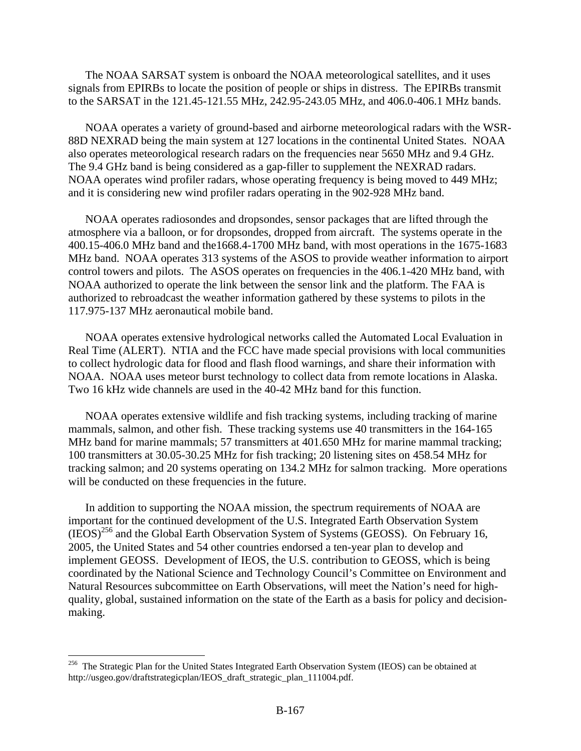The NOAA SARSAT system is onboard the NOAA meteorological satellites, and it uses signals from EPIRBs to locate the position of people or ships in distress. The EPIRBs transmit to the SARSAT in the 121.45-121.55 MHz, 242.95-243.05 MHz, and 406.0-406.1 MHz bands.

NOAA operates a variety of ground-based and airborne meteorological radars with the WSR-88D NEXRAD being the main system at 127 locations in the continental United States. NOAA also operates meteorological research radars on the frequencies near 5650 MHz and 9.4 GHz. The 9.4 GHz band is being considered as a gap-filler to supplement the NEXRAD radars. NOAA operates wind profiler radars, whose operating frequency is being moved to 449 MHz; and it is considering new wind profiler radars operating in the 902-928 MHz band.

NOAA operates radiosondes and dropsondes, sensor packages that are lifted through the atmosphere via a balloon, or for dropsondes, dropped from aircraft. The systems operate in the 400.15-406.0 MHz band and the1668.4-1700 MHz band, with most operations in the 1675-1683 MHz band. NOAA operates 313 systems of the ASOS to provide weather information to airport control towers and pilots. The ASOS operates on frequencies in the 406.1-420 MHz band, with NOAA authorized to operate the link between the sensor link and the platform. The FAA is authorized to rebroadcast the weather information gathered by these systems to pilots in the 117.975-137 MHz aeronautical mobile band.

NOAA operates extensive hydrological networks called the Automated Local Evaluation in Real Time (ALERT). NTIA and the FCC have made special provisions with local communities to collect hydrologic data for flood and flash flood warnings, and share their information with NOAA. NOAA uses meteor burst technology to collect data from remote locations in Alaska. Two 16 kHz wide channels are used in the 40-42 MHz band for this function.

NOAA operates extensive wildlife and fish tracking systems, including tracking of marine mammals, salmon, and other fish. These tracking systems use 40 transmitters in the 164-165 MHz band for marine mammals; 57 transmitters at 401.650 MHz for marine mammal tracking; 100 transmitters at 30.05-30.25 MHz for fish tracking; 20 listening sites on 458.54 MHz for tracking salmon; and 20 systems operating on 134.2 MHz for salmon tracking. More operations will be conducted on these frequencies in the future.

In addition to supporting the NOAA mission, the spectrum requirements of NOAA are important for the continued development of the U.S. Integrated Earth Observation System (IEOS)[256] and the Global Earth Observation System of Systems (GEOSS). On February 16, 2005, the United States and 54 other countries endorsed a ten-year plan to develop and implement GEOSS. Development of IEOS, the U.S. contribution to GEOSS, which is being coordinated by the National Science and Technology Council's Committee on Environment and Natural Resources subcommittee on Earth Observations, will meet the Nation's need for high-quality, global, sustained information on the state of the Earth as a basis for policy and decision-making.

---

[256] The Strategic Plan for the United States Integrated Earth Observation System (IEOS) can be obtained at http://usgeo.gov/draftstrategicplan/IEOS_draft_strategic_plan_111004.pdf.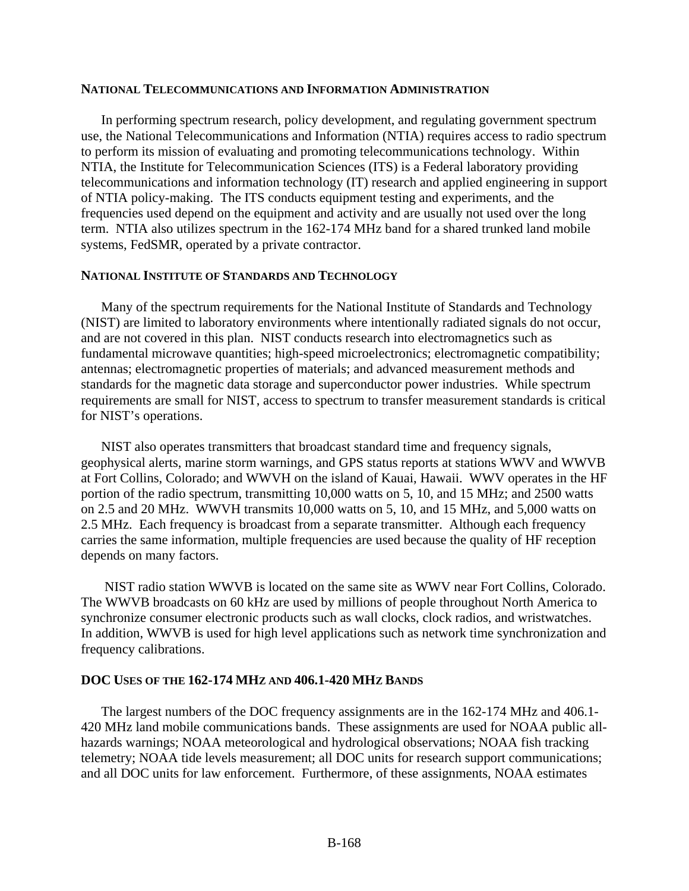#### NATIONAL TELECOMMUNICATIONS AND INFORMATION ADMINISTRATION

In performing spectrum research, policy development, and regulating government spectrum use, the National Telecommunications and Information (NTIA) requires access to radio spectrum to perform its mission of evaluating and promoting telecommunications technology. Within NTIA, the Institute for Telecommunication Sciences (ITS) is a Federal laboratory providing telecommunications and information technology (IT) research and applied engineering in support of NTIA policy-making. The ITS conducts equipment testing and experiments, and the frequencies used depend on the equipment and activity and are usually not used over the long term. NTIA also utilizes spectrum in the 162-174 MHz band for a shared trunked land mobile systems, FedSMR, operated by a private contractor.

#### NATIONAL INSTITUTE OF STANDARDS AND TECHNOLOGY

Many of the spectrum requirements for the National Institute of Standards and Technology (NIST) are limited to laboratory environments where intentionally radiated signals do not occur, and are not covered in this plan. NIST conducts research into electromagnetics such as fundamental microwave quantities; high-speed microelectronics; electromagnetic compatibility; antennas; electromagnetic properties of materials; and advanced measurement methods and standards for the magnetic data storage and superconductor power industries. While spectrum requirements are small for NIST, access to spectrum to transfer measurement standards is critical for NIST's operations.

NIST also operates transmitters that broadcast standard time and frequency signals, geophysical alerts, marine storm warnings, and GPS status reports at stations WWV and WWVB at Fort Collins, Colorado; and WWVH on the island of Kauai, Hawaii. WWV operates in the HF portion of the radio spectrum, transmitting 10,000 watts on 5, 10, and 15 MHz; and 2500 watts on 2.5 and 20 MHz. WWVH transmits 10,000 watts on 5, 10, and 15 MHz, and 5,000 watts on 2.5 MHz. Each frequency is broadcast from a separate transmitter. Although each frequency carries the same information, multiple frequencies are used because the quality of HF reception depends on many factors.

NIST radio station WWVB is located on the same site as WWV near Fort Collins, Colorado. The WWVB broadcasts on 60 kHz are used by millions of people throughout North America to synchronize consumer electronic products such as wall clocks, clock radios, and wristwatches. In addition, WWVB is used for high level applications such as network time synchronization and frequency calibrations.

#### DOC USES OF THE 162-174 MHZ AND 406.1-420 MHZ BANDS

The largest numbers of the DOC frequency assignments are in the 162-174 MHz and 406.1-420 MHz land mobile communications bands. These assignments are used for NOAA public all-hazards warnings; NOAA meteorological and hydrological observations; NOAA fish tracking telemetry; NOAA tide levels measurement; all DOC units for research support communications; and all DOC units for law enforcement. Furthermore, of these assignments, NOAA estimates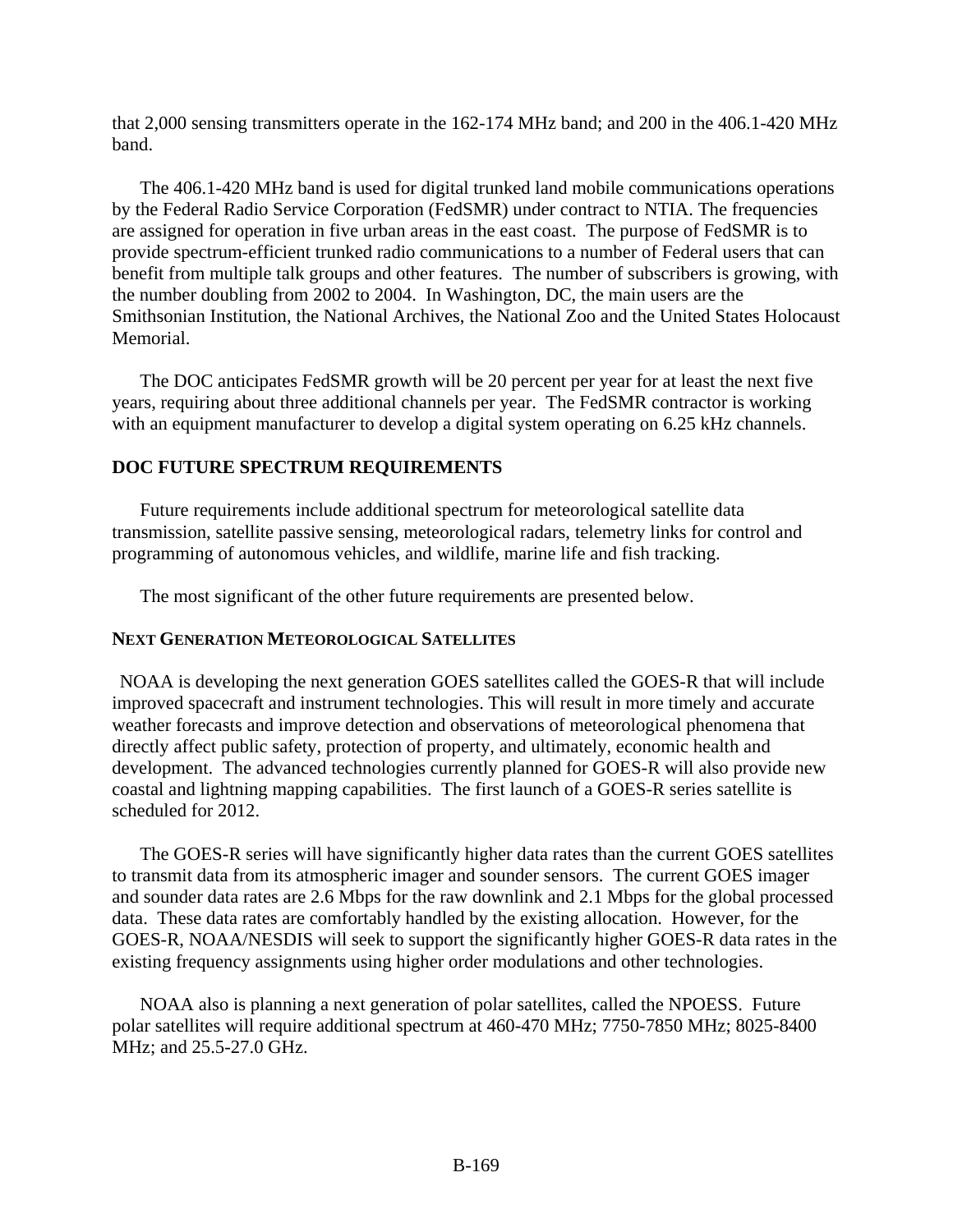that 2,000 sensing transmitters operate in the 162-174 MHz band; and 200 in the 406.1-420 MHz band.

The 406.1-420 MHz band is used for digital trunked land mobile communications operations by the Federal Radio Service Corporation (FedSMR) under contract to NTIA. The frequencies are assigned for operation in five urban areas in the east coast. The purpose of FedSMR is to provide spectrum-efficient trunked radio communications to a number of Federal users that can benefit from multiple talk groups and other features. The number of subscribers is growing, with the number doubling from 2002 to 2004. In Washington, DC, the main users are the Smithsonian Institution, the National Archives, the National Zoo and the United States Holocaust Memorial.

The DOC anticipates FedSMR growth will be 20 percent per year for at least the next five years, requiring about three additional channels per year. The FedSMR contractor is working with an equipment manufacturer to develop a digital system operating on 6.25 kHz channels.

## DOC FUTURE SPECTRUM REQUIREMENTS

Future requirements include additional spectrum for meteorological satellite data transmission, satellite passive sensing, meteorological radars, telemetry links for control and programming of autonomous vehicles, and wildlife, marine life and fish tracking.

The most significant of the other future requirements are presented below.

### NEXT GENERATION METEOROLOGICAL SATELLITES

NOAA is developing the next generation GOES satellites called the GOES-R that will include improved spacecraft and instrument technologies. This will result in more timely and accurate weather forecasts and improve detection and observations of meteorological phenomena that directly affect public safety, protection of property, and ultimately, economic health and development. The advanced technologies currently planned for GOES-R will also provide new coastal and lightning mapping capabilities. The first launch of a GOES-R series satellite is scheduled for 2012.

The GOES-R series will have significantly higher data rates than the current GOES satellites to transmit data from its atmospheric imager and sounder sensors. The current GOES imager and sounder data rates are 2.6 Mbps for the raw downlink and 2.1 Mbps for the global processed data. These data rates are comfortably handled by the existing allocation. However, for the GOES-R, NOAA/NESDIS will seek to support the significantly higher GOES-R data rates in the existing frequency assignments using higher order modulations and other technologies.

NOAA also is planning a next generation of polar satellites, called the NPOESS. Future polar satellites will require additional spectrum at 460-470 MHz; 7750-7850 MHz; 8025-8400 MHz; and 25.5-27.0 GHz.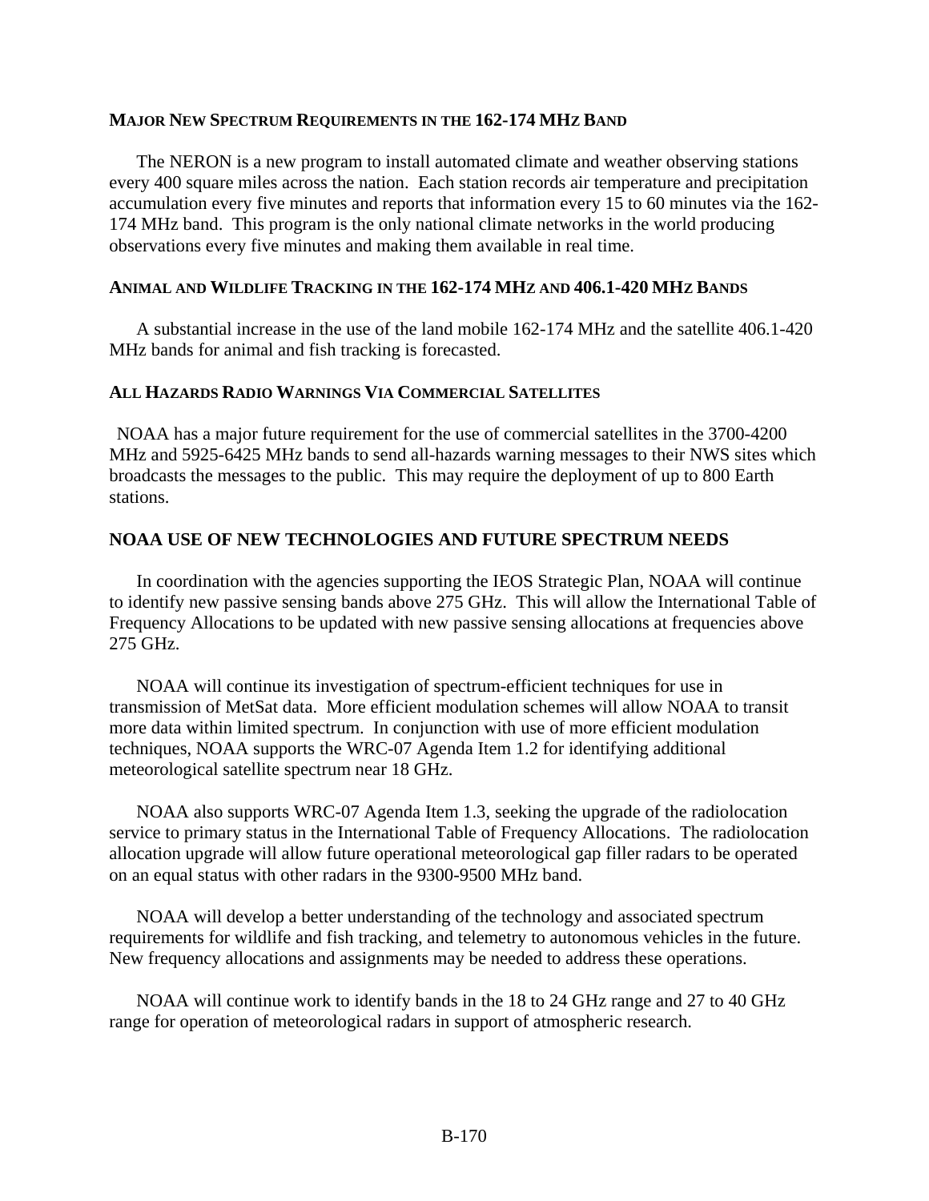### MAJOR NEW SPECTRUM REQUIREMENTS IN THE 162-174 MHZ BAND

The NERON is a new program to install automated climate and weather observing stations every 400 square miles across the nation. Each station records air temperature and precipitation accumulation every five minutes and reports that information every 15 to 60 minutes via the 162-174 MHz band. This program is the only national climate networks in the world producing observations every five minutes and making them available in real time.

### ANIMAL AND WILDLIFE TRACKING IN THE 162-174 MHZ AND 406.1-420 MHZ BANDS

A substantial increase in the use of the land mobile 162-174 MHz and the satellite 406.1-420 MHz bands for animal and fish tracking is forecasted.

### ALL HAZARDS RADIO WARNINGS VIA COMMERCIAL SATELLITES

NOAA has a major future requirement for the use of commercial satellites in the 3700-4200 MHz and 5925-6425 MHz bands to send all-hazards warning messages to their NWS sites which broadcasts the messages to the public. This may require the deployment of up to 800 Earth stations.

## NOAA USE OF NEW TECHNOLOGIES AND FUTURE SPECTRUM NEEDS

In coordination with the agencies supporting the IEOS Strategic Plan, NOAA will continue to identify new passive sensing bands above 275 GHz. This will allow the International Table of Frequency Allocations to be updated with new passive sensing allocations at frequencies above 275 GHz.

NOAA will continue its investigation of spectrum-efficient techniques for use in transmission of MetSat data. More efficient modulation schemes will allow NOAA to transit more data within limited spectrum. In conjunction with use of more efficient modulation techniques, NOAA supports the WRC-07 Agenda Item 1.2 for identifying additional meteorological satellite spectrum near 18 GHz.

NOAA also supports WRC-07 Agenda Item 1.3, seeking the upgrade of the radiolocation service to primary status in the International Table of Frequency Allocations. The radiolocation allocation upgrade will allow future operational meteorological gap filler radars to be operated on an equal status with other radars in the 9300-9500 MHz band.

NOAA will develop a better understanding of the technology and associated spectrum requirements for wildlife and fish tracking, and telemetry to autonomous vehicles in the future. New frequency allocations and assignments may be needed to address these operations.

NOAA will continue work to identify bands in the 18 to 24 GHz range and 27 to 40 GHz range for operation of meteorological radars in support of atmospheric research.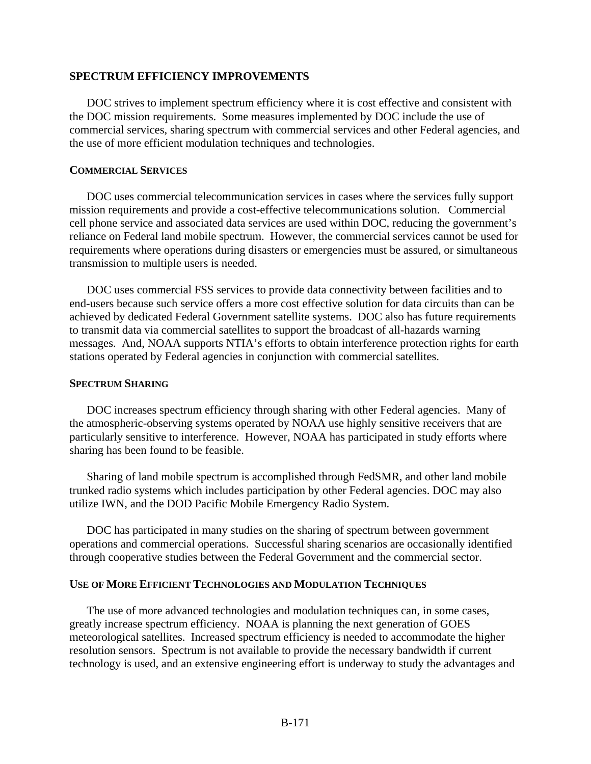## SPECTRUM EFFICIENCY IMPROVEMENTS

DOC strives to implement spectrum efficiency where it is cost effective and consistent with the DOC mission requirements. Some measures implemented by DOC include the use of commercial services, sharing spectrum with commercial services and other Federal agencies, and the use of more efficient modulation techniques and technologies.

### COMMERCIAL SERVICES

DOC uses commercial telecommunication services in cases where the services fully support mission requirements and provide a cost-effective telecommunications solution. Commercial cell phone service and associated data services are used within DOC, reducing the government's reliance on Federal land mobile spectrum. However, the commercial services cannot be used for requirements where operations during disasters or emergencies must be assured, or simultaneous transmission to multiple users is needed.

DOC uses commercial FSS services to provide data connectivity between facilities and to end-users because such service offers a more cost effective solution for data circuits than can be achieved by dedicated Federal Government satellite systems. DOC also has future requirements to transmit data via commercial satellites to support the broadcast of all-hazards warning messages. And, NOAA supports NTIA's efforts to obtain interference protection rights for earth stations operated by Federal agencies in conjunction with commercial satellites.

### SPECTRUM SHARING

DOC increases spectrum efficiency through sharing with other Federal agencies. Many of the atmospheric-observing systems operated by NOAA use highly sensitive receivers that are particularly sensitive to interference. However, NOAA has participated in study efforts where sharing has been found to be feasible.

Sharing of land mobile spectrum is accomplished through FedSMR, and other land mobile trunked radio systems which includes participation by other Federal agencies. DOC may also utilize IWN, and the DOD Pacific Mobile Emergency Radio System.

DOC has participated in many studies on the sharing of spectrum between government operations and commercial operations. Successful sharing scenarios are occasionally identified through cooperative studies between the Federal Government and the commercial sector.

### USE OF MORE EFFICIENT TECHNOLOGIES AND MODULATION TECHNIQUES

The use of more advanced technologies and modulation techniques can, in some cases, greatly increase spectrum efficiency. NOAA is planning the next generation of GOES meteorological satellites. Increased spectrum efficiency is needed to accommodate the higher resolution sensors. Spectrum is not available to provide the necessary bandwidth if current technology is used, and an extensive engineering effort is underway to study the advantages and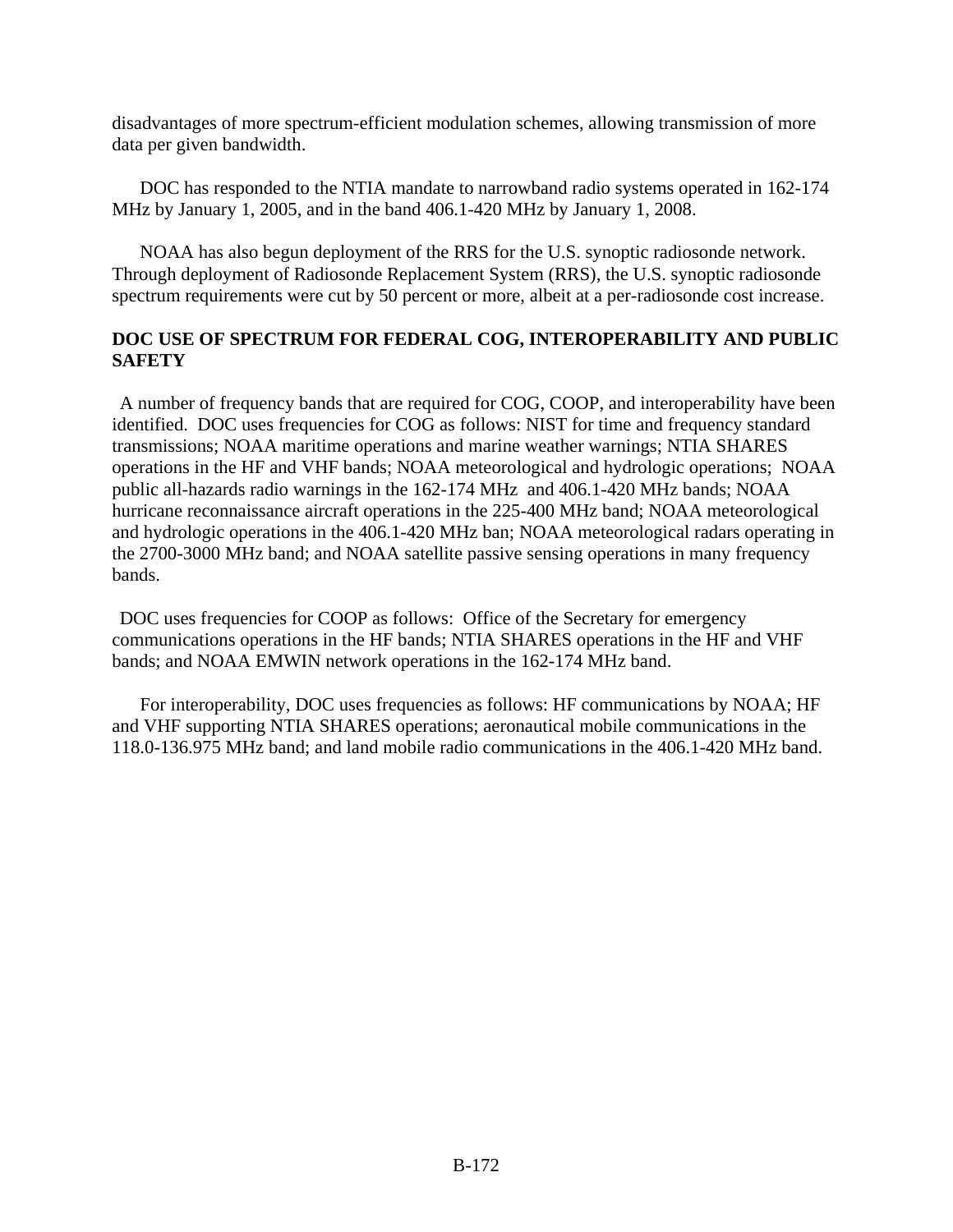disadvantages of more spectrum-efficient modulation schemes, allowing transmission of more data per given bandwidth.

DOC has responded to the NTIA mandate to narrowband radio systems operated in 162-174 MHz by January 1, 2005, and in the band 406.1-420 MHz by January 1, 2008.

NOAA has also begun deployment of the RRS for the U.S. synoptic radiosonde network. Through deployment of Radiosonde Replacement System (RRS), the U.S. synoptic radiosonde spectrum requirements were cut by 50 percent or more, albeit at a per-radiosonde cost increase.

**DOC USE OF SPECTRUM FOR FEDERAL COG, INTEROPERABILITY AND PUBLIC SAFETY**

A number of frequency bands that are required for COG, COOP, and interoperability have been identified. DOC uses frequencies for COG as follows: NIST for time and frequency standard transmissions; NOAA maritime operations and marine weather warnings; NTIA SHARES operations in the HF and VHF bands; NOAA meteorological and hydrologic operations; NOAA public all-hazards radio warnings in the 162-174 MHz and 406.1-420 MHz bands; NOAA hurricane reconnaissance aircraft operations in the 225-400 MHz band; NOAA meteorological and hydrologic operations in the 406.1-420 MHz ban; NOAA meteorological radars operating in the 2700-3000 MHz band; and NOAA satellite passive sensing operations in many frequency bands.

DOC uses frequencies for COOP as follows: Office of the Secretary for emergency communications operations in the HF bands; NTIA SHARES operations in the HF and VHF bands; and NOAA EMWIN network operations in the 162-174 MHz band.

For interoperability, DOC uses frequencies as follows: HF communications by NOAA; HF and VHF supporting NTIA SHARES operations; aeronautical mobile communications in the 118.0-136.975 MHz band; and land mobile radio communications in the 406.1-420 MHz band.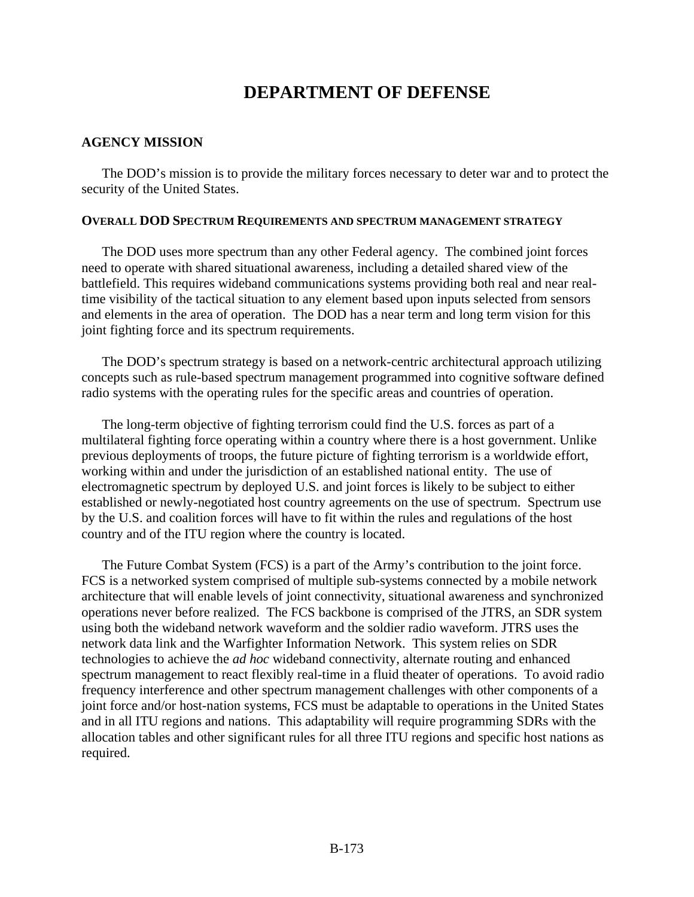# DEPARTMENT OF DEFENSE

## AGENCY MISSION

The DOD's mission is to provide the military forces necessary to deter war and to protect the security of the United States.

### OVERALL DOD SPECTRUM REQUIREMENTS AND SPECTRUM MANAGEMENT STRATEGY

The DOD uses more spectrum than any other Federal agency. The combined joint forces need to operate with shared situational awareness, including a detailed shared view of the battlefield. This requires wideband communications systems providing both real and near real-time visibility of the tactical situation to any element based upon inputs selected from sensors and elements in the area of operation. The DOD has a near term and long term vision for this joint fighting force and its spectrum requirements.

The DOD's spectrum strategy is based on a network-centric architectural approach utilizing concepts such as rule-based spectrum management programmed into cognitive software defined radio systems with the operating rules for the specific areas and countries of operation.

The long-term objective of fighting terrorism could find the U.S. forces as part of a multilateral fighting force operating within a country where there is a host government. Unlike previous deployments of troops, the future picture of fighting terrorism is a worldwide effort, working within and under the jurisdiction of an established national entity. The use of electromagnetic spectrum by deployed U.S. and joint forces is likely to be subject to either established or newly-negotiated host country agreements on the use of spectrum. Spectrum use by the U.S. and coalition forces will have to fit within the rules and regulations of the host country and of the ITU region where the country is located.

The Future Combat System (FCS) is a part of the Army's contribution to the joint force. FCS is a networked system comprised of multiple sub-systems connected by a mobile network architecture that will enable levels of joint connectivity, situational awareness and synchronized operations never before realized. The FCS backbone is comprised of the JTRS, an SDR system using both the wideband network waveform and the soldier radio waveform. JTRS uses the network data link and the Warfighter Information Network. This system relies on SDR technologies to achieve the *ad hoc* wideband connectivity, alternate routing and enhanced spectrum management to react flexibly real-time in a fluid theater of operations. To avoid radio frequency interference and other spectrum management challenges with other components of a joint force and/or host-nation systems, FCS must be adaptable to operations in the United States and in all ITU regions and nations. This adaptability will require programming SDRs with the allocation tables and other significant rules for all three ITU regions and specific host nations as required.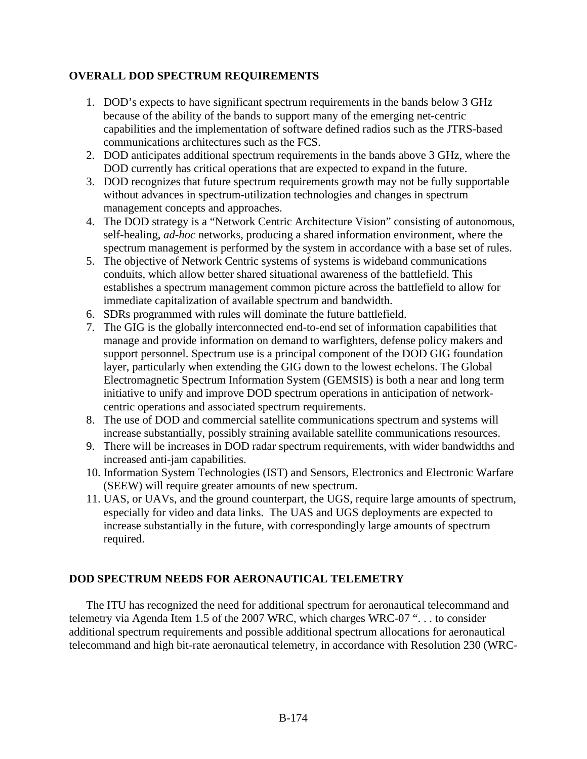**OVERALL DOD SPECTRUM REQUIREMENTS**

1. DOD's expects to have significant spectrum requirements in the bands below 3 GHz because of the ability of the bands to support many of the emerging net-centric capabilities and the implementation of software defined radios such as the JTRS-based communications architectures such as the FCS.
2. DOD anticipates additional spectrum requirements in the bands above 3 GHz, where the DOD currently has critical operations that are expected to expand in the future.
3. DOD recognizes that future spectrum requirements growth may not be fully supportable without advances in spectrum-utilization technologies and changes in spectrum management concepts and approaches.
4. The DOD strategy is a "Network Centric Architecture Vision" consisting of autonomous, self-healing, *ad-hoc* networks, producing a shared information environment, where the spectrum management is performed by the system in accordance with a base set of rules.
5. The objective of Network Centric systems of systems is wideband communications conduits, which allow better shared situational awareness of the battlefield. This establishes a spectrum management common picture across the battlefield to allow for immediate capitalization of available spectrum and bandwidth.
6. SDRs programmed with rules will dominate the future battlefield.
7. The GIG is the globally interconnected end-to-end set of information capabilities that manage and provide information on demand to warfighters, defense policy makers and support personnel. Spectrum use is a principal component of the DOD GIG foundation layer, particularly when extending the GIG down to the lowest echelons. The Global Electromagnetic Spectrum Information System (GEMSIS) is both a near and long term initiative to unify and improve DOD spectrum operations in anticipation of network-centric operations and associated spectrum requirements.
8. The use of DOD and commercial satellite communications spectrum and systems will increase substantially, possibly straining available satellite communications resources.
9. There will be increases in DOD radar spectrum requirements, with wider bandwidths and increased anti-jam capabilities.
10. Information System Technologies (IST) and Sensors, Electronics and Electronic Warfare (SEEW) will require greater amounts of new spectrum.
11. UAS, or UAVs, and the ground counterpart, the UGS, require large amounts of spectrum, especially for video and data links. The UAS and UGS deployments are expected to increase substantially in the future, with correspondingly large amounts of spectrum required.

**DOD SPECTRUM NEEDS FOR AERONAUTICAL TELEMETRY**

The ITU has recognized the need for additional spectrum for aeronautical telecommand and telemetry via Agenda Item 1.5 of the 2007 WRC, which charges WRC-07 ". . . to consider additional spectrum requirements and possible additional spectrum allocations for aeronautical telecommand and high bit-rate aeronautical telemetry, in accordance with Resolution 230 (WRC-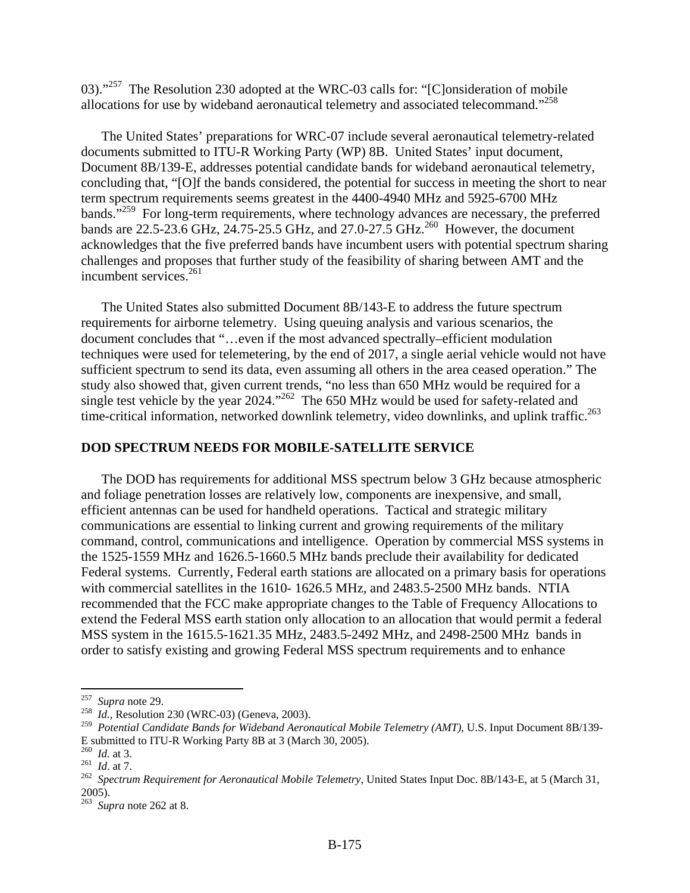03)."[257] The Resolution 230 adopted at the WRC-03 calls for: "[C]onsideration of mobile allocations for use by wideband aeronautical telemetry and associated telecommand."[258]

The United States' preparations for WRC-07 include several aeronautical telemetry-related documents submitted to ITU-R Working Party (WP) 8B. United States' input document, Document 8B/139-E, addresses potential candidate bands for wideband aeronautical telemetry, concluding that, "[O]f the bands considered, the potential for success in meeting the short to near term spectrum requirements seems greatest in the 4400-4940 MHz and 5925-6700 MHz bands."[259] For long-term requirements, where technology advances are necessary, the preferred bands are 22.5-23.6 GHz, 24.75-25.5 GHz, and 27.0-27.5 GHz.[260] However, the document acknowledges that the five preferred bands have incumbent users with potential spectrum sharing challenges and proposes that further study of the feasibility of sharing between AMT and the incumbent services.[261]

The United States also submitted Document 8B/143-E to address the future spectrum requirements for airborne telemetry. Using queuing analysis and various scenarios, the document concludes that "…even if the most advanced spectrally–efficient modulation techniques were used for telemetering, by the end of 2017, a single aerial vehicle would not have sufficient spectrum to send its data, even assuming all others in the area ceased operation." The study also showed that, given current trends, "no less than 650 MHz would be required for a single test vehicle by the year 2024."[262] The 650 MHz would be used for safety-related and time-critical information, networked downlink telemetry, video downlinks, and uplink traffic.[263]

## DOD SPECTRUM NEEDS FOR MOBILE-SATELLITE SERVICE

The DOD has requirements for additional MSS spectrum below 3 GHz because atmospheric and foliage penetration losses are relatively low, components are inexpensive, and small, efficient antennas can be used for handheld operations. Tactical and strategic military communications are essential to linking current and growing requirements of the military command, control, communications and intelligence. Operation by commercial MSS systems in the 1525-1559 MHz and 1626.5-1660.5 MHz bands preclude their availability for dedicated Federal systems. Currently, Federal earth stations are allocated on a primary basis for operations with commercial satellites in the 1610- 1626.5 MHz, and 2483.5-2500 MHz bands. NTIA recommended that the FCC make appropriate changes to the Table of Frequency Allocations to extend the Federal MSS earth station only allocation to an allocation that would permit a federal MSS system in the 1615.5-1621.35 MHz, 2483.5-2492 MHz, and 2498-2500 MHz bands in order to satisfy existing and growing Federal MSS spectrum requirements and to enhance

---

[257] *Supra* note 29.

[258] *Id.*, Resolution 230 (WRC-03) (Geneva, 2003).

[259] *Potential Candidate Bands for Wideband Aeronautical Mobile Telemetry (AMT)*, U.S. Input Document 8B/139-E submitted to ITU-R Working Party 8B at 3 (March 30, 2005).

[260] *Id.* at 3.

[261] *Id*. at 7.

[262] *Spectrum Requirement for Aeronautical Mobile Telemetry*, United States Input Doc. 8B/143-E, at 5 (March 31, 2005).

[263] *Supra* note 262 at 8.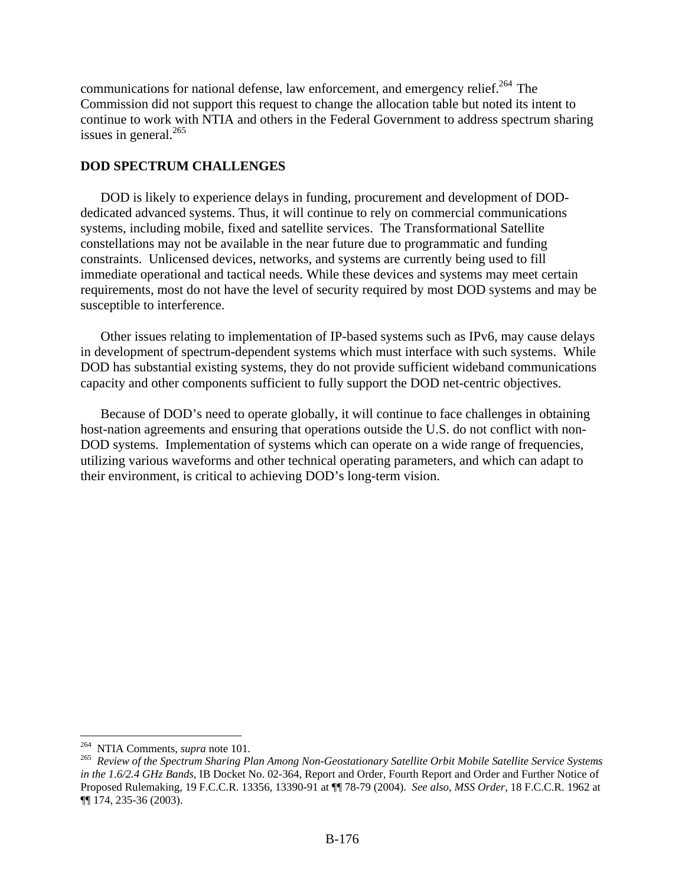communications for national defense, law enforcement, and emergency relief.[264] The Commission did not support this request to change the allocation table but noted its intent to continue to work with NTIA and others in the Federal Government to address spectrum sharing issues in general.[265]

## DOD SPECTRUM CHALLENGES

DOD is likely to experience delays in funding, procurement and development of DOD-dedicated advanced systems. Thus, it will continue to rely on commercial communications systems, including mobile, fixed and satellite services. The Transformational Satellite constellations may not be available in the near future due to programmatic and funding constraints. Unlicensed devices, networks, and systems are currently being used to fill immediate operational and tactical needs. While these devices and systems may meet certain requirements, most do not have the level of security required by most DOD systems and may be susceptible to interference.

Other issues relating to implementation of IP-based systems such as IPv6, may cause delays in development of spectrum-dependent systems which must interface with such systems. While DOD has substantial existing systems, they do not provide sufficient wideband communications capacity and other components sufficient to fully support the DOD net-centric objectives.

Because of DOD's need to operate globally, it will continue to face challenges in obtaining host-nation agreements and ensuring that operations outside the U.S. do not conflict with non-DOD systems. Implementation of systems which can operate on a wide range of frequencies, utilizing various waveforms and other technical operating parameters, and which can adapt to their environment, is critical to achieving DOD's long-term vision.

---

[264] NTIA Comments, *supra* note 101.

[265] *Review of the Spectrum Sharing Plan Among Non-Geostationary Satellite Orbit Mobile Satellite Service Systems in the 1.6/2.4 GHz Bands*, IB Docket No. 02-364, Report and Order, Fourth Report and Order and Further Notice of Proposed Rulemaking, 19 F.C.C.R. 13356, 13390-91 at ¶¶ 78-79 (2004). *See also*, *MSS Order*, 18 F.C.C.R. 1962 at ¶¶ 174, 235-36 (2003).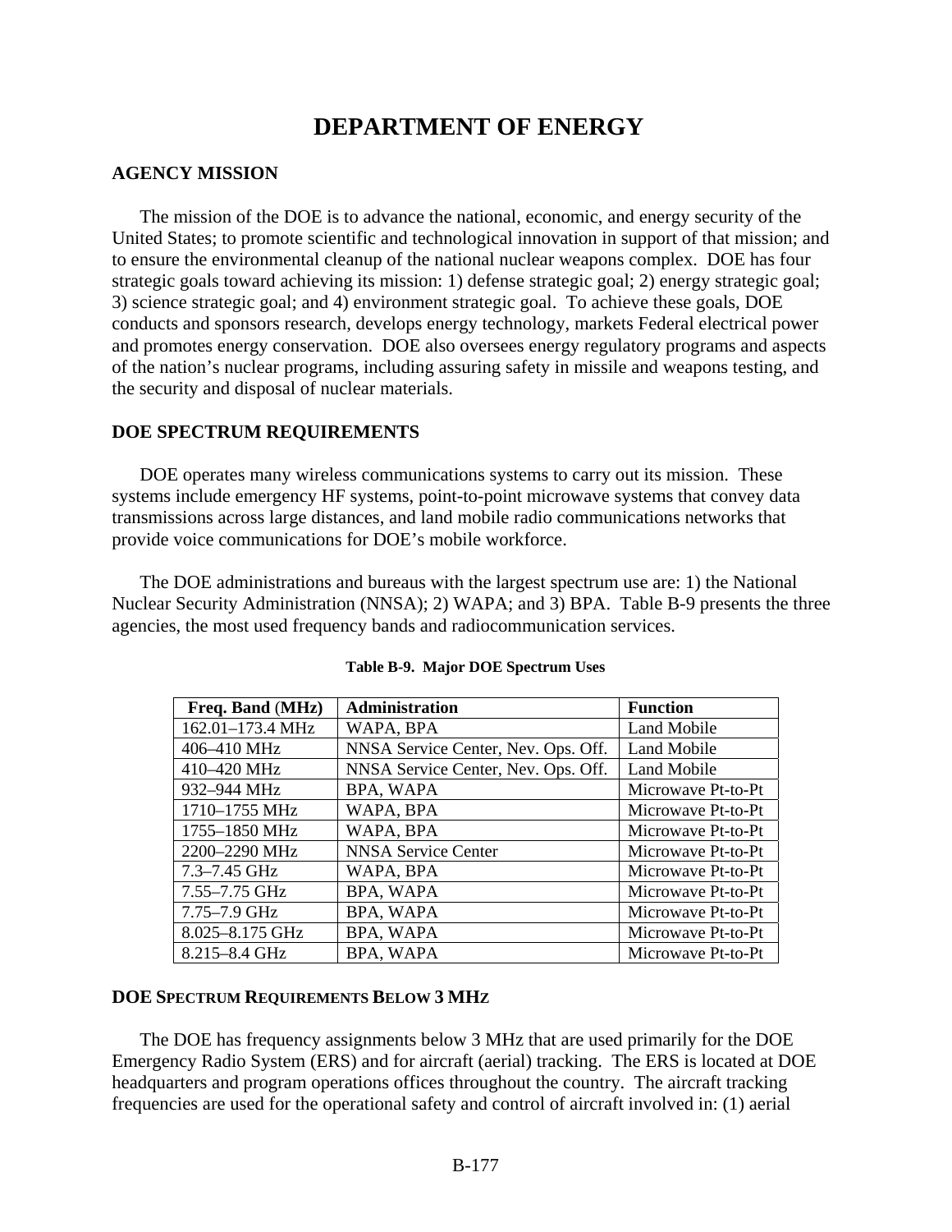# DEPARTMENT OF ENERGY

## AGENCY MISSION

The mission of the DOE is to advance the national, economic, and energy security of the United States; to promote scientific and technological innovation in support of that mission; and to ensure the environmental cleanup of the national nuclear weapons complex. DOE has four strategic goals toward achieving its mission: 1) defense strategic goal; 2) energy strategic goal; 3) science strategic goal; and 4) environment strategic goal. To achieve these goals, DOE conducts and sponsors research, develops energy technology, markets Federal electrical power and promotes energy conservation. DOE also oversees energy regulatory programs and aspects of the nation's nuclear programs, including assuring safety in missile and weapons testing, and the security and disposal of nuclear materials.

## DOE SPECTRUM REQUIREMENTS

DOE operates many wireless communications systems to carry out its mission. These systems include emergency HF systems, point-to-point microwave systems that convey data transmissions across large distances, and land mobile radio communications networks that provide voice communications for DOE's mobile workforce.

The DOE administrations and bureaus with the largest spectrum use are: 1) the National Nuclear Security Administration (NNSA); 2) WAPA; and 3) BPA. Table B-9 presents the three agencies, the most used frequency bands and radiocommunication services.

**Table B-9. Major DOE Spectrum Uses**

| Freq. Band (MHz) | Administration | Function |
|---|---|---|
| 162.01–173.4 MHz | WAPA, BPA | Land Mobile |
| 406–410 MHz | NNSA Service Center, Nev. Ops. Off. | Land Mobile |
| 410–420 MHz | NNSA Service Center, Nev. Ops. Off. | Land Mobile |
| 932–944 MHz | BPA, WAPA | Microwave Pt-to-Pt |
| 1710–1755 MHz | WAPA, BPA | Microwave Pt-to-Pt |
| 1755–1850 MHz | WAPA, BPA | Microwave Pt-to-Pt |
| 2200–2290 MHz | NNSA Service Center | Microwave Pt-to-Pt |
| 7.3–7.45 GHz | WAPA, BPA | Microwave Pt-to-Pt |
| 7.55–7.75 GHz | BPA, WAPA | Microwave Pt-to-Pt |
| 7.75–7.9 GHz | BPA, WAPA | Microwave Pt-to-Pt |
| 8.025–8.175 GHz | BPA, WAPA | Microwave Pt-to-Pt |
| 8.215–8.4 GHz | BPA, WAPA | Microwave Pt-to-Pt |

## DOE SPECTRUM REQUIREMENTS BELOW 3 MHZ

The DOE has frequency assignments below 3 MHz that are used primarily for the DOE Emergency Radio System (ERS) and for aircraft (aerial) tracking. The ERS is located at DOE headquarters and program operations offices throughout the country. The aircraft tracking frequencies are used for the operational safety and control of aircraft involved in: (1) aerial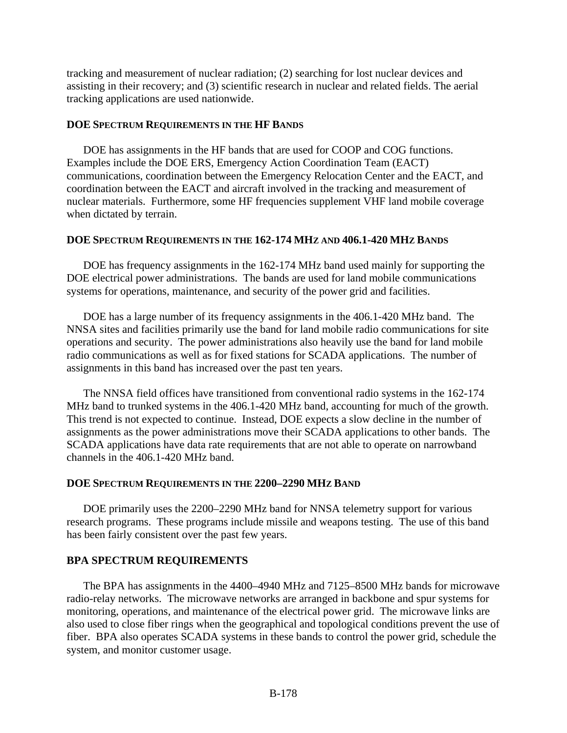tracking and measurement of nuclear radiation; (2) searching for lost nuclear devices and assisting in their recovery; and (3) scientific research in nuclear and related fields. The aerial tracking applications are used nationwide.

#### DOE SPECTRUM REQUIREMENTS IN THE HF BANDS

DOE has assignments in the HF bands that are used for COOP and COG functions. Examples include the DOE ERS, Emergency Action Coordination Team (EACT) communications, coordination between the Emergency Relocation Center and the EACT, and coordination between the EACT and aircraft involved in the tracking and measurement of nuclear materials. Furthermore, some HF frequencies supplement VHF land mobile coverage when dictated by terrain.

#### DOE SPECTRUM REQUIREMENTS IN THE 162-174 MHZ AND 406.1-420 MHZ BANDS

DOE has frequency assignments in the 162-174 MHz band used mainly for supporting the DOE electrical power administrations. The bands are used for land mobile communications systems for operations, maintenance, and security of the power grid and facilities.

DOE has a large number of its frequency assignments in the 406.1-420 MHz band. The NNSA sites and facilities primarily use the band for land mobile radio communications for site operations and security. The power administrations also heavily use the band for land mobile radio communications as well as for fixed stations for SCADA applications. The number of assignments in this band has increased over the past ten years.

The NNSA field offices have transitioned from conventional radio systems in the 162-174 MHz band to trunked systems in the 406.1-420 MHz band, accounting for much of the growth. This trend is not expected to continue. Instead, DOE expects a slow decline in the number of assignments as the power administrations move their SCADA applications to other bands. The SCADA applications have data rate requirements that are not able to operate on narrowband channels in the 406.1-420 MHz band.

#### DOE SPECTRUM REQUIREMENTS IN THE 2200–2290 MHZ BAND

DOE primarily uses the 2200–2290 MHz band for NNSA telemetry support for various research programs. These programs include missile and weapons testing. The use of this band has been fairly consistent over the past few years.

### BPA SPECTRUM REQUIREMENTS

The BPA has assignments in the 4400–4940 MHz and 7125–8500 MHz bands for microwave radio-relay networks. The microwave networks are arranged in backbone and spur systems for monitoring, operations, and maintenance of the electrical power grid. The microwave links are also used to close fiber rings when the geographical and topological conditions prevent the use of fiber. BPA also operates SCADA systems in these bands to control the power grid, schedule the system, and monitor customer usage.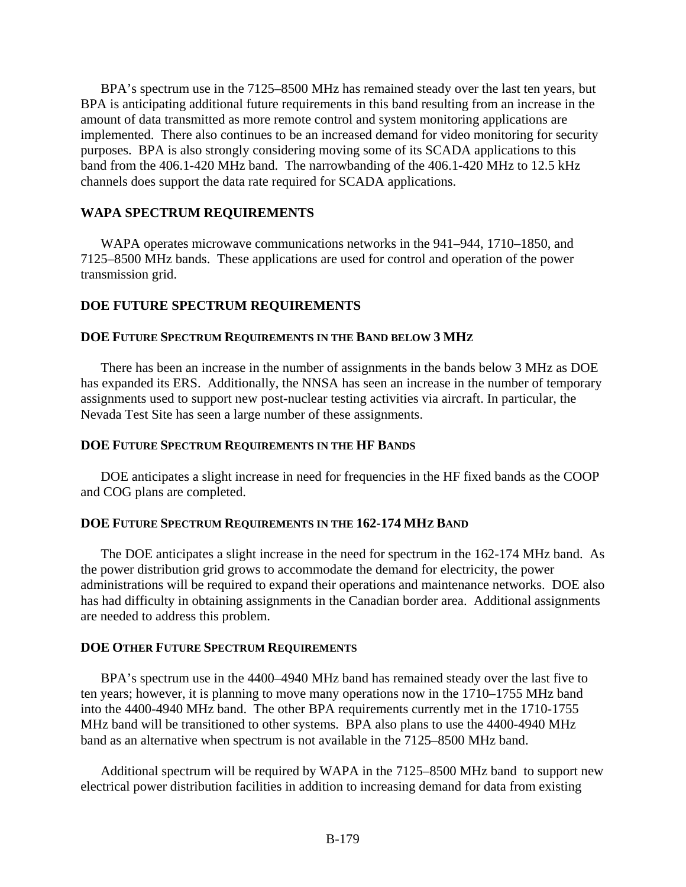BPA's spectrum use in the 7125–8500 MHz has remained steady over the last ten years, but BPA is anticipating additional future requirements in this band resulting from an increase in the amount of data transmitted as more remote control and system monitoring applications are implemented. There also continues to be an increased demand for video monitoring for security purposes. BPA is also strongly considering moving some of its SCADA applications to this band from the 406.1-420 MHz band. The narrowbanding of the 406.1-420 MHz to 12.5 kHz channels does support the data rate required for SCADA applications.

## WAPA SPECTRUM REQUIREMENTS

WAPA operates microwave communications networks in the 941–944, 1710–1850, and 7125–8500 MHz bands. These applications are used for control and operation of the power transmission grid.

## DOE FUTURE SPECTRUM REQUIREMENTS

### DOE Future Spectrum Requirements in the Band below 3 MHz

There has been an increase in the number of assignments in the bands below 3 MHz as DOE has expanded its ERS. Additionally, the NNSA has seen an increase in the number of temporary assignments used to support new post-nuclear testing activities via aircraft. In particular, the Nevada Test Site has seen a large number of these assignments.

### DOE Future Spectrum Requirements in the HF Bands

DOE anticipates a slight increase in need for frequencies in the HF fixed bands as the COOP and COG plans are completed.

### DOE Future Spectrum Requirements in the 162-174 MHz Band

The DOE anticipates a slight increase in the need for spectrum in the 162-174 MHz band. As the power distribution grid grows to accommodate the demand for electricity, the power administrations will be required to expand their operations and maintenance networks. DOE also has had difficulty in obtaining assignments in the Canadian border area. Additional assignments are needed to address this problem.

### DOE Other Future Spectrum Requirements

BPA's spectrum use in the 4400–4940 MHz band has remained steady over the last five to ten years; however, it is planning to move many operations now in the 1710–1755 MHz band into the 4400-4940 MHz band. The other BPA requirements currently met in the 1710-1755 MHz band will be transitioned to other systems. BPA also plans to use the 4400-4940 MHz band as an alternative when spectrum is not available in the 7125–8500 MHz band.

Additional spectrum will be required by WAPA in the 7125–8500 MHz band to support new electrical power distribution facilities in addition to increasing demand for data from existing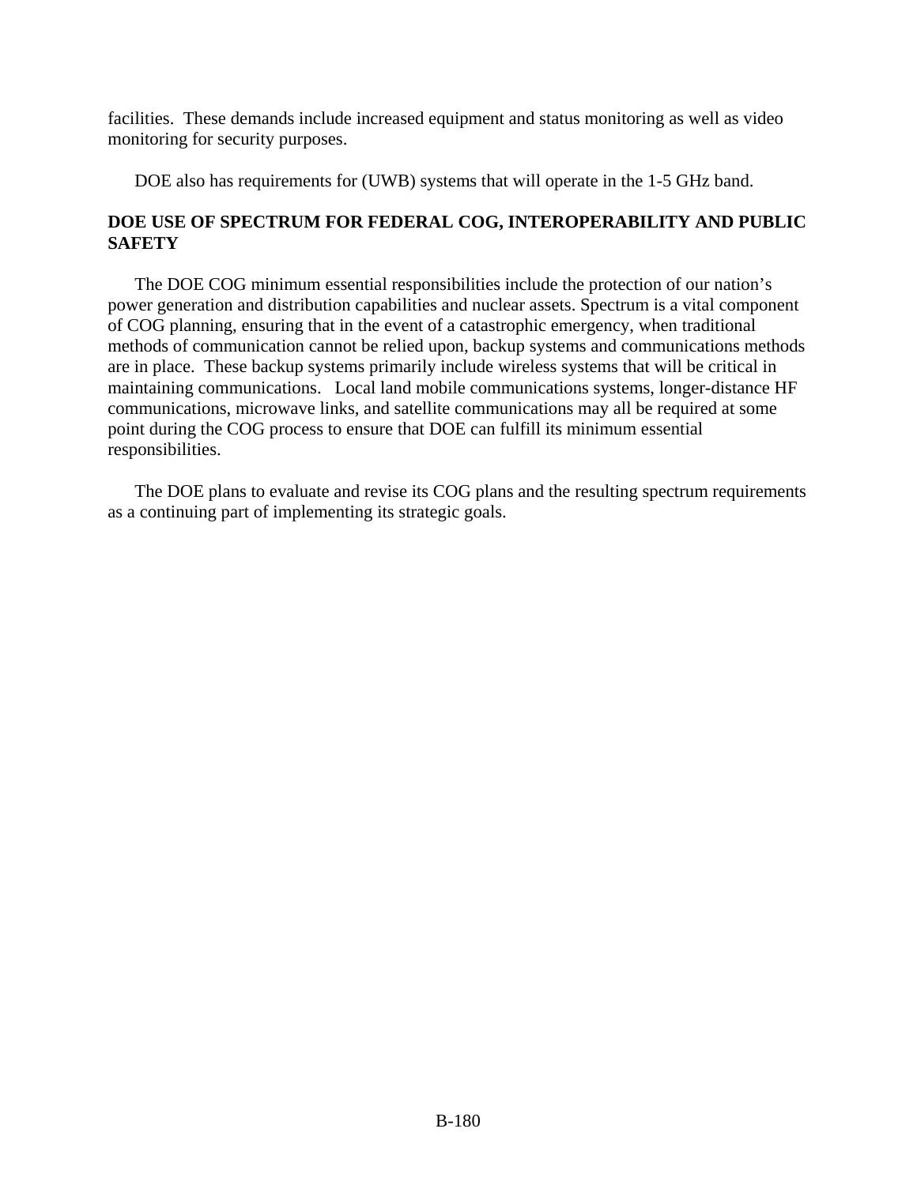facilities. These demands include increased equipment and status monitoring as well as video monitoring for security purposes.

DOE also has requirements for (UWB) systems that will operate in the 1-5 GHz band.

**DOE USE OF SPECTRUM FOR FEDERAL COG, INTEROPERABILITY AND PUBLIC SAFETY**

The DOE COG minimum essential responsibilities include the protection of our nation's power generation and distribution capabilities and nuclear assets. Spectrum is a vital component of COG planning, ensuring that in the event of a catastrophic emergency, when traditional methods of communication cannot be relied upon, backup systems and communications methods are in place. These backup systems primarily include wireless systems that will be critical in maintaining communications. Local land mobile communications systems, longer-distance HF communications, microwave links, and satellite communications may all be required at some point during the COG process to ensure that DOE can fulfill its minimum essential responsibilities.

The DOE plans to evaluate and revise its COG plans and the resulting spectrum requirements as a continuing part of implementing its strategic goals.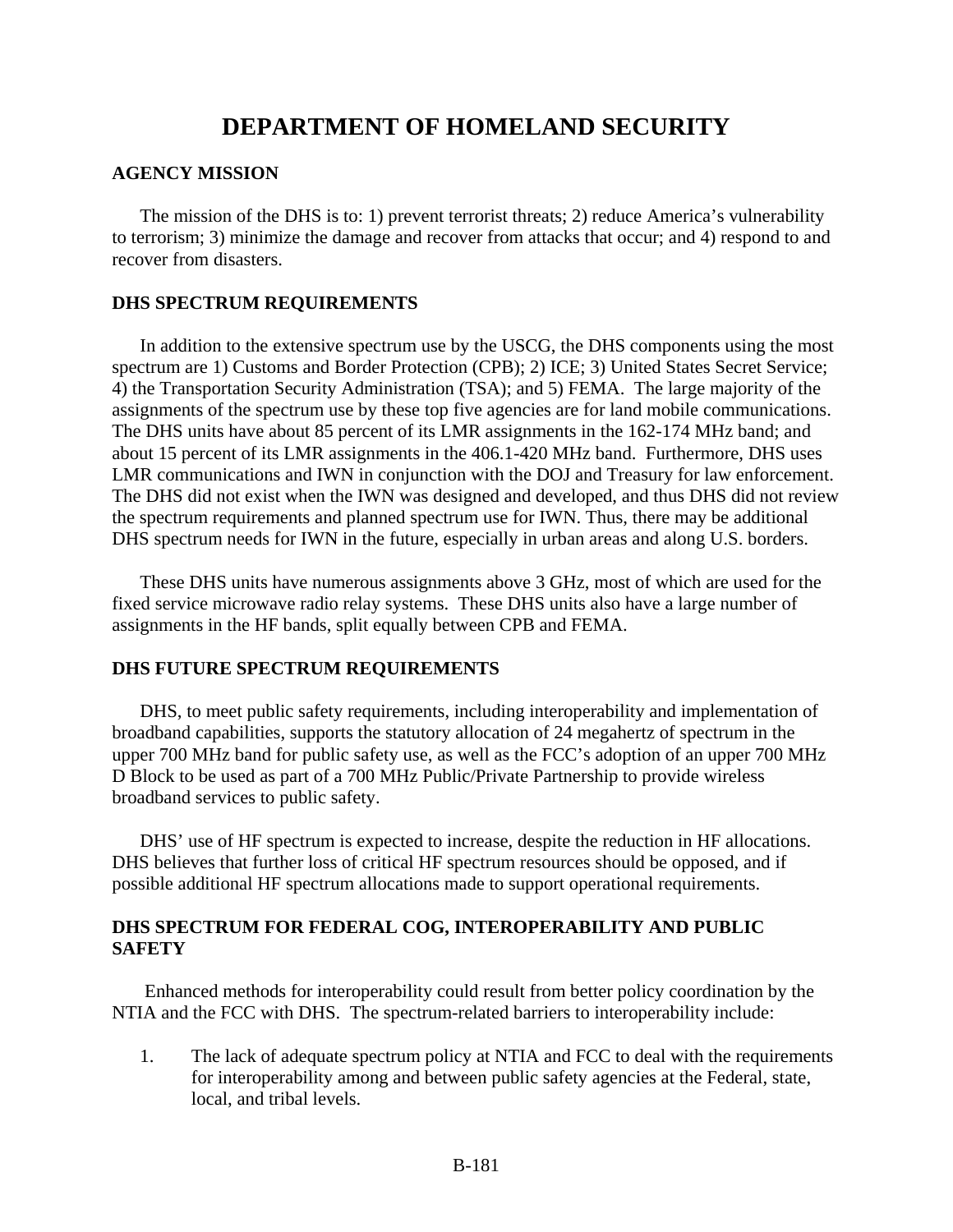# DEPARTMENT OF HOMELAND SECURITY

## AGENCY MISSION

The mission of the DHS is to: 1) prevent terrorist threats; 2) reduce America's vulnerability to terrorism; 3) minimize the damage and recover from attacks that occur; and 4) respond to and recover from disasters.

## DHS SPECTRUM REQUIREMENTS

In addition to the extensive spectrum use by the USCG, the DHS components using the most spectrum are 1) Customs and Border Protection (CPB); 2) ICE; 3) United States Secret Service; 4) the Transportation Security Administration (TSA); and 5) FEMA. The large majority of the assignments of the spectrum use by these top five agencies are for land mobile communications. The DHS units have about 85 percent of its LMR assignments in the 162-174 MHz band; and about 15 percent of its LMR assignments in the 406.1-420 MHz band. Furthermore, DHS uses LMR communications and IWN in conjunction with the DOJ and Treasury for law enforcement. The DHS did not exist when the IWN was designed and developed, and thus DHS did not review the spectrum requirements and planned spectrum use for IWN. Thus, there may be additional DHS spectrum needs for IWN in the future, especially in urban areas and along U.S. borders.

These DHS units have numerous assignments above 3 GHz, most of which are used for the fixed service microwave radio relay systems. These DHS units also have a large number of assignments in the HF bands, split equally between CPB and FEMA.

## DHS FUTURE SPECTRUM REQUIREMENTS

DHS, to meet public safety requirements, including interoperability and implementation of broadband capabilities, supports the statutory allocation of 24 megahertz of spectrum in the upper 700 MHz band for public safety use, as well as the FCC's adoption of an upper 700 MHz D Block to be used as part of a 700 MHz Public/Private Partnership to provide wireless broadband services to public safety.

DHS' use of HF spectrum is expected to increase, despite the reduction in HF allocations. DHS believes that further loss of critical HF spectrum resources should be opposed, and if possible additional HF spectrum allocations made to support operational requirements.

## DHS SPECTRUM FOR FEDERAL COG, INTEROPERABILITY AND PUBLIC SAFETY

Enhanced methods for interoperability could result from better policy coordination by the NTIA and the FCC with DHS. The spectrum-related barriers to interoperability include:

1. The lack of adequate spectrum policy at NTIA and FCC to deal with the requirements for interoperability among and between public safety agencies at the Federal, state, local, and tribal levels.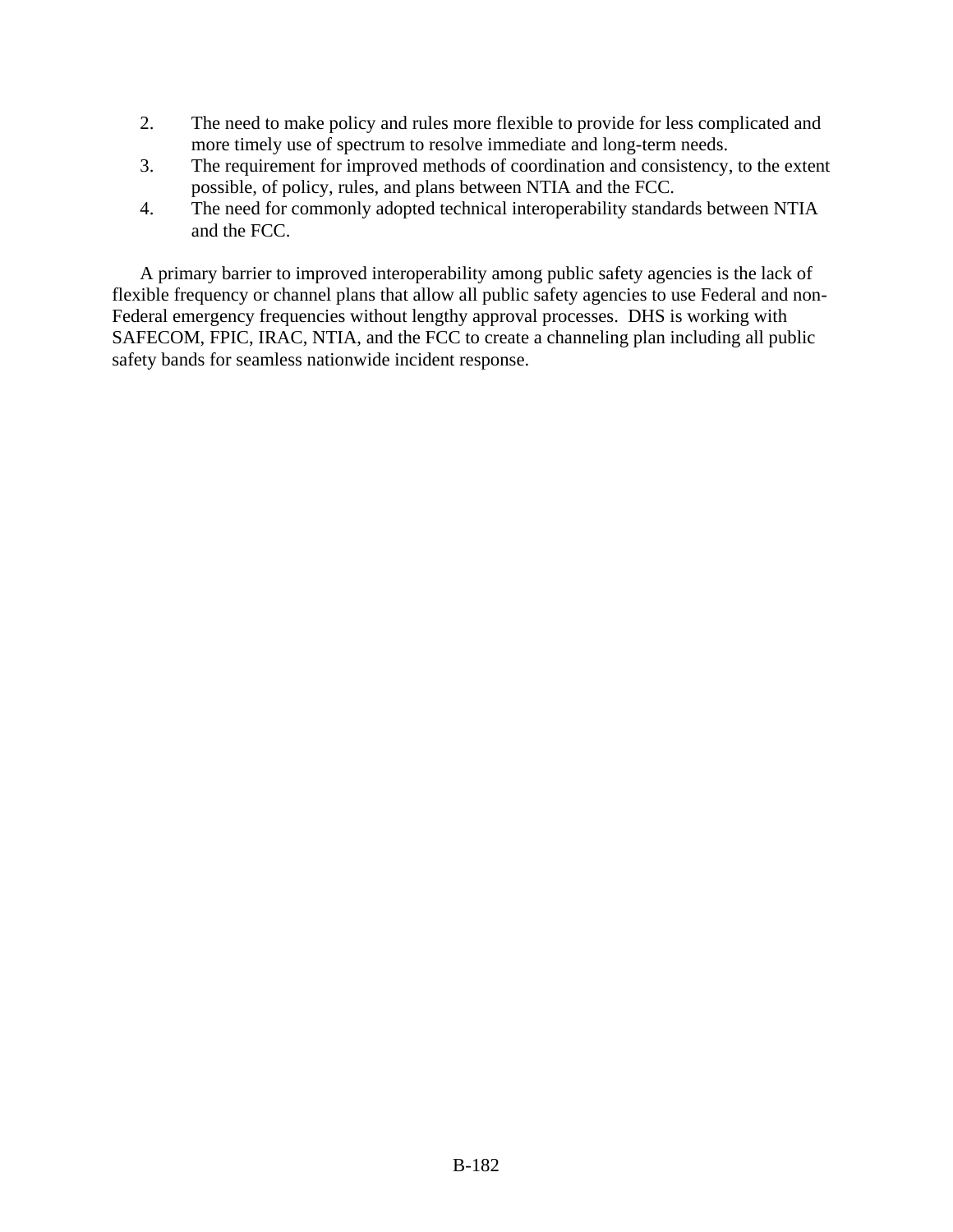2. The need to make policy and rules more flexible to provide for less complicated and more timely use of spectrum to resolve immediate and long-term needs.
3. The requirement for improved methods of coordination and consistency, to the extent possible, of policy, rules, and plans between NTIA and the FCC.
4. The need for commonly adopted technical interoperability standards between NTIA and the FCC.

A primary barrier to improved interoperability among public safety agencies is the lack of flexible frequency or channel plans that allow all public safety agencies to use Federal and non-Federal emergency frequencies without lengthy approval processes. DHS is working with SAFECOM, FPIC, IRAC, NTIA, and the FCC to create a channeling plan including all public safety bands for seamless nationwide incident response.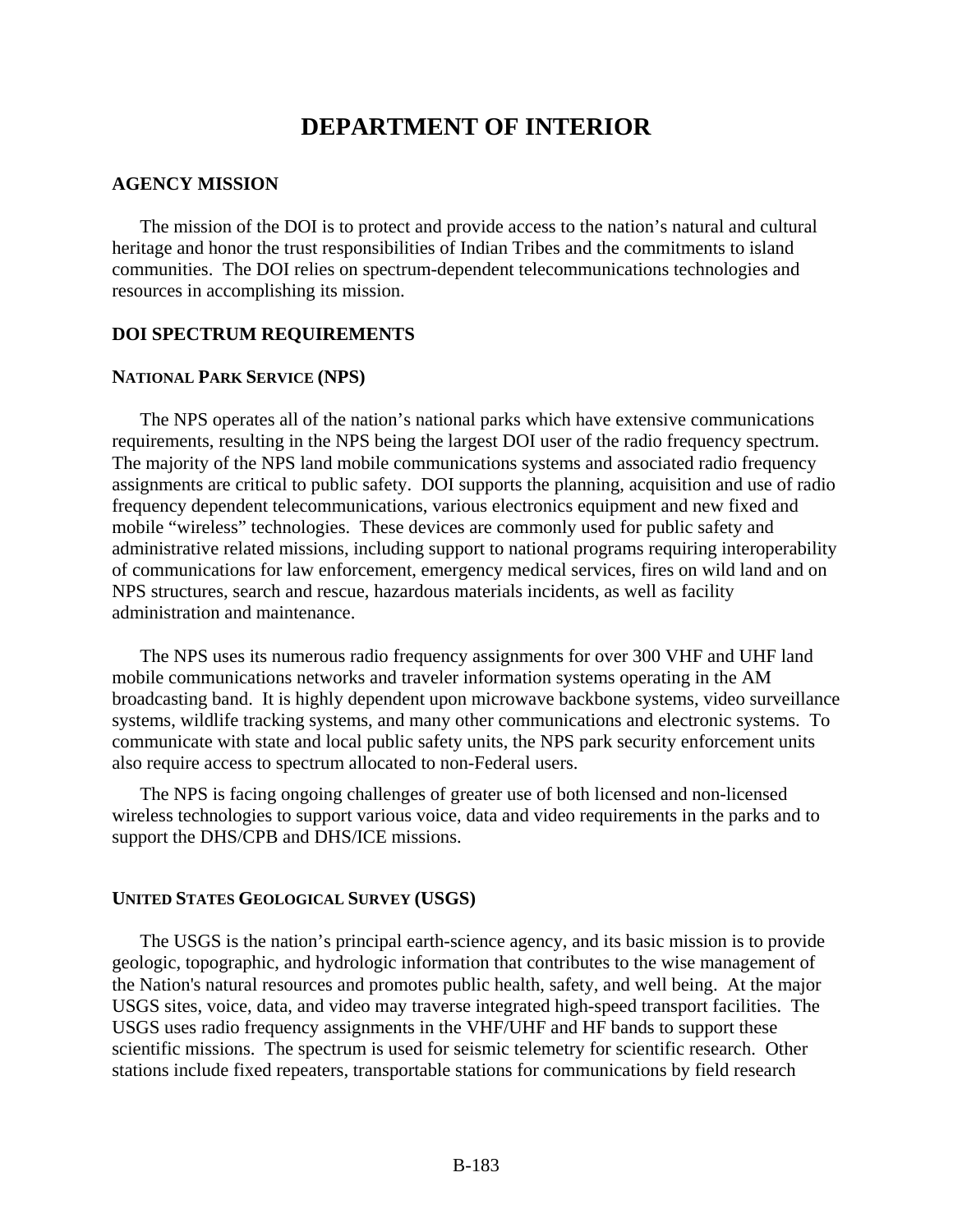# DEPARTMENT OF INTERIOR

## AGENCY MISSION

The mission of the DOI is to protect and provide access to the nation's natural and cultural heritage and honor the trust responsibilities of Indian Tribes and the commitments to island communities. The DOI relies on spectrum-dependent telecommunications technologies and resources in accomplishing its mission.

## DOI SPECTRUM REQUIREMENTS

### NATIONAL PARK SERVICE (NPS)

The NPS operates all of the nation's national parks which have extensive communications requirements, resulting in the NPS being the largest DOI user of the radio frequency spectrum. The majority of the NPS land mobile communications systems and associated radio frequency assignments are critical to public safety. DOI supports the planning, acquisition and use of radio frequency dependent telecommunications, various electronics equipment and new fixed and mobile "wireless" technologies. These devices are commonly used for public safety and administrative related missions, including support to national programs requiring interoperability of communications for law enforcement, emergency medical services, fires on wild land and on NPS structures, search and rescue, hazardous materials incidents, as well as facility administration and maintenance.

The NPS uses its numerous radio frequency assignments for over 300 VHF and UHF land mobile communications networks and traveler information systems operating in the AM broadcasting band. It is highly dependent upon microwave backbone systems, video surveillance systems, wildlife tracking systems, and many other communications and electronic systems. To communicate with state and local public safety units, the NPS park security enforcement units also require access to spectrum allocated to non-Federal users.

The NPS is facing ongoing challenges of greater use of both licensed and non-licensed wireless technologies to support various voice, data and video requirements in the parks and to support the DHS/CPB and DHS/ICE missions.

### UNITED STATES GEOLOGICAL SURVEY (USGS)

The USGS is the nation's principal earth-science agency, and its basic mission is to provide geologic, topographic, and hydrologic information that contributes to the wise management of the Nation's natural resources and promotes public health, safety, and well being. At the major USGS sites, voice, data, and video may traverse integrated high-speed transport facilities. The USGS uses radio frequency assignments in the VHF/UHF and HF bands to support these scientific missions. The spectrum is used for seismic telemetry for scientific research. Other stations include fixed repeaters, transportable stations for communications by field research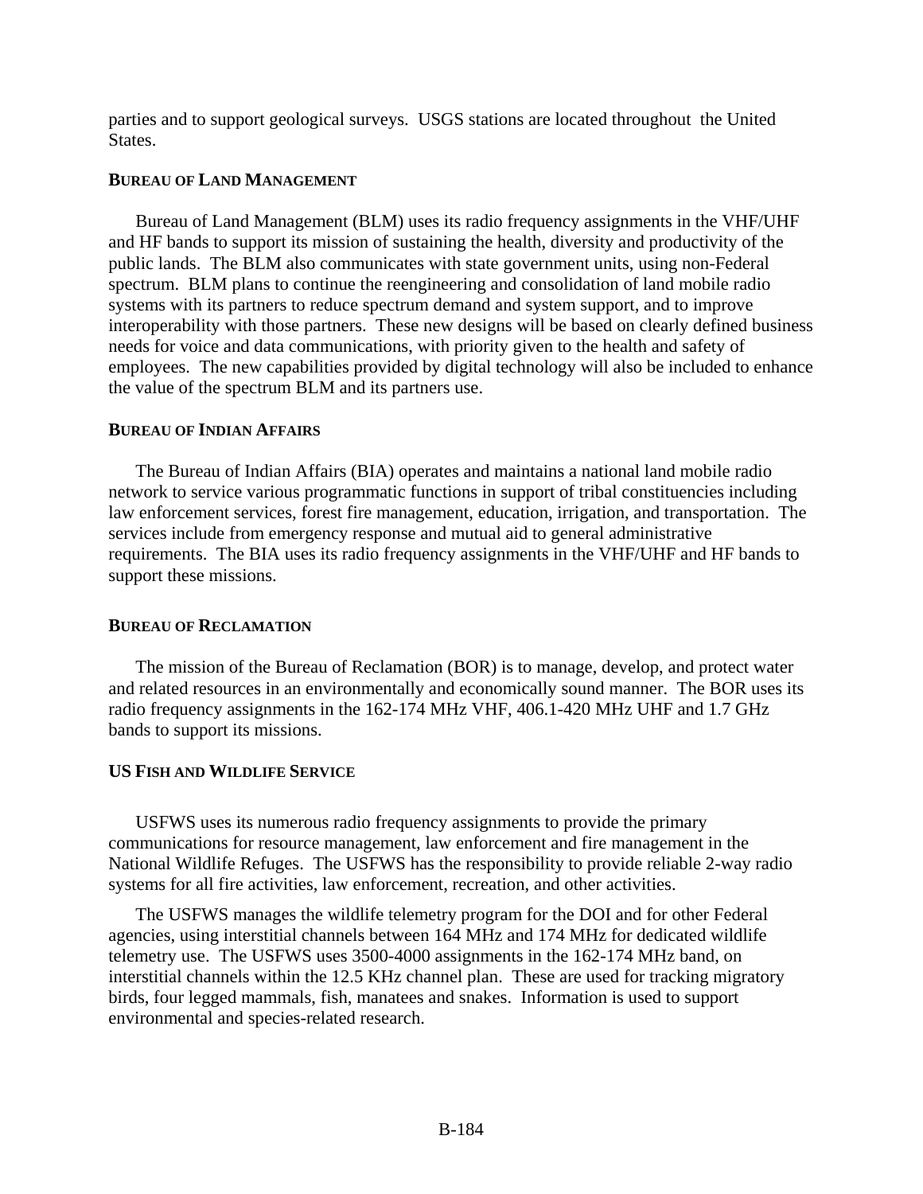parties and to support geological surveys.  USGS stations are located throughout the United States.

#### BUREAU OF LAND MANAGEMENT

Bureau of Land Management (BLM) uses its radio frequency assignments in the VHF/UHF and HF bands to support its mission of sustaining the health, diversity and productivity of the public lands.  The BLM also communicates with state government units, using non-Federal spectrum.  BLM plans to continue the reengineering and consolidation of land mobile radio systems with its partners to reduce spectrum demand and system support, and to improve interoperability with those partners.  These new designs will be based on clearly defined business needs for voice and data communications, with priority given to the health and safety of employees.  The new capabilities provided by digital technology will also be included to enhance the value of the spectrum BLM and its partners use.

#### BUREAU OF INDIAN AFFAIRS

The Bureau of Indian Affairs (BIA) operates and maintains a national land mobile radio network to service various programmatic functions in support of tribal constituencies including law enforcement services, forest fire management, education, irrigation, and transportation.  The services include from emergency response and mutual aid to general administrative requirements.  The BIA uses its radio frequency assignments in the VHF/UHF and HF bands to support these missions.

#### BUREAU OF RECLAMATION

The mission of the Bureau of Reclamation (BOR) is to manage, develop, and protect water and related resources in an environmentally and economically sound manner.  The BOR uses its radio frequency assignments in the 162-174 MHz VHF, 406.1-420 MHz UHF and 1.7 GHz bands to support its missions.

#### US FISH AND WILDLIFE SERVICE

USFWS uses its numerous radio frequency assignments to provide the primary communications for resource management, law enforcement and fire management in the National Wildlife Refuges.  The USFWS has the responsibility to provide reliable 2-way radio systems for all fire activities, law enforcement, recreation, and other activities.

The USFWS manages the wildlife telemetry program for the DOI and for other Federal agencies, using interstitial channels between 164 MHz and 174 MHz for dedicated wildlife telemetry use.  The USFWS uses 3500-4000 assignments in the 162-174 MHz band, on interstitial channels within the 12.5 KHz channel plan.  These are used for tracking migratory birds, four legged mammals, fish, manatees and snakes.  Information is used to support environmental and species-related research.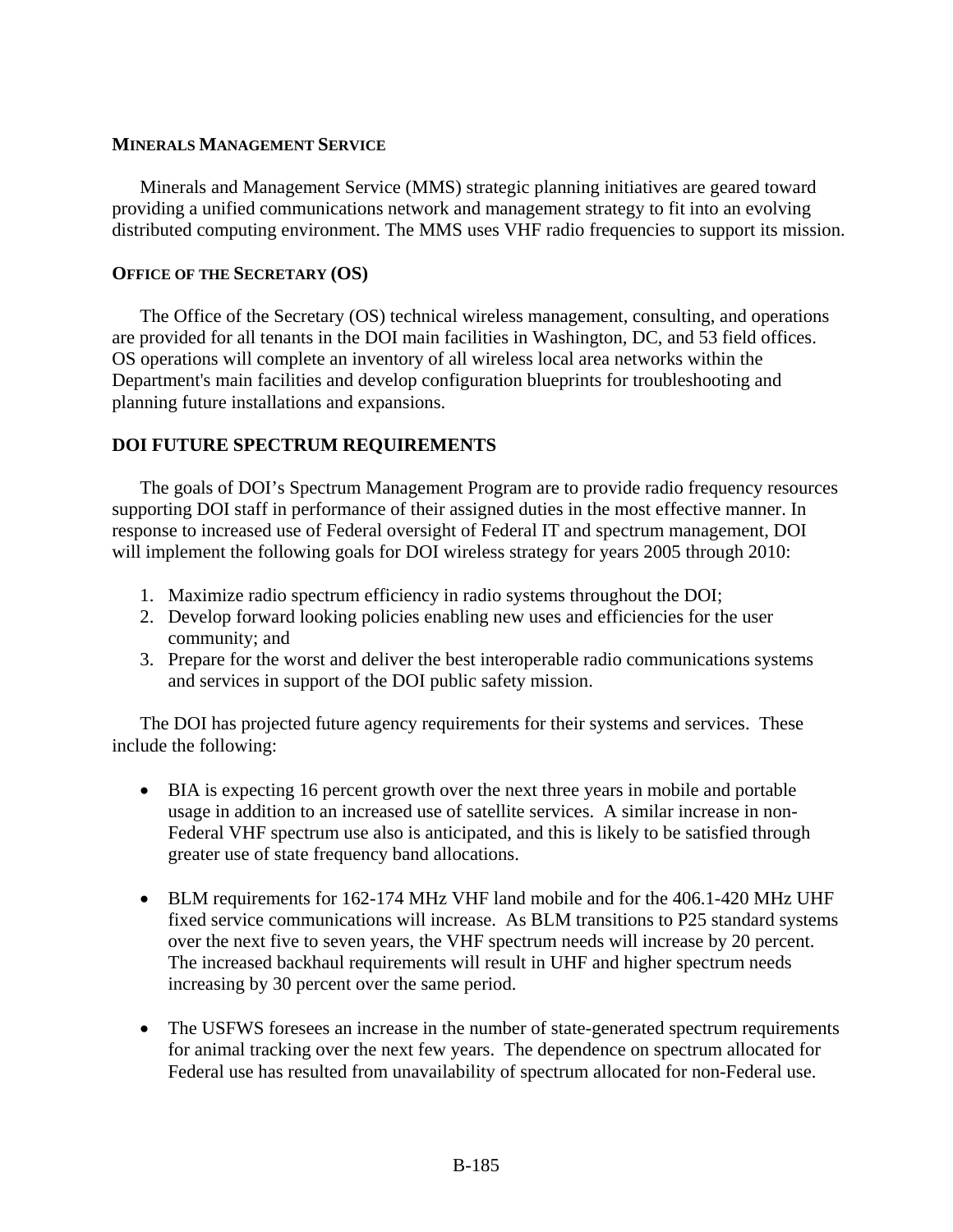### MINERALS MANAGEMENT SERVICE

Minerals and Management Service (MMS) strategic planning initiatives are geared toward providing a unified communications network and management strategy to fit into an evolving distributed computing environment. The MMS uses VHF radio frequencies to support its mission.

### OFFICE OF THE SECRETARY (OS)

The Office of the Secretary (OS) technical wireless management, consulting, and operations are provided for all tenants in the DOI main facilities in Washington, DC, and 53 field offices. OS operations will complete an inventory of all wireless local area networks within the Department's main facilities and develop configuration blueprints for troubleshooting and planning future installations and expansions.

## DOI FUTURE SPECTRUM REQUIREMENTS

The goals of DOI's Spectrum Management Program are to provide radio frequency resources supporting DOI staff in performance of their assigned duties in the most effective manner. In response to increased use of Federal oversight of Federal IT and spectrum management, DOI will implement the following goals for DOI wireless strategy for years 2005 through 2010:

1. Maximize radio spectrum efficiency in radio systems throughout the DOI;
2. Develop forward looking policies enabling new uses and efficiencies for the user community; and
3. Prepare for the worst and deliver the best interoperable radio communications systems and services in support of the DOI public safety mission.

The DOI has projected future agency requirements for their systems and services. These include the following:

- BIA is expecting 16 percent growth over the next three years in mobile and portable usage in addition to an increased use of satellite services. A similar increase in non-Federal VHF spectrum use also is anticipated, and this is likely to be satisfied through greater use of state frequency band allocations.

- BLM requirements for 162-174 MHz VHF land mobile and for the 406.1-420 MHz UHF fixed service communications will increase. As BLM transitions to P25 standard systems over the next five to seven years, the VHF spectrum needs will increase by 20 percent. The increased backhaul requirements will result in UHF and higher spectrum needs increasing by 30 percent over the same period.

- The USFWS foresees an increase in the number of state-generated spectrum requirements for animal tracking over the next few years. The dependence on spectrum allocated for Federal use has resulted from unavailability of spectrum allocated for non-Federal use.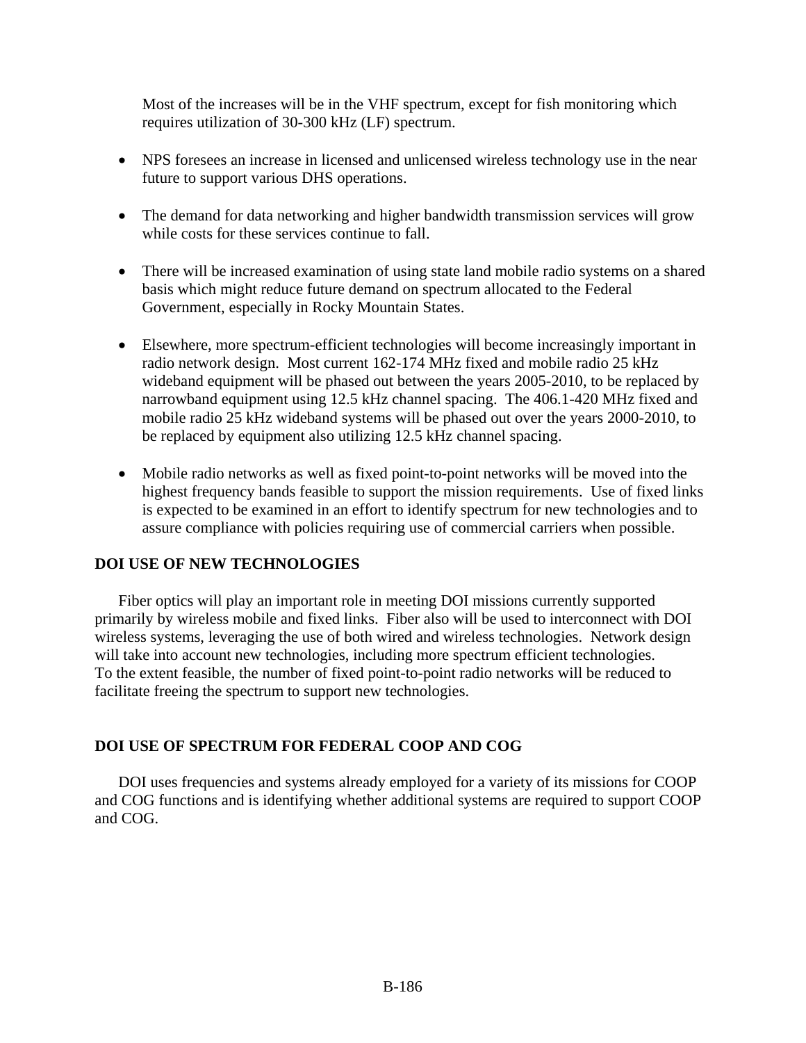Most of the increases will be in the VHF spectrum, except for fish monitoring which requires utilization of 30-300 kHz (LF) spectrum.

- NPS foresees an increase in licensed and unlicensed wireless technology use in the near future to support various DHS operations.

- The demand for data networking and higher bandwidth transmission services will grow while costs for these services continue to fall.

- There will be increased examination of using state land mobile radio systems on a shared basis which might reduce future demand on spectrum allocated to the Federal Government, especially in Rocky Mountain States.

- Elsewhere, more spectrum-efficient technologies will become increasingly important in radio network design. Most current 162-174 MHz fixed and mobile radio 25 kHz wideband equipment will be phased out between the years 2005-2010, to be replaced by narrowband equipment using 12.5 kHz channel spacing. The 406.1-420 MHz fixed and mobile radio 25 kHz wideband systems will be phased out over the years 2000-2010, to be replaced by equipment also utilizing 12.5 kHz channel spacing.

- Mobile radio networks as well as fixed point-to-point networks will be moved into the highest frequency bands feasible to support the mission requirements. Use of fixed links is expected to be examined in an effort to identify spectrum for new technologies and to assure compliance with policies requiring use of commercial carriers when possible.

**DOI USE OF NEW TECHNOLOGIES**

Fiber optics will play an important role in meeting DOI missions currently supported primarily by wireless mobile and fixed links. Fiber also will be used to interconnect with DOI wireless systems, leveraging the use of both wired and wireless technologies. Network design will take into account new technologies, including more spectrum efficient technologies. To the extent feasible, the number of fixed point-to-point radio networks will be reduced to facilitate freeing the spectrum to support new technologies.

**DOI USE OF SPECTRUM FOR FEDERAL COOP AND COG**

DOI uses frequencies and systems already employed for a variety of its missions for COOP and COG functions and is identifying whether additional systems are required to support COOP and COG.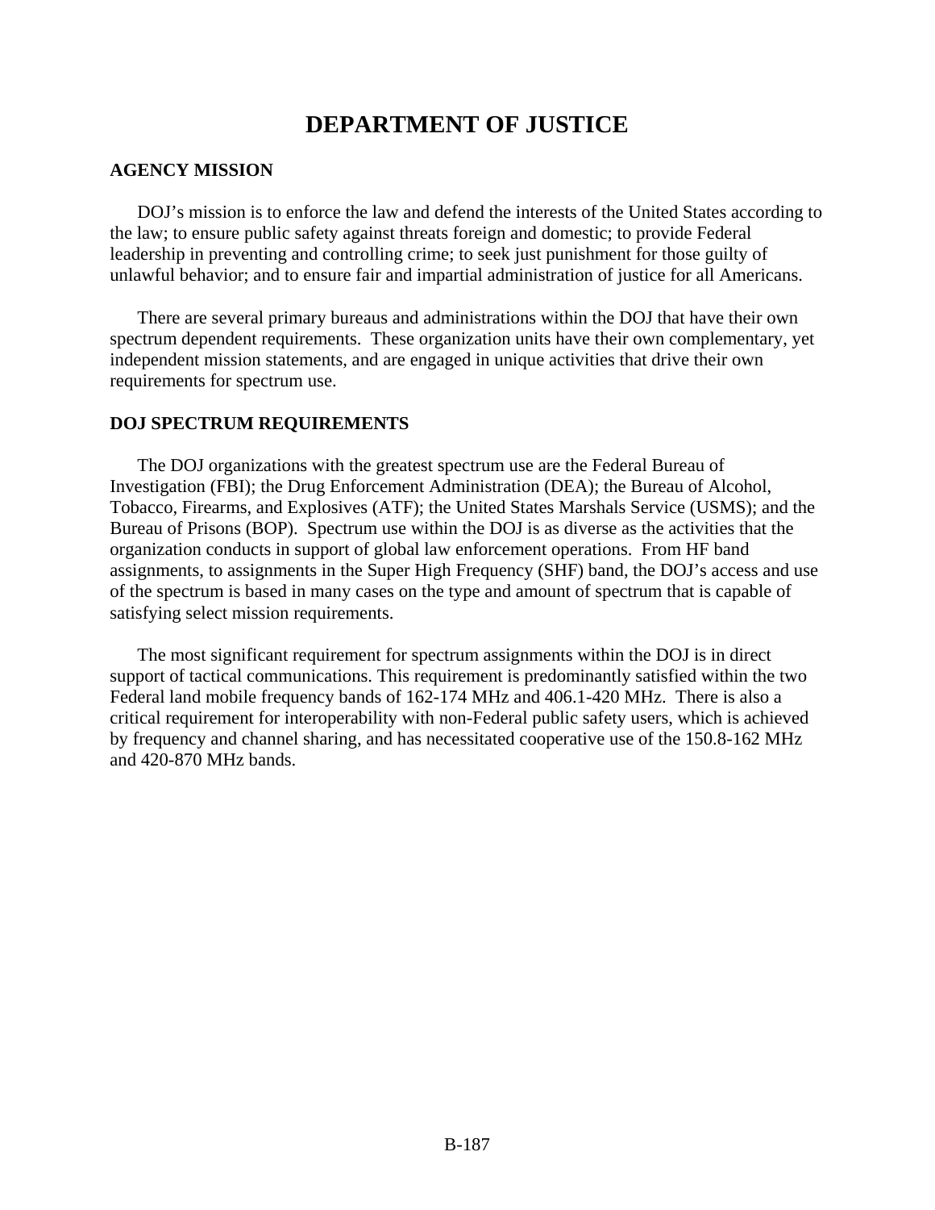# DEPARTMENT OF JUSTICE

## AGENCY MISSION

DOJ's mission is to enforce the law and defend the interests of the United States according to the law; to ensure public safety against threats foreign and domestic; to provide Federal leadership in preventing and controlling crime; to seek just punishment for those guilty of unlawful behavior; and to ensure fair and impartial administration of justice for all Americans.

There are several primary bureaus and administrations within the DOJ that have their own spectrum dependent requirements. These organization units have their own complementary, yet independent mission statements, and are engaged in unique activities that drive their own requirements for spectrum use.

## DOJ SPECTRUM REQUIREMENTS

The DOJ organizations with the greatest spectrum use are the Federal Bureau of Investigation (FBI); the Drug Enforcement Administration (DEA); the Bureau of Alcohol, Tobacco, Firearms, and Explosives (ATF); the United States Marshals Service (USMS); and the Bureau of Prisons (BOP). Spectrum use within the DOJ is as diverse as the activities that the organization conducts in support of global law enforcement operations. From HF band assignments, to assignments in the Super High Frequency (SHF) band, the DOJ's access and use of the spectrum is based in many cases on the type and amount of spectrum that is capable of satisfying select mission requirements.

The most significant requirement for spectrum assignments within the DOJ is in direct support of tactical communications. This requirement is predominantly satisfied within the two Federal land mobile frequency bands of 162-174 MHz and 406.1-420 MHz. There is also a critical requirement for interoperability with non-Federal public safety users, which is achieved by frequency and channel sharing, and has necessitated cooperative use of the 150.8-162 MHz and 420-870 MHz bands.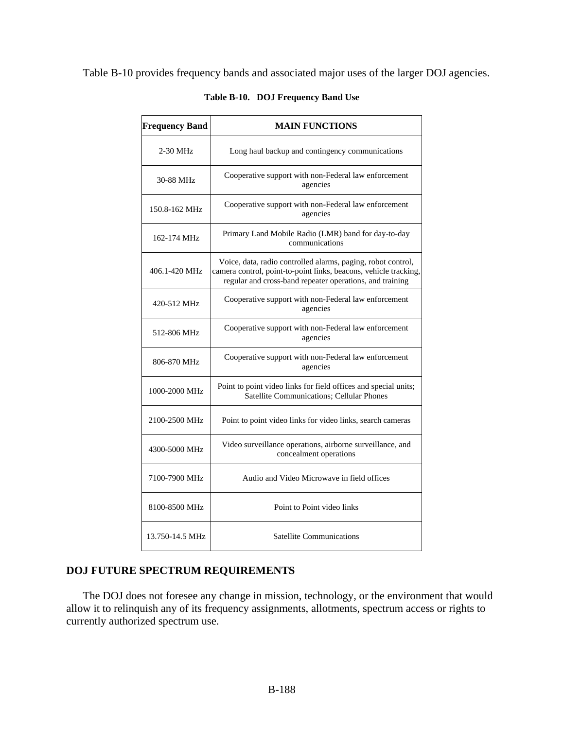Table B-10 provides frequency bands and associated major uses of the larger DOJ agencies.

**Table B-10. DOJ Frequency Band Use**

| Frequency Band | MAIN FUNCTIONS |
|---|---|
| 2-30 MHz | Long haul backup and contingency communications |
| 30-88 MHz | Cooperative support with non-Federal law enforcement agencies |
| 150.8-162 MHz | Cooperative support with non-Federal law enforcement agencies |
| 162-174 MHz | Primary Land Mobile Radio (LMR) band for day-to-day communications |
| 406.1-420 MHz | Voice, data, radio controlled alarms, paging, robot control, camera control, point-to-point links, beacons, vehicle tracking, regular and cross-band repeater operations, and training |
| 420-512 MHz | Cooperative support with non-Federal law enforcement agencies |
| 512-806 MHz | Cooperative support with non-Federal law enforcement agencies |
| 806-870 MHz | Cooperative support with non-Federal law enforcement agencies |
| 1000-2000 MHz | Point to point video links for field offices and special units; Satellite Communications; Cellular Phones |
| 2100-2500 MHz | Point to point video links for video links, search cameras |
| 4300-5000 MHz | Video surveillance operations, airborne surveillance, and concealment operations |
| 7100-7900 MHz | Audio and Video Microwave in field offices |
| 8100-8500 MHz | Point to Point video links |
| 13.750-14.5 MHz | Satellite Communications |

## DOJ FUTURE SPECTRUM REQUIREMENTS

The DOJ does not foresee any change in mission, technology, or the environment that would allow it to relinquish any of its frequency assignments, allotments, spectrum access or rights to currently authorized spectrum use.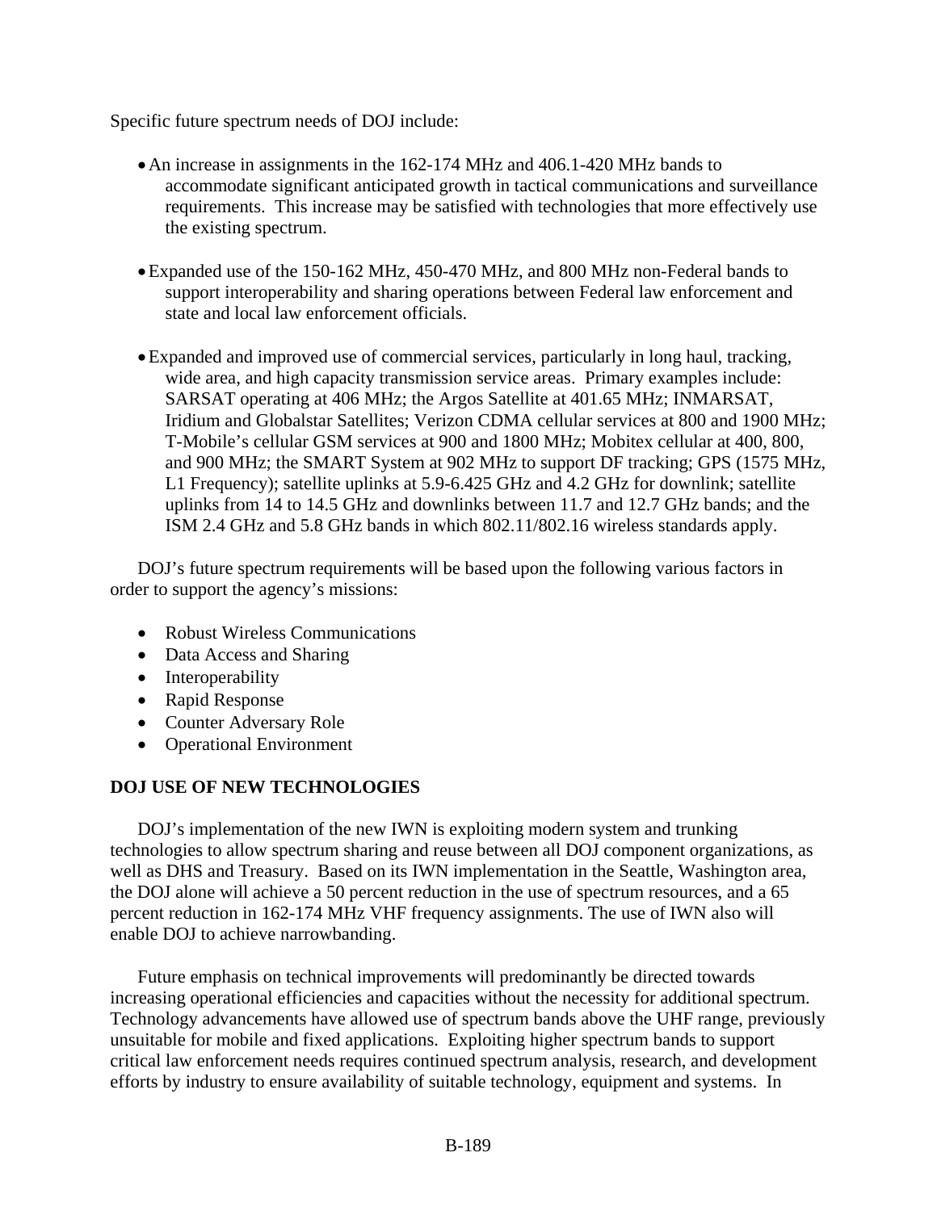Specific future spectrum needs of DOJ include:

- An increase in assignments in the 162-174 MHz and 406.1-420 MHz bands to accommodate significant anticipated growth in tactical communications and surveillance requirements. This increase may be satisfied with technologies that more effectively use the existing spectrum.

- Expanded use of the 150-162 MHz, 450-470 MHz, and 800 MHz non-Federal bands to support interoperability and sharing operations between Federal law enforcement and state and local law enforcement officials.

- Expanded and improved use of commercial services, particularly in long haul, tracking, wide area, and high capacity transmission service areas. Primary examples include: SARSAT operating at 406 MHz; the Argos Satellite at 401.65 MHz; INMARSAT, Iridium and Globalstar Satellites; Verizon CDMA cellular services at 800 and 1900 MHz; T-Mobile's cellular GSM services at 900 and 1800 MHz; Mobitex cellular at 400, 800, and 900 MHz; the SMART System at 902 MHz to support DF tracking; GPS (1575 MHz, L1 Frequency); satellite uplinks at 5.9-6.425 GHz and 4.2 GHz for downlink; satellite uplinks from 14 to 14.5 GHz and downlinks between 11.7 and 12.7 GHz bands; and the ISM 2.4 GHz and 5.8 GHz bands in which 802.11/802.16 wireless standards apply.

DOJ's future spectrum requirements will be based upon the following various factors in order to support the agency's missions:

- Robust Wireless Communications
- Data Access and Sharing
- Interoperability
- Rapid Response
- Counter Adversary Role
- Operational Environment

**DOJ USE OF NEW TECHNOLOGIES**

DOJ's implementation of the new IWN is exploiting modern system and trunking technologies to allow spectrum sharing and reuse between all DOJ component organizations, as well as DHS and Treasury. Based on its IWN implementation in the Seattle, Washington area, the DOJ alone will achieve a 50 percent reduction in the use of spectrum resources, and a 65 percent reduction in 162-174 MHz VHF frequency assignments. The use of IWN also will enable DOJ to achieve narrowbanding.

Future emphasis on technical improvements will predominantly be directed towards increasing operational efficiencies and capacities without the necessity for additional spectrum. Technology advancements have allowed use of spectrum bands above the UHF range, previously unsuitable for mobile and fixed applications. Exploiting higher spectrum bands to support critical law enforcement needs requires continued spectrum analysis, research, and development efforts by industry to ensure availability of suitable technology, equipment and systems. In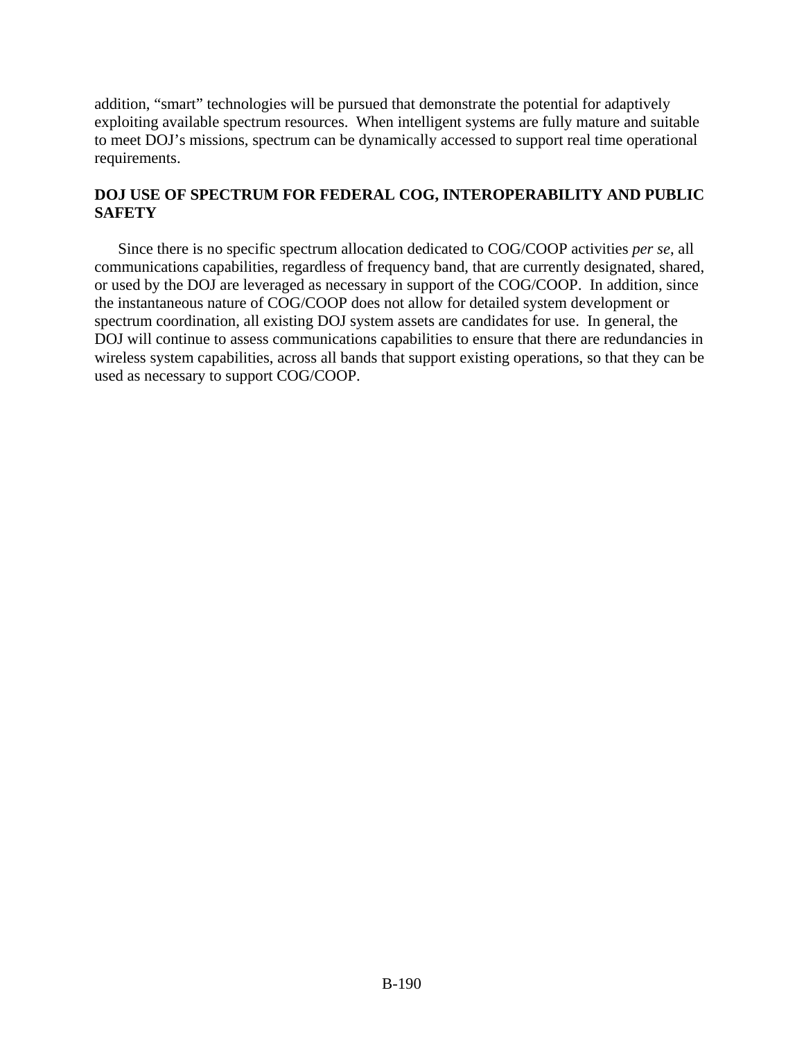addition, “smart” technologies will be pursued that demonstrate the potential for adaptively exploiting available spectrum resources. When intelligent systems are fully mature and suitable to meet DOJ’s missions, spectrum can be dynamically accessed to support real time operational requirements.

**DOJ USE OF SPECTRUM FOR FEDERAL COG, INTEROPERABILITY AND PUBLIC SAFETY**

Since there is no specific spectrum allocation dedicated to COG/COOP activities *per se*, all communications capabilities, regardless of frequency band, that are currently designated, shared, or used by the DOJ are leveraged as necessary in support of the COG/COOP. In addition, since the instantaneous nature of COG/COOP does not allow for detailed system development or spectrum coordination, all existing DOJ system assets are candidates for use. In general, the DOJ will continue to assess communications capabilities to ensure that there are redundancies in wireless system capabilities, across all bands that support existing operations, so that they can be used as necessary to support COG/COOP.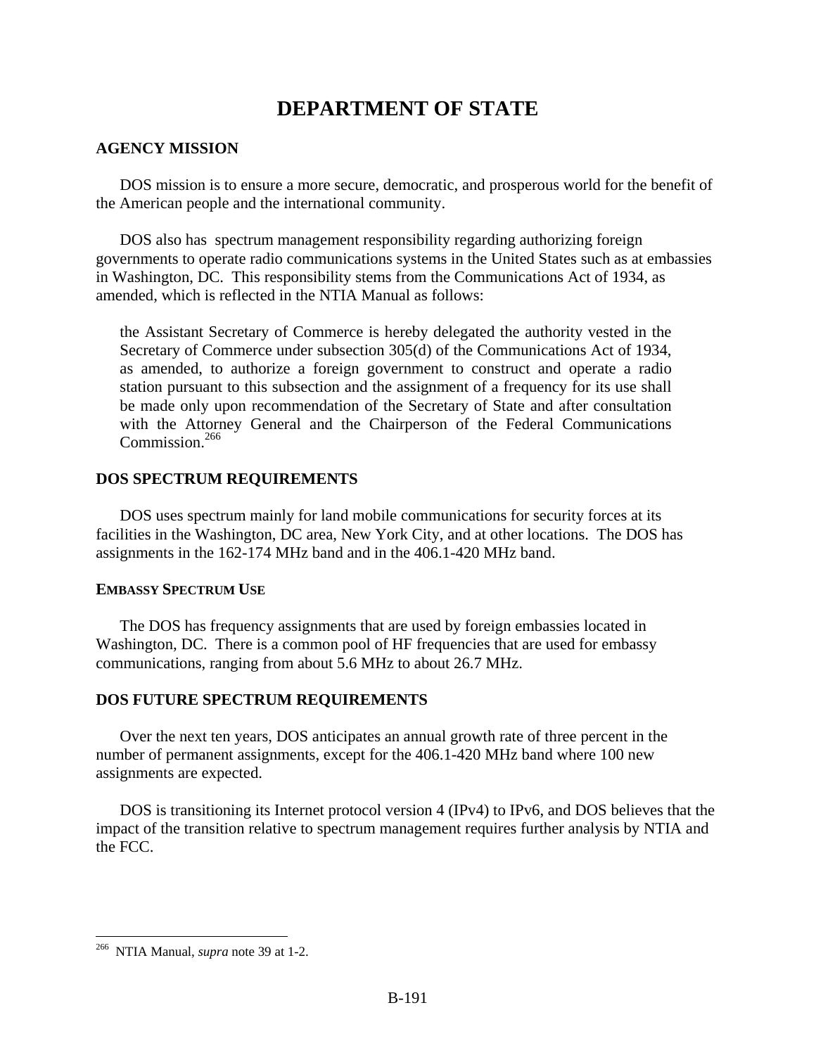# DEPARTMENT OF STATE

## AGENCY MISSION

DOS mission is to ensure a more secure, democratic, and prosperous world for the benefit of the American people and the international community.

DOS also has spectrum management responsibility regarding authorizing foreign governments to operate radio communications systems in the United States such as at embassies in Washington, DC. This responsibility stems from the Communications Act of 1934, as amended, which is reflected in the NTIA Manual as follows:

> the Assistant Secretary of Commerce is hereby delegated the authority vested in the Secretary of Commerce under subsection 305(d) of the Communications Act of 1934, as amended, to authorize a foreign government to construct and operate a radio station pursuant to this subsection and the assignment of a frequency for its use shall be made only upon recommendation of the Secretary of State and after consultation with the Attorney General and the Chairperson of the Federal Communications Commission.[266]

## DOS SPECTRUM REQUIREMENTS

DOS uses spectrum mainly for land mobile communications for security forces at its facilities in the Washington, DC area, New York City, and at other locations. The DOS has assignments in the 162-174 MHz band and in the 406.1-420 MHz band.

### EMBASSY SPECTRUM USE

The DOS has frequency assignments that are used by foreign embassies located in Washington, DC. There is a common pool of HF frequencies that are used for embassy communications, ranging from about 5.6 MHz to about 26.7 MHz.

## DOS FUTURE SPECTRUM REQUIREMENTS

Over the next ten years, DOS anticipates an annual growth rate of three percent in the number of permanent assignments, except for the 406.1-420 MHz band where 100 new assignments are expected.

DOS is transitioning its Internet protocol version 4 (IPv4) to IPv6, and DOS believes that the impact of the transition relative to spectrum management requires further analysis by NTIA and the FCC.

---

[266] NTIA Manual, *supra* note 39 at 1-2.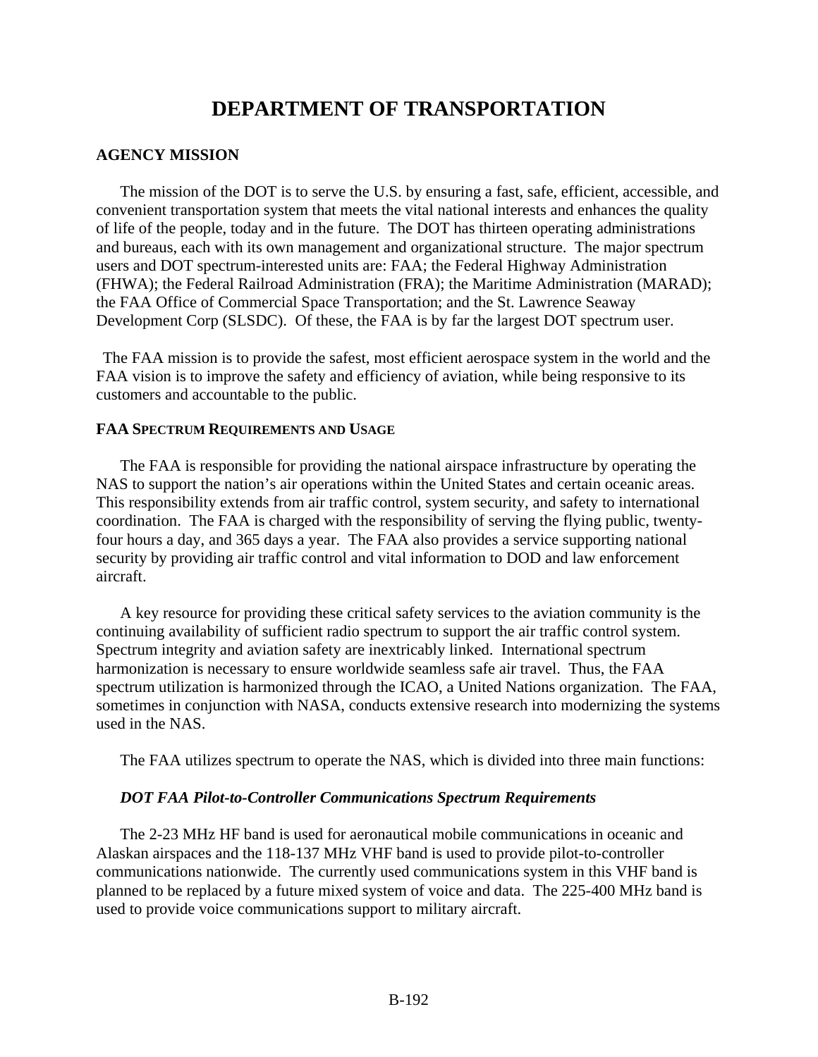# DEPARTMENT OF TRANSPORTATION

## AGENCY MISSION

The mission of the DOT is to serve the U.S. by ensuring a fast, safe, efficient, accessible, and convenient transportation system that meets the vital national interests and enhances the quality of life of the people, today and in the future. The DOT has thirteen operating administrations and bureaus, each with its own management and organizational structure. The major spectrum users and DOT spectrum-interested units are: FAA; the Federal Highway Administration (FHWA); the Federal Railroad Administration (FRA); the Maritime Administration (MARAD); the FAA Office of Commercial Space Transportation; and the St. Lawrence Seaway Development Corp (SLSDC). Of these, the FAA is by far the largest DOT spectrum user.

The FAA mission is to provide the safest, most efficient aerospace system in the world and the FAA vision is to improve the safety and efficiency of aviation, while being responsive to its customers and accountable to the public.

### FAA SPECTRUM REQUIREMENTS AND USAGE

The FAA is responsible for providing the national airspace infrastructure by operating the NAS to support the nation's air operations within the United States and certain oceanic areas. This responsibility extends from air traffic control, system security, and safety to international coordination. The FAA is charged with the responsibility of serving the flying public, twenty-four hours a day, and 365 days a year. The FAA also provides a service supporting national security by providing air traffic control and vital information to DOD and law enforcement aircraft.

A key resource for providing these critical safety services to the aviation community is the continuing availability of sufficient radio spectrum to support the air traffic control system. Spectrum integrity and aviation safety are inextricably linked. International spectrum harmonization is necessary to ensure worldwide seamless safe air travel. Thus, the FAA spectrum utilization is harmonized through the ICAO, a United Nations organization. The FAA, sometimes in conjunction with NASA, conducts extensive research into modernizing the systems used in the NAS.

The FAA utilizes spectrum to operate the NAS, which is divided into three main functions:

#### *DOT FAA Pilot-to-Controller Communications Spectrum Requirements*

The 2-23 MHz HF band is used for aeronautical mobile communications in oceanic and Alaskan airspaces and the 118-137 MHz VHF band is used to provide pilot-to-controller communications nationwide. The currently used communications system in this VHF band is planned to be replaced by a future mixed system of voice and data. The 225-400 MHz band is used to provide voice communications support to military aircraft.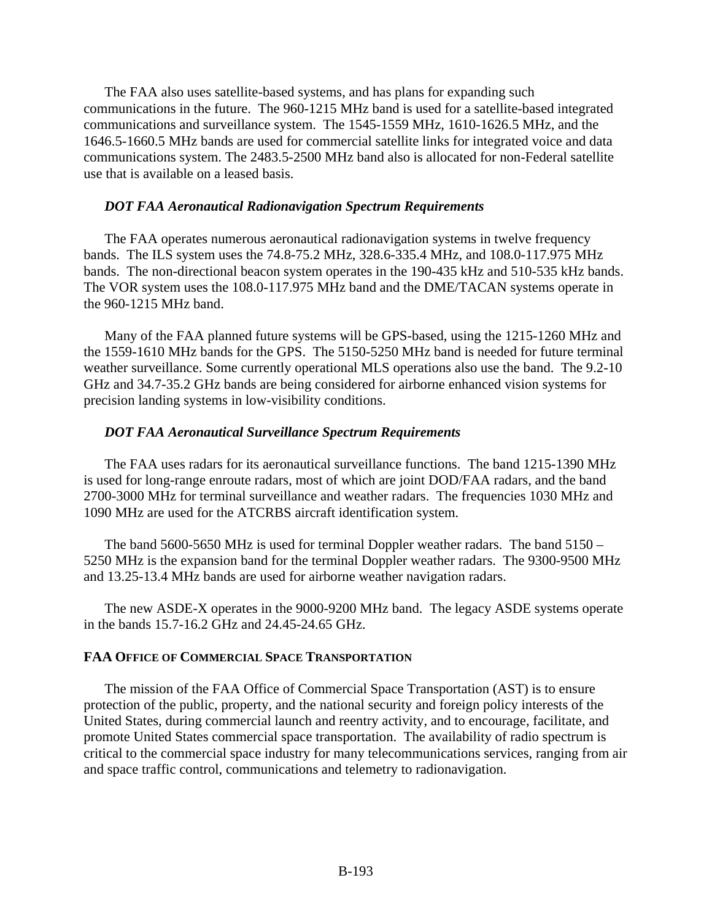The FAA also uses satellite-based systems, and has plans for expanding such communications in the future. The 960-1215 MHz band is used for a satellite-based integrated communications and surveillance system. The 1545-1559 MHz, 1610-1626.5 MHz, and the 1646.5-1660.5 MHz bands are used for commercial satellite links for integrated voice and data communications system. The 2483.5-2500 MHz band also is allocated for non-Federal satellite use that is available on a leased basis.

### *DOT FAA Aeronautical Radionavigation Spectrum Requirements*

The FAA operates numerous aeronautical radionavigation systems in twelve frequency bands. The ILS system uses the 74.8-75.2 MHz, 328.6-335.4 MHz, and 108.0-117.975 MHz bands. The non-directional beacon system operates in the 190-435 kHz and 510-535 kHz bands. The VOR system uses the 108.0-117.975 MHz band and the DME/TACAN systems operate in the 960-1215 MHz band.

Many of the FAA planned future systems will be GPS-based, using the 1215-1260 MHz and the 1559-1610 MHz bands for the GPS. The 5150-5250 MHz band is needed for future terminal weather surveillance. Some currently operational MLS operations also use the band. The 9.2-10 GHz and 34.7-35.2 GHz bands are being considered for airborne enhanced vision systems for precision landing systems in low-visibility conditions.

### *DOT FAA Aeronautical Surveillance Spectrum Requirements*

The FAA uses radars for its aeronautical surveillance functions. The band 1215-1390 MHz is used for long-range enroute radars, most of which are joint DOD/FAA radars, and the band 2700-3000 MHz for terminal surveillance and weather radars. The frequencies 1030 MHz and 1090 MHz are used for the ATCRBS aircraft identification system.

The band 5600-5650 MHz is used for terminal Doppler weather radars. The band 5150 – 5250 MHz is the expansion band for the terminal Doppler weather radars. The 9300-9500 MHz and 13.25-13.4 MHz bands are used for airborne weather navigation radars.

The new ASDE-X operates in the 9000-9200 MHz band. The legacy ASDE systems operate in the bands 15.7-16.2 GHz and 24.45-24.65 GHz.

## FAA OFFICE OF COMMERCIAL SPACE TRANSPORTATION

The mission of the FAA Office of Commercial Space Transportation (AST) is to ensure protection of the public, property, and the national security and foreign policy interests of the United States, during commercial launch and reentry activity, and to encourage, facilitate, and promote United States commercial space transportation. The availability of radio spectrum is critical to the commercial space industry for many telecommunications services, ranging from air and space traffic control, communications and telemetry to radionavigation.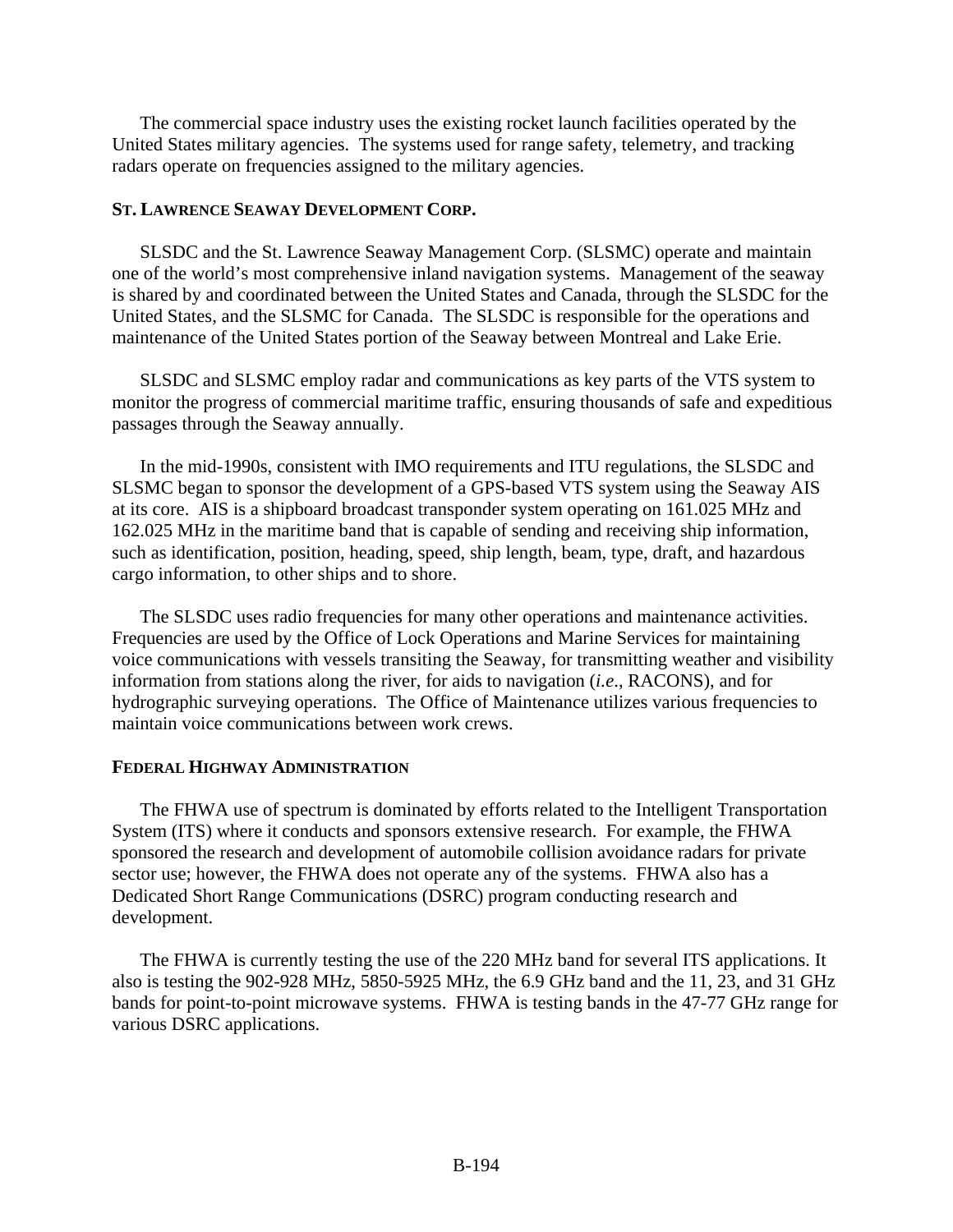The commercial space industry uses the existing rocket launch facilities operated by the United States military agencies. The systems used for range safety, telemetry, and tracking radars operate on frequencies assigned to the military agencies.

### ST. LAWRENCE SEAWAY DEVELOPMENT CORP.

SLSDC and the St. Lawrence Seaway Management Corp. (SLSMC) operate and maintain one of the world's most comprehensive inland navigation systems. Management of the seaway is shared by and coordinated between the United States and Canada, through the SLSDC for the United States, and the SLSMC for Canada. The SLSDC is responsible for the operations and maintenance of the United States portion of the Seaway between Montreal and Lake Erie.

SLSDC and SLSMC employ radar and communications as key parts of the VTS system to monitor the progress of commercial maritime traffic, ensuring thousands of safe and expeditious passages through the Seaway annually.

In the mid-1990s, consistent with IMO requirements and ITU regulations, the SLSDC and SLSMC began to sponsor the development of a GPS-based VTS system using the Seaway AIS at its core. AIS is a shipboard broadcast transponder system operating on 161.025 MHz and 162.025 MHz in the maritime band that is capable of sending and receiving ship information, such as identification, position, heading, speed, ship length, beam, type, draft, and hazardous cargo information, to other ships and to shore.

The SLSDC uses radio frequencies for many other operations and maintenance activities. Frequencies are used by the Office of Lock Operations and Marine Services for maintaining voice communications with vessels transiting the Seaway, for transmitting weather and visibility information from stations along the river, for aids to navigation (*i.e*., RACONS), and for hydrographic surveying operations. The Office of Maintenance utilizes various frequencies to maintain voice communications between work crews.

### FEDERAL HIGHWAY ADMINISTRATION

The FHWA use of spectrum is dominated by efforts related to the Intelligent Transportation System (ITS) where it conducts and sponsors extensive research. For example, the FHWA sponsored the research and development of automobile collision avoidance radars for private sector use; however, the FHWA does not operate any of the systems. FHWA also has a Dedicated Short Range Communications (DSRC) program conducting research and development.

The FHWA is currently testing the use of the 220 MHz band for several ITS applications. It also is testing the 902-928 MHz, 5850-5925 MHz, the 6.9 GHz band and the 11, 23, and 31 GHz bands for point-to-point microwave systems. FHWA is testing bands in the 47-77 GHz range for various DSRC applications.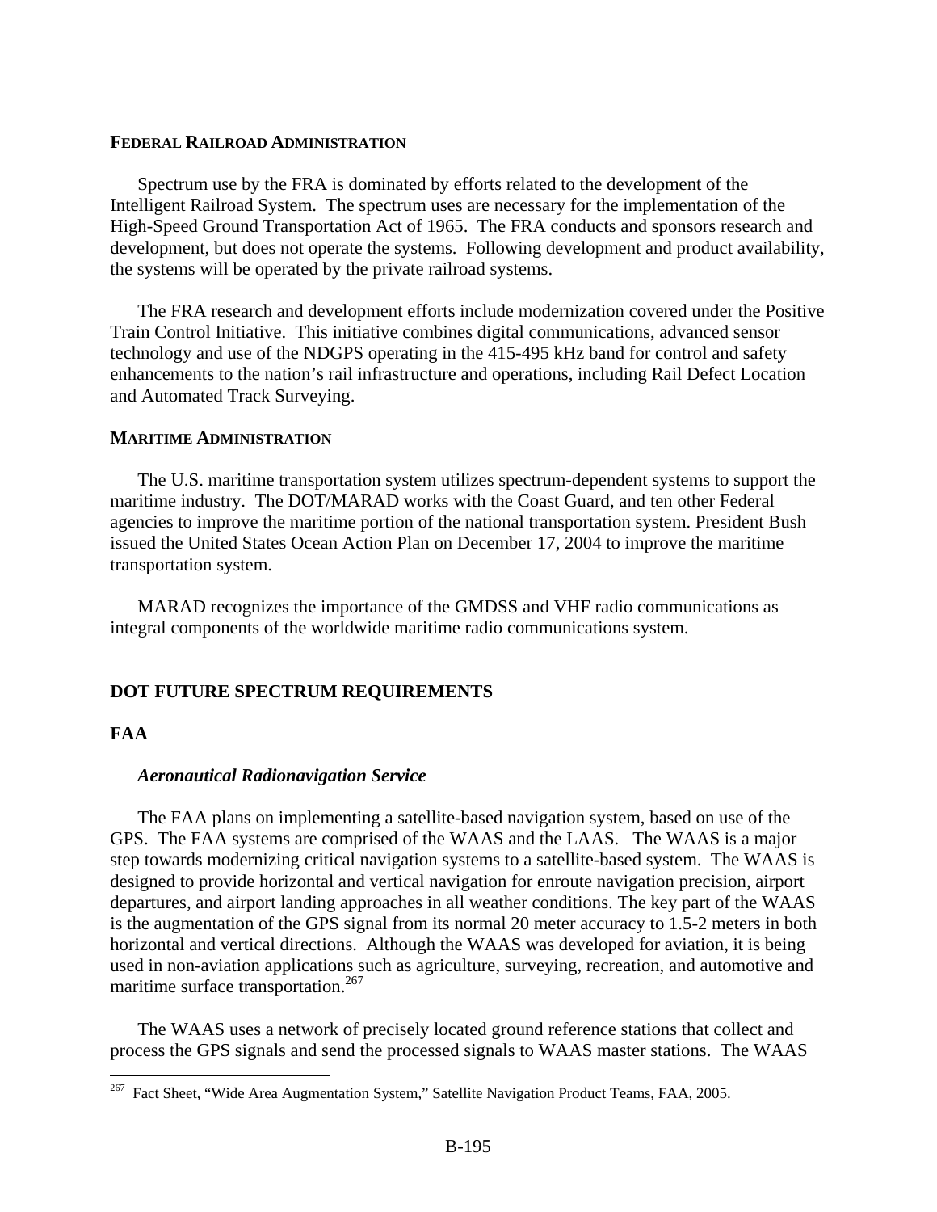### FEDERAL RAILROAD ADMINISTRATION

Spectrum use by the FRA is dominated by efforts related to the development of the Intelligent Railroad System. The spectrum uses are necessary for the implementation of the High-Speed Ground Transportation Act of 1965. The FRA conducts and sponsors research and development, but does not operate the systems. Following development and product availability, the systems will be operated by the private railroad systems.

The FRA research and development efforts include modernization covered under the Positive Train Control Initiative. This initiative combines digital communications, advanced sensor technology and use of the NDGPS operating in the 415-495 kHz band for control and safety enhancements to the nation's rail infrastructure and operations, including Rail Defect Location and Automated Track Surveying.

### MARITIME ADMINISTRATION

The U.S. maritime transportation system utilizes spectrum-dependent systems to support the maritime industry. The DOT/MARAD works with the Coast Guard, and ten other Federal agencies to improve the maritime portion of the national transportation system. President Bush issued the United States Ocean Action Plan on December 17, 2004 to improve the maritime transportation system.

MARAD recognizes the importance of the GMDSS and VHF radio communications as integral components of the worldwide maritime radio communications system.

## DOT FUTURE SPECTRUM REQUIREMENTS

### FAA

#### *Aeronautical Radionavigation Service*

The FAA plans on implementing a satellite-based navigation system, based on use of the GPS. The FAA systems are comprised of the WAAS and the LAAS. The WAAS is a major step towards modernizing critical navigation systems to a satellite-based system. The WAAS is designed to provide horizontal and vertical navigation for enroute navigation precision, airport departures, and airport landing approaches in all weather conditions. The key part of the WAAS is the augmentation of the GPS signal from its normal 20 meter accuracy to 1.5-2 meters in both horizontal and vertical directions. Although the WAAS was developed for aviation, it is being used in non-aviation applications such as agriculture, surveying, recreation, and automotive and maritime surface transportation.[267]

The WAAS uses a network of precisely located ground reference stations that collect and process the GPS signals and send the processed signals to WAAS master stations. The WAAS

[267] Fact Sheet, "Wide Area Augmentation System," Satellite Navigation Product Teams, FAA, 2005.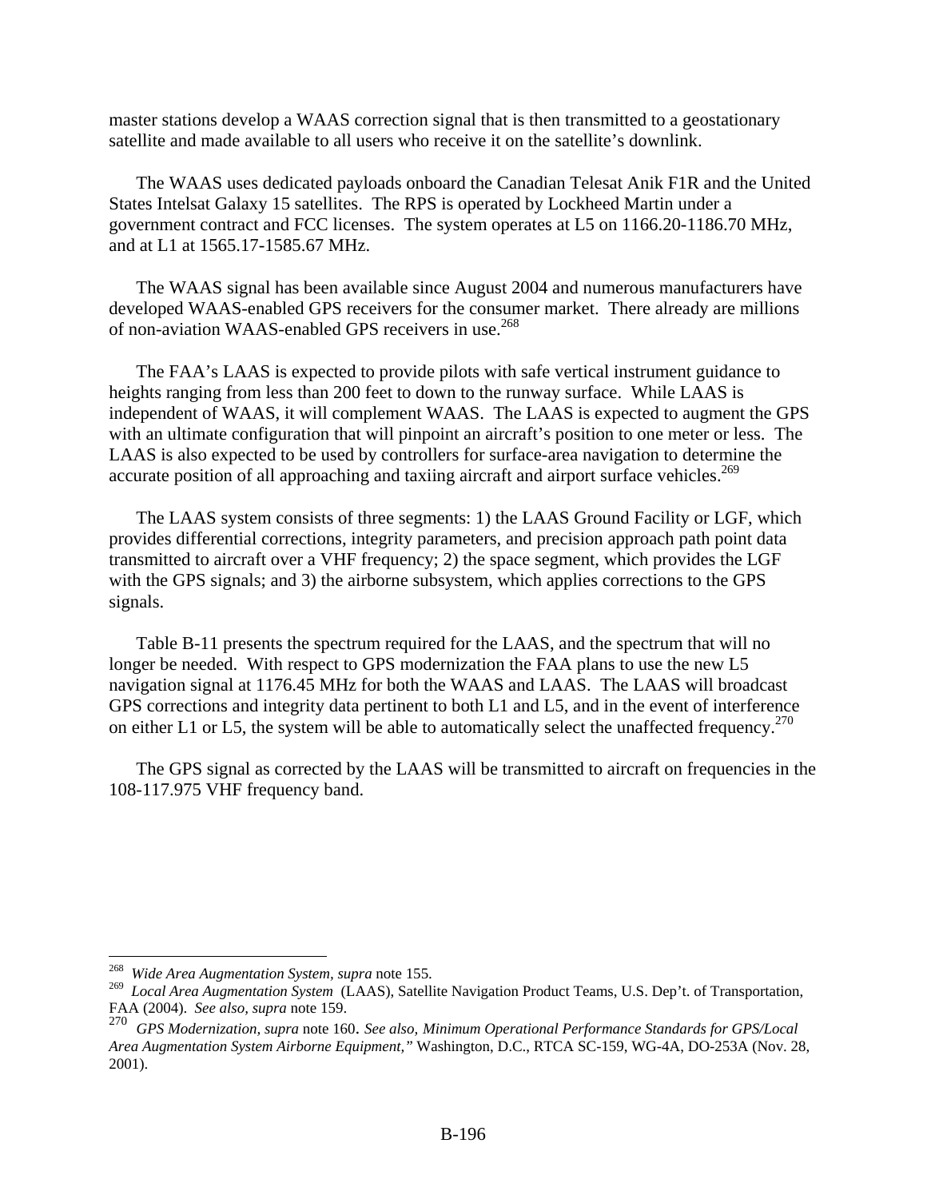master stations develop a WAAS correction signal that is then transmitted to a geostationary satellite and made available to all users who receive it on the satellite's downlink.

The WAAS uses dedicated payloads onboard the Canadian Telesat Anik F1R and the United States Intelsat Galaxy 15 satellites. The RPS is operated by Lockheed Martin under a government contract and FCC licenses. The system operates at L5 on 1166.20-1186.70 MHz, and at L1 at 1565.17-1585.67 MHz.

The WAAS signal has been available since August 2004 and numerous manufacturers have developed WAAS-enabled GPS receivers for the consumer market. There already are millions of non-aviation WAAS-enabled GPS receivers in use.[268]

The FAA's LAAS is expected to provide pilots with safe vertical instrument guidance to heights ranging from less than 200 feet to down to the runway surface. While LAAS is independent of WAAS, it will complement WAAS. The LAAS is expected to augment the GPS with an ultimate configuration that will pinpoint an aircraft's position to one meter or less. The LAAS is also expected to be used by controllers for surface-area navigation to determine the accurate position of all approaching and taxiing aircraft and airport surface vehicles.[269]

The LAAS system consists of three segments: 1) the LAAS Ground Facility or LGF, which provides differential corrections, integrity parameters, and precision approach path point data transmitted to aircraft over a VHF frequency; 2) the space segment, which provides the LGF with the GPS signals; and 3) the airborne subsystem, which applies corrections to the GPS signals.

Table B-11 presents the spectrum required for the LAAS, and the spectrum that will no longer be needed. With respect to GPS modernization the FAA plans to use the new L5 navigation signal at 1176.45 MHz for both the WAAS and LAAS. The LAAS will broadcast GPS corrections and integrity data pertinent to both L1 and L5, and in the event of interference on either L1 or L5, the system will be able to automatically select the unaffected frequency.[270]

The GPS signal as corrected by the LAAS will be transmitted to aircraft on frequencies in the 108-117.975 VHF frequency band.

---

[268] *Wide Area Augmentation System, supra* note 155.

[269] *Local Area Augmentation System* (LAAS), Satellite Navigation Product Teams, U.S. Dep't. of Transportation, FAA (2004). *See also, supra* note 159.

[270] *GPS Modernization, supra* note 160. *See also, Minimum Operational Performance Standards for GPS/Local Area Augmentation System Airborne Equipment,"* Washington, D.C., RTCA SC-159, WG-4A, DO-253A (Nov. 28, 2001).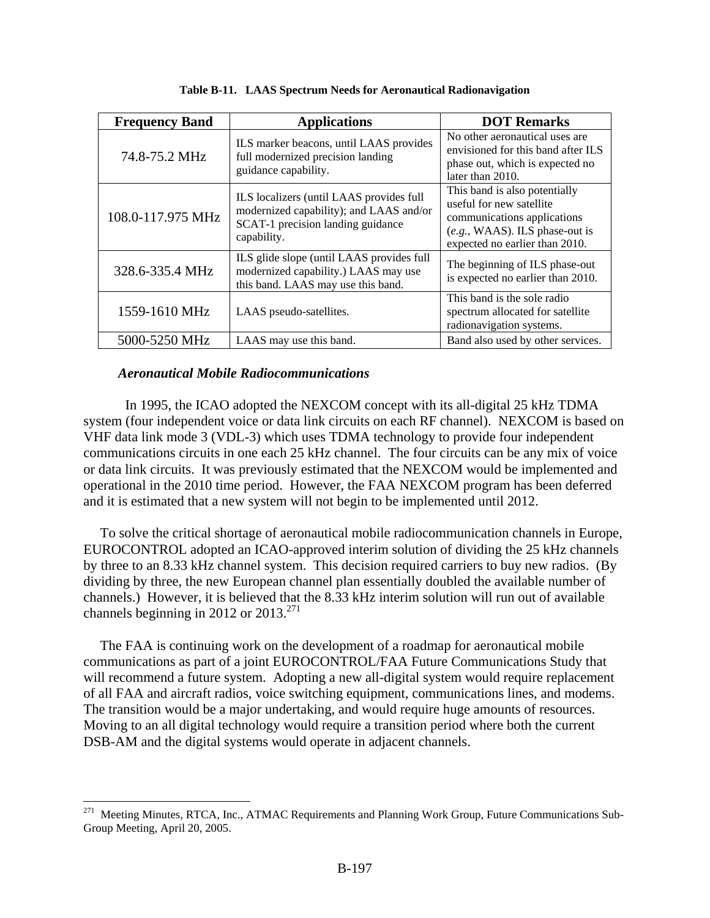**Table B-11. LAAS Spectrum Needs for Aeronautical Radionavigation**

| Frequency Band | Applications | DOT Remarks |
|---|---|---|
| 74.8-75.2 MHz | ILS marker beacons, until LAAS provides full modernized precision landing guidance capability. | No other aeronautical uses are envisioned for this band after ILS phase out, which is expected no later than 2010. |
| 108.0-117.975 MHz | ILS localizers (until LAAS provides full modernized capability); and LAAS and/or SCAT-1 precision landing guidance capability. | This band is also potentially useful for new satellite communications applications (*e.g.*, WAAS). ILS phase-out is expected no earlier than 2010. |
| 328.6-335.4 MHz | ILS glide slope (until LAAS provides full modernized capability.) LAAS may use this band. LAAS may use this band. | The beginning of ILS phase-out is expected no earlier than 2010. |
| 1559-1610 MHz | LAAS pseudo-satellites. | This band is the sole radio spectrum allocated for satellite radionavigation systems. |
| 5000-5250 MHz | LAAS may use this band. | Band also used by other services. |

### *Aeronautical Mobile Radiocommunications*

In 1995, the ICAO adopted the NEXCOM concept with its all-digital 25 kHz TDMA system (four independent voice or data link circuits on each RF channel). NEXCOM is based on VHF data link mode 3 (VDL-3) which uses TDMA technology to provide four independent communications circuits in one each 25 kHz channel. The four circuits can be any mix of voice or data link circuits. It was previously estimated that the NEXCOM would be implemented and operational in the 2010 time period. However, the FAA NEXCOM program has been deferred and it is estimated that a new system will not begin to be implemented until 2012.

To solve the critical shortage of aeronautical mobile radiocommunication channels in Europe, EUROCONTROL adopted an ICAO-approved interim solution of dividing the 25 kHz channels by three to an 8.33 kHz channel system. This decision required carriers to buy new radios. (By dividing by three, the new European channel plan essentially doubled the available number of channels.) However, it is believed that the 8.33 kHz interim solution will run out of available channels beginning in 2012 or 2013.[271]

The FAA is continuing work on the development of a roadmap for aeronautical mobile communications as part of a joint EUROCONTROL/FAA Future Communications Study that will recommend a future system. Adopting a new all-digital system would require replacement of all FAA and aircraft radios, voice switching equipment, communications lines, and modems. The transition would be a major undertaking, and would require huge amounts of resources. Moving to an all digital technology would require a transition period where both the current DSB-AM and the digital systems would operate in adjacent channels.

---

[271] Meeting Minutes, RTCA, Inc., ATMAC Requirements and Planning Work Group, Future Communications Sub-Group Meeting, April 20, 2005.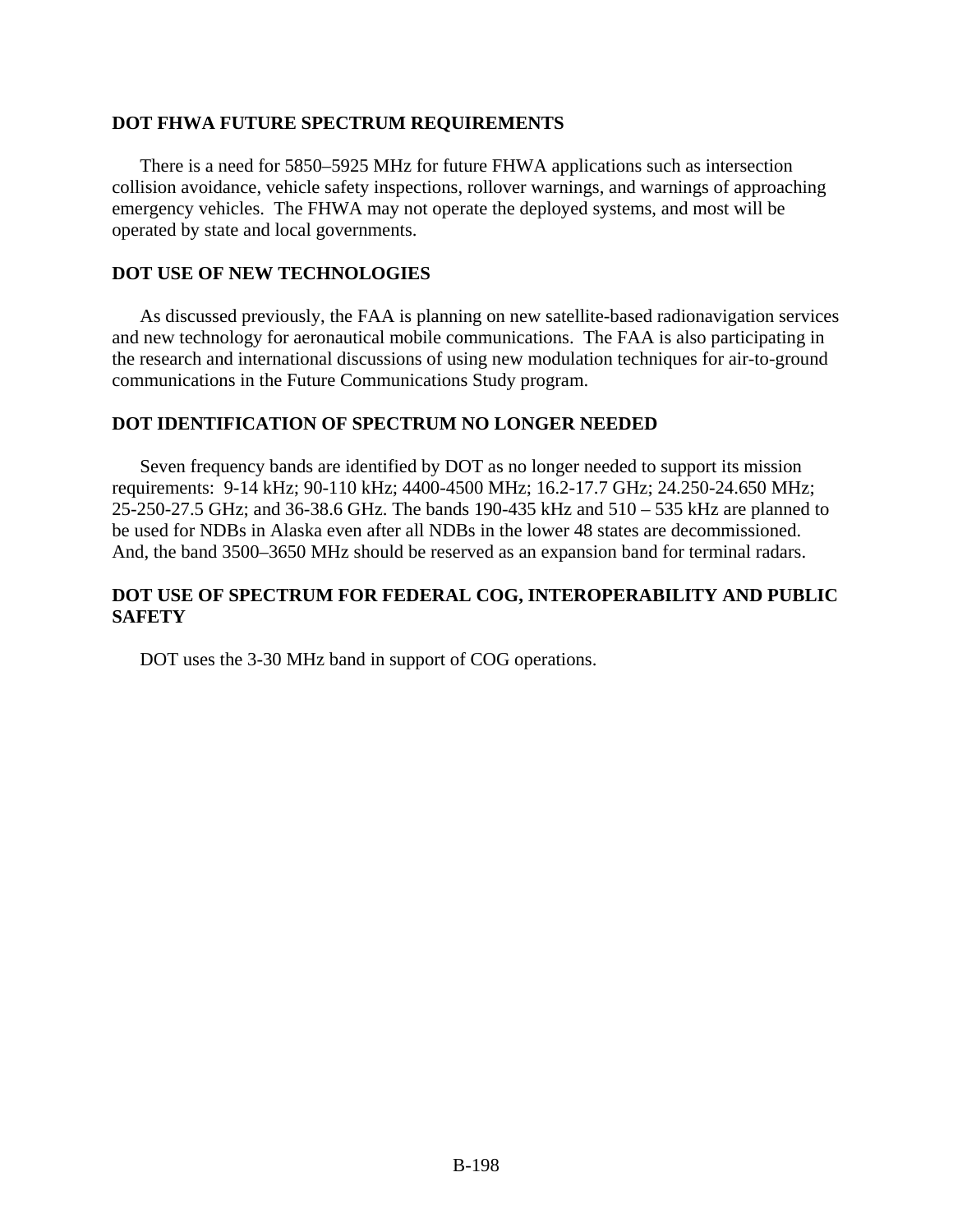### DOT FHWA FUTURE SPECTRUM REQUIREMENTS

There is a need for 5850–5925 MHz for future FHWA applications such as intersection collision avoidance, vehicle safety inspections, rollover warnings, and warnings of approaching emergency vehicles. The FHWA may not operate the deployed systems, and most will be operated by state and local governments.

### DOT USE OF NEW TECHNOLOGIES

As discussed previously, the FAA is planning on new satellite-based radionavigation services and new technology for aeronautical mobile communications. The FAA is also participating in the research and international discussions of using new modulation techniques for air-to-ground communications in the Future Communications Study program.

### DOT IDENTIFICATION OF SPECTRUM NO LONGER NEEDED

Seven frequency bands are identified by DOT as no longer needed to support its mission requirements: 9-14 kHz; 90-110 kHz; 4400-4500 MHz; 16.2-17.7 GHz; 24.250-24.650 MHz; 25-250-27.5 GHz; and 36-38.6 GHz. The bands 190-435 kHz and 510 – 535 kHz are planned to be used for NDBs in Alaska even after all NDBs in the lower 48 states are decommissioned. And, the band 3500–3650 MHz should be reserved as an expansion band for terminal radars.

### DOT USE OF SPECTRUM FOR FEDERAL COG, INTEROPERABILITY AND PUBLIC SAFETY

DOT uses the 3-30 MHz band in support of COG operations.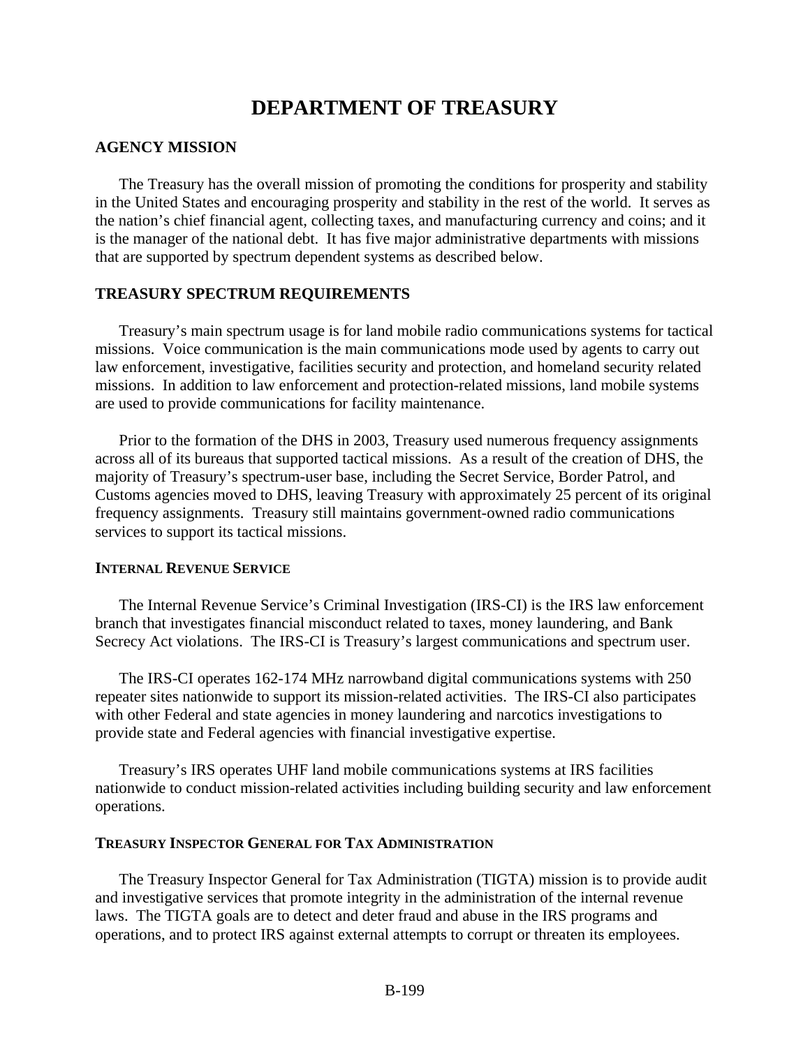# DEPARTMENT OF TREASURY

## AGENCY MISSION

The Treasury has the overall mission of promoting the conditions for prosperity and stability in the United States and encouraging prosperity and stability in the rest of the world. It serves as the nation's chief financial agent, collecting taxes, and manufacturing currency and coins; and it is the manager of the national debt. It has five major administrative departments with missions that are supported by spectrum dependent systems as described below.

## TREASURY SPECTRUM REQUIREMENTS

Treasury's main spectrum usage is for land mobile radio communications systems for tactical missions. Voice communication is the main communications mode used by agents to carry out law enforcement, investigative, facilities security and protection, and homeland security related missions. In addition to law enforcement and protection-related missions, land mobile systems are used to provide communications for facility maintenance.

Prior to the formation of the DHS in 2003, Treasury used numerous frequency assignments across all of its bureaus that supported tactical missions. As a result of the creation of DHS, the majority of Treasury's spectrum-user base, including the Secret Service, Border Patrol, and Customs agencies moved to DHS, leaving Treasury with approximately 25 percent of its original frequency assignments. Treasury still maintains government-owned radio communications services to support its tactical missions.

### INTERNAL REVENUE SERVICE

The Internal Revenue Service's Criminal Investigation (IRS-CI) is the IRS law enforcement branch that investigates financial misconduct related to taxes, money laundering, and Bank Secrecy Act violations. The IRS-CI is Treasury's largest communications and spectrum user.

The IRS-CI operates 162-174 MHz narrowband digital communications systems with 250 repeater sites nationwide to support its mission-related activities. The IRS-CI also participates with other Federal and state agencies in money laundering and narcotics investigations to provide state and Federal agencies with financial investigative expertise.

Treasury's IRS operates UHF land mobile communications systems at IRS facilities nationwide to conduct mission-related activities including building security and law enforcement operations.

### TREASURY INSPECTOR GENERAL FOR TAX ADMINISTRATION

The Treasury Inspector General for Tax Administration (TIGTA) mission is to provide audit and investigative services that promote integrity in the administration of the internal revenue laws. The TIGTA goals are to detect and deter fraud and abuse in the IRS programs and operations, and to protect IRS against external attempts to corrupt or threaten its employees.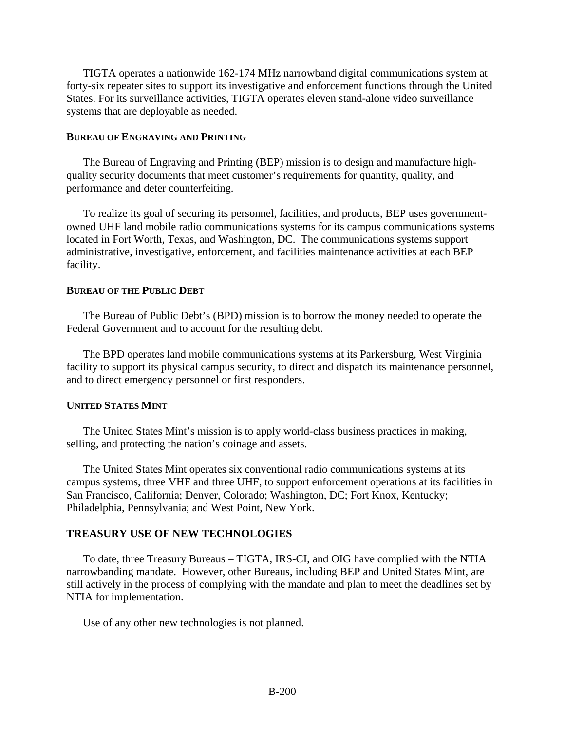TIGTA operates a nationwide 162-174 MHz narrowband digital communications system at forty-six repeater sites to support its investigative and enforcement functions through the United States. For its surveillance activities, TIGTA operates eleven stand-alone video surveillance systems that are deployable as needed.

#### BUREAU OF ENGRAVING AND PRINTING

The Bureau of Engraving and Printing (BEP) mission is to design and manufacture high-quality security documents that meet customer's requirements for quantity, quality, and performance and deter counterfeiting.

To realize its goal of securing its personnel, facilities, and products, BEP uses government-owned UHF land mobile radio communications systems for its campus communications systems located in Fort Worth, Texas, and Washington, DC. The communications systems support administrative, investigative, enforcement, and facilities maintenance activities at each BEP facility.

#### BUREAU OF THE PUBLIC DEBT

The Bureau of Public Debt's (BPD) mission is to borrow the money needed to operate the Federal Government and to account for the resulting debt.

The BPD operates land mobile communications systems at its Parkersburg, West Virginia facility to support its physical campus security, to direct and dispatch its maintenance personnel, and to direct emergency personnel or first responders.

#### UNITED STATES MINT

The United States Mint's mission is to apply world-class business practices in making, selling, and protecting the nation's coinage and assets.

The United States Mint operates six conventional radio communications systems at its campus systems, three VHF and three UHF, to support enforcement operations at its facilities in San Francisco, California; Denver, Colorado; Washington, DC; Fort Knox, Kentucky; Philadelphia, Pennsylvania; and West Point, New York.

### TREASURY USE OF NEW TECHNOLOGIES

To date, three Treasury Bureaus – TIGTA, IRS-CI, and OIG have complied with the NTIA narrowbanding mandate. However, other Bureaus, including BEP and United States Mint, are still actively in the process of complying with the mandate and plan to meet the deadlines set by NTIA for implementation.

Use of any other new technologies is not planned.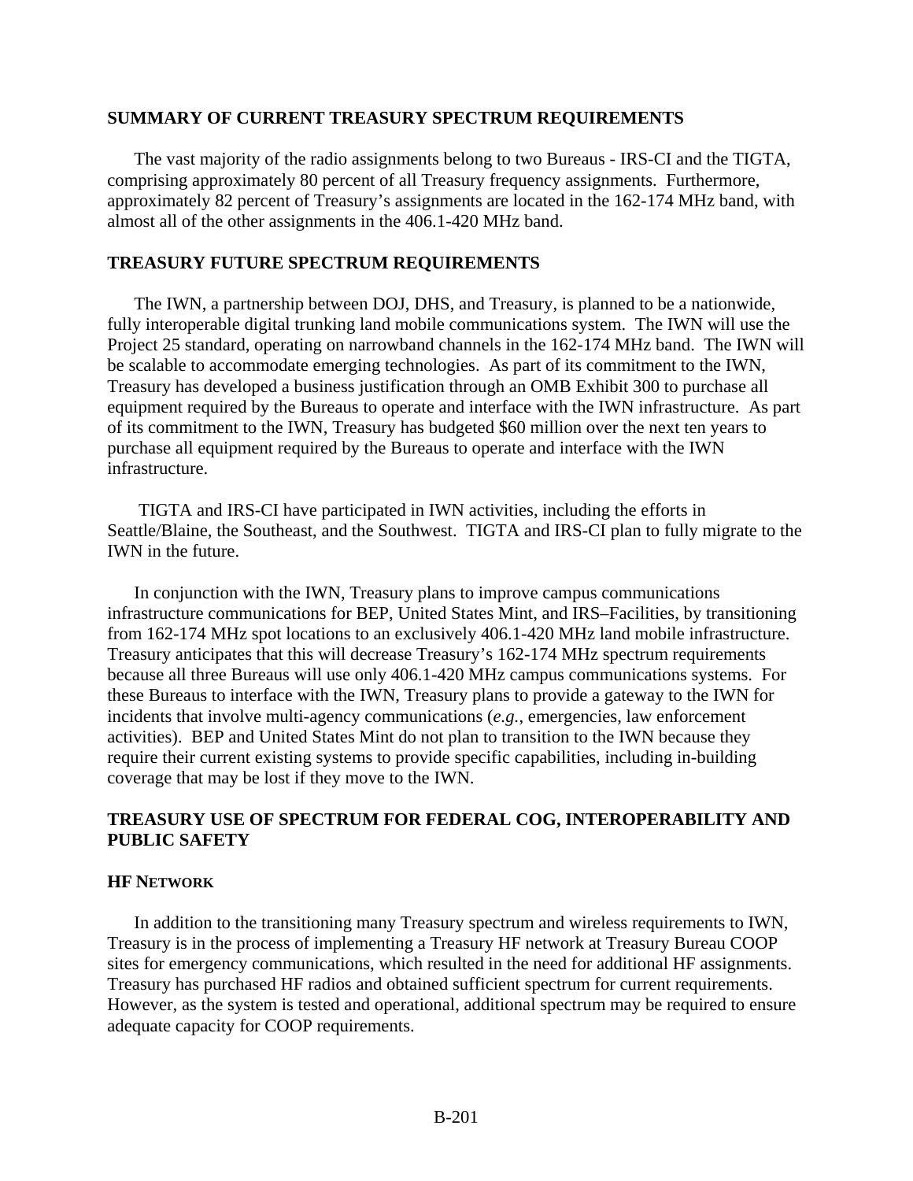## SUMMARY OF CURRENT TREASURY SPECTRUM REQUIREMENTS

The vast majority of the radio assignments belong to two Bureaus - IRS-CI and the TIGTA, comprising approximately 80 percent of all Treasury frequency assignments. Furthermore, approximately 82 percent of Treasury's assignments are located in the 162-174 MHz band, with almost all of the other assignments in the 406.1-420 MHz band.

## TREASURY FUTURE SPECTRUM REQUIREMENTS

The IWN, a partnership between DOJ, DHS, and Treasury, is planned to be a nationwide, fully interoperable digital trunking land mobile communications system. The IWN will use the Project 25 standard, operating on narrowband channels in the 162-174 MHz band. The IWN will be scalable to accommodate emerging technologies. As part of its commitment to the IWN, Treasury has developed a business justification through an OMB Exhibit 300 to purchase all equipment required by the Bureaus to operate and interface with the IWN infrastructure. As part of its commitment to the IWN, Treasury has budgeted $60 million over the next ten years to purchase all equipment required by the Bureaus to operate and interface with the IWN infrastructure.

TIGTA and IRS-CI have participated in IWN activities, including the efforts in Seattle/Blaine, the Southeast, and the Southwest. TIGTA and IRS-CI plan to fully migrate to the IWN in the future.

In conjunction with the IWN, Treasury plans to improve campus communications infrastructure communications for BEP, United States Mint, and IRS–Facilities, by transitioning from 162-174 MHz spot locations to an exclusively 406.1-420 MHz land mobile infrastructure. Treasury anticipates that this will decrease Treasury's 162-174 MHz spectrum requirements because all three Bureaus will use only 406.1-420 MHz campus communications systems. For these Bureaus to interface with the IWN, Treasury plans to provide a gateway to the IWN for incidents that involve multi-agency communications (*e.g.*, emergencies, law enforcement activities). BEP and United States Mint do not plan to transition to the IWN because they require their current existing systems to provide specific capabilities, including in-building coverage that may be lost if they move to the IWN.

## TREASURY USE OF SPECTRUM FOR FEDERAL COG, INTEROPERABILITY AND PUBLIC SAFETY

### HF NETWORK

In addition to the transitioning many Treasury spectrum and wireless requirements to IWN, Treasury is in the process of implementing a Treasury HF network at Treasury Bureau COOP sites for emergency communications, which resulted in the need for additional HF assignments. Treasury has purchased HF radios and obtained sufficient spectrum for current requirements. However, as the system is tested and operational, additional spectrum may be required to ensure adequate capacity for COOP requirements.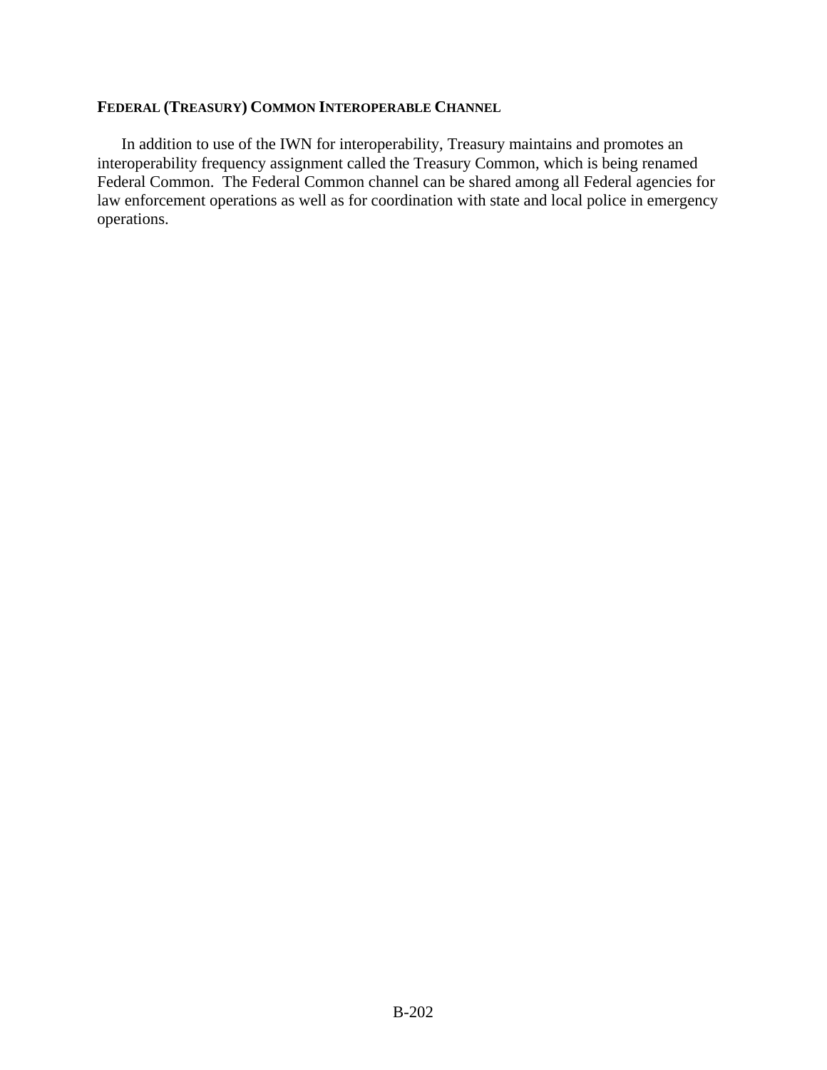### FEDERAL (TREASURY) COMMON INTEROPERABLE CHANNEL

In addition to use of the IWN for interoperability, Treasury maintains and promotes an interoperability frequency assignment called the Treasury Common, which is being renamed Federal Common. The Federal Common channel can be shared among all Federal agencies for law enforcement operations as well as for coordination with state and local police in emergency operations.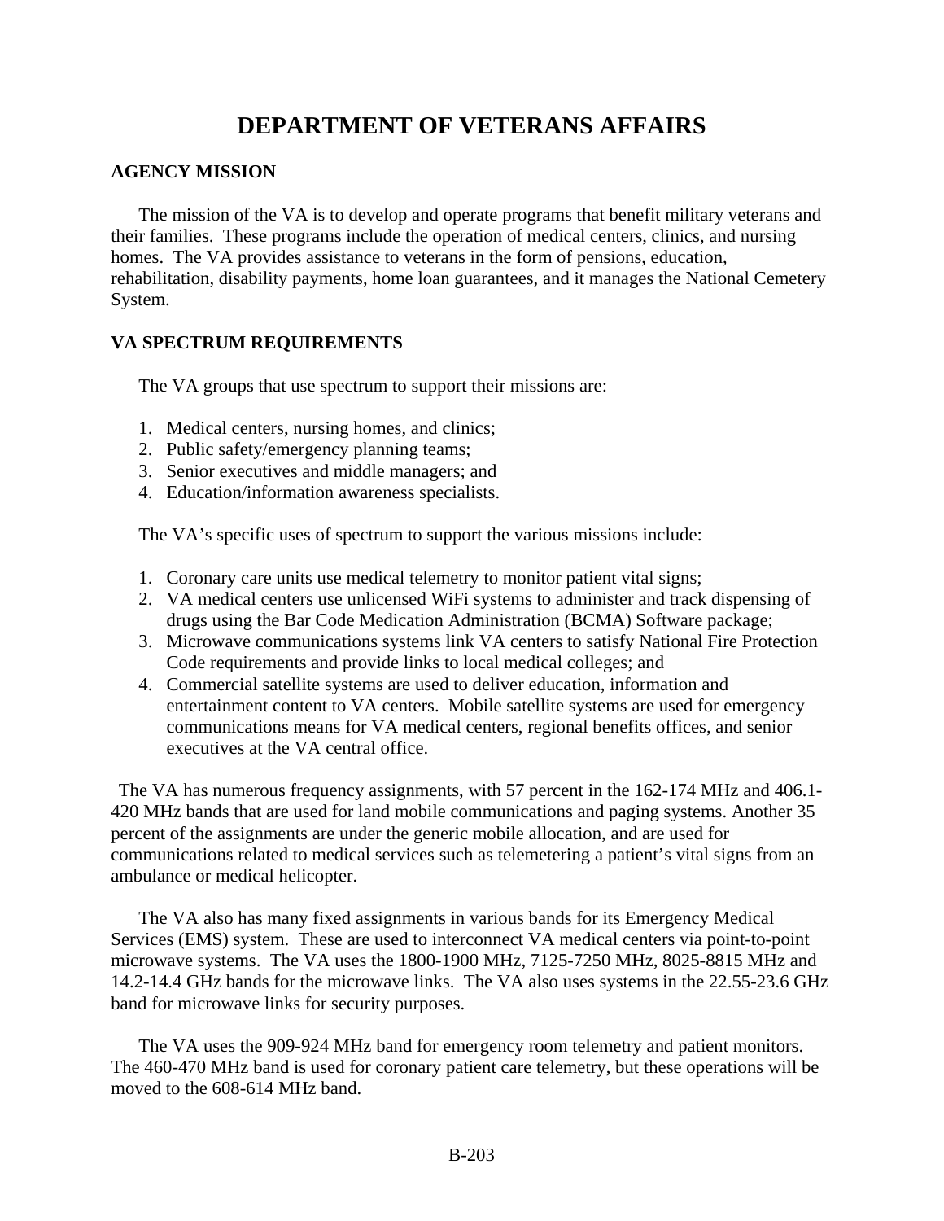# DEPARTMENT OF VETERANS AFFAIRS

## AGENCY MISSION

The mission of the VA is to develop and operate programs that benefit military veterans and their families. These programs include the operation of medical centers, clinics, and nursing homes. The VA provides assistance to veterans in the form of pensions, education, rehabilitation, disability payments, home loan guarantees, and it manages the National Cemetery System.

## VA SPECTRUM REQUIREMENTS

The VA groups that use spectrum to support their missions are:

1. Medical centers, nursing homes, and clinics;
2. Public safety/emergency planning teams;
3. Senior executives and middle managers; and
4. Education/information awareness specialists.

The VA's specific uses of spectrum to support the various missions include:

1. Coronary care units use medical telemetry to monitor patient vital signs;
2. VA medical centers use unlicensed WiFi systems to administer and track dispensing of drugs using the Bar Code Medication Administration (BCMA) Software package;
3. Microwave communications systems link VA centers to satisfy National Fire Protection Code requirements and provide links to local medical colleges; and
4. Commercial satellite systems are used to deliver education, information and entertainment content to VA centers. Mobile satellite systems are used for emergency communications means for VA medical centers, regional benefits offices, and senior executives at the VA central office.

The VA has numerous frequency assignments, with 57 percent in the 162-174 MHz and 406.1-420 MHz bands that are used for land mobile communications and paging systems. Another 35 percent of the assignments are under the generic mobile allocation, and are used for communications related to medical services such as telemetering a patient's vital signs from an ambulance or medical helicopter.

The VA also has many fixed assignments in various bands for its Emergency Medical Services (EMS) system. These are used to interconnect VA medical centers via point-to-point microwave systems. The VA uses the 1800-1900 MHz, 7125-7250 MHz, 8025-8815 MHz and 14.2-14.4 GHz bands for the microwave links. The VA also uses systems in the 22.55-23.6 GHz band for microwave links for security purposes.

The VA uses the 909-924 MHz band for emergency room telemetry and patient monitors. The 460-470 MHz band is used for coronary patient care telemetry, but these operations will be moved to the 608-614 MHz band.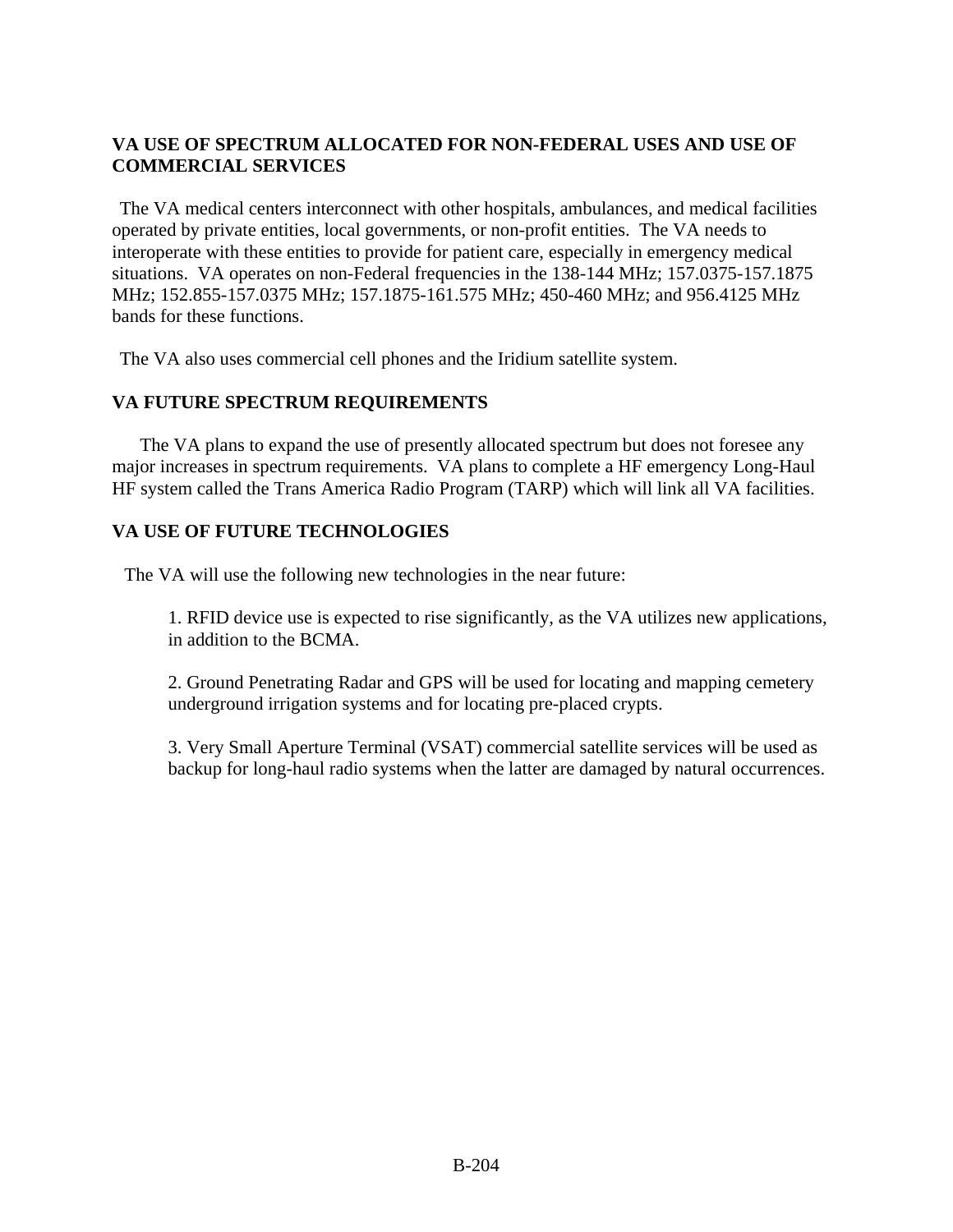## VA USE OF SPECTRUM ALLOCATED FOR NON-FEDERAL USES AND USE OF COMMERCIAL SERVICES

The VA medical centers interconnect with other hospitals, ambulances, and medical facilities operated by private entities, local governments, or non-profit entities. The VA needs to interoperate with these entities to provide for patient care, especially in emergency medical situations. VA operates on non-Federal frequencies in the 138-144 MHz; 157.0375-157.1875 MHz; 152.855-157.0375 MHz; 157.1875-161.575 MHz; 450-460 MHz; and 956.4125 MHz bands for these functions.

The VA also uses commercial cell phones and the Iridium satellite system.

## VA FUTURE SPECTRUM REQUIREMENTS

The VA plans to expand the use of presently allocated spectrum but does not foresee any major increases in spectrum requirements. VA plans to complete a HF emergency Long-Haul HF system called the Trans America Radio Program (TARP) which will link all VA facilities.

## VA USE OF FUTURE TECHNOLOGIES

The VA will use the following new technologies in the near future:

1. RFID device use is expected to rise significantly, as the VA utilizes new applications, in addition to the BCMA.

2. Ground Penetrating Radar and GPS will be used for locating and mapping cemetery underground irrigation systems and for locating pre-placed crypts.

3. Very Small Aperture Terminal (VSAT) commercial satellite services will be used as backup for long-haul radio systems when the latter are damaged by natural occurrences.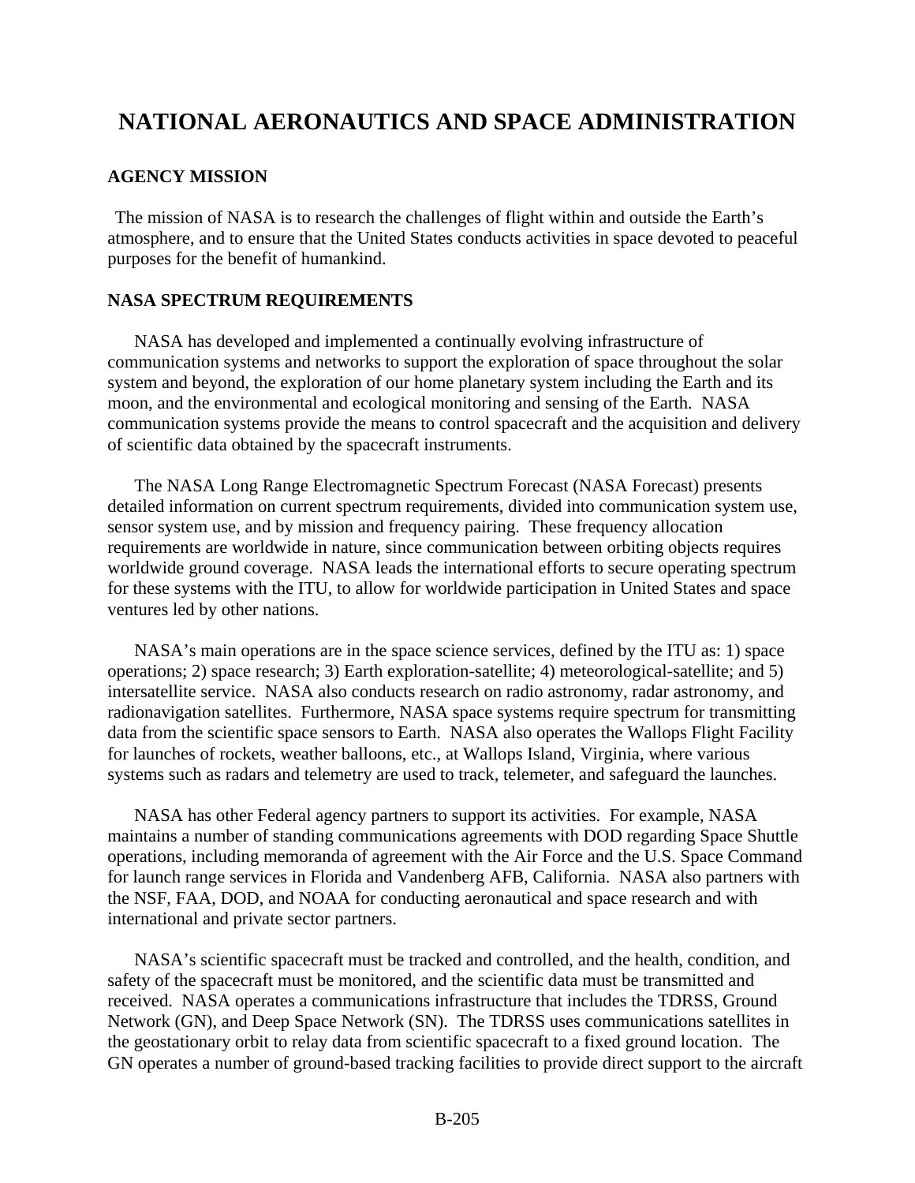# NATIONAL AERONAUTICS AND SPACE ADMINISTRATION

## AGENCY MISSION

The mission of NASA is to research the challenges of flight within and outside the Earth's atmosphere, and to ensure that the United States conducts activities in space devoted to peaceful purposes for the benefit of humankind.

## NASA SPECTRUM REQUIREMENTS

NASA has developed and implemented a continually evolving infrastructure of communication systems and networks to support the exploration of space throughout the solar system and beyond, the exploration of our home planetary system including the Earth and its moon, and the environmental and ecological monitoring and sensing of the Earth. NASA communication systems provide the means to control spacecraft and the acquisition and delivery of scientific data obtained by the spacecraft instruments.

The NASA Long Range Electromagnetic Spectrum Forecast (NASA Forecast) presents detailed information on current spectrum requirements, divided into communication system use, sensor system use, and by mission and frequency pairing. These frequency allocation requirements are worldwide in nature, since communication between orbiting objects requires worldwide ground coverage. NASA leads the international efforts to secure operating spectrum for these systems with the ITU, to allow for worldwide participation in United States and space ventures led by other nations.

NASA's main operations are in the space science services, defined by the ITU as: 1) space operations; 2) space research; 3) Earth exploration-satellite; 4) meteorological-satellite; and 5) intersatellite service. NASA also conducts research on radio astronomy, radar astronomy, and radionavigation satellites. Furthermore, NASA space systems require spectrum for transmitting data from the scientific space sensors to Earth. NASA also operates the Wallops Flight Facility for launches of rockets, weather balloons, etc., at Wallops Island, Virginia, where various systems such as radars and telemetry are used to track, telemeter, and safeguard the launches.

NASA has other Federal agency partners to support its activities. For example, NASA maintains a number of standing communications agreements with DOD regarding Space Shuttle operations, including memoranda of agreement with the Air Force and the U.S. Space Command for launch range services in Florida and Vandenberg AFB, California. NASA also partners with the NSF, FAA, DOD, and NOAA for conducting aeronautical and space research and with international and private sector partners.

NASA's scientific spacecraft must be tracked and controlled, and the health, condition, and safety of the spacecraft must be monitored, and the scientific data must be transmitted and received. NASA operates a communications infrastructure that includes the TDRSS, Ground Network (GN), and Deep Space Network (SN). The TDRSS uses communications satellites in the geostationary orbit to relay data from scientific spacecraft to a fixed ground location. The GN operates a number of ground-based tracking facilities to provide direct support to the aircraft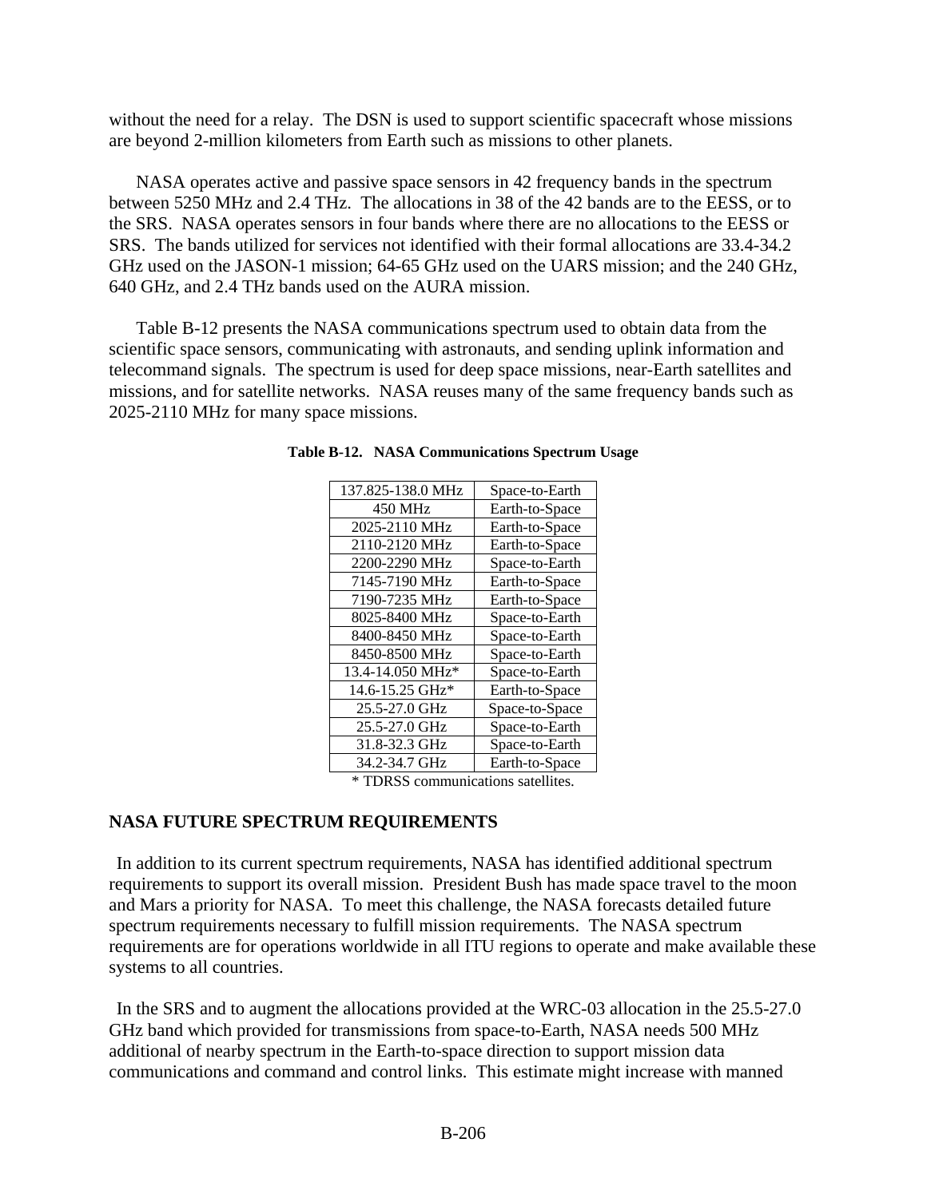without the need for a relay. The DSN is used to support scientific spacecraft whose missions are beyond 2-million kilometers from Earth such as missions to other planets.

NASA operates active and passive space sensors in 42 frequency bands in the spectrum between 5250 MHz and 2.4 THz. The allocations in 38 of the 42 bands are to the EESS, or to the SRS. NASA operates sensors in four bands where there are no allocations to the EESS or SRS. The bands utilized for services not identified with their formal allocations are 33.4-34.2 GHz used on the JASON-1 mission; 64-65 GHz used on the UARS mission; and the 240 GHz, 640 GHz, and 2.4 THz bands used on the AURA mission.

Table B-12 presents the NASA communications spectrum used to obtain data from the scientific space sensors, communicating with astronauts, and sending uplink information and telecommand signals. The spectrum is used for deep space missions, near-Earth satellites and missions, and for satellite networks. NASA reuses many of the same frequency bands such as 2025-2110 MHz for many space missions.

**Table B-12. NASA Communications Spectrum Usage**

| | |
|---|---|
| 137.825-138.0 MHz | Space-to-Earth |
| 450 MHz | Earth-to-Space |
| 2025-2110 MHz | Earth-to-Space |
| 2110-2120 MHz | Earth-to-Space |
| 2200-2290 MHz | Space-to-Earth |
| 7145-7190 MHz | Earth-to-Space |
| 7190-7235 MHz | Earth-to-Space |
| 8025-8400 MHz | Space-to-Earth |
| 8400-8450 MHz | Space-to-Earth |
| 8450-8500 MHz | Space-to-Earth |
| 13.4-14.050 MHz* | Space-to-Earth |
| 14.6-15.25 GHz* | Earth-to-Space |
| 25.5-27.0 GHz | Space-to-Space |
| 25.5-27.0 GHz | Space-to-Earth |
| 31.8-32.3 GHz | Space-to-Earth |
| 34.2-34.7 GHz | Earth-to-Space |

\* TDRSS communications satellites.

## NASA FUTURE SPECTRUM REQUIREMENTS

In addition to its current spectrum requirements, NASA has identified additional spectrum requirements to support its overall mission. President Bush has made space travel to the moon and Mars a priority for NASA. To meet this challenge, the NASA forecasts detailed future spectrum requirements necessary to fulfill mission requirements. The NASA spectrum requirements are for operations worldwide in all ITU regions to operate and make available these systems to all countries.

In the SRS and to augment the allocations provided at the WRC-03 allocation in the 25.5-27.0 GHz band which provided for transmissions from space-to-Earth, NASA needs 500 MHz additional of nearby spectrum in the Earth-to-space direction to support mission data communications and command and control links. This estimate might increase with manned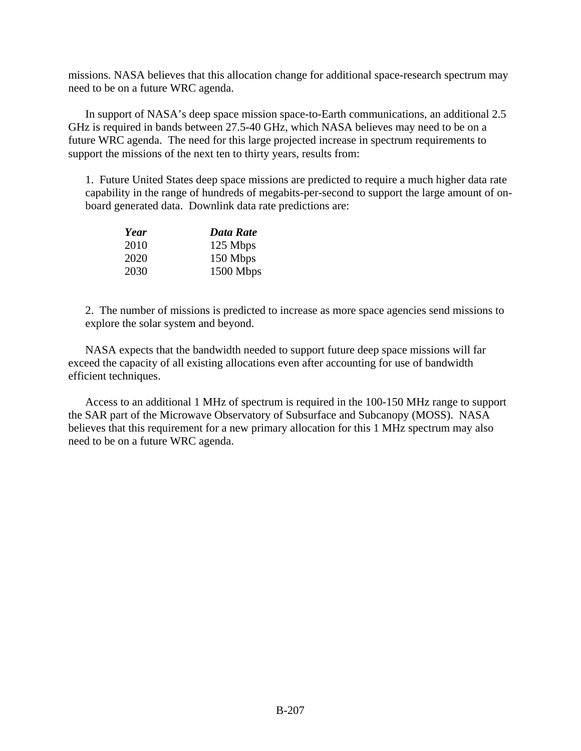missions. NASA believes that this allocation change for additional space-research spectrum may need to be on a future WRC agenda.

In support of NASA's deep space mission space-to-Earth communications, an additional 2.5 GHz is required in bands between 27.5-40 GHz, which NASA believes may need to be on a future WRC agenda. The need for this large projected increase in spectrum requirements to support the missions of the next ten to thirty years, results from:

1. Future United States deep space missions are predicted to require a much higher data rate capability in the range of hundreds of megabits-per-second to support the large amount of on-board generated data. Downlink data rate predictions are:

| *Year* | *Data Rate* |
|---|---|
| 2010 | 125 Mbps |
| 2020 | 150 Mbps |
| 2030 | 1500 Mbps |

2. The number of missions is predicted to increase as more space agencies send missions to explore the solar system and beyond.

NASA expects that the bandwidth needed to support future deep space missions will far exceed the capacity of all existing allocations even after accounting for use of bandwidth efficient techniques.

Access to an additional 1 MHz of spectrum is required in the 100-150 MHz range to support the SAR part of the Microwave Observatory of Subsurface and Subcanopy (MOSS). NASA believes that this requirement for a new primary allocation for this 1 MHz spectrum may also need to be on a future WRC agenda.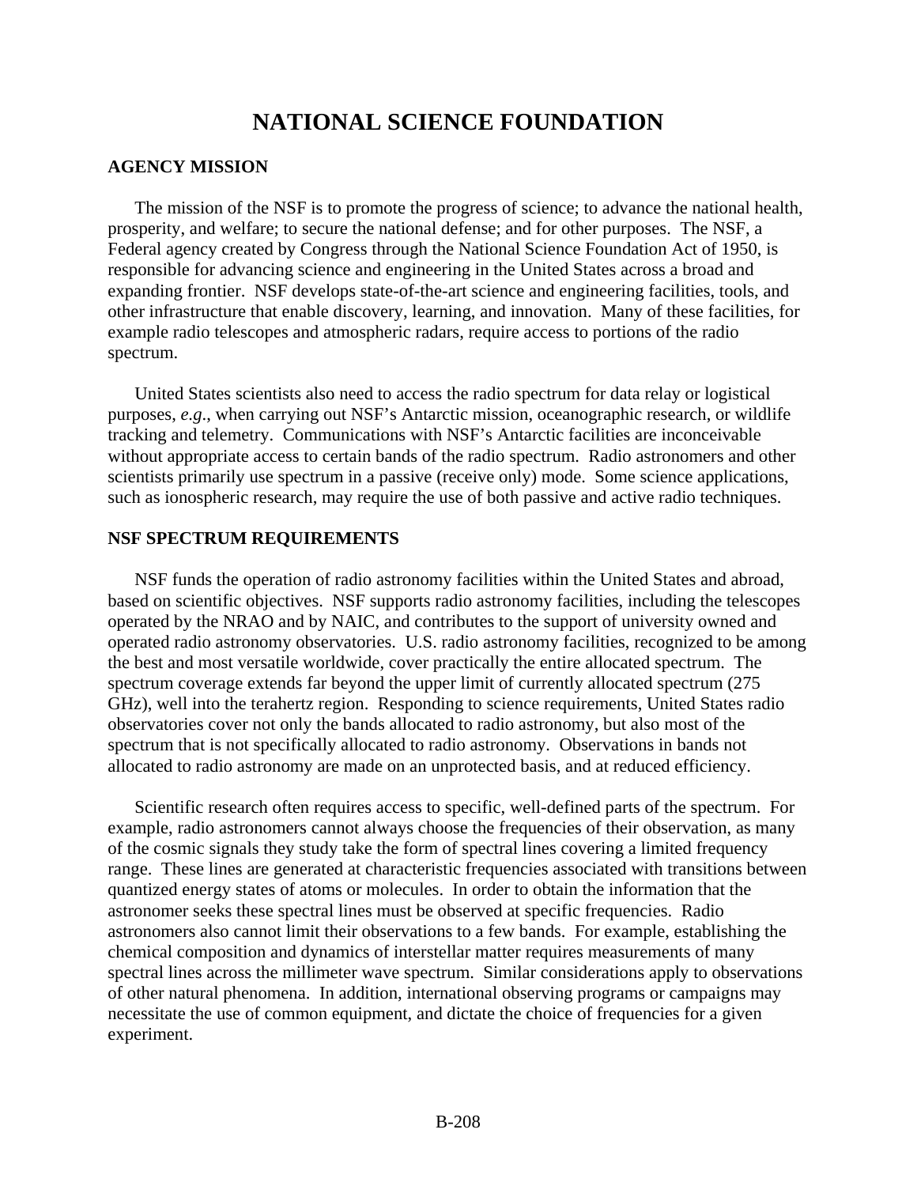# NATIONAL SCIENCE FOUNDATION

## AGENCY MISSION

The mission of the NSF is to promote the progress of science; to advance the national health, prosperity, and welfare; to secure the national defense; and for other purposes. The NSF, a Federal agency created by Congress through the National Science Foundation Act of 1950, is responsible for advancing science and engineering in the United States across a broad and expanding frontier. NSF develops state-of-the-art science and engineering facilities, tools, and other infrastructure that enable discovery, learning, and innovation. Many of these facilities, for example radio telescopes and atmospheric radars, require access to portions of the radio spectrum.

United States scientists also need to access the radio spectrum for data relay or logistical purposes, *e.g*., when carrying out NSF's Antarctic mission, oceanographic research, or wildlife tracking and telemetry. Communications with NSF's Antarctic facilities are inconceivable without appropriate access to certain bands of the radio spectrum. Radio astronomers and other scientists primarily use spectrum in a passive (receive only) mode. Some science applications, such as ionospheric research, may require the use of both passive and active radio techniques.

## NSF SPECTRUM REQUIREMENTS

NSF funds the operation of radio astronomy facilities within the United States and abroad, based on scientific objectives. NSF supports radio astronomy facilities, including the telescopes operated by the NRAO and by NAIC, and contributes to the support of university owned and operated radio astronomy observatories. U.S. radio astronomy facilities, recognized to be among the best and most versatile worldwide, cover practically the entire allocated spectrum. The spectrum coverage extends far beyond the upper limit of currently allocated spectrum (275 GHz), well into the terahertz region. Responding to science requirements, United States radio observatories cover not only the bands allocated to radio astronomy, but also most of the spectrum that is not specifically allocated to radio astronomy. Observations in bands not allocated to radio astronomy are made on an unprotected basis, and at reduced efficiency.

Scientific research often requires access to specific, well-defined parts of the spectrum. For example, radio astronomers cannot always choose the frequencies of their observation, as many of the cosmic signals they study take the form of spectral lines covering a limited frequency range. These lines are generated at characteristic frequencies associated with transitions between quantized energy states of atoms or molecules. In order to obtain the information that the astronomer seeks these spectral lines must be observed at specific frequencies. Radio astronomers also cannot limit their observations to a few bands. For example, establishing the chemical composition and dynamics of interstellar matter requires measurements of many spectral lines across the millimeter wave spectrum. Similar considerations apply to observations of other natural phenomena. In addition, international observing programs or campaigns may necessitate the use of common equipment, and dictate the choice of frequencies for a given experiment.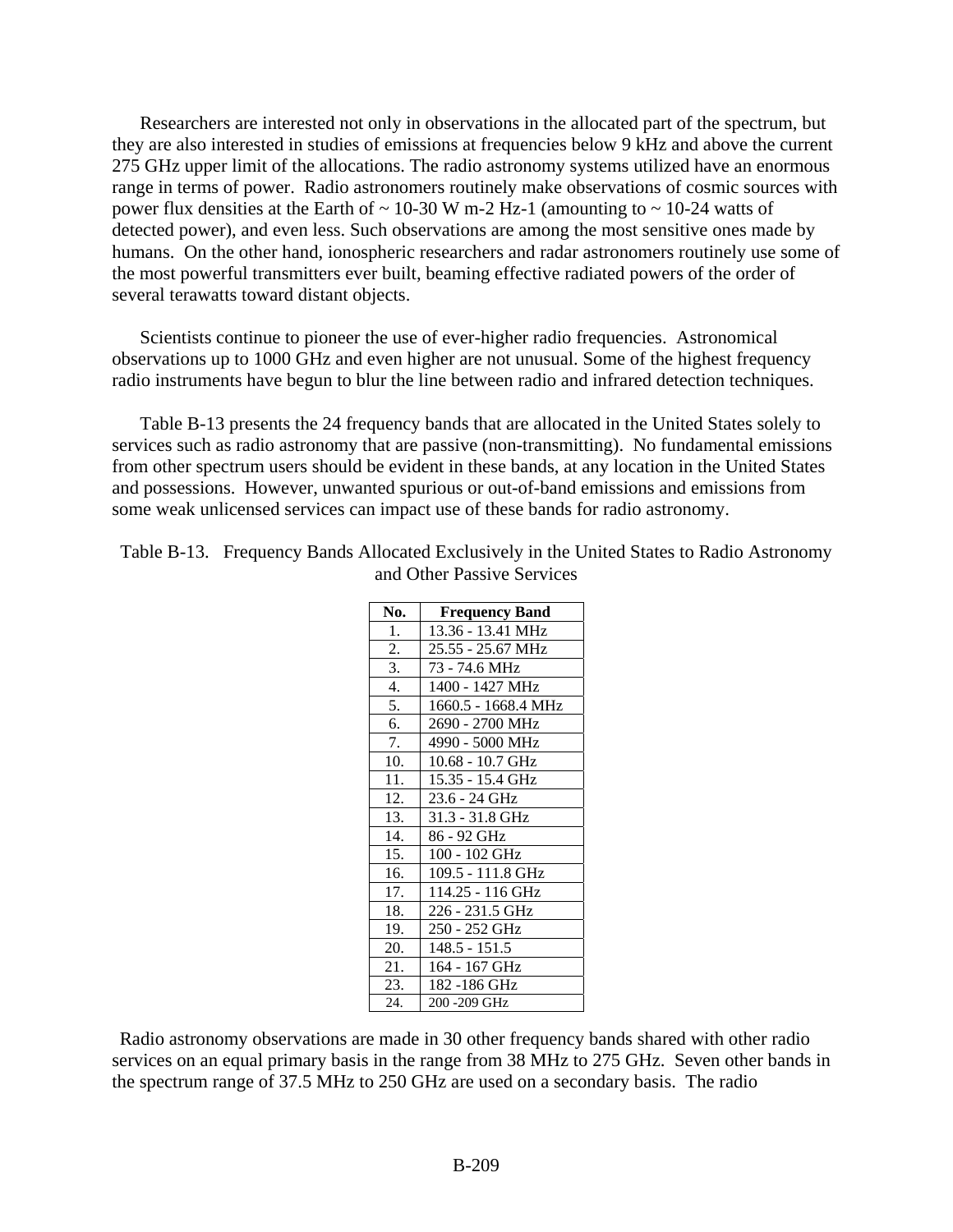Researchers are interested not only in observations in the allocated part of the spectrum, but they are also interested in studies of emissions at frequencies below 9 kHz and above the current 275 GHz upper limit of the allocations. The radio astronomy systems utilized have an enormous range in terms of power. Radio astronomers routinely make observations of cosmic sources with power flux densities at the Earth of ~ 10-30 W m-2 Hz-1 (amounting to ~ 10-24 watts of detected power), and even less. Such observations are among the most sensitive ones made by humans. On the other hand, ionospheric researchers and radar astronomers routinely use some of the most powerful transmitters ever built, beaming effective radiated powers of the order of several terawatts toward distant objects.

Scientists continue to pioneer the use of ever-higher radio frequencies. Astronomical observations up to 1000 GHz and even higher are not unusual. Some of the highest frequency radio instruments have begun to blur the line between radio and infrared detection techniques.

Table B-13 presents the 24 frequency bands that are allocated in the United States solely to services such as radio astronomy that are passive (non-transmitting). No fundamental emissions from other spectrum users should be evident in these bands, at any location in the United States and possessions. However, unwanted spurious or out-of-band emissions and emissions from some weak unlicensed services can impact use of these bands for radio astronomy.

Table B-13. Frequency Bands Allocated Exclusively in the United States to Radio Astronomy and Other Passive Services

| No. | Frequency Band |
|---|---|
| 1. | 13.36 - 13.41 MHz |
| 2. | 25.55 - 25.67 MHz |
| 3. | 73 - 74.6 MHz |
| 4. | 1400 - 1427 MHz |
| 5. | 1660.5 - 1668.4 MHz |
| 6. | 2690 - 2700 MHz |
| 7. | 4990 - 5000 MHz |
| 10. | 10.68 - 10.7 GHz |
| 11. | 15.35 - 15.4 GHz |
| 12. | 23.6 - 24 GHz |
| 13. | 31.3 - 31.8 GHz |
| 14. | 86 - 92 GHz |
| 15. | 100 - 102 GHz |
| 16. | 109.5 - 111.8 GHz |
| 17. | 114.25 - 116 GHz |
| 18. | 226 - 231.5 GHz |
| 19. | 250 - 252 GHz |
| 20. | 148.5 - 151.5 |
| 21. | 164 - 167 GHz |
| 23. | 182 -186 GHz |
| 24. | 200 -209 GHz |

Radio astronomy observations are made in 30 other frequency bands shared with other radio services on an equal primary basis in the range from 38 MHz to 275 GHz. Seven other bands in the spectrum range of 37.5 MHz to 250 GHz are used on a secondary basis. The radio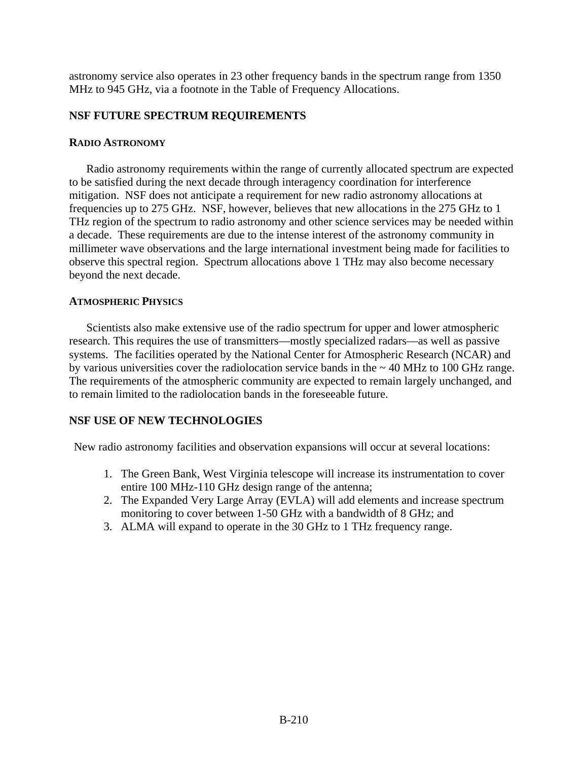astronomy service also operates in 23 other frequency bands in the spectrum range from 1350 MHz to 945 GHz, via a footnote in the Table of Frequency Allocations.

## NSF FUTURE SPECTRUM REQUIREMENTS

### RADIO ASTRONOMY

Radio astronomy requirements within the range of currently allocated spectrum are expected to be satisfied during the next decade through interagency coordination for interference mitigation. NSF does not anticipate a requirement for new radio astronomy allocations at frequencies up to 275 GHz. NSF, however, believes that new allocations in the 275 GHz to 1 THz region of the spectrum to radio astronomy and other science services may be needed within a decade. These requirements are due to the intense interest of the astronomy community in millimeter wave observations and the large international investment being made for facilities to observe this spectral region. Spectrum allocations above 1 THz may also become necessary beyond the next decade.

### ATMOSPHERIC PHYSICS

Scientists also make extensive use of the radio spectrum for upper and lower atmospheric research. This requires the use of transmitters—mostly specialized radars—as well as passive systems. The facilities operated by the National Center for Atmospheric Research (NCAR) and by various universities cover the radiolocation service bands in the ~ 40 MHz to 100 GHz range. The requirements of the atmospheric community are expected to remain largely unchanged, and to remain limited to the radiolocation bands in the foreseeable future.

## NSF USE OF NEW TECHNOLOGIES

New radio astronomy facilities and observation expansions will occur at several locations:

1. The Green Bank, West Virginia telescope will increase its instrumentation to cover entire 100 MHz-110 GHz design range of the antenna;
2. The Expanded Very Large Array (EVLA) will add elements and increase spectrum monitoring to cover between 1-50 GHz with a bandwidth of 8 GHz; and
3. ALMA will expand to operate in the 30 GHz to 1 THz frequency range.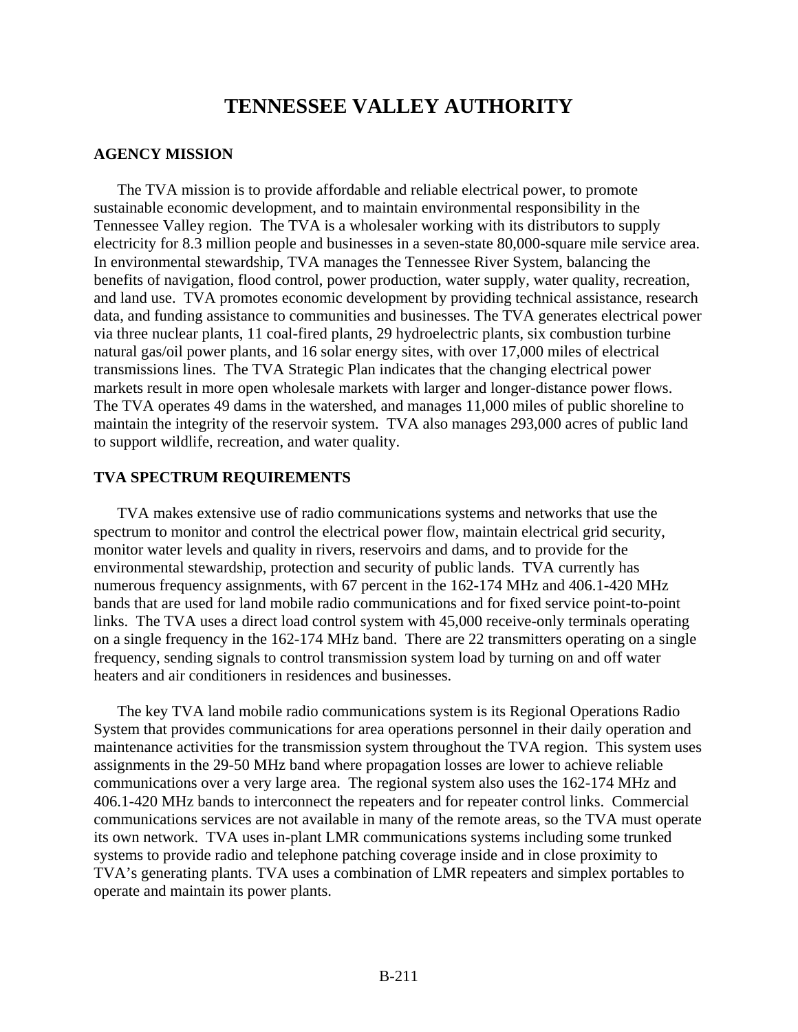# TENNESSEE VALLEY AUTHORITY

## AGENCY MISSION

The TVA mission is to provide affordable and reliable electrical power, to promote sustainable economic development, and to maintain environmental responsibility in the Tennessee Valley region. The TVA is a wholesaler working with its distributors to supply electricity for 8.3 million people and businesses in a seven-state 80,000-square mile service area. In environmental stewardship, TVA manages the Tennessee River System, balancing the benefits of navigation, flood control, power production, water supply, water quality, recreation, and land use. TVA promotes economic development by providing technical assistance, research data, and funding assistance to communities and businesses. The TVA generates electrical power via three nuclear plants, 11 coal-fired plants, 29 hydroelectric plants, six combustion turbine natural gas/oil power plants, and 16 solar energy sites, with over 17,000 miles of electrical transmissions lines. The TVA Strategic Plan indicates that the changing electrical power markets result in more open wholesale markets with larger and longer-distance power flows. The TVA operates 49 dams in the watershed, and manages 11,000 miles of public shoreline to maintain the integrity of the reservoir system. TVA also manages 293,000 acres of public land to support wildlife, recreation, and water quality.

## TVA SPECTRUM REQUIREMENTS

TVA makes extensive use of radio communications systems and networks that use the spectrum to monitor and control the electrical power flow, maintain electrical grid security, monitor water levels and quality in rivers, reservoirs and dams, and to provide for the environmental stewardship, protection and security of public lands. TVA currently has numerous frequency assignments, with 67 percent in the 162-174 MHz and 406.1-420 MHz bands that are used for land mobile radio communications and for fixed service point-to-point links. The TVA uses a direct load control system with 45,000 receive-only terminals operating on a single frequency in the 162-174 MHz band. There are 22 transmitters operating on a single frequency, sending signals to control transmission system load by turning on and off water heaters and air conditioners in residences and businesses.

The key TVA land mobile radio communications system is its Regional Operations Radio System that provides communications for area operations personnel in their daily operation and maintenance activities for the transmission system throughout the TVA region. This system uses assignments in the 29-50 MHz band where propagation losses are lower to achieve reliable communications over a very large area. The regional system also uses the 162-174 MHz and 406.1-420 MHz bands to interconnect the repeaters and for repeater control links. Commercial communications services are not available in many of the remote areas, so the TVA must operate its own network. TVA uses in-plant LMR communications systems including some trunked systems to provide radio and telephone patching coverage inside and in close proximity to TVA's generating plants. TVA uses a combination of LMR repeaters and simplex portables to operate and maintain its power plants.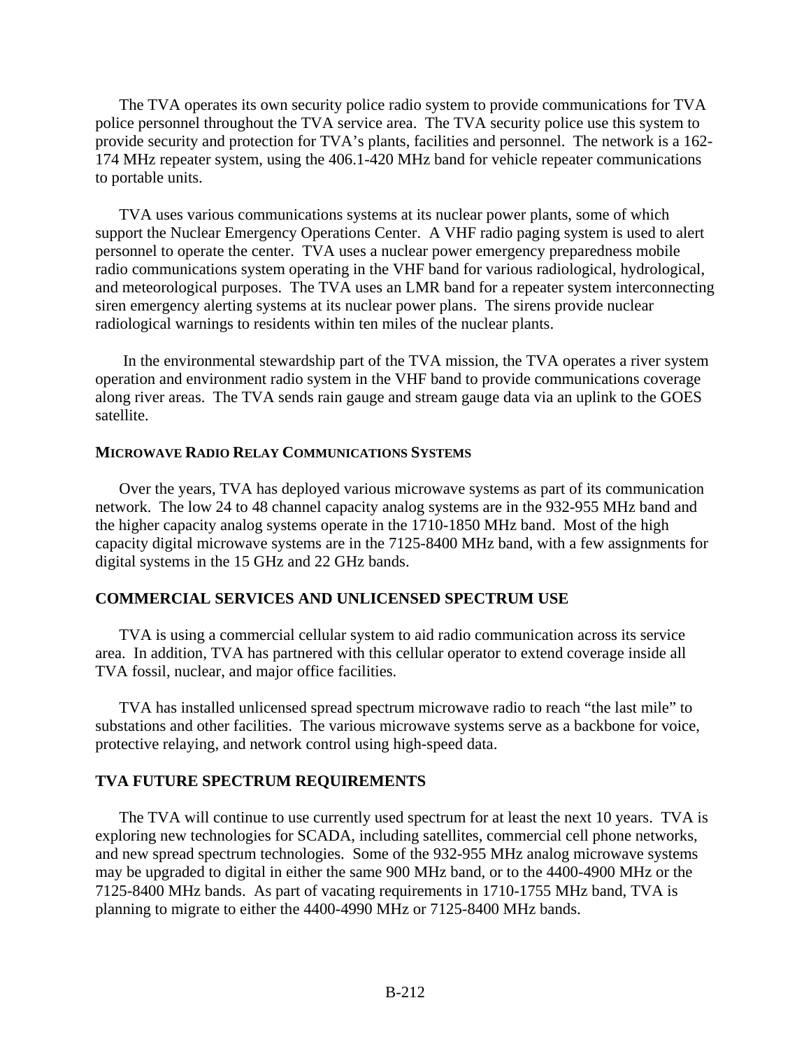The TVA operates its own security police radio system to provide communications for TVA police personnel throughout the TVA service area. The TVA security police use this system to provide security and protection for TVA's plants, facilities and personnel. The network is a 162-174 MHz repeater system, using the 406.1-420 MHz band for vehicle repeater communications to portable units.

TVA uses various communications systems at its nuclear power plants, some of which support the Nuclear Emergency Operations Center. A VHF radio paging system is used to alert personnel to operate the center. TVA uses a nuclear power emergency preparedness mobile radio communications system operating in the VHF band for various radiological, hydrological, and meteorological purposes. The TVA uses an LMR band for a repeater system interconnecting siren emergency alerting systems at its nuclear power plans. The sirens provide nuclear radiological warnings to residents within ten miles of the nuclear plants.

In the environmental stewardship part of the TVA mission, the TVA operates a river system operation and environment radio system in the VHF band to provide communications coverage along river areas. The TVA sends rain gauge and stream gauge data via an uplink to the GOES satellite.

#### MICROWAVE RADIO RELAY COMMUNICATIONS SYSTEMS

Over the years, TVA has deployed various microwave systems as part of its communication network. The low 24 to 48 channel capacity analog systems are in the 932-955 MHz band and the higher capacity analog systems operate in the 1710-1850 MHz band. Most of the high capacity digital microwave systems are in the 7125-8400 MHz band, with a few assignments for digital systems in the 15 GHz and 22 GHz bands.

### COMMERCIAL SERVICES AND UNLICENSED SPECTRUM USE

TVA is using a commercial cellular system to aid radio communication across its service area. In addition, TVA has partnered with this cellular operator to extend coverage inside all TVA fossil, nuclear, and major office facilities.

TVA has installed unlicensed spread spectrum microwave radio to reach "the last mile" to substations and other facilities. The various microwave systems serve as a backbone for voice, protective relaying, and network control using high-speed data.

### TVA FUTURE SPECTRUM REQUIREMENTS

The TVA will continue to use currently used spectrum for at least the next 10 years. TVA is exploring new technologies for SCADA, including satellites, commercial cell phone networks, and new spread spectrum technologies. Some of the 932-955 MHz analog microwave systems may be upgraded to digital in either the same 900 MHz band, or to the 4400-4900 MHz or the 7125-8400 MHz bands. As part of vacating requirements in 1710-1755 MHz band, TVA is planning to migrate to either the 4400-4990 MHz or 7125-8400 MHz bands.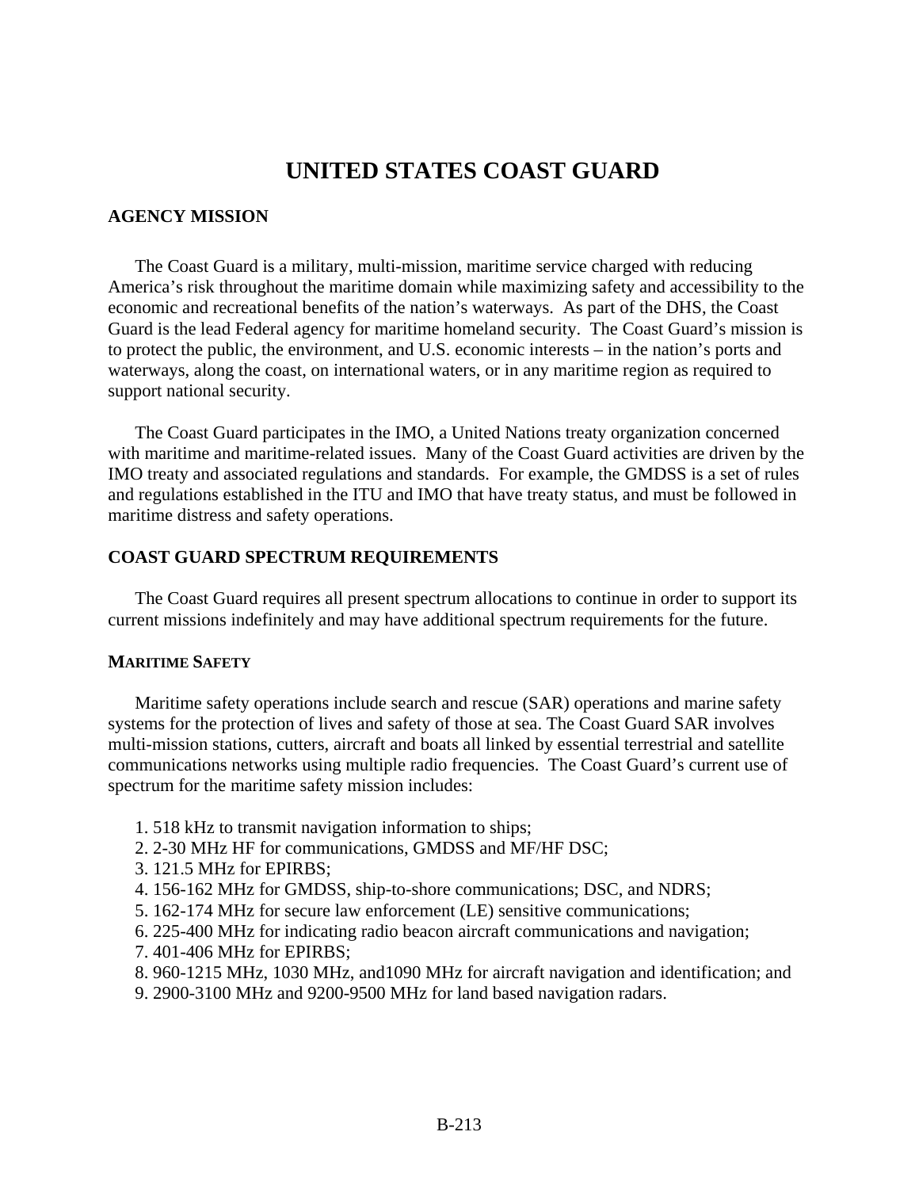# UNITED STATES COAST GUARD

## AGENCY MISSION

The Coast Guard is a military, multi-mission, maritime service charged with reducing America's risk throughout the maritime domain while maximizing safety and accessibility to the economic and recreational benefits of the nation's waterways. As part of the DHS, the Coast Guard is the lead Federal agency for maritime homeland security. The Coast Guard's mission is to protect the public, the environment, and U.S. economic interests – in the nation's ports and waterways, along the coast, on international waters, or in any maritime region as required to support national security.

The Coast Guard participates in the IMO, a United Nations treaty organization concerned with maritime and maritime-related issues. Many of the Coast Guard activities are driven by the IMO treaty and associated regulations and standards. For example, the GMDSS is a set of rules and regulations established in the ITU and IMO that have treaty status, and must be followed in maritime distress and safety operations.

## COAST GUARD SPECTRUM REQUIREMENTS

The Coast Guard requires all present spectrum allocations to continue in order to support its current missions indefinitely and may have additional spectrum requirements for the future.

### MARITIME SAFETY

Maritime safety operations include search and rescue (SAR) operations and marine safety systems for the protection of lives and safety of those at sea. The Coast Guard SAR involves multi-mission stations, cutters, aircraft and boats all linked by essential terrestrial and satellite communications networks using multiple radio frequencies. The Coast Guard's current use of spectrum for the maritime safety mission includes:

1. 518 kHz to transmit navigation information to ships;
2. 2-30 MHz HF for communications, GMDSS and MF/HF DSC;
3. 121.5 MHz for EPIRBS;
4. 156-162 MHz for GMDSS, ship-to-shore communications; DSC, and NDRS;
5. 162-174 MHz for secure law enforcement (LE) sensitive communications;
6. 225-400 MHz for indicating radio beacon aircraft communications and navigation;
7. 401-406 MHz for EPIRBS;
8. 960-1215 MHz, 1030 MHz, and1090 MHz for aircraft navigation and identification; and
9. 2900-3100 MHz and 9200-9500 MHz for land based navigation radars.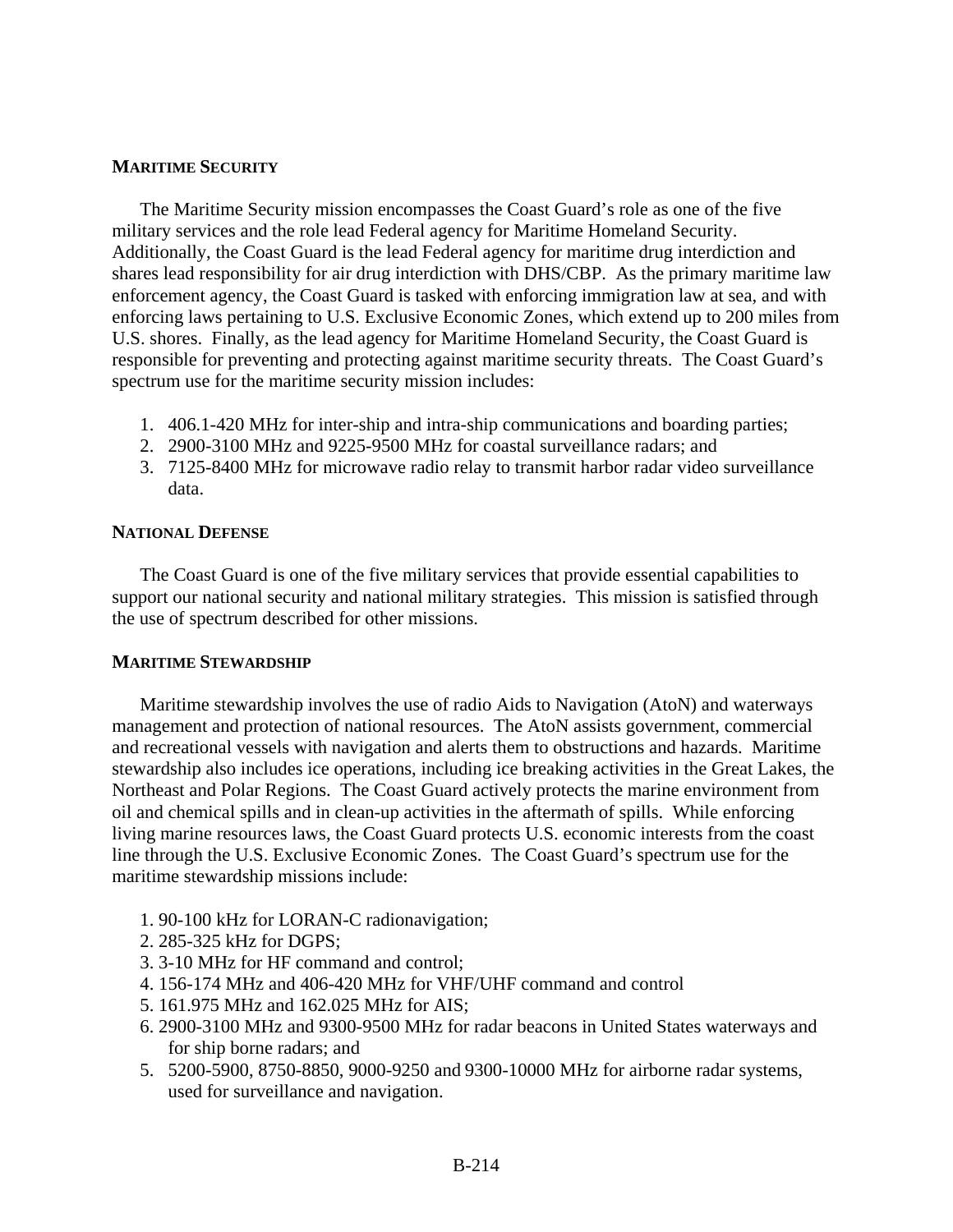**MARITIME SECURITY**

The Maritime Security mission encompasses the Coast Guard's role as one of the five military services and the role lead Federal agency for Maritime Homeland Security. Additionally, the Coast Guard is the lead Federal agency for maritime drug interdiction and shares lead responsibility for air drug interdiction with DHS/CBP. As the primary maritime law enforcement agency, the Coast Guard is tasked with enforcing immigration law at sea, and with enforcing laws pertaining to U.S. Exclusive Economic Zones, which extend up to 200 miles from U.S. shores. Finally, as the lead agency for Maritime Homeland Security, the Coast Guard is responsible for preventing and protecting against maritime security threats. The Coast Guard's spectrum use for the maritime security mission includes:

1. 406.1-420 MHz for inter-ship and intra-ship communications and boarding parties;
2. 2900-3100 MHz and 9225-9500 MHz for coastal surveillance radars; and
3. 7125-8400 MHz for microwave radio relay to transmit harbor radar video surveillance data.

**NATIONAL DEFENSE**

The Coast Guard is one of the five military services that provide essential capabilities to support our national security and national military strategies. This mission is satisfied through the use of spectrum described for other missions.

**MARITIME STEWARDSHIP**

Maritime stewardship involves the use of radio Aids to Navigation (AtoN) and waterways management and protection of national resources. The AtoN assists government, commercial and recreational vessels with navigation and alerts them to obstructions and hazards. Maritime stewardship also includes ice operations, including ice breaking activities in the Great Lakes, the Northeast and Polar Regions. The Coast Guard actively protects the marine environment from oil and chemical spills and in clean-up activities in the aftermath of spills. While enforcing living marine resources laws, the Coast Guard protects U.S. economic interests from the coast line through the U.S. Exclusive Economic Zones. The Coast Guard's spectrum use for the maritime stewardship missions include:

1. 90-100 kHz for LORAN-C radionavigation;
2. 285-325 kHz for DGPS;
3. 3-10 MHz for HF command and control;
4. 156-174 MHz and 406-420 MHz for VHF/UHF command and control
5. 161.975 MHz and 162.025 MHz for AIS;
6. 2900-3100 MHz and 9300-9500 MHz for radar beacons in United States waterways and for ship borne radars; and
5. 5200-5900, 8750-8850, 9000-9250 and 9300-10000 MHz for airborne radar systems, used for surveillance and navigation.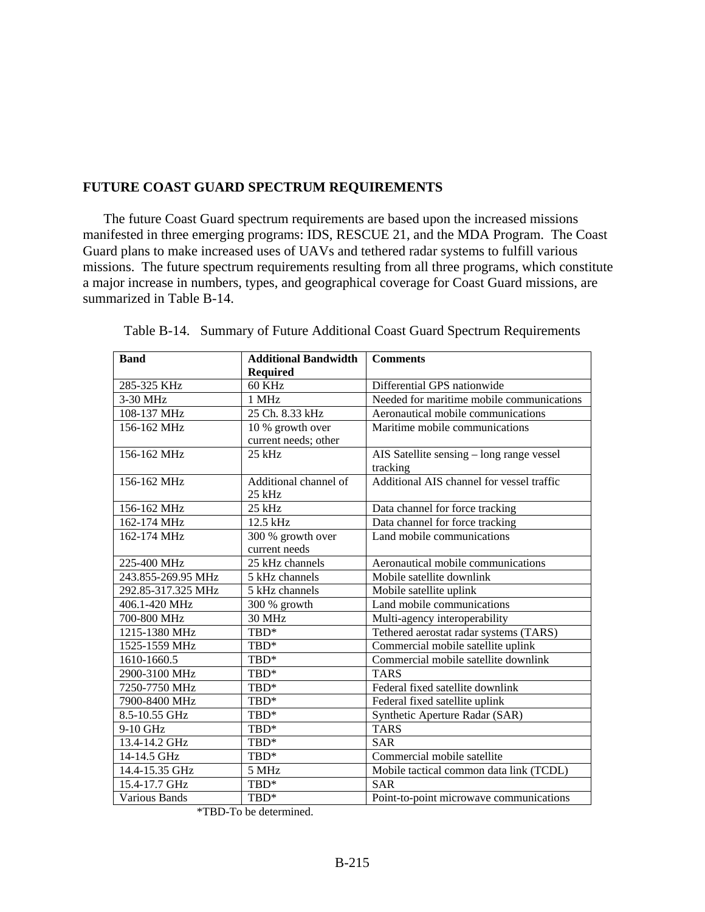## FUTURE COAST GUARD SPECTRUM REQUIREMENTS

The future Coast Guard spectrum requirements are based upon the increased missions manifested in three emerging programs: IDS, RESCUE 21, and the MDA Program. The Coast Guard plans to make increased uses of UAVs and tethered radar systems to fulfill various missions. The future spectrum requirements resulting from all three programs, which constitute a major increase in numbers, types, and geographical coverage for Coast Guard missions, are summarized in Table B-14.

Table B-14. Summary of Future Additional Coast Guard Spectrum Requirements

| Band | Additional Bandwidth Required | Comments |
|---|---|---|
| 285-325 KHz | 60 KHz | Differential GPS nationwide |
| 3-30 MHz | 1 MHz | Needed for maritime mobile communications |
| 108-137 MHz | 25 Ch. 8.33 kHz | Aeronautical mobile communications |
| 156-162 MHz | 10 % growth over current needs; other | Maritime mobile communications |
| 156-162 MHz | 25 kHz | AIS Satellite sensing – long range vessel tracking |
| 156-162 MHz | Additional channel of 25 kHz | Additional AIS channel for vessel traffic |
| 156-162 MHz | 25 kHz | Data channel for force tracking |
| 162-174 MHz | 12.5 kHz | Data channel for force tracking |
| 162-174 MHz | 300 % growth over current needs | Land mobile communications |
| 225-400 MHz | 25 kHz channels | Aeronautical mobile communications |
| 243.855-269.95 MHz | 5 kHz channels | Mobile satellite downlink |
| 292.85-317.325 MHz | 5 kHz channels | Mobile satellite uplink |
| 406.1-420 MHz | 300 % growth | Land mobile communications |
| 700-800 MHz | 30 MHz | Multi-agency interoperability |
| 1215-1380 MHz | TBD* | Tethered aerostat radar systems (TARS) |
| 1525-1559 MHz | TBD* | Commercial mobile satellite uplink |
| 1610-1660.5 | TBD* | Commercial mobile satellite downlink |
| 2900-3100 MHz | TBD* | TARS |
| 7250-7750 MHz | TBD* | Federal fixed satellite downlink |
| 7900-8400 MHz | TBD* | Federal fixed satellite uplink |
| 8.5-10.55 GHz | TBD* | Synthetic Aperture Radar (SAR) |
| 9-10 GHz | TBD* | TARS |
| 13.4-14.2 GHz | TBD* | SAR |
| 14-14.5 GHz | TBD* | Commercial mobile satellite |
| 14.4-15.35 GHz | 5 MHz | Mobile tactical common data link (TCDL) |
| 15.4-17.7 GHz | TBD* | SAR |
| Various Bands | TBD* | Point-to-point microwave communications |

*TBD-To be determined.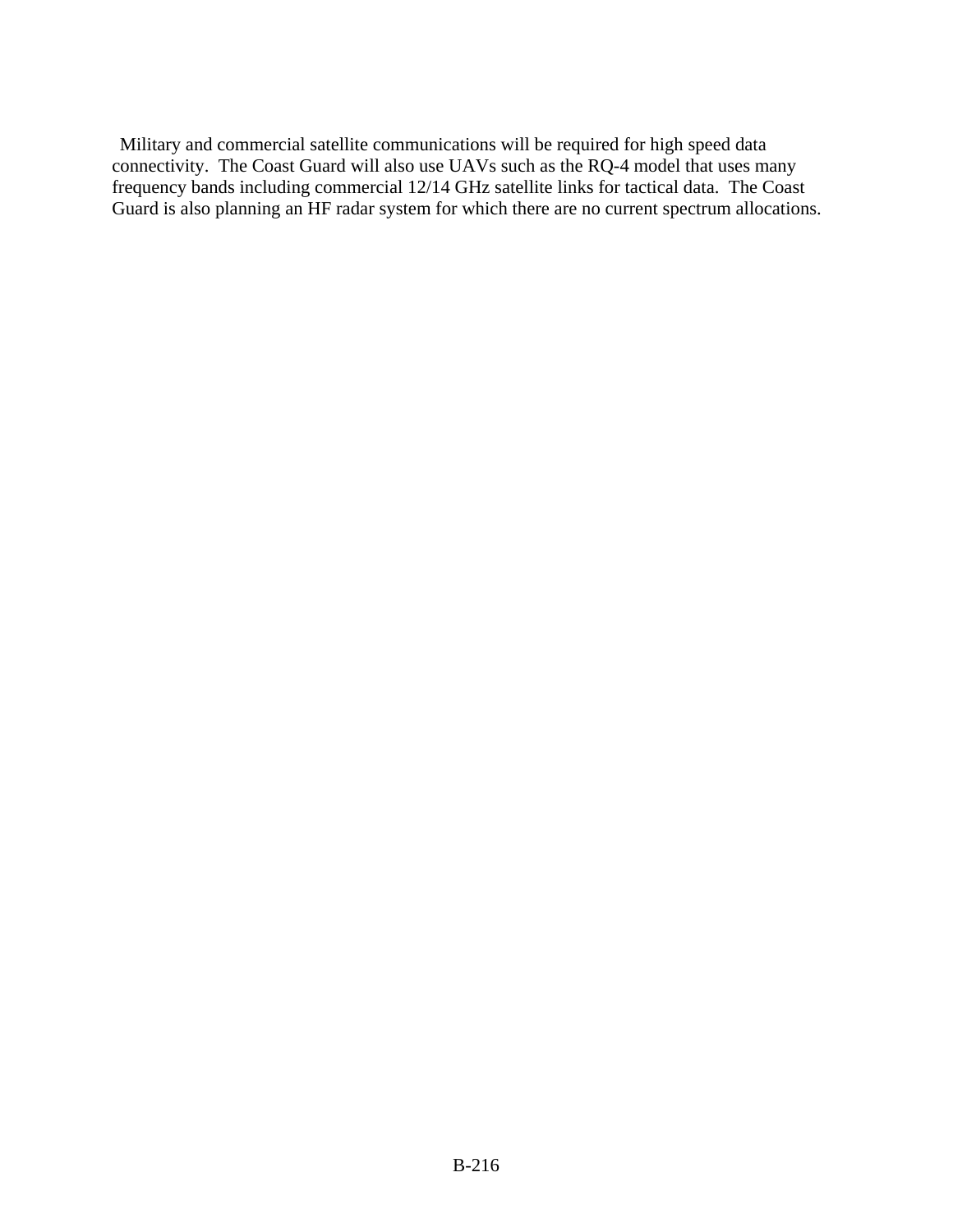Military and commercial satellite communications will be required for high speed data connectivity. The Coast Guard will also use UAVs such as the RQ-4 model that uses many frequency bands including commercial 12/14 GHz satellite links for tactical data. The Coast Guard is also planning an HF radar system for which there are no current spectrum allocations.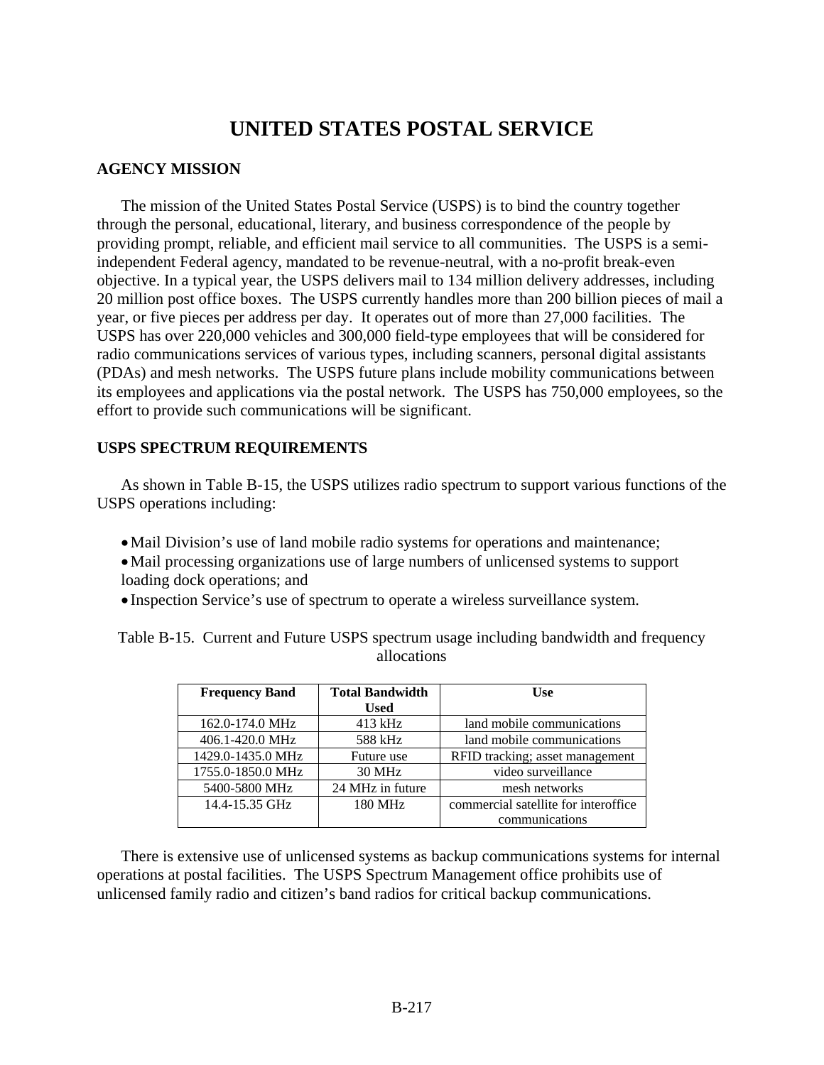# UNITED STATES POSTAL SERVICE

## AGENCY MISSION

The mission of the United States Postal Service (USPS) is to bind the country together through the personal, educational, literary, and business correspondence of the people by providing prompt, reliable, and efficient mail service to all communities. The USPS is a semi-independent Federal agency, mandated to be revenue-neutral, with a no-profit break-even objective. In a typical year, the USPS delivers mail to 134 million delivery addresses, including 20 million post office boxes. The USPS currently handles more than 200 billion pieces of mail a year, or five pieces per address per day. It operates out of more than 27,000 facilities. The USPS has over 220,000 vehicles and 300,000 field-type employees that will be considered for radio communications services of various types, including scanners, personal digital assistants (PDAs) and mesh networks. The USPS future plans include mobility communications between its employees and applications via the postal network. The USPS has 750,000 employees, so the effort to provide such communications will be significant.

## USPS SPECTRUM REQUIREMENTS

As shown in Table B-15, the USPS utilizes radio spectrum to support various functions of the USPS operations including:

- Mail Division's use of land mobile radio systems for operations and maintenance;
- Mail processing organizations use of large numbers of unlicensed systems to support loading dock operations; and
- Inspection Service's use of spectrum to operate a wireless surveillance system.

Table B-15. Current and Future USPS spectrum usage including bandwidth and frequency allocations

| Frequency Band | Total Bandwidth Used | Use |
|---|---|---|
| 162.0-174.0 MHz | 413 kHz | land mobile communications |
| 406.1-420.0 MHz | 588 kHz | land mobile communications |
| 1429.0-1435.0 MHz | Future use | RFID tracking; asset management |
| 1755.0-1850.0 MHz | 30 MHz | video surveillance |
| 5400-5800 MHz | 24 MHz in future | mesh networks |
| 14.4-15.35 GHz | 180 MHz | commercial satellite for interoffice communications |

There is extensive use of unlicensed systems as backup communications systems for internal operations at postal facilities. The USPS Spectrum Management office prohibits use of unlicensed family radio and citizen's band radios for critical backup communications.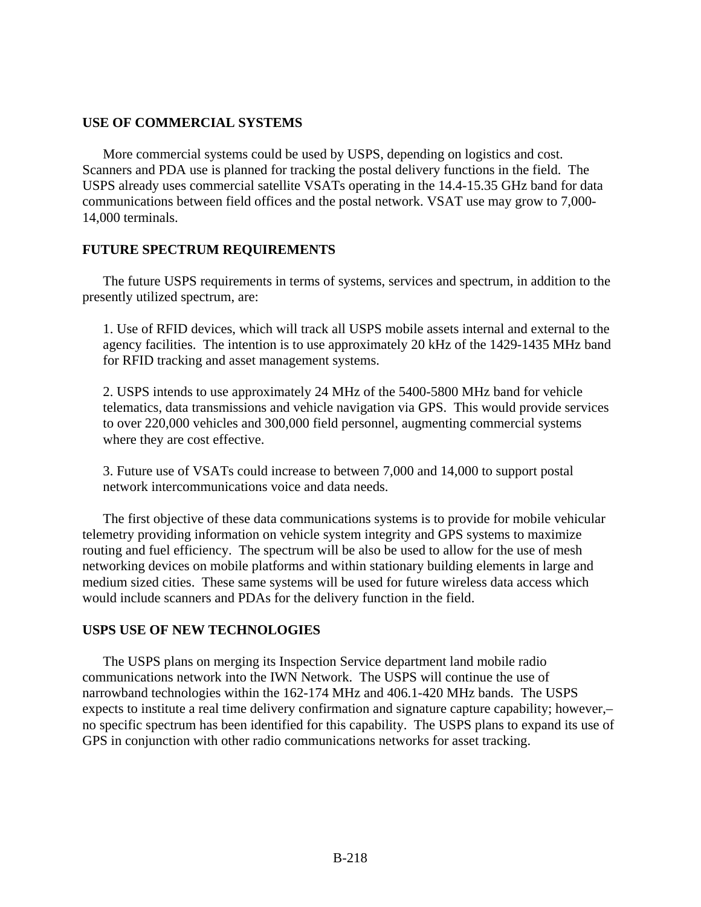**USE OF COMMERCIAL SYSTEMS**

More commercial systems could be used by USPS, depending on logistics and cost. Scanners and PDA use is planned for tracking the postal delivery functions in the field. The USPS already uses commercial satellite VSATs operating in the 14.4-15.35 GHz band for data communications between field offices and the postal network. VSAT use may grow to 7,000-14,000 terminals.

**FUTURE SPECTRUM REQUIREMENTS**

The future USPS requirements in terms of systems, services and spectrum, in addition to the presently utilized spectrum, are:

1. Use of RFID devices, which will track all USPS mobile assets internal and external to the agency facilities. The intention is to use approximately 20 kHz of the 1429-1435 MHz band for RFID tracking and asset management systems.

2. USPS intends to use approximately 24 MHz of the 5400-5800 MHz band for vehicle telematics, data transmissions and vehicle navigation via GPS. This would provide services to over 220,000 vehicles and 300,000 field personnel, augmenting commercial systems where they are cost effective.

3. Future use of VSATs could increase to between 7,000 and 14,000 to support postal network intercommunications voice and data needs.

The first objective of these data communications systems is to provide for mobile vehicular telemetry providing information on vehicle system integrity and GPS systems to maximize routing and fuel efficiency. The spectrum will be also be used to allow for the use of mesh networking devices on mobile platforms and within stationary building elements in large and medium sized cities. These same systems will be used for future wireless data access which would include scanners and PDAs for the delivery function in the field.

**USPS USE OF NEW TECHNOLOGIES**

The USPS plans on merging its Inspection Service department land mobile radio communications network into the IWN Network. The USPS will continue the use of narrowband technologies within the 162-174 MHz and 406.1-420 MHz bands. The USPS expects to institute a real time delivery confirmation and signature capture capability; however,– no specific spectrum has been identified for this capability. The USPS plans to expand its use of GPS in conjunction with other radio communications networks for asset tracking.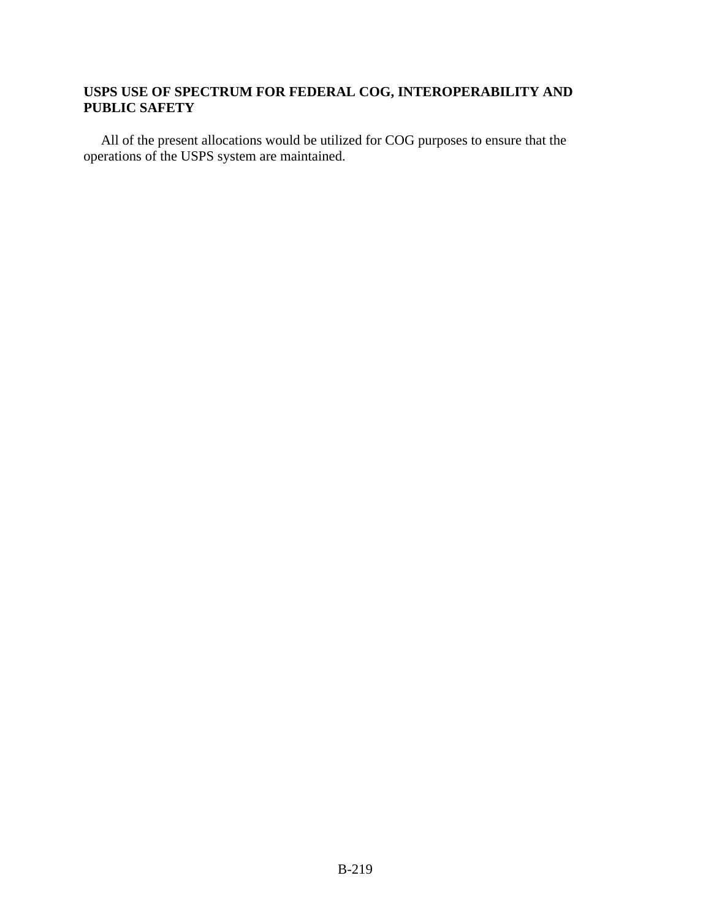**USPS USE OF SPECTRUM FOR FEDERAL COG, INTEROPERABILITY AND PUBLIC SAFETY**

All of the present allocations would be utilized for COG purposes to ensure that the operations of the USPS system are maintained.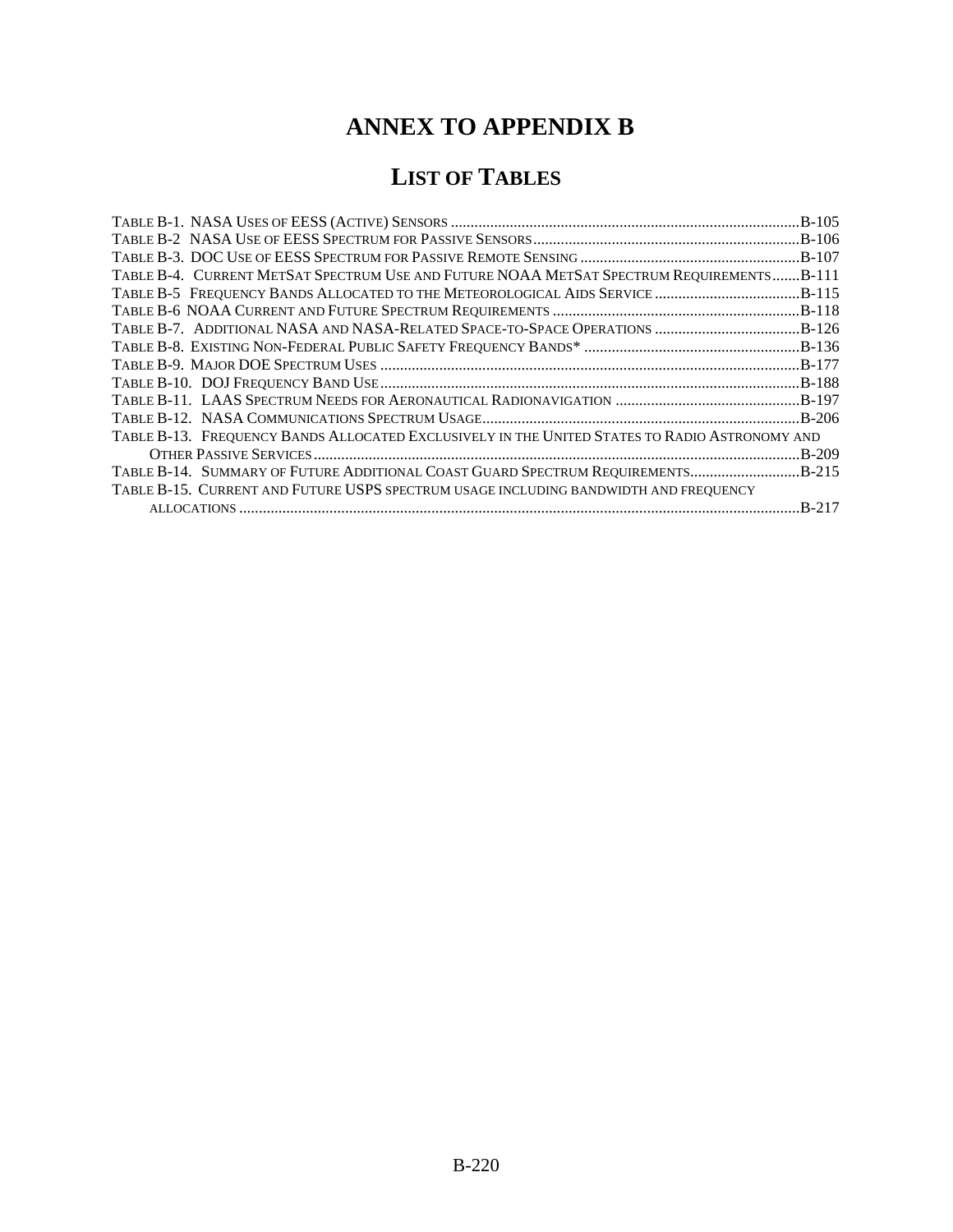# ANNEX TO APPENDIX B

## LIST OF TABLES

TABLE B-1. NASA USES OF EESS (ACTIVE) SENSORS ........................................................................................B-105
TABLE B-2 NASA USE OF EESS SPECTRUM FOR PASSIVE SENSORS ...................................................................B-106
TABLE B-3. DOC USE OF EESS SPECTRUM FOR PASSIVE REMOTE SENSING ........................................................B-107
TABLE B-4. CURRENT METSAT SPECTRUM USE AND FUTURE NOAA METSAT SPECTRUM REQUIREMENTS .......B-111
TABLE B-5 FREQUENCY BANDS ALLOCATED TO THE METEOROLOGICAL AIDS SERVICE .....................................B-115
TABLE B-6 NOAA CURRENT AND FUTURE SPECTRUM REQUIREMENTS ...............................................................B-118
TABLE B-7. ADDITIONAL NASA AND NASA-RELATED SPACE-TO-SPACE OPERATIONS .....................................B-126
TABLE B-8. EXISTING NON-FEDERAL PUBLIC SAFETY FREQUENCY BANDS* .......................................................B-136
TABLE B-9. MAJOR DOE SPECTRUM USES ..........................................................................................................B-177
TABLE B-10. DOJ FREQUENCY BAND USE ...........................................................................................................B-188
TABLE B-11. LAAS SPECTRUM NEEDS FOR AERONAUTICAL RADIONAVIGATION ...............................................B-197
TABLE B-12. NASA COMMUNICATIONS SPECTRUM USAGE .................................................................................B-206
TABLE B-13. FREQUENCY BANDS ALLOCATED EXCLUSIVELY IN THE UNITED STATES TO RADIO ASTRONOMY AND OTHER PASSIVE SERVICES ...........................................................................................................................B-209
TABLE B-14. SUMMARY OF FUTURE ADDITIONAL COAST GUARD SPECTRUM REQUIREMENTS ............................B-215
TABLE B-15. CURRENT AND FUTURE USPS SPECTRUM USAGE INCLUDING BANDWIDTH AND FREQUENCY ALLOCATIONS ..............................................................................................................................................B-217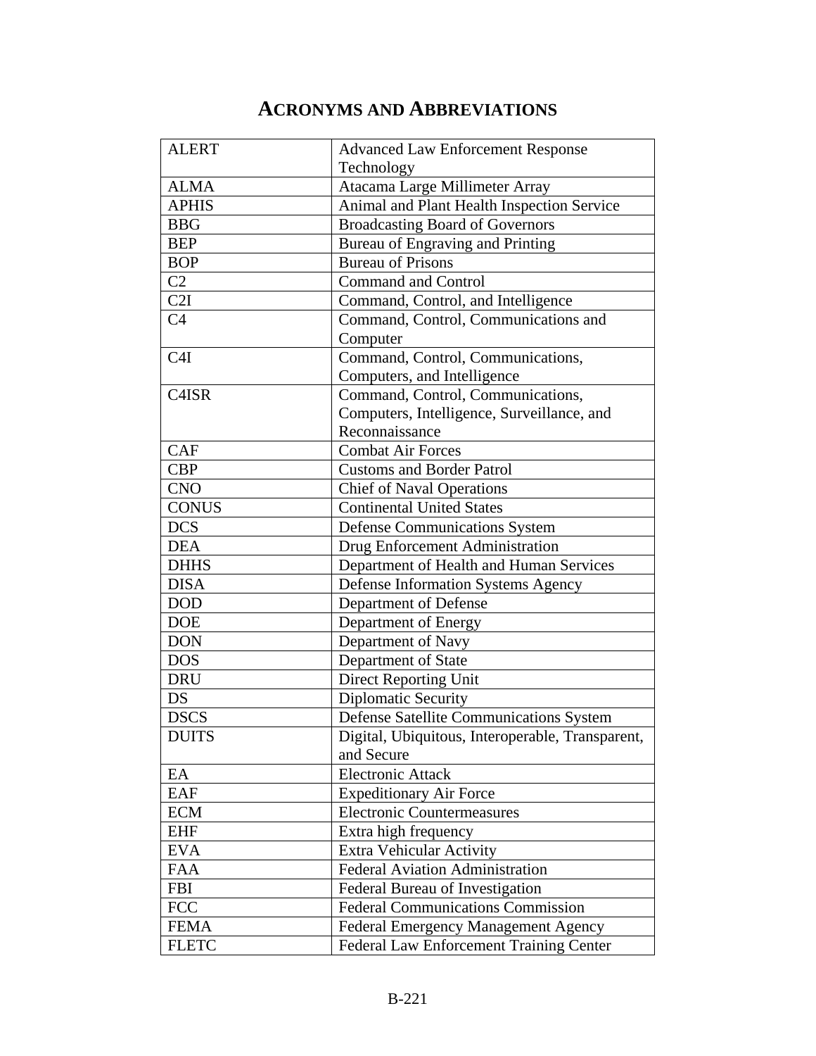# ACRONYMS AND ABBREVIATIONS

| | |
|---|---|
| ALERT | Advanced Law Enforcement Response Technology |
| ALMA | Atacama Large Millimeter Array |
| APHIS | Animal and Plant Health Inspection Service |
| BBG | Broadcasting Board of Governors |
| BEP | Bureau of Engraving and Printing |
| BOP | Bureau of Prisons |
| C2 | Command and Control |
| C2I | Command, Control, and Intelligence |
| C4 | Command, Control, Communications and Computer |
| C4I | Command, Control, Communications, Computers, and Intelligence |
| C4ISR | Command, Control, Communications, Computers, Intelligence, Surveillance, and Reconnaissance |
| CAF | Combat Air Forces |
| CBP | Customs and Border Patrol |
| CNO | Chief of Naval Operations |
| CONUS | Continental United States |
| DCS | Defense Communications System |
| DEA | Drug Enforcement Administration |
| DHHS | Department of Health and Human Services |
| DISA | Defense Information Systems Agency |
| DOD | Department of Defense |
| DOE | Department of Energy |
| DON | Department of Navy |
| DOS | Department of State |
| DRU | Direct Reporting Unit |
| DS | Diplomatic Security |
| DSCS | Defense Satellite Communications System |
| DUITS | Digital, Ubiquitous, Interoperable, Transparent, and Secure |
| EA | Electronic Attack |
| EAF | Expeditionary Air Force |
| ECM | Electronic Countermeasures |
| EHF | Extra high frequency |
| EVA | Extra Vehicular Activity |
| FAA | Federal Aviation Administration |
| FBI | Federal Bureau of Investigation |
| FCC | Federal Communications Commission |
| FEMA | Federal Emergency Management Agency |
| FLETC | Federal Law Enforcement Training Center |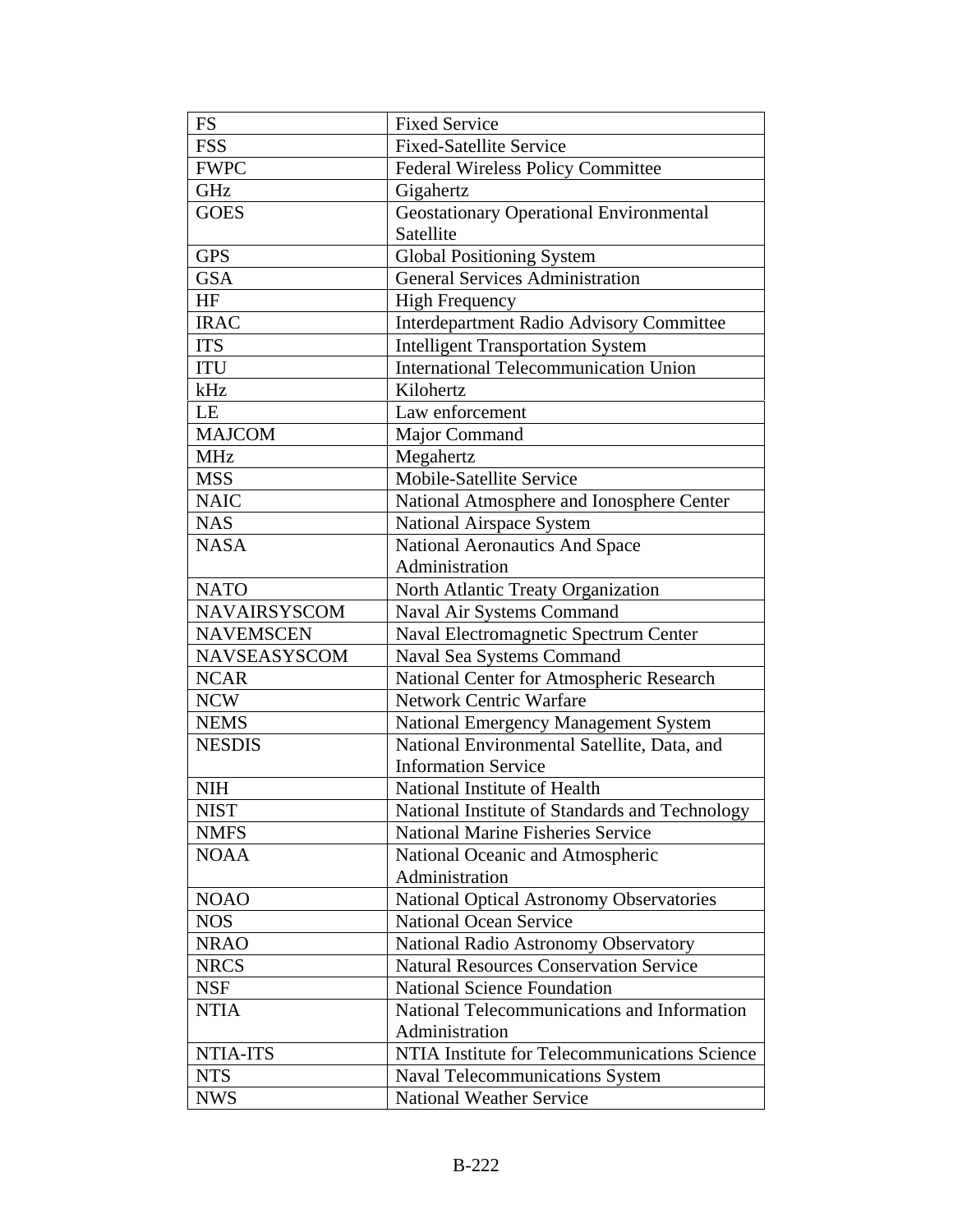| FS | Fixed Service |
| --- | --- |
| FSS | Fixed-Satellite Service |
| FWPC | Federal Wireless Policy Committee |
| GHz | Gigahertz |
| GOES | Geostationary Operational Environmental Satellite |
| GPS | Global Positioning System |
| GSA | General Services Administration |
| HF | High Frequency |
| IRAC | Interdepartment Radio Advisory Committee |
| ITS | Intelligent Transportation System |
| ITU | International Telecommunication Union |
| kHz | Kilohertz |
| LE | Law enforcement |
| MAJCOM | Major Command |
| MHz | Megahertz |
| MSS | Mobile-Satellite Service |
| NAIC | National Atmosphere and Ionosphere Center |
| NAS | National Airspace System |
| NASA | National Aeronautics And Space Administration |
| NATO | North Atlantic Treaty Organization |
| NAVAIRSYSCOM | Naval Air Systems Command |
| NAVEMSCEN | Naval Electromagnetic Spectrum Center |
| NAVSEASYSCOM | Naval Sea Systems Command |
| NCAR | National Center for Atmospheric Research |
| NCW | Network Centric Warfare |
| NEMS | National Emergency Management System |
| NESDIS | National Environmental Satellite, Data, and Information Service |
| NIH | National Institute of Health |
| NIST | National Institute of Standards and Technology |
| NMFS | National Marine Fisheries Service |
| NOAA | National Oceanic and Atmospheric Administration |
| NOAO | National Optical Astronomy Observatories |
| NOS | National Ocean Service |
| NRAO | National Radio Astronomy Observatory |
| NRCS | Natural Resources Conservation Service |
| NSF | National Science Foundation |
| NTIA | National Telecommunications and Information Administration |
| NTIA-ITS | NTIA Institute for Telecommunications Science |
| NTS | Naval Telecommunications System |
| NWS | National Weather Service |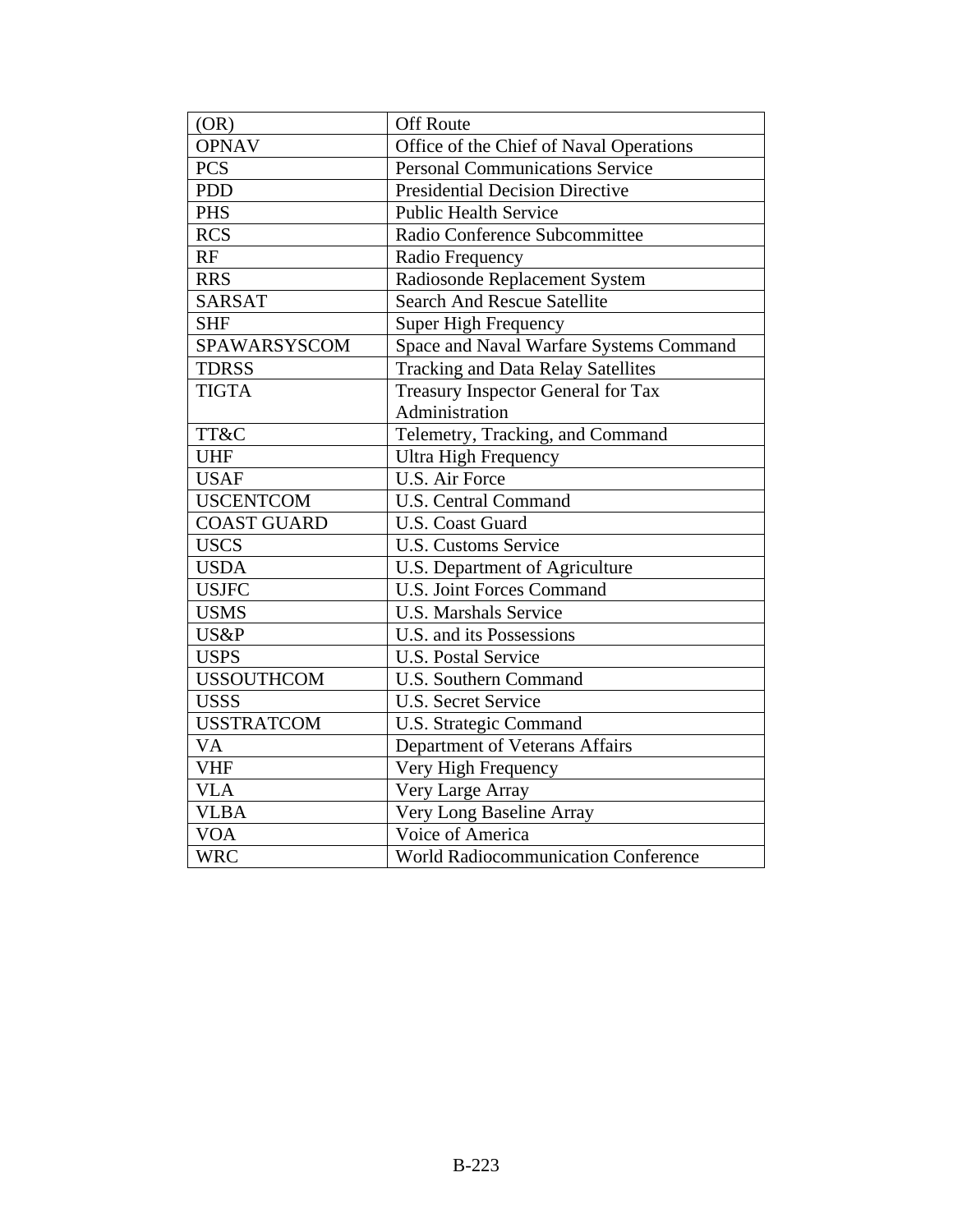| | |
|---|---|
| (OR) | Off Route |
| OPNAV | Office of the Chief of Naval Operations |
| PCS | Personal Communications Service |
| PDD | Presidential Decision Directive |
| PHS | Public Health Service |
| RCS | Radio Conference Subcommittee |
| RF | Radio Frequency |
| RRS | Radiosonde Replacement System |
| SARSAT | Search And Rescue Satellite |
| SHF | Super High Frequency |
| SPAWARSYSCOM | Space and Naval Warfare Systems Command |
| TDRSS | Tracking and Data Relay Satellites |
| TIGTA | Treasury Inspector General for Tax Administration |
| TT&C | Telemetry, Tracking, and Command |
| UHF | Ultra High Frequency |
| USAF | U.S. Air Force |
| USCENTCOM | U.S. Central Command |
| COAST GUARD | U.S. Coast Guard |
| USCS | U.S. Customs Service |
| USDA | U.S. Department of Agriculture |
| USJFC | U.S. Joint Forces Command |
| USMS | U.S. Marshals Service |
| US&P | U.S. and its Possessions |
| USPS | U.S. Postal Service |
| USSOUTHCOM | U.S. Southern Command |
| USSS | U.S. Secret Service |
| USSTRATCOM | U.S. Strategic Command |
| VA | Department of Veterans Affairs |
| VHF | Very High Frequency |
| VLA | Very Large Array |
| VLBA | Very Long Baseline Array |
| VOA | Voice of America |
| WRC | World Radiocommunication Conference |